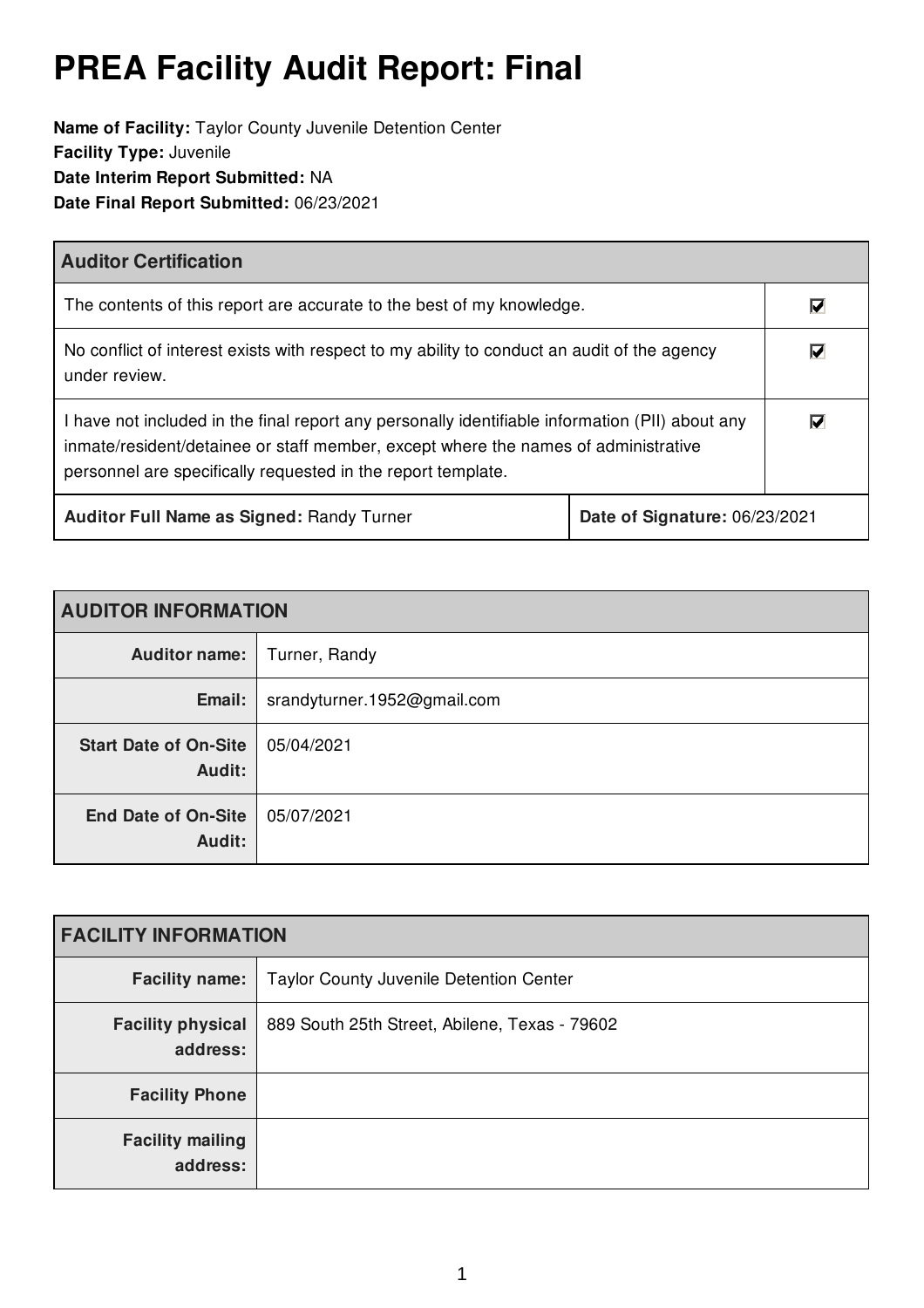# PREA Facility Audit Report: Final

**Name of Facility:** Taylor County Juvenile Detention Center
**Facility Type:** Juvenile
**Date Interim Report Submitted:** NA
**Date Final Report Submitted:** 06/23/2021

| Auditor Certification | |
|---|---|
| The contents of this report are accurate to the best of my knowledge. | ☑ |
| No conflict of interest exists with respect to my ability to conduct an audit of the agency under review. | ☑ |
| I have not included in the final report any personally identifiable information (PII) about any inmate/resident/detainee or staff member, except where the names of administrative personnel are specifically requested in the report template. | ☑ |
| **Auditor Full Name as Signed:** Randy Turner | **Date of Signature:** 06/23/2021 |

| AUDITOR INFORMATION | |
|---|---|
| **Auditor name:** | Turner, Randy |
| **Email:** | srandyturner.1952@gmail.com |
| **Start Date of On-Site Audit:** | 05/04/2021 |
| **End Date of On-Site Audit:** | 05/07/2021 |

| FACILITY INFORMATION | |
|---|---|
| **Facility name:** | Taylor County Juvenile Detention Center |
| **Facility physical address:** | 889 South 25th Street, Abilene, Texas - 79602 |
| **Facility Phone** | |
| **Facility mailing address:** | |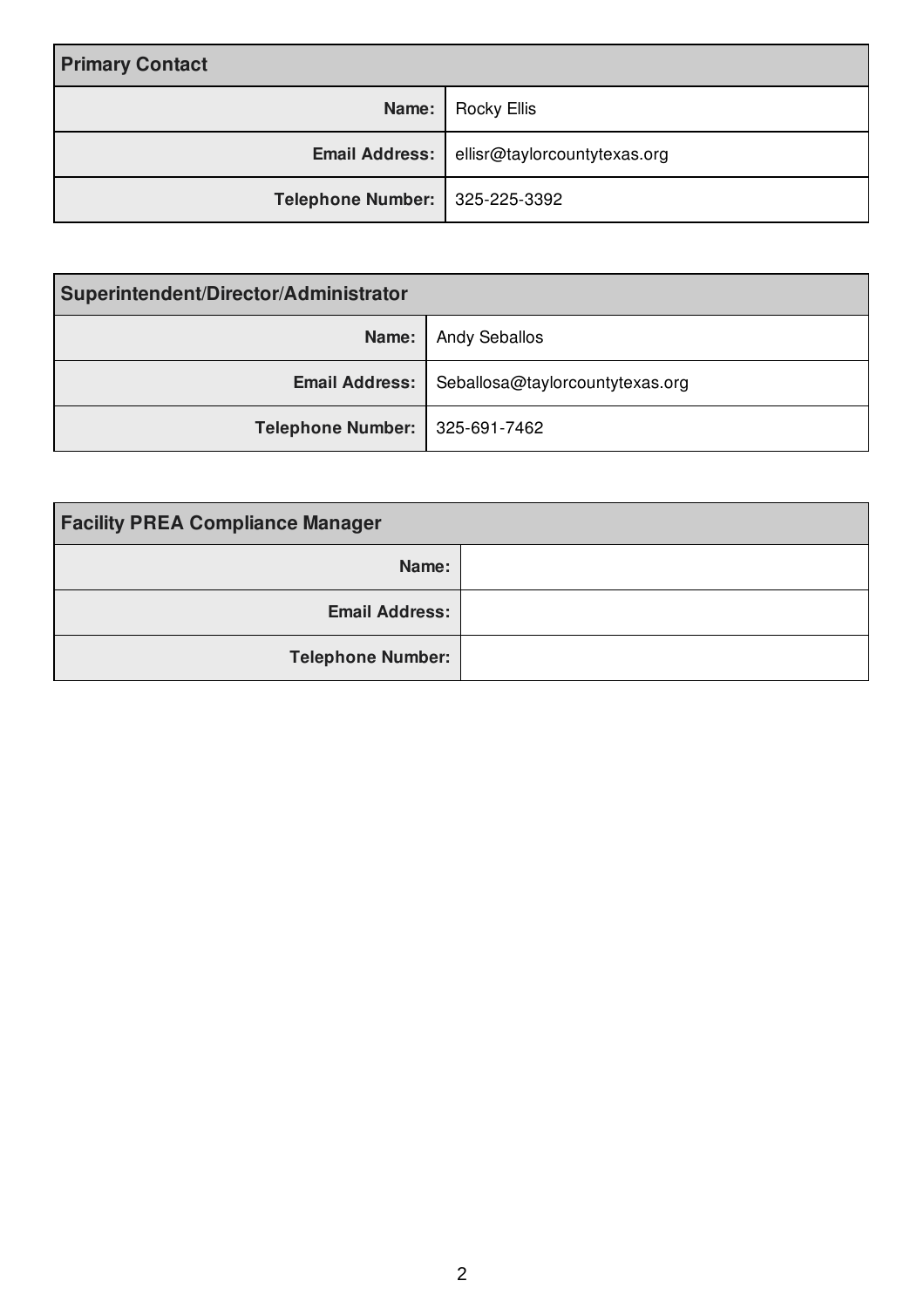| Primary Contact | |
| --- | --- |
| **Name:** | Rocky Ellis |
| **Email Address:** | ellisr@taylorcountytexas.org |
| **Telephone Number:** | 325-225-3392 |

| Superintendent/Director/Administrator | |
| --- | --- |
| **Name:** | Andy Seballos |
| **Email Address:** | Seballosa@taylorcountytexas.org |
| **Telephone Number:** | 325-691-7462 |

| Facility PREA Compliance Manager | |
| --- | --- |
| **Name:** | |
| **Email Address:** | |
| **Telephone Number:** | |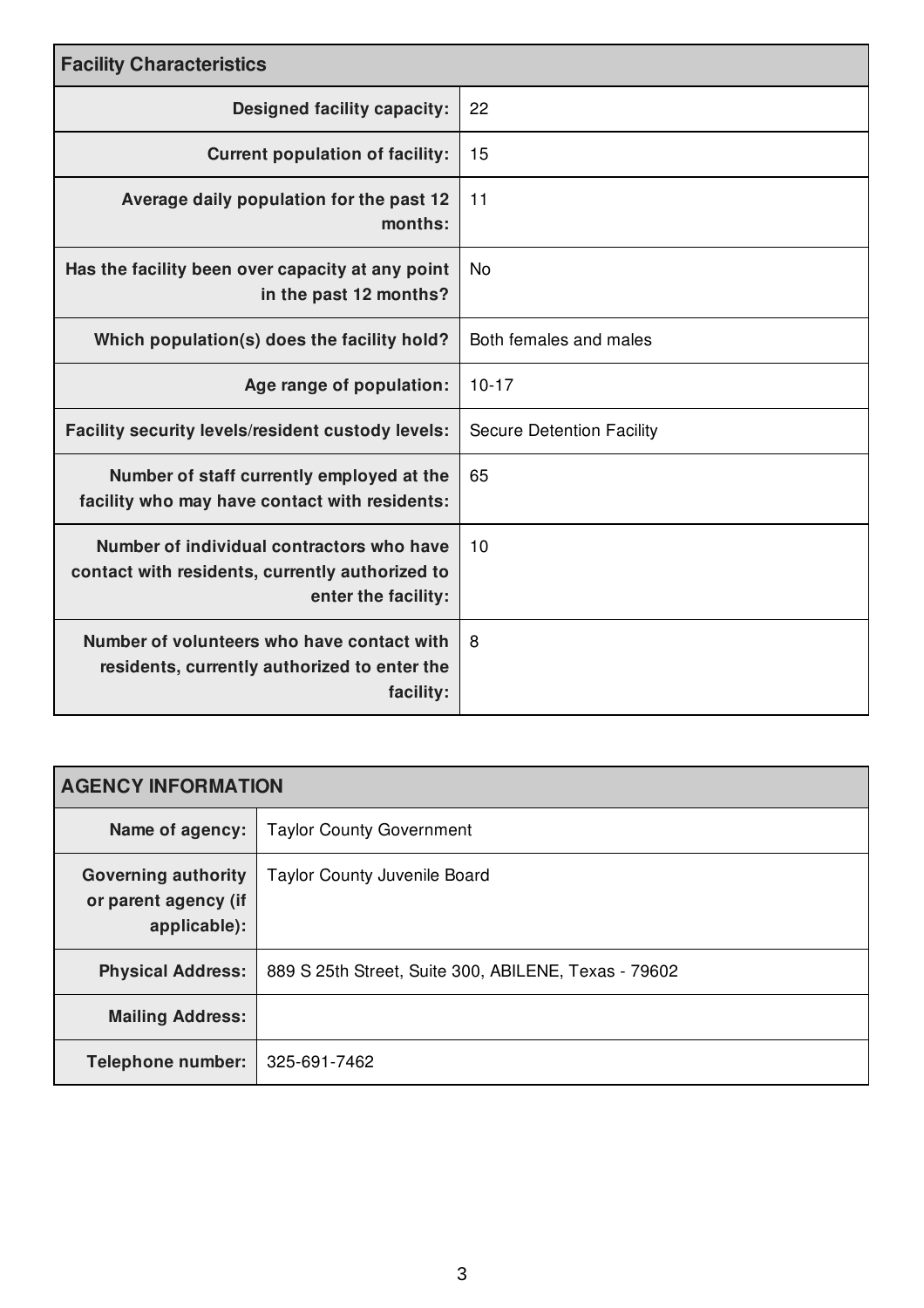| Facility Characteristics | |
| --- | --- |
| **Designed facility capacity:** | 22 |
| **Current population of facility:** | 15 |
| **Average daily population for the past 12 months:** | 11 |
| **Has the facility been over capacity at any point in the past 12 months?** | No |
| **Which population(s) does the facility hold?** | Both females and males |
| **Age range of population:** | 10-17 |
| **Facility security levels/resident custody levels:** | Secure Detention Facility |
| **Number of staff currently employed at the facility who may have contact with residents:** | 65 |
| **Number of individual contractors who have contact with residents, currently authorized to enter the facility:** | 10 |
| **Number of volunteers who have contact with residents, currently authorized to enter the facility:** | 8 |

| AGENCY INFORMATION | |
| --- | --- |
| **Name of agency:** | Taylor County Government |
| **Governing authority or parent agency (if applicable):** | Taylor County Juvenile Board |
| **Physical Address:** | 889 S 25th Street, Suite 300, ABILENE, Texas - 79602 |
| **Mailing Address:** | |
| **Telephone number:** | 325-691-7462 |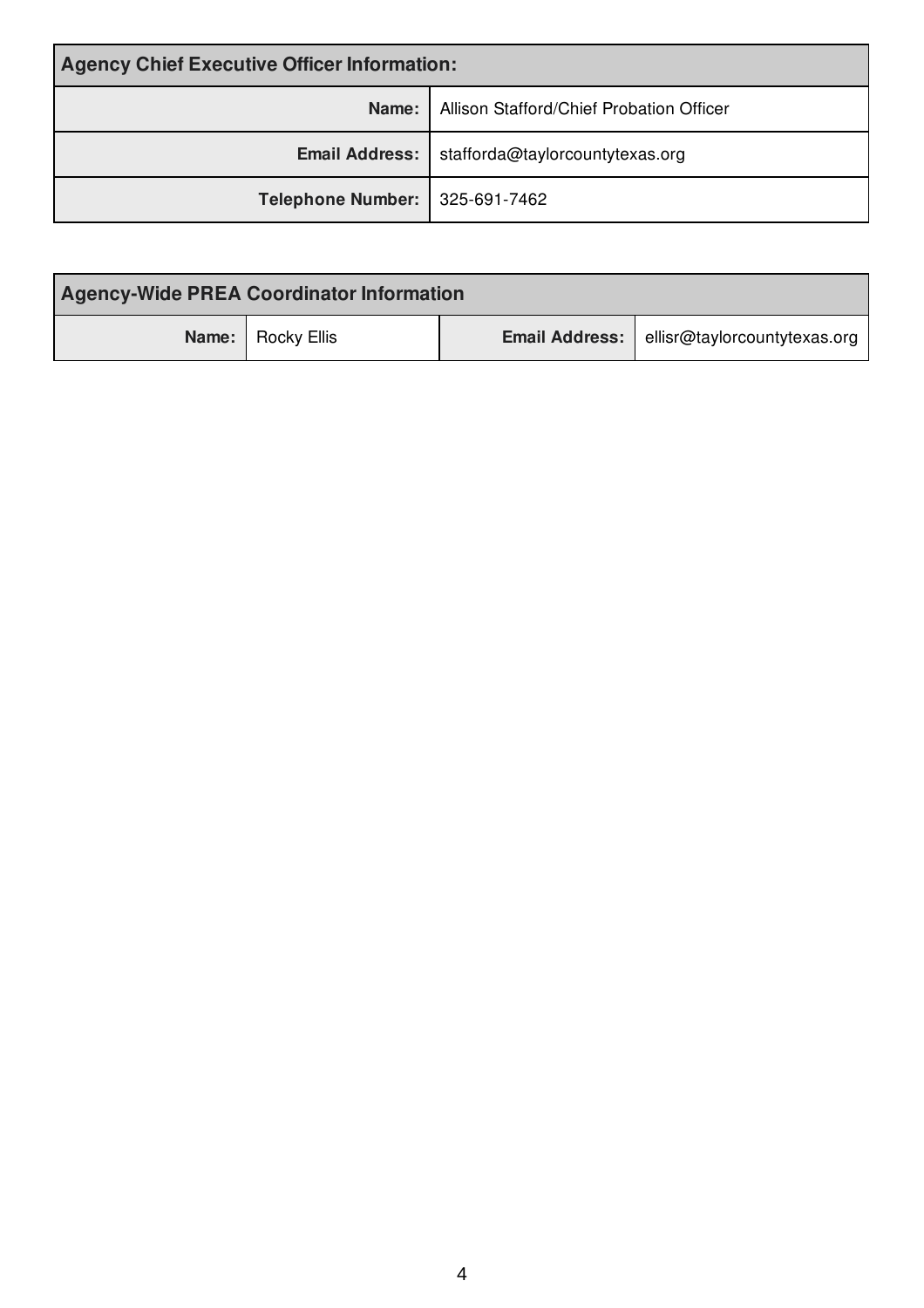| Agency Chief Executive Officer Information: | |
|---|---|
| **Name:** | Allison Stafford/Chief Probation Officer |
| **Email Address:** | stafforda@taylorcountytexas.org |
| **Telephone Number:** | 325-691-7462 |

| Agency-Wide PREA Coordinator Information | | | |
|---|---|---|---|
| **Name:** | Rocky Ellis | **Email Address:** | ellisr@taylorcountytexas.org |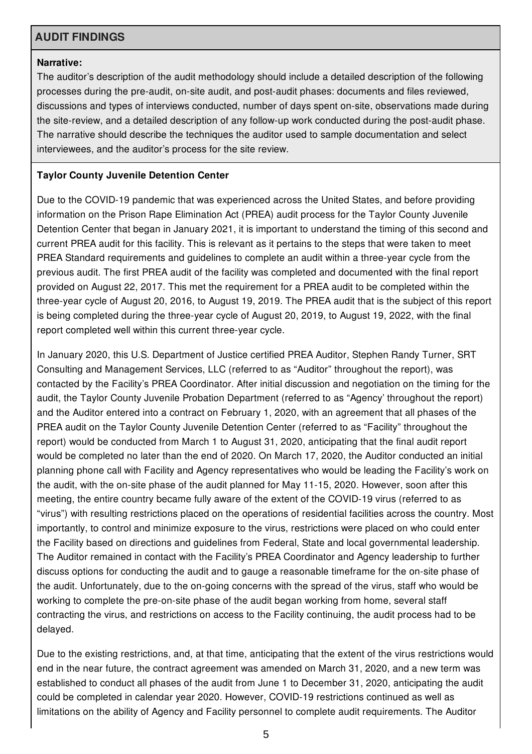## AUDIT FINDINGS

**Narrative:**

The auditor's description of the audit methodology should include a detailed description of the following processes during the pre-audit, on-site audit, and post-audit phases: documents and files reviewed, discussions and types of interviews conducted, number of days spent on-site, observations made during the site-review, and a detailed description of any follow-up work conducted during the post-audit phase. The narrative should describe the techniques the auditor used to sample documentation and select interviewees, and the auditor's process for the site review.

**Taylor County Juvenile Detention Center**

Due to the COVID-19 pandemic that was experienced across the United States, and before providing information on the Prison Rape Elimination Act (PREA) audit process for the Taylor County Juvenile Detention Center that began in January 2021, it is important to understand the timing of this second and current PREA audit for this facility. This is relevant as it pertains to the steps that were taken to meet PREA Standard requirements and guidelines to complete an audit within a three-year cycle from the previous audit. The first PREA audit of the facility was completed and documented with the final report provided on August 22, 2017. This met the requirement for a PREA audit to be completed within the three-year cycle of August 20, 2016, to August 19, 2019. The PREA audit that is the subject of this report is being completed during the three-year cycle of August 20, 2019, to August 19, 2022, with the final report completed well within this current three-year cycle.

In January 2020, this U.S. Department of Justice certified PREA Auditor, Stephen Randy Turner, SRT Consulting and Management Services, LLC (referred to as "Auditor" throughout the report), was contacted by the Facility's PREA Coordinator. After initial discussion and negotiation on the timing for the audit, the Taylor County Juvenile Probation Department (referred to as "Agency' throughout the report) and the Auditor entered into a contract on February 1, 2020, with an agreement that all phases of the PREA audit on the Taylor County Juvenile Detention Center (referred to as "Facility" throughout the report) would be conducted from March 1 to August 31, 2020, anticipating that the final audit report would be completed no later than the end of 2020. On March 17, 2020, the Auditor conducted an initial planning phone call with Facility and Agency representatives who would be leading the Facility's work on the audit, with the on-site phase of the audit planned for May 11-15, 2020. However, soon after this meeting, the entire country became fully aware of the extent of the COVID-19 virus (referred to as "virus") with resulting restrictions placed on the operations of residential facilities across the country. Most importantly, to control and minimize exposure to the virus, restrictions were placed on who could enter the Facility based on directions and guidelines from Federal, State and local governmental leadership. The Auditor remained in contact with the Facility's PREA Coordinator and Agency leadership to further discuss options for conducting the audit and to gauge a reasonable timeframe for the on-site phase of the audit. Unfortunately, due to the on-going concerns with the spread of the virus, staff who would be working to complete the pre-on-site phase of the audit began working from home, several staff contracting the virus, and restrictions on access to the Facility continuing, the audit process had to be delayed.

Due to the existing restrictions, and, at that time, anticipating that the extent of the virus restrictions would end in the near future, the contract agreement was amended on March 31, 2020, and a new term was established to conduct all phases of the audit from June 1 to December 31, 2020, anticipating the audit could be completed in calendar year 2020. However, COVID-19 restrictions continued as well as limitations on the ability of Agency and Facility personnel to complete audit requirements. The Auditor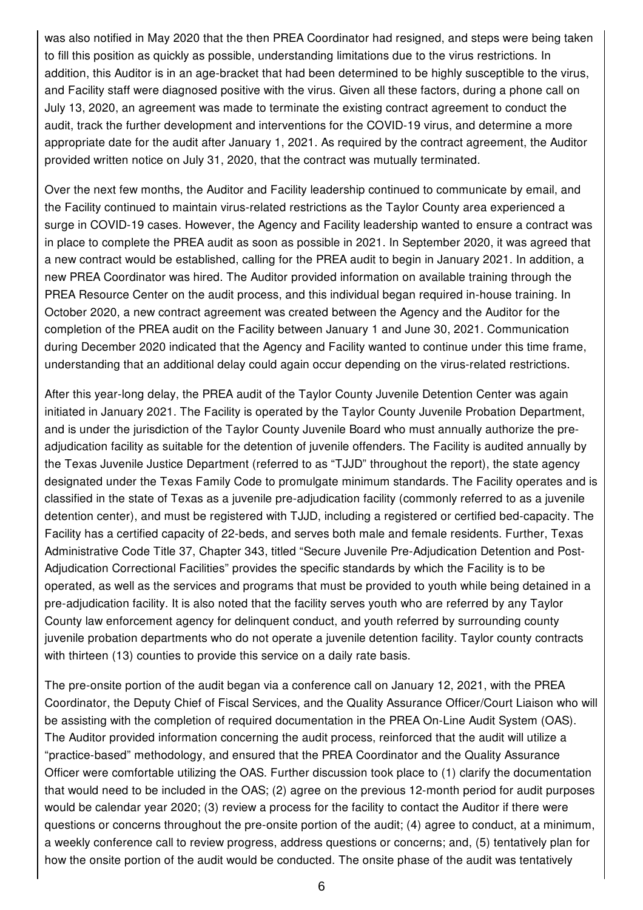was also notified in May 2020 that the then PREA Coordinator had resigned, and steps were being taken to fill this position as quickly as possible, understanding limitations due to the virus restrictions. In addition, this Auditor is in an age-bracket that had been determined to be highly susceptible to the virus, and Facility staff were diagnosed positive with the virus. Given all these factors, during a phone call on July 13, 2020, an agreement was made to terminate the existing contract agreement to conduct the audit, track the further development and interventions for the COVID-19 virus, and determine a more appropriate date for the audit after January 1, 2021. As required by the contract agreement, the Auditor provided written notice on July 31, 2020, that the contract was mutually terminated.

Over the next few months, the Auditor and Facility leadership continued to communicate by email, and the Facility continued to maintain virus-related restrictions as the Taylor County area experienced a surge in COVID-19 cases. However, the Agency and Facility leadership wanted to ensure a contract was in place to complete the PREA audit as soon as possible in 2021. In September 2020, it was agreed that a new contract would be established, calling for the PREA audit to begin in January 2021. In addition, a new PREA Coordinator was hired. The Auditor provided information on available training through the PREA Resource Center on the audit process, and this individual began required in-house training. In October 2020, a new contract agreement was created between the Agency and the Auditor for the completion of the PREA audit on the Facility between January 1 and June 30, 2021. Communication during December 2020 indicated that the Agency and Facility wanted to continue under this time frame, understanding that an additional delay could again occur depending on the virus-related restrictions.

After this year-long delay, the PREA audit of the Taylor County Juvenile Detention Center was again initiated in January 2021. The Facility is operated by the Taylor County Juvenile Probation Department, and is under the jurisdiction of the Taylor County Juvenile Board who must annually authorize the pre-adjudication facility as suitable for the detention of juvenile offenders. The Facility is audited annually by the Texas Juvenile Justice Department (referred to as "TJJD" throughout the report), the state agency designated under the Texas Family Code to promulgate minimum standards. The Facility operates and is classified in the state of Texas as a juvenile pre-adjudication facility (commonly referred to as a juvenile detention center), and must be registered with TJJD, including a registered or certified bed-capacity. The Facility has a certified capacity of 22-beds, and serves both male and female residents. Further, Texas Administrative Code Title 37, Chapter 343, titled "Secure Juvenile Pre-Adjudication Detention and Post-Adjudication Correctional Facilities" provides the specific standards by which the Facility is to be operated, as well as the services and programs that must be provided to youth while being detained in a pre-adjudication facility. It is also noted that the facility serves youth who are referred by any Taylor County law enforcement agency for delinquent conduct, and youth referred by surrounding county juvenile probation departments who do not operate a juvenile detention facility. Taylor county contracts with thirteen (13) counties to provide this service on a daily rate basis.

The pre-onsite portion of the audit began via a conference call on January 12, 2021, with the PREA Coordinator, the Deputy Chief of Fiscal Services, and the Quality Assurance Officer/Court Liaison who will be assisting with the completion of required documentation in the PREA On-Line Audit System (OAS). The Auditor provided information concerning the audit process, reinforced that the audit will utilize a "practice-based" methodology, and ensured that the PREA Coordinator and the Quality Assurance Officer were comfortable utilizing the OAS. Further discussion took place to (1) clarify the documentation that would need to be included in the OAS; (2) agree on the previous 12-month period for audit purposes would be calendar year 2020; (3) review a process for the facility to contact the Auditor if there were questions or concerns throughout the pre-onsite portion of the audit; (4) agree to conduct, at a minimum, a weekly conference call to review progress, address questions or concerns; and, (5) tentatively plan for how the onsite portion of the audit would be conducted. The onsite phase of the audit was tentatively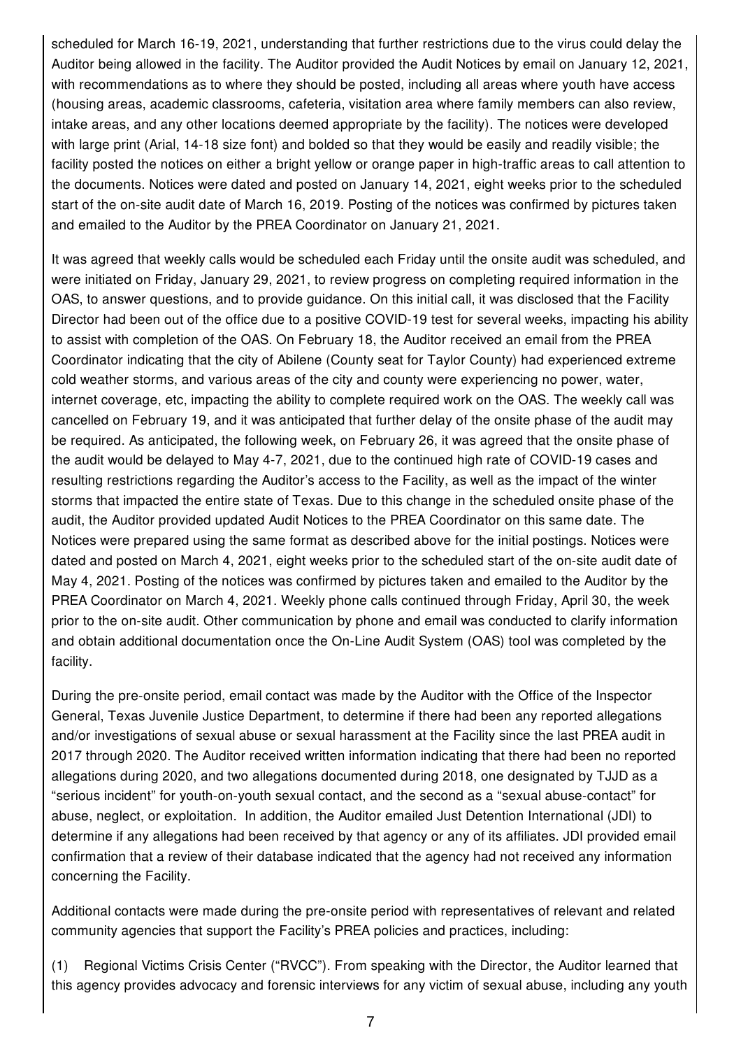scheduled for March 16-19, 2021, understanding that further restrictions due to the virus could delay the Auditor being allowed in the facility. The Auditor provided the Audit Notices by email on January 12, 2021, with recommendations as to where they should be posted, including all areas where youth have access (housing areas, academic classrooms, cafeteria, visitation area where family members can also review, intake areas, and any other locations deemed appropriate by the facility). The notices were developed with large print (Arial, 14-18 size font) and bolded so that they would be easily and readily visible; the facility posted the notices on either a bright yellow or orange paper in high-traffic areas to call attention to the documents. Notices were dated and posted on January 14, 2021, eight weeks prior to the scheduled start of the on-site audit date of March 16, 2019. Posting of the notices was confirmed by pictures taken and emailed to the Auditor by the PREA Coordinator on January 21, 2021.

It was agreed that weekly calls would be scheduled each Friday until the onsite audit was scheduled, and were initiated on Friday, January 29, 2021, to review progress on completing required information in the OAS, to answer questions, and to provide guidance. On this initial call, it was disclosed that the Facility Director had been out of the office due to a positive COVID-19 test for several weeks, impacting his ability to assist with completion of the OAS. On February 18, the Auditor received an email from the PREA Coordinator indicating that the city of Abilene (County seat for Taylor County) had experienced extreme cold weather storms, and various areas of the city and county were experiencing no power, water, internet coverage, etc, impacting the ability to complete required work on the OAS. The weekly call was cancelled on February 19, and it was anticipated that further delay of the onsite phase of the audit may be required. As anticipated, the following week, on February 26, it was agreed that the onsite phase of the audit would be delayed to May 4-7, 2021, due to the continued high rate of COVID-19 cases and resulting restrictions regarding the Auditor's access to the Facility, as well as the impact of the winter storms that impacted the entire state of Texas. Due to this change in the scheduled onsite phase of the audit, the Auditor provided updated Audit Notices to the PREA Coordinator on this same date. The Notices were prepared using the same format as described above for the initial postings. Notices were dated and posted on March 4, 2021, eight weeks prior to the scheduled start of the on-site audit date of May 4, 2021. Posting of the notices was confirmed by pictures taken and emailed to the Auditor by the PREA Coordinator on March 4, 2021. Weekly phone calls continued through Friday, April 30, the week prior to the on-site audit. Other communication by phone and email was conducted to clarify information and obtain additional documentation once the On-Line Audit System (OAS) tool was completed by the facility.

During the pre-onsite period, email contact was made by the Auditor with the Office of the Inspector General, Texas Juvenile Justice Department, to determine if there had been any reported allegations and/or investigations of sexual abuse or sexual harassment at the Facility since the last PREA audit in 2017 through 2020. The Auditor received written information indicating that there had been no reported allegations during 2020, and two allegations documented during 2018, one designated by TJJD as a "serious incident" for youth-on-youth sexual contact, and the second as a "sexual abuse-contact" for abuse, neglect, or exploitation. In addition, the Auditor emailed Just Detention International (JDI) to determine if any allegations had been received by that agency or any of its affiliates. JDI provided email confirmation that a review of their database indicated that the agency had not received any information concerning the Facility.

Additional contacts were made during the pre-onsite period with representatives of relevant and related community agencies that support the Facility's PREA policies and practices, including:

(1) Regional Victims Crisis Center ("RVCC"). From speaking with the Director, the Auditor learned that this agency provides advocacy and forensic interviews for any victim of sexual abuse, including any youth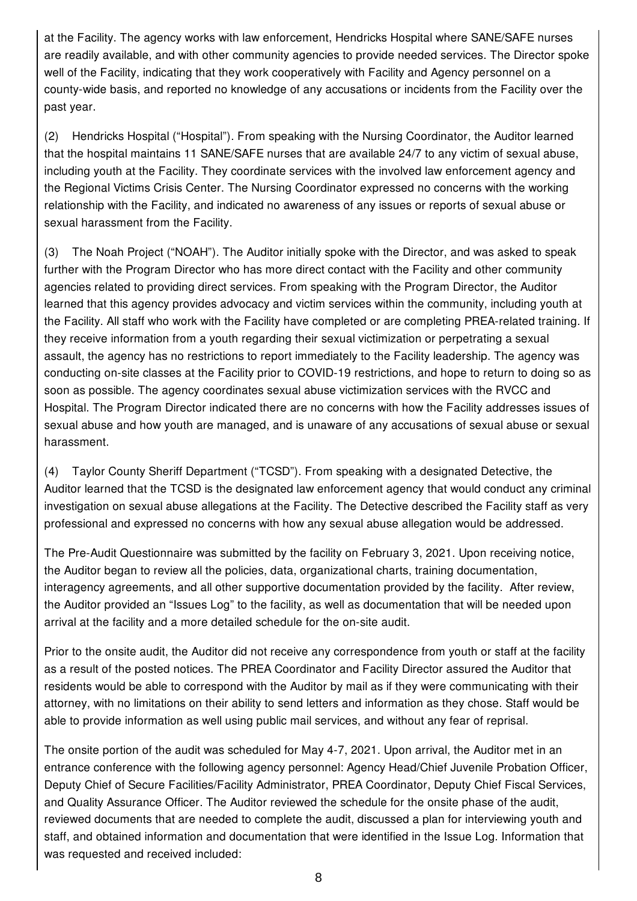at the Facility. The agency works with law enforcement, Hendricks Hospital where SANE/SAFE nurses are readily available, and with other community agencies to provide needed services. The Director spoke well of the Facility, indicating that they work cooperatively with Facility and Agency personnel on a county-wide basis, and reported no knowledge of any accusations or incidents from the Facility over the past year.

(2) Hendricks Hospital ("Hospital"). From speaking with the Nursing Coordinator, the Auditor learned that the hospital maintains 11 SANE/SAFE nurses that are available 24/7 to any victim of sexual abuse, including youth at the Facility. They coordinate services with the involved law enforcement agency and the Regional Victims Crisis Center. The Nursing Coordinator expressed no concerns with the working relationship with the Facility, and indicated no awareness of any issues or reports of sexual abuse or sexual harassment from the Facility.

(3) The Noah Project ("NOAH"). The Auditor initially spoke with the Director, and was asked to speak further with the Program Director who has more direct contact with the Facility and other community agencies related to providing direct services. From speaking with the Program Director, the Auditor learned that this agency provides advocacy and victim services within the community, including youth at the Facility. All staff who work with the Facility have completed or are completing PREA-related training. If they receive information from a youth regarding their sexual victimization or perpetrating a sexual assault, the agency has no restrictions to report immediately to the Facility leadership. The agency was conducting on-site classes at the Facility prior to COVID-19 restrictions, and hope to return to doing so as soon as possible. The agency coordinates sexual abuse victimization services with the RVCC and Hospital. The Program Director indicated there are no concerns with how the Facility addresses issues of sexual abuse and how youth are managed, and is unaware of any accusations of sexual abuse or sexual harassment.

(4) Taylor County Sheriff Department ("TCSD"). From speaking with a designated Detective, the Auditor learned that the TCSD is the designated law enforcement agency that would conduct any criminal investigation on sexual abuse allegations at the Facility. The Detective described the Facility staff as very professional and expressed no concerns with how any sexual abuse allegation would be addressed.

The Pre-Audit Questionnaire was submitted by the facility on February 3, 2021. Upon receiving notice, the Auditor began to review all the policies, data, organizational charts, training documentation, interagency agreements, and all other supportive documentation provided by the facility. After review, the Auditor provided an "Issues Log" to the facility, as well as documentation that will be needed upon arrival at the facility and a more detailed schedule for the on-site audit.

Prior to the onsite audit, the Auditor did not receive any correspondence from youth or staff at the facility as a result of the posted notices. The PREA Coordinator and Facility Director assured the Auditor that residents would be able to correspond with the Auditor by mail as if they were communicating with their attorney, with no limitations on their ability to send letters and information as they chose. Staff would be able to provide information as well using public mail services, and without any fear of reprisal.

The onsite portion of the audit was scheduled for May 4-7, 2021. Upon arrival, the Auditor met in an entrance conference with the following agency personnel: Agency Head/Chief Juvenile Probation Officer, Deputy Chief of Secure Facilities/Facility Administrator, PREA Coordinator, Deputy Chief Fiscal Services, and Quality Assurance Officer. The Auditor reviewed the schedule for the onsite phase of the audit, reviewed documents that are needed to complete the audit, discussed a plan for interviewing youth and staff, and obtained information and documentation that were identified in the Issue Log. Information that was requested and received included: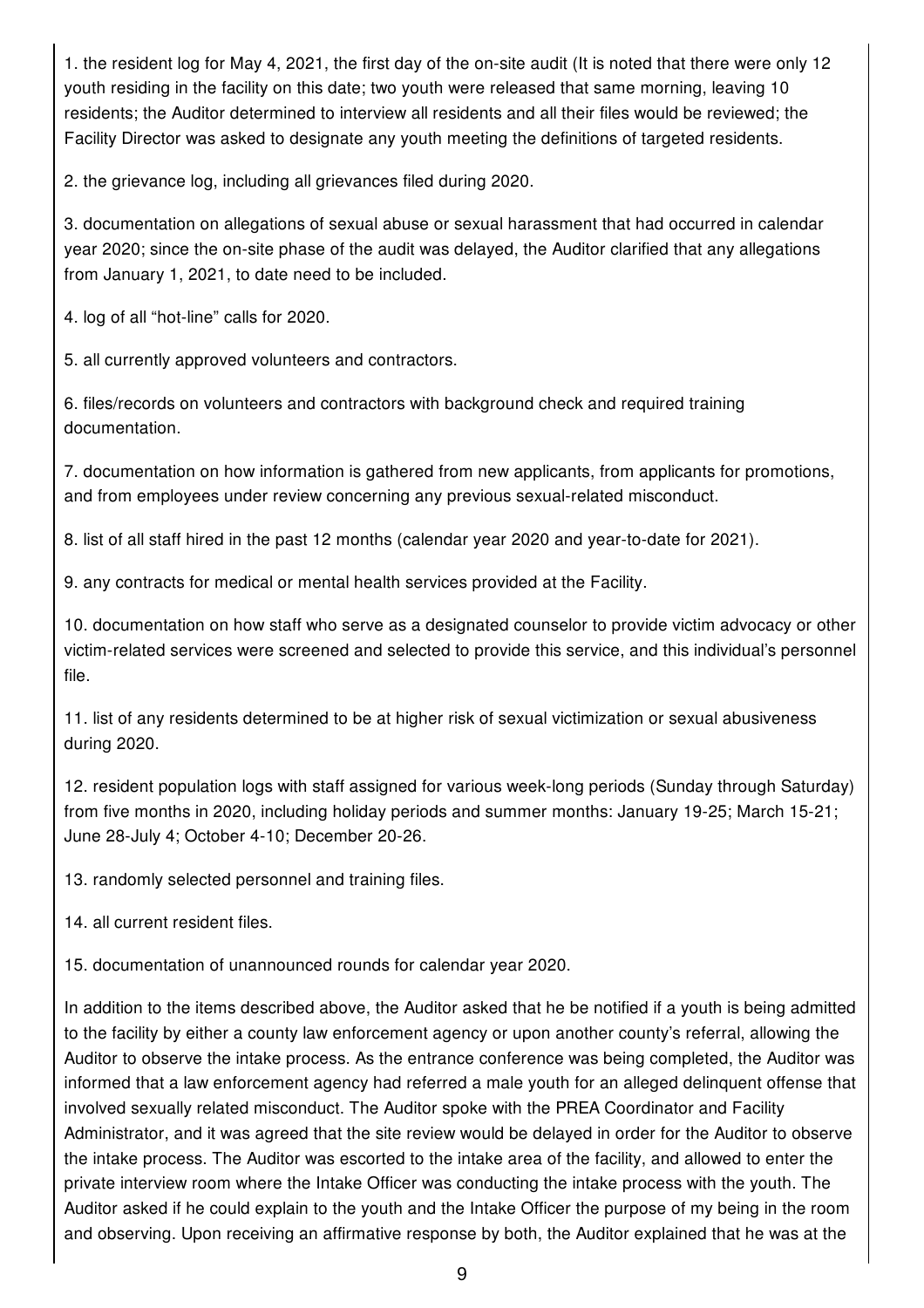1. the resident log for May 4, 2021, the first day of the on-site audit (It is noted that there were only 12 youth residing in the facility on this date; two youth were released that same morning, leaving 10 residents; the Auditor determined to interview all residents and all their files would be reviewed; the Facility Director was asked to designate any youth meeting the definitions of targeted residents.

2. the grievance log, including all grievances filed during 2020.

3. documentation on allegations of sexual abuse or sexual harassment that had occurred in calendar year 2020; since the on-site phase of the audit was delayed, the Auditor clarified that any allegations from January 1, 2021, to date need to be included.

4. log of all "hot-line" calls for 2020.

5. all currently approved volunteers and contractors.

6. files/records on volunteers and contractors with background check and required training documentation.

7. documentation on how information is gathered from new applicants, from applicants for promotions, and from employees under review concerning any previous sexual-related misconduct.

8. list of all staff hired in the past 12 months (calendar year 2020 and year-to-date for 2021).

9. any contracts for medical or mental health services provided at the Facility.

10. documentation on how staff who serve as a designated counselor to provide victim advocacy or other victim-related services were screened and selected to provide this service, and this individual's personnel file.

11. list of any residents determined to be at higher risk of sexual victimization or sexual abusiveness during 2020.

12. resident population logs with staff assigned for various week-long periods (Sunday through Saturday) from five months in 2020, including holiday periods and summer months: January 19-25; March 15-21; June 28-July 4; October 4-10; December 20-26.

13. randomly selected personnel and training files.

14. all current resident files.

15. documentation of unannounced rounds for calendar year 2020.

In addition to the items described above, the Auditor asked that he be notified if a youth is being admitted to the facility by either a county law enforcement agency or upon another county's referral, allowing the Auditor to observe the intake process. As the entrance conference was being completed, the Auditor was informed that a law enforcement agency had referred a male youth for an alleged delinquent offense that involved sexually related misconduct. The Auditor spoke with the PREA Coordinator and Facility Administrator, and it was agreed that the site review would be delayed in order for the Auditor to observe the intake process. The Auditor was escorted to the intake area of the facility, and allowed to enter the private interview room where the Intake Officer was conducting the intake process with the youth. The Auditor asked if he could explain to the youth and the Intake Officer the purpose of my being in the room and observing. Upon receiving an affirmative response by both, the Auditor explained that he was at the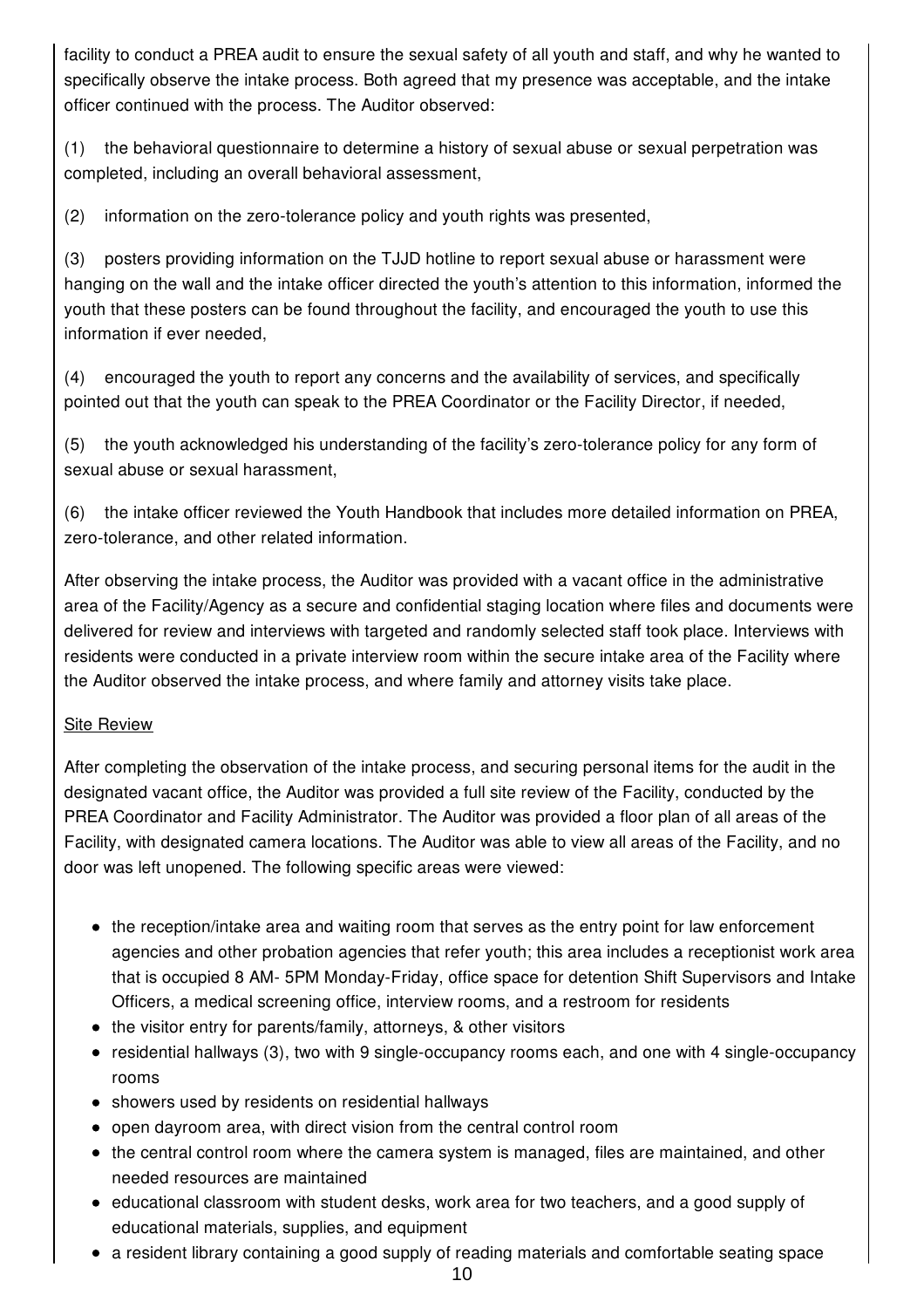facility to conduct a PREA audit to ensure the sexual safety of all youth and staff, and why he wanted to specifically observe the intake process. Both agreed that my presence was acceptable, and the intake officer continued with the process. The Auditor observed:

(1) the behavioral questionnaire to determine a history of sexual abuse or sexual perpetration was completed, including an overall behavioral assessment,

(2) information on the zero-tolerance policy and youth rights was presented,

(3) posters providing information on the TJJD hotline to report sexual abuse or harassment were hanging on the wall and the intake officer directed the youth's attention to this information, informed the youth that these posters can be found throughout the facility, and encouraged the youth to use this information if ever needed,

(4) encouraged the youth to report any concerns and the availability of services, and specifically pointed out that the youth can speak to the PREA Coordinator or the Facility Director, if needed,

(5) the youth acknowledged his understanding of the facility's zero-tolerance policy for any form of sexual abuse or sexual harassment,

(6) the intake officer reviewed the Youth Handbook that includes more detailed information on PREA, zero-tolerance, and other related information.

After observing the intake process, the Auditor was provided with a vacant office in the administrative area of the Facility/Agency as a secure and confidential staging location where files and documents were delivered for review and interviews with targeted and randomly selected staff took place. Interviews with residents were conducted in a private interview room within the secure intake area of the Facility where the Auditor observed the intake process, and where family and attorney visits take place.

Site Review

After completing the observation of the intake process, and securing personal items for the audit in the designated vacant office, the Auditor was provided a full site review of the Facility, conducted by the PREA Coordinator and Facility Administrator. The Auditor was provided a floor plan of all areas of the Facility, with designated camera locations. The Auditor was able to view all areas of the Facility, and no door was left unopened. The following specific areas were viewed:

- the reception/intake area and waiting room that serves as the entry point for law enforcement agencies and other probation agencies that refer youth; this area includes a receptionist work area that is occupied 8 AM- 5PM Monday-Friday, office space for detention Shift Supervisors and Intake Officers, a medical screening office, interview rooms, and a restroom for residents
- the visitor entry for parents/family, attorneys, & other visitors
- residential hallways (3), two with 9 single-occupancy rooms each, and one with 4 single-occupancy rooms
- showers used by residents on residential hallways
- open dayroom area, with direct vision from the central control room
- the central control room where the camera system is managed, files are maintained, and other needed resources are maintained
- educational classroom with student desks, work area for two teachers, and a good supply of educational materials, supplies, and equipment
- a resident library containing a good supply of reading materials and comfortable seating space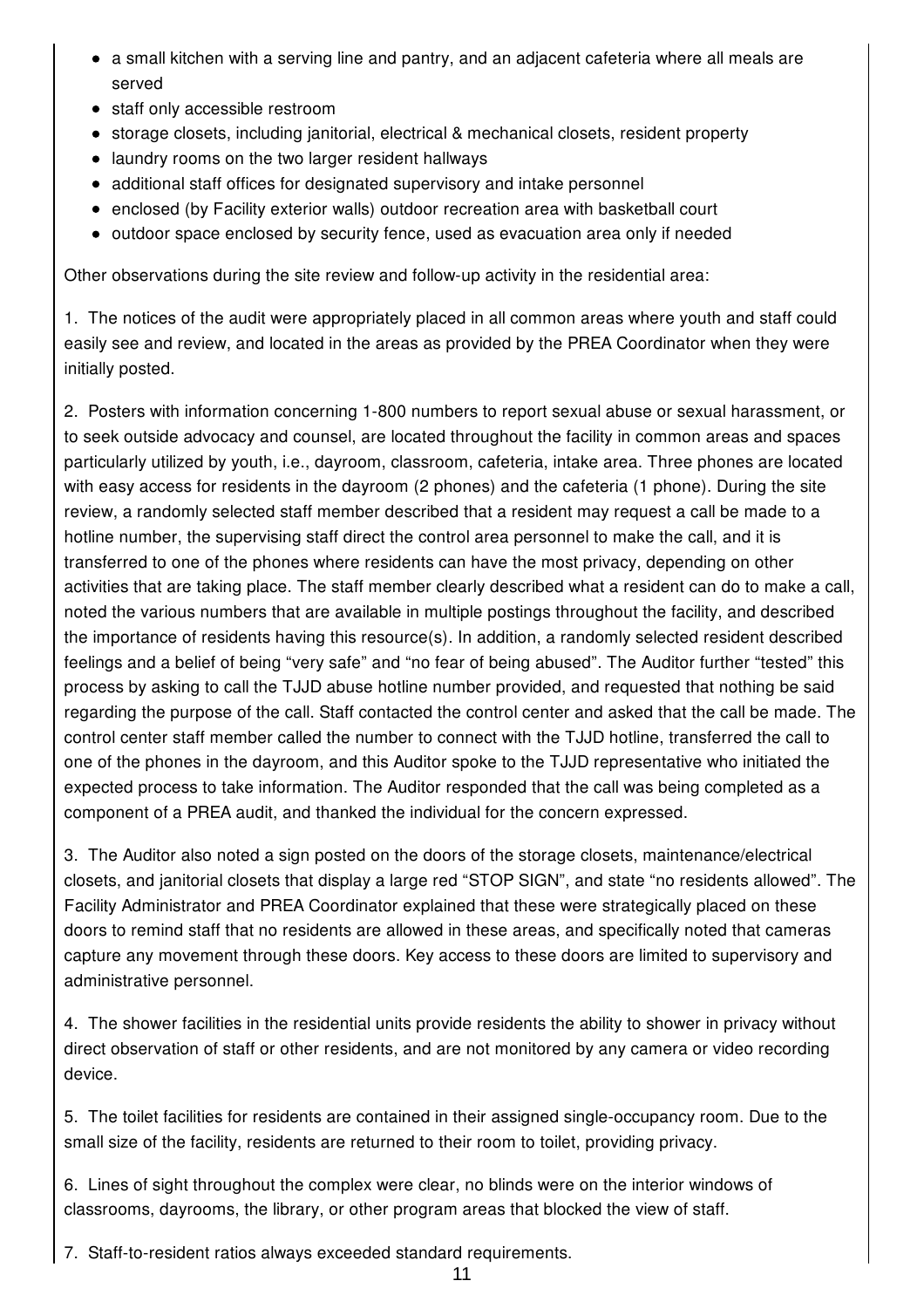- a small kitchen with a serving line and pantry, and an adjacent cafeteria where all meals are served
- staff only accessible restroom
- storage closets, including janitorial, electrical & mechanical closets, resident property
- laundry rooms on the two larger resident hallways
- additional staff offices for designated supervisory and intake personnel
- enclosed (by Facility exterior walls) outdoor recreation area with basketball court
- outdoor space enclosed by security fence, used as evacuation area only if needed

Other observations during the site review and follow-up activity in the residential area:

1. The notices of the audit were appropriately placed in all common areas where youth and staff could easily see and review, and located in the areas as provided by the PREA Coordinator when they were initially posted.

2. Posters with information concerning 1-800 numbers to report sexual abuse or sexual harassment, or to seek outside advocacy and counsel, are located throughout the facility in common areas and spaces particularly utilized by youth, i.e., dayroom, classroom, cafeteria, intake area. Three phones are located with easy access for residents in the dayroom (2 phones) and the cafeteria (1 phone). During the site review, a randomly selected staff member described that a resident may request a call be made to a hotline number, the supervising staff direct the control area personnel to make the call, and it is transferred to one of the phones where residents can have the most privacy, depending on other activities that are taking place. The staff member clearly described what a resident can do to make a call, noted the various numbers that are available in multiple postings throughout the facility, and described the importance of residents having this resource(s). In addition, a randomly selected resident described feelings and a belief of being "very safe" and "no fear of being abused". The Auditor further "tested" this process by asking to call the TJJD abuse hotline number provided, and requested that nothing be said regarding the purpose of the call. Staff contacted the control center and asked that the call be made. The control center staff member called the number to connect with the TJJD hotline, transferred the call to one of the phones in the dayroom, and this Auditor spoke to the TJJD representative who initiated the expected process to take information. The Auditor responded that the call was being completed as a component of a PREA audit, and thanked the individual for the concern expressed.

3. The Auditor also noted a sign posted on the doors of the storage closets, maintenance/electrical closets, and janitorial closets that display a large red "STOP SIGN", and state "no residents allowed". The Facility Administrator and PREA Coordinator explained that these were strategically placed on these doors to remind staff that no residents are allowed in these areas, and specifically noted that cameras capture any movement through these doors. Key access to these doors are limited to supervisory and administrative personnel.

4. The shower facilities in the residential units provide residents the ability to shower in privacy without direct observation of staff or other residents, and are not monitored by any camera or video recording device.

5. The toilet facilities for residents are contained in their assigned single-occupancy room. Due to the small size of the facility, residents are returned to their room to toilet, providing privacy.

6. Lines of sight throughout the complex were clear, no blinds were on the interior windows of classrooms, dayrooms, the library, or other program areas that blocked the view of staff.

7. Staff-to-resident ratios always exceeded standard requirements.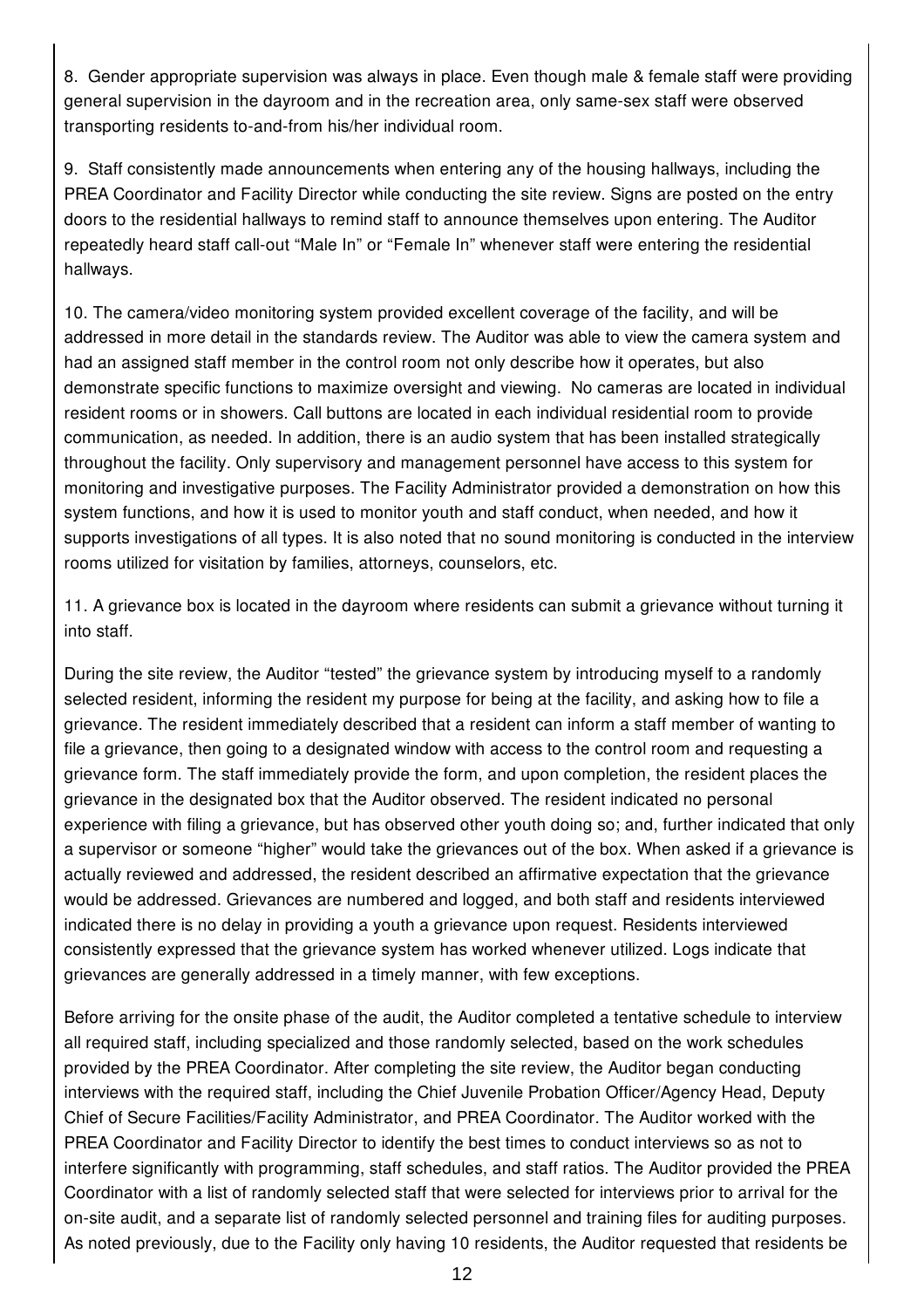8. Gender appropriate supervision was always in place. Even though male & female staff were providing general supervision in the dayroom and in the recreation area, only same-sex staff were observed transporting residents to-and-from his/her individual room.

9. Staff consistently made announcements when entering any of the housing hallways, including the PREA Coordinator and Facility Director while conducting the site review. Signs are posted on the entry doors to the residential hallways to remind staff to announce themselves upon entering. The Auditor repeatedly heard staff call-out "Male In" or "Female In" whenever staff were entering the residential hallways.

10. The camera/video monitoring system provided excellent coverage of the facility, and will be addressed in more detail in the standards review. The Auditor was able to view the camera system and had an assigned staff member in the control room not only describe how it operates, but also demonstrate specific functions to maximize oversight and viewing. No cameras are located in individual resident rooms or in showers. Call buttons are located in each individual residential room to provide communication, as needed. In addition, there is an audio system that has been installed strategically throughout the facility. Only supervisory and management personnel have access to this system for monitoring and investigative purposes. The Facility Administrator provided a demonstration on how this system functions, and how it is used to monitor youth and staff conduct, when needed, and how it supports investigations of all types. It is also noted that no sound monitoring is conducted in the interview rooms utilized for visitation by families, attorneys, counselors, etc.

11. A grievance box is located in the dayroom where residents can submit a grievance without turning it into staff.

During the site review, the Auditor "tested" the grievance system by introducing myself to a randomly selected resident, informing the resident my purpose for being at the facility, and asking how to file a grievance. The resident immediately described that a resident can inform a staff member of wanting to file a grievance, then going to a designated window with access to the control room and requesting a grievance form. The staff immediately provide the form, and upon completion, the resident places the grievance in the designated box that the Auditor observed. The resident indicated no personal experience with filing a grievance, but has observed other youth doing so; and, further indicated that only a supervisor or someone "higher" would take the grievances out of the box. When asked if a grievance is actually reviewed and addressed, the resident described an affirmative expectation that the grievance would be addressed. Grievances are numbered and logged, and both staff and residents interviewed indicated there is no delay in providing a youth a grievance upon request. Residents interviewed consistently expressed that the grievance system has worked whenever utilized. Logs indicate that grievances are generally addressed in a timely manner, with few exceptions.

Before arriving for the onsite phase of the audit, the Auditor completed a tentative schedule to interview all required staff, including specialized and those randomly selected, based on the work schedules provided by the PREA Coordinator. After completing the site review, the Auditor began conducting interviews with the required staff, including the Chief Juvenile Probation Officer/Agency Head, Deputy Chief of Secure Facilities/Facility Administrator, and PREA Coordinator. The Auditor worked with the PREA Coordinator and Facility Director to identify the best times to conduct interviews so as not to interfere significantly with programming, staff schedules, and staff ratios. The Auditor provided the PREA Coordinator with a list of randomly selected staff that were selected for interviews prior to arrival for the on-site audit, and a separate list of randomly selected personnel and training files for auditing purposes. As noted previously, due to the Facility only having 10 residents, the Auditor requested that residents be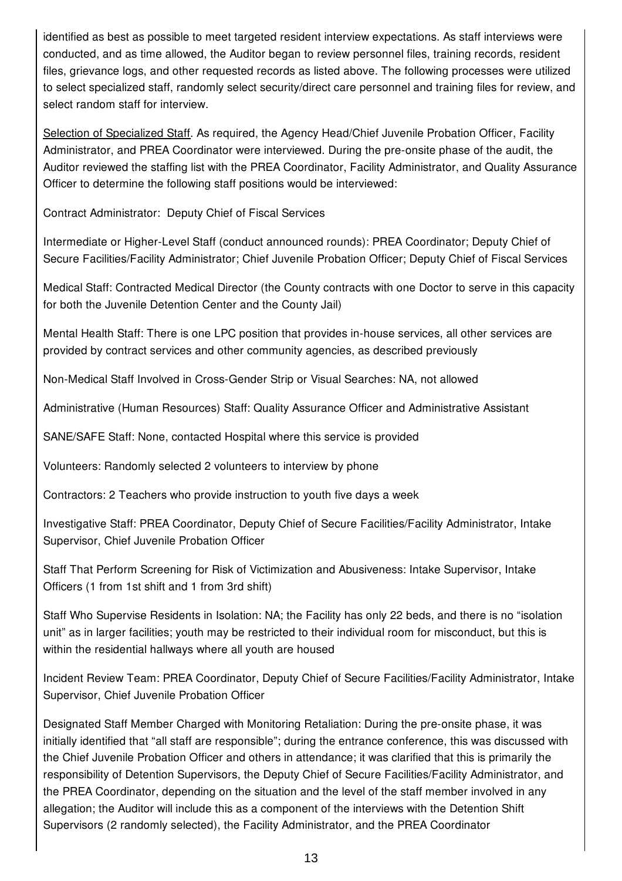identified as best as possible to meet targeted resident interview expectations. As staff interviews were conducted, and as time allowed, the Auditor began to review personnel files, training records, resident files, grievance logs, and other requested records as listed above. The following processes were utilized to select specialized staff, randomly select security/direct care personnel and training files for review, and select random staff for interview.

Selection of Specialized Staff. As required, the Agency Head/Chief Juvenile Probation Officer, Facility Administrator, and PREA Coordinator were interviewed. During the pre-onsite phase of the audit, the Auditor reviewed the staffing list with the PREA Coordinator, Facility Administrator, and Quality Assurance Officer to determine the following staff positions would be interviewed:

Contract Administrator: Deputy Chief of Fiscal Services

Intermediate or Higher-Level Staff (conduct announced rounds): PREA Coordinator; Deputy Chief of Secure Facilities/Facility Administrator; Chief Juvenile Probation Officer; Deputy Chief of Fiscal Services

Medical Staff: Contracted Medical Director (the County contracts with one Doctor to serve in this capacity for both the Juvenile Detention Center and the County Jail)

Mental Health Staff: There is one LPC position that provides in-house services, all other services are provided by contract services and other community agencies, as described previously

Non-Medical Staff Involved in Cross-Gender Strip or Visual Searches: NA, not allowed

Administrative (Human Resources) Staff: Quality Assurance Officer and Administrative Assistant

SANE/SAFE Staff: None, contacted Hospital where this service is provided

Volunteers: Randomly selected 2 volunteers to interview by phone

Contractors: 2 Teachers who provide instruction to youth five days a week

Investigative Staff: PREA Coordinator, Deputy Chief of Secure Facilities/Facility Administrator, Intake Supervisor, Chief Juvenile Probation Officer

Staff That Perform Screening for Risk of Victimization and Abusiveness: Intake Supervisor, Intake Officers (1 from 1st shift and 1 from 3rd shift)

Staff Who Supervise Residents in Isolation: NA; the Facility has only 22 beds, and there is no "isolation unit" as in larger facilities; youth may be restricted to their individual room for misconduct, but this is within the residential hallways where all youth are housed

Incident Review Team: PREA Coordinator, Deputy Chief of Secure Facilities/Facility Administrator, Intake Supervisor, Chief Juvenile Probation Officer

Designated Staff Member Charged with Monitoring Retaliation: During the pre-onsite phase, it was initially identified that "all staff are responsible"; during the entrance conference, this was discussed with the Chief Juvenile Probation Officer and others in attendance; it was clarified that this is primarily the responsibility of Detention Supervisors, the Deputy Chief of Secure Facilities/Facility Administrator, and the PREA Coordinator, depending on the situation and the level of the staff member involved in any allegation; the Auditor will include this as a component of the interviews with the Detention Shift Supervisors (2 randomly selected), the Facility Administrator, and the PREA Coordinator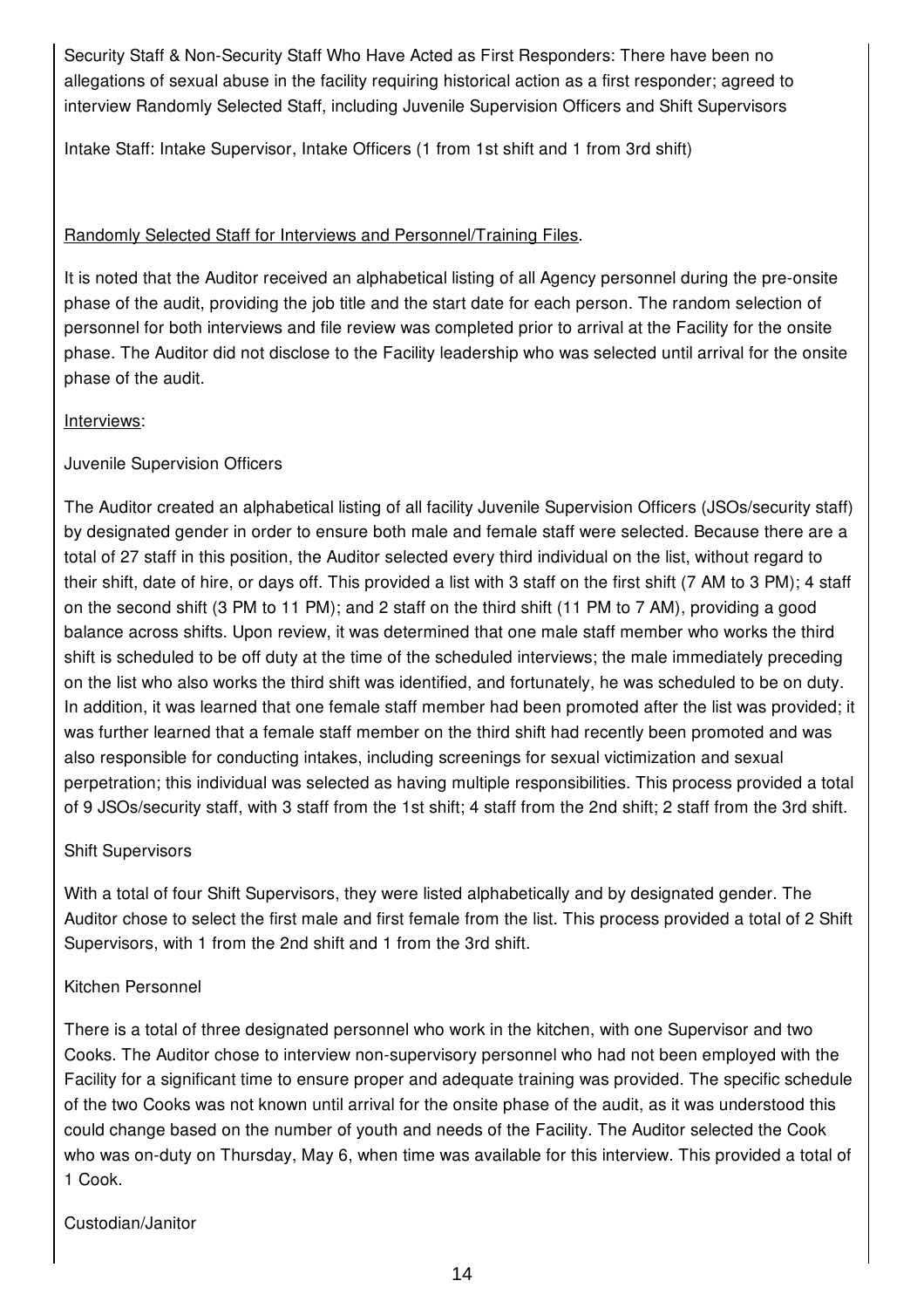Security Staff & Non-Security Staff Who Have Acted as First Responders: There have been no allegations of sexual abuse in the facility requiring historical action as a first responder; agreed to interview Randomly Selected Staff, including Juvenile Supervision Officers and Shift Supervisors

Intake Staff: Intake Supervisor, Intake Officers (1 from 1st shift and 1 from 3rd shift)

Randomly Selected Staff for Interviews and Personnel/Training Files.

It is noted that the Auditor received an alphabetical listing of all Agency personnel during the pre-onsite phase of the audit, providing the job title and the start date for each person. The random selection of personnel for both interviews and file review was completed prior to arrival at the Facility for the onsite phase. The Auditor did not disclose to the Facility leadership who was selected until arrival for the onsite phase of the audit.

Interviews:

Juvenile Supervision Officers

The Auditor created an alphabetical listing of all facility Juvenile Supervision Officers (JSOs/security staff) by designated gender in order to ensure both male and female staff were selected. Because there are a total of 27 staff in this position, the Auditor selected every third individual on the list, without regard to their shift, date of hire, or days off. This provided a list with 3 staff on the first shift (7 AM to 3 PM); 4 staff on the second shift (3 PM to 11 PM); and 2 staff on the third shift (11 PM to 7 AM), providing a good balance across shifts. Upon review, it was determined that one male staff member who works the third shift is scheduled to be off duty at the time of the scheduled interviews; the male immediately preceding on the list who also works the third shift was identified, and fortunately, he was scheduled to be on duty. In addition, it was learned that one female staff member had been promoted after the list was provided; it was further learned that a female staff member on the third shift had recently been promoted and was also responsible for conducting intakes, including screenings for sexual victimization and sexual perpetration; this individual was selected as having multiple responsibilities. This process provided a total of 9 JSOs/security staff, with 3 staff from the 1st shift; 4 staff from the 2nd shift; 2 staff from the 3rd shift.

Shift Supervisors

With a total of four Shift Supervisors, they were listed alphabetically and by designated gender. The Auditor chose to select the first male and first female from the list. This process provided a total of 2 Shift Supervisors, with 1 from the 2nd shift and 1 from the 3rd shift.

Kitchen Personnel

There is a total of three designated personnel who work in the kitchen, with one Supervisor and two Cooks. The Auditor chose to interview non-supervisory personnel who had not been employed with the Facility for a significant time to ensure proper and adequate training was provided. The specific schedule of the two Cooks was not known until arrival for the onsite phase of the audit, as it was understood this could change based on the number of youth and needs of the Facility. The Auditor selected the Cook who was on-duty on Thursday, May 6, when time was available for this interview. This provided a total of 1 Cook.

Custodian/Janitor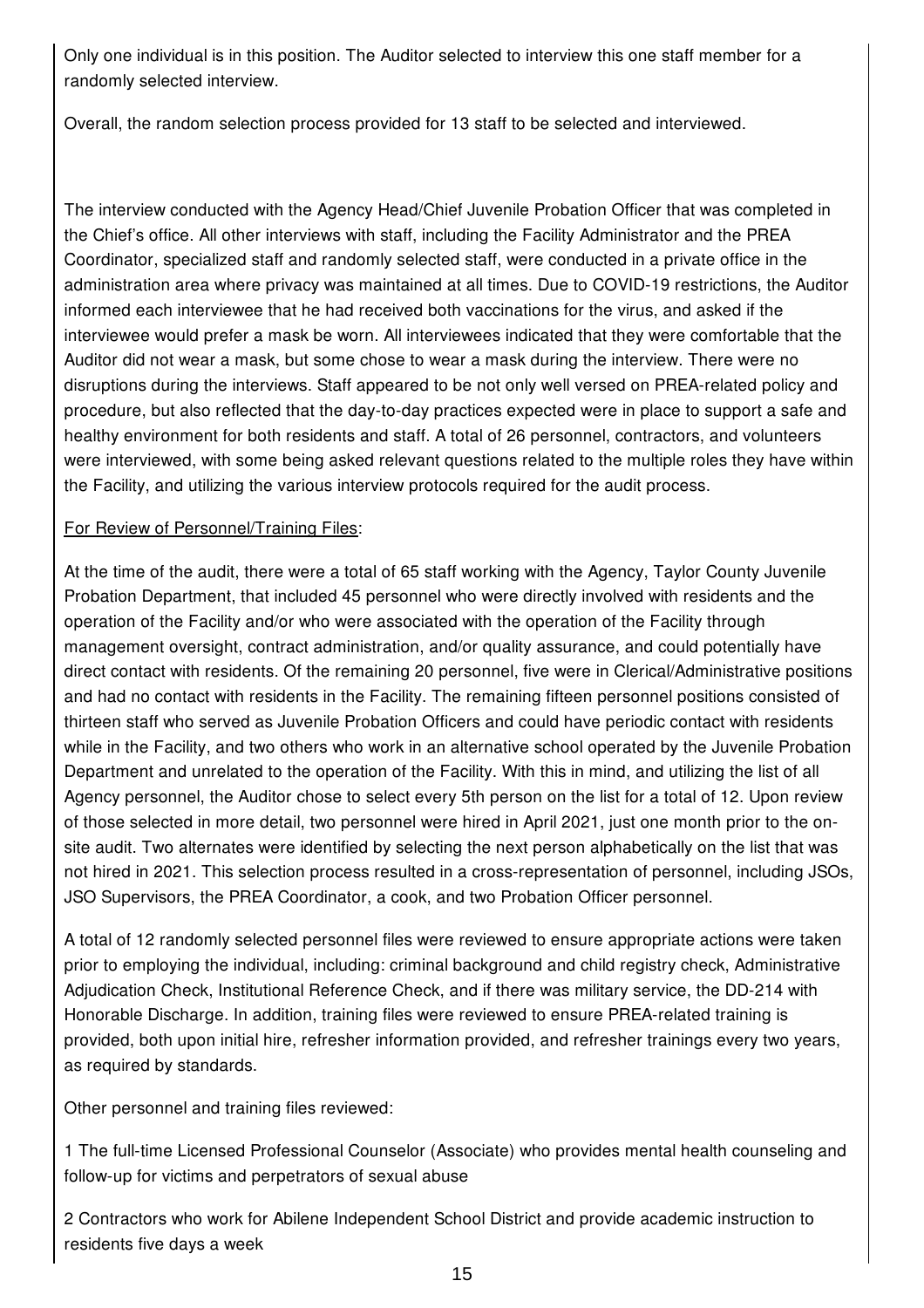Only one individual is in this position. The Auditor selected to interview this one staff member for a randomly selected interview.

Overall, the random selection process provided for 13 staff to be selected and interviewed.

The interview conducted with the Agency Head/Chief Juvenile Probation Officer that was completed in the Chief's office. All other interviews with staff, including the Facility Administrator and the PREA Coordinator, specialized staff and randomly selected staff, were conducted in a private office in the administration area where privacy was maintained at all times. Due to COVID-19 restrictions, the Auditor informed each interviewee that he had received both vaccinations for the virus, and asked if the interviewee would prefer a mask be worn. All interviewees indicated that they were comfortable that the Auditor did not wear a mask, but some chose to wear a mask during the interview. There were no disruptions during the interviews. Staff appeared to be not only well versed on PREA-related policy and procedure, but also reflected that the day-to-day practices expected were in place to support a safe and healthy environment for both residents and staff. A total of 26 personnel, contractors, and volunteers were interviewed, with some being asked relevant questions related to the multiple roles they have within the Facility, and utilizing the various interview protocols required for the audit process.

<u>For Review of Personnel/Training Files</u>:

At the time of the audit, there were a total of 65 staff working with the Agency, Taylor County Juvenile Probation Department, that included 45 personnel who were directly involved with residents and the operation of the Facility and/or who were associated with the operation of the Facility through management oversight, contract administration, and/or quality assurance, and could potentially have direct contact with residents. Of the remaining 20 personnel, five were in Clerical/Administrative positions and had no contact with residents in the Facility. The remaining fifteen personnel positions consisted of thirteen staff who served as Juvenile Probation Officers and could have periodic contact with residents while in the Facility, and two others who work in an alternative school operated by the Juvenile Probation Department and unrelated to the operation of the Facility. With this in mind, and utilizing the list of all Agency personnel, the Auditor chose to select every 5th person on the list for a total of 12. Upon review of those selected in more detail, two personnel were hired in April 2021, just one month prior to the on-site audit. Two alternates were identified by selecting the next person alphabetically on the list that was not hired in 2021. This selection process resulted in a cross-representation of personnel, including JSOs, JSO Supervisors, the PREA Coordinator, a cook, and two Probation Officer personnel.

A total of 12 randomly selected personnel files were reviewed to ensure appropriate actions were taken prior to employing the individual, including: criminal background and child registry check, Administrative Adjudication Check, Institutional Reference Check, and if there was military service, the DD-214 with Honorable Discharge. In addition, training files were reviewed to ensure PREA-related training is provided, both upon initial hire, refresher information provided, and refresher trainings every two years, as required by standards.

Other personnel and training files reviewed:

1 The full-time Licensed Professional Counselor (Associate) who provides mental health counseling and follow-up for victims and perpetrators of sexual abuse

2 Contractors who work for Abilene Independent School District and provide academic instruction to residents five days a week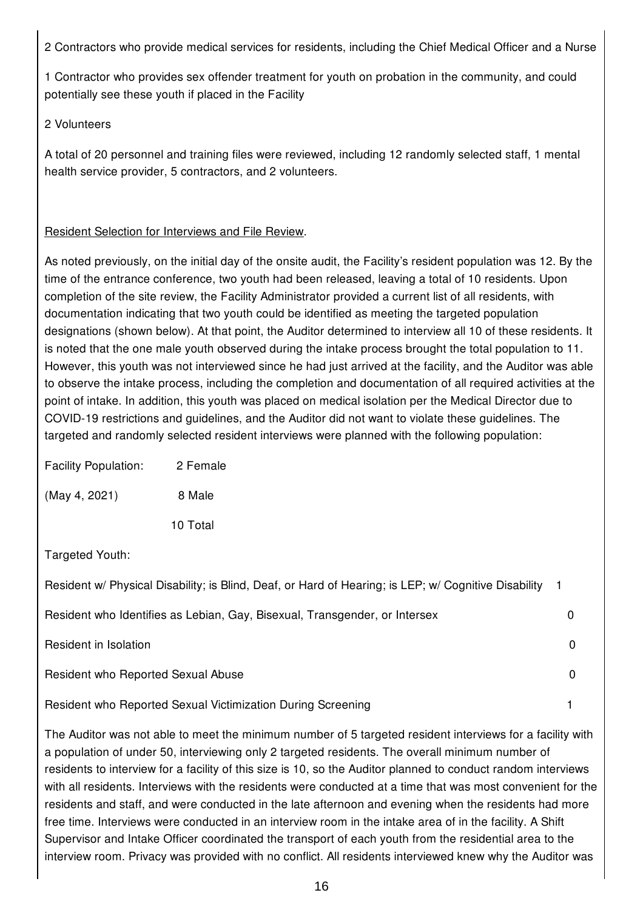2 Contractors who provide medical services for residents, including the Chief Medical Officer and a Nurse

1 Contractor who provides sex offender treatment for youth on probation in the community, and could potentially see these youth if placed in the Facility

2 Volunteers

A total of 20 personnel and training files were reviewed, including 12 randomly selected staff, 1 mental health service provider, 5 contractors, and 2 volunteers.

Resident Selection for Interviews and File Review.

As noted previously, on the initial day of the onsite audit, the Facility's resident population was 12. By the time of the entrance conference, two youth had been released, leaving a total of 10 residents. Upon completion of the site review, the Facility Administrator provided a current list of all residents, with documentation indicating that two youth could be identified as meeting the targeted population designations (shown below). At that point, the Auditor determined to interview all 10 of these residents. It is noted that the one male youth observed during the intake process brought the total population to 11. However, this youth was not interviewed since he had just arrived at the facility, and the Auditor was able to observe the intake process, including the completion and documentation of all required activities at the point of intake. In addition, this youth was placed on medical isolation per the Medical Director due to COVID-19 restrictions and guidelines, and the Auditor did not want to violate these guidelines. The targeted and randomly selected resident interviews were planned with the following population:

| Facility Population: | 2 Female |
|---|---|
| (May 4, 2021) | 8 Male |
| | 10 Total |

Targeted Youth:

| | |
|---|---|
| Resident w/ Physical Disability; is Blind, Deaf, or Hard of Hearing; is LEP; w/ Cognitive Disability | 1 |
| Resident who Identifies as Lebian, Gay, Bisexual, Transgender, or Intersex | 0 |
| Resident in Isolation | 0 |
| Resident who Reported Sexual Abuse | 0 |
| Resident who Reported Sexual Victimization During Screening | 1 |

The Auditor was not able to meet the minimum number of 5 targeted resident interviews for a facility with a population of under 50, interviewing only 2 targeted residents. The overall minimum number of residents to interview for a facility of this size is 10, so the Auditor planned to conduct random interviews with all residents. Interviews with the residents were conducted at a time that was most convenient for the residents and staff, and were conducted in the late afternoon and evening when the residents had more free time. Interviews were conducted in an interview room in the intake area of in the facility. A Shift Supervisor and Intake Officer coordinated the transport of each youth from the residential area to the interview room. Privacy was provided with no conflict. All residents interviewed knew why the Auditor was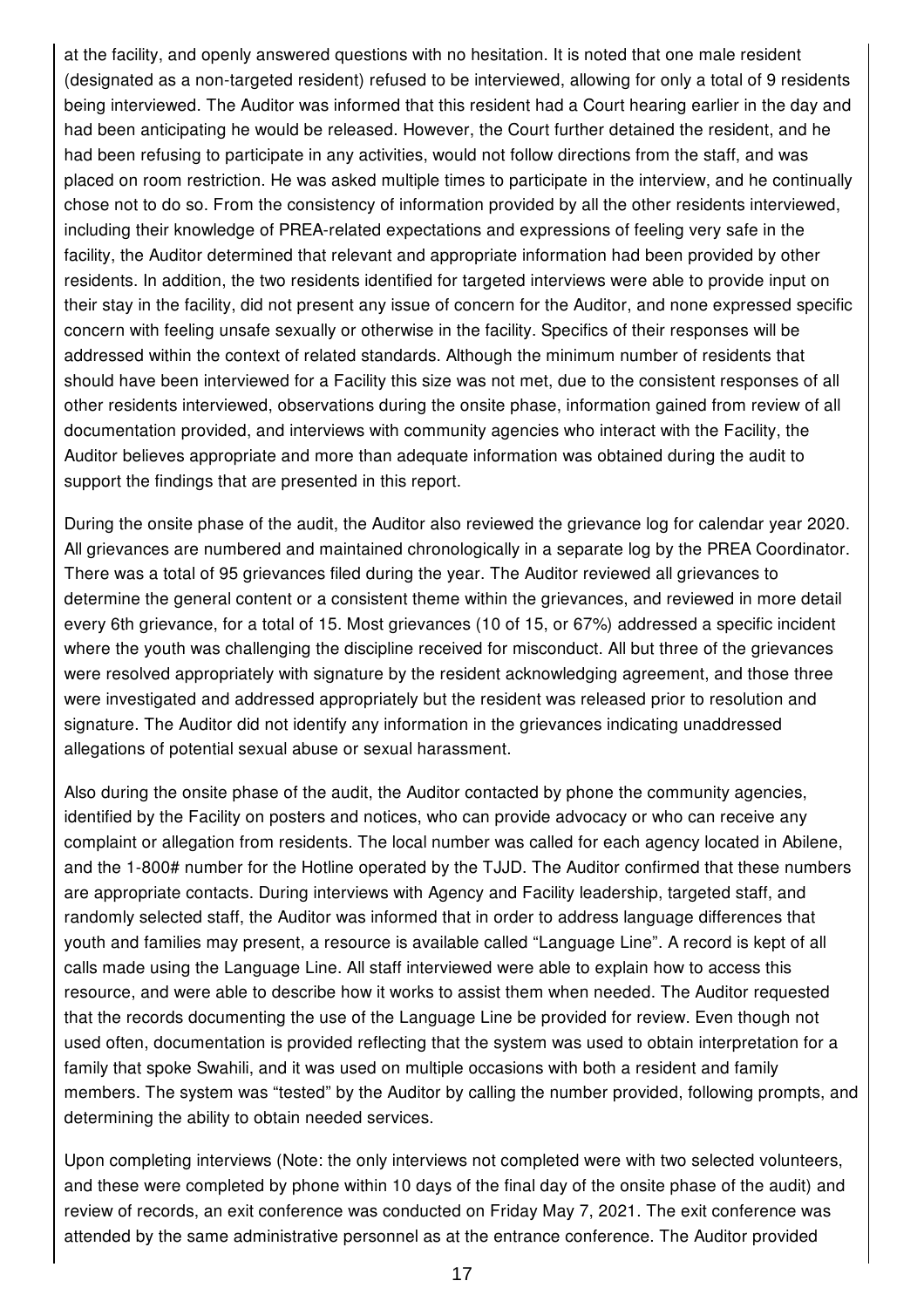at the facility, and openly answered questions with no hesitation. It is noted that one male resident (designated as a non-targeted resident) refused to be interviewed, allowing for only a total of 9 residents being interviewed. The Auditor was informed that this resident had a Court hearing earlier in the day and had been anticipating he would be released. However, the Court further detained the resident, and he had been refusing to participate in any activities, would not follow directions from the staff, and was placed on room restriction. He was asked multiple times to participate in the interview, and he continually chose not to do so. From the consistency of information provided by all the other residents interviewed, including their knowledge of PREA-related expectations and expressions of feeling very safe in the facility, the Auditor determined that relevant and appropriate information had been provided by other residents. In addition, the two residents identified for targeted interviews were able to provide input on their stay in the facility, did not present any issue of concern for the Auditor, and none expressed specific concern with feeling unsafe sexually or otherwise in the facility. Specifics of their responses will be addressed within the context of related standards. Although the minimum number of residents that should have been interviewed for a Facility this size was not met, due to the consistent responses of all other residents interviewed, observations during the onsite phase, information gained from review of all documentation provided, and interviews with community agencies who interact with the Facility, the Auditor believes appropriate and more than adequate information was obtained during the audit to support the findings that are presented in this report.

During the onsite phase of the audit, the Auditor also reviewed the grievance log for calendar year 2020. All grievances are numbered and maintained chronologically in a separate log by the PREA Coordinator. There was a total of 95 grievances filed during the year. The Auditor reviewed all grievances to determine the general content or a consistent theme within the grievances, and reviewed in more detail every 6th grievance, for a total of 15. Most grievances (10 of 15, or 67%) addressed a specific incident where the youth was challenging the discipline received for misconduct. All but three of the grievances were resolved appropriately with signature by the resident acknowledging agreement, and those three were investigated and addressed appropriately but the resident was released prior to resolution and signature. The Auditor did not identify any information in the grievances indicating unaddressed allegations of potential sexual abuse or sexual harassment.

Also during the onsite phase of the audit, the Auditor contacted by phone the community agencies, identified by the Facility on posters and notices, who can provide advocacy or who can receive any complaint or allegation from residents. The local number was called for each agency located in Abilene, and the 1-800# number for the Hotline operated by the TJJD. The Auditor confirmed that these numbers are appropriate contacts. During interviews with Agency and Facility leadership, targeted staff, and randomly selected staff, the Auditor was informed that in order to address language differences that youth and families may present, a resource is available called "Language Line". A record is kept of all calls made using the Language Line. All staff interviewed were able to explain how to access this resource, and were able to describe how it works to assist them when needed. The Auditor requested that the records documenting the use of the Language Line be provided for review. Even though not used often, documentation is provided reflecting that the system was used to obtain interpretation for a family that spoke Swahili, and it was used on multiple occasions with both a resident and family members. The system was "tested" by the Auditor by calling the number provided, following prompts, and determining the ability to obtain needed services.

Upon completing interviews (Note: the only interviews not completed were with two selected volunteers, and these were completed by phone within 10 days of the final day of the onsite phase of the audit) and review of records, an exit conference was conducted on Friday May 7, 2021. The exit conference was attended by the same administrative personnel as at the entrance conference. The Auditor provided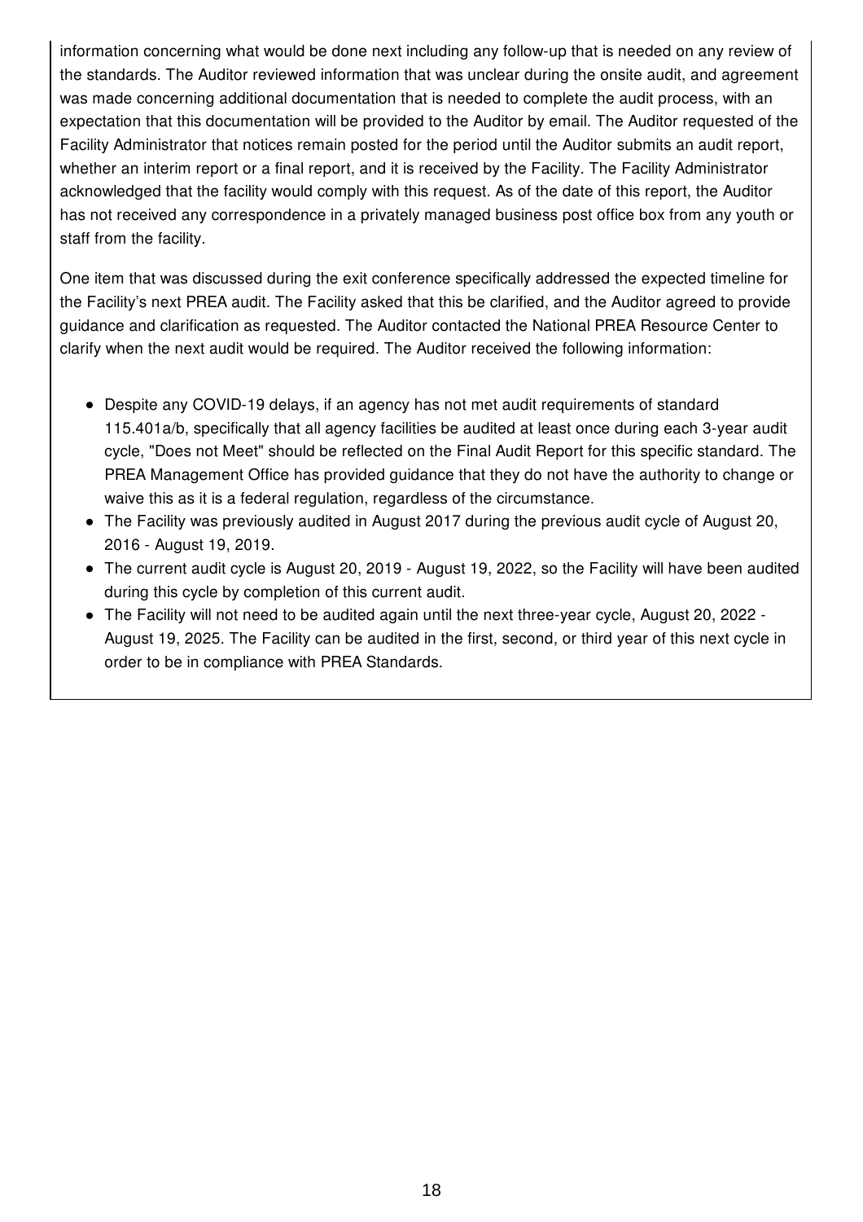information concerning what would be done next including any follow-up that is needed on any review of the standards. The Auditor reviewed information that was unclear during the onsite audit, and agreement was made concerning additional documentation that is needed to complete the audit process, with an expectation that this documentation will be provided to the Auditor by email. The Auditor requested of the Facility Administrator that notices remain posted for the period until the Auditor submits an audit report, whether an interim report or a final report, and it is received by the Facility. The Facility Administrator acknowledged that the facility would comply with this request. As of the date of this report, the Auditor has not received any correspondence in a privately managed business post office box from any youth or staff from the facility.

One item that was discussed during the exit conference specifically addressed the expected timeline for the Facility's next PREA audit. The Facility asked that this be clarified, and the Auditor agreed to provide guidance and clarification as requested. The Auditor contacted the National PREA Resource Center to clarify when the next audit would be required. The Auditor received the following information:

- Despite any COVID-19 delays, if an agency has not met audit requirements of standard 115.401a/b, specifically that all agency facilities be audited at least once during each 3-year audit cycle, "Does not Meet" should be reflected on the Final Audit Report for this specific standard. The PREA Management Office has provided guidance that they do not have the authority to change or waive this as it is a federal regulation, regardless of the circumstance.
- The Facility was previously audited in August 2017 during the previous audit cycle of August 20, 2016 - August 19, 2019.
- The current audit cycle is August 20, 2019 - August 19, 2022, so the Facility will have been audited during this cycle by completion of this current audit.
- The Facility will not need to be audited again until the next three-year cycle, August 20, 2022 - August 19, 2025. The Facility can be audited in the first, second, or third year of this next cycle in order to be in compliance with PREA Standards.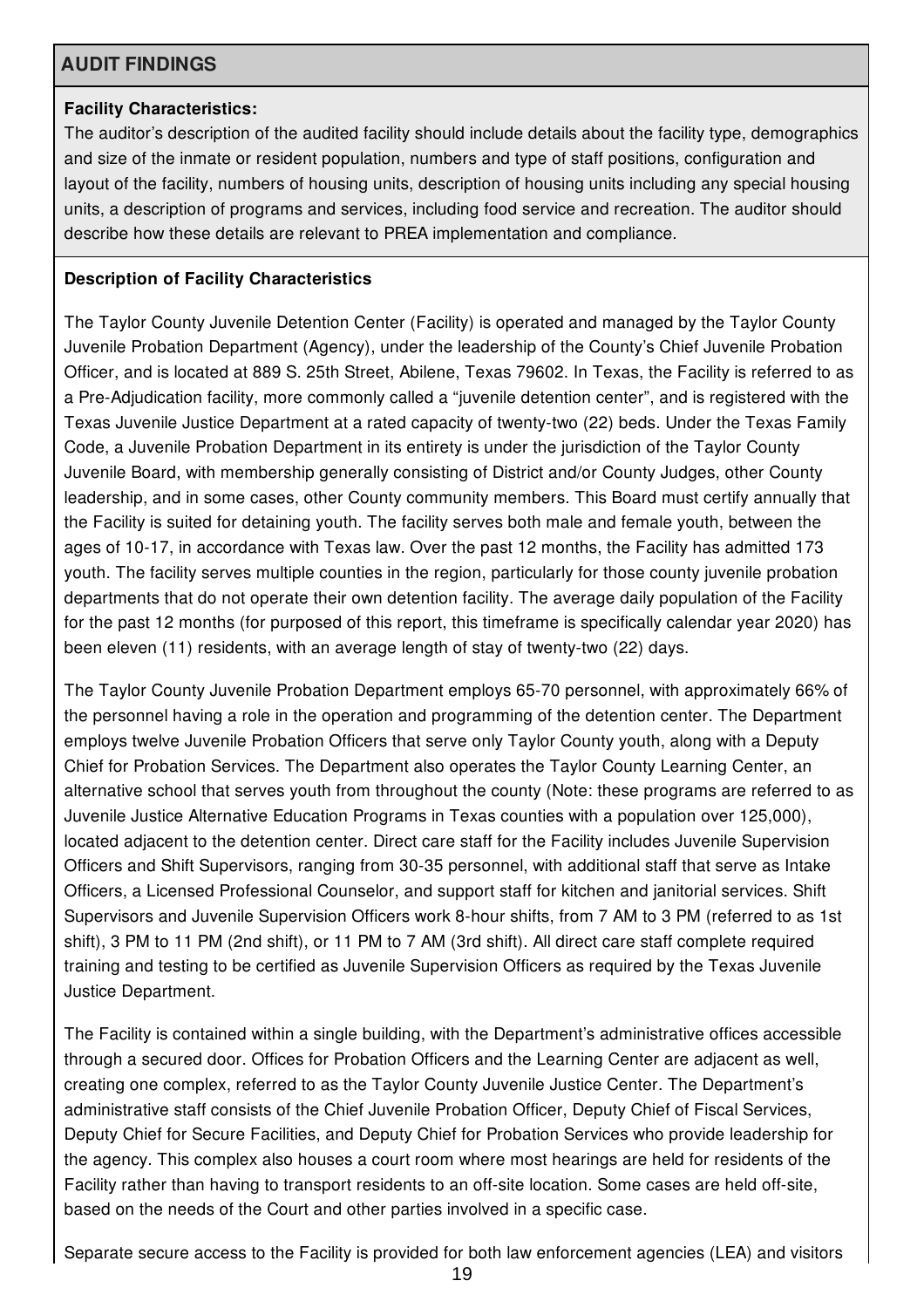## AUDIT FINDINGS

**Facility Characteristics:**

The auditor's description of the audited facility should include details about the facility type, demographics and size of the inmate or resident population, numbers and type of staff positions, configuration and layout of the facility, numbers of housing units, description of housing units including any special housing units, a description of programs and services, including food service and recreation. The auditor should describe how these details are relevant to PREA implementation and compliance.

**Description of Facility Characteristics**

The Taylor County Juvenile Detention Center (Facility) is operated and managed by the Taylor County Juvenile Probation Department (Agency), under the leadership of the County's Chief Juvenile Probation Officer, and is located at 889 S. 25th Street, Abilene, Texas 79602. In Texas, the Facility is referred to as a Pre-Adjudication facility, more commonly called a "juvenile detention center", and is registered with the Texas Juvenile Justice Department at a rated capacity of twenty-two (22) beds. Under the Texas Family Code, a Juvenile Probation Department in its entirety is under the jurisdiction of the Taylor County Juvenile Board, with membership generally consisting of District and/or County Judges, other County leadership, and in some cases, other County community members. This Board must certify annually that the Facility is suited for detaining youth. The facility serves both male and female youth, between the ages of 10-17, in accordance with Texas law. Over the past 12 months, the Facility has admitted 173 youth. The facility serves multiple counties in the region, particularly for those county juvenile probation departments that do not operate their own detention facility. The average daily population of the Facility for the past 12 months (for purposed of this report, this timeframe is specifically calendar year 2020) has been eleven (11) residents, with an average length of stay of twenty-two (22) days.

The Taylor County Juvenile Probation Department employs 65-70 personnel, with approximately 66% of the personnel having a role in the operation and programming of the detention center. The Department employs twelve Juvenile Probation Officers that serve only Taylor County youth, along with a Deputy Chief for Probation Services. The Department also operates the Taylor County Learning Center, an alternative school that serves youth from throughout the county (Note: these programs are referred to as Juvenile Justice Alternative Education Programs in Texas counties with a population over 125,000), located adjacent to the detention center. Direct care staff for the Facility includes Juvenile Supervision Officers and Shift Supervisors, ranging from 30-35 personnel, with additional staff that serve as Intake Officers, a Licensed Professional Counselor, and support staff for kitchen and janitorial services. Shift Supervisors and Juvenile Supervision Officers work 8-hour shifts, from 7 AM to 3 PM (referred to as 1st shift), 3 PM to 11 PM (2nd shift), or 11 PM to 7 AM (3rd shift). All direct care staff complete required training and testing to be certified as Juvenile Supervision Officers as required by the Texas Juvenile Justice Department.

The Facility is contained within a single building, with the Department's administrative offices accessible through a secured door. Offices for Probation Officers and the Learning Center are adjacent as well, creating one complex, referred to as the Taylor County Juvenile Justice Center. The Department's administrative staff consists of the Chief Juvenile Probation Officer, Deputy Chief of Fiscal Services, Deputy Chief for Secure Facilities, and Deputy Chief for Probation Services who provide leadership for the agency. This complex also houses a court room where most hearings are held for residents of the Facility rather than having to transport residents to an off-site location. Some cases are held off-site, based on the needs of the Court and other parties involved in a specific case.

Separate secure access to the Facility is provided for both law enforcement agencies (LEA) and visitors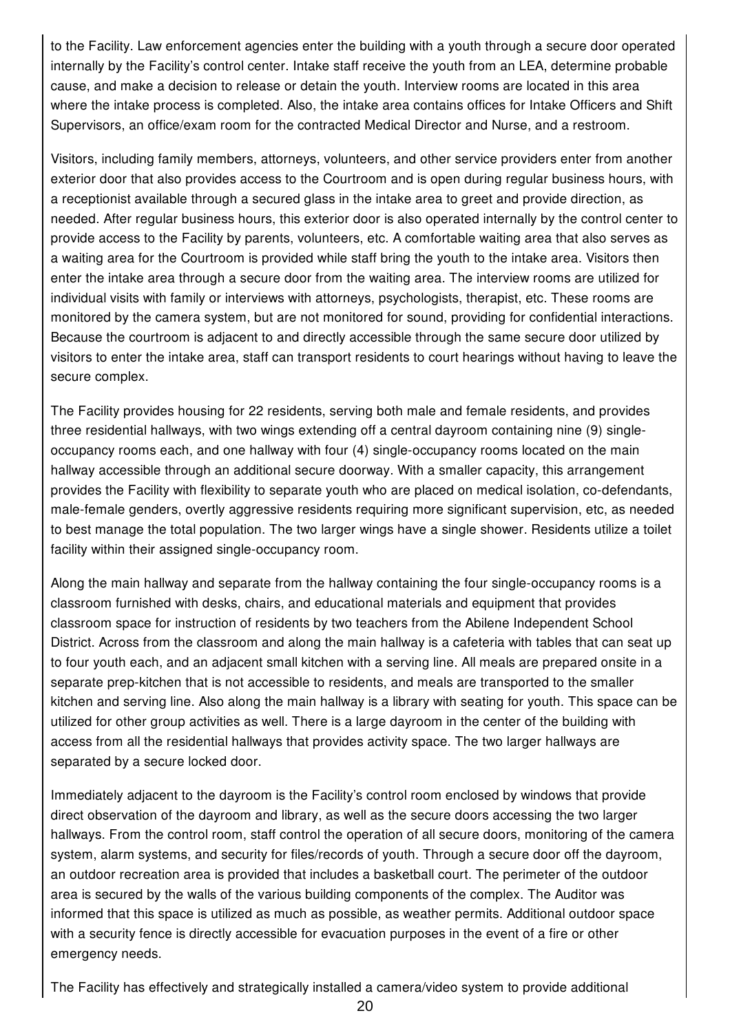to the Facility. Law enforcement agencies enter the building with a youth through a secure door operated internally by the Facility's control center. Intake staff receive the youth from an LEA, determine probable cause, and make a decision to release or detain the youth. Interview rooms are located in this area where the intake process is completed. Also, the intake area contains offices for Intake Officers and Shift Supervisors, an office/exam room for the contracted Medical Director and Nurse, and a restroom.

Visitors, including family members, attorneys, volunteers, and other service providers enter from another exterior door that also provides access to the Courtroom and is open during regular business hours, with a receptionist available through a secured glass in the intake area to greet and provide direction, as needed. After regular business hours, this exterior door is also operated internally by the control center to provide access to the Facility by parents, volunteers, etc. A comfortable waiting area that also serves as a waiting area for the Courtroom is provided while staff bring the youth to the intake area. Visitors then enter the intake area through a secure door from the waiting area. The interview rooms are utilized for individual visits with family or interviews with attorneys, psychologists, therapist, etc. These rooms are monitored by the camera system, but are not monitored for sound, providing for confidential interactions. Because the courtroom is adjacent to and directly accessible through the same secure door utilized by visitors to enter the intake area, staff can transport residents to court hearings without having to leave the secure complex.

The Facility provides housing for 22 residents, serving both male and female residents, and provides three residential hallways, with two wings extending off a central dayroom containing nine (9) single-occupancy rooms each, and one hallway with four (4) single-occupancy rooms located on the main hallway accessible through an additional secure doorway. With a smaller capacity, this arrangement provides the Facility with flexibility to separate youth who are placed on medical isolation, co-defendants, male-female genders, overtly aggressive residents requiring more significant supervision, etc, as needed to best manage the total population. The two larger wings have a single shower. Residents utilize a toilet facility within their assigned single-occupancy room.

Along the main hallway and separate from the hallway containing the four single-occupancy rooms is a classroom furnished with desks, chairs, and educational materials and equipment that provides classroom space for instruction of residents by two teachers from the Abilene Independent School District. Across from the classroom and along the main hallway is a cafeteria with tables that can seat up to four youth each, and an adjacent small kitchen with a serving line. All meals are prepared onsite in a separate prep-kitchen that is not accessible to residents, and meals are transported to the smaller kitchen and serving line. Also along the main hallway is a library with seating for youth. This space can be utilized for other group activities as well. There is a large dayroom in the center of the building with access from all the residential hallways that provides activity space. The two larger hallways are separated by a secure locked door.

Immediately adjacent to the dayroom is the Facility's control room enclosed by windows that provide direct observation of the dayroom and library, as well as the secure doors accessing the two larger hallways. From the control room, staff control the operation of all secure doors, monitoring of the camera system, alarm systems, and security for files/records of youth. Through a secure door off the dayroom, an outdoor recreation area is provided that includes a basketball court. The perimeter of the outdoor area is secured by the walls of the various building components of the complex. The Auditor was informed that this space is utilized as much as possible, as weather permits. Additional outdoor space with a security fence is directly accessible for evacuation purposes in the event of a fire or other emergency needs.

The Facility has effectively and strategically installed a camera/video system to provide additional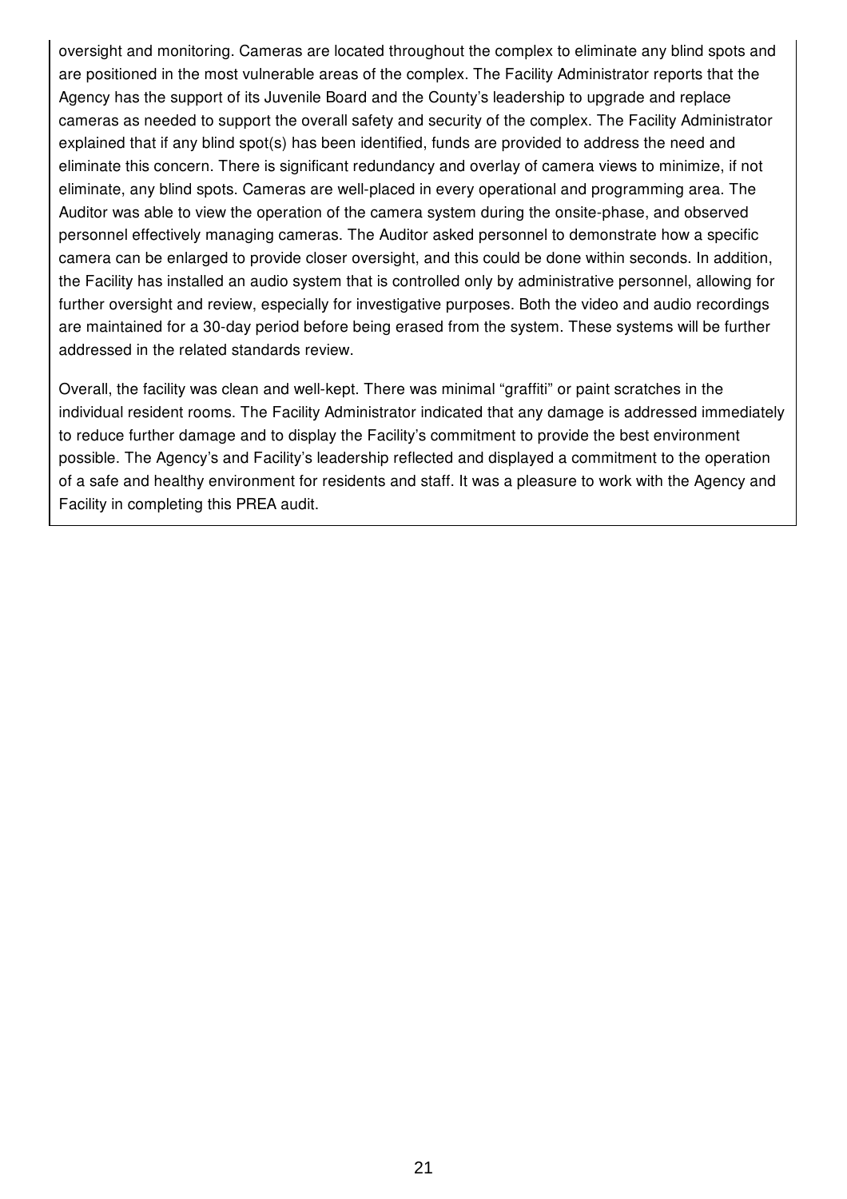oversight and monitoring. Cameras are located throughout the complex to eliminate any blind spots and are positioned in the most vulnerable areas of the complex. The Facility Administrator reports that the Agency has the support of its Juvenile Board and the County's leadership to upgrade and replace cameras as needed to support the overall safety and security of the complex. The Facility Administrator explained that if any blind spot(s) has been identified, funds are provided to address the need and eliminate this concern. There is significant redundancy and overlay of camera views to minimize, if not eliminate, any blind spots. Cameras are well-placed in every operational and programming area. The Auditor was able to view the operation of the camera system during the onsite-phase, and observed personnel effectively managing cameras. The Auditor asked personnel to demonstrate how a specific camera can be enlarged to provide closer oversight, and this could be done within seconds. In addition, the Facility has installed an audio system that is controlled only by administrative personnel, allowing for further oversight and review, especially for investigative purposes. Both the video and audio recordings are maintained for a 30-day period before being erased from the system. These systems will be further addressed in the related standards review.

Overall, the facility was clean and well-kept. There was minimal "graffiti" or paint scratches in the individual resident rooms. The Facility Administrator indicated that any damage is addressed immediately to reduce further damage and to display the Facility's commitment to provide the best environment possible. The Agency's and Facility's leadership reflected and displayed a commitment to the operation of a safe and healthy environment for residents and staff. It was a pleasure to work with the Agency and Facility in completing this PREA audit.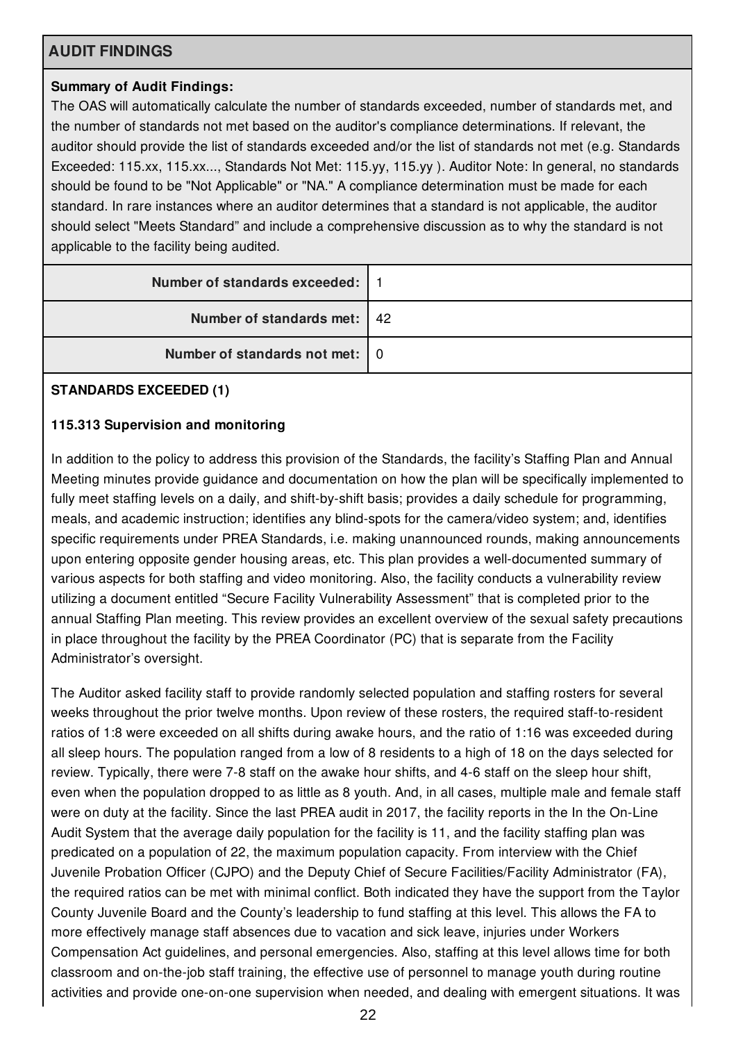## AUDIT FINDINGS

**Summary of Audit Findings:**

The OAS will automatically calculate the number of standards exceeded, number of standards met, and the number of standards not met based on the auditor's compliance determinations. If relevant, the auditor should provide the list of standards exceeded and/or the list of standards not met (e.g. Standards Exceeded: 115.xx, 115.xx..., Standards Not Met: 115.yy, 115.yy ). Auditor Note: In general, no standards should be found to be "Not Applicable" or "NA." A compliance determination must be made for each standard. In rare instances where an auditor determines that a standard is not applicable, the auditor should select "Meets Standard" and include a comprehensive discussion as to why the standard is not applicable to the facility being audited.

| | |
|---|---|
| **Number of standards exceeded:** | 1 |
| **Number of standards met:** | 42 |
| **Number of standards not met:** | 0 |

**STANDARDS EXCEEDED (1)**

**115.313 Supervision and monitoring**

In addition to the policy to address this provision of the Standards, the facility's Staffing Plan and Annual Meeting minutes provide guidance and documentation on how the plan will be specifically implemented to fully meet staffing levels on a daily, and shift-by-shift basis; provides a daily schedule for programming, meals, and academic instruction; identifies any blind-spots for the camera/video system; and, identifies specific requirements under PREA Standards, i.e. making unannounced rounds, making announcements upon entering opposite gender housing areas, etc. This plan provides a well-documented summary of various aspects for both staffing and video monitoring. Also, the facility conducts a vulnerability review utilizing a document entitled "Secure Facility Vulnerability Assessment" that is completed prior to the annual Staffing Plan meeting. This review provides an excellent overview of the sexual safety precautions in place throughout the facility by the PREA Coordinator (PC) that is separate from the Facility Administrator's oversight.

The Auditor asked facility staff to provide randomly selected population and staffing rosters for several weeks throughout the prior twelve months. Upon review of these rosters, the required staff-to-resident ratios of 1:8 were exceeded on all shifts during awake hours, and the ratio of 1:16 was exceeded during all sleep hours. The population ranged from a low of 8 residents to a high of 18 on the days selected for review. Typically, there were 7-8 staff on the awake hour shifts, and 4-6 staff on the sleep hour shift, even when the population dropped to as little as 8 youth. And, in all cases, multiple male and female staff were on duty at the facility. Since the last PREA audit in 2017, the facility reports in the In the On-Line Audit System that the average daily population for the facility is 11, and the facility staffing plan was predicated on a population of 22, the maximum population capacity. From interview with the Chief Juvenile Probation Officer (CJPO) and the Deputy Chief of Secure Facilities/Facility Administrator (FA), the required ratios can be met with minimal conflict. Both indicated they have the support from the Taylor County Juvenile Board and the County's leadership to fund staffing at this level. This allows the FA to more effectively manage staff absences due to vacation and sick leave, injuries under Workers Compensation Act guidelines, and personal emergencies. Also, staffing at this level allows time for both classroom and on-the-job staff training, the effective use of personnel to manage youth during routine activities and provide one-on-one supervision when needed, and dealing with emergent situations. It was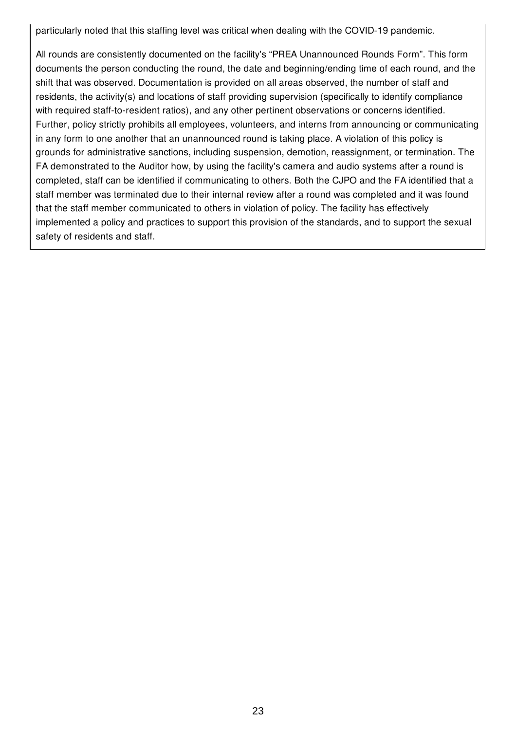particularly noted that this staffing level was critical when dealing with the COVID-19 pandemic.

All rounds are consistently documented on the facility's "PREA Unannounced Rounds Form". This form documents the person conducting the round, the date and beginning/ending time of each round, and the shift that was observed. Documentation is provided on all areas observed, the number of staff and residents, the activity(s) and locations of staff providing supervision (specifically to identify compliance with required staff-to-resident ratios), and any other pertinent observations or concerns identified. Further, policy strictly prohibits all employees, volunteers, and interns from announcing or communicating in any form to one another that an unannounced round is taking place. A violation of this policy is grounds for administrative sanctions, including suspension, demotion, reassignment, or termination. The FA demonstrated to the Auditor how, by using the facility's camera and audio systems after a round is completed, staff can be identified if communicating to others. Both the CJPO and the FA identified that a staff member was terminated due to their internal review after a round was completed and it was found that the staff member communicated to others in violation of policy. The facility has effectively implemented a policy and practices to support this provision of the standards, and to support the sexual safety of residents and staff.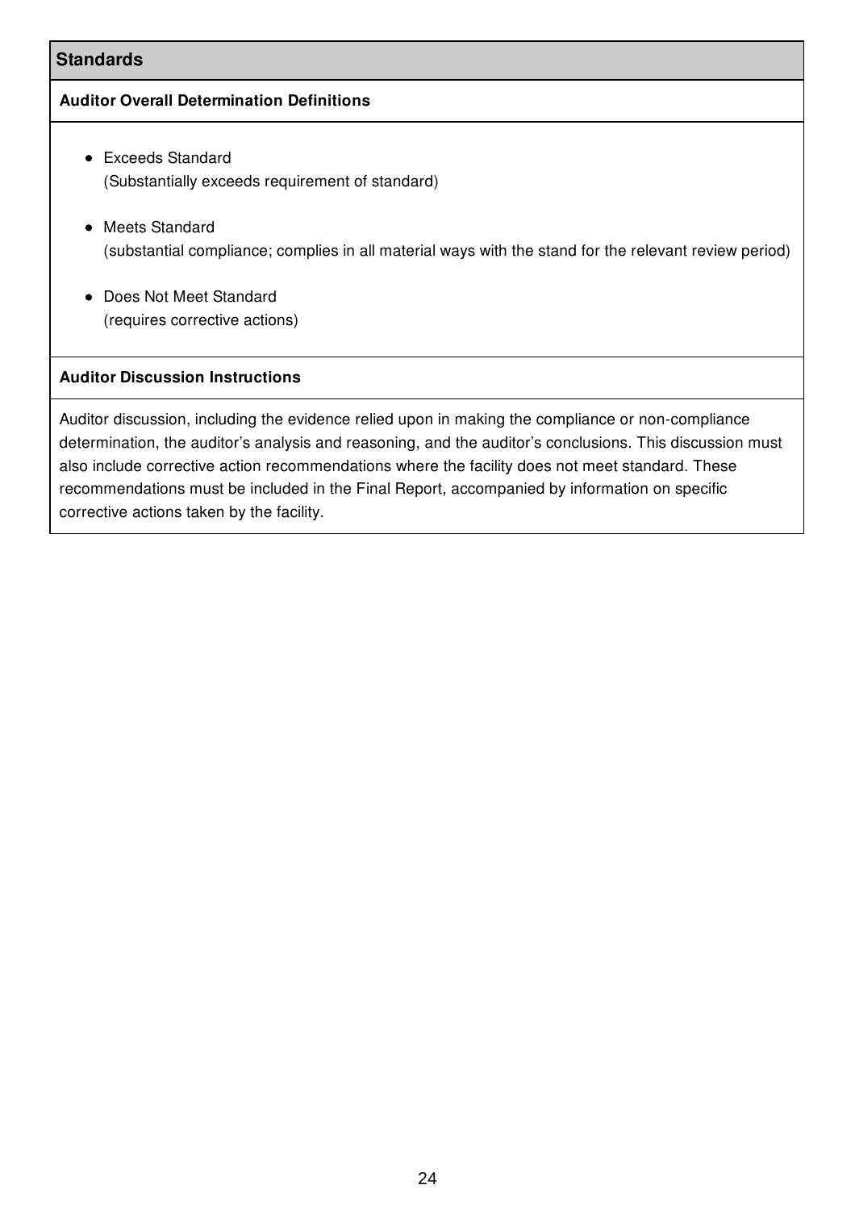## Standards

### Auditor Overall Determination Definitions

- Exceeds Standard
  (Substantially exceeds requirement of standard)

- Meets Standard
  (substantial compliance; complies in all material ways with the stand for the relevant review period)

- Does Not Meet Standard
  (requires corrective actions)

### Auditor Discussion Instructions

Auditor discussion, including the evidence relied upon in making the compliance or non-compliance determination, the auditor's analysis and reasoning, and the auditor's conclusions. This discussion must also include corrective action recommendations where the facility does not meet standard. These recommendations must be included in the Final Report, accompanied by information on specific corrective actions taken by the facility.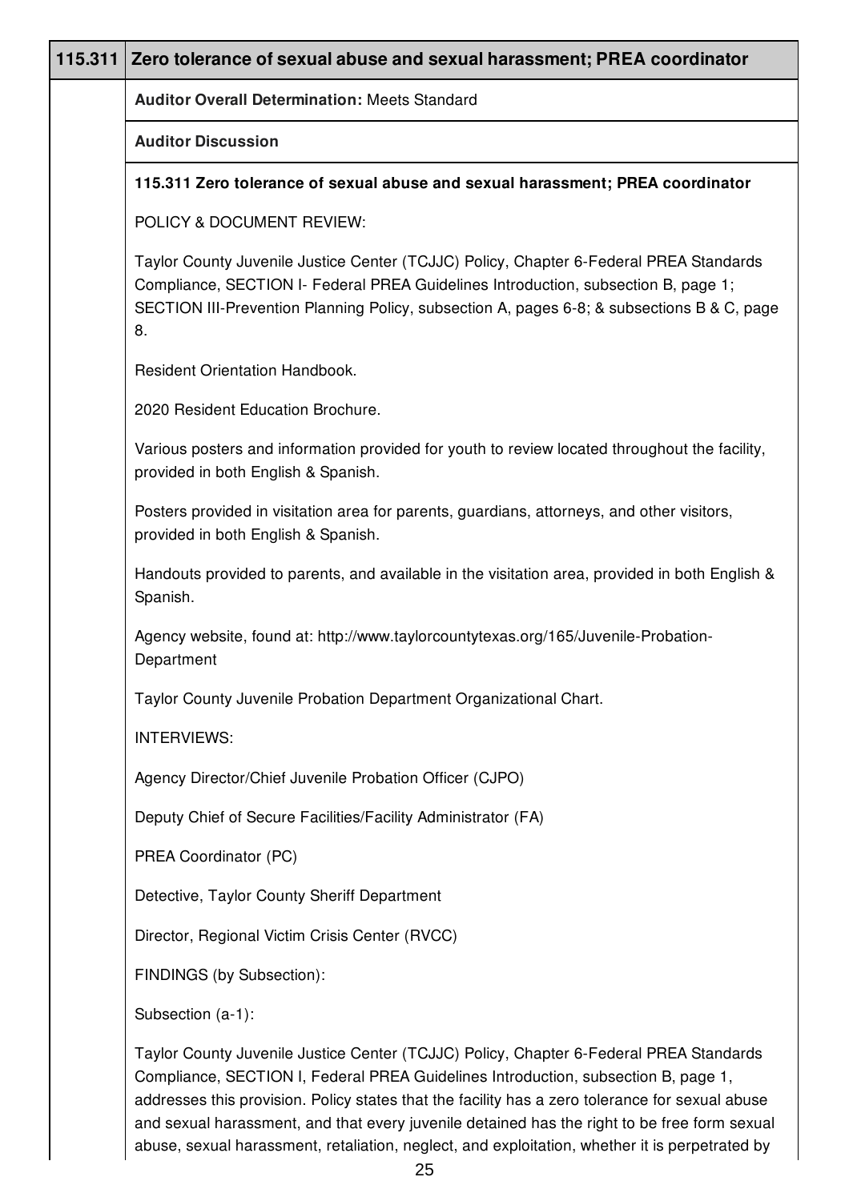| 115.311 | Zero tolerance of sexual abuse and sexual harassment; PREA coordinator |
|---|---|
| | **Auditor Overall Determination:** Meets Standard |
| | **Auditor Discussion** |

**115.311 Zero tolerance of sexual abuse and sexual harassment; PREA coordinator**

POLICY & DOCUMENT REVIEW:

Taylor County Juvenile Justice Center (TCJJC) Policy, Chapter 6-Federal PREA Standards Compliance, SECTION I- Federal PREA Guidelines Introduction, subsection B, page 1; SECTION III-Prevention Planning Policy, subsection A, pages 6-8; & subsections B & C, page 8.

Resident Orientation Handbook.

2020 Resident Education Brochure.

Various posters and information provided for youth to review located throughout the facility, provided in both English & Spanish.

Posters provided in visitation area for parents, guardians, attorneys, and other visitors, provided in both English & Spanish.

Handouts provided to parents, and available in the visitation area, provided in both English & Spanish.

Agency website, found at: http://www.taylorcountytexas.org/165/Juvenile-Probation-Department

Taylor County Juvenile Probation Department Organizational Chart.

INTERVIEWS:

Agency Director/Chief Juvenile Probation Officer (CJPO)

Deputy Chief of Secure Facilities/Facility Administrator (FA)

PREA Coordinator (PC)

Detective, Taylor County Sheriff Department

Director, Regional Victim Crisis Center (RVCC)

FINDINGS (by Subsection):

Subsection (a-1):

Taylor County Juvenile Justice Center (TCJJC) Policy, Chapter 6-Federal PREA Standards Compliance, SECTION I, Federal PREA Guidelines Introduction, subsection B, page 1, addresses this provision. Policy states that the facility has a zero tolerance for sexual abuse and sexual harassment, and that every juvenile detained has the right to be free form sexual abuse, sexual harassment, retaliation, neglect, and exploitation, whether it is perpetrated by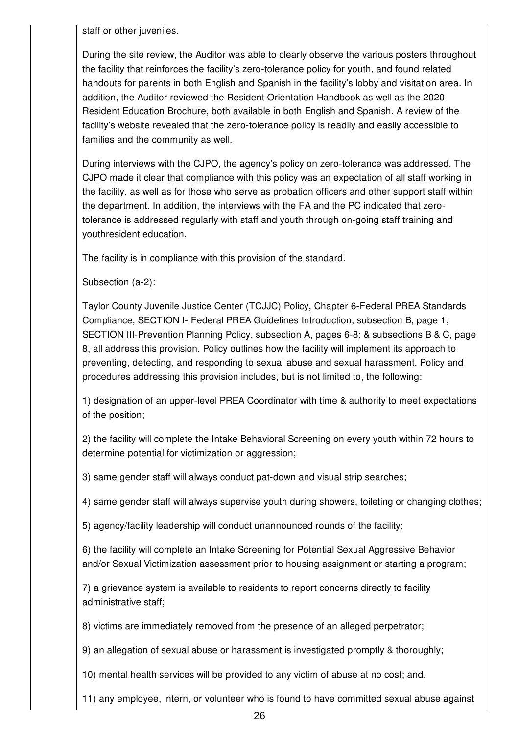staff or other juveniles.

During the site review, the Auditor was able to clearly observe the various posters throughout the facility that reinforces the facility's zero-tolerance policy for youth, and found related handouts for parents in both English and Spanish in the facility's lobby and visitation area. In addition, the Auditor reviewed the Resident Orientation Handbook as well as the 2020 Resident Education Brochure, both available in both English and Spanish. A review of the facility's website revealed that the zero-tolerance policy is readily and easily accessible to families and the community as well.

During interviews with the CJPO, the agency's policy on zero-tolerance was addressed. The CJPO made it clear that compliance with this policy was an expectation of all staff working in the facility, as well as for those who serve as probation officers and other support staff within the department. In addition, the interviews with the FA and the PC indicated that zero-tolerance is addressed regularly with staff and youth through on-going staff training and youthresident education.

The facility is in compliance with this provision of the standard.

Subsection (a-2):

Taylor County Juvenile Justice Center (TCJJC) Policy, Chapter 6-Federal PREA Standards Compliance, SECTION I- Federal PREA Guidelines Introduction, subsection B, page 1; SECTION III-Prevention Planning Policy, subsection A, pages 6-8; & subsections B & C, page 8, all address this provision. Policy outlines how the facility will implement its approach to preventing, detecting, and responding to sexual abuse and sexual harassment. Policy and procedures addressing this provision includes, but is not limited to, the following:

1) designation of an upper-level PREA Coordinator with time & authority to meet expectations of the position;

2) the facility will complete the Intake Behavioral Screening on every youth within 72 hours to determine potential for victimization or aggression;

3) same gender staff will always conduct pat-down and visual strip searches;

4) same gender staff will always supervise youth during showers, toileting or changing clothes;

5) agency/facility leadership will conduct unannounced rounds of the facility;

6) the facility will complete an Intake Screening for Potential Sexual Aggressive Behavior and/or Sexual Victimization assessment prior to housing assignment or starting a program;

7) a grievance system is available to residents to report concerns directly to facility administrative staff;

8) victims are immediately removed from the presence of an alleged perpetrator;

9) an allegation of sexual abuse or harassment is investigated promptly & thoroughly;

10) mental health services will be provided to any victim of abuse at no cost; and,

11) any employee, intern, or volunteer who is found to have committed sexual abuse against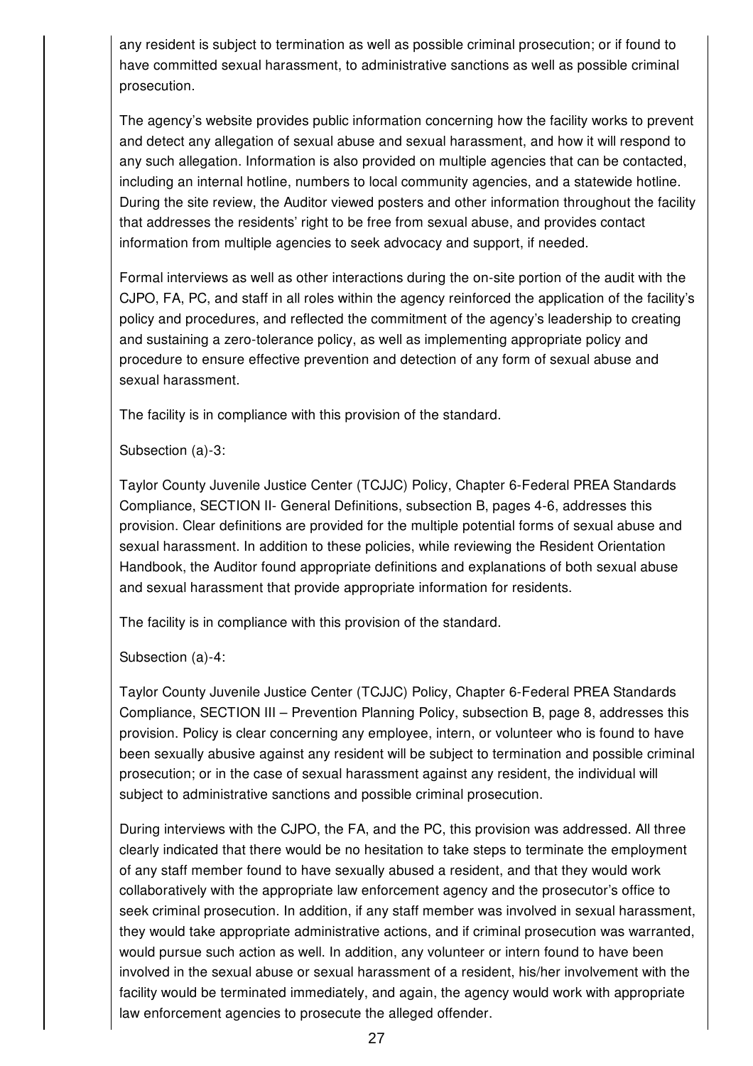any resident is subject to termination as well as possible criminal prosecution; or if found to have committed sexual harassment, to administrative sanctions as well as possible criminal prosecution.

The agency's website provides public information concerning how the facility works to prevent and detect any allegation of sexual abuse and sexual harassment, and how it will respond to any such allegation. Information is also provided on multiple agencies that can be contacted, including an internal hotline, numbers to local community agencies, and a statewide hotline. During the site review, the Auditor viewed posters and other information throughout the facility that addresses the residents' right to be free from sexual abuse, and provides contact information from multiple agencies to seek advocacy and support, if needed.

Formal interviews as well as other interactions during the on-site portion of the audit with the CJPO, FA, PC, and staff in all roles within the agency reinforced the application of the facility's policy and procedures, and reflected the commitment of the agency's leadership to creating and sustaining a zero-tolerance policy, as well as implementing appropriate policy and procedure to ensure effective prevention and detection of any form of sexual abuse and sexual harassment.

The facility is in compliance with this provision of the standard.

Subsection (a)-3:

Taylor County Juvenile Justice Center (TCJJC) Policy, Chapter 6-Federal PREA Standards Compliance, SECTION II- General Definitions, subsection B, pages 4-6, addresses this provision. Clear definitions are provided for the multiple potential forms of sexual abuse and sexual harassment. In addition to these policies, while reviewing the Resident Orientation Handbook, the Auditor found appropriate definitions and explanations of both sexual abuse and sexual harassment that provide appropriate information for residents.

The facility is in compliance with this provision of the standard.

Subsection (a)-4:

Taylor County Juvenile Justice Center (TCJJC) Policy, Chapter 6-Federal PREA Standards Compliance, SECTION III – Prevention Planning Policy, subsection B, page 8, addresses this provision. Policy is clear concerning any employee, intern, or volunteer who is found to have been sexually abusive against any resident will be subject to termination and possible criminal prosecution; or in the case of sexual harassment against any resident, the individual will subject to administrative sanctions and possible criminal prosecution.

During interviews with the CJPO, the FA, and the PC, this provision was addressed. All three clearly indicated that there would be no hesitation to take steps to terminate the employment of any staff member found to have sexually abused a resident, and that they would work collaboratively with the appropriate law enforcement agency and the prosecutor's office to seek criminal prosecution. In addition, if any staff member was involved in sexual harassment, they would take appropriate administrative actions, and if criminal prosecution was warranted, would pursue such action as well. In addition, any volunteer or intern found to have been involved in the sexual abuse or sexual harassment of a resident, his/her involvement with the facility would be terminated immediately, and again, the agency would work with appropriate law enforcement agencies to prosecute the alleged offender.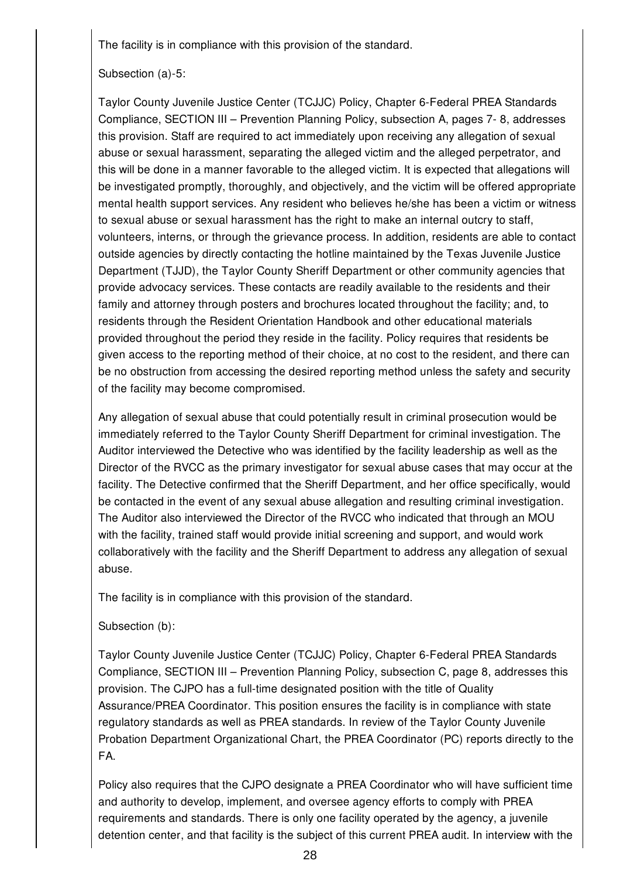The facility is in compliance with this provision of the standard.

Subsection (a)-5:

Taylor County Juvenile Justice Center (TCJJC) Policy, Chapter 6-Federal PREA Standards Compliance, SECTION III – Prevention Planning Policy, subsection A, pages 7- 8, addresses this provision. Staff are required to act immediately upon receiving any allegation of sexual abuse or sexual harassment, separating the alleged victim and the alleged perpetrator, and this will be done in a manner favorable to the alleged victim. It is expected that allegations will be investigated promptly, thoroughly, and objectively, and the victim will be offered appropriate mental health support services. Any resident who believes he/she has been a victim or witness to sexual abuse or sexual harassment has the right to make an internal outcry to staff, volunteers, interns, or through the grievance process. In addition, residents are able to contact outside agencies by directly contacting the hotline maintained by the Texas Juvenile Justice Department (TJJD), the Taylor County Sheriff Department or other community agencies that provide advocacy services. These contacts are readily available to the residents and their family and attorney through posters and brochures located throughout the facility; and, to residents through the Resident Orientation Handbook and other educational materials provided throughout the period they reside in the facility. Policy requires that residents be given access to the reporting method of their choice, at no cost to the resident, and there can be no obstruction from accessing the desired reporting method unless the safety and security of the facility may become compromised.

Any allegation of sexual abuse that could potentially result in criminal prosecution would be immediately referred to the Taylor County Sheriff Department for criminal investigation. The Auditor interviewed the Detective who was identified by the facility leadership as well as the Director of the RVCC as the primary investigator for sexual abuse cases that may occur at the facility. The Detective confirmed that the Sheriff Department, and her office specifically, would be contacted in the event of any sexual abuse allegation and resulting criminal investigation. The Auditor also interviewed the Director of the RVCC who indicated that through an MOU with the facility, trained staff would provide initial screening and support, and would work collaboratively with the facility and the Sheriff Department to address any allegation of sexual abuse.

The facility is in compliance with this provision of the standard.

Subsection (b):

Taylor County Juvenile Justice Center (TCJJC) Policy, Chapter 6-Federal PREA Standards Compliance, SECTION III – Prevention Planning Policy, subsection C, page 8, addresses this provision. The CJPO has a full-time designated position with the title of Quality Assurance/PREA Coordinator. This position ensures the facility is in compliance with state regulatory standards as well as PREA standards. In review of the Taylor County Juvenile Probation Department Organizational Chart, the PREA Coordinator (PC) reports directly to the FA.

Policy also requires that the CJPO designate a PREA Coordinator who will have sufficient time and authority to develop, implement, and oversee agency efforts to comply with PREA requirements and standards. There is only one facility operated by the agency, a juvenile detention center, and that facility is the subject of this current PREA audit. In interview with the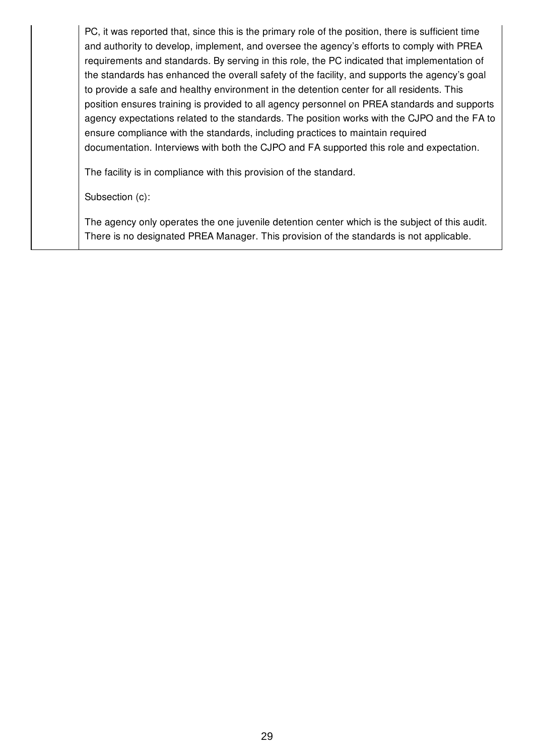PC, it was reported that, since this is the primary role of the position, there is sufficient time and authority to develop, implement, and oversee the agency's efforts to comply with PREA requirements and standards. By serving in this role, the PC indicated that implementation of the standards has enhanced the overall safety of the facility, and supports the agency's goal to provide a safe and healthy environment in the detention center for all residents. This position ensures training is provided to all agency personnel on PREA standards and supports agency expectations related to the standards. The position works with the CJPO and the FA to ensure compliance with the standards, including practices to maintain required documentation. Interviews with both the CJPO and FA supported this role and expectation.

The facility is in compliance with this provision of the standard.

Subsection (c):

The agency only operates the one juvenile detention center which is the subject of this audit. There is no designated PREA Manager. This provision of the standards is not applicable.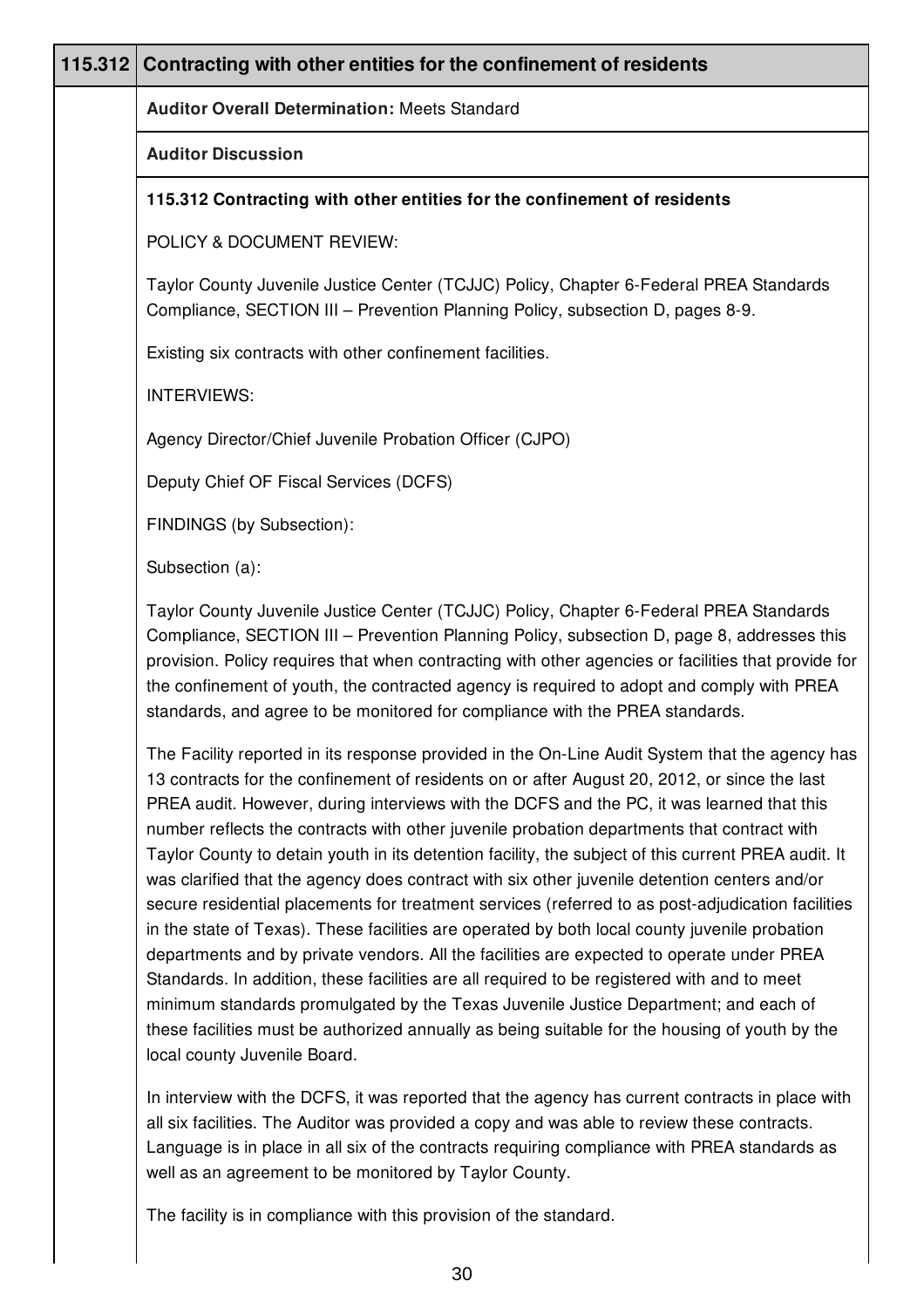| 115.312 | Contracting with other entities for the confinement of residents |
|---|---|
| | **Auditor Overall Determination:** Meets Standard |
| | **Auditor Discussion** |

**115.312 Contracting with other entities for the confinement of residents**

POLICY & DOCUMENT REVIEW:

Taylor County Juvenile Justice Center (TCJJC) Policy, Chapter 6-Federal PREA Standards Compliance, SECTION III – Prevention Planning Policy, subsection D, pages 8-9.

Existing six contracts with other confinement facilities.

INTERVIEWS:

Agency Director/Chief Juvenile Probation Officer (CJPO)

Deputy Chief OF Fiscal Services (DCFS)

FINDINGS (by Subsection):

Subsection (a):

Taylor County Juvenile Justice Center (TCJJC) Policy, Chapter 6-Federal PREA Standards Compliance, SECTION III – Prevention Planning Policy, subsection D, page 8, addresses this provision. Policy requires that when contracting with other agencies or facilities that provide for the confinement of youth, the contracted agency is required to adopt and comply with PREA standards, and agree to be monitored for compliance with the PREA standards.

The Facility reported in its response provided in the On-Line Audit System that the agency has 13 contracts for the confinement of residents on or after August 20, 2012, or since the last PREA audit. However, during interviews with the DCFS and the PC, it was learned that this number reflects the contracts with other juvenile probation departments that contract with Taylor County to detain youth in its detention facility, the subject of this current PREA audit. It was clarified that the agency does contract with six other juvenile detention centers and/or secure residential placements for treatment services (referred to as post-adjudication facilities in the state of Texas). These facilities are operated by both local county juvenile probation departments and by private vendors. All the facilities are expected to operate under PREA Standards. In addition, these facilities are all required to be registered with and to meet minimum standards promulgated by the Texas Juvenile Justice Department; and each of these facilities must be authorized annually as being suitable for the housing of youth by the local county Juvenile Board.

In interview with the DCFS, it was reported that the agency has current contracts in place with all six facilities. The Auditor was provided a copy and was able to review these contracts. Language is in place in all six of the contracts requiring compliance with PREA standards as well as an agreement to be monitored by Taylor County.

The facility is in compliance with this provision of the standard.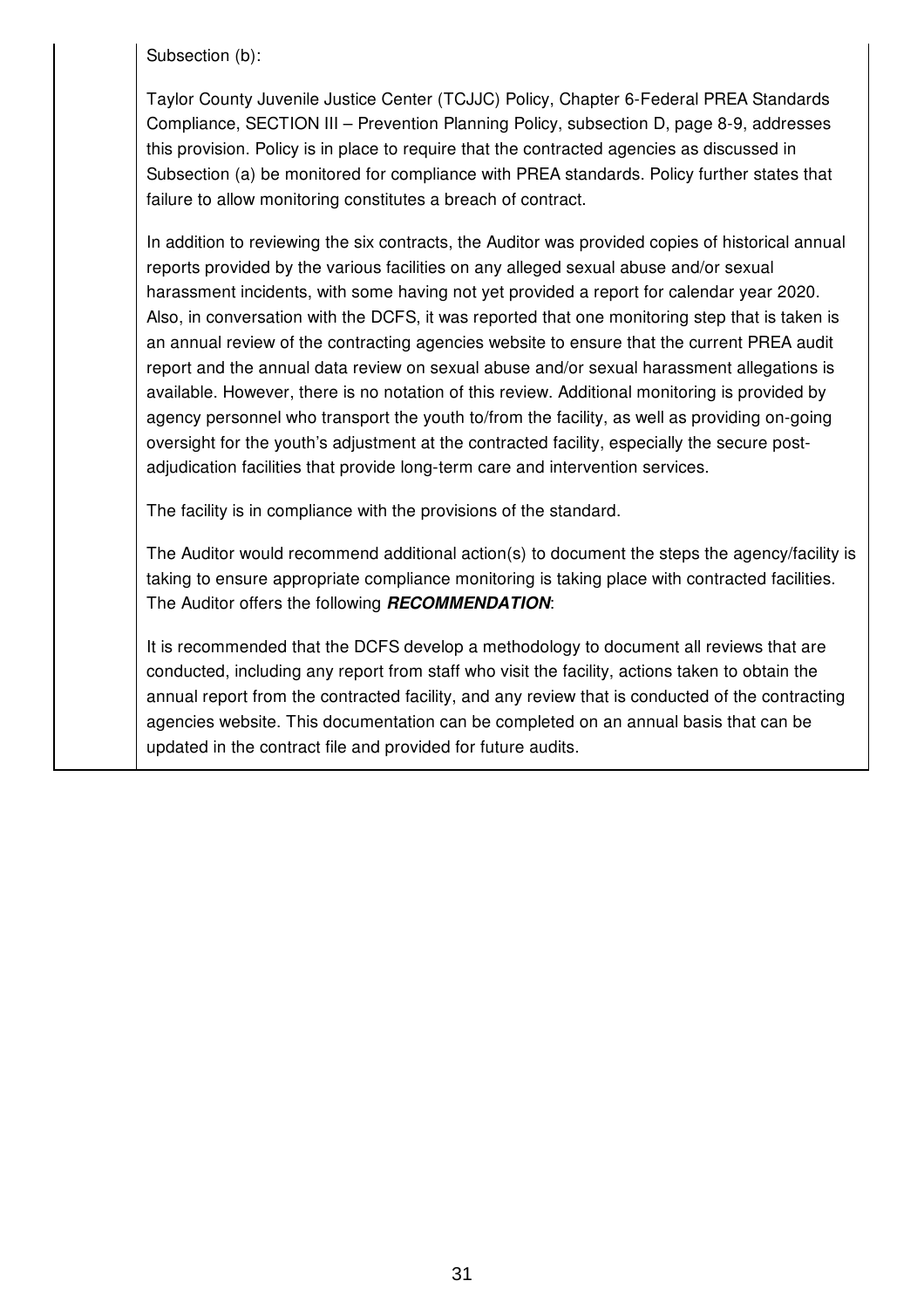Subsection (b):

Taylor County Juvenile Justice Center (TCJJC) Policy, Chapter 6-Federal PREA Standards Compliance, SECTION III – Prevention Planning Policy, subsection D, page 8-9, addresses this provision. Policy is in place to require that the contracted agencies as discussed in Subsection (a) be monitored for compliance with PREA standards. Policy further states that failure to allow monitoring constitutes a breach of contract.

In addition to reviewing the six contracts, the Auditor was provided copies of historical annual reports provided by the various facilities on any alleged sexual abuse and/or sexual harassment incidents, with some having not yet provided a report for calendar year 2020. Also, in conversation with the DCFS, it was reported that one monitoring step that is taken is an annual review of the contracting agencies website to ensure that the current PREA audit report and the annual data review on sexual abuse and/or sexual harassment allegations is available. However, there is no notation of this review. Additional monitoring is provided by agency personnel who transport the youth to/from the facility, as well as providing on-going oversight for the youth's adjustment at the contracted facility, especially the secure post-adjudication facilities that provide long-term care and intervention services.

The facility is in compliance with the provisions of the standard.

The Auditor would recommend additional action(s) to document the steps the agency/facility is taking to ensure appropriate compliance monitoring is taking place with contracted facilities. The Auditor offers the following ***RECOMMENDATION***:

It is recommended that the DCFS develop a methodology to document all reviews that are conducted, including any report from staff who visit the facility, actions taken to obtain the annual report from the contracted facility, and any review that is conducted of the contracting agencies website. This documentation can be completed on an annual basis that can be updated in the contract file and provided for future audits.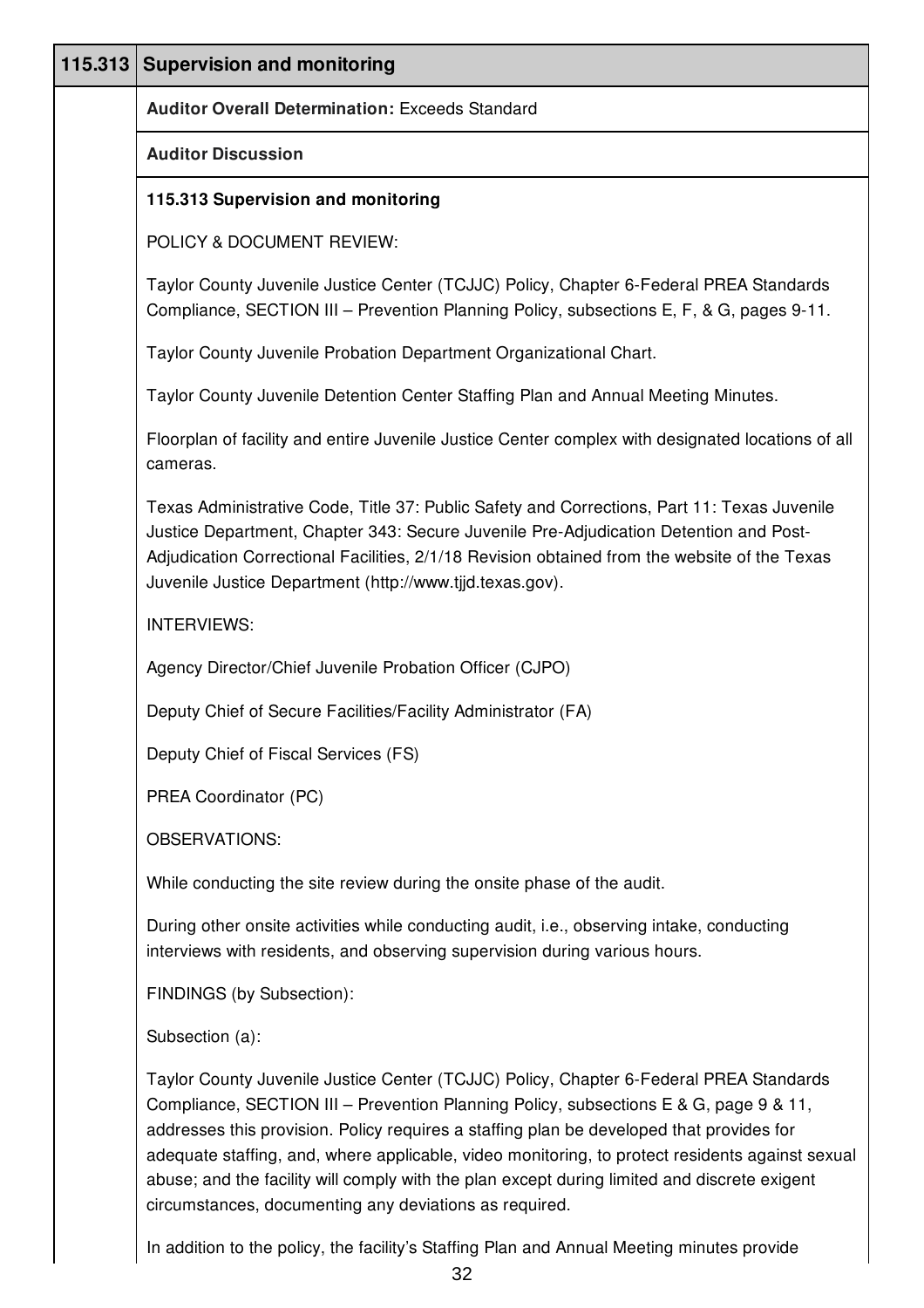| 115.313 | Supervision and monitoring |
|---|---|
| | **Auditor Overall Determination:** Exceeds Standard |
| | **Auditor Discussion** |

**115.313 Supervision and monitoring**

POLICY & DOCUMENT REVIEW:

Taylor County Juvenile Justice Center (TCJJC) Policy, Chapter 6-Federal PREA Standards Compliance, SECTION III – Prevention Planning Policy, subsections E, F, & G, pages 9-11.

Taylor County Juvenile Probation Department Organizational Chart.

Taylor County Juvenile Detention Center Staffing Plan and Annual Meeting Minutes.

Floorplan of facility and entire Juvenile Justice Center complex with designated locations of all cameras.

Texas Administrative Code, Title 37: Public Safety and Corrections, Part 11: Texas Juvenile Justice Department, Chapter 343: Secure Juvenile Pre-Adjudication Detention and Post-Adjudication Correctional Facilities, 2/1/18 Revision obtained from the website of the Texas Juvenile Justice Department (http://www.tjjd.texas.gov).

INTERVIEWS:

Agency Director/Chief Juvenile Probation Officer (CJPO)

Deputy Chief of Secure Facilities/Facility Administrator (FA)

Deputy Chief of Fiscal Services (FS)

PREA Coordinator (PC)

OBSERVATIONS:

While conducting the site review during the onsite phase of the audit.

During other onsite activities while conducting audit, i.e., observing intake, conducting interviews with residents, and observing supervision during various hours.

FINDINGS (by Subsection):

Subsection (a):

Taylor County Juvenile Justice Center (TCJJC) Policy, Chapter 6-Federal PREA Standards Compliance, SECTION III – Prevention Planning Policy, subsections E & G, page 9 & 11, addresses this provision. Policy requires a staffing plan be developed that provides for adequate staffing, and, where applicable, video monitoring, to protect residents against sexual abuse; and the facility will comply with the plan except during limited and discrete exigent circumstances, documenting any deviations as required.

In addition to the policy, the facility's Staffing Plan and Annual Meeting minutes provide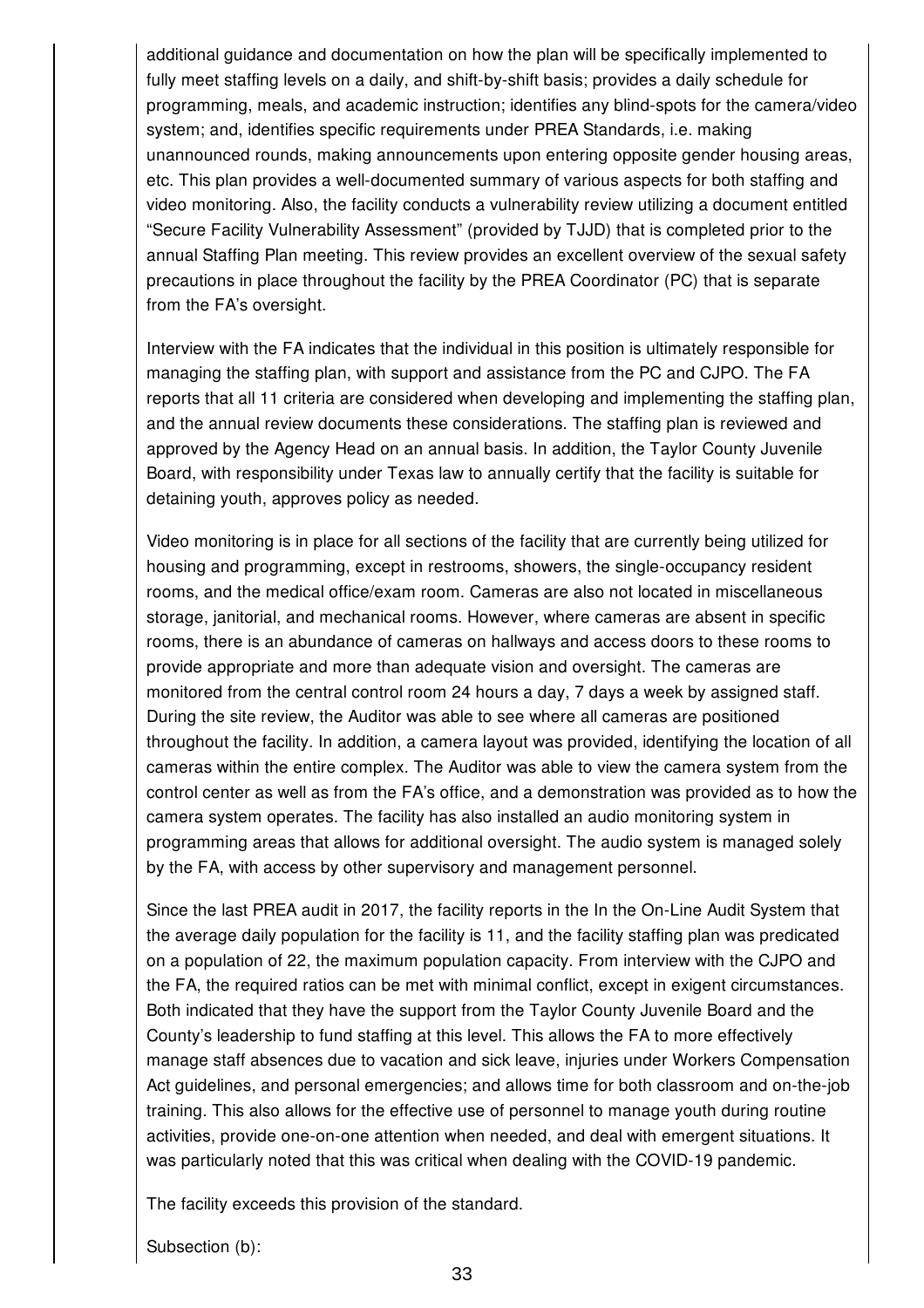additional guidance and documentation on how the plan will be specifically implemented to fully meet staffing levels on a daily, and shift-by-shift basis; provides a daily schedule for programming, meals, and academic instruction; identifies any blind-spots for the camera/video system; and, identifies specific requirements under PREA Standards, i.e. making unannounced rounds, making announcements upon entering opposite gender housing areas, etc. This plan provides a well-documented summary of various aspects for both staffing and video monitoring. Also, the facility conducts a vulnerability review utilizing a document entitled "Secure Facility Vulnerability Assessment" (provided by TJJD) that is completed prior to the annual Staffing Plan meeting. This review provides an excellent overview of the sexual safety precautions in place throughout the facility by the PREA Coordinator (PC) that is separate from the FA's oversight.

Interview with the FA indicates that the individual in this position is ultimately responsible for managing the staffing plan, with support and assistance from the PC and CJPO. The FA reports that all 11 criteria are considered when developing and implementing the staffing plan, and the annual review documents these considerations. The staffing plan is reviewed and approved by the Agency Head on an annual basis. In addition, the Taylor County Juvenile Board, with responsibility under Texas law to annually certify that the facility is suitable for detaining youth, approves policy as needed.

Video monitoring is in place for all sections of the facility that are currently being utilized for housing and programming, except in restrooms, showers, the single-occupancy resident rooms, and the medical office/exam room. Cameras are also not located in miscellaneous storage, janitorial, and mechanical rooms. However, where cameras are absent in specific rooms, there is an abundance of cameras on hallways and access doors to these rooms to provide appropriate and more than adequate vision and oversight. The cameras are monitored from the central control room 24 hours a day, 7 days a week by assigned staff. During the site review, the Auditor was able to see where all cameras are positioned throughout the facility. In addition, a camera layout was provided, identifying the location of all cameras within the entire complex. The Auditor was able to view the camera system from the control center as well as from the FA's office, and a demonstration was provided as to how the camera system operates. The facility has also installed an audio monitoring system in programming areas that allows for additional oversight. The audio system is managed solely by the FA, with access by other supervisory and management personnel.

Since the last PREA audit in 2017, the facility reports in the In the On-Line Audit System that the average daily population for the facility is 11, and the facility staffing plan was predicated on a population of 22, the maximum population capacity. From interview with the CJPO and the FA, the required ratios can be met with minimal conflict, except in exigent circumstances. Both indicated that they have the support from the Taylor County Juvenile Board and the County's leadership to fund staffing at this level. This allows the FA to more effectively manage staff absences due to vacation and sick leave, injuries under Workers Compensation Act guidelines, and personal emergencies; and allows time for both classroom and on-the-job training. This also allows for the effective use of personnel to manage youth during routine activities, provide one-on-one attention when needed, and deal with emergent situations. It was particularly noted that this was critical when dealing with the COVID-19 pandemic.

The facility exceeds this provision of the standard.

Subsection (b):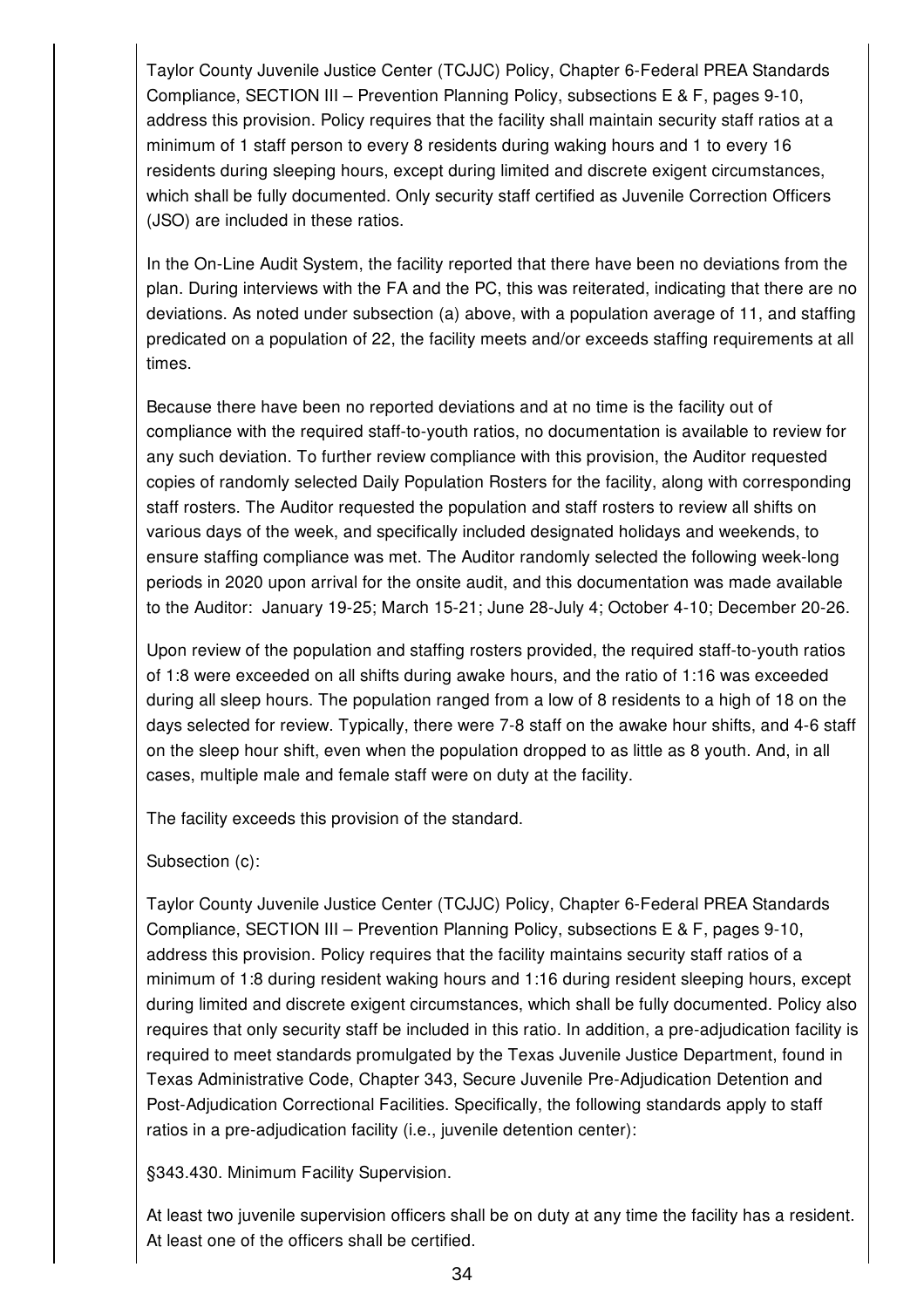Taylor County Juvenile Justice Center (TCJJC) Policy, Chapter 6-Federal PREA Standards Compliance, SECTION III – Prevention Planning Policy, subsections E & F, pages 9-10, address this provision. Policy requires that the facility shall maintain security staff ratios at a minimum of 1 staff person to every 8 residents during waking hours and 1 to every 16 residents during sleeping hours, except during limited and discrete exigent circumstances, which shall be fully documented. Only security staff certified as Juvenile Correction Officers (JSO) are included in these ratios.

In the On-Line Audit System, the facility reported that there have been no deviations from the plan. During interviews with the FA and the PC, this was reiterated, indicating that there are no deviations. As noted under subsection (a) above, with a population average of 11, and staffing predicated on a population of 22, the facility meets and/or exceeds staffing requirements at all times.

Because there have been no reported deviations and at no time is the facility out of compliance with the required staff-to-youth ratios, no documentation is available to review for any such deviation. To further review compliance with this provision, the Auditor requested copies of randomly selected Daily Population Rosters for the facility, along with corresponding staff rosters. The Auditor requested the population and staff rosters to review all shifts on various days of the week, and specifically included designated holidays and weekends, to ensure staffing compliance was met. The Auditor randomly selected the following week-long periods in 2020 upon arrival for the onsite audit, and this documentation was made available to the Auditor: January 19-25; March 15-21; June 28-July 4; October 4-10; December 20-26.

Upon review of the population and staffing rosters provided, the required staff-to-youth ratios of 1:8 were exceeded on all shifts during awake hours, and the ratio of 1:16 was exceeded during all sleep hours. The population ranged from a low of 8 residents to a high of 18 on the days selected for review. Typically, there were 7-8 staff on the awake hour shifts, and 4-6 staff on the sleep hour shift, even when the population dropped to as little as 8 youth. And, in all cases, multiple male and female staff were on duty at the facility.

The facility exceeds this provision of the standard.

Subsection (c):

Taylor County Juvenile Justice Center (TCJJC) Policy, Chapter 6-Federal PREA Standards Compliance, SECTION III – Prevention Planning Policy, subsections E & F, pages 9-10, address this provision. Policy requires that the facility maintains security staff ratios of a minimum of 1:8 during resident waking hours and 1:16 during resident sleeping hours, except during limited and discrete exigent circumstances, which shall be fully documented. Policy also requires that only security staff be included in this ratio. In addition, a pre-adjudication facility is required to meet standards promulgated by the Texas Juvenile Justice Department, found in Texas Administrative Code, Chapter 343, Secure Juvenile Pre-Adjudication Detention and Post-Adjudication Correctional Facilities. Specifically, the following standards apply to staff ratios in a pre-adjudication facility (i.e., juvenile detention center):

§343.430. Minimum Facility Supervision.

At least two juvenile supervision officers shall be on duty at any time the facility has a resident. At least one of the officers shall be certified.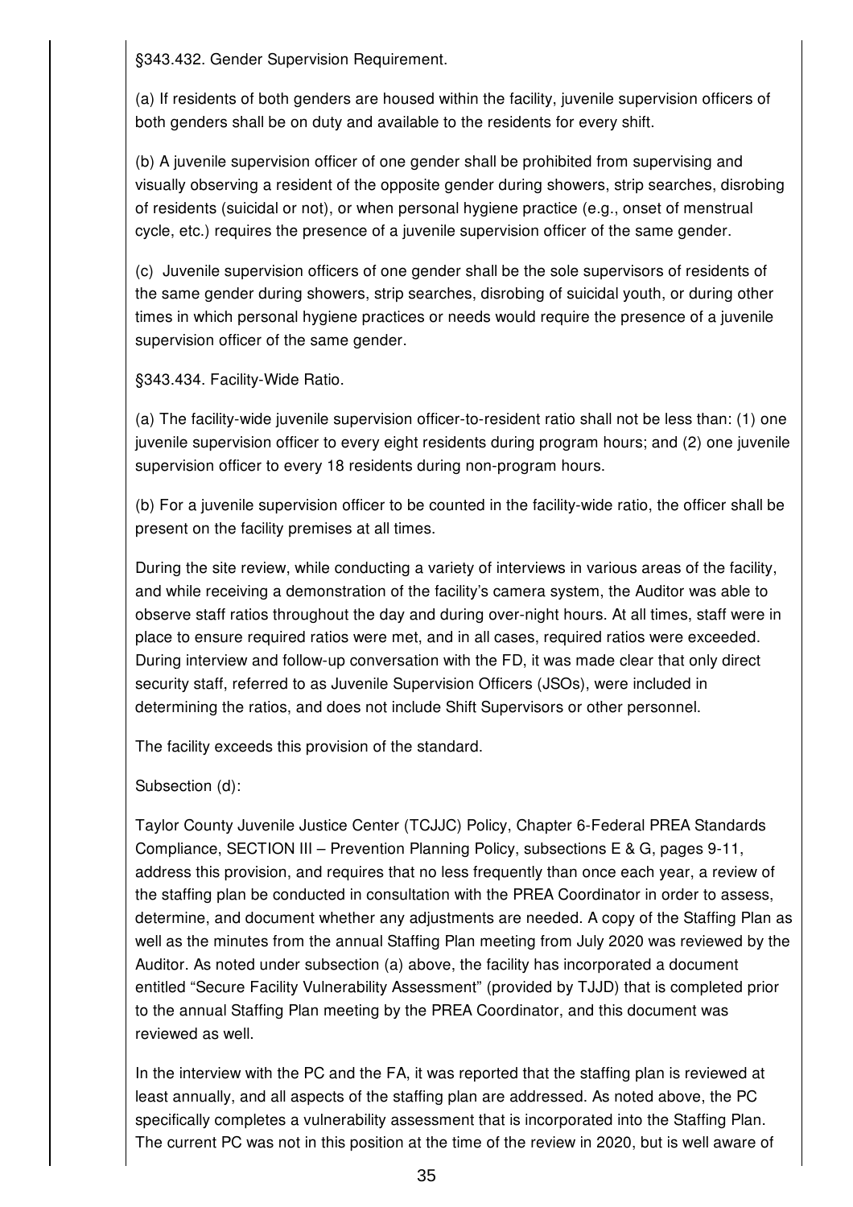§343.432. Gender Supervision Requirement.

(a) If residents of both genders are housed within the facility, juvenile supervision officers of both genders shall be on duty and available to the residents for every shift.

(b) A juvenile supervision officer of one gender shall be prohibited from supervising and visually observing a resident of the opposite gender during showers, strip searches, disrobing of residents (suicidal or not), or when personal hygiene practice (e.g., onset of menstrual cycle, etc.) requires the presence of a juvenile supervision officer of the same gender.

(c) Juvenile supervision officers of one gender shall be the sole supervisors of residents of the same gender during showers, strip searches, disrobing of suicidal youth, or during other times in which personal hygiene practices or needs would require the presence of a juvenile supervision officer of the same gender.

§343.434. Facility-Wide Ratio.

(a) The facility-wide juvenile supervision officer-to-resident ratio shall not be less than: (1) one juvenile supervision officer to every eight residents during program hours; and (2) one juvenile supervision officer to every 18 residents during non-program hours.

(b) For a juvenile supervision officer to be counted in the facility-wide ratio, the officer shall be present on the facility premises at all times.

During the site review, while conducting a variety of interviews in various areas of the facility, and while receiving a demonstration of the facility's camera system, the Auditor was able to observe staff ratios throughout the day and during over-night hours. At all times, staff were in place to ensure required ratios were met, and in all cases, required ratios were exceeded. During interview and follow-up conversation with the FD, it was made clear that only direct security staff, referred to as Juvenile Supervision Officers (JSOs), were included in determining the ratios, and does not include Shift Supervisors or other personnel.

The facility exceeds this provision of the standard.

Subsection (d):

Taylor County Juvenile Justice Center (TCJJC) Policy, Chapter 6-Federal PREA Standards Compliance, SECTION III – Prevention Planning Policy, subsections E & G, pages 9-11, address this provision, and requires that no less frequently than once each year, a review of the staffing plan be conducted in consultation with the PREA Coordinator in order to assess, determine, and document whether any adjustments are needed. A copy of the Staffing Plan as well as the minutes from the annual Staffing Plan meeting from July 2020 was reviewed by the Auditor. As noted under subsection (a) above, the facility has incorporated a document entitled "Secure Facility Vulnerability Assessment" (provided by TJJD) that is completed prior to the annual Staffing Plan meeting by the PREA Coordinator, and this document was reviewed as well.

In the interview with the PC and the FA, it was reported that the staffing plan is reviewed at least annually, and all aspects of the staffing plan are addressed. As noted above, the PC specifically completes a vulnerability assessment that is incorporated into the Staffing Plan. The current PC was not in this position at the time of the review in 2020, but is well aware of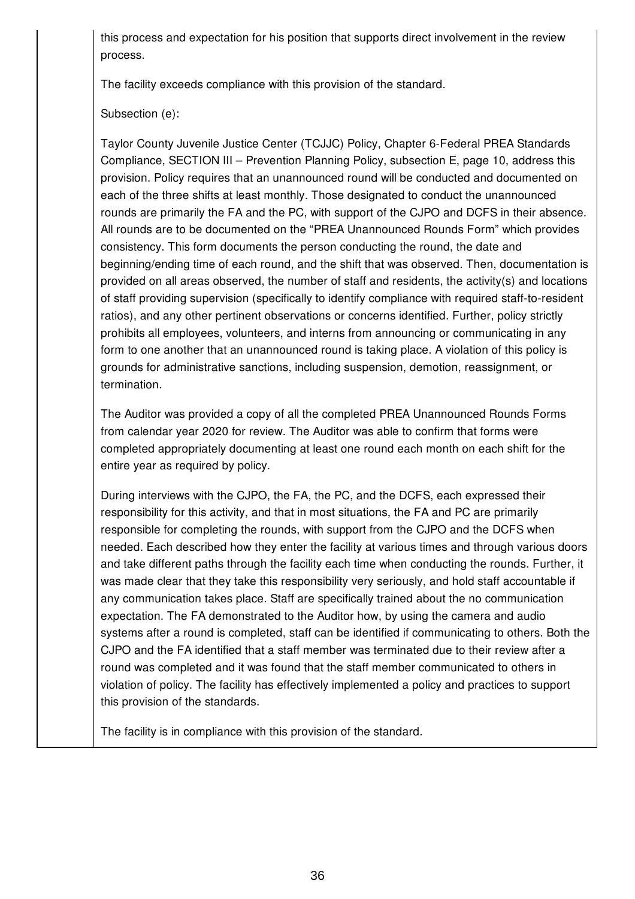this process and expectation for his position that supports direct involvement in the review process.

The facility exceeds compliance with this provision of the standard.

Subsection (e):

Taylor County Juvenile Justice Center (TCJJC) Policy, Chapter 6-Federal PREA Standards Compliance, SECTION III – Prevention Planning Policy, subsection E, page 10, address this provision. Policy requires that an unannounced round will be conducted and documented on each of the three shifts at least monthly. Those designated to conduct the unannounced rounds are primarily the FA and the PC, with support of the CJPO and DCFS in their absence. All rounds are to be documented on the "PREA Unannounced Rounds Form" which provides consistency. This form documents the person conducting the round, the date and beginning/ending time of each round, and the shift that was observed. Then, documentation is provided on all areas observed, the number of staff and residents, the activity(s) and locations of staff providing supervision (specifically to identify compliance with required staff-to-resident ratios), and any other pertinent observations or concerns identified. Further, policy strictly prohibits all employees, volunteers, and interns from announcing or communicating in any form to one another that an unannounced round is taking place. A violation of this policy is grounds for administrative sanctions, including suspension, demotion, reassignment, or termination.

The Auditor was provided a copy of all the completed PREA Unannounced Rounds Forms from calendar year 2020 for review. The Auditor was able to confirm that forms were completed appropriately documenting at least one round each month on each shift for the entire year as required by policy.

During interviews with the CJPO, the FA, the PC, and the DCFS, each expressed their responsibility for this activity, and that in most situations, the FA and PC are primarily responsible for completing the rounds, with support from the CJPO and the DCFS when needed. Each described how they enter the facility at various times and through various doors and take different paths through the facility each time when conducting the rounds. Further, it was made clear that they take this responsibility very seriously, and hold staff accountable if any communication takes place. Staff are specifically trained about the no communication expectation. The FA demonstrated to the Auditor how, by using the camera and audio systems after a round is completed, staff can be identified if communicating to others. Both the CJPO and the FA identified that a staff member was terminated due to their review after a round was completed and it was found that the staff member communicated to others in violation of policy. The facility has effectively implemented a policy and practices to support this provision of the standards.

The facility is in compliance with this provision of the standard.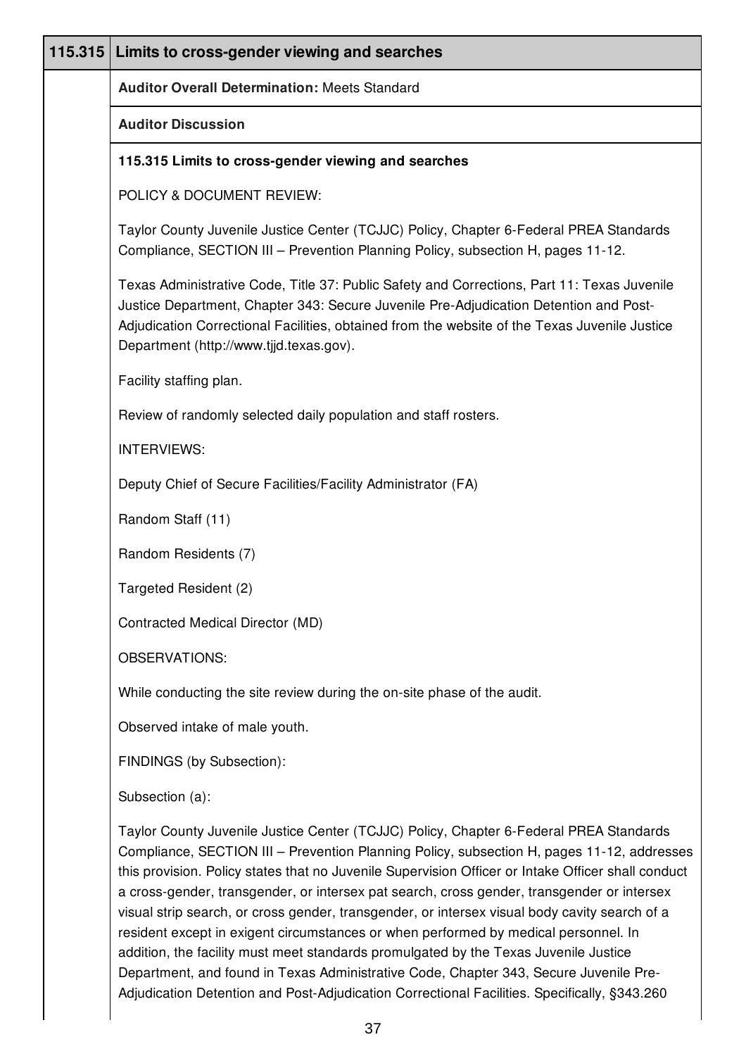## 115.315 Limits to cross-gender viewing and searches

**Auditor Overall Determination:** Meets Standard

**Auditor Discussion**

**115.315 Limits to cross-gender viewing and searches**

POLICY & DOCUMENT REVIEW:

Taylor County Juvenile Justice Center (TCJJC) Policy, Chapter 6-Federal PREA Standards Compliance, SECTION III – Prevention Planning Policy, subsection H, pages 11-12.

Texas Administrative Code, Title 37: Public Safety and Corrections, Part 11: Texas Juvenile Justice Department, Chapter 343: Secure Juvenile Pre-Adjudication Detention and Post-Adjudication Correctional Facilities, obtained from the website of the Texas Juvenile Justice Department (http://www.tjjd.texas.gov).

Facility staffing plan.

Review of randomly selected daily population and staff rosters.

INTERVIEWS:

Deputy Chief of Secure Facilities/Facility Administrator (FA)

Random Staff (11)

Random Residents (7)

Targeted Resident (2)

Contracted Medical Director (MD)

OBSERVATIONS:

While conducting the site review during the on-site phase of the audit.

Observed intake of male youth.

FINDINGS (by Subsection):

Subsection (a):

Taylor County Juvenile Justice Center (TCJJC) Policy, Chapter 6-Federal PREA Standards Compliance, SECTION III – Prevention Planning Policy, subsection H, pages 11-12, addresses this provision. Policy states that no Juvenile Supervision Officer or Intake Officer shall conduct a cross-gender, transgender, or intersex pat search, cross gender, transgender or intersex visual strip search, or cross gender, transgender, or intersex visual body cavity search of a resident except in exigent circumstances or when performed by medical personnel. In addition, the facility must meet standards promulgated by the Texas Juvenile Justice Department, and found in Texas Administrative Code, Chapter 343, Secure Juvenile Pre-Adjudication Detention and Post-Adjudication Correctional Facilities. Specifically, §343.260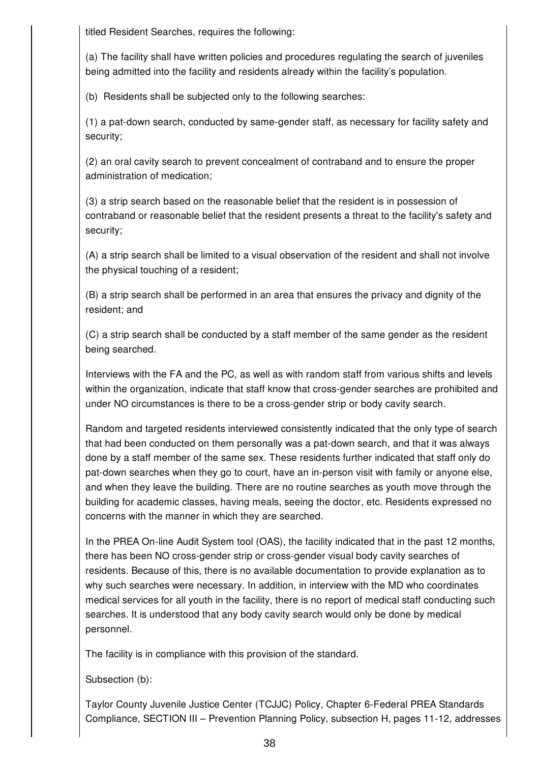titled Resident Searches, requires the following:

(a) The facility shall have written policies and procedures regulating the search of juveniles being admitted into the facility and residents already within the facility's population.

(b) Residents shall be subjected only to the following searches:

(1) a pat-down search, conducted by same-gender staff, as necessary for facility safety and security;

(2) an oral cavity search to prevent concealment of contraband and to ensure the proper administration of medication;

(3) a strip search based on the reasonable belief that the resident is in possession of contraband or reasonable belief that the resident presents a threat to the facility's safety and security;

(A) a strip search shall be limited to a visual observation of the resident and shall not involve the physical touching of a resident;

(B) a strip search shall be performed in an area that ensures the privacy and dignity of the resident; and

(C) a strip search shall be conducted by a staff member of the same gender as the resident being searched.

Interviews with the FA and the PC, as well as with random staff from various shifts and levels within the organization, indicate that staff know that cross-gender searches are prohibited and under NO circumstances is there to be a cross-gender strip or body cavity search.

Random and targeted residents interviewed consistently indicated that the only type of search that had been conducted on them personally was a pat-down search, and that it was always done by a staff member of the same sex. These residents further indicated that staff only do pat-down searches when they go to court, have an in-person visit with family or anyone else, and when they leave the building. There are no routine searches as youth move through the building for academic classes, having meals, seeing the doctor, etc. Residents expressed no concerns with the manner in which they are searched.

In the PREA On-line Audit System tool (OAS), the facility indicated that in the past 12 months, there has been NO cross-gender strip or cross-gender visual body cavity searches of residents. Because of this, there is no available documentation to provide explanation as to why such searches were necessary. In addition, in interview with the MD who coordinates medical services for all youth in the facility, there is no report of medical staff conducting such searches. It is understood that any body cavity search would only be done by medical personnel.

The facility is in compliance with this provision of the standard.

Subsection (b):

Taylor County Juvenile Justice Center (TCJJC) Policy, Chapter 6-Federal PREA Standards Compliance, SECTION III – Prevention Planning Policy, subsection H, pages 11-12, addresses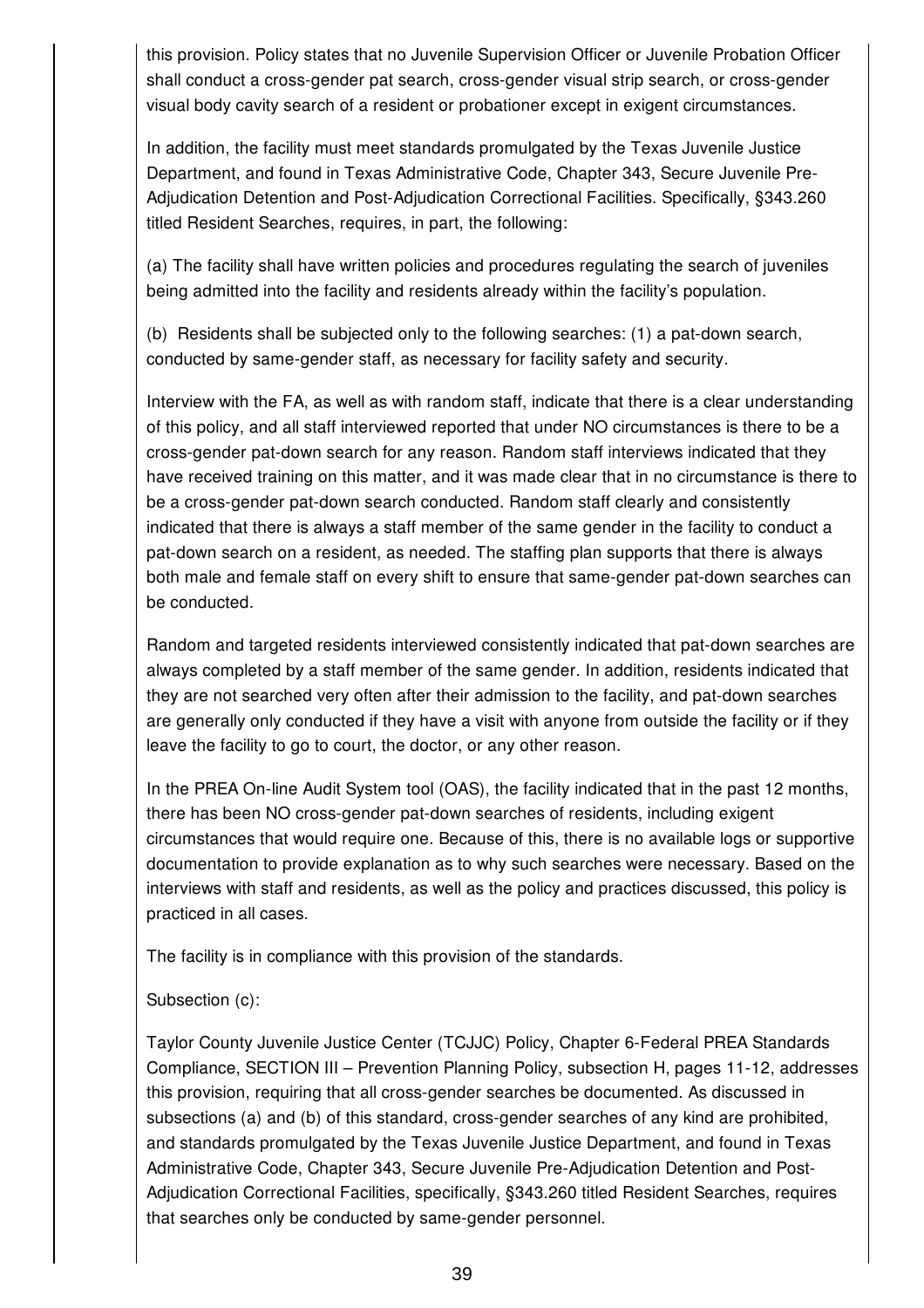this provision. Policy states that no Juvenile Supervision Officer or Juvenile Probation Officer shall conduct a cross-gender pat search, cross-gender visual strip search, or cross-gender visual body cavity search of a resident or probationer except in exigent circumstances.

In addition, the facility must meet standards promulgated by the Texas Juvenile Justice Department, and found in Texas Administrative Code, Chapter 343, Secure Juvenile Pre-Adjudication Detention and Post-Adjudication Correctional Facilities. Specifically, §343.260 titled Resident Searches, requires, in part, the following:

(a) The facility shall have written policies and procedures regulating the search of juveniles being admitted into the facility and residents already within the facility's population.

(b) Residents shall be subjected only to the following searches: (1) a pat-down search, conducted by same-gender staff, as necessary for facility safety and security.

Interview with the FA, as well as with random staff, indicate that there is a clear understanding of this policy, and all staff interviewed reported that under NO circumstances is there to be a cross-gender pat-down search for any reason. Random staff interviews indicated that they have received training on this matter, and it was made clear that in no circumstance is there to be a cross-gender pat-down search conducted. Random staff clearly and consistently indicated that there is always a staff member of the same gender in the facility to conduct a pat-down search on a resident, as needed. The staffing plan supports that there is always both male and female staff on every shift to ensure that same-gender pat-down searches can be conducted.

Random and targeted residents interviewed consistently indicated that pat-down searches are always completed by a staff member of the same gender. In addition, residents indicated that they are not searched very often after their admission to the facility, and pat-down searches are generally only conducted if they have a visit with anyone from outside the facility or if they leave the facility to go to court, the doctor, or any other reason.

In the PREA On-line Audit System tool (OAS), the facility indicated that in the past 12 months, there has been NO cross-gender pat-down searches of residents, including exigent circumstances that would require one. Because of this, there is no available logs or supportive documentation to provide explanation as to why such searches were necessary. Based on the interviews with staff and residents, as well as the policy and practices discussed, this policy is practiced in all cases.

The facility is in compliance with this provision of the standards.

Subsection (c):

Taylor County Juvenile Justice Center (TCJJC) Policy, Chapter 6-Federal PREA Standards Compliance, SECTION III – Prevention Planning Policy, subsection H, pages 11-12, addresses this provision, requiring that all cross-gender searches be documented. As discussed in subsections (a) and (b) of this standard, cross-gender searches of any kind are prohibited, and standards promulgated by the Texas Juvenile Justice Department, and found in Texas Administrative Code, Chapter 343, Secure Juvenile Pre-Adjudication Detention and Post-Adjudication Correctional Facilities, specifically, §343.260 titled Resident Searches, requires that searches only be conducted by same-gender personnel.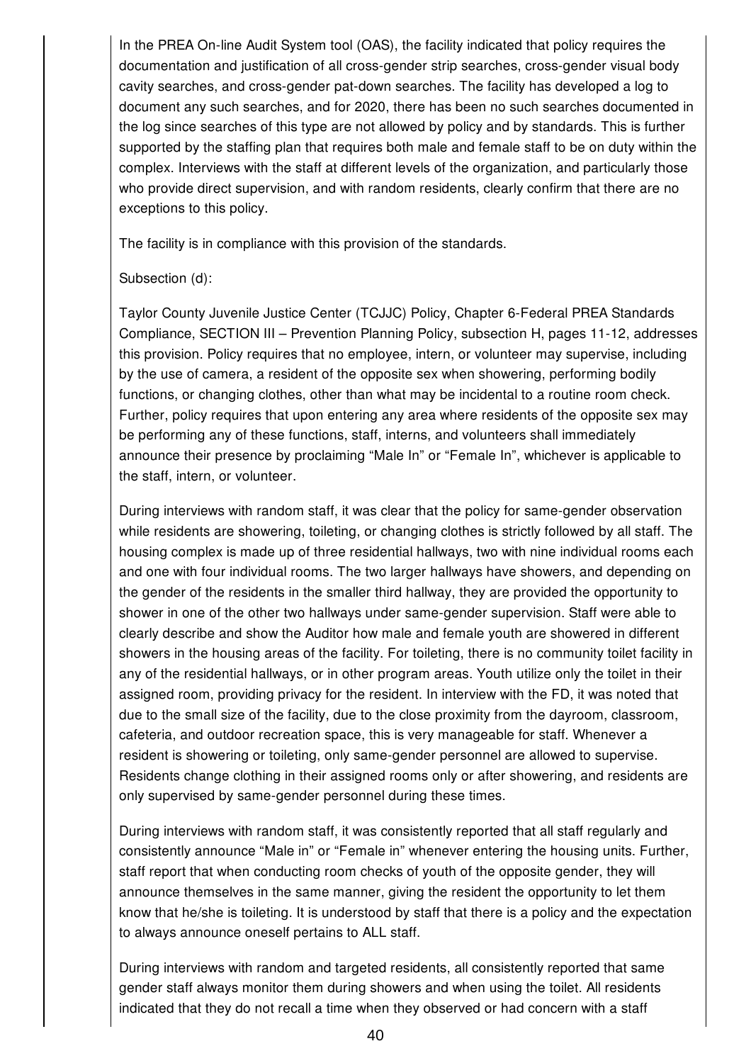In the PREA On-line Audit System tool (OAS), the facility indicated that policy requires the documentation and justification of all cross-gender strip searches, cross-gender visual body cavity searches, and cross-gender pat-down searches. The facility has developed a log to document any such searches, and for 2020, there has been no such searches documented in the log since searches of this type are not allowed by policy and by standards. This is further supported by the staffing plan that requires both male and female staff to be on duty within the complex. Interviews with the staff at different levels of the organization, and particularly those who provide direct supervision, and with random residents, clearly confirm that there are no exceptions to this policy.

The facility is in compliance with this provision of the standards.

Subsection (d):

Taylor County Juvenile Justice Center (TCJJC) Policy, Chapter 6-Federal PREA Standards Compliance, SECTION III – Prevention Planning Policy, subsection H, pages 11-12, addresses this provision. Policy requires that no employee, intern, or volunteer may supervise, including by the use of camera, a resident of the opposite sex when showering, performing bodily functions, or changing clothes, other than what may be incidental to a routine room check. Further, policy requires that upon entering any area where residents of the opposite sex may be performing any of these functions, staff, interns, and volunteers shall immediately announce their presence by proclaiming "Male In" or "Female In", whichever is applicable to the staff, intern, or volunteer.

During interviews with random staff, it was clear that the policy for same-gender observation while residents are showering, toileting, or changing clothes is strictly followed by all staff. The housing complex is made up of three residential hallways, two with nine individual rooms each and one with four individual rooms. The two larger hallways have showers, and depending on the gender of the residents in the smaller third hallway, they are provided the opportunity to shower in one of the other two hallways under same-gender supervision. Staff were able to clearly describe and show the Auditor how male and female youth are showered in different showers in the housing areas of the facility. For toileting, there is no community toilet facility in any of the residential hallways, or in other program areas. Youth utilize only the toilet in their assigned room, providing privacy for the resident. In interview with the FD, it was noted that due to the small size of the facility, due to the close proximity from the dayroom, classroom, cafeteria, and outdoor recreation space, this is very manageable for staff. Whenever a resident is showering or toileting, only same-gender personnel are allowed to supervise. Residents change clothing in their assigned rooms only or after showering, and residents are only supervised by same-gender personnel during these times.

During interviews with random staff, it was consistently reported that all staff regularly and consistently announce "Male in" or "Female in" whenever entering the housing units. Further, staff report that when conducting room checks of youth of the opposite gender, they will announce themselves in the same manner, giving the resident the opportunity to let them know that he/she is toileting. It is understood by staff that there is a policy and the expectation to always announce oneself pertains to ALL staff.

During interviews with random and targeted residents, all consistently reported that same gender staff always monitor them during showers and when using the toilet. All residents indicated that they do not recall a time when they observed or had concern with a staff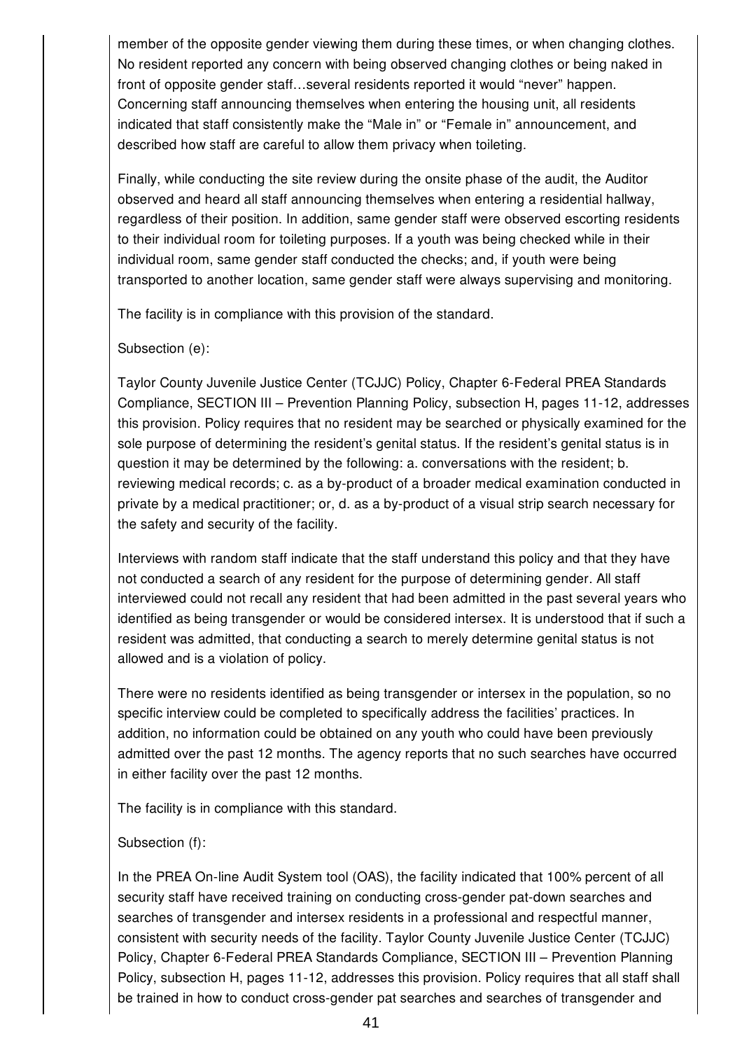member of the opposite gender viewing them during these times, or when changing clothes. No resident reported any concern with being observed changing clothes or being naked in front of opposite gender staff…several residents reported it would "never" happen. Concerning staff announcing themselves when entering the housing unit, all residents indicated that staff consistently make the "Male in" or "Female in" announcement, and described how staff are careful to allow them privacy when toileting.

Finally, while conducting the site review during the onsite phase of the audit, the Auditor observed and heard all staff announcing themselves when entering a residential hallway, regardless of their position. In addition, same gender staff were observed escorting residents to their individual room for toileting purposes. If a youth was being checked while in their individual room, same gender staff conducted the checks; and, if youth were being transported to another location, same gender staff were always supervising and monitoring.

The facility is in compliance with this provision of the standard.

Subsection (e):

Taylor County Juvenile Justice Center (TCJJC) Policy, Chapter 6-Federal PREA Standards Compliance, SECTION III – Prevention Planning Policy, subsection H, pages 11-12, addresses this provision. Policy requires that no resident may be searched or physically examined for the sole purpose of determining the resident's genital status. If the resident's genital status is in question it may be determined by the following: a. conversations with the resident; b. reviewing medical records; c. as a by-product of a broader medical examination conducted in private by a medical practitioner; or, d. as a by-product of a visual strip search necessary for the safety and security of the facility.

Interviews with random staff indicate that the staff understand this policy and that they have not conducted a search of any resident for the purpose of determining gender. All staff interviewed could not recall any resident that had been admitted in the past several years who identified as being transgender or would be considered intersex. It is understood that if such a resident was admitted, that conducting a search to merely determine genital status is not allowed and is a violation of policy.

There were no residents identified as being transgender or intersex in the population, so no specific interview could be completed to specifically address the facilities' practices. In addition, no information could be obtained on any youth who could have been previously admitted over the past 12 months. The agency reports that no such searches have occurred in either facility over the past 12 months.

The facility is in compliance with this standard.

Subsection (f):

In the PREA On-line Audit System tool (OAS), the facility indicated that 100% percent of all security staff have received training on conducting cross-gender pat-down searches and searches of transgender and intersex residents in a professional and respectful manner, consistent with security needs of the facility. Taylor County Juvenile Justice Center (TCJJC) Policy, Chapter 6-Federal PREA Standards Compliance, SECTION III – Prevention Planning Policy, subsection H, pages 11-12, addresses this provision. Policy requires that all staff shall be trained in how to conduct cross-gender pat searches and searches of transgender and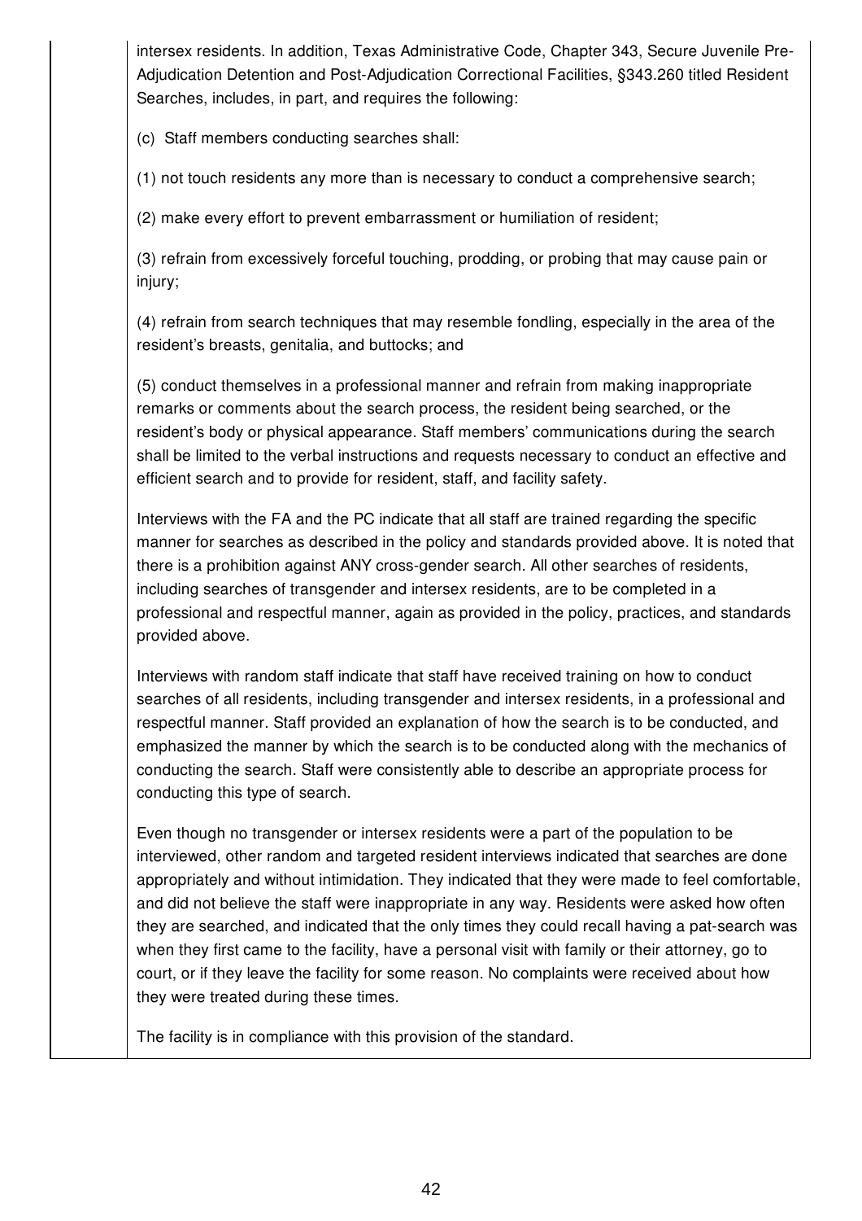intersex residents. In addition, Texas Administrative Code, Chapter 343, Secure Juvenile Pre-Adjudication Detention and Post-Adjudication Correctional Facilities, §343.260 titled Resident Searches, includes, in part, and requires the following:

(c) Staff members conducting searches shall:

(1) not touch residents any more than is necessary to conduct a comprehensive search;

(2) make every effort to prevent embarrassment or humiliation of resident;

(3) refrain from excessively forceful touching, prodding, or probing that may cause pain or injury;

(4) refrain from search techniques that may resemble fondling, especially in the area of the resident's breasts, genitalia, and buttocks; and

(5) conduct themselves in a professional manner and refrain from making inappropriate remarks or comments about the search process, the resident being searched, or the resident's body or physical appearance. Staff members' communications during the search shall be limited to the verbal instructions and requests necessary to conduct an effective and efficient search and to provide for resident, staff, and facility safety.

Interviews with the FA and the PC indicate that all staff are trained regarding the specific manner for searches as described in the policy and standards provided above. It is noted that there is a prohibition against ANY cross-gender search. All other searches of residents, including searches of transgender and intersex residents, are to be completed in a professional and respectful manner, again as provided in the policy, practices, and standards provided above.

Interviews with random staff indicate that staff have received training on how to conduct searches of all residents, including transgender and intersex residents, in a professional and respectful manner. Staff provided an explanation of how the search is to be conducted, and emphasized the manner by which the search is to be conducted along with the mechanics of conducting the search. Staff were consistently able to describe an appropriate process for conducting this type of search.

Even though no transgender or intersex residents were a part of the population to be interviewed, other random and targeted resident interviews indicated that searches are done appropriately and without intimidation. They indicated that they were made to feel comfortable, and did not believe the staff were inappropriate in any way. Residents were asked how often they are searched, and indicated that the only times they could recall having a pat-search was when they first came to the facility, have a personal visit with family or their attorney, go to court, or if they leave the facility for some reason. No complaints were received about how they were treated during these times.

The facility is in compliance with this provision of the standard.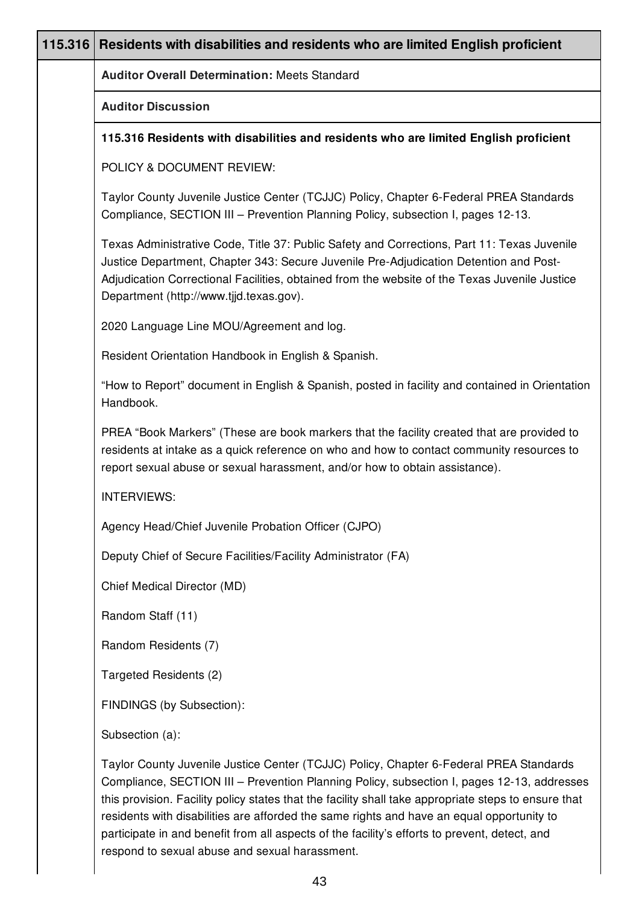| 115.316 | Residents with disabilities and residents who are limited English proficient |
|---|---|

**Auditor Overall Determination:** Meets Standard

**Auditor Discussion**

**115.316 Residents with disabilities and residents who are limited English proficient**

POLICY & DOCUMENT REVIEW:

Taylor County Juvenile Justice Center (TCJJC) Policy, Chapter 6-Federal PREA Standards Compliance, SECTION III – Prevention Planning Policy, subsection I, pages 12-13.

Texas Administrative Code, Title 37: Public Safety and Corrections, Part 11: Texas Juvenile Justice Department, Chapter 343: Secure Juvenile Pre-Adjudication Detention and Post-Adjudication Correctional Facilities, obtained from the website of the Texas Juvenile Justice Department (http://www.tjjd.texas.gov).

2020 Language Line MOU/Agreement and log.

Resident Orientation Handbook in English & Spanish.

"How to Report" document in English & Spanish, posted in facility and contained in Orientation Handbook.

PREA "Book Markers" (These are book markers that the facility created that are provided to residents at intake as a quick reference on who and how to contact community resources to report sexual abuse or sexual harassment, and/or how to obtain assistance).

INTERVIEWS:

Agency Head/Chief Juvenile Probation Officer (CJPO)

Deputy Chief of Secure Facilities/Facility Administrator (FA)

Chief Medical Director (MD)

Random Staff (11)

Random Residents (7)

Targeted Residents (2)

FINDINGS (by Subsection):

Subsection (a):

Taylor County Juvenile Justice Center (TCJJC) Policy, Chapter 6-Federal PREA Standards Compliance, SECTION III – Prevention Planning Policy, subsection I, pages 12-13, addresses this provision. Facility policy states that the facility shall take appropriate steps to ensure that residents with disabilities are afforded the same rights and have an equal opportunity to participate in and benefit from all aspects of the facility's efforts to prevent, detect, and respond to sexual abuse and sexual harassment.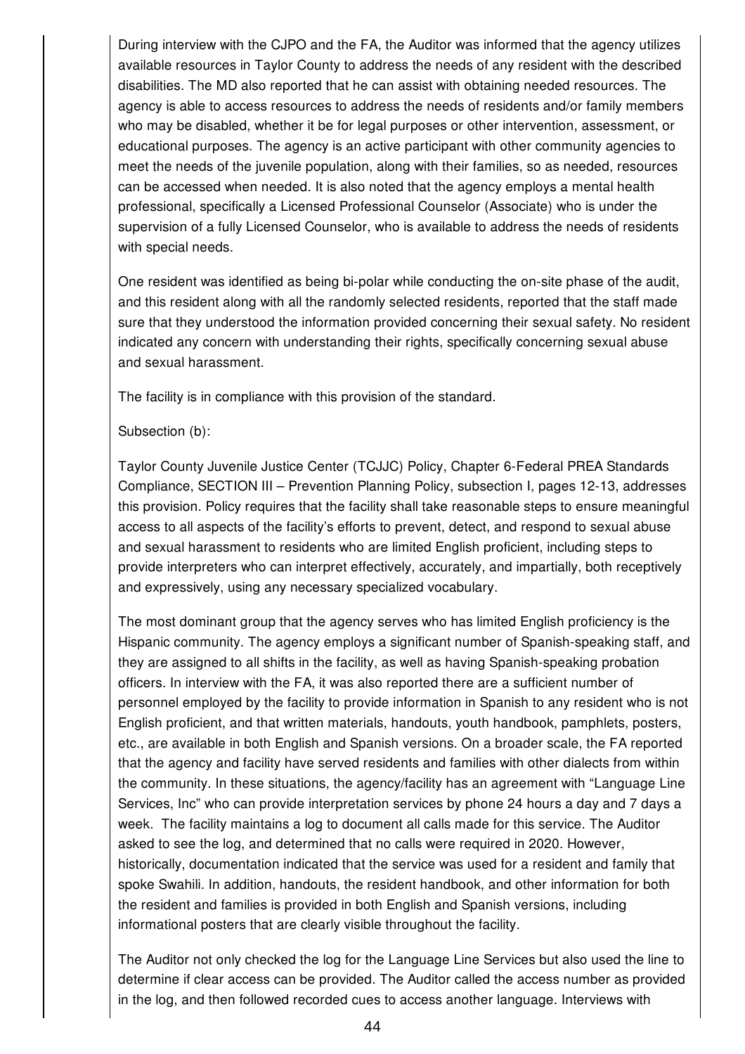During interview with the CJPO and the FA, the Auditor was informed that the agency utilizes available resources in Taylor County to address the needs of any resident with the described disabilities. The MD also reported that he can assist with obtaining needed resources. The agency is able to access resources to address the needs of residents and/or family members who may be disabled, whether it be for legal purposes or other intervention, assessment, or educational purposes. The agency is an active participant with other community agencies to meet the needs of the juvenile population, along with their families, so as needed, resources can be accessed when needed. It is also noted that the agency employs a mental health professional, specifically a Licensed Professional Counselor (Associate) who is under the supervision of a fully Licensed Counselor, who is available to address the needs of residents with special needs.

One resident was identified as being bi-polar while conducting the on-site phase of the audit, and this resident along with all the randomly selected residents, reported that the staff made sure that they understood the information provided concerning their sexual safety. No resident indicated any concern with understanding their rights, specifically concerning sexual abuse and sexual harassment.

The facility is in compliance with this provision of the standard.

Subsection (b):

Taylor County Juvenile Justice Center (TCJJC) Policy, Chapter 6-Federal PREA Standards Compliance, SECTION III – Prevention Planning Policy, subsection I, pages 12-13, addresses this provision. Policy requires that the facility shall take reasonable steps to ensure meaningful access to all aspects of the facility's efforts to prevent, detect, and respond to sexual abuse and sexual harassment to residents who are limited English proficient, including steps to provide interpreters who can interpret effectively, accurately, and impartially, both receptively and expressively, using any necessary specialized vocabulary.

The most dominant group that the agency serves who has limited English proficiency is the Hispanic community. The agency employs a significant number of Spanish-speaking staff, and they are assigned to all shifts in the facility, as well as having Spanish-speaking probation officers. In interview with the FA, it was also reported there are a sufficient number of personnel employed by the facility to provide information in Spanish to any resident who is not English proficient, and that written materials, handouts, youth handbook, pamphlets, posters, etc., are available in both English and Spanish versions. On a broader scale, the FA reported that the agency and facility have served residents and families with other dialects from within the community. In these situations, the agency/facility has an agreement with "Language Line Services, Inc" who can provide interpretation services by phone 24 hours a day and 7 days a week. The facility maintains a log to document all calls made for this service. The Auditor asked to see the log, and determined that no calls were required in 2020. However, historically, documentation indicated that the service was used for a resident and family that spoke Swahili. In addition, handouts, the resident handbook, and other information for both the resident and families is provided in both English and Spanish versions, including informational posters that are clearly visible throughout the facility.

The Auditor not only checked the log for the Language Line Services but also used the line to determine if clear access can be provided. The Auditor called the access number as provided in the log, and then followed recorded cues to access another language. Interviews with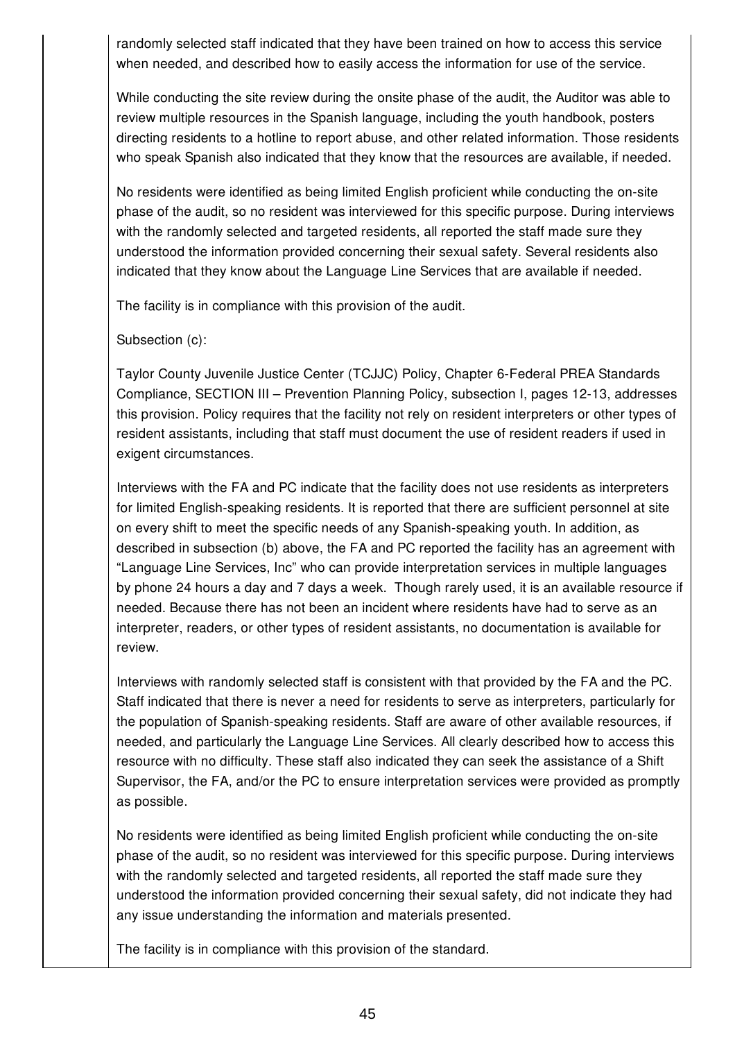randomly selected staff indicated that they have been trained on how to access this service when needed, and described how to easily access the information for use of the service.

While conducting the site review during the onsite phase of the audit, the Auditor was able to review multiple resources in the Spanish language, including the youth handbook, posters directing residents to a hotline to report abuse, and other related information. Those residents who speak Spanish also indicated that they know that the resources are available, if needed.

No residents were identified as being limited English proficient while conducting the on-site phase of the audit, so no resident was interviewed for this specific purpose. During interviews with the randomly selected and targeted residents, all reported the staff made sure they understood the information provided concerning their sexual safety. Several residents also indicated that they know about the Language Line Services that are available if needed.

The facility is in compliance with this provision of the audit.

Subsection (c):

Taylor County Juvenile Justice Center (TCJJC) Policy, Chapter 6-Federal PREA Standards Compliance, SECTION III – Prevention Planning Policy, subsection I, pages 12-13, addresses this provision. Policy requires that the facility not rely on resident interpreters or other types of resident assistants, including that staff must document the use of resident readers if used in exigent circumstances.

Interviews with the FA and PC indicate that the facility does not use residents as interpreters for limited English-speaking residents. It is reported that there are sufficient personnel at site on every shift to meet the specific needs of any Spanish-speaking youth. In addition, as described in subsection (b) above, the FA and PC reported the facility has an agreement with "Language Line Services, Inc" who can provide interpretation services in multiple languages by phone 24 hours a day and 7 days a week. Though rarely used, it is an available resource if needed. Because there has not been an incident where residents have had to serve as an interpreter, readers, or other types of resident assistants, no documentation is available for review.

Interviews with randomly selected staff is consistent with that provided by the FA and the PC. Staff indicated that there is never a need for residents to serve as interpreters, particularly for the population of Spanish-speaking residents. Staff are aware of other available resources, if needed, and particularly the Language Line Services. All clearly described how to access this resource with no difficulty. These staff also indicated they can seek the assistance of a Shift Supervisor, the FA, and/or the PC to ensure interpretation services were provided as promptly as possible.

No residents were identified as being limited English proficient while conducting the on-site phase of the audit, so no resident was interviewed for this specific purpose. During interviews with the randomly selected and targeted residents, all reported the staff made sure they understood the information provided concerning their sexual safety, did not indicate they had any issue understanding the information and materials presented.

The facility is in compliance with this provision of the standard.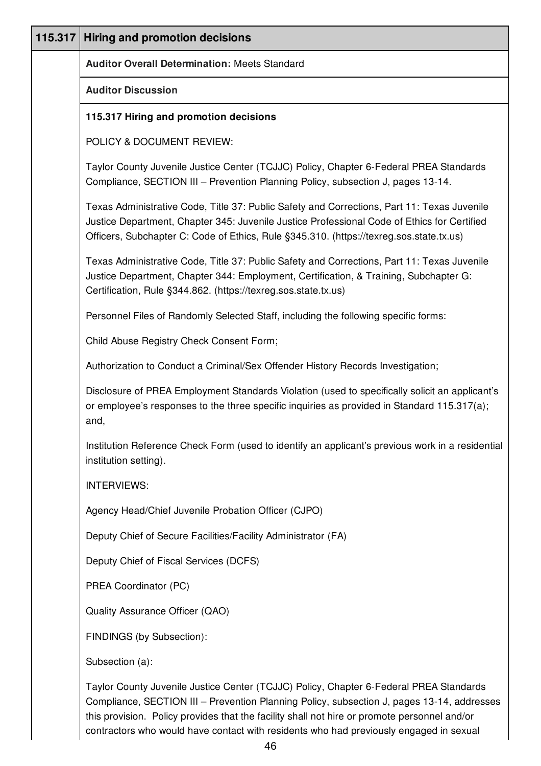## 115.317 Hiring and promotion decisions

**Auditor Overall Determination:** Meets Standard

**Auditor Discussion**

**115.317 Hiring and promotion decisions**

POLICY & DOCUMENT REVIEW:

Taylor County Juvenile Justice Center (TCJJC) Policy, Chapter 6-Federal PREA Standards Compliance, SECTION III – Prevention Planning Policy, subsection J, pages 13-14.

Texas Administrative Code, Title 37: Public Safety and Corrections, Part 11: Texas Juvenile Justice Department, Chapter 345: Juvenile Justice Professional Code of Ethics for Certified Officers, Subchapter C: Code of Ethics, Rule §345.310. (https://texreg.sos.state.tx.us)

Texas Administrative Code, Title 37: Public Safety and Corrections, Part 11: Texas Juvenile Justice Department, Chapter 344: Employment, Certification, & Training, Subchapter G: Certification, Rule §344.862. (https://texreg.sos.state.tx.us)

Personnel Files of Randomly Selected Staff, including the following specific forms:

Child Abuse Registry Check Consent Form;

Authorization to Conduct a Criminal/Sex Offender History Records Investigation;

Disclosure of PREA Employment Standards Violation (used to specifically solicit an applicant's or employee's responses to the three specific inquiries as provided in Standard 115.317(a); and,

Institution Reference Check Form (used to identify an applicant's previous work in a residential institution setting).

INTERVIEWS:

Agency Head/Chief Juvenile Probation Officer (CJPO)

Deputy Chief of Secure Facilities/Facility Administrator (FA)

Deputy Chief of Fiscal Services (DCFS)

PREA Coordinator (PC)

Quality Assurance Officer (QAO)

FINDINGS (by Subsection):

Subsection (a):

Taylor County Juvenile Justice Center (TCJJC) Policy, Chapter 6-Federal PREA Standards Compliance, SECTION III – Prevention Planning Policy, subsection J, pages 13-14, addresses this provision. Policy provides that the facility shall not hire or promote personnel and/or contractors who would have contact with residents who had previously engaged in sexual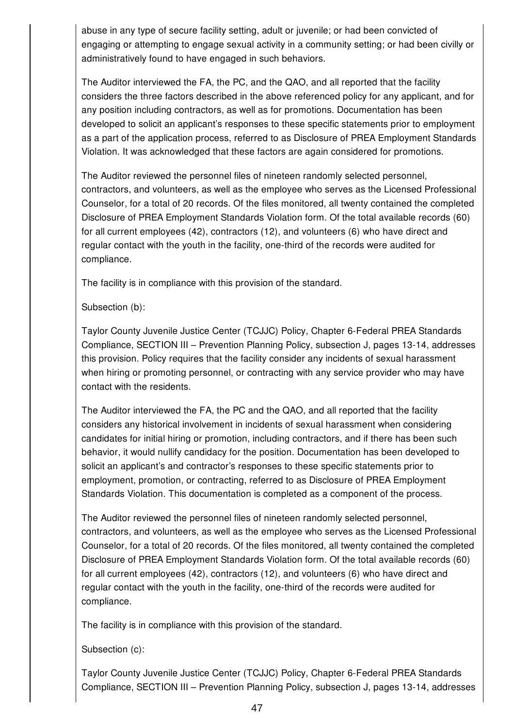abuse in any type of secure facility setting, adult or juvenile; or had been convicted of engaging or attempting to engage sexual activity in a community setting; or had been civilly or administratively found to have engaged in such behaviors.

The Auditor interviewed the FA, the PC, and the QAO, and all reported that the facility considers the three factors described in the above referenced policy for any applicant, and for any position including contractors, as well as for promotions. Documentation has been developed to solicit an applicant's responses to these specific statements prior to employment as a part of the application process, referred to as Disclosure of PREA Employment Standards Violation. It was acknowledged that these factors are again considered for promotions.

The Auditor reviewed the personnel files of nineteen randomly selected personnel, contractors, and volunteers, as well as the employee who serves as the Licensed Professional Counselor, for a total of 20 records. Of the files monitored, all twenty contained the completed Disclosure of PREA Employment Standards Violation form. Of the total available records (60) for all current employees (42), contractors (12), and volunteers (6) who have direct and regular contact with the youth in the facility, one-third of the records were audited for compliance.

The facility is in compliance with this provision of the standard.

Subsection (b):

Taylor County Juvenile Justice Center (TCJJC) Policy, Chapter 6-Federal PREA Standards Compliance, SECTION III – Prevention Planning Policy, subsection J, pages 13-14, addresses this provision. Policy requires that the facility consider any incidents of sexual harassment when hiring or promoting personnel, or contracting with any service provider who may have contact with the residents.

The Auditor interviewed the FA, the PC and the QAO, and all reported that the facility considers any historical involvement in incidents of sexual harassment when considering candidates for initial hiring or promotion, including contractors, and if there has been such behavior, it would nullify candidacy for the position. Documentation has been developed to solicit an applicant's and contractor's responses to these specific statements prior to employment, promotion, or contracting, referred to as Disclosure of PREA Employment Standards Violation. This documentation is completed as a component of the process.

The Auditor reviewed the personnel files of nineteen randomly selected personnel, contractors, and volunteers, as well as the employee who serves as the Licensed Professional Counselor, for a total of 20 records. Of the files monitored, all twenty contained the completed Disclosure of PREA Employment Standards Violation form. Of the total available records (60) for all current employees (42), contractors (12), and volunteers (6) who have direct and regular contact with the youth in the facility, one-third of the records were audited for compliance.

The facility is in compliance with this provision of the standard.

Subsection (c):

Taylor County Juvenile Justice Center (TCJJC) Policy, Chapter 6-Federal PREA Standards Compliance, SECTION III – Prevention Planning Policy, subsection J, pages 13-14, addresses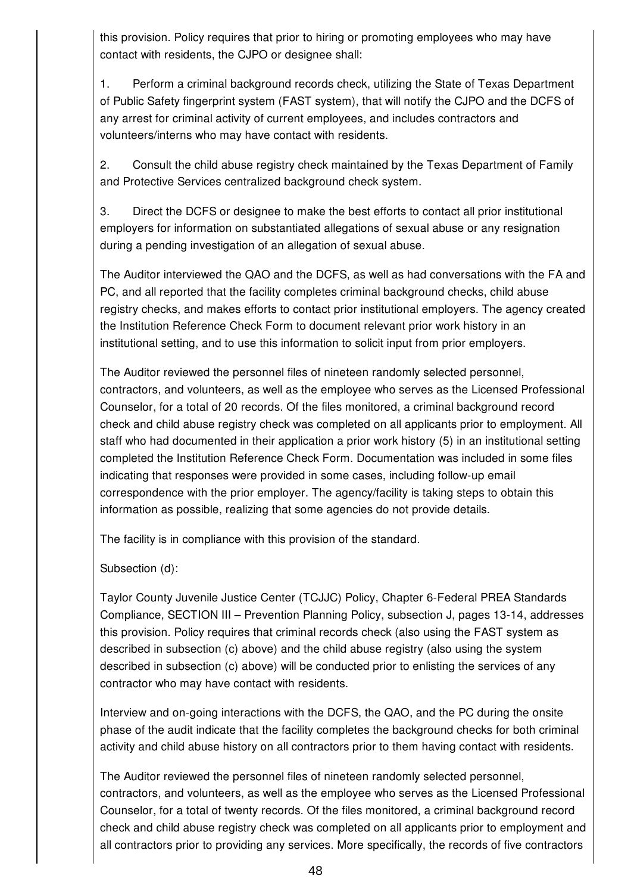this provision. Policy requires that prior to hiring or promoting employees who may have contact with residents, the CJPO or designee shall:

1. Perform a criminal background records check, utilizing the State of Texas Department of Public Safety fingerprint system (FAST system), that will notify the CJPO and the DCFS of any arrest for criminal activity of current employees, and includes contractors and volunteers/interns who may have contact with residents.

2. Consult the child abuse registry check maintained by the Texas Department of Family and Protective Services centralized background check system.

3. Direct the DCFS or designee to make the best efforts to contact all prior institutional employers for information on substantiated allegations of sexual abuse or any resignation during a pending investigation of an allegation of sexual abuse.

The Auditor interviewed the QAO and the DCFS, as well as had conversations with the FA and PC, and all reported that the facility completes criminal background checks, child abuse registry checks, and makes efforts to contact prior institutional employers. The agency created the Institution Reference Check Form to document relevant prior work history in an institutional setting, and to use this information to solicit input from prior employers.

The Auditor reviewed the personnel files of nineteen randomly selected personnel, contractors, and volunteers, as well as the employee who serves as the Licensed Professional Counselor, for a total of 20 records. Of the files monitored, a criminal background record check and child abuse registry check was completed on all applicants prior to employment. All staff who had documented in their application a prior work history (5) in an institutional setting completed the Institution Reference Check Form. Documentation was included in some files indicating that responses were provided in some cases, including follow-up email correspondence with the prior employer. The agency/facility is taking steps to obtain this information as possible, realizing that some agencies do not provide details.

The facility is in compliance with this provision of the standard.

Subsection (d):

Taylor County Juvenile Justice Center (TCJJC) Policy, Chapter 6-Federal PREA Standards Compliance, SECTION III – Prevention Planning Policy, subsection J, pages 13-14, addresses this provision. Policy requires that criminal records check (also using the FAST system as described in subsection (c) above) and the child abuse registry (also using the system described in subsection (c) above) will be conducted prior to enlisting the services of any contractor who may have contact with residents.

Interview and on-going interactions with the DCFS, the QAO, and the PC during the onsite phase of the audit indicate that the facility completes the background checks for both criminal activity and child abuse history on all contractors prior to them having contact with residents.

The Auditor reviewed the personnel files of nineteen randomly selected personnel, contractors, and volunteers, as well as the employee who serves as the Licensed Professional Counselor, for a total of twenty records. Of the files monitored, a criminal background record check and child abuse registry check was completed on all applicants prior to employment and all contractors prior to providing any services. More specifically, the records of five contractors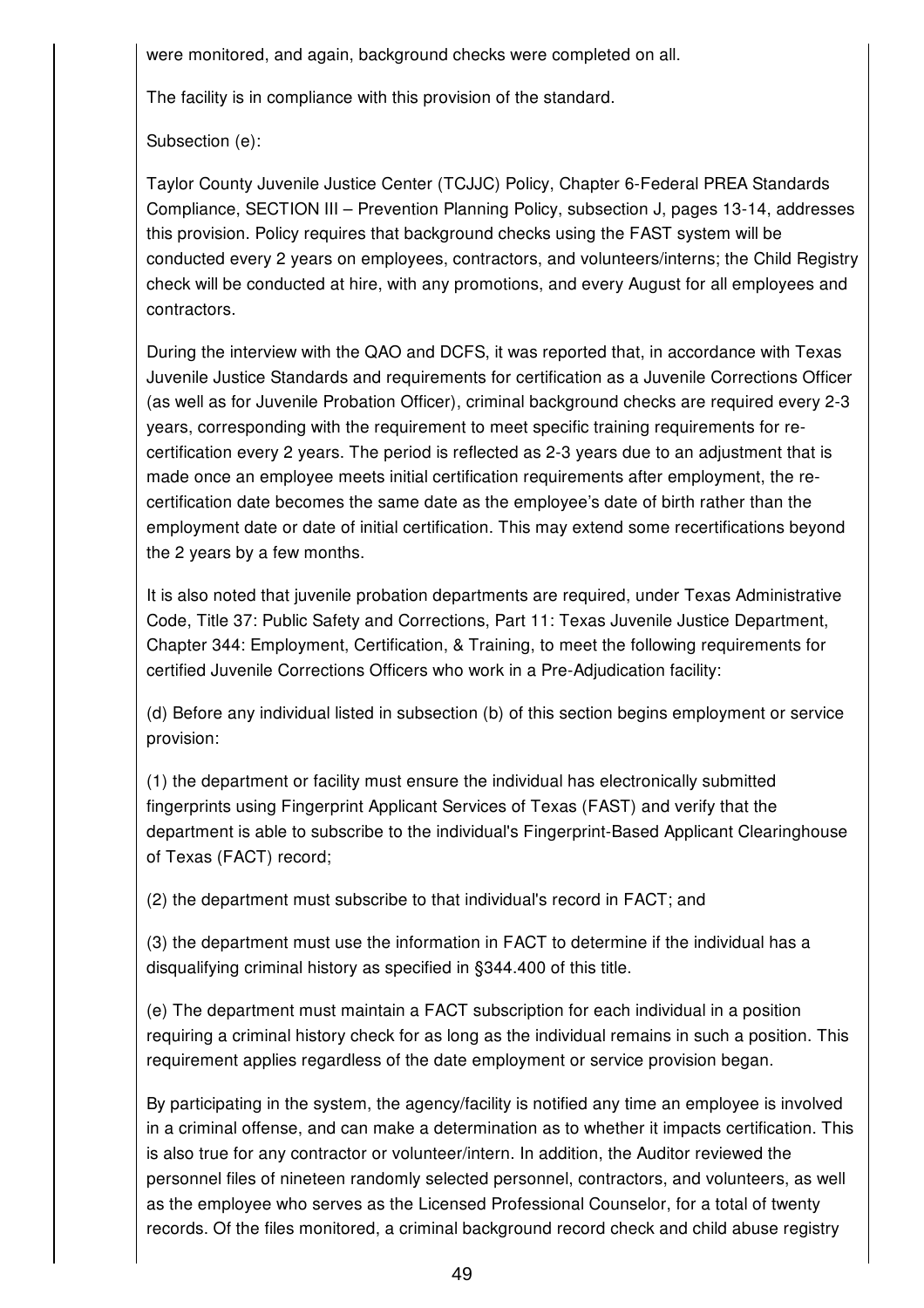were monitored, and again, background checks were completed on all.

The facility is in compliance with this provision of the standard.

Subsection (e):

Taylor County Juvenile Justice Center (TCJJC) Policy, Chapter 6-Federal PREA Standards Compliance, SECTION III – Prevention Planning Policy, subsection J, pages 13-14, addresses this provision. Policy requires that background checks using the FAST system will be conducted every 2 years on employees, contractors, and volunteers/interns; the Child Registry check will be conducted at hire, with any promotions, and every August for all employees and contractors.

During the interview with the QAO and DCFS, it was reported that, in accordance with Texas Juvenile Justice Standards and requirements for certification as a Juvenile Corrections Officer (as well as for Juvenile Probation Officer), criminal background checks are required every 2-3 years, corresponding with the requirement to meet specific training requirements for re-certification every 2 years. The period is reflected as 2-3 years due to an adjustment that is made once an employee meets initial certification requirements after employment, the re-certification date becomes the same date as the employee's date of birth rather than the employment date or date of initial certification. This may extend some recertifications beyond the 2 years by a few months.

It is also noted that juvenile probation departments are required, under Texas Administrative Code, Title 37: Public Safety and Corrections, Part 11: Texas Juvenile Justice Department, Chapter 344: Employment, Certification, & Training, to meet the following requirements for certified Juvenile Corrections Officers who work in a Pre-Adjudication facility:

(d) Before any individual listed in subsection (b) of this section begins employment or service provision:

(1) the department or facility must ensure the individual has electronically submitted fingerprints using Fingerprint Applicant Services of Texas (FAST) and verify that the department is able to subscribe to the individual's Fingerprint-Based Applicant Clearinghouse of Texas (FACT) record;

(2) the department must subscribe to that individual's record in FACT; and

(3) the department must use the information in FACT to determine if the individual has a disqualifying criminal history as specified in §344.400 of this title.

(e) The department must maintain a FACT subscription for each individual in a position requiring a criminal history check for as long as the individual remains in such a position. This requirement applies regardless of the date employment or service provision began.

By participating in the system, the agency/facility is notified any time an employee is involved in a criminal offense, and can make a determination as to whether it impacts certification. This is also true for any contractor or volunteer/intern. In addition, the Auditor reviewed the personnel files of nineteen randomly selected personnel, contractors, and volunteers, as well as the employee who serves as the Licensed Professional Counselor, for a total of twenty records. Of the files monitored, a criminal background record check and child abuse registry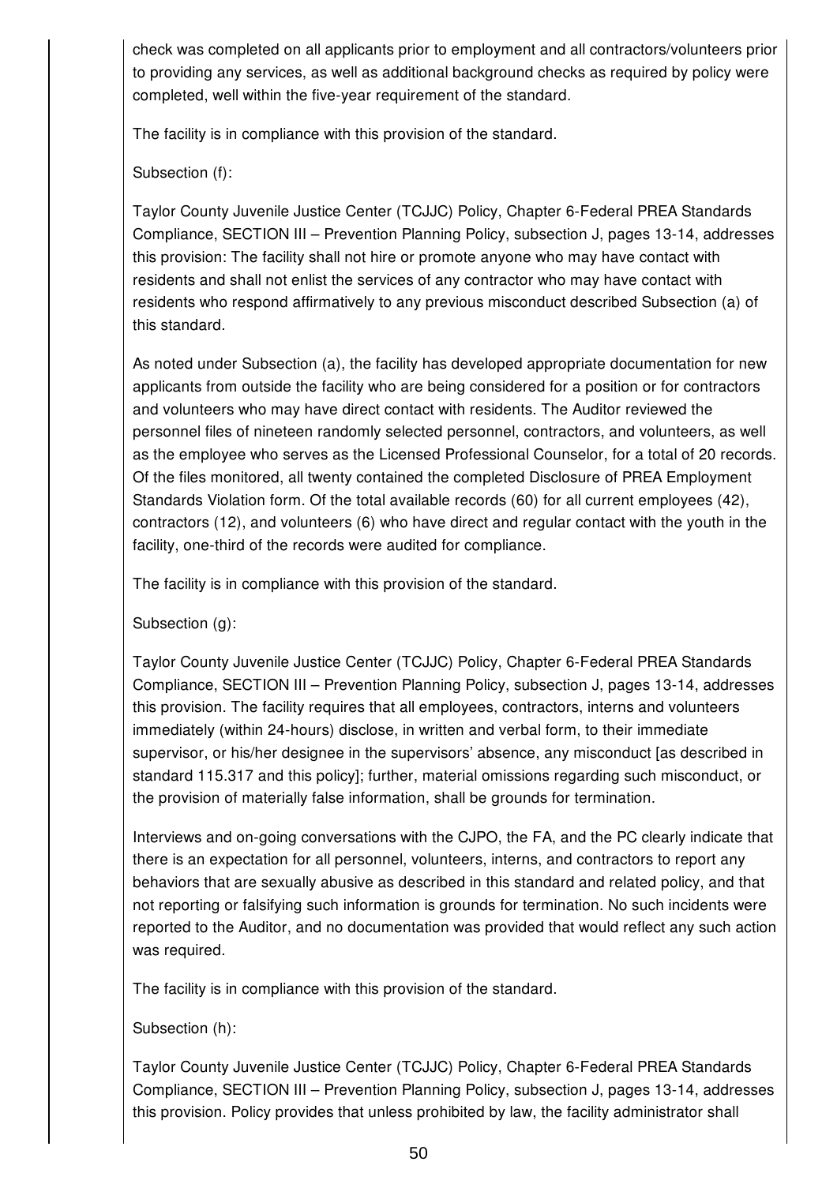check was completed on all applicants prior to employment and all contractors/volunteers prior to providing any services, as well as additional background checks as required by policy were completed, well within the five-year requirement of the standard.

The facility is in compliance with this provision of the standard.

Subsection (f):

Taylor County Juvenile Justice Center (TCJJC) Policy, Chapter 6-Federal PREA Standards Compliance, SECTION III – Prevention Planning Policy, subsection J, pages 13-14, addresses this provision: The facility shall not hire or promote anyone who may have contact with residents and shall not enlist the services of any contractor who may have contact with residents who respond affirmatively to any previous misconduct described Subsection (a) of this standard.

As noted under Subsection (a), the facility has developed appropriate documentation for new applicants from outside the facility who are being considered for a position or for contractors and volunteers who may have direct contact with residents. The Auditor reviewed the personnel files of nineteen randomly selected personnel, contractors, and volunteers, as well as the employee who serves as the Licensed Professional Counselor, for a total of 20 records. Of the files monitored, all twenty contained the completed Disclosure of PREA Employment Standards Violation form. Of the total available records (60) for all current employees (42), contractors (12), and volunteers (6) who have direct and regular contact with the youth in the facility, one-third of the records were audited for compliance.

The facility is in compliance with this provision of the standard.

Subsection (g):

Taylor County Juvenile Justice Center (TCJJC) Policy, Chapter 6-Federal PREA Standards Compliance, SECTION III – Prevention Planning Policy, subsection J, pages 13-14, addresses this provision. The facility requires that all employees, contractors, interns and volunteers immediately (within 24-hours) disclose, in written and verbal form, to their immediate supervisor, or his/her designee in the supervisors' absence, any misconduct [as described in standard 115.317 and this policy]; further, material omissions regarding such misconduct, or the provision of materially false information, shall be grounds for termination.

Interviews and on-going conversations with the CJPO, the FA, and the PC clearly indicate that there is an expectation for all personnel, volunteers, interns, and contractors to report any behaviors that are sexually abusive as described in this standard and related policy, and that not reporting or falsifying such information is grounds for termination. No such incidents were reported to the Auditor, and no documentation was provided that would reflect any such action was required.

The facility is in compliance with this provision of the standard.

Subsection (h):

Taylor County Juvenile Justice Center (TCJJC) Policy, Chapter 6-Federal PREA Standards Compliance, SECTION III – Prevention Planning Policy, subsection J, pages 13-14, addresses this provision. Policy provides that unless prohibited by law, the facility administrator shall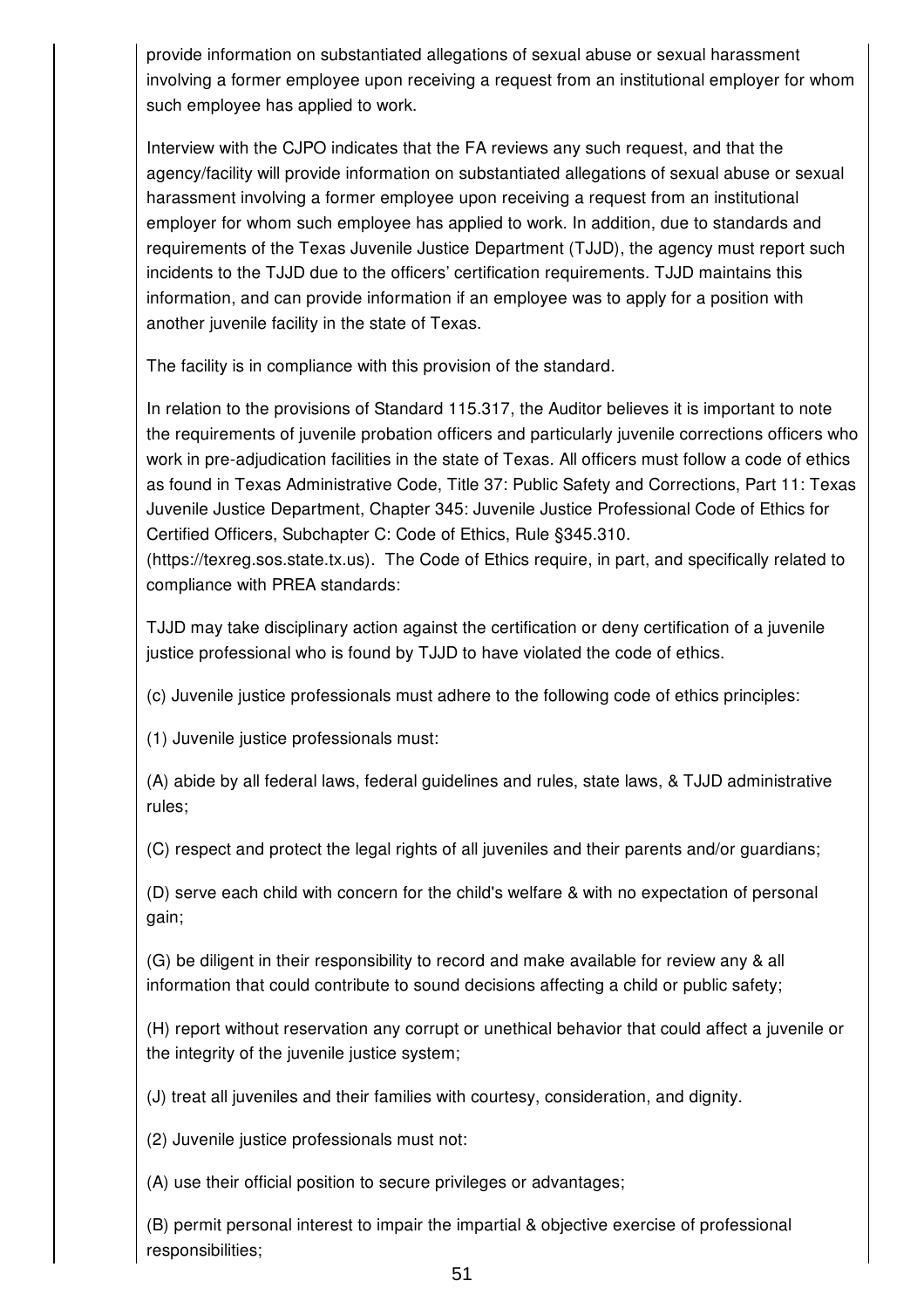provide information on substantiated allegations of sexual abuse or sexual harassment involving a former employee upon receiving a request from an institutional employer for whom such employee has applied to work.

Interview with the CJPO indicates that the FA reviews any such request, and that the agency/facility will provide information on substantiated allegations of sexual abuse or sexual harassment involving a former employee upon receiving a request from an institutional employer for whom such employee has applied to work. In addition, due to standards and requirements of the Texas Juvenile Justice Department (TJJD), the agency must report such incidents to the TJJD due to the officers' certification requirements. TJJD maintains this information, and can provide information if an employee was to apply for a position with another juvenile facility in the state of Texas.

The facility is in compliance with this provision of the standard.

In relation to the provisions of Standard 115.317, the Auditor believes it is important to note the requirements of juvenile probation officers and particularly juvenile corrections officers who work in pre-adjudication facilities in the state of Texas. All officers must follow a code of ethics as found in Texas Administrative Code, Title 37: Public Safety and Corrections, Part 11: Texas Juvenile Justice Department, Chapter 345: Juvenile Justice Professional Code of Ethics for Certified Officers, Subchapter C: Code of Ethics, Rule §345.310. (https://texreg.sos.state.tx.us). The Code of Ethics require, in part, and specifically related to compliance with PREA standards:

TJJD may take disciplinary action against the certification or deny certification of a juvenile justice professional who is found by TJJD to have violated the code of ethics.

(c) Juvenile justice professionals must adhere to the following code of ethics principles:

(1) Juvenile justice professionals must:

(A) abide by all federal laws, federal guidelines and rules, state laws, & TJJD administrative rules;

(C) respect and protect the legal rights of all juveniles and their parents and/or guardians;

(D) serve each child with concern for the child's welfare & with no expectation of personal gain;

(G) be diligent in their responsibility to record and make available for review any & all information that could contribute to sound decisions affecting a child or public safety;

(H) report without reservation any corrupt or unethical behavior that could affect a juvenile or the integrity of the juvenile justice system;

(J) treat all juveniles and their families with courtesy, consideration, and dignity.

(2) Juvenile justice professionals must not:

(A) use their official position to secure privileges or advantages;

(B) permit personal interest to impair the impartial & objective exercise of professional responsibilities;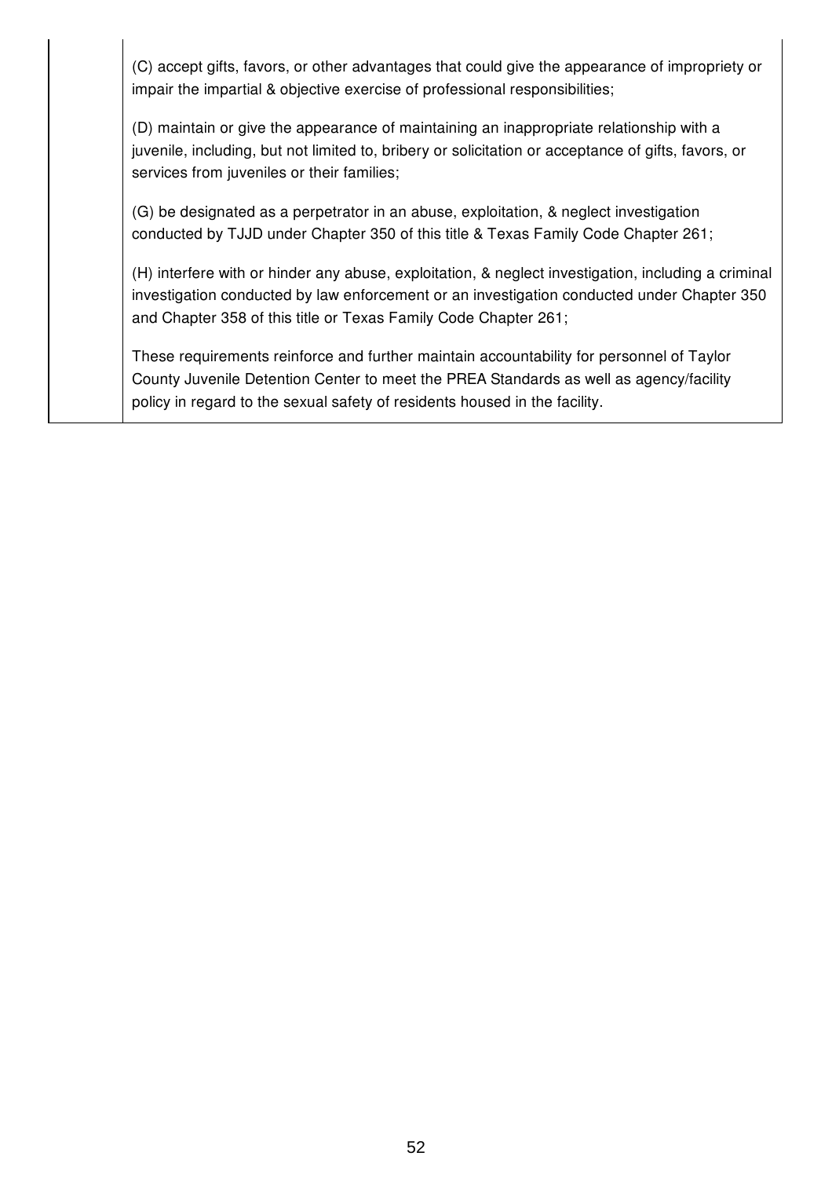(C) accept gifts, favors, or other advantages that could give the appearance of impropriety or impair the impartial & objective exercise of professional responsibilities;

(D) maintain or give the appearance of maintaining an inappropriate relationship with a juvenile, including, but not limited to, bribery or solicitation or acceptance of gifts, favors, or services from juveniles or their families;

(G) be designated as a perpetrator in an abuse, exploitation, & neglect investigation conducted by TJJD under Chapter 350 of this title & Texas Family Code Chapter 261;

(H) interfere with or hinder any abuse, exploitation, & neglect investigation, including a criminal investigation conducted by law enforcement or an investigation conducted under Chapter 350 and Chapter 358 of this title or Texas Family Code Chapter 261;

These requirements reinforce and further maintain accountability for personnel of Taylor County Juvenile Detention Center to meet the PREA Standards as well as agency/facility policy in regard to the sexual safety of residents housed in the facility.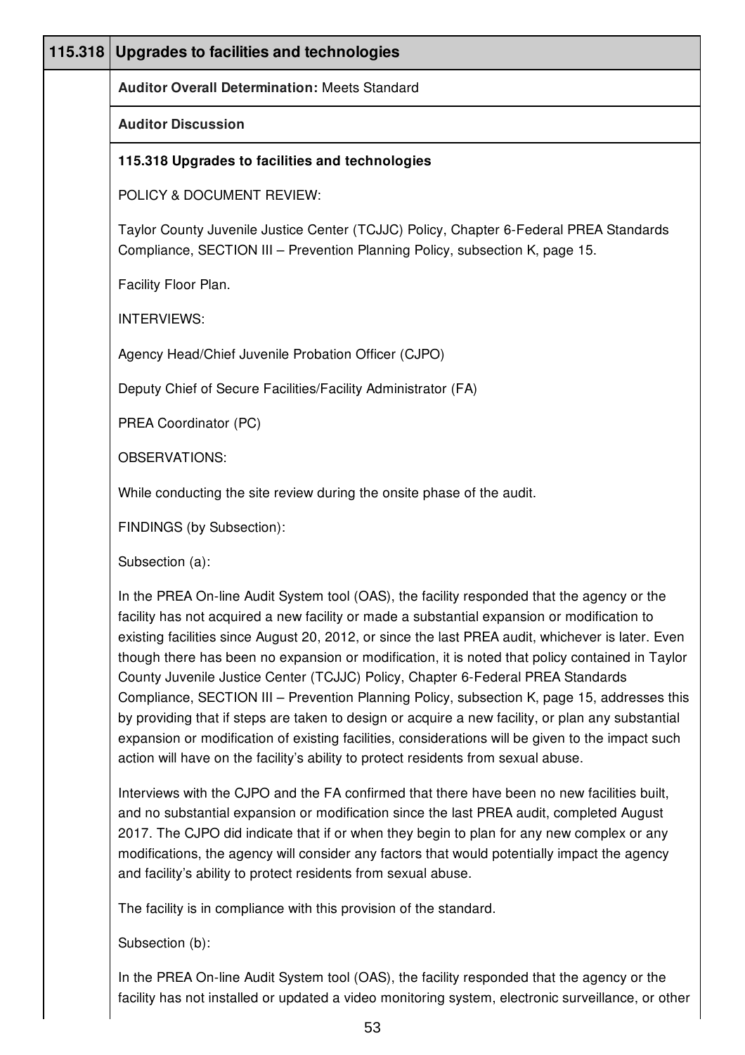## 115.318 Upgrades to facilities and technologies

**Auditor Overall Determination:** Meets Standard

**Auditor Discussion**

**115.318 Upgrades to facilities and technologies**

POLICY & DOCUMENT REVIEW:

Taylor County Juvenile Justice Center (TCJJC) Policy, Chapter 6-Federal PREA Standards Compliance, SECTION III – Prevention Planning Policy, subsection K, page 15.

Facility Floor Plan.

INTERVIEWS:

Agency Head/Chief Juvenile Probation Officer (CJPO)

Deputy Chief of Secure Facilities/Facility Administrator (FA)

PREA Coordinator (PC)

OBSERVATIONS:

While conducting the site review during the onsite phase of the audit.

FINDINGS (by Subsection):

Subsection (a):

In the PREA On-line Audit System tool (OAS), the facility responded that the agency or the facility has not acquired a new facility or made a substantial expansion or modification to existing facilities since August 20, 2012, or since the last PREA audit, whichever is later. Even though there has been no expansion or modification, it is noted that policy contained in Taylor County Juvenile Justice Center (TCJJC) Policy, Chapter 6-Federal PREA Standards Compliance, SECTION III – Prevention Planning Policy, subsection K, page 15, addresses this by providing that if steps are taken to design or acquire a new facility, or plan any substantial expansion or modification of existing facilities, considerations will be given to the impact such action will have on the facility's ability to protect residents from sexual abuse.

Interviews with the CJPO and the FA confirmed that there have been no new facilities built, and no substantial expansion or modification since the last PREA audit, completed August 2017. The CJPO did indicate that if or when they begin to plan for any new complex or any modifications, the agency will consider any factors that would potentially impact the agency and facility's ability to protect residents from sexual abuse.

The facility is in compliance with this provision of the standard.

Subsection (b):

In the PREA On-line Audit System tool (OAS), the facility responded that the agency or the facility has not installed or updated a video monitoring system, electronic surveillance, or other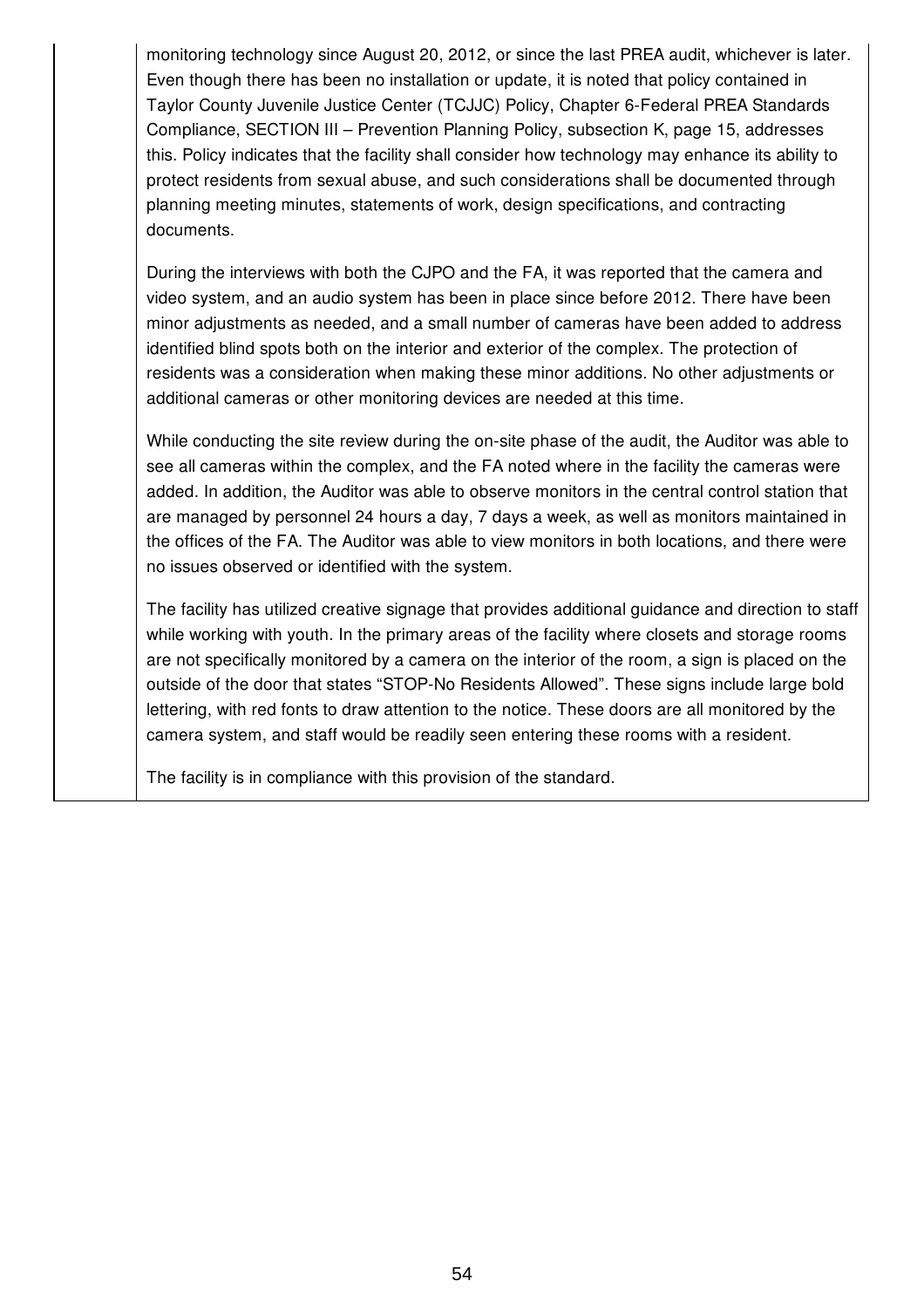monitoring technology since August 20, 2012, or since the last PREA audit, whichever is later. Even though there has been no installation or update, it is noted that policy contained in Taylor County Juvenile Justice Center (TCJJC) Policy, Chapter 6-Federal PREA Standards Compliance, SECTION III – Prevention Planning Policy, subsection K, page 15, addresses this. Policy indicates that the facility shall consider how technology may enhance its ability to protect residents from sexual abuse, and such considerations shall be documented through planning meeting minutes, statements of work, design specifications, and contracting documents.

During the interviews with both the CJPO and the FA, it was reported that the camera and video system, and an audio system has been in place since before 2012. There have been minor adjustments as needed, and a small number of cameras have been added to address identified blind spots both on the interior and exterior of the complex. The protection of residents was a consideration when making these minor additions. No other adjustments or additional cameras or other monitoring devices are needed at this time.

While conducting the site review during the on-site phase of the audit, the Auditor was able to see all cameras within the complex, and the FA noted where in the facility the cameras were added. In addition, the Auditor was able to observe monitors in the central control station that are managed by personnel 24 hours a day, 7 days a week, as well as monitors maintained in the offices of the FA. The Auditor was able to view monitors in both locations, and there were no issues observed or identified with the system.

The facility has utilized creative signage that provides additional guidance and direction to staff while working with youth. In the primary areas of the facility where closets and storage rooms are not specifically monitored by a camera on the interior of the room, a sign is placed on the outside of the door that states "STOP-No Residents Allowed". These signs include large bold lettering, with red fonts to draw attention to the notice. These doors are all monitored by the camera system, and staff would be readily seen entering these rooms with a resident.

The facility is in compliance with this provision of the standard.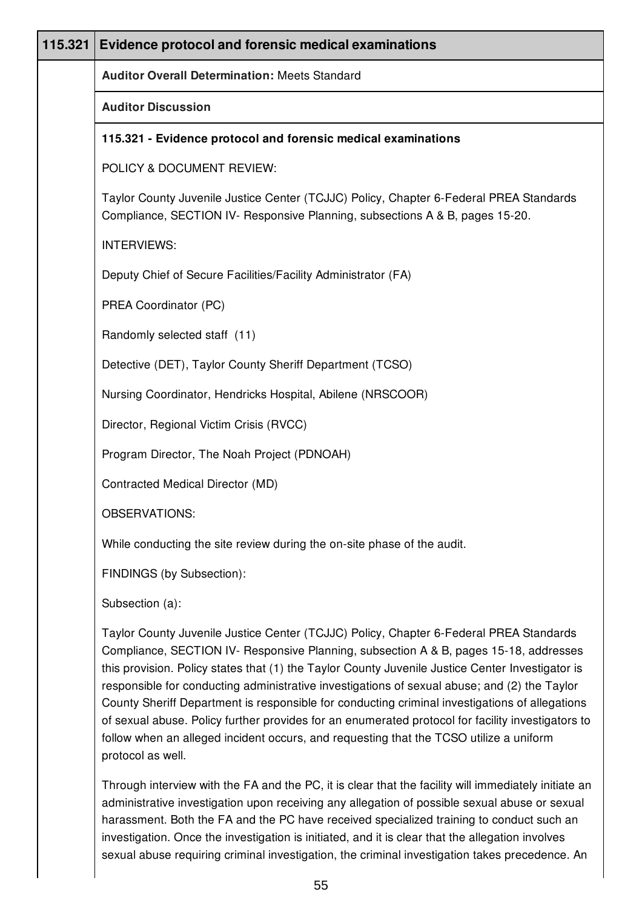| 115.321 | Evidence protocol and forensic medical examinations |
|---|---|

**Auditor Overall Determination:** Meets Standard

**Auditor Discussion**

**115.321 - Evidence protocol and forensic medical examinations**

POLICY & DOCUMENT REVIEW:

Taylor County Juvenile Justice Center (TCJJC) Policy, Chapter 6-Federal PREA Standards Compliance, SECTION IV- Responsive Planning, subsections A & B, pages 15-20.

INTERVIEWS:

Deputy Chief of Secure Facilities/Facility Administrator (FA)

PREA Coordinator (PC)

Randomly selected staff (11)

Detective (DET), Taylor County Sheriff Department (TCSO)

Nursing Coordinator, Hendricks Hospital, Abilene (NRSCOOR)

Director, Regional Victim Crisis (RVCC)

Program Director, The Noah Project (PDNOAH)

Contracted Medical Director (MD)

OBSERVATIONS:

While conducting the site review during the on-site phase of the audit.

FINDINGS (by Subsection):

Subsection (a):

Taylor County Juvenile Justice Center (TCJJC) Policy, Chapter 6-Federal PREA Standards Compliance, SECTION IV- Responsive Planning, subsection A & B, pages 15-18, addresses this provision. Policy states that (1) the Taylor County Juvenile Justice Center Investigator is responsible for conducting administrative investigations of sexual abuse; and (2) the Taylor County Sheriff Department is responsible for conducting criminal investigations of allegations of sexual abuse. Policy further provides for an enumerated protocol for facility investigators to follow when an alleged incident occurs, and requesting that the TCSO utilize a uniform protocol as well.

Through interview with the FA and the PC, it is clear that the facility will immediately initiate an administrative investigation upon receiving any allegation of possible sexual abuse or sexual harassment. Both the FA and the PC have received specialized training to conduct such an investigation. Once the investigation is initiated, and it is clear that the allegation involves sexual abuse requiring criminal investigation, the criminal investigation takes precedence. An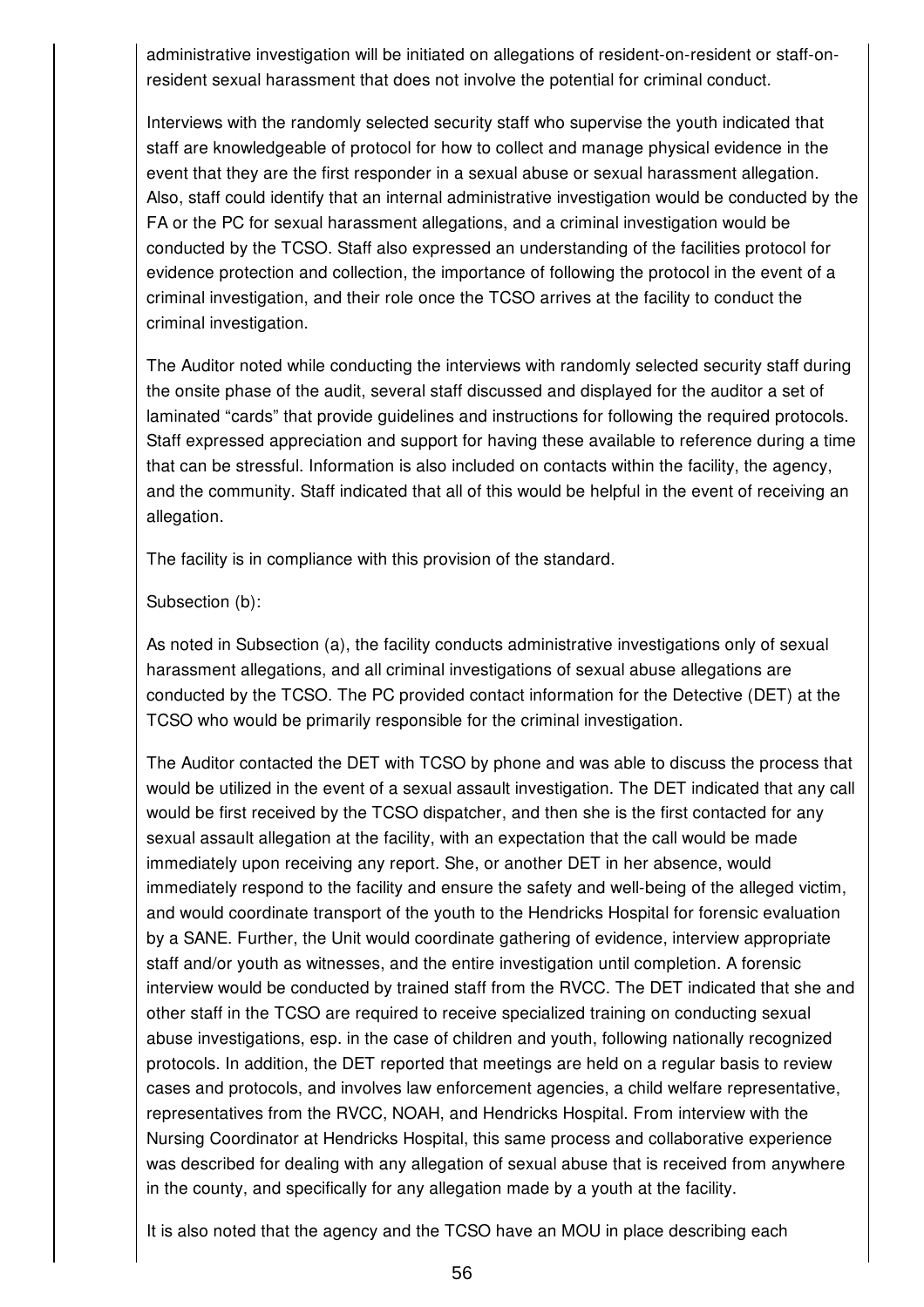administrative investigation will be initiated on allegations of resident-on-resident or staff-on-resident sexual harassment that does not involve the potential for criminal conduct.

Interviews with the randomly selected security staff who supervise the youth indicated that staff are knowledgeable of protocol for how to collect and manage physical evidence in the event that they are the first responder in a sexual abuse or sexual harassment allegation. Also, staff could identify that an internal administrative investigation would be conducted by the FA or the PC for sexual harassment allegations, and a criminal investigation would be conducted by the TCSO. Staff also expressed an understanding of the facilities protocol for evidence protection and collection, the importance of following the protocol in the event of a criminal investigation, and their role once the TCSO arrives at the facility to conduct the criminal investigation.

The Auditor noted while conducting the interviews with randomly selected security staff during the onsite phase of the audit, several staff discussed and displayed for the auditor a set of laminated "cards" that provide guidelines and instructions for following the required protocols. Staff expressed appreciation and support for having these available to reference during a time that can be stressful. Information is also included on contacts within the facility, the agency, and the community. Staff indicated that all of this would be helpful in the event of receiving an allegation.

The facility is in compliance with this provision of the standard.

Subsection (b):

As noted in Subsection (a), the facility conducts administrative investigations only of sexual harassment allegations, and all criminal investigations of sexual abuse allegations are conducted by the TCSO. The PC provided contact information for the Detective (DET) at the TCSO who would be primarily responsible for the criminal investigation.

The Auditor contacted the DET with TCSO by phone and was able to discuss the process that would be utilized in the event of a sexual assault investigation. The DET indicated that any call would be first received by the TCSO dispatcher, and then she is the first contacted for any sexual assault allegation at the facility, with an expectation that the call would be made immediately upon receiving any report. She, or another DET in her absence, would immediately respond to the facility and ensure the safety and well-being of the alleged victim, and would coordinate transport of the youth to the Hendricks Hospital for forensic evaluation by a SANE. Further, the Unit would coordinate gathering of evidence, interview appropriate staff and/or youth as witnesses, and the entire investigation until completion. A forensic interview would be conducted by trained staff from the RVCC. The DET indicated that she and other staff in the TCSO are required to receive specialized training on conducting sexual abuse investigations, esp. in the case of children and youth, following nationally recognized protocols. In addition, the DET reported that meetings are held on a regular basis to review cases and protocols, and involves law enforcement agencies, a child welfare representative, representatives from the RVCC, NOAH, and Hendricks Hospital. From interview with the Nursing Coordinator at Hendricks Hospital, this same process and collaborative experience was described for dealing with any allegation of sexual abuse that is received from anywhere in the county, and specifically for any allegation made by a youth at the facility.

It is also noted that the agency and the TCSO have an MOU in place describing each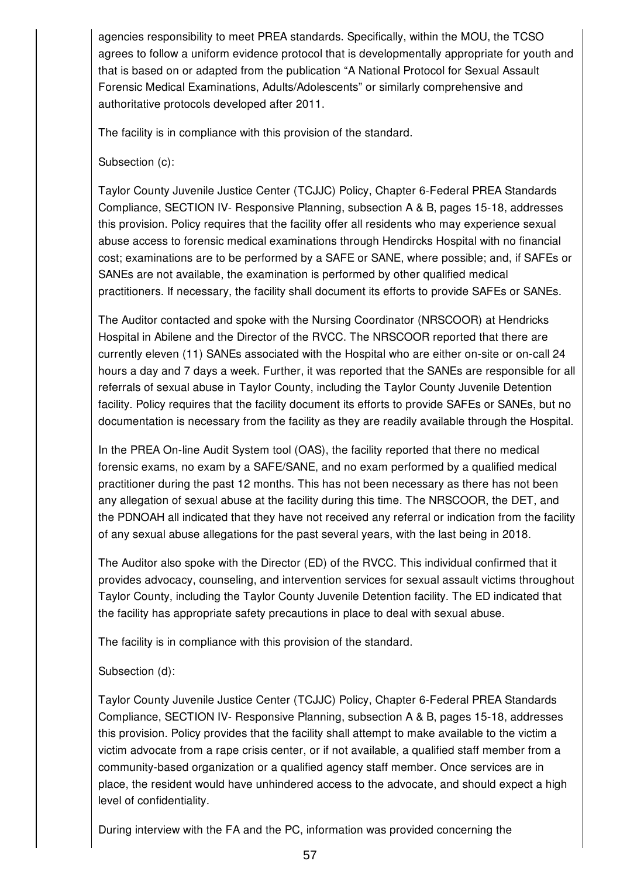agencies responsibility to meet PREA standards. Specifically, within the MOU, the TCSO agrees to follow a uniform evidence protocol that is developmentally appropriate for youth and that is based on or adapted from the publication “A National Protocol for Sexual Assault Forensic Medical Examinations, Adults/Adolescents” or similarly comprehensive and authoritative protocols developed after 2011.

The facility is in compliance with this provision of the standard.

Subsection (c):

Taylor County Juvenile Justice Center (TCJJC) Policy, Chapter 6-Federal PREA Standards Compliance, SECTION IV- Responsive Planning, subsection A & B, pages 15-18, addresses this provision. Policy requires that the facility offer all residents who may experience sexual abuse access to forensic medical examinations through Hendircks Hospital with no financial cost; examinations are to be performed by a SAFE or SANE, where possible; and, if SAFEs or SANEs are not available, the examination is performed by other qualified medical practitioners. If necessary, the facility shall document its efforts to provide SAFEs or SANEs.

The Auditor contacted and spoke with the Nursing Coordinator (NRSCOOR) at Hendricks Hospital in Abilene and the Director of the RVCC. The NRSCOOR reported that there are currently eleven (11) SANEs associated with the Hospital who are either on-site or on-call 24 hours a day and 7 days a week. Further, it was reported that the SANEs are responsible for all referrals of sexual abuse in Taylor County, including the Taylor County Juvenile Detention facility. Policy requires that the facility document its efforts to provide SAFEs or SANEs, but no documentation is necessary from the facility as they are readily available through the Hospital.

In the PREA On-line Audit System tool (OAS), the facility reported that there no medical forensic exams, no exam by a SAFE/SANE, and no exam performed by a qualified medical practitioner during the past 12 months. This has not been necessary as there has not been any allegation of sexual abuse at the facility during this time. The NRSCOOR, the DET, and the PDNOAH all indicated that they have not received any referral or indication from the facility of any sexual abuse allegations for the past several years, with the last being in 2018.

The Auditor also spoke with the Director (ED) of the RVCC. This individual confirmed that it provides advocacy, counseling, and intervention services for sexual assault victims throughout Taylor County, including the Taylor County Juvenile Detention facility. The ED indicated that the facility has appropriate safety precautions in place to deal with sexual abuse.

The facility is in compliance with this provision of the standard.

Subsection (d):

Taylor County Juvenile Justice Center (TCJJC) Policy, Chapter 6-Federal PREA Standards Compliance, SECTION IV- Responsive Planning, subsection A & B, pages 15-18, addresses this provision. Policy provides that the facility shall attempt to make available to the victim a victim advocate from a rape crisis center, or if not available, a qualified staff member from a community-based organization or a qualified agency staff member. Once services are in place, the resident would have unhindered access to the advocate, and should expect a high level of confidentiality.

During interview with the FA and the PC, information was provided concerning the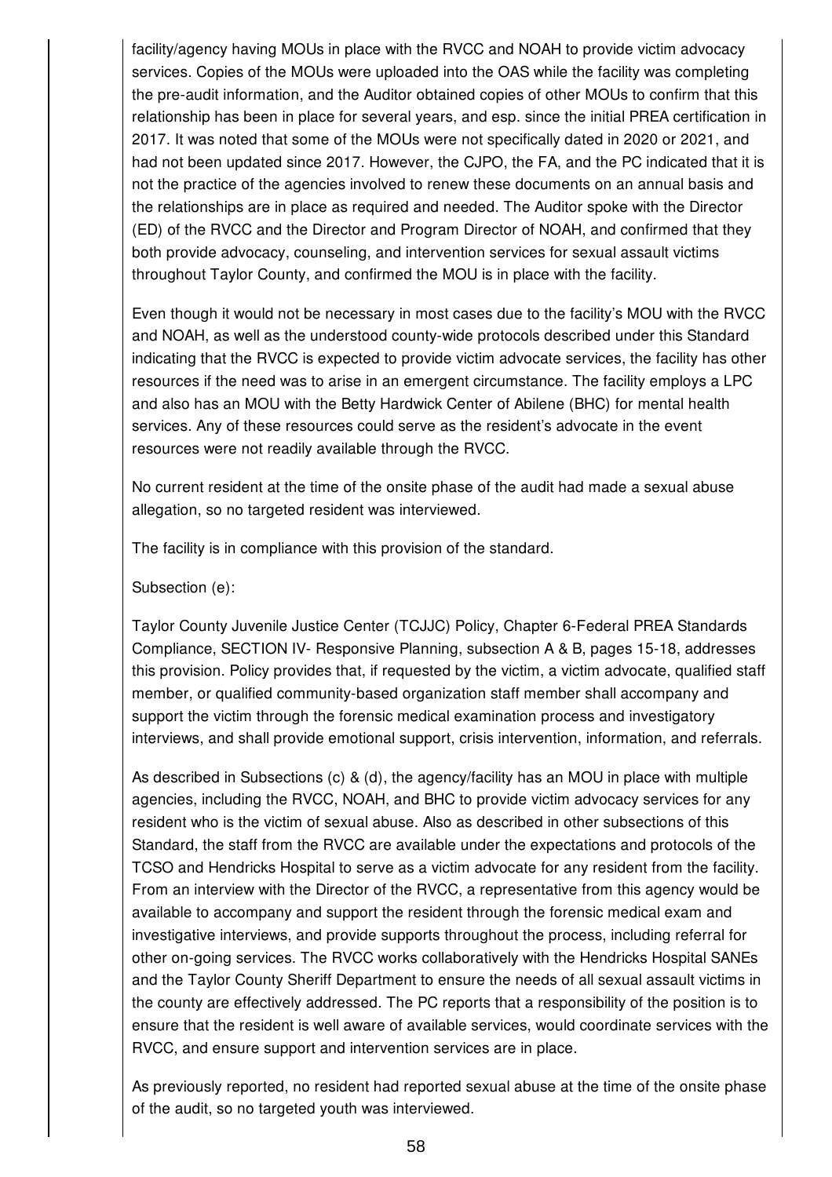facility/agency having MOUs in place with the RVCC and NOAH to provide victim advocacy services. Copies of the MOUs were uploaded into the OAS while the facility was completing the pre-audit information, and the Auditor obtained copies of other MOUs to confirm that this relationship has been in place for several years, and esp. since the initial PREA certification in 2017. It was noted that some of the MOUs were not specifically dated in 2020 or 2021, and had not been updated since 2017. However, the CJPO, the FA, and the PC indicated that it is not the practice of the agencies involved to renew these documents on an annual basis and the relationships are in place as required and needed. The Auditor spoke with the Director (ED) of the RVCC and the Director and Program Director of NOAH, and confirmed that they both provide advocacy, counseling, and intervention services for sexual assault victims throughout Taylor County, and confirmed the MOU is in place with the facility.

Even though it would not be necessary in most cases due to the facility's MOU with the RVCC and NOAH, as well as the understood county-wide protocols described under this Standard indicating that the RVCC is expected to provide victim advocate services, the facility has other resources if the need was to arise in an emergent circumstance. The facility employs a LPC and also has an MOU with the Betty Hardwick Center of Abilene (BHC) for mental health services. Any of these resources could serve as the resident's advocate in the event resources were not readily available through the RVCC.

No current resident at the time of the onsite phase of the audit had made a sexual abuse allegation, so no targeted resident was interviewed.

The facility is in compliance with this provision of the standard.

Subsection (e):

Taylor County Juvenile Justice Center (TCJJC) Policy, Chapter 6-Federal PREA Standards Compliance, SECTION IV- Responsive Planning, subsection A & B, pages 15-18, addresses this provision. Policy provides that, if requested by the victim, a victim advocate, qualified staff member, or qualified community-based organization staff member shall accompany and support the victim through the forensic medical examination process and investigatory interviews, and shall provide emotional support, crisis intervention, information, and referrals.

As described in Subsections (c) & (d), the agency/facility has an MOU in place with multiple agencies, including the RVCC, NOAH, and BHC to provide victim advocacy services for any resident who is the victim of sexual abuse. Also as described in other subsections of this Standard, the staff from the RVCC are available under the expectations and protocols of the TCSO and Hendricks Hospital to serve as a victim advocate for any resident from the facility. From an interview with the Director of the RVCC, a representative from this agency would be available to accompany and support the resident through the forensic medical exam and investigative interviews, and provide supports throughout the process, including referral for other on-going services. The RVCC works collaboratively with the Hendricks Hospital SANEs and the Taylor County Sheriff Department to ensure the needs of all sexual assault victims in the county are effectively addressed. The PC reports that a responsibility of the position is to ensure that the resident is well aware of available services, would coordinate services with the RVCC, and ensure support and intervention services are in place.

As previously reported, no resident had reported sexual abuse at the time of the onsite phase of the audit, so no targeted youth was interviewed.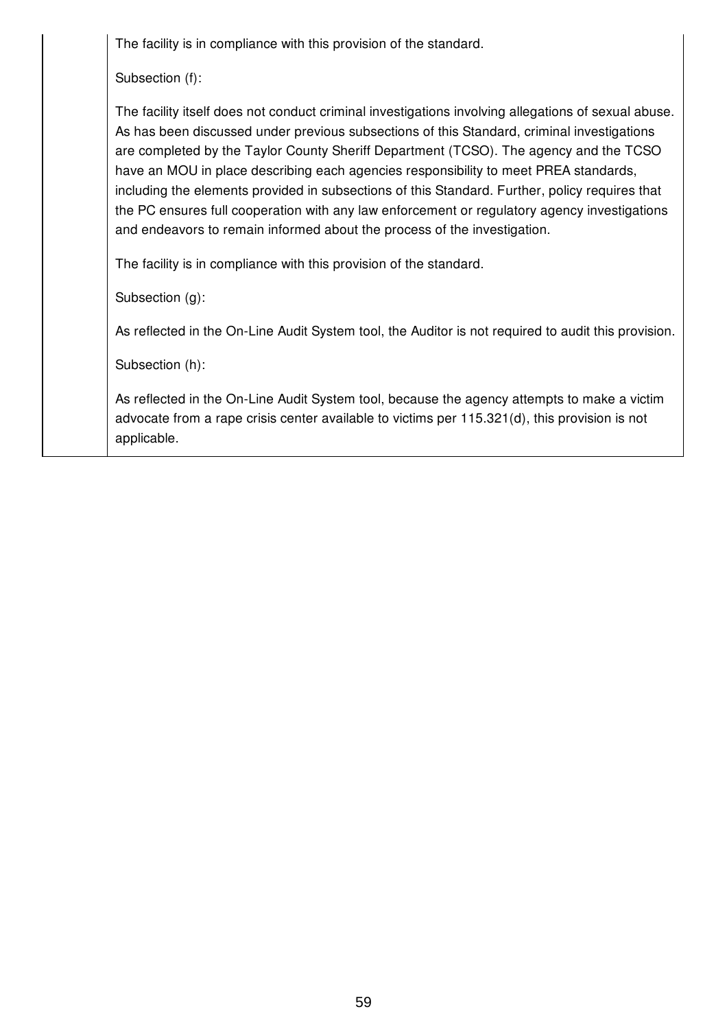The facility is in compliance with this provision of the standard.

Subsection (f):

The facility itself does not conduct criminal investigations involving allegations of sexual abuse. As has been discussed under previous subsections of this Standard, criminal investigations are completed by the Taylor County Sheriff Department (TCSO). The agency and the TCSO have an MOU in place describing each agencies responsibility to meet PREA standards, including the elements provided in subsections of this Standard. Further, policy requires that the PC ensures full cooperation with any law enforcement or regulatory agency investigations and endeavors to remain informed about the process of the investigation.

The facility is in compliance with this provision of the standard.

Subsection (g):

As reflected in the On-Line Audit System tool, the Auditor is not required to audit this provision.

Subsection (h):

As reflected in the On-Line Audit System tool, because the agency attempts to make a victim advocate from a rape crisis center available to victims per 115.321(d), this provision is not applicable.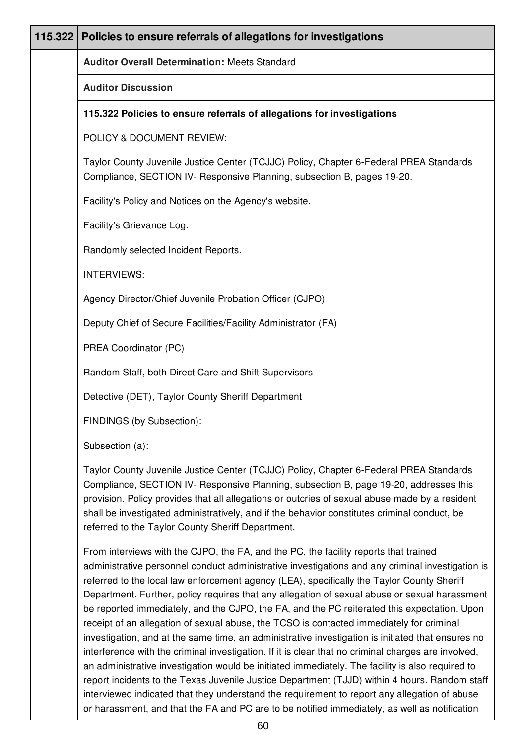| 115.322 | Policies to ensure referrals of allegations for investigations |
|---|---|

**Auditor Overall Determination:** Meets Standard

**Auditor Discussion**

**115.322 Policies to ensure referrals of allegations for investigations**

POLICY & DOCUMENT REVIEW:

Taylor County Juvenile Justice Center (TCJJC) Policy, Chapter 6-Federal PREA Standards Compliance, SECTION IV- Responsive Planning, subsection B, pages 19-20.

Facility's Policy and Notices on the Agency's website.

Facility's Grievance Log.

Randomly selected Incident Reports.

INTERVIEWS:

Agency Director/Chief Juvenile Probation Officer (CJPO)

Deputy Chief of Secure Facilities/Facility Administrator (FA)

PREA Coordinator (PC)

Random Staff, both Direct Care and Shift Supervisors

Detective (DET), Taylor County Sheriff Department

FINDINGS (by Subsection):

Subsection (a):

Taylor County Juvenile Justice Center (TCJJC) Policy, Chapter 6-Federal PREA Standards Compliance, SECTION IV- Responsive Planning, subsection B, page 19-20, addresses this provision. Policy provides that all allegations or outcries of sexual abuse made by a resident shall be investigated administratively, and if the behavior constitutes criminal conduct, be referred to the Taylor County Sheriff Department.

From interviews with the CJPO, the FA, and the PC, the facility reports that trained administrative personnel conduct administrative investigations and any criminal investigation is referred to the local law enforcement agency (LEA), specifically the Taylor County Sheriff Department. Further, policy requires that any allegation of sexual abuse or sexual harassment be reported immediately, and the CJPO, the FA, and the PC reiterated this expectation. Upon receipt of an allegation of sexual abuse, the TCSO is contacted immediately for criminal investigation, and at the same time, an administrative investigation is initiated that ensures no interference with the criminal investigation. If it is clear that no criminal charges are involved, an administrative investigation would be initiated immediately. The facility is also required to report incidents to the Texas Juvenile Justice Department (TJJD) within 4 hours. Random staff interviewed indicated that they understand the requirement to report any allegation of abuse or harassment, and that the FA and PC are to be notified immediately, as well as notification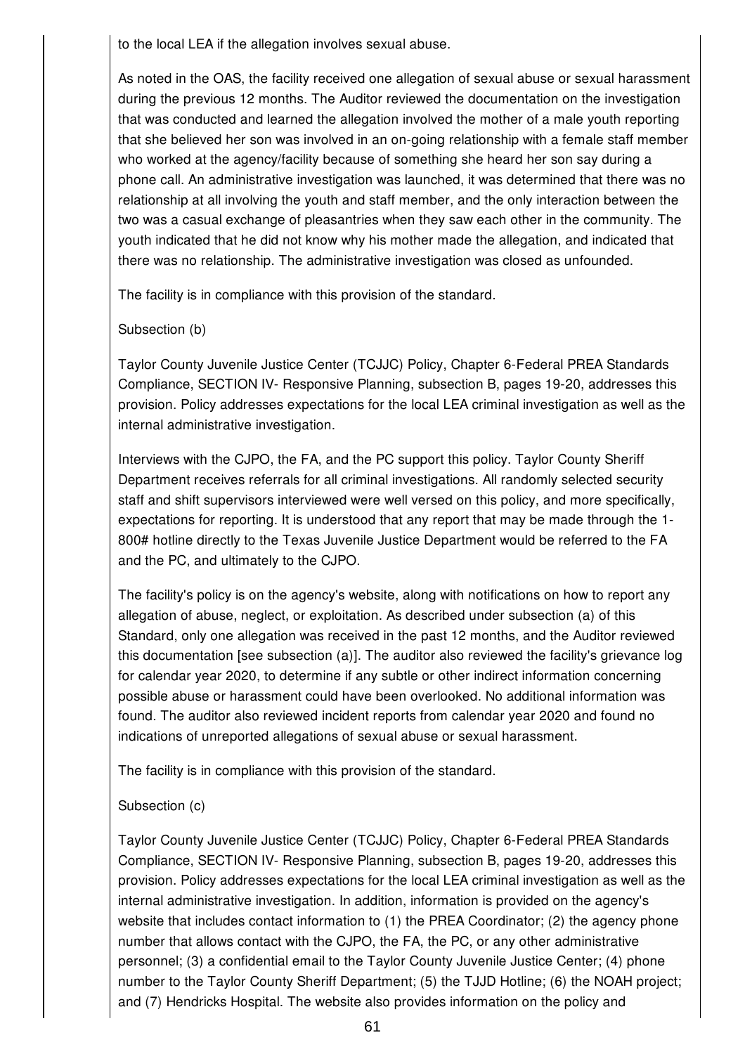to the local LEA if the allegation involves sexual abuse.

As noted in the OAS, the facility received one allegation of sexual abuse or sexual harassment during the previous 12 months. The Auditor reviewed the documentation on the investigation that was conducted and learned the allegation involved the mother of a male youth reporting that she believed her son was involved in an on-going relationship with a female staff member who worked at the agency/facility because of something she heard her son say during a phone call. An administrative investigation was launched, it was determined that there was no relationship at all involving the youth and staff member, and the only interaction between the two was a casual exchange of pleasantries when they saw each other in the community. The youth indicated that he did not know why his mother made the allegation, and indicated that there was no relationship. The administrative investigation was closed as unfounded.

The facility is in compliance with this provision of the standard.

Subsection (b)

Taylor County Juvenile Justice Center (TCJJC) Policy, Chapter 6-Federal PREA Standards Compliance, SECTION IV- Responsive Planning, subsection B, pages 19-20, addresses this provision. Policy addresses expectations for the local LEA criminal investigation as well as the internal administrative investigation.

Interviews with the CJPO, the FA, and the PC support this policy. Taylor County Sheriff Department receives referrals for all criminal investigations. All randomly selected security staff and shift supervisors interviewed were well versed on this policy, and more specifically, expectations for reporting. It is understood that any report that may be made through the 1-800# hotline directly to the Texas Juvenile Justice Department would be referred to the FA and the PC, and ultimately to the CJPO.

The facility's policy is on the agency's website, along with notifications on how to report any allegation of abuse, neglect, or exploitation. As described under subsection (a) of this Standard, only one allegation was received in the past 12 months, and the Auditor reviewed this documentation [see subsection (a)]. The auditor also reviewed the facility's grievance log for calendar year 2020, to determine if any subtle or other indirect information concerning possible abuse or harassment could have been overlooked. No additional information was found. The auditor also reviewed incident reports from calendar year 2020 and found no indications of unreported allegations of sexual abuse or sexual harassment.

The facility is in compliance with this provision of the standard.

Subsection (c)

Taylor County Juvenile Justice Center (TCJJC) Policy, Chapter 6-Federal PREA Standards Compliance, SECTION IV- Responsive Planning, subsection B, pages 19-20, addresses this provision. Policy addresses expectations for the local LEA criminal investigation as well as the internal administrative investigation. In addition, information is provided on the agency's website that includes contact information to (1) the PREA Coordinator; (2) the agency phone number that allows contact with the CJPO, the FA, the PC, or any other administrative personnel; (3) a confidential email to the Taylor County Juvenile Justice Center; (4) phone number to the Taylor County Sheriff Department; (5) the TJJD Hotline; (6) the NOAH project; and (7) Hendricks Hospital. The website also provides information on the policy and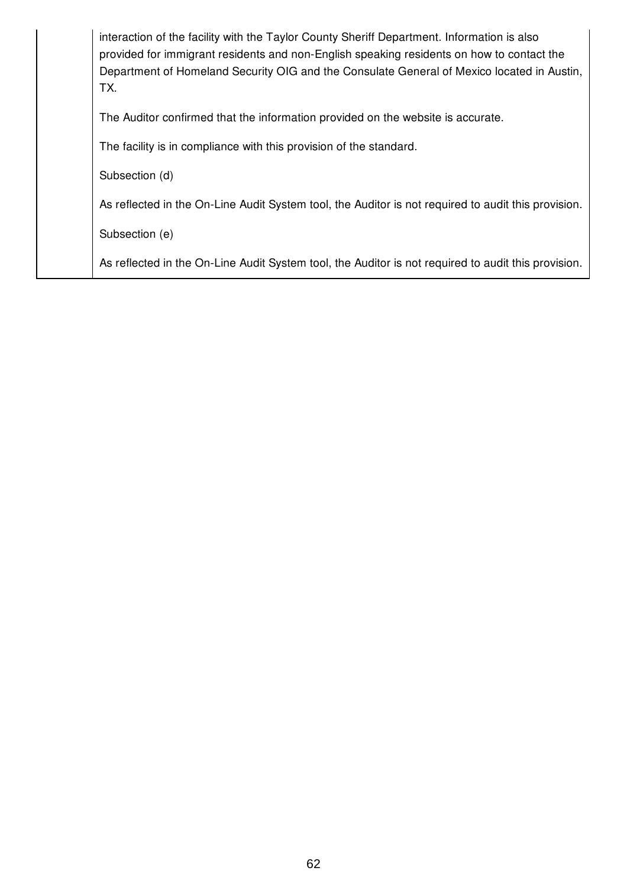| | interaction of the facility with the Taylor County Sheriff Department. Information is also provided for immigrant residents and non-English speaking residents on how to contact the Department of Homeland Security OIG and the Consulate General of Mexico located in Austin, TX.<br><br>The Auditor confirmed that the information provided on the website is accurate.<br><br>The facility is in compliance with this provision of the standard.<br><br>Subsection (d)<br><br>As reflected in the On-Line Audit System tool, the Auditor is not required to audit this provision.<br><br>Subsection (e)<br><br>As reflected in the On-Line Audit System tool, the Auditor is not required to audit this provision. |
|---|---|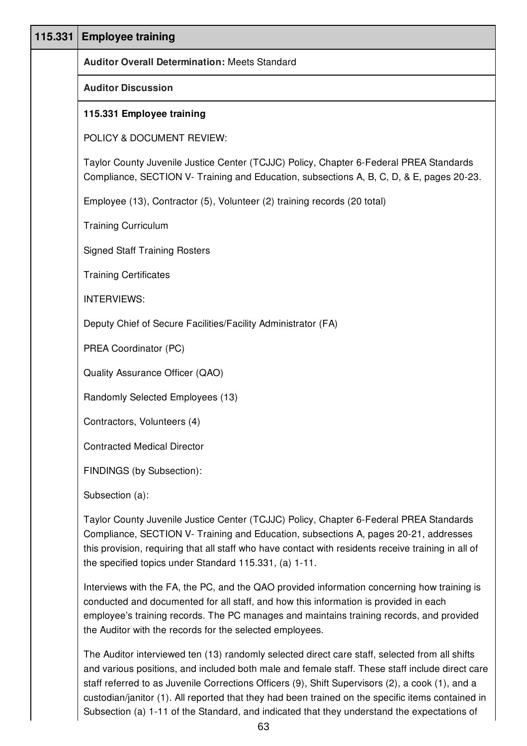| 115.331 | Employee training |
|---|---|

**Auditor Overall Determination:** Meets Standard

**Auditor Discussion**

**115.331 Employee training**

POLICY & DOCUMENT REVIEW:

Taylor County Juvenile Justice Center (TCJJC) Policy, Chapter 6-Federal PREA Standards Compliance, SECTION V- Training and Education, subsections A, B, C, D, & E, pages 20-23.

Employee (13), Contractor (5), Volunteer (2) training records (20 total)

Training Curriculum

Signed Staff Training Rosters

Training Certificates

INTERVIEWS:

Deputy Chief of Secure Facilities/Facility Administrator (FA)

PREA Coordinator (PC)

Quality Assurance Officer (QAO)

Randomly Selected Employees (13)

Contractors, Volunteers (4)

Contracted Medical Director

FINDINGS (by Subsection):

Subsection (a):

Taylor County Juvenile Justice Center (TCJJC) Policy, Chapter 6-Federal PREA Standards Compliance, SECTION V- Training and Education, subsections A, pages 20-21, addresses this provision, requiring that all staff who have contact with residents receive training in all of the specified topics under Standard 115.331, (a) 1-11.

Interviews with the FA, the PC, and the QAO provided information concerning how training is conducted and documented for all staff, and how this information is provided in each employee's training records. The PC manages and maintains training records, and provided the Auditor with the records for the selected employees.

The Auditor interviewed ten (13) randomly selected direct care staff, selected from all shifts and various positions, and included both male and female staff. These staff include direct care staff referred to as Juvenile Corrections Officers (9), Shift Supervisors (2), a cook (1), and a custodian/janitor (1). All reported that they had been trained on the specific items contained in Subsection (a) 1-11 of the Standard, and indicated that they understand the expectations of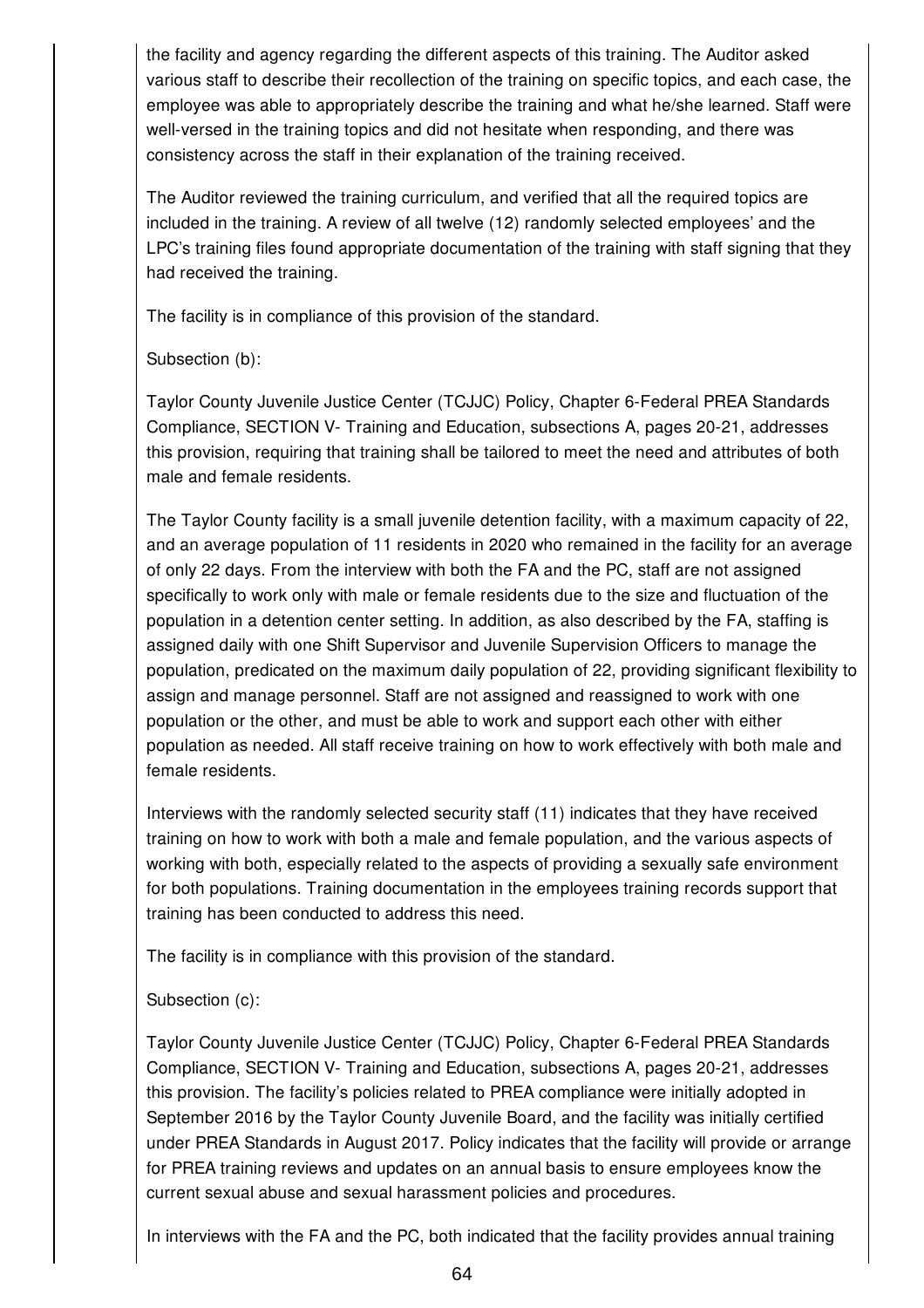the facility and agency regarding the different aspects of this training. The Auditor asked various staff to describe their recollection of the training on specific topics, and each case, the employee was able to appropriately describe the training and what he/she learned. Staff were well-versed in the training topics and did not hesitate when responding, and there was consistency across the staff in their explanation of the training received.

The Auditor reviewed the training curriculum, and verified that all the required topics are included in the training. A review of all twelve (12) randomly selected employees' and the LPC's training files found appropriate documentation of the training with staff signing that they had received the training.

The facility is in compliance of this provision of the standard.

Subsection (b):

Taylor County Juvenile Justice Center (TCJJC) Policy, Chapter 6-Federal PREA Standards Compliance, SECTION V- Training and Education, subsections A, pages 20-21, addresses this provision, requiring that training shall be tailored to meet the need and attributes of both male and female residents.

The Taylor County facility is a small juvenile detention facility, with a maximum capacity of 22, and an average population of 11 residents in 2020 who remained in the facility for an average of only 22 days. From the interview with both the FA and the PC, staff are not assigned specifically to work only with male or female residents due to the size and fluctuation of the population in a detention center setting. In addition, as also described by the FA, staffing is assigned daily with one Shift Supervisor and Juvenile Supervision Officers to manage the population, predicated on the maximum daily population of 22, providing significant flexibility to assign and manage personnel. Staff are not assigned and reassigned to work with one population or the other, and must be able to work and support each other with either population as needed. All staff receive training on how to work effectively with both male and female residents.

Interviews with the randomly selected security staff (11) indicates that they have received training on how to work with both a male and female population, and the various aspects of working with both, especially related to the aspects of providing a sexually safe environment for both populations. Training documentation in the employees training records support that training has been conducted to address this need.

The facility is in compliance with this provision of the standard.

Subsection (c):

Taylor County Juvenile Justice Center (TCJJC) Policy, Chapter 6-Federal PREA Standards Compliance, SECTION V- Training and Education, subsections A, pages 20-21, addresses this provision. The facility's policies related to PREA compliance were initially adopted in September 2016 by the Taylor County Juvenile Board, and the facility was initially certified under PREA Standards in August 2017. Policy indicates that the facility will provide or arrange for PREA training reviews and updates on an annual basis to ensure employees know the current sexual abuse and sexual harassment policies and procedures.

In interviews with the FA and the PC, both indicated that the facility provides annual training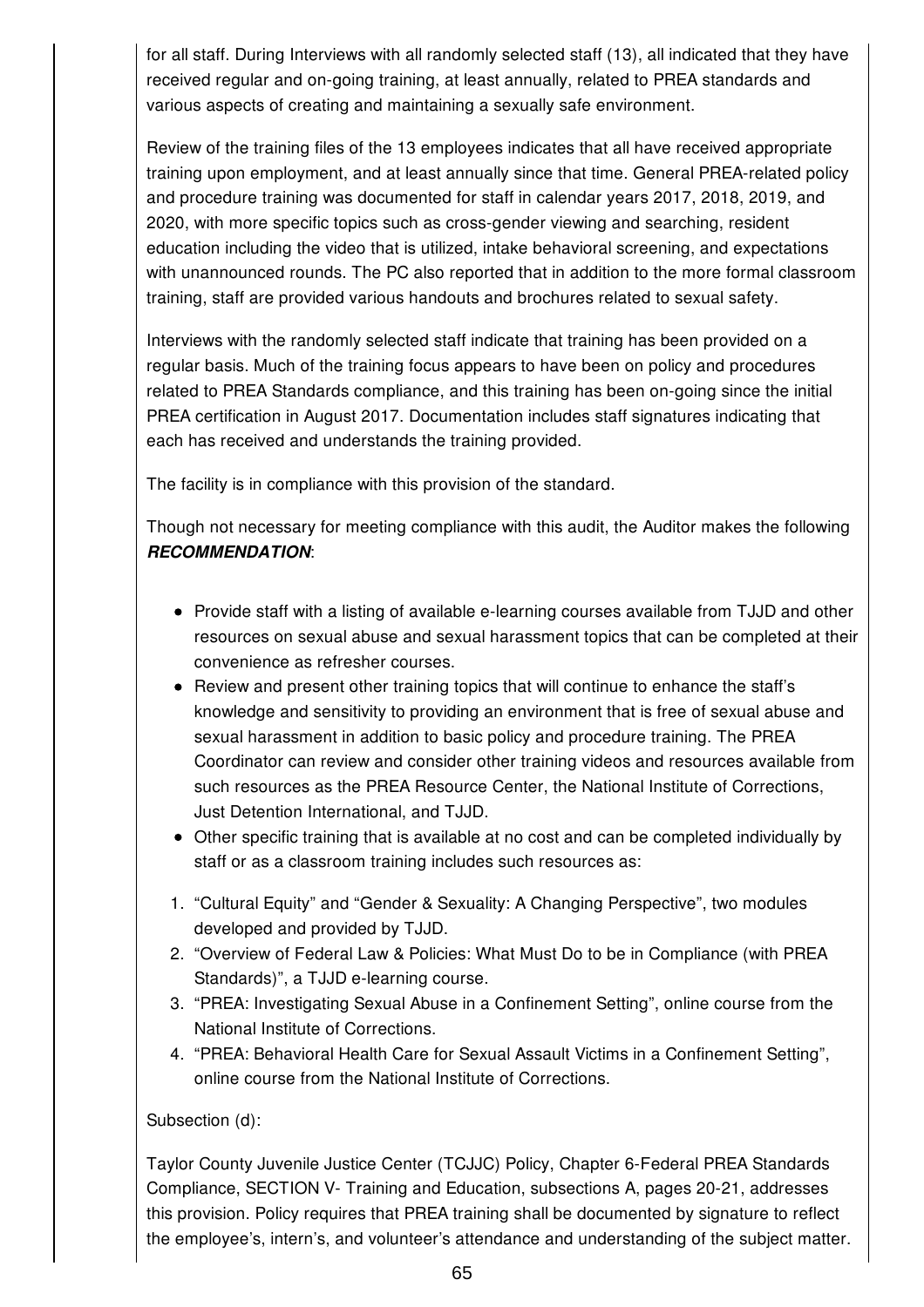for all staff. During Interviews with all randomly selected staff (13), all indicated that they have received regular and on-going training, at least annually, related to PREA standards and various aspects of creating and maintaining a sexually safe environment.

Review of the training files of the 13 employees indicates that all have received appropriate training upon employment, and at least annually since that time. General PREA-related policy and procedure training was documented for staff in calendar years 2017, 2018, 2019, and 2020, with more specific topics such as cross-gender viewing and searching, resident education including the video that is utilized, intake behavioral screening, and expectations with unannounced rounds. The PC also reported that in addition to the more formal classroom training, staff are provided various handouts and brochures related to sexual safety.

Interviews with the randomly selected staff indicate that training has been provided on a regular basis. Much of the training focus appears to have been on policy and procedures related to PREA Standards compliance, and this training has been on-going since the initial PREA certification in August 2017. Documentation includes staff signatures indicating that each has received and understands the training provided.

The facility is in compliance with this provision of the standard.

Though not necessary for meeting compliance with this audit, the Auditor makes the following ***RECOMMENDATION***:

- Provide staff with a listing of available e-learning courses available from TJJD and other resources on sexual abuse and sexual harassment topics that can be completed at their convenience as refresher courses.
- Review and present other training topics that will continue to enhance the staff's knowledge and sensitivity to providing an environment that is free of sexual abuse and sexual harassment in addition to basic policy and procedure training. The PREA Coordinator can review and consider other training videos and resources available from such resources as the PREA Resource Center, the National Institute of Corrections, Just Detention International, and TJJD.
- Other specific training that is available at no cost and can be completed individually by staff or as a classroom training includes such resources as:

1. "Cultural Equity" and "Gender & Sexuality: A Changing Perspective", two modules developed and provided by TJJD.
2. "Overview of Federal Law & Policies: What Must Do to be in Compliance (with PREA Standards)", a TJJD e-learning course.
3. "PREA: Investigating Sexual Abuse in a Confinement Setting", online course from the National Institute of Corrections.
4. "PREA: Behavioral Health Care for Sexual Assault Victims in a Confinement Setting", online course from the National Institute of Corrections.

Subsection (d):

Taylor County Juvenile Justice Center (TCJJC) Policy, Chapter 6-Federal PREA Standards Compliance, SECTION V- Training and Education, subsections A, pages 20-21, addresses this provision. Policy requires that PREA training shall be documented by signature to reflect the employee's, intern's, and volunteer's attendance and understanding of the subject matter.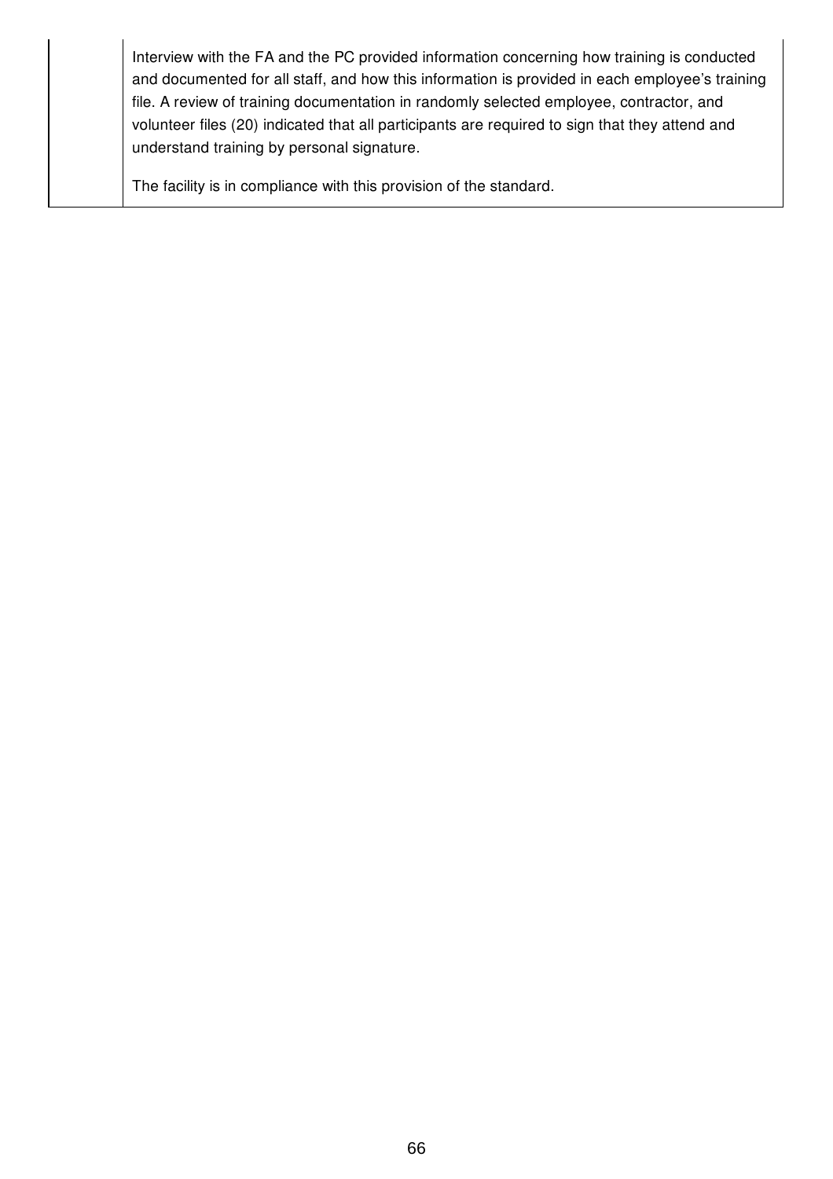| | |
|---|---|
| | Interview with the FA and the PC provided information concerning how training is conducted and documented for all staff, and how this information is provided in each employee's training file. A review of training documentation in randomly selected employee, contractor, and volunteer files (20) indicated that all participants are required to sign that they attend and understand training by personal signature.<br><br>The facility is in compliance with this provision of the standard. |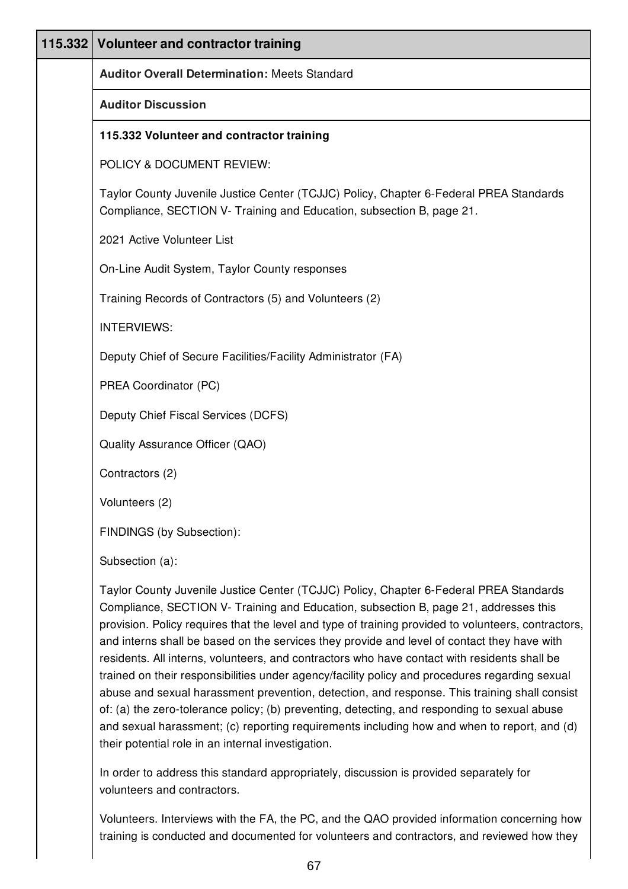| 115.332 | Volunteer and contractor training |
|---|---|

**Auditor Overall Determination:** Meets Standard

**Auditor Discussion**

**115.332 Volunteer and contractor training**

POLICY & DOCUMENT REVIEW:

Taylor County Juvenile Justice Center (TCJJC) Policy, Chapter 6-Federal PREA Standards Compliance, SECTION V- Training and Education, subsection B, page 21.

2021 Active Volunteer List

On-Line Audit System, Taylor County responses

Training Records of Contractors (5) and Volunteers (2)

INTERVIEWS:

Deputy Chief of Secure Facilities/Facility Administrator (FA)

PREA Coordinator (PC)

Deputy Chief Fiscal Services (DCFS)

Quality Assurance Officer (QAO)

Contractors (2)

Volunteers (2)

FINDINGS (by Subsection):

Subsection (a):

Taylor County Juvenile Justice Center (TCJJC) Policy, Chapter 6-Federal PREA Standards Compliance, SECTION V- Training and Education, subsection B, page 21, addresses this provision. Policy requires that the level and type of training provided to volunteers, contractors, and interns shall be based on the services they provide and level of contact they have with residents. All interns, volunteers, and contractors who have contact with residents shall be trained on their responsibilities under agency/facility policy and procedures regarding sexual abuse and sexual harassment prevention, detection, and response. This training shall consist of: (a) the zero-tolerance policy; (b) preventing, detecting, and responding to sexual abuse and sexual harassment; (c) reporting requirements including how and when to report, and (d) their potential role in an internal investigation.

In order to address this standard appropriately, discussion is provided separately for volunteers and contractors.

Volunteers. Interviews with the FA, the PC, and the QAO provided information concerning how training is conducted and documented for volunteers and contractors, and reviewed how they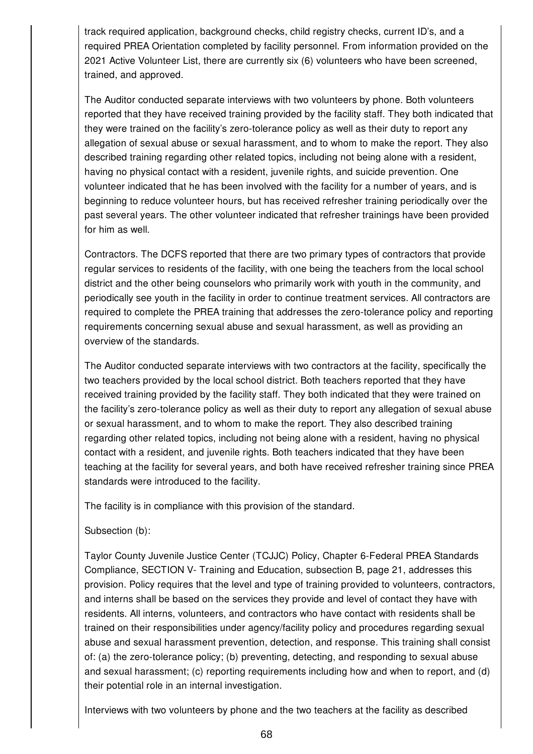track required application, background checks, child registry checks, current ID's, and a required PREA Orientation completed by facility personnel. From information provided on the 2021 Active Volunteer List, there are currently six (6) volunteers who have been screened, trained, and approved.

The Auditor conducted separate interviews with two volunteers by phone. Both volunteers reported that they have received training provided by the facility staff. They both indicated that they were trained on the facility's zero-tolerance policy as well as their duty to report any allegation of sexual abuse or sexual harassment, and to whom to make the report. They also described training regarding other related topics, including not being alone with a resident, having no physical contact with a resident, juvenile rights, and suicide prevention. One volunteer indicated that he has been involved with the facility for a number of years, and is beginning to reduce volunteer hours, but has received refresher training periodically over the past several years. The other volunteer indicated that refresher trainings have been provided for him as well.

Contractors. The DCFS reported that there are two primary types of contractors that provide regular services to residents of the facility, with one being the teachers from the local school district and the other being counselors who primarily work with youth in the community, and periodically see youth in the facility in order to continue treatment services. All contractors are required to complete the PREA training that addresses the zero-tolerance policy and reporting requirements concerning sexual abuse and sexual harassment, as well as providing an overview of the standards.

The Auditor conducted separate interviews with two contractors at the facility, specifically the two teachers provided by the local school district. Both teachers reported that they have received training provided by the facility staff. They both indicated that they were trained on the facility's zero-tolerance policy as well as their duty to report any allegation of sexual abuse or sexual harassment, and to whom to make the report. They also described training regarding other related topics, including not being alone with a resident, having no physical contact with a resident, and juvenile rights. Both teachers indicated that they have been teaching at the facility for several years, and both have received refresher training since PREA standards were introduced to the facility.

The facility is in compliance with this provision of the standard.

Subsection (b):

Taylor County Juvenile Justice Center (TCJJC) Policy, Chapter 6-Federal PREA Standards Compliance, SECTION V- Training and Education, subsection B, page 21, addresses this provision. Policy requires that the level and type of training provided to volunteers, contractors, and interns shall be based on the services they provide and level of contact they have with residents. All interns, volunteers, and contractors who have contact with residents shall be trained on their responsibilities under agency/facility policy and procedures regarding sexual abuse and sexual harassment prevention, detection, and response. This training shall consist of: (a) the zero-tolerance policy; (b) preventing, detecting, and responding to sexual abuse and sexual harassment; (c) reporting requirements including how and when to report, and (d) their potential role in an internal investigation.

Interviews with two volunteers by phone and the two teachers at the facility as described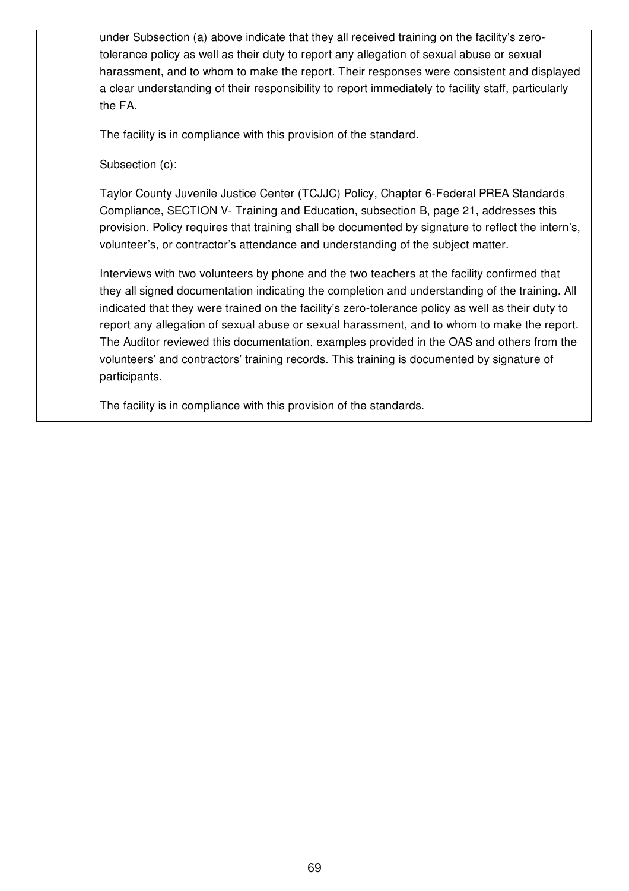under Subsection (a) above indicate that they all received training on the facility's zero-tolerance policy as well as their duty to report any allegation of sexual abuse or sexual harassment, and to whom to make the report. Their responses were consistent and displayed a clear understanding of their responsibility to report immediately to facility staff, particularly the FA.

The facility is in compliance with this provision of the standard.

Subsection (c):

Taylor County Juvenile Justice Center (TCJJC) Policy, Chapter 6-Federal PREA Standards Compliance, SECTION V- Training and Education, subsection B, page 21, addresses this provision. Policy requires that training shall be documented by signature to reflect the intern's, volunteer's, or contractor's attendance and understanding of the subject matter.

Interviews with two volunteers by phone and the two teachers at the facility confirmed that they all signed documentation indicating the completion and understanding of the training. All indicated that they were trained on the facility's zero-tolerance policy as well as their duty to report any allegation of sexual abuse or sexual harassment, and to whom to make the report. The Auditor reviewed this documentation, examples provided in the OAS and others from the volunteers' and contractors' training records. This training is documented by signature of participants.

The facility is in compliance with this provision of the standards.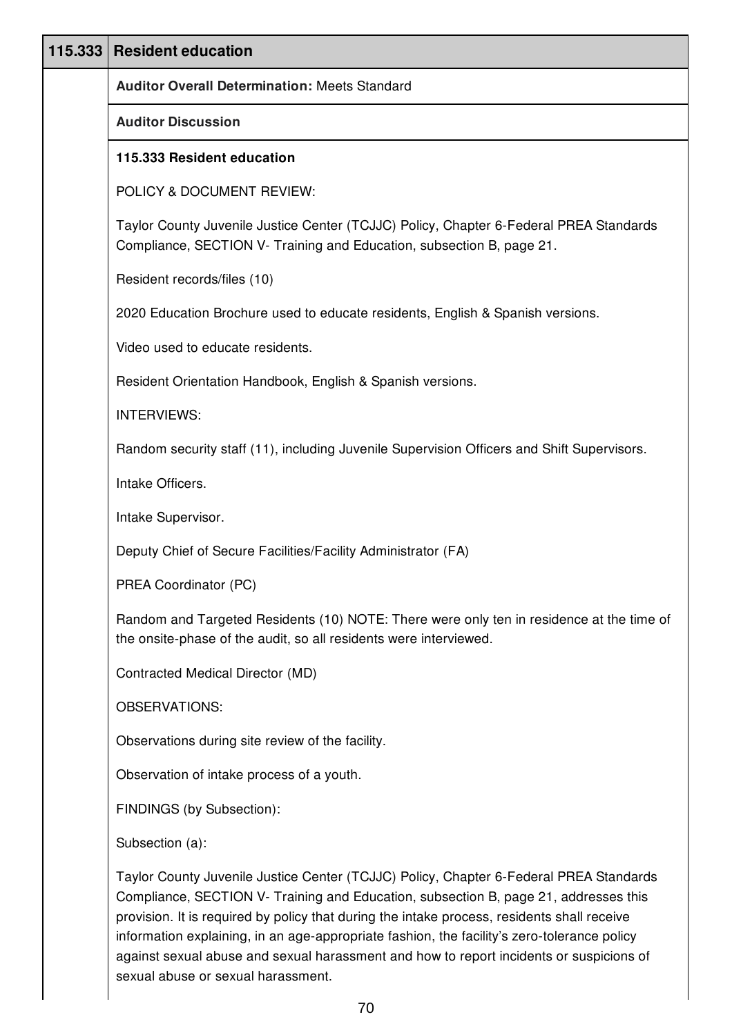| 115.333 | Resident education |
|---|---|
| | **Auditor Overall Determination:** Meets Standard |
| | **Auditor Discussion** |

**115.333 Resident education**

POLICY & DOCUMENT REVIEW:

Taylor County Juvenile Justice Center (TCJJC) Policy, Chapter 6-Federal PREA Standards Compliance, SECTION V- Training and Education, subsection B, page 21.

Resident records/files (10)

2020 Education Brochure used to educate residents, English & Spanish versions.

Video used to educate residents.

Resident Orientation Handbook, English & Spanish versions.

INTERVIEWS:

Random security staff (11), including Juvenile Supervision Officers and Shift Supervisors.

Intake Officers.

Intake Supervisor.

Deputy Chief of Secure Facilities/Facility Administrator (FA)

PREA Coordinator (PC)

Random and Targeted Residents (10) NOTE: There were only ten in residence at the time of the onsite-phase of the audit, so all residents were interviewed.

Contracted Medical Director (MD)

OBSERVATIONS:

Observations during site review of the facility.

Observation of intake process of a youth.

FINDINGS (by Subsection):

Subsection (a):

Taylor County Juvenile Justice Center (TCJJC) Policy, Chapter 6-Federal PREA Standards Compliance, SECTION V- Training and Education, subsection B, page 21, addresses this provision. It is required by policy that during the intake process, residents shall receive information explaining, in an age-appropriate fashion, the facility's zero-tolerance policy against sexual abuse and sexual harassment and how to report incidents or suspicions of sexual abuse or sexual harassment.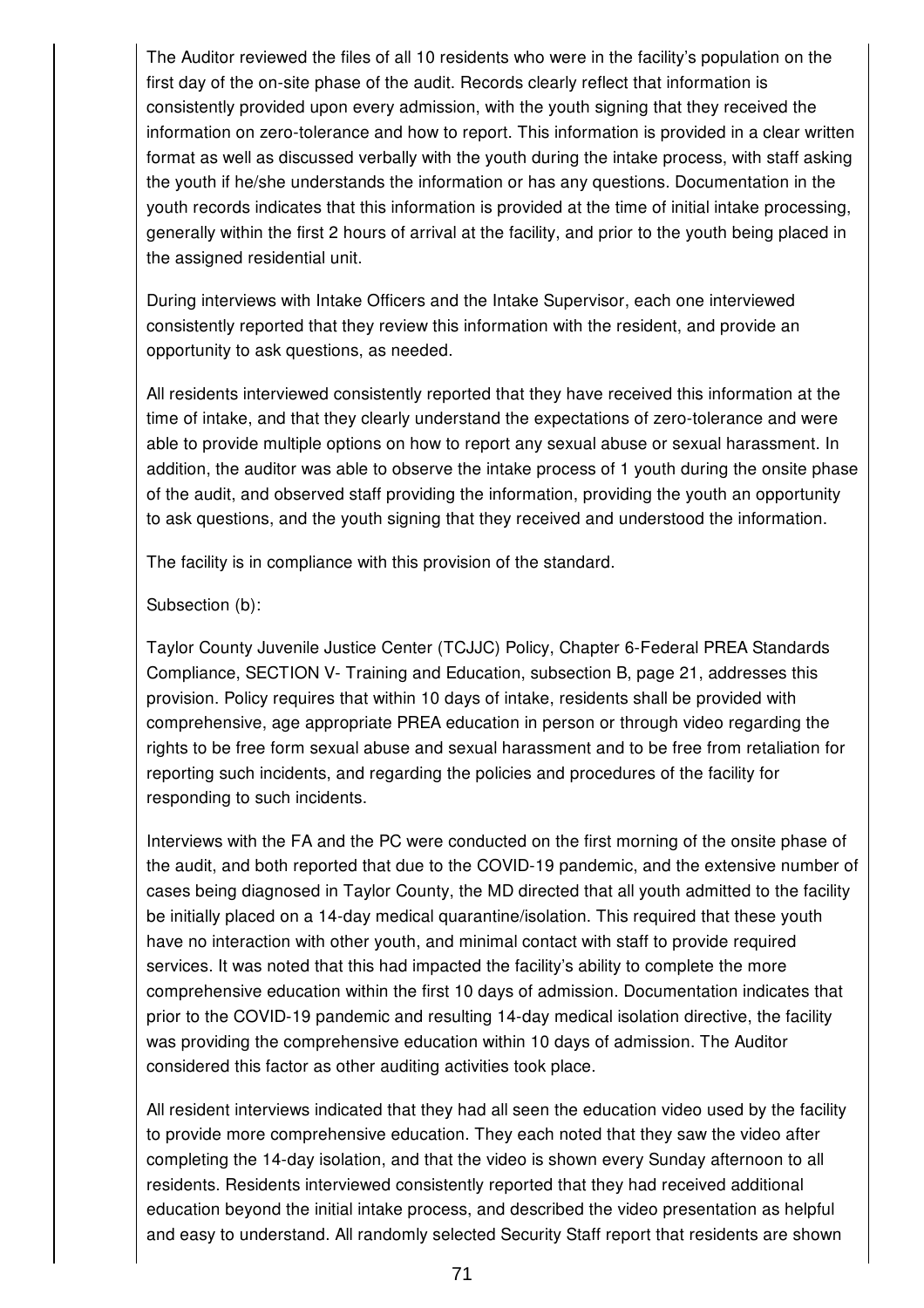The Auditor reviewed the files of all 10 residents who were in the facility's population on the first day of the on-site phase of the audit. Records clearly reflect that information is consistently provided upon every admission, with the youth signing that they received the information on zero-tolerance and how to report. This information is provided in a clear written format as well as discussed verbally with the youth during the intake process, with staff asking the youth if he/she understands the information or has any questions. Documentation in the youth records indicates that this information is provided at the time of initial intake processing, generally within the first 2 hours of arrival at the facility, and prior to the youth being placed in the assigned residential unit.

During interviews with Intake Officers and the Intake Supervisor, each one interviewed consistently reported that they review this information with the resident, and provide an opportunity to ask questions, as needed.

All residents interviewed consistently reported that they have received this information at the time of intake, and that they clearly understand the expectations of zero-tolerance and were able to provide multiple options on how to report any sexual abuse or sexual harassment. In addition, the auditor was able to observe the intake process of 1 youth during the onsite phase of the audit, and observed staff providing the information, providing the youth an opportunity to ask questions, and the youth signing that they received and understood the information.

The facility is in compliance with this provision of the standard.

Subsection (b):

Taylor County Juvenile Justice Center (TCJJC) Policy, Chapter 6-Federal PREA Standards Compliance, SECTION V- Training and Education, subsection B, page 21, addresses this provision. Policy requires that within 10 days of intake, residents shall be provided with comprehensive, age appropriate PREA education in person or through video regarding the rights to be free form sexual abuse and sexual harassment and to be free from retaliation for reporting such incidents, and regarding the policies and procedures of the facility for responding to such incidents.

Interviews with the FA and the PC were conducted on the first morning of the onsite phase of the audit, and both reported that due to the COVID-19 pandemic, and the extensive number of cases being diagnosed in Taylor County, the MD directed that all youth admitted to the facility be initially placed on a 14-day medical quarantine/isolation. This required that these youth have no interaction with other youth, and minimal contact with staff to provide required services. It was noted that this had impacted the facility's ability to complete the more comprehensive education within the first 10 days of admission. Documentation indicates that prior to the COVID-19 pandemic and resulting 14-day medical isolation directive, the facility was providing the comprehensive education within 10 days of admission. The Auditor considered this factor as other auditing activities took place.

All resident interviews indicated that they had all seen the education video used by the facility to provide more comprehensive education. They each noted that they saw the video after completing the 14-day isolation, and that the video is shown every Sunday afternoon to all residents. Residents interviewed consistently reported that they had received additional education beyond the initial intake process, and described the video presentation as helpful and easy to understand. All randomly selected Security Staff report that residents are shown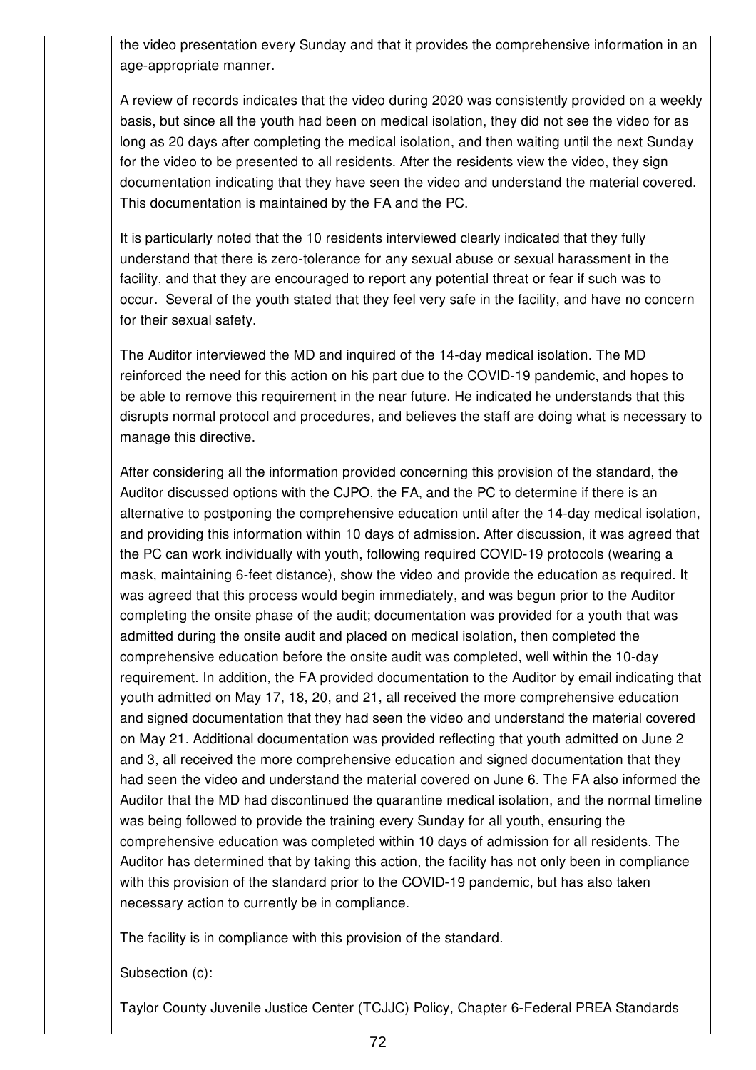the video presentation every Sunday and that it provides the comprehensive information in an age-appropriate manner.

A review of records indicates that the video during 2020 was consistently provided on a weekly basis, but since all the youth had been on medical isolation, they did not see the video for as long as 20 days after completing the medical isolation, and then waiting until the next Sunday for the video to be presented to all residents. After the residents view the video, they sign documentation indicating that they have seen the video and understand the material covered. This documentation is maintained by the FA and the PC.

It is particularly noted that the 10 residents interviewed clearly indicated that they fully understand that there is zero-tolerance for any sexual abuse or sexual harassment in the facility, and that they are encouraged to report any potential threat or fear if such was to occur. Several of the youth stated that they feel very safe in the facility, and have no concern for their sexual safety.

The Auditor interviewed the MD and inquired of the 14-day medical isolation. The MD reinforced the need for this action on his part due to the COVID-19 pandemic, and hopes to be able to remove this requirement in the near future. He indicated he understands that this disrupts normal protocol and procedures, and believes the staff are doing what is necessary to manage this directive.

After considering all the information provided concerning this provision of the standard, the Auditor discussed options with the CJPO, the FA, and the PC to determine if there is an alternative to postponing the comprehensive education until after the 14-day medical isolation, and providing this information within 10 days of admission. After discussion, it was agreed that the PC can work individually with youth, following required COVID-19 protocols (wearing a mask, maintaining 6-feet distance), show the video and provide the education as required. It was agreed that this process would begin immediately, and was begun prior to the Auditor completing the onsite phase of the audit; documentation was provided for a youth that was admitted during the onsite audit and placed on medical isolation, then completed the comprehensive education before the onsite audit was completed, well within the 10-day requirement. In addition, the FA provided documentation to the Auditor by email indicating that youth admitted on May 17, 18, 20, and 21, all received the more comprehensive education and signed documentation that they had seen the video and understand the material covered on May 21. Additional documentation was provided reflecting that youth admitted on June 2 and 3, all received the more comprehensive education and signed documentation that they had seen the video and understand the material covered on June 6. The FA also informed the Auditor that the MD had discontinued the quarantine medical isolation, and the normal timeline was being followed to provide the training every Sunday for all youth, ensuring the comprehensive education was completed within 10 days of admission for all residents. The Auditor has determined that by taking this action, the facility has not only been in compliance with this provision of the standard prior to the COVID-19 pandemic, but has also taken necessary action to currently be in compliance.

The facility is in compliance with this provision of the standard.

Subsection (c):

Taylor County Juvenile Justice Center (TCJJC) Policy, Chapter 6-Federal PREA Standards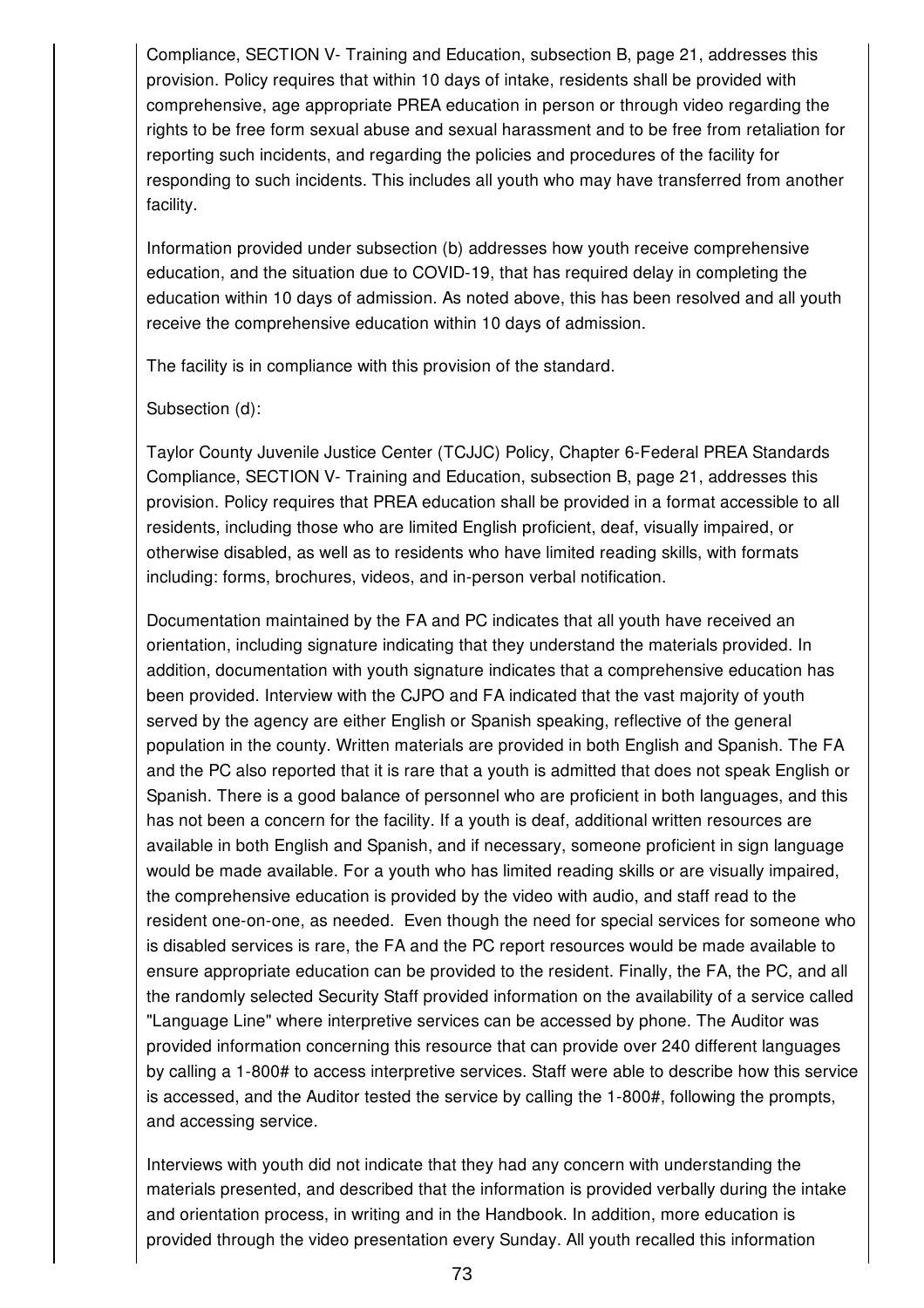Compliance, SECTION V- Training and Education, subsection B, page 21, addresses this provision. Policy requires that within 10 days of intake, residents shall be provided with comprehensive, age appropriate PREA education in person or through video regarding the rights to be free form sexual abuse and sexual harassment and to be free from retaliation for reporting such incidents, and regarding the policies and procedures of the facility for responding to such incidents. This includes all youth who may have transferred from another facility.

Information provided under subsection (b) addresses how youth receive comprehensive education, and the situation due to COVID-19, that has required delay in completing the education within 10 days of admission. As noted above, this has been resolved and all youth receive the comprehensive education within 10 days of admission.

The facility is in compliance with this provision of the standard.

Subsection (d):

Taylor County Juvenile Justice Center (TCJJC) Policy, Chapter 6-Federal PREA Standards Compliance, SECTION V- Training and Education, subsection B, page 21, addresses this provision. Policy requires that PREA education shall be provided in a format accessible to all residents, including those who are limited English proficient, deaf, visually impaired, or otherwise disabled, as well as to residents who have limited reading skills, with formats including: forms, brochures, videos, and in-person verbal notification.

Documentation maintained by the FA and PC indicates that all youth have received an orientation, including signature indicating that they understand the materials provided. In addition, documentation with youth signature indicates that a comprehensive education has been provided. Interview with the CJPO and FA indicated that the vast majority of youth served by the agency are either English or Spanish speaking, reflective of the general population in the county. Written materials are provided in both English and Spanish. The FA and the PC also reported that it is rare that a youth is admitted that does not speak English or Spanish. There is a good balance of personnel who are proficient in both languages, and this has not been a concern for the facility. If a youth is deaf, additional written resources are available in both English and Spanish, and if necessary, someone proficient in sign language would be made available. For a youth who has limited reading skills or are visually impaired, the comprehensive education is provided by the video with audio, and staff read to the resident one-on-one, as needed. Even though the need for special services for someone who is disabled services is rare, the FA and the PC report resources would be made available to ensure appropriate education can be provided to the resident. Finally, the FA, the PC, and all the randomly selected Security Staff provided information on the availability of a service called "Language Line" where interpretive services can be accessed by phone. The Auditor was provided information concerning this resource that can provide over 240 different languages by calling a 1-800# to access interpretive services. Staff were able to describe how this service is accessed, and the Auditor tested the service by calling the 1-800#, following the prompts, and accessing service.

Interviews with youth did not indicate that they had any concern with understanding the materials presented, and described that the information is provided verbally during the intake and orientation process, in writing and in the Handbook. In addition, more education is provided through the video presentation every Sunday. All youth recalled this information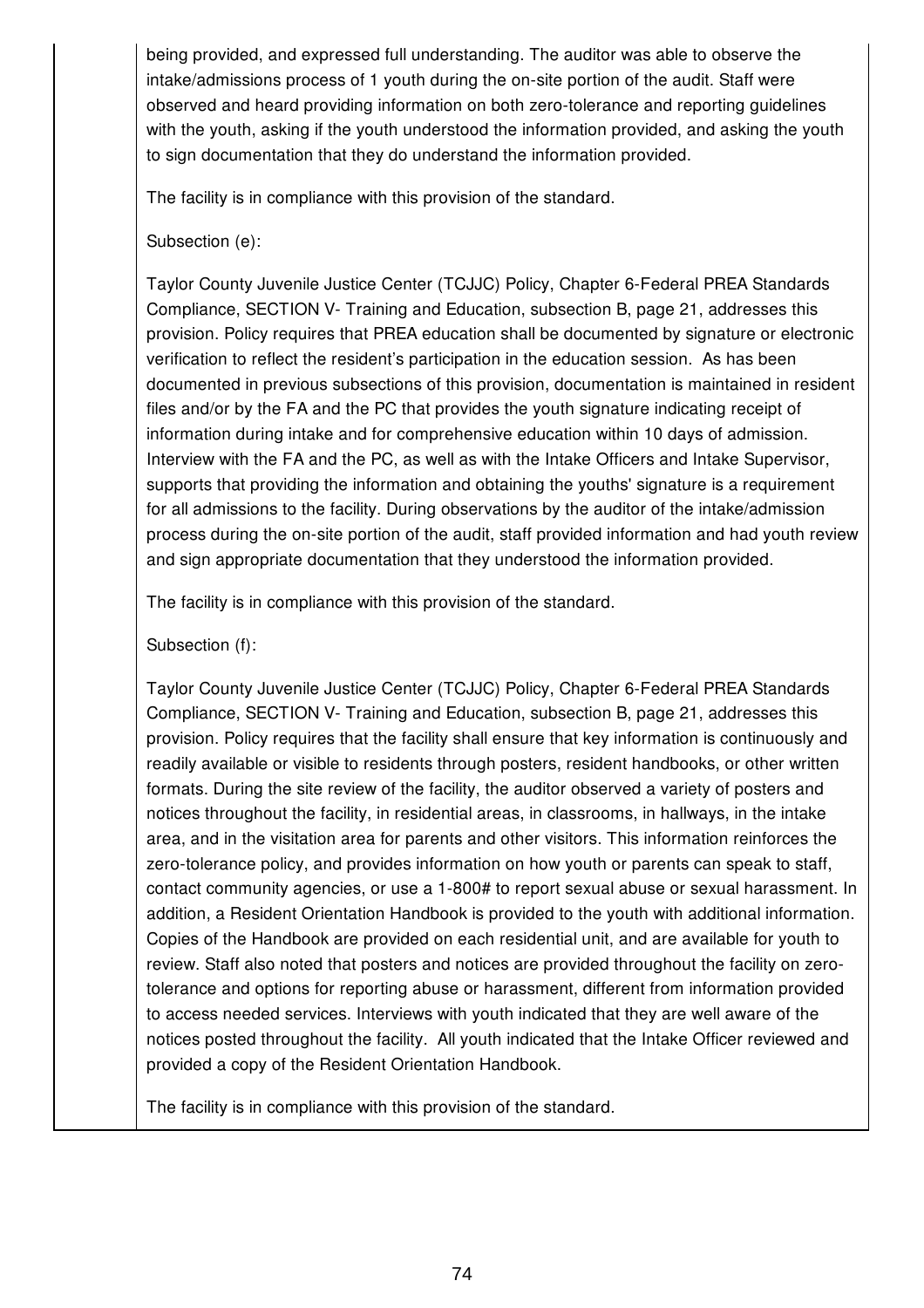being provided, and expressed full understanding. The auditor was able to observe the intake/admissions process of 1 youth during the on-site portion of the audit. Staff were observed and heard providing information on both zero-tolerance and reporting guidelines with the youth, asking if the youth understood the information provided, and asking the youth to sign documentation that they do understand the information provided.

The facility is in compliance with this provision of the standard.

Subsection (e):

Taylor County Juvenile Justice Center (TCJJC) Policy, Chapter 6-Federal PREA Standards Compliance, SECTION V- Training and Education, subsection B, page 21, addresses this provision. Policy requires that PREA education shall be documented by signature or electronic verification to reflect the resident's participation in the education session. As has been documented in previous subsections of this provision, documentation is maintained in resident files and/or by the FA and the PC that provides the youth signature indicating receipt of information during intake and for comprehensive education within 10 days of admission. Interview with the FA and the PC, as well as with the Intake Officers and Intake Supervisor, supports that providing the information and obtaining the youths' signature is a requirement for all admissions to the facility. During observations by the auditor of the intake/admission process during the on-site portion of the audit, staff provided information and had youth review and sign appropriate documentation that they understood the information provided.

The facility is in compliance with this provision of the standard.

Subsection (f):

Taylor County Juvenile Justice Center (TCJJC) Policy, Chapter 6-Federal PREA Standards Compliance, SECTION V- Training and Education, subsection B, page 21, addresses this provision. Policy requires that the facility shall ensure that key information is continuously and readily available or visible to residents through posters, resident handbooks, or other written formats. During the site review of the facility, the auditor observed a variety of posters and notices throughout the facility, in residential areas, in classrooms, in hallways, in the intake area, and in the visitation area for parents and other visitors. This information reinforces the zero-tolerance policy, and provides information on how youth or parents can speak to staff, contact community agencies, or use a 1-800# to report sexual abuse or sexual harassment. In addition, a Resident Orientation Handbook is provided to the youth with additional information. Copies of the Handbook are provided on each residential unit, and are available for youth to review. Staff also noted that posters and notices are provided throughout the facility on zero-tolerance and options for reporting abuse or harassment, different from information provided to access needed services. Interviews with youth indicated that they are well aware of the notices posted throughout the facility. All youth indicated that the Intake Officer reviewed and provided a copy of the Resident Orientation Handbook.

The facility is in compliance with this provision of the standard.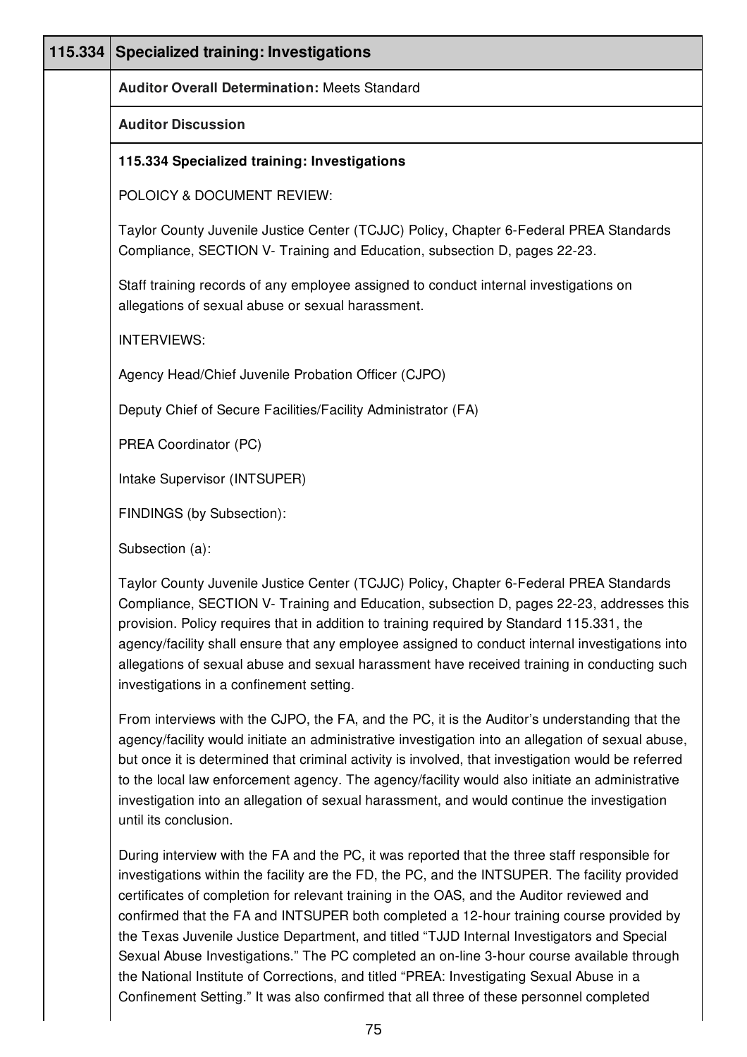| 115.334 | Specialized training: Investigations |
|---|---|

**Auditor Overall Determination:** Meets Standard

**Auditor Discussion**

**115.334 Specialized training: Investigations**

POLOICY & DOCUMENT REVIEW:

Taylor County Juvenile Justice Center (TCJJC) Policy, Chapter 6-Federal PREA Standards Compliance, SECTION V- Training and Education, subsection D, pages 22-23.

Staff training records of any employee assigned to conduct internal investigations on allegations of sexual abuse or sexual harassment.

INTERVIEWS:

Agency Head/Chief Juvenile Probation Officer (CJPO)

Deputy Chief of Secure Facilities/Facility Administrator (FA)

PREA Coordinator (PC)

Intake Supervisor (INTSUPER)

FINDINGS (by Subsection):

Subsection (a):

Taylor County Juvenile Justice Center (TCJJC) Policy, Chapter 6-Federal PREA Standards Compliance, SECTION V- Training and Education, subsection D, pages 22-23, addresses this provision. Policy requires that in addition to training required by Standard 115.331, the agency/facility shall ensure that any employee assigned to conduct internal investigations into allegations of sexual abuse and sexual harassment have received training in conducting such investigations in a confinement setting.

From interviews with the CJPO, the FA, and the PC, it is the Auditor's understanding that the agency/facility would initiate an administrative investigation into an allegation of sexual abuse, but once it is determined that criminal activity is involved, that investigation would be referred to the local law enforcement agency. The agency/facility would also initiate an administrative investigation into an allegation of sexual harassment, and would continue the investigation until its conclusion.

During interview with the FA and the PC, it was reported that the three staff responsible for investigations within the facility are the FD, the PC, and the INTSUPER. The facility provided certificates of completion for relevant training in the OAS, and the Auditor reviewed and confirmed that the FA and INTSUPER both completed a 12-hour training course provided by the Texas Juvenile Justice Department, and titled "TJJD Internal Investigators and Special Sexual Abuse Investigations." The PC completed an on-line 3-hour course available through the National Institute of Corrections, and titled "PREA: Investigating Sexual Abuse in a Confinement Setting." It was also confirmed that all three of these personnel completed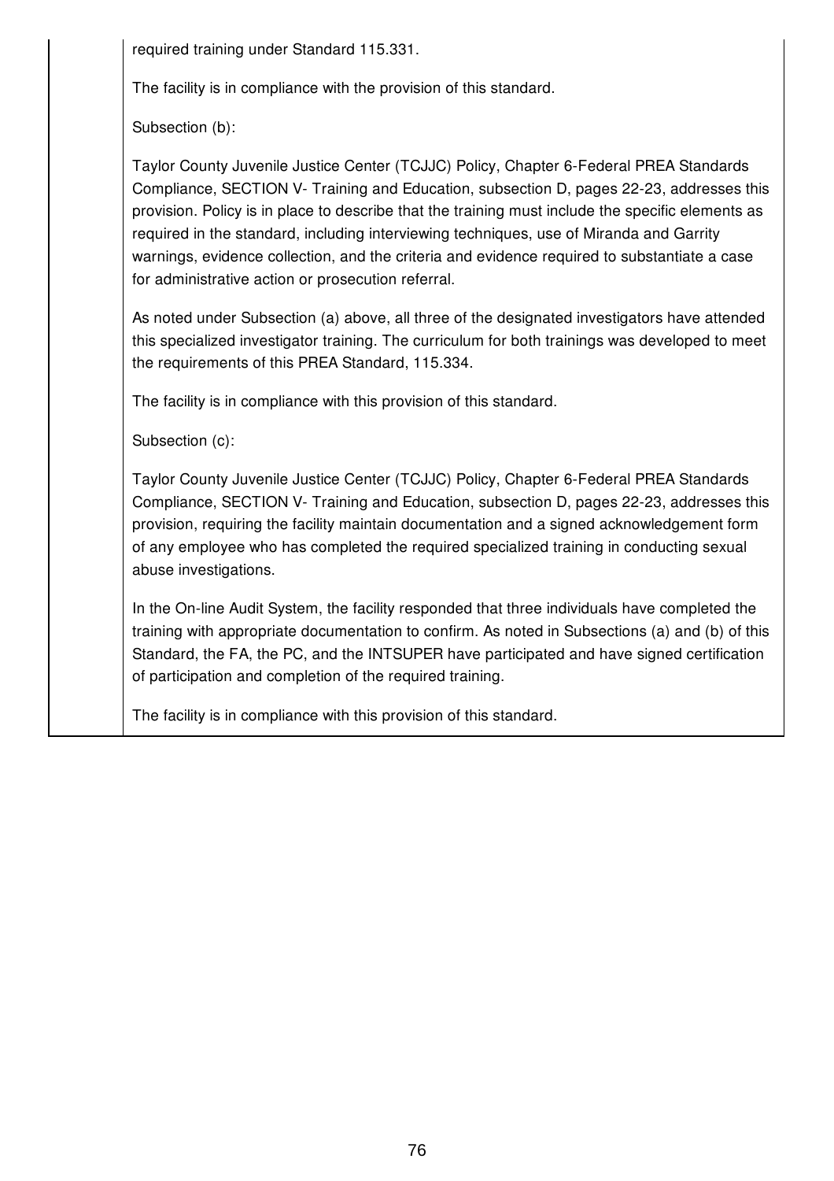required training under Standard 115.331.

The facility is in compliance with the provision of this standard.

Subsection (b):

Taylor County Juvenile Justice Center (TCJJC) Policy, Chapter 6-Federal PREA Standards Compliance, SECTION V- Training and Education, subsection D, pages 22-23, addresses this provision. Policy is in place to describe that the training must include the specific elements as required in the standard, including interviewing techniques, use of Miranda and Garrity warnings, evidence collection, and the criteria and evidence required to substantiate a case for administrative action or prosecution referral.

As noted under Subsection (a) above, all three of the designated investigators have attended this specialized investigator training. The curriculum for both trainings was developed to meet the requirements of this PREA Standard, 115.334.

The facility is in compliance with this provision of this standard.

Subsection (c):

Taylor County Juvenile Justice Center (TCJJC) Policy, Chapter 6-Federal PREA Standards Compliance, SECTION V- Training and Education, subsection D, pages 22-23, addresses this provision, requiring the facility maintain documentation and a signed acknowledgement form of any employee who has completed the required specialized training in conducting sexual abuse investigations.

In the On-line Audit System, the facility responded that three individuals have completed the training with appropriate documentation to confirm. As noted in Subsections (a) and (b) of this Standard, the FA, the PC, and the INTSUPER have participated and have signed certification of participation and completion of the required training.

The facility is in compliance with this provision of this standard.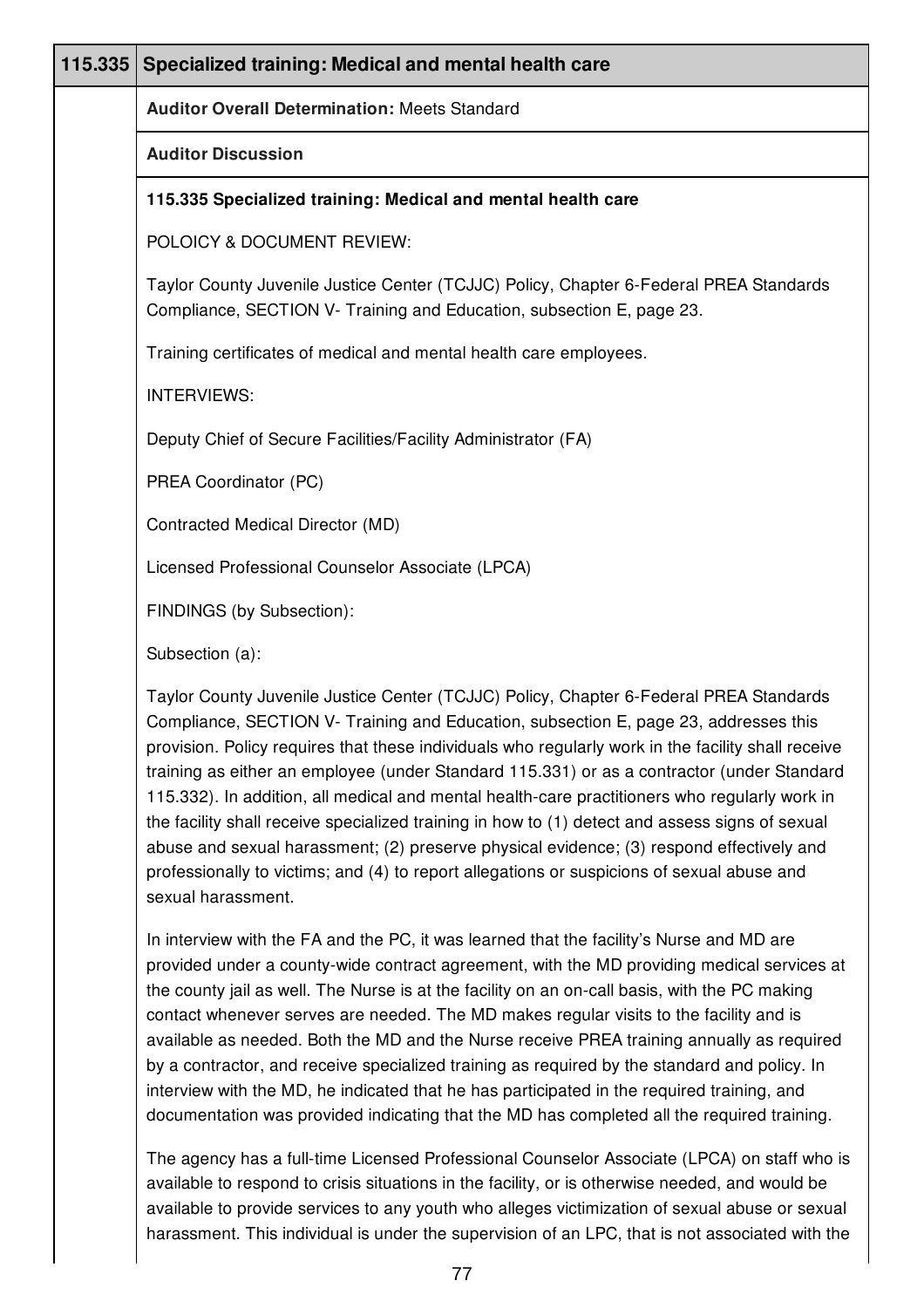## 115.335 Specialized training: Medical and mental health care

**Auditor Overall Determination:** Meets Standard

**Auditor Discussion**

**115.335 Specialized training: Medical and mental health care**

POLOICY & DOCUMENT REVIEW:

Taylor County Juvenile Justice Center (TCJJC) Policy, Chapter 6-Federal PREA Standards Compliance, SECTION V- Training and Education, subsection E, page 23.

Training certificates of medical and mental health care employees.

INTERVIEWS:

Deputy Chief of Secure Facilities/Facility Administrator (FA)

PREA Coordinator (PC)

Contracted Medical Director (MD)

Licensed Professional Counselor Associate (LPCA)

FINDINGS (by Subsection):

Subsection (a):

Taylor County Juvenile Justice Center (TCJJC) Policy, Chapter 6-Federal PREA Standards Compliance, SECTION V- Training and Education, subsection E, page 23, addresses this provision. Policy requires that these individuals who regularly work in the facility shall receive training as either an employee (under Standard 115.331) or as a contractor (under Standard 115.332). In addition, all medical and mental health-care practitioners who regularly work in the facility shall receive specialized training in how to (1) detect and assess signs of sexual abuse and sexual harassment; (2) preserve physical evidence; (3) respond effectively and professionally to victims; and (4) to report allegations or suspicions of sexual abuse and sexual harassment.

In interview with the FA and the PC, it was learned that the facility's Nurse and MD are provided under a county-wide contract agreement, with the MD providing medical services at the county jail as well. The Nurse is at the facility on an on-call basis, with the PC making contact whenever serves are needed. The MD makes regular visits to the facility and is available as needed. Both the MD and the Nurse receive PREA training annually as required by a contractor, and receive specialized training as required by the standard and policy. In interview with the MD, he indicated that he has participated in the required training, and documentation was provided indicating that the MD has completed all the required training.

The agency has a full-time Licensed Professional Counselor Associate (LPCA) on staff who is available to respond to crisis situations in the facility, or is otherwise needed, and would be available to provide services to any youth who alleges victimization of sexual abuse or sexual harassment. This individual is under the supervision of an LPC, that is not associated with the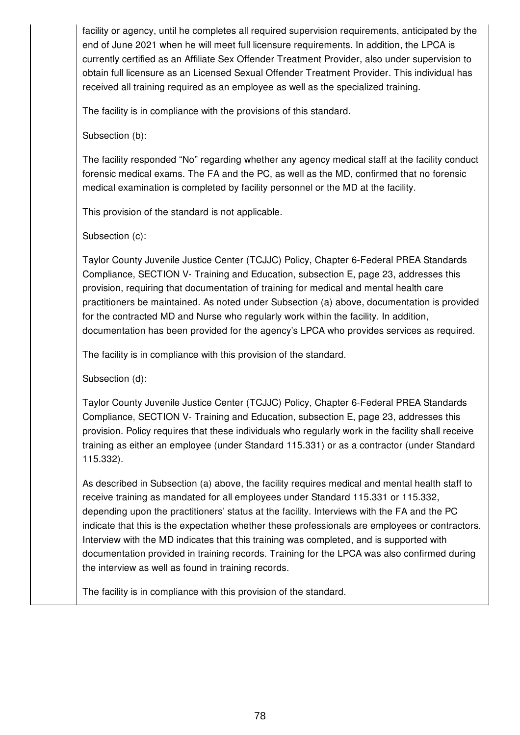facility or agency, until he completes all required supervision requirements, anticipated by the end of June 2021 when he will meet full licensure requirements. In addition, the LPCA is currently certified as an Affiliate Sex Offender Treatment Provider, also under supervision to obtain full licensure as an Licensed Sexual Offender Treatment Provider. This individual has received all training required as an employee as well as the specialized training.

The facility is in compliance with the provisions of this standard.

Subsection (b):

The facility responded "No" regarding whether any agency medical staff at the facility conduct forensic medical exams. The FA and the PC, as well as the MD, confirmed that no forensic medical examination is completed by facility personnel or the MD at the facility.

This provision of the standard is not applicable.

Subsection (c):

Taylor County Juvenile Justice Center (TCJJC) Policy, Chapter 6-Federal PREA Standards Compliance, SECTION V- Training and Education, subsection E, page 23, addresses this provision, requiring that documentation of training for medical and mental health care practitioners be maintained. As noted under Subsection (a) above, documentation is provided for the contracted MD and Nurse who regularly work within the facility. In addition, documentation has been provided for the agency's LPCA who provides services as required.

The facility is in compliance with this provision of the standard.

Subsection (d):

Taylor County Juvenile Justice Center (TCJJC) Policy, Chapter 6-Federal PREA Standards Compliance, SECTION V- Training and Education, subsection E, page 23, addresses this provision. Policy requires that these individuals who regularly work in the facility shall receive training as either an employee (under Standard 115.331) or as a contractor (under Standard 115.332).

As described in Subsection (a) above, the facility requires medical and mental health staff to receive training as mandated for all employees under Standard 115.331 or 115.332, depending upon the practitioners' status at the facility. Interviews with the FA and the PC indicate that this is the expectation whether these professionals are employees or contractors. Interview with the MD indicates that this training was completed, and is supported with documentation provided in training records. Training for the LPCA was also confirmed during the interview as well as found in training records.

The facility is in compliance with this provision of the standard.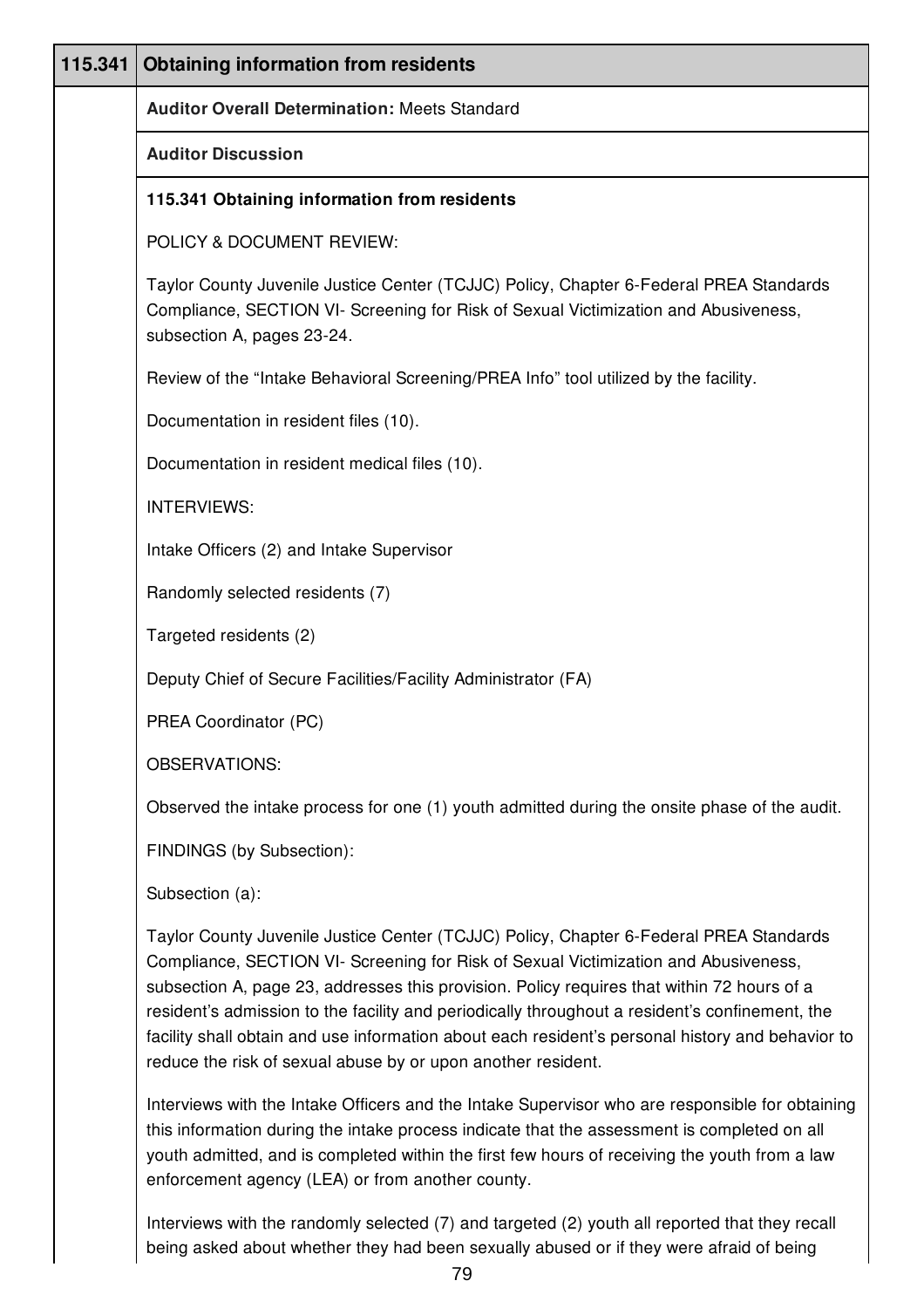| 115.341 | Obtaining information from residents |
|---|---|

**Auditor Overall Determination:** Meets Standard

**Auditor Discussion**

**115.341 Obtaining information from residents**

POLICY & DOCUMENT REVIEW:

Taylor County Juvenile Justice Center (TCJJC) Policy, Chapter 6-Federal PREA Standards Compliance, SECTION VI- Screening for Risk of Sexual Victimization and Abusiveness, subsection A, pages 23-24.

Review of the "Intake Behavioral Screening/PREA Info" tool utilized by the facility.

Documentation in resident files (10).

Documentation in resident medical files (10).

INTERVIEWS:

Intake Officers (2) and Intake Supervisor

Randomly selected residents (7)

Targeted residents (2)

Deputy Chief of Secure Facilities/Facility Administrator (FA)

PREA Coordinator (PC)

OBSERVATIONS:

Observed the intake process for one (1) youth admitted during the onsite phase of the audit.

FINDINGS (by Subsection):

Subsection (a):

Taylor County Juvenile Justice Center (TCJJC) Policy, Chapter 6-Federal PREA Standards Compliance, SECTION VI- Screening for Risk of Sexual Victimization and Abusiveness, subsection A, page 23, addresses this provision. Policy requires that within 72 hours of a resident's admission to the facility and periodically throughout a resident's confinement, the facility shall obtain and use information about each resident's personal history and behavior to reduce the risk of sexual abuse by or upon another resident.

Interviews with the Intake Officers and the Intake Supervisor who are responsible for obtaining this information during the intake process indicate that the assessment is completed on all youth admitted, and is completed within the first few hours of receiving the youth from a law enforcement agency (LEA) or from another county.

Interviews with the randomly selected (7) and targeted (2) youth all reported that they recall being asked about whether they had been sexually abused or if they were afraid of being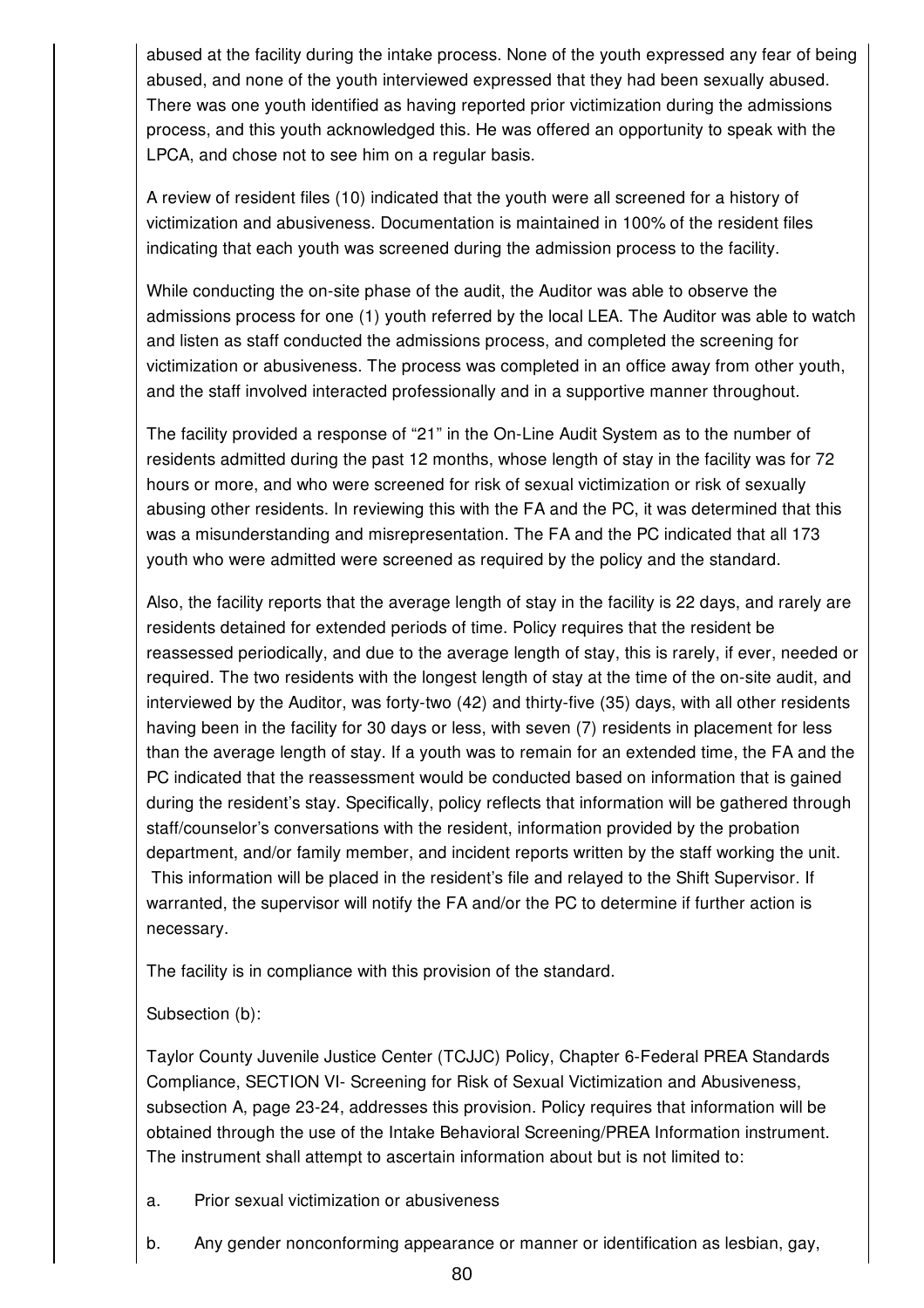abused at the facility during the intake process. None of the youth expressed any fear of being abused, and none of the youth interviewed expressed that they had been sexually abused. There was one youth identified as having reported prior victimization during the admissions process, and this youth acknowledged this. He was offered an opportunity to speak with the LPCA, and chose not to see him on a regular basis.

A review of resident files (10) indicated that the youth were all screened for a history of victimization and abusiveness. Documentation is maintained in 100% of the resident files indicating that each youth was screened during the admission process to the facility.

While conducting the on-site phase of the audit, the Auditor was able to observe the admissions process for one (1) youth referred by the local LEA. The Auditor was able to watch and listen as staff conducted the admissions process, and completed the screening for victimization or abusiveness. The process was completed in an office away from other youth, and the staff involved interacted professionally and in a supportive manner throughout.

The facility provided a response of "21" in the On-Line Audit System as to the number of residents admitted during the past 12 months, whose length of stay in the facility was for 72 hours or more, and who were screened for risk of sexual victimization or risk of sexually abusing other residents. In reviewing this with the FA and the PC, it was determined that this was a misunderstanding and misrepresentation. The FA and the PC indicated that all 173 youth who were admitted were screened as required by the policy and the standard.

Also, the facility reports that the average length of stay in the facility is 22 days, and rarely are residents detained for extended periods of time. Policy requires that the resident be reassessed periodically, and due to the average length of stay, this is rarely, if ever, needed or required. The two residents with the longest length of stay at the time of the on-site audit, and interviewed by the Auditor, was forty-two (42) and thirty-five (35) days, with all other residents having been in the facility for 30 days or less, with seven (7) residents in placement for less than the average length of stay. If a youth was to remain for an extended time, the FA and the PC indicated that the reassessment would be conducted based on information that is gained during the resident's stay. Specifically, policy reflects that information will be gathered through staff/counselor's conversations with the resident, information provided by the probation department, and/or family member, and incident reports written by the staff working the unit. This information will be placed in the resident's file and relayed to the Shift Supervisor. If warranted, the supervisor will notify the FA and/or the PC to determine if further action is necessary.

The facility is in compliance with this provision of the standard.

Subsection (b):

Taylor County Juvenile Justice Center (TCJJC) Policy, Chapter 6-Federal PREA Standards Compliance, SECTION VI- Screening for Risk of Sexual Victimization and Abusiveness, subsection A, page 23-24, addresses this provision. Policy requires that information will be obtained through the use of the Intake Behavioral Screening/PREA Information instrument. The instrument shall attempt to ascertain information about but is not limited to:

a. Prior sexual victimization or abusiveness

b. Any gender nonconforming appearance or manner or identification as lesbian, gay,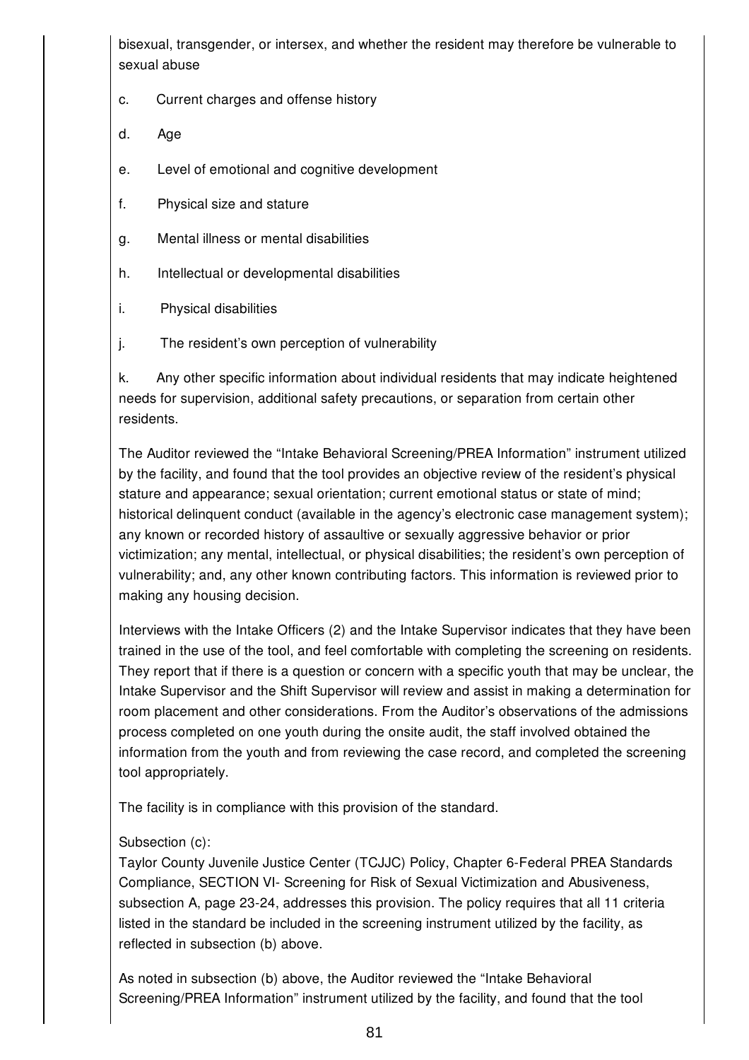bisexual, transgender, or intersex, and whether the resident may therefore be vulnerable to sexual abuse

c. Current charges and offense history

d. Age

e. Level of emotional and cognitive development

f. Physical size and stature

g. Mental illness or mental disabilities

h. Intellectual or developmental disabilities

i. Physical disabilities

j. The resident's own perception of vulnerability

k. Any other specific information about individual residents that may indicate heightened needs for supervision, additional safety precautions, or separation from certain other residents.

The Auditor reviewed the "Intake Behavioral Screening/PREA Information" instrument utilized by the facility, and found that the tool provides an objective review of the resident's physical stature and appearance; sexual orientation; current emotional status or state of mind; historical delinquent conduct (available in the agency's electronic case management system); any known or recorded history of assaultive or sexually aggressive behavior or prior victimization; any mental, intellectual, or physical disabilities; the resident's own perception of vulnerability; and, any other known contributing factors. This information is reviewed prior to making any housing decision.

Interviews with the Intake Officers (2) and the Intake Supervisor indicates that they have been trained in the use of the tool, and feel comfortable with completing the screening on residents. They report that if there is a question or concern with a specific youth that may be unclear, the Intake Supervisor and the Shift Supervisor will review and assist in making a determination for room placement and other considerations. From the Auditor's observations of the admissions process completed on one youth during the onsite audit, the staff involved obtained the information from the youth and from reviewing the case record, and completed the screening tool appropriately.

The facility is in compliance with this provision of the standard.

Subsection (c):
Taylor County Juvenile Justice Center (TCJJC) Policy, Chapter 6-Federal PREA Standards Compliance, SECTION VI- Screening for Risk of Sexual Victimization and Abusiveness, subsection A, page 23-24, addresses this provision. The policy requires that all 11 criteria listed in the standard be included in the screening instrument utilized by the facility, as reflected in subsection (b) above.

As noted in subsection (b) above, the Auditor reviewed the "Intake Behavioral Screening/PREA Information" instrument utilized by the facility, and found that the tool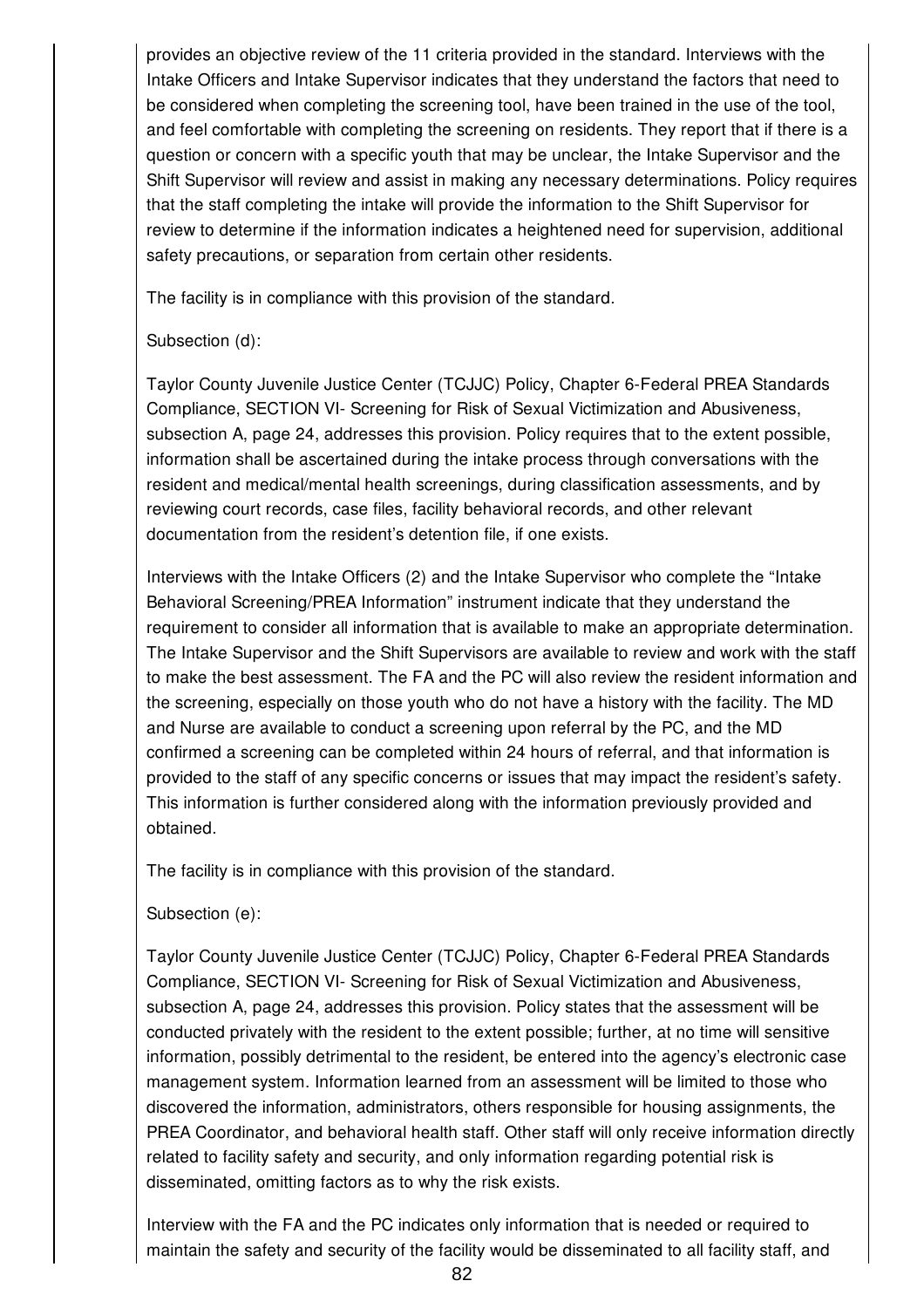provides an objective review of the 11 criteria provided in the standard. Interviews with the Intake Officers and Intake Supervisor indicates that they understand the factors that need to be considered when completing the screening tool, have been trained in the use of the tool, and feel comfortable with completing the screening on residents. They report that if there is a question or concern with a specific youth that may be unclear, the Intake Supervisor and the Shift Supervisor will review and assist in making any necessary determinations. Policy requires that the staff completing the intake will provide the information to the Shift Supervisor for review to determine if the information indicates a heightened need for supervision, additional safety precautions, or separation from certain other residents.

The facility is in compliance with this provision of the standard.

Subsection (d):

Taylor County Juvenile Justice Center (TCJJC) Policy, Chapter 6-Federal PREA Standards Compliance, SECTION VI- Screening for Risk of Sexual Victimization and Abusiveness, subsection A, page 24, addresses this provision. Policy requires that to the extent possible, information shall be ascertained during the intake process through conversations with the resident and medical/mental health screenings, during classification assessments, and by reviewing court records, case files, facility behavioral records, and other relevant documentation from the resident's detention file, if one exists.

Interviews with the Intake Officers (2) and the Intake Supervisor who complete the "Intake Behavioral Screening/PREA Information" instrument indicate that they understand the requirement to consider all information that is available to make an appropriate determination. The Intake Supervisor and the Shift Supervisors are available to review and work with the staff to make the best assessment. The FA and the PC will also review the resident information and the screening, especially on those youth who do not have a history with the facility. The MD and Nurse are available to conduct a screening upon referral by the PC, and the MD confirmed a screening can be completed within 24 hours of referral, and that information is provided to the staff of any specific concerns or issues that may impact the resident's safety. This information is further considered along with the information previously provided and obtained.

The facility is in compliance with this provision of the standard.

Subsection (e):

Taylor County Juvenile Justice Center (TCJJC) Policy, Chapter 6-Federal PREA Standards Compliance, SECTION VI- Screening for Risk of Sexual Victimization and Abusiveness, subsection A, page 24, addresses this provision. Policy states that the assessment will be conducted privately with the resident to the extent possible; further, at no time will sensitive information, possibly detrimental to the resident, be entered into the agency's electronic case management system. Information learned from an assessment will be limited to those who discovered the information, administrators, others responsible for housing assignments, the PREA Coordinator, and behavioral health staff. Other staff will only receive information directly related to facility safety and security, and only information regarding potential risk is disseminated, omitting factors as to why the risk exists.

Interview with the FA and the PC indicates only information that is needed or required to maintain the safety and security of the facility would be disseminated to all facility staff, and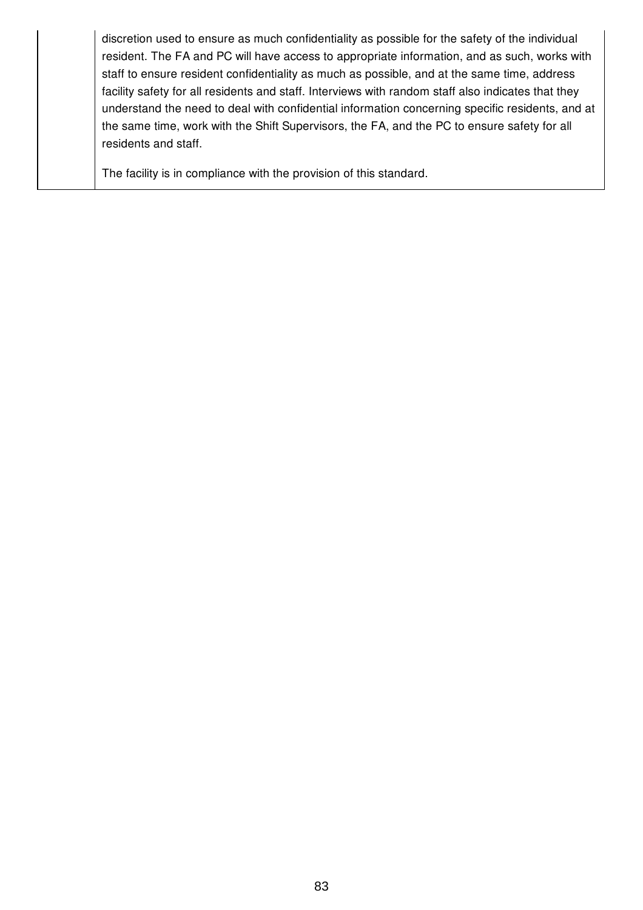| | |
|---|---|
| | discretion used to ensure as much confidentiality as possible for the safety of the individual resident. The FA and PC will have access to appropriate information, and as such, works with staff to ensure resident confidentiality as much as possible, and at the same time, address facility safety for all residents and staff. Interviews with random staff also indicates that they understand the need to deal with confidential information concerning specific residents, and at the same time, work with the Shift Supervisors, the FA, and the PC to ensure safety for all residents and staff.<br><br>The facility is in compliance with the provision of this standard. |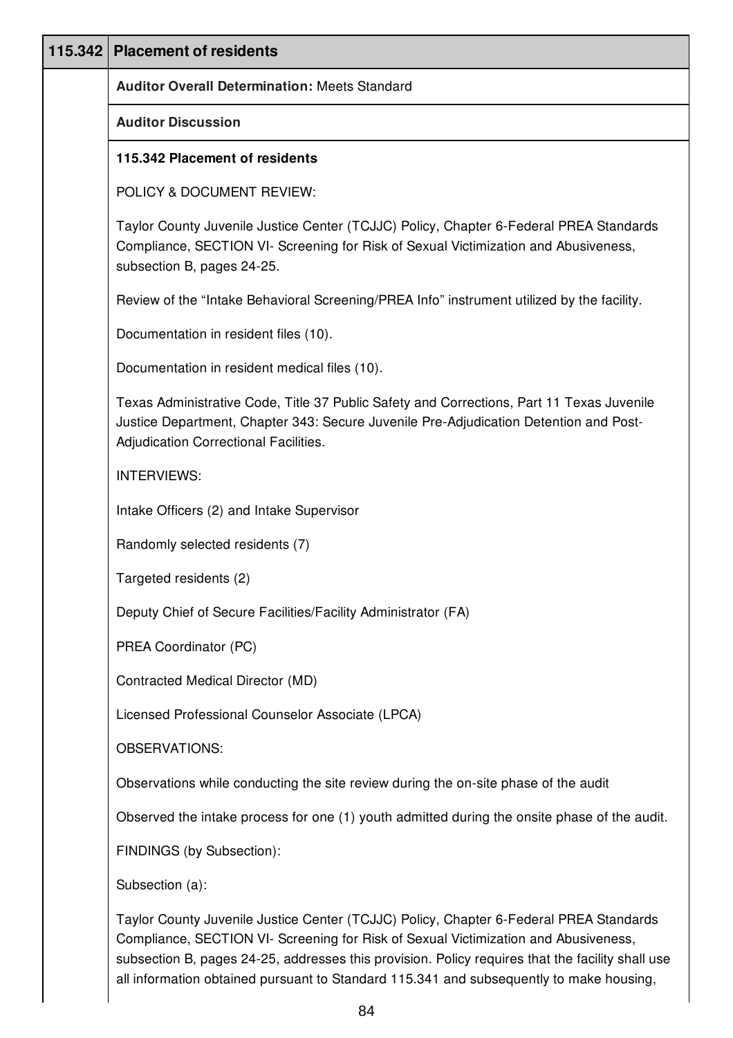| 115.342 | Placement of residents |
|---|---|

**Auditor Overall Determination:** Meets Standard

**Auditor Discussion**

**115.342 Placement of residents**

POLICY & DOCUMENT REVIEW:

Taylor County Juvenile Justice Center (TCJJC) Policy, Chapter 6-Federal PREA Standards Compliance, SECTION VI- Screening for Risk of Sexual Victimization and Abusiveness, subsection B, pages 24-25.

Review of the "Intake Behavioral Screening/PREA Info" instrument utilized by the facility.

Documentation in resident files (10).

Documentation in resident medical files (10).

Texas Administrative Code, Title 37 Public Safety and Corrections, Part 11 Texas Juvenile Justice Department, Chapter 343: Secure Juvenile Pre-Adjudication Detention and Post-Adjudication Correctional Facilities.

INTERVIEWS:

Intake Officers (2) and Intake Supervisor

Randomly selected residents (7)

Targeted residents (2)

Deputy Chief of Secure Facilities/Facility Administrator (FA)

PREA Coordinator (PC)

Contracted Medical Director (MD)

Licensed Professional Counselor Associate (LPCA)

OBSERVATIONS:

Observations while conducting the site review during the on-site phase of the audit

Observed the intake process for one (1) youth admitted during the onsite phase of the audit.

FINDINGS (by Subsection):

Subsection (a):

Taylor County Juvenile Justice Center (TCJJC) Policy, Chapter 6-Federal PREA Standards Compliance, SECTION VI- Screening for Risk of Sexual Victimization and Abusiveness, subsection B, pages 24-25, addresses this provision. Policy requires that the facility shall use all information obtained pursuant to Standard 115.341 and subsequently to make housing,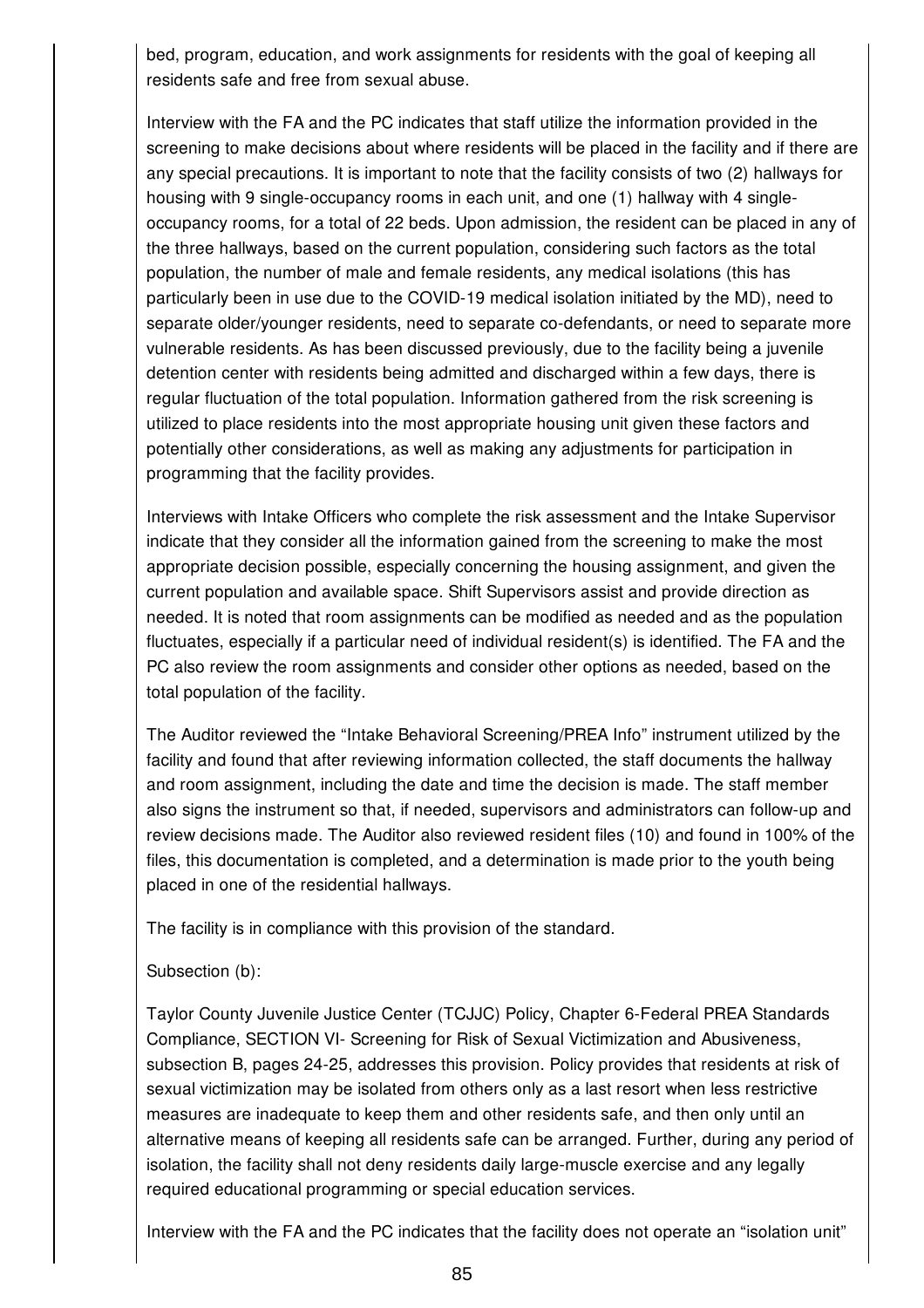bed, program, education, and work assignments for residents with the goal of keeping all residents safe and free from sexual abuse.

Interview with the FA and the PC indicates that staff utilize the information provided in the screening to make decisions about where residents will be placed in the facility and if there are any special precautions. It is important to note that the facility consists of two (2) hallways for housing with 9 single-occupancy rooms in each unit, and one (1) hallway with 4 single-occupancy rooms, for a total of 22 beds. Upon admission, the resident can be placed in any of the three hallways, based on the current population, considering such factors as the total population, the number of male and female residents, any medical isolations (this has particularly been in use due to the COVID-19 medical isolation initiated by the MD), need to separate older/younger residents, need to separate co-defendants, or need to separate more vulnerable residents. As has been discussed previously, due to the facility being a juvenile detention center with residents being admitted and discharged within a few days, there is regular fluctuation of the total population. Information gathered from the risk screening is utilized to place residents into the most appropriate housing unit given these factors and potentially other considerations, as well as making any adjustments for participation in programming that the facility provides.

Interviews with Intake Officers who complete the risk assessment and the Intake Supervisor indicate that they consider all the information gained from the screening to make the most appropriate decision possible, especially concerning the housing assignment, and given the current population and available space. Shift Supervisors assist and provide direction as needed. It is noted that room assignments can be modified as needed and as the population fluctuates, especially if a particular need of individual resident(s) is identified. The FA and the PC also review the room assignments and consider other options as needed, based on the total population of the facility.

The Auditor reviewed the "Intake Behavioral Screening/PREA Info" instrument utilized by the facility and found that after reviewing information collected, the staff documents the hallway and room assignment, including the date and time the decision is made. The staff member also signs the instrument so that, if needed, supervisors and administrators can follow-up and review decisions made. The Auditor also reviewed resident files (10) and found in 100% of the files, this documentation is completed, and a determination is made prior to the youth being placed in one of the residential hallways.

The facility is in compliance with this provision of the standard.

Subsection (b):

Taylor County Juvenile Justice Center (TCJJC) Policy, Chapter 6-Federal PREA Standards Compliance, SECTION VI- Screening for Risk of Sexual Victimization and Abusiveness, subsection B, pages 24-25, addresses this provision. Policy provides that residents at risk of sexual victimization may be isolated from others only as a last resort when less restrictive measures are inadequate to keep them and other residents safe, and then only until an alternative means of keeping all residents safe can be arranged. Further, during any period of isolation, the facility shall not deny residents daily large-muscle exercise and any legally required educational programming or special education services.

Interview with the FA and the PC indicates that the facility does not operate an "isolation unit"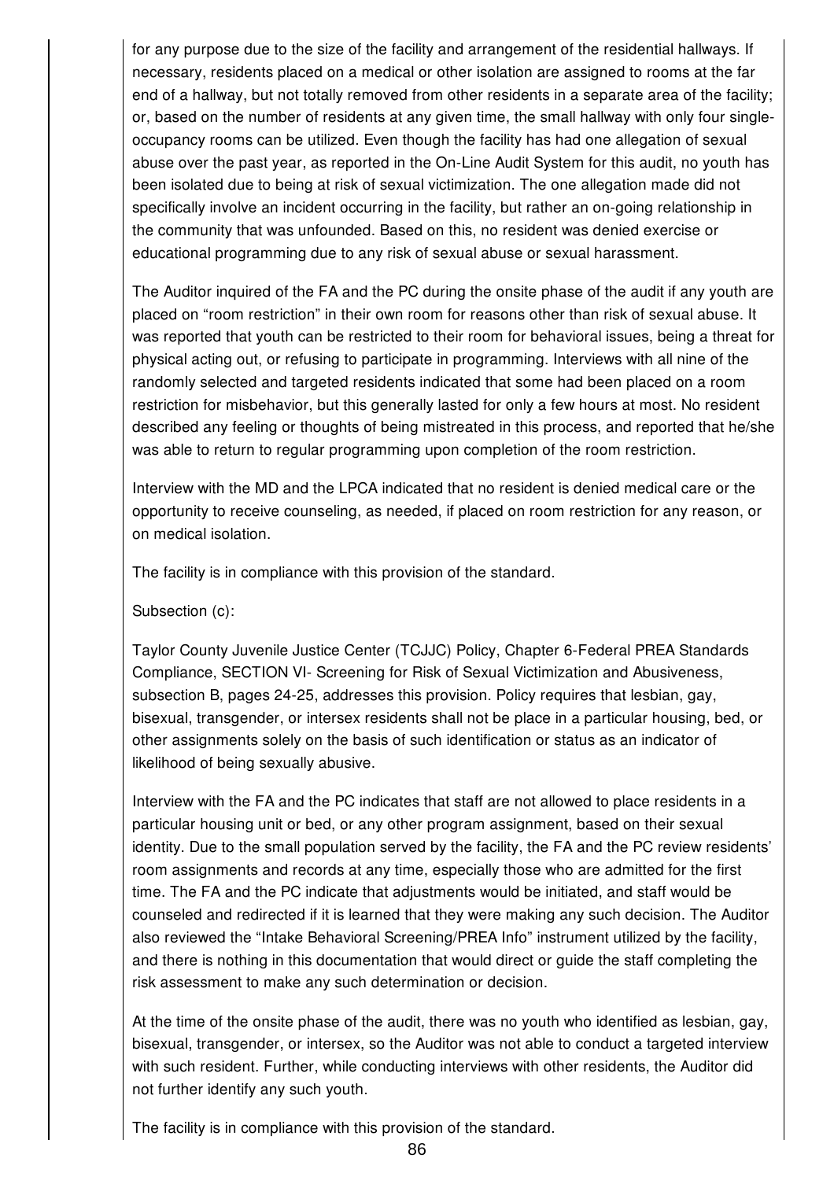for any purpose due to the size of the facility and arrangement of the residential hallways. If necessary, residents placed on a medical or other isolation are assigned to rooms at the far end of a hallway, but not totally removed from other residents in a separate area of the facility; or, based on the number of residents at any given time, the small hallway with only four single-occupancy rooms can be utilized. Even though the facility has had one allegation of sexual abuse over the past year, as reported in the On-Line Audit System for this audit, no youth has been isolated due to being at risk of sexual victimization. The one allegation made did not specifically involve an incident occurring in the facility, but rather an on-going relationship in the community that was unfounded. Based on this, no resident was denied exercise or educational programming due to any risk of sexual abuse or sexual harassment.

The Auditor inquired of the FA and the PC during the onsite phase of the audit if any youth are placed on "room restriction" in their own room for reasons other than risk of sexual abuse. It was reported that youth can be restricted to their room for behavioral issues, being a threat for physical acting out, or refusing to participate in programming. Interviews with all nine of the randomly selected and targeted residents indicated that some had been placed on a room restriction for misbehavior, but this generally lasted for only a few hours at most. No resident described any feeling or thoughts of being mistreated in this process, and reported that he/she was able to return to regular programming upon completion of the room restriction.

Interview with the MD and the LPCA indicated that no resident is denied medical care or the opportunity to receive counseling, as needed, if placed on room restriction for any reason, or on medical isolation.

The facility is in compliance with this provision of the standard.

Subsection (c):

Taylor County Juvenile Justice Center (TCJJC) Policy, Chapter 6-Federal PREA Standards Compliance, SECTION VI- Screening for Risk of Sexual Victimization and Abusiveness, subsection B, pages 24-25, addresses this provision. Policy requires that lesbian, gay, bisexual, transgender, or intersex residents shall not be place in a particular housing, bed, or other assignments solely on the basis of such identification or status as an indicator of likelihood of being sexually abusive.

Interview with the FA and the PC indicates that staff are not allowed to place residents in a particular housing unit or bed, or any other program assignment, based on their sexual identity. Due to the small population served by the facility, the FA and the PC review residents' room assignments and records at any time, especially those who are admitted for the first time. The FA and the PC indicate that adjustments would be initiated, and staff would be counseled and redirected if it is learned that they were making any such decision. The Auditor also reviewed the "Intake Behavioral Screening/PREA Info" instrument utilized by the facility, and there is nothing in this documentation that would direct or guide the staff completing the risk assessment to make any such determination or decision.

At the time of the onsite phase of the audit, there was no youth who identified as lesbian, gay, bisexual, transgender, or intersex, so the Auditor was not able to conduct a targeted interview with such resident. Further, while conducting interviews with other residents, the Auditor did not further identify any such youth.

The facility is in compliance with this provision of the standard.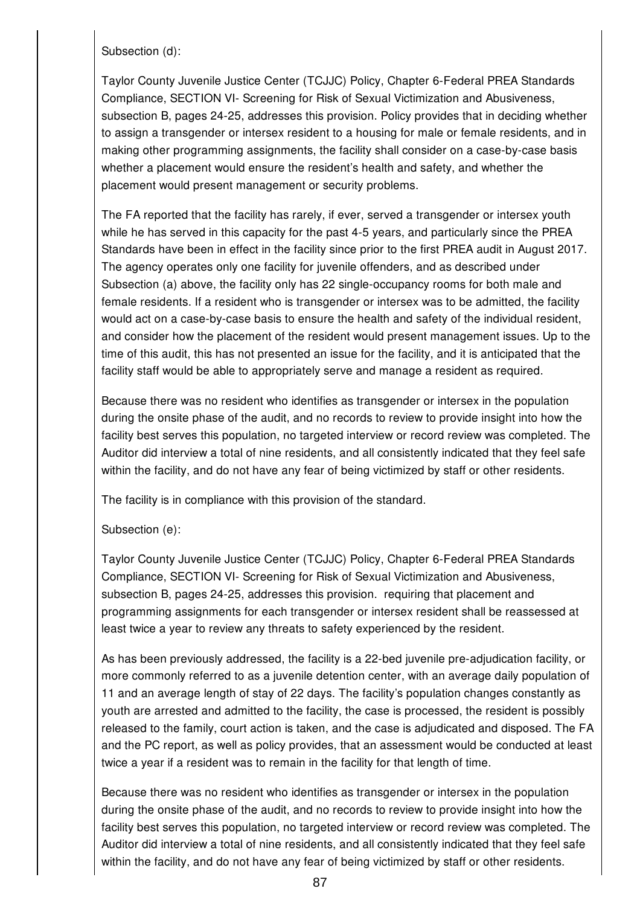Subsection (d):

Taylor County Juvenile Justice Center (TCJJC) Policy, Chapter 6-Federal PREA Standards Compliance, SECTION VI- Screening for Risk of Sexual Victimization and Abusiveness, subsection B, pages 24-25, addresses this provision. Policy provides that in deciding whether to assign a transgender or intersex resident to a housing for male or female residents, and in making other programming assignments, the facility shall consider on a case-by-case basis whether a placement would ensure the resident's health and safety, and whether the placement would present management or security problems.

The FA reported that the facility has rarely, if ever, served a transgender or intersex youth while he has served in this capacity for the past 4-5 years, and particularly since the PREA Standards have been in effect in the facility since prior to the first PREA audit in August 2017. The agency operates only one facility for juvenile offenders, and as described under Subsection (a) above, the facility only has 22 single-occupancy rooms for both male and female residents. If a resident who is transgender or intersex was to be admitted, the facility would act on a case-by-case basis to ensure the health and safety of the individual resident, and consider how the placement of the resident would present management issues. Up to the time of this audit, this has not presented an issue for the facility, and it is anticipated that the facility staff would be able to appropriately serve and manage a resident as required.

Because there was no resident who identifies as transgender or intersex in the population during the onsite phase of the audit, and no records to review to provide insight into how the facility best serves this population, no targeted interview or record review was completed. The Auditor did interview a total of nine residents, and all consistently indicated that they feel safe within the facility, and do not have any fear of being victimized by staff or other residents.

The facility is in compliance with this provision of the standard.

Subsection (e):

Taylor County Juvenile Justice Center (TCJJC) Policy, Chapter 6-Federal PREA Standards Compliance, SECTION VI- Screening for Risk of Sexual Victimization and Abusiveness, subsection B, pages 24-25, addresses this provision. requiring that placement and programming assignments for each transgender or intersex resident shall be reassessed at least twice a year to review any threats to safety experienced by the resident.

As has been previously addressed, the facility is a 22-bed juvenile pre-adjudication facility, or more commonly referred to as a juvenile detention center, with an average daily population of 11 and an average length of stay of 22 days. The facility's population changes constantly as youth are arrested and admitted to the facility, the case is processed, the resident is possibly released to the family, court action is taken, and the case is adjudicated and disposed. The FA and the PC report, as well as policy provides, that an assessment would be conducted at least twice a year if a resident was to remain in the facility for that length of time.

Because there was no resident who identifies as transgender or intersex in the population during the onsite phase of the audit, and no records to review to provide insight into how the facility best serves this population, no targeted interview or record review was completed. The Auditor did interview a total of nine residents, and all consistently indicated that they feel safe within the facility, and do not have any fear of being victimized by staff or other residents.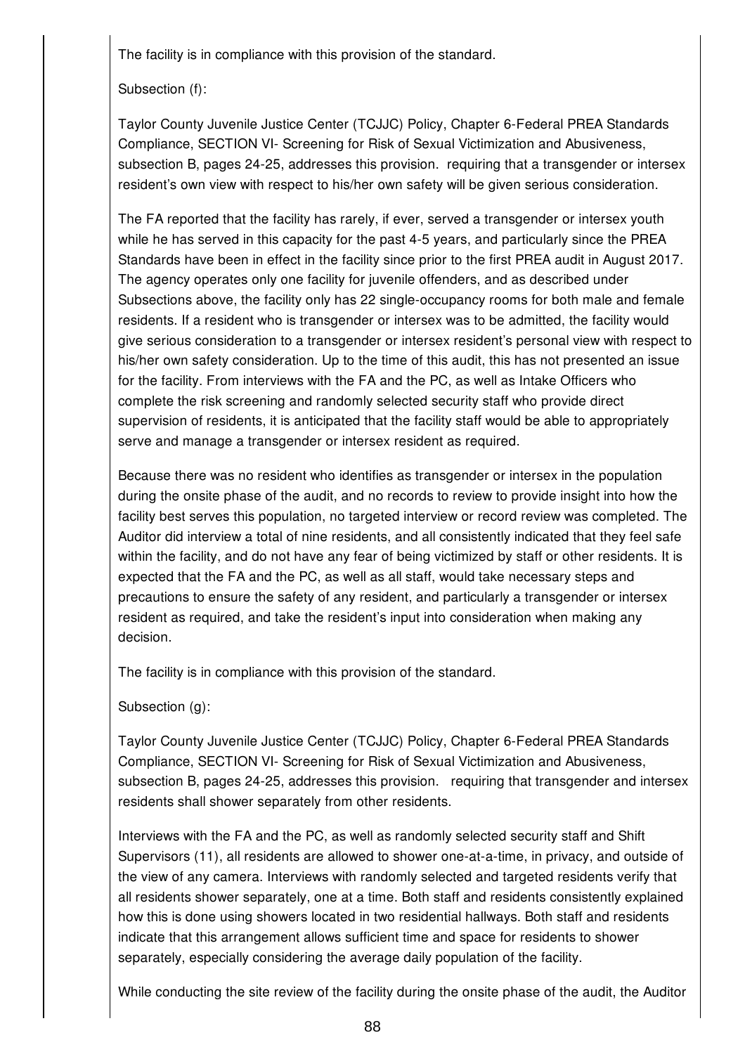The facility is in compliance with this provision of the standard.

Subsection (f):

Taylor County Juvenile Justice Center (TCJJC) Policy, Chapter 6-Federal PREA Standards Compliance, SECTION VI- Screening for Risk of Sexual Victimization and Abusiveness, subsection B, pages 24-25, addresses this provision. requiring that a transgender or intersex resident's own view with respect to his/her own safety will be given serious consideration.

The FA reported that the facility has rarely, if ever, served a transgender or intersex youth while he has served in this capacity for the past 4-5 years, and particularly since the PREA Standards have been in effect in the facility since prior to the first PREA audit in August 2017. The agency operates only one facility for juvenile offenders, and as described under Subsections above, the facility only has 22 single-occupancy rooms for both male and female residents. If a resident who is transgender or intersex was to be admitted, the facility would give serious consideration to a transgender or intersex resident's personal view with respect to his/her own safety consideration. Up to the time of this audit, this has not presented an issue for the facility. From interviews with the FA and the PC, as well as Intake Officers who complete the risk screening and randomly selected security staff who provide direct supervision of residents, it is anticipated that the facility staff would be able to appropriately serve and manage a transgender or intersex resident as required.

Because there was no resident who identifies as transgender or intersex in the population during the onsite phase of the audit, and no records to review to provide insight into how the facility best serves this population, no targeted interview or record review was completed. The Auditor did interview a total of nine residents, and all consistently indicated that they feel safe within the facility, and do not have any fear of being victimized by staff or other residents. It is expected that the FA and the PC, as well as all staff, would take necessary steps and precautions to ensure the safety of any resident, and particularly a transgender or intersex resident as required, and take the resident's input into consideration when making any decision.

The facility is in compliance with this provision of the standard.

Subsection (g):

Taylor County Juvenile Justice Center (TCJJC) Policy, Chapter 6-Federal PREA Standards Compliance, SECTION VI- Screening for Risk of Sexual Victimization and Abusiveness, subsection B, pages 24-25, addresses this provision. requiring that transgender and intersex residents shall shower separately from other residents.

Interviews with the FA and the PC, as well as randomly selected security staff and Shift Supervisors (11), all residents are allowed to shower one-at-a-time, in privacy, and outside of the view of any camera. Interviews with randomly selected and targeted residents verify that all residents shower separately, one at a time. Both staff and residents consistently explained how this is done using showers located in two residential hallways. Both staff and residents indicate that this arrangement allows sufficient time and space for residents to shower separately, especially considering the average daily population of the facility.

While conducting the site review of the facility during the onsite phase of the audit, the Auditor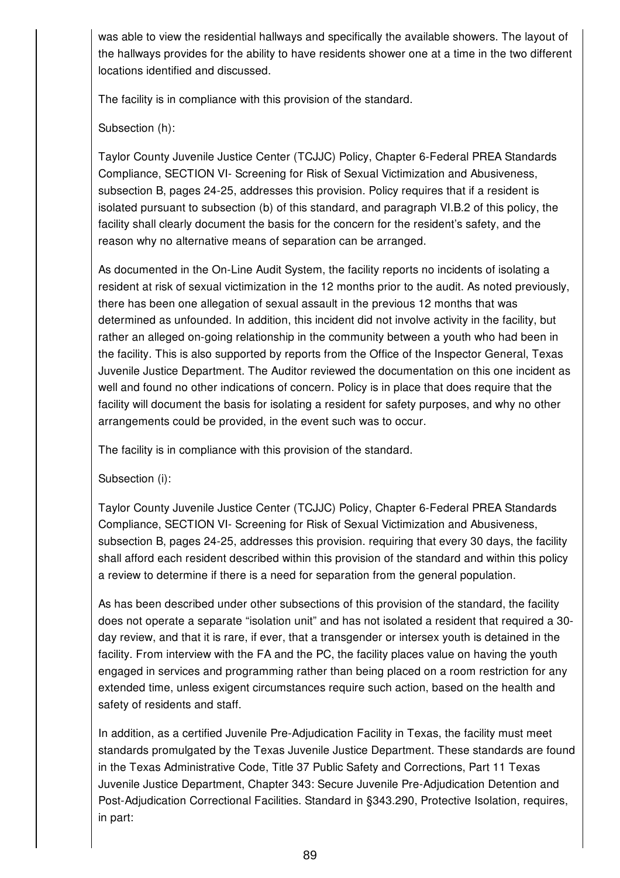was able to view the residential hallways and specifically the available showers. The layout of the hallways provides for the ability to have residents shower one at a time in the two different locations identified and discussed.

The facility is in compliance with this provision of the standard.

Subsection (h):

Taylor County Juvenile Justice Center (TCJJC) Policy, Chapter 6-Federal PREA Standards Compliance, SECTION VI- Screening for Risk of Sexual Victimization and Abusiveness, subsection B, pages 24-25, addresses this provision. Policy requires that if a resident is isolated pursuant to subsection (b) of this standard, and paragraph VI.B.2 of this policy, the facility shall clearly document the basis for the concern for the resident's safety, and the reason why no alternative means of separation can be arranged.

As documented in the On-Line Audit System, the facility reports no incidents of isolating a resident at risk of sexual victimization in the 12 months prior to the audit. As noted previously, there has been one allegation of sexual assault in the previous 12 months that was determined as unfounded. In addition, this incident did not involve activity in the facility, but rather an alleged on-going relationship in the community between a youth who had been in the facility. This is also supported by reports from the Office of the Inspector General, Texas Juvenile Justice Department. The Auditor reviewed the documentation on this one incident as well and found no other indications of concern. Policy is in place that does require that the facility will document the basis for isolating a resident for safety purposes, and why no other arrangements could be provided, in the event such was to occur.

The facility is in compliance with this provision of the standard.

Subsection (i):

Taylor County Juvenile Justice Center (TCJJC) Policy, Chapter 6-Federal PREA Standards Compliance, SECTION VI- Screening for Risk of Sexual Victimization and Abusiveness, subsection B, pages 24-25, addresses this provision. requiring that every 30 days, the facility shall afford each resident described within this provision of the standard and within this policy a review to determine if there is a need for separation from the general population.

As has been described under other subsections of this provision of the standard, the facility does not operate a separate "isolation unit" and has not isolated a resident that required a 30-day review, and that it is rare, if ever, that a transgender or intersex youth is detained in the facility. From interview with the FA and the PC, the facility places value on having the youth engaged in services and programming rather than being placed on a room restriction for any extended time, unless exigent circumstances require such action, based on the health and safety of residents and staff.

In addition, as a certified Juvenile Pre-Adjudication Facility in Texas, the facility must meet standards promulgated by the Texas Juvenile Justice Department. These standards are found in the Texas Administrative Code, Title 37 Public Safety and Corrections, Part 11 Texas Juvenile Justice Department, Chapter 343: Secure Juvenile Pre-Adjudication Detention and Post-Adjudication Correctional Facilities. Standard in §343.290, Protective Isolation, requires, in part: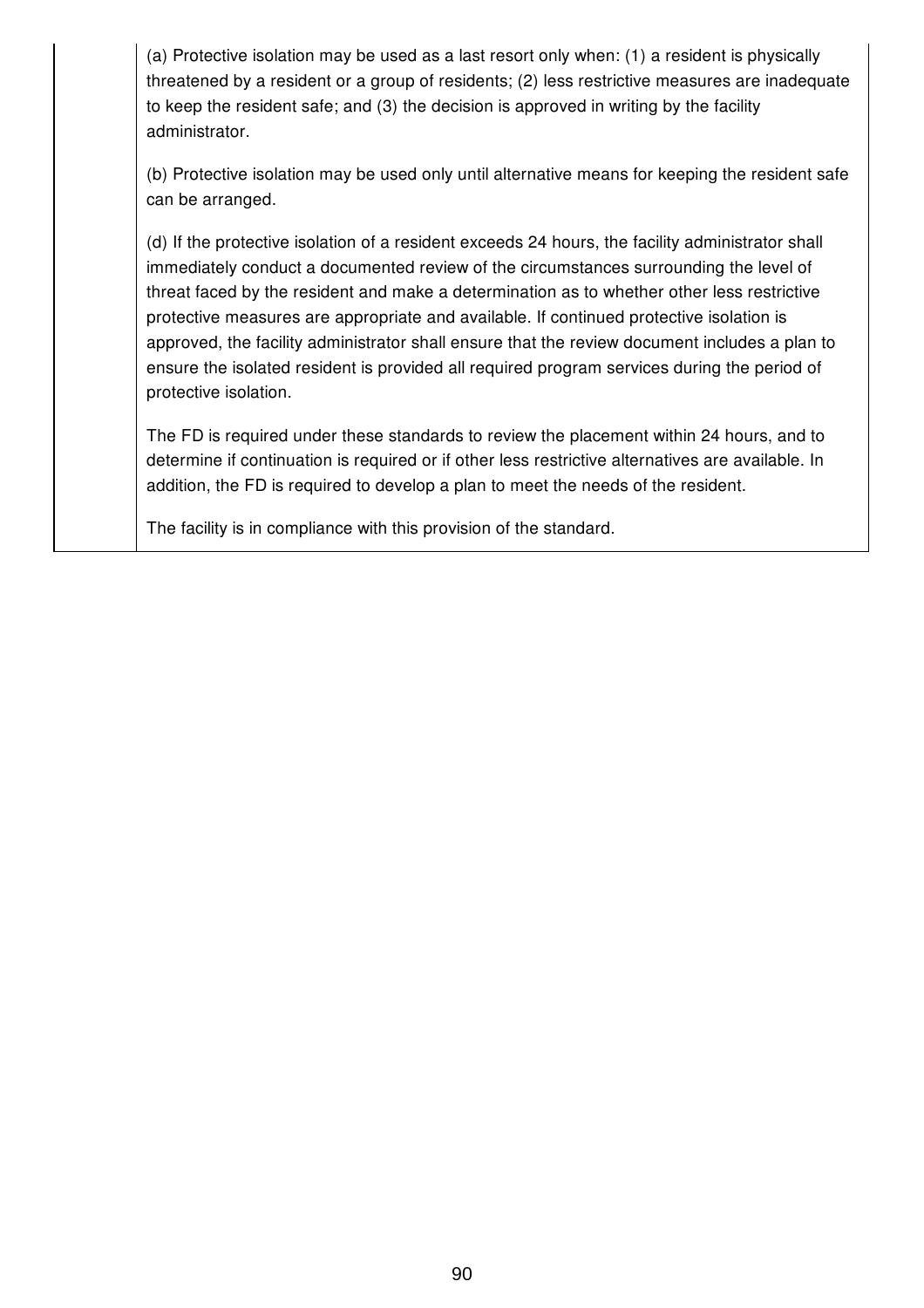| | |
|---|---|
| | (a) Protective isolation may be used as a last resort only when: (1) a resident is physically threatened by a resident or a group of residents; (2) less restrictive measures are inadequate to keep the resident safe; and (3) the decision is approved in writing by the facility administrator.<br><br>(b) Protective isolation may be used only until alternative means for keeping the resident safe can be arranged.<br><br>(d) If the protective isolation of a resident exceeds 24 hours, the facility administrator shall immediately conduct a documented review of the circumstances surrounding the level of threat faced by the resident and make a determination as to whether other less restrictive protective measures are appropriate and available. If continued protective isolation is approved, the facility administrator shall ensure that the review document includes a plan to ensure the isolated resident is provided all required program services during the period of protective isolation.<br><br>The FD is required under these standards to review the placement within 24 hours, and to determine if continuation is required or if other less restrictive alternatives are available. In addition, the FD is required to develop a plan to meet the needs of the resident.<br><br>The facility is in compliance with this provision of the standard. |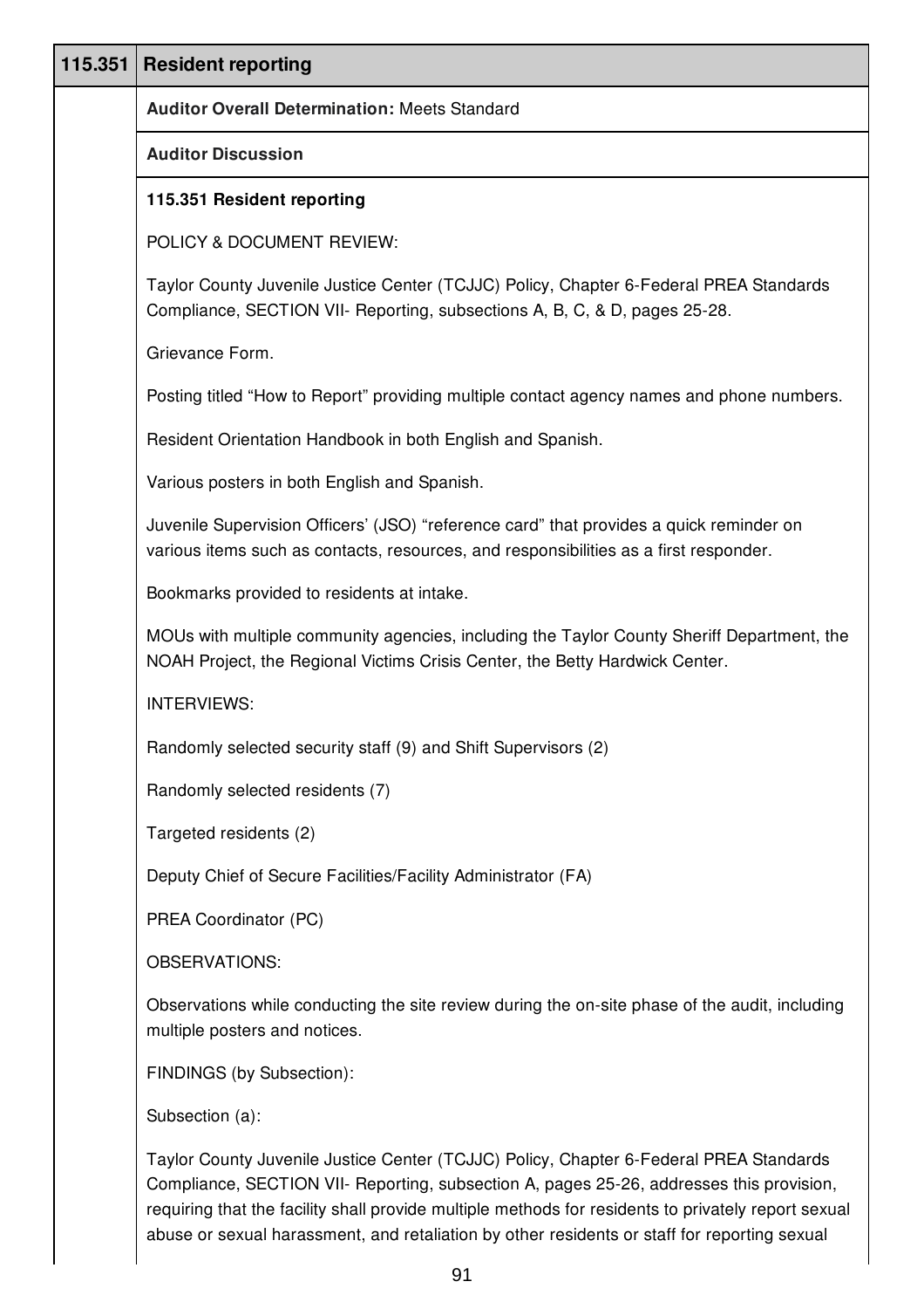## 115.351 Resident reporting

**Auditor Overall Determination:** Meets Standard

**Auditor Discussion**

**115.351 Resident reporting**

POLICY & DOCUMENT REVIEW:

Taylor County Juvenile Justice Center (TCJJC) Policy, Chapter 6-Federal PREA Standards Compliance, SECTION VII- Reporting, subsections A, B, C, & D, pages 25-28.

Grievance Form.

Posting titled "How to Report" providing multiple contact agency names and phone numbers.

Resident Orientation Handbook in both English and Spanish.

Various posters in both English and Spanish.

Juvenile Supervision Officers' (JSO) "reference card" that provides a quick reminder on various items such as contacts, resources, and responsibilities as a first responder.

Bookmarks provided to residents at intake.

MOUs with multiple community agencies, including the Taylor County Sheriff Department, the NOAH Project, the Regional Victims Crisis Center, the Betty Hardwick Center.

INTERVIEWS:

Randomly selected security staff (9) and Shift Supervisors (2)

Randomly selected residents (7)

Targeted residents (2)

Deputy Chief of Secure Facilities/Facility Administrator (FA)

PREA Coordinator (PC)

OBSERVATIONS:

Observations while conducting the site review during the on-site phase of the audit, including multiple posters and notices.

FINDINGS (by Subsection):

Subsection (a):

Taylor County Juvenile Justice Center (TCJJC) Policy, Chapter 6-Federal PREA Standards Compliance, SECTION VII- Reporting, subsection A, pages 25-26, addresses this provision, requiring that the facility shall provide multiple methods for residents to privately report sexual abuse or sexual harassment, and retaliation by other residents or staff for reporting sexual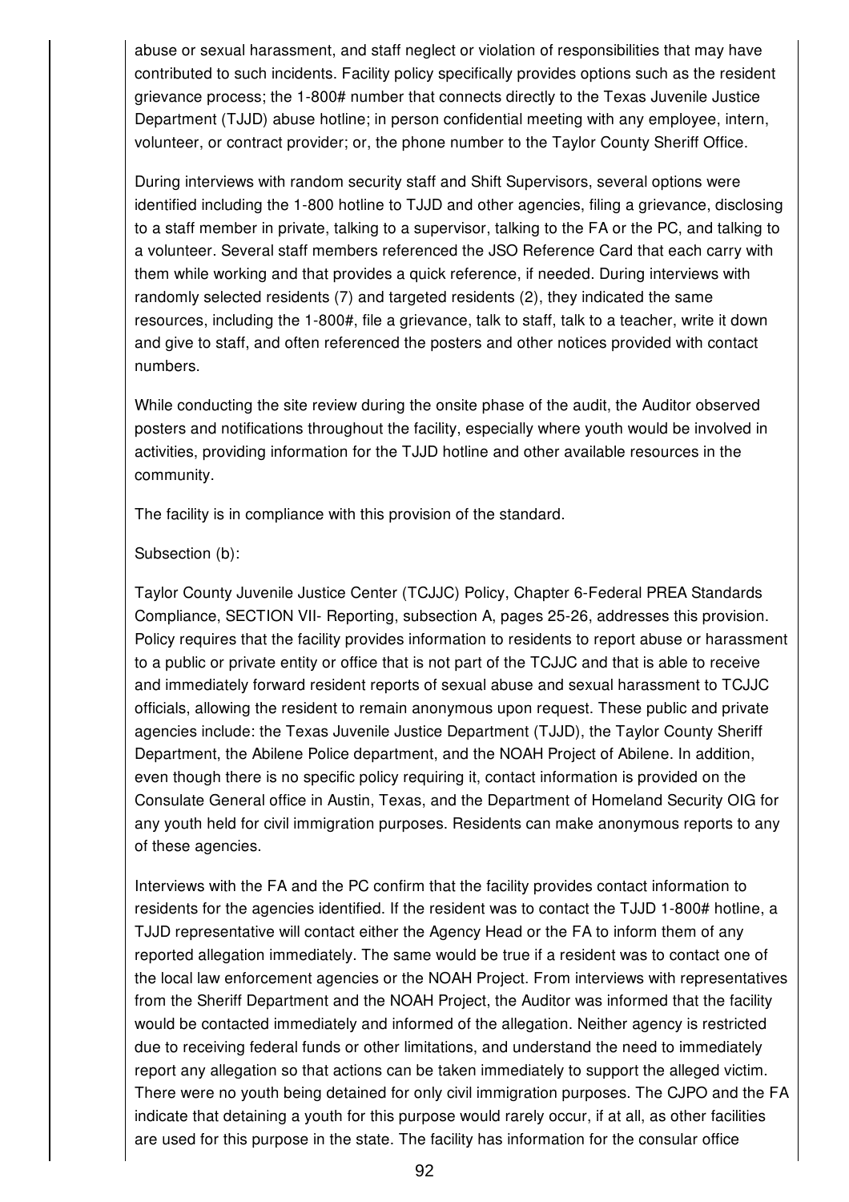abuse or sexual harassment, and staff neglect or violation of responsibilities that may have contributed to such incidents. Facility policy specifically provides options such as the resident grievance process; the 1-800# number that connects directly to the Texas Juvenile Justice Department (TJJD) abuse hotline; in person confidential meeting with any employee, intern, volunteer, or contract provider; or, the phone number to the Taylor County Sheriff Office.

During interviews with random security staff and Shift Supervisors, several options were identified including the 1-800 hotline to TJJD and other agencies, filing a grievance, disclosing to a staff member in private, talking to a supervisor, talking to the FA or the PC, and talking to a volunteer. Several staff members referenced the JSO Reference Card that each carry with them while working and that provides a quick reference, if needed. During interviews with randomly selected residents (7) and targeted residents (2), they indicated the same resources, including the 1-800#, file a grievance, talk to staff, talk to a teacher, write it down and give to staff, and often referenced the posters and other notices provided with contact numbers.

While conducting the site review during the onsite phase of the audit, the Auditor observed posters and notifications throughout the facility, especially where youth would be involved in activities, providing information for the TJJD hotline and other available resources in the community.

The facility is in compliance with this provision of the standard.

Subsection (b):

Taylor County Juvenile Justice Center (TCJJC) Policy, Chapter 6-Federal PREA Standards Compliance, SECTION VII- Reporting, subsection A, pages 25-26, addresses this provision. Policy requires that the facility provides information to residents to report abuse or harassment to a public or private entity or office that is not part of the TCJJC and that is able to receive and immediately forward resident reports of sexual abuse and sexual harassment to TCJJC officials, allowing the resident to remain anonymous upon request. These public and private agencies include: the Texas Juvenile Justice Department (TJJD), the Taylor County Sheriff Department, the Abilene Police department, and the NOAH Project of Abilene. In addition, even though there is no specific policy requiring it, contact information is provided on the Consulate General office in Austin, Texas, and the Department of Homeland Security OIG for any youth held for civil immigration purposes. Residents can make anonymous reports to any of these agencies.

Interviews with the FA and the PC confirm that the facility provides contact information to residents for the agencies identified. If the resident was to contact the TJJD 1-800# hotline, a TJJD representative will contact either the Agency Head or the FA to inform them of any reported allegation immediately. The same would be true if a resident was to contact one of the local law enforcement agencies or the NOAH Project. From interviews with representatives from the Sheriff Department and the NOAH Project, the Auditor was informed that the facility would be contacted immediately and informed of the allegation. Neither agency is restricted due to receiving federal funds or other limitations, and understand the need to immediately report any allegation so that actions can be taken immediately to support the alleged victim. There were no youth being detained for only civil immigration purposes. The CJPO and the FA indicate that detaining a youth for this purpose would rarely occur, if at all, as other facilities are used for this purpose in the state. The facility has information for the consular office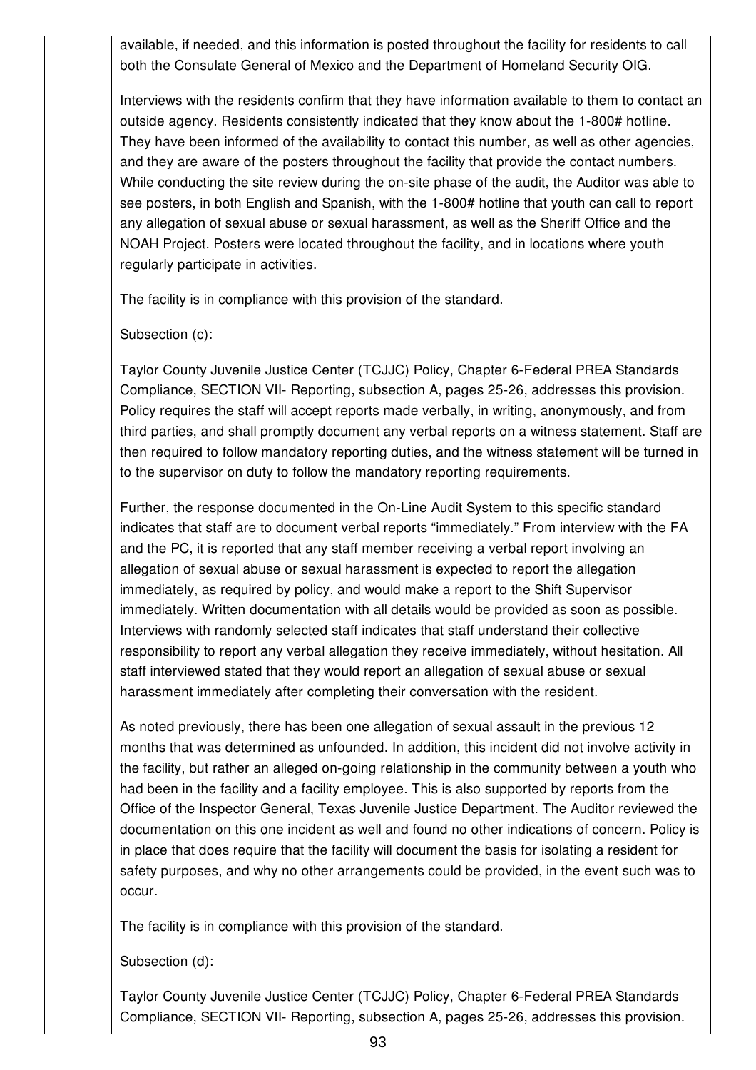available, if needed, and this information is posted throughout the facility for residents to call both the Consulate General of Mexico and the Department of Homeland Security OIG.

Interviews with the residents confirm that they have information available to them to contact an outside agency. Residents consistently indicated that they know about the 1-800# hotline. They have been informed of the availability to contact this number, as well as other agencies, and they are aware of the posters throughout the facility that provide the contact numbers. While conducting the site review during the on-site phase of the audit, the Auditor was able to see posters, in both English and Spanish, with the 1-800# hotline that youth can call to report any allegation of sexual abuse or sexual harassment, as well as the Sheriff Office and the NOAH Project. Posters were located throughout the facility, and in locations where youth regularly participate in activities.

The facility is in compliance with this provision of the standard.

Subsection (c):

Taylor County Juvenile Justice Center (TCJJC) Policy, Chapter 6-Federal PREA Standards Compliance, SECTION VII- Reporting, subsection A, pages 25-26, addresses this provision. Policy requires the staff will accept reports made verbally, in writing, anonymously, and from third parties, and shall promptly document any verbal reports on a witness statement. Staff are then required to follow mandatory reporting duties, and the witness statement will be turned in to the supervisor on duty to follow the mandatory reporting requirements.

Further, the response documented in the On-Line Audit System to this specific standard indicates that staff are to document verbal reports “immediately.” From interview with the FA and the PC, it is reported that any staff member receiving a verbal report involving an allegation of sexual abuse or sexual harassment is expected to report the allegation immediately, as required by policy, and would make a report to the Shift Supervisor immediately. Written documentation with all details would be provided as soon as possible. Interviews with randomly selected staff indicates that staff understand their collective responsibility to report any verbal allegation they receive immediately, without hesitation. All staff interviewed stated that they would report an allegation of sexual abuse or sexual harassment immediately after completing their conversation with the resident.

As noted previously, there has been one allegation of sexual assault in the previous 12 months that was determined as unfounded. In addition, this incident did not involve activity in the facility, but rather an alleged on-going relationship in the community between a youth who had been in the facility and a facility employee. This is also supported by reports from the Office of the Inspector General, Texas Juvenile Justice Department. The Auditor reviewed the documentation on this one incident as well and found no other indications of concern. Policy is in place that does require that the facility will document the basis for isolating a resident for safety purposes, and why no other arrangements could be provided, in the event such was to occur.

The facility is in compliance with this provision of the standard.

Subsection (d):

Taylor County Juvenile Justice Center (TCJJC) Policy, Chapter 6-Federal PREA Standards Compliance, SECTION VII- Reporting, subsection A, pages 25-26, addresses this provision.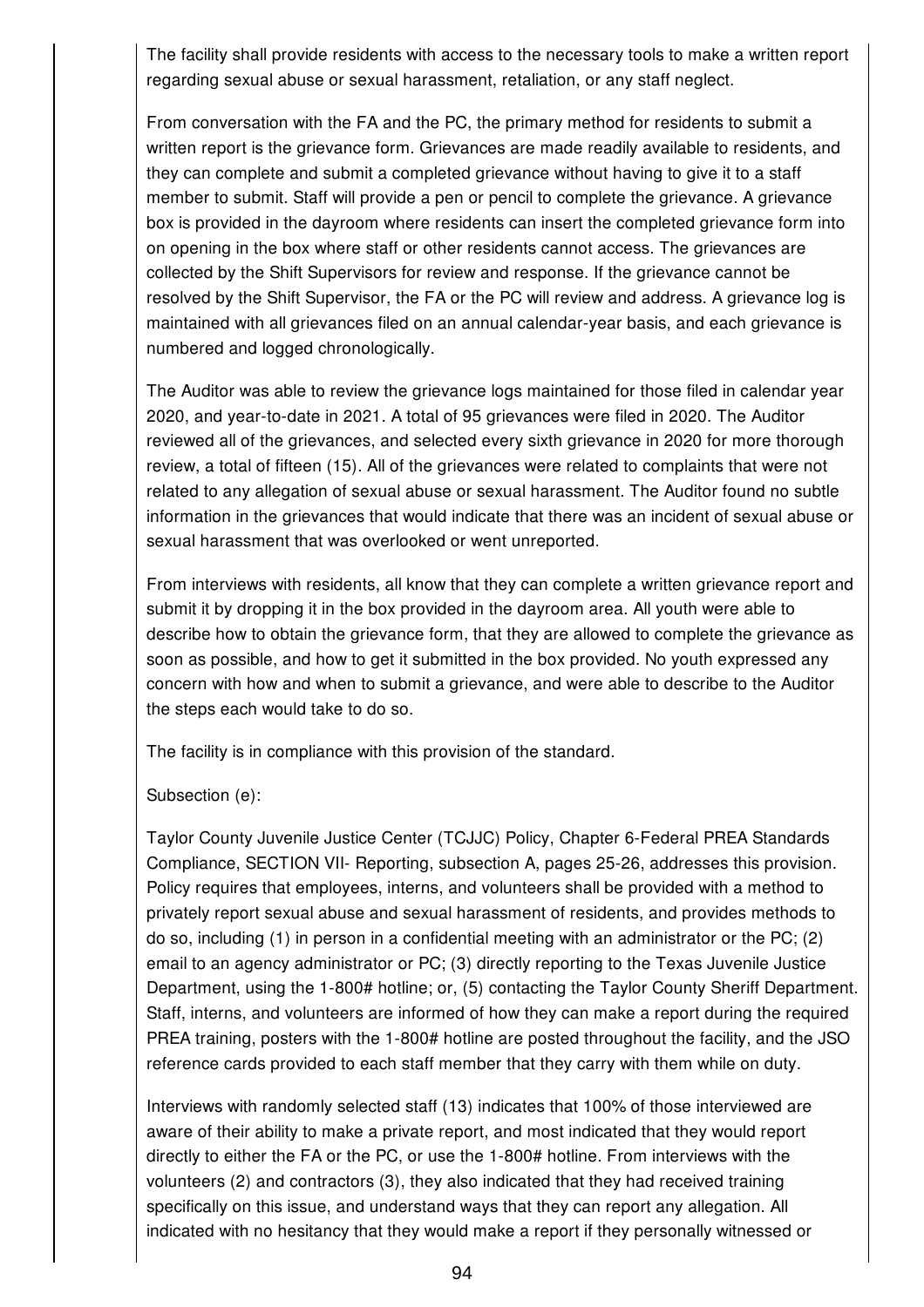The facility shall provide residents with access to the necessary tools to make a written report regarding sexual abuse or sexual harassment, retaliation, or any staff neglect.

From conversation with the FA and the PC, the primary method for residents to submit a written report is the grievance form. Grievances are made readily available to residents, and they can complete and submit a completed grievance without having to give it to a staff member to submit. Staff will provide a pen or pencil to complete the grievance. A grievance box is provided in the dayroom where residents can insert the completed grievance form into on opening in the box where staff or other residents cannot access. The grievances are collected by the Shift Supervisors for review and response. If the grievance cannot be resolved by the Shift Supervisor, the FA or the PC will review and address. A grievance log is maintained with all grievances filed on an annual calendar-year basis, and each grievance is numbered and logged chronologically.

The Auditor was able to review the grievance logs maintained for those filed in calendar year 2020, and year-to-date in 2021. A total of 95 grievances were filed in 2020. The Auditor reviewed all of the grievances, and selected every sixth grievance in 2020 for more thorough review, a total of fifteen (15). All of the grievances were related to complaints that were not related to any allegation of sexual abuse or sexual harassment. The Auditor found no subtle information in the grievances that would indicate that there was an incident of sexual abuse or sexual harassment that was overlooked or went unreported.

From interviews with residents, all know that they can complete a written grievance report and submit it by dropping it in the box provided in the dayroom area. All youth were able to describe how to obtain the grievance form, that they are allowed to complete the grievance as soon as possible, and how to get it submitted in the box provided. No youth expressed any concern with how and when to submit a grievance, and were able to describe to the Auditor the steps each would take to do so.

The facility is in compliance with this provision of the standard.

Subsection (e):

Taylor County Juvenile Justice Center (TCJJC) Policy, Chapter 6-Federal PREA Standards Compliance, SECTION VII- Reporting, subsection A, pages 25-26, addresses this provision. Policy requires that employees, interns, and volunteers shall be provided with a method to privately report sexual abuse and sexual harassment of residents, and provides methods to do so, including (1) in person in a confidential meeting with an administrator or the PC; (2) email to an agency administrator or PC; (3) directly reporting to the Texas Juvenile Justice Department, using the 1-800# hotline; or, (5) contacting the Taylor County Sheriff Department. Staff, interns, and volunteers are informed of how they can make a report during the required PREA training, posters with the 1-800# hotline are posted throughout the facility, and the JSO reference cards provided to each staff member that they carry with them while on duty.

Interviews with randomly selected staff (13) indicates that 100% of those interviewed are aware of their ability to make a private report, and most indicated that they would report directly to either the FA or the PC, or use the 1-800# hotline. From interviews with the volunteers (2) and contractors (3), they also indicated that they had received training specifically on this issue, and understand ways that they can report any allegation. All indicated with no hesitancy that they would make a report if they personally witnessed or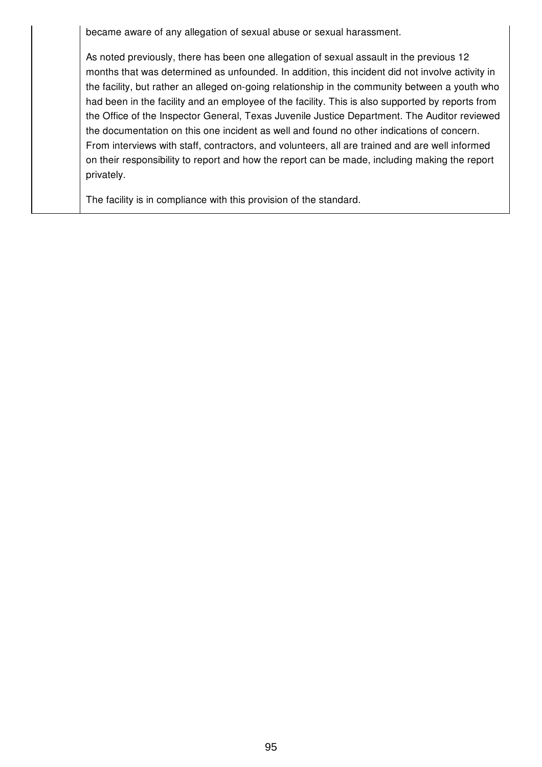became aware of any allegation of sexual abuse or sexual harassment.

As noted previously, there has been one allegation of sexual assault in the previous 12 months that was determined as unfounded. In addition, this incident did not involve activity in the facility, but rather an alleged on-going relationship in the community between a youth who had been in the facility and an employee of the facility. This is also supported by reports from the Office of the Inspector General, Texas Juvenile Justice Department. The Auditor reviewed the documentation on this one incident as well and found no other indications of concern. From interviews with staff, contractors, and volunteers, all are trained and are well informed on their responsibility to report and how the report can be made, including making the report privately.

The facility is in compliance with this provision of the standard.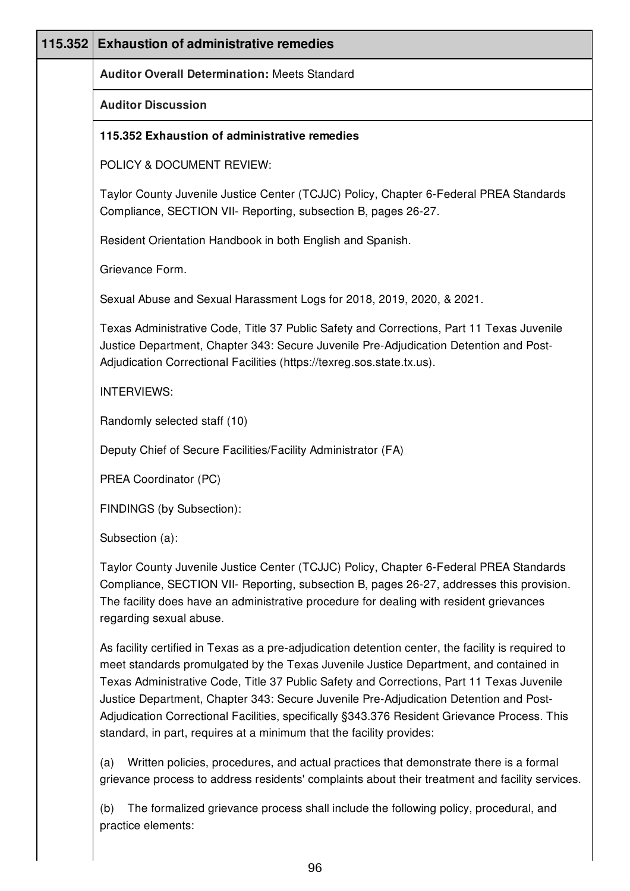| 115.352 | Exhaustion of administrative remedies |
|---|---|

**Auditor Overall Determination:** Meets Standard

**Auditor Discussion**

**115.352 Exhaustion of administrative remedies**

POLICY & DOCUMENT REVIEW:

Taylor County Juvenile Justice Center (TCJJC) Policy, Chapter 6-Federal PREA Standards Compliance, SECTION VII- Reporting, subsection B, pages 26-27.

Resident Orientation Handbook in both English and Spanish.

Grievance Form.

Sexual Abuse and Sexual Harassment Logs for 2018, 2019, 2020, & 2021.

Texas Administrative Code, Title 37 Public Safety and Corrections, Part 11 Texas Juvenile Justice Department, Chapter 343: Secure Juvenile Pre-Adjudication Detention and Post-Adjudication Correctional Facilities (https://texreg.sos.state.tx.us).

INTERVIEWS:

Randomly selected staff (10)

Deputy Chief of Secure Facilities/Facility Administrator (FA)

PREA Coordinator (PC)

FINDINGS (by Subsection):

Subsection (a):

Taylor County Juvenile Justice Center (TCJJC) Policy, Chapter 6-Federal PREA Standards Compliance, SECTION VII- Reporting, subsection B, pages 26-27, addresses this provision. The facility does have an administrative procedure for dealing with resident grievances regarding sexual abuse.

As facility certified in Texas as a pre-adjudication detention center, the facility is required to meet standards promulgated by the Texas Juvenile Justice Department, and contained in Texas Administrative Code, Title 37 Public Safety and Corrections, Part 11 Texas Juvenile Justice Department, Chapter 343: Secure Juvenile Pre-Adjudication Detention and Post-Adjudication Correctional Facilities, specifically §343.376 Resident Grievance Process. This standard, in part, requires at a minimum that the facility provides:

(a) Written policies, procedures, and actual practices that demonstrate there is a formal grievance process to address residents' complaints about their treatment and facility services.

(b) The formalized grievance process shall include the following policy, procedural, and practice elements: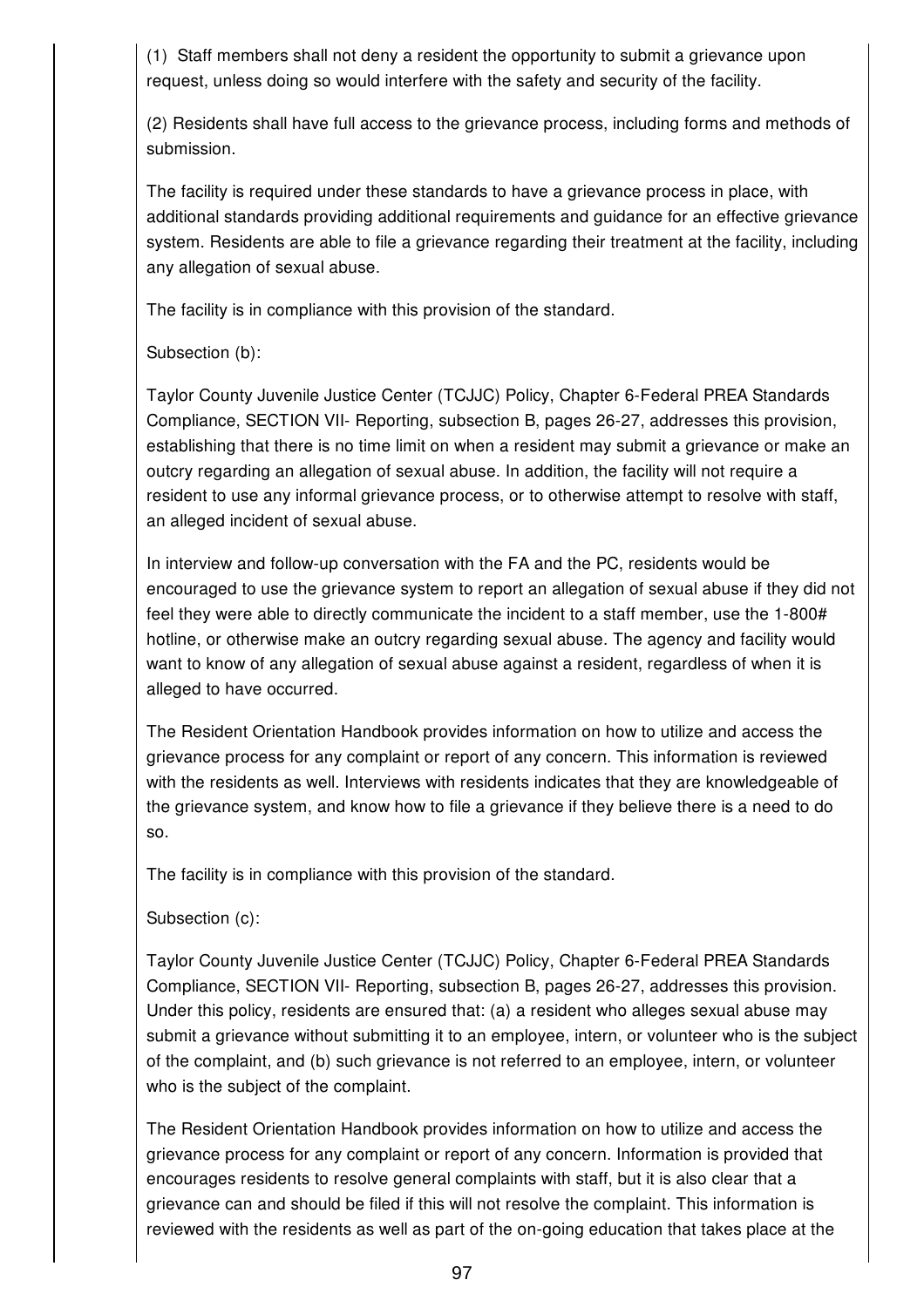(1) Staff members shall not deny a resident the opportunity to submit a grievance upon request, unless doing so would interfere with the safety and security of the facility.

(2) Residents shall have full access to the grievance process, including forms and methods of submission.

The facility is required under these standards to have a grievance process in place, with additional standards providing additional requirements and guidance for an effective grievance system. Residents are able to file a grievance regarding their treatment at the facility, including any allegation of sexual abuse.

The facility is in compliance with this provision of the standard.

Subsection (b):

Taylor County Juvenile Justice Center (TCJJC) Policy, Chapter 6-Federal PREA Standards Compliance, SECTION VII- Reporting, subsection B, pages 26-27, addresses this provision, establishing that there is no time limit on when a resident may submit a grievance or make an outcry regarding an allegation of sexual abuse. In addition, the facility will not require a resident to use any informal grievance process, or to otherwise attempt to resolve with staff, an alleged incident of sexual abuse.

In interview and follow-up conversation with the FA and the PC, residents would be encouraged to use the grievance system to report an allegation of sexual abuse if they did not feel they were able to directly communicate the incident to a staff member, use the 1-800# hotline, or otherwise make an outcry regarding sexual abuse. The agency and facility would want to know of any allegation of sexual abuse against a resident, regardless of when it is alleged to have occurred.

The Resident Orientation Handbook provides information on how to utilize and access the grievance process for any complaint or report of any concern. This information is reviewed with the residents as well. Interviews with residents indicates that they are knowledgeable of the grievance system, and know how to file a grievance if they believe there is a need to do so.

The facility is in compliance with this provision of the standard.

Subsection (c):

Taylor County Juvenile Justice Center (TCJJC) Policy, Chapter 6-Federal PREA Standards Compliance, SECTION VII- Reporting, subsection B, pages 26-27, addresses this provision. Under this policy, residents are ensured that: (a) a resident who alleges sexual abuse may submit a grievance without submitting it to an employee, intern, or volunteer who is the subject of the complaint, and (b) such grievance is not referred to an employee, intern, or volunteer who is the subject of the complaint.

The Resident Orientation Handbook provides information on how to utilize and access the grievance process for any complaint or report of any concern. Information is provided that encourages residents to resolve general complaints with staff, but it is also clear that a grievance can and should be filed if this will not resolve the complaint. This information is reviewed with the residents as well as part of the on-going education that takes place at the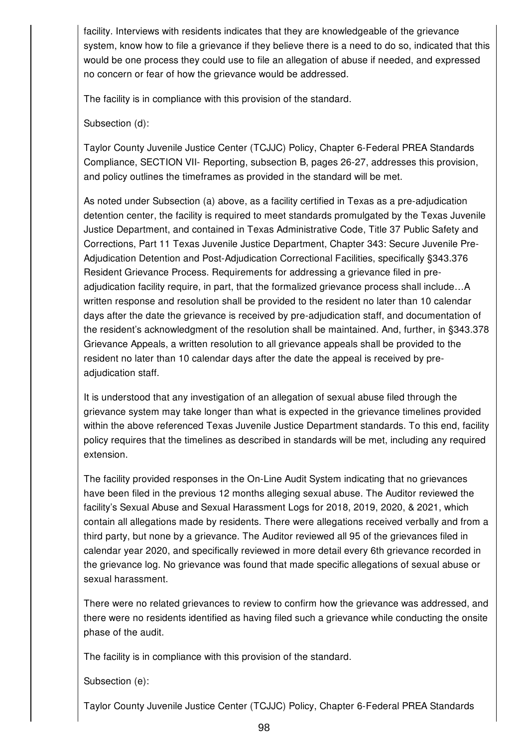facility. Interviews with residents indicates that they are knowledgeable of the grievance system, know how to file a grievance if they believe there is a need to do so, indicated that this would be one process they could use to file an allegation of abuse if needed, and expressed no concern or fear of how the grievance would be addressed.

The facility is in compliance with this provision of the standard.

Subsection (d):

Taylor County Juvenile Justice Center (TCJJC) Policy, Chapter 6-Federal PREA Standards Compliance, SECTION VII- Reporting, subsection B, pages 26-27, addresses this provision, and policy outlines the timeframes as provided in the standard will be met.

As noted under Subsection (a) above, as a facility certified in Texas as a pre-adjudication detention center, the facility is required to meet standards promulgated by the Texas Juvenile Justice Department, and contained in Texas Administrative Code, Title 37 Public Safety and Corrections, Part 11 Texas Juvenile Justice Department, Chapter 343: Secure Juvenile Pre-Adjudication Detention and Post-Adjudication Correctional Facilities, specifically §343.376 Resident Grievance Process. Requirements for addressing a grievance filed in pre-adjudication facility require, in part, that the formalized grievance process shall include…A written response and resolution shall be provided to the resident no later than 10 calendar days after the date the grievance is received by pre-adjudication staff, and documentation of the resident's acknowledgment of the resolution shall be maintained. And, further, in §343.378 Grievance Appeals, a written resolution to all grievance appeals shall be provided to the resident no later than 10 calendar days after the date the appeal is received by pre-adjudication staff.

It is understood that any investigation of an allegation of sexual abuse filed through the grievance system may take longer than what is expected in the grievance timelines provided within the above referenced Texas Juvenile Justice Department standards. To this end, facility policy requires that the timelines as described in standards will be met, including any required extension.

The facility provided responses in the On-Line Audit System indicating that no grievances have been filed in the previous 12 months alleging sexual abuse. The Auditor reviewed the facility's Sexual Abuse and Sexual Harassment Logs for 2018, 2019, 2020, & 2021, which contain all allegations made by residents. There were allegations received verbally and from a third party, but none by a grievance. The Auditor reviewed all 95 of the grievances filed in calendar year 2020, and specifically reviewed in more detail every 6th grievance recorded in the grievance log. No grievance was found that made specific allegations of sexual abuse or sexual harassment.

There were no related grievances to review to confirm how the grievance was addressed, and there were no residents identified as having filed such a grievance while conducting the onsite phase of the audit.

The facility is in compliance with this provision of the standard.

Subsection (e):

Taylor County Juvenile Justice Center (TCJJC) Policy, Chapter 6-Federal PREA Standards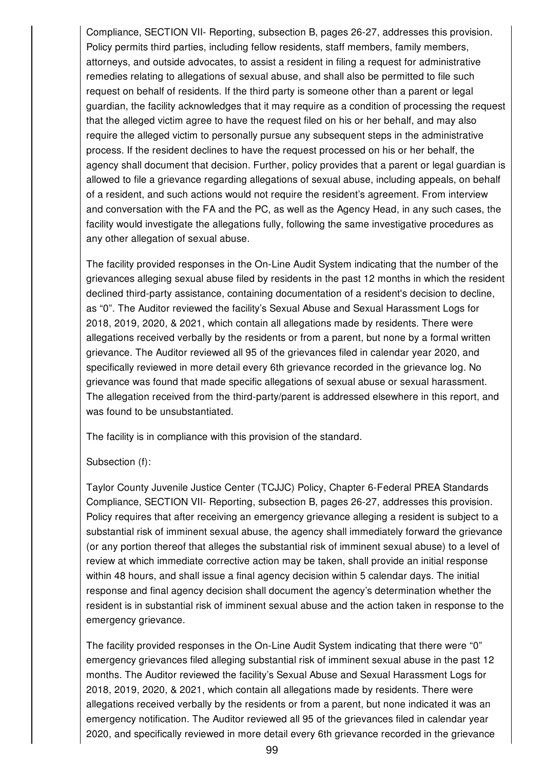Compliance, SECTION VII- Reporting, subsection B, pages 26-27, addresses this provision. Policy permits third parties, including fellow residents, staff members, family members, attorneys, and outside advocates, to assist a resident in filing a request for administrative remedies relating to allegations of sexual abuse, and shall also be permitted to file such request on behalf of residents. If the third party is someone other than a parent or legal guardian, the facility acknowledges that it may require as a condition of processing the request that the alleged victim agree to have the request filed on his or her behalf, and may also require the alleged victim to personally pursue any subsequent steps in the administrative process. If the resident declines to have the request processed on his or her behalf, the agency shall document that decision. Further, policy provides that a parent or legal guardian is allowed to file a grievance regarding allegations of sexual abuse, including appeals, on behalf of a resident, and such actions would not require the resident's agreement. From interview and conversation with the FA and the PC, as well as the Agency Head, in any such cases, the facility would investigate the allegations fully, following the same investigative procedures as any other allegation of sexual abuse.

The facility provided responses in the On-Line Audit System indicating that the number of the grievances alleging sexual abuse filed by residents in the past 12 months in which the resident declined third-party assistance, containing documentation of a resident's decision to decline, as "0". The Auditor reviewed the facility's Sexual Abuse and Sexual Harassment Logs for 2018, 2019, 2020, & 2021, which contain all allegations made by residents. There were allegations received verbally by the residents or from a parent, but none by a formal written grievance. The Auditor reviewed all 95 of the grievances filed in calendar year 2020, and specifically reviewed in more detail every 6th grievance recorded in the grievance log. No grievance was found that made specific allegations of sexual abuse or sexual harassment. The allegation received from the third-party/parent is addressed elsewhere in this report, and was found to be unsubstantiated.

The facility is in compliance with this provision of the standard.

Subsection (f):

Taylor County Juvenile Justice Center (TCJJC) Policy, Chapter 6-Federal PREA Standards Compliance, SECTION VII- Reporting, subsection B, pages 26-27, addresses this provision. Policy requires that after receiving an emergency grievance alleging a resident is subject to a substantial risk of imminent sexual abuse, the agency shall immediately forward the grievance (or any portion thereof that alleges the substantial risk of imminent sexual abuse) to a level of review at which immediate corrective action may be taken, shall provide an initial response within 48 hours, and shall issue a final agency decision within 5 calendar days. The initial response and final agency decision shall document the agency's determination whether the resident is in substantial risk of imminent sexual abuse and the action taken in response to the emergency grievance.

The facility provided responses in the On-Line Audit System indicating that there were "0" emergency grievances filed alleging substantial risk of imminent sexual abuse in the past 12 months. The Auditor reviewed the facility's Sexual Abuse and Sexual Harassment Logs for 2018, 2019, 2020, & 2021, which contain all allegations made by residents. There were allegations received verbally by the residents or from a parent, but none indicated it was an emergency notification. The Auditor reviewed all 95 of the grievances filed in calendar year 2020, and specifically reviewed in more detail every 6th grievance recorded in the grievance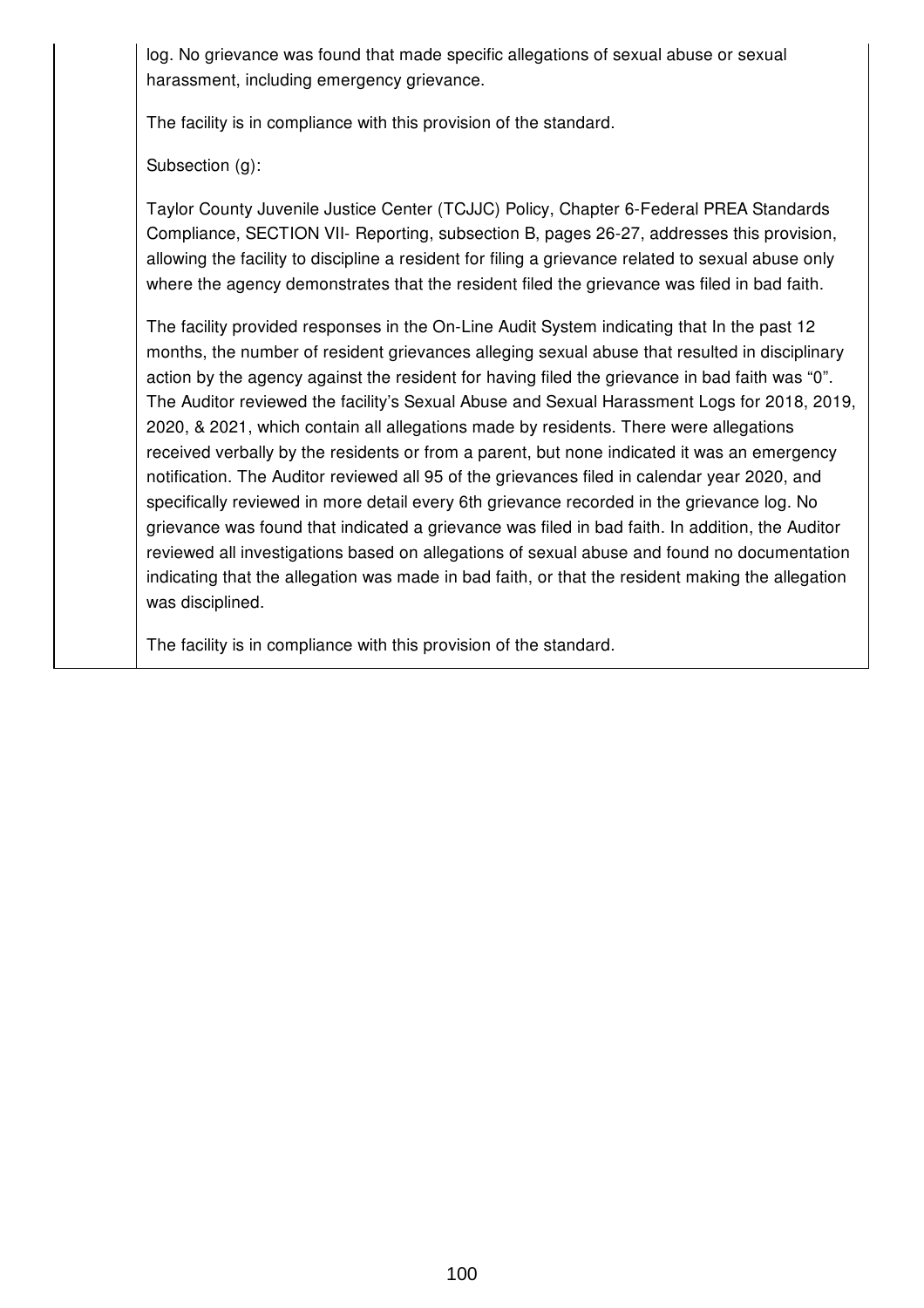log. No grievance was found that made specific allegations of sexual abuse or sexual harassment, including emergency grievance.

The facility is in compliance with this provision of the standard.

Subsection (g):

Taylor County Juvenile Justice Center (TCJJC) Policy, Chapter 6-Federal PREA Standards Compliance, SECTION VII- Reporting, subsection B, pages 26-27, addresses this provision, allowing the facility to discipline a resident for filing a grievance related to sexual abuse only where the agency demonstrates that the resident filed the grievance was filed in bad faith.

The facility provided responses in the On-Line Audit System indicating that In the past 12 months, the number of resident grievances alleging sexual abuse that resulted in disciplinary action by the agency against the resident for having filed the grievance in bad faith was "0". The Auditor reviewed the facility's Sexual Abuse and Sexual Harassment Logs for 2018, 2019, 2020, & 2021, which contain all allegations made by residents. There were allegations received verbally by the residents or from a parent, but none indicated it was an emergency notification. The Auditor reviewed all 95 of the grievances filed in calendar year 2020, and specifically reviewed in more detail every 6th grievance recorded in the grievance log. No grievance was found that indicated a grievance was filed in bad faith. In addition, the Auditor reviewed all investigations based on allegations of sexual abuse and found no documentation indicating that the allegation was made in bad faith, or that the resident making the allegation was disciplined.

The facility is in compliance with this provision of the standard.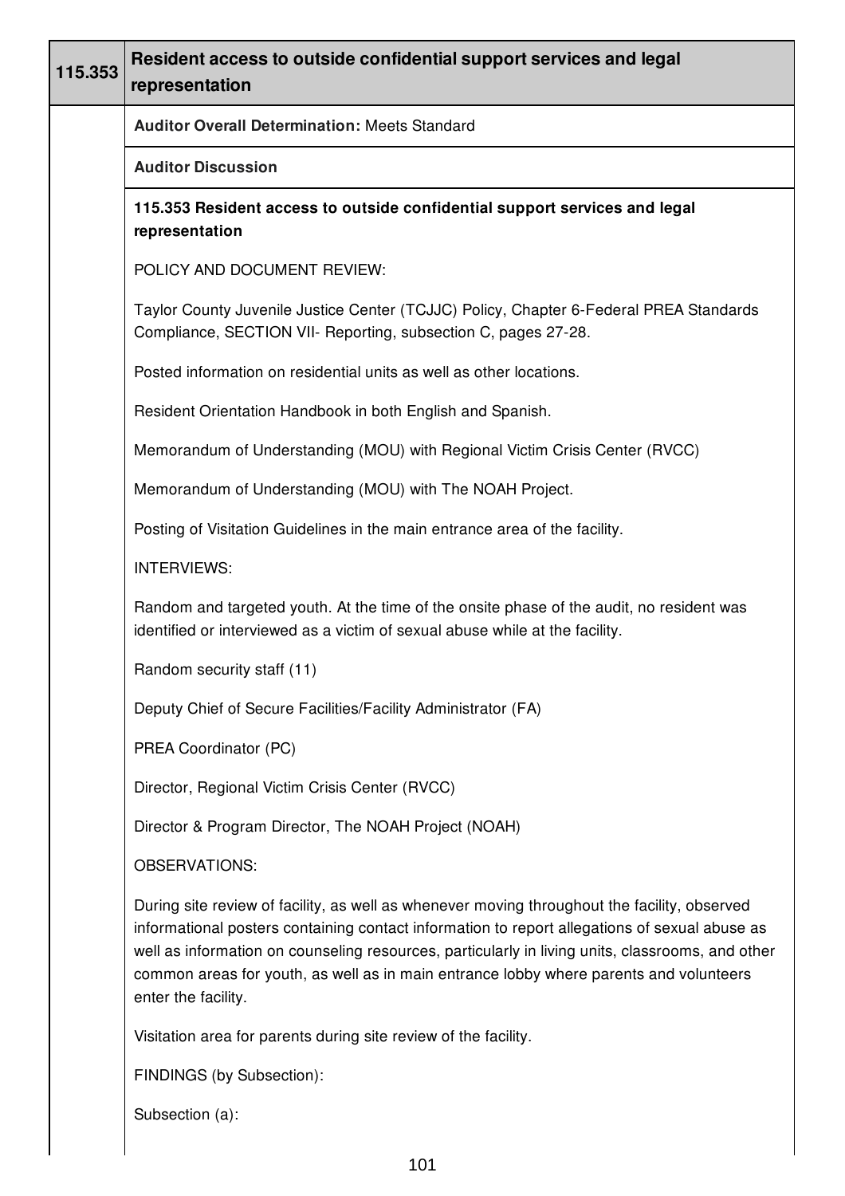| 115.353 | Resident access to outside confidential support services and legal representation |
| --- | --- |
| | **Auditor Overall Determination:** Meets Standard |
| | **Auditor Discussion** |

**115.353 Resident access to outside confidential support services and legal representation**

POLICY AND DOCUMENT REVIEW:

Taylor County Juvenile Justice Center (TCJJC) Policy, Chapter 6-Federal PREA Standards Compliance, SECTION VII- Reporting, subsection C, pages 27-28.

Posted information on residential units as well as other locations.

Resident Orientation Handbook in both English and Spanish.

Memorandum of Understanding (MOU) with Regional Victim Crisis Center (RVCC)

Memorandum of Understanding (MOU) with The NOAH Project.

Posting of Visitation Guidelines in the main entrance area of the facility.

INTERVIEWS:

Random and targeted youth. At the time of the onsite phase of the audit, no resident was identified or interviewed as a victim of sexual abuse while at the facility.

Random security staff (11)

Deputy Chief of Secure Facilities/Facility Administrator (FA)

PREA Coordinator (PC)

Director, Regional Victim Crisis Center (RVCC)

Director & Program Director, The NOAH Project (NOAH)

OBSERVATIONS:

During site review of facility, as well as whenever moving throughout the facility, observed informational posters containing contact information to report allegations of sexual abuse as well as information on counseling resources, particularly in living units, classrooms, and other common areas for youth, as well as in main entrance lobby where parents and volunteers enter the facility.

Visitation area for parents during site review of the facility.

FINDINGS (by Subsection):

Subsection (a):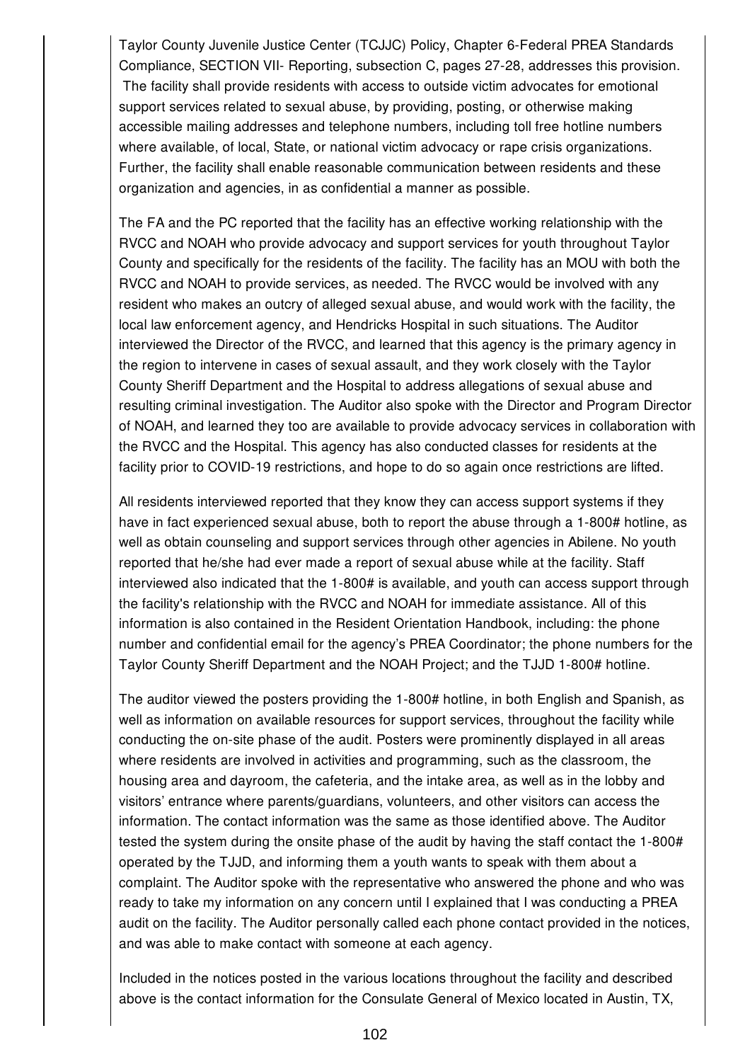Taylor County Juvenile Justice Center (TCJJC) Policy, Chapter 6-Federal PREA Standards Compliance, SECTION VII- Reporting, subsection C, pages 27-28, addresses this provision. The facility shall provide residents with access to outside victim advocates for emotional support services related to sexual abuse, by providing, posting, or otherwise making accessible mailing addresses and telephone numbers, including toll free hotline numbers where available, of local, State, or national victim advocacy or rape crisis organizations. Further, the facility shall enable reasonable communication between residents and these organization and agencies, in as confidential a manner as possible.

The FA and the PC reported that the facility has an effective working relationship with the RVCC and NOAH who provide advocacy and support services for youth throughout Taylor County and specifically for the residents of the facility. The facility has an MOU with both the RVCC and NOAH to provide services, as needed. The RVCC would be involved with any resident who makes an outcry of alleged sexual abuse, and would work with the facility, the local law enforcement agency, and Hendricks Hospital in such situations. The Auditor interviewed the Director of the RVCC, and learned that this agency is the primary agency in the region to intervene in cases of sexual assault, and they work closely with the Taylor County Sheriff Department and the Hospital to address allegations of sexual abuse and resulting criminal investigation. The Auditor also spoke with the Director and Program Director of NOAH, and learned they too are available to provide advocacy services in collaboration with the RVCC and the Hospital. This agency has also conducted classes for residents at the facility prior to COVID-19 restrictions, and hope to do so again once restrictions are lifted.

All residents interviewed reported that they know they can access support systems if they have in fact experienced sexual abuse, both to report the abuse through a 1-800# hotline, as well as obtain counseling and support services through other agencies in Abilene. No youth reported that he/she had ever made a report of sexual abuse while at the facility. Staff interviewed also indicated that the 1-800# is available, and youth can access support through the facility's relationship with the RVCC and NOAH for immediate assistance. All of this information is also contained in the Resident Orientation Handbook, including: the phone number and confidential email for the agency's PREA Coordinator; the phone numbers for the Taylor County Sheriff Department and the NOAH Project; and the TJJD 1-800# hotline.

The auditor viewed the posters providing the 1-800# hotline, in both English and Spanish, as well as information on available resources for support services, throughout the facility while conducting the on-site phase of the audit. Posters were prominently displayed in all areas where residents are involved in activities and programming, such as the classroom, the housing area and dayroom, the cafeteria, and the intake area, as well as in the lobby and visitors' entrance where parents/guardians, volunteers, and other visitors can access the information. The contact information was the same as those identified above. The Auditor tested the system during the onsite phase of the audit by having the staff contact the 1-800# operated by the TJJD, and informing them a youth wants to speak with them about a complaint. The Auditor spoke with the representative who answered the phone and who was ready to take my information on any concern until I explained that I was conducting a PREA audit on the facility. The Auditor personally called each phone contact provided in the notices, and was able to make contact with someone at each agency.

Included in the notices posted in the various locations throughout the facility and described above is the contact information for the Consulate General of Mexico located in Austin, TX,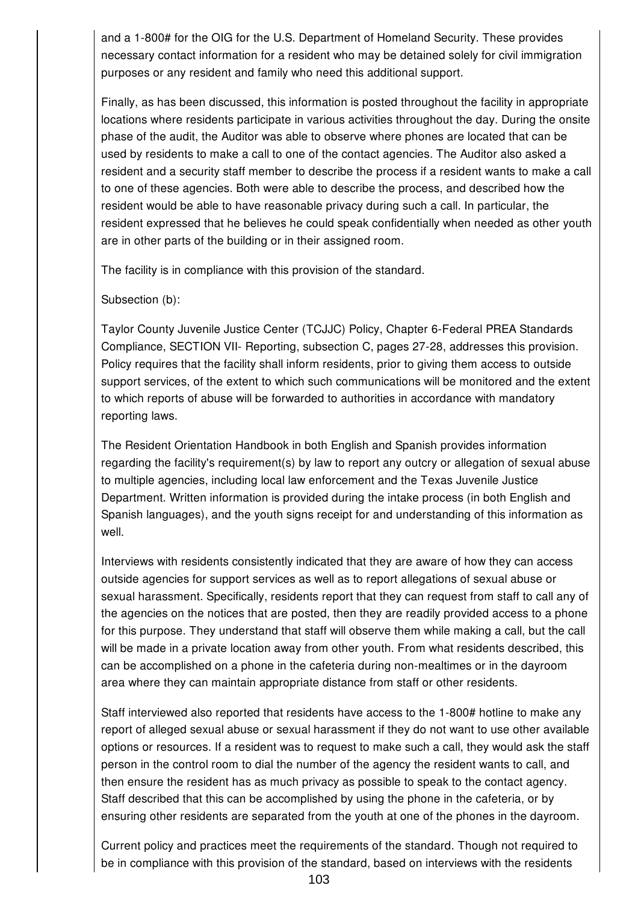and a 1-800# for the OIG for the U.S. Department of Homeland Security. These provides necessary contact information for a resident who may be detained solely for civil immigration purposes or any resident and family who need this additional support.

Finally, as has been discussed, this information is posted throughout the facility in appropriate locations where residents participate in various activities throughout the day. During the onsite phase of the audit, the Auditor was able to observe where phones are located that can be used by residents to make a call to one of the contact agencies. The Auditor also asked a resident and a security staff member to describe the process if a resident wants to make a call to one of these agencies. Both were able to describe the process, and described how the resident would be able to have reasonable privacy during such a call. In particular, the resident expressed that he believes he could speak confidentially when needed as other youth are in other parts of the building or in their assigned room.

The facility is in compliance with this provision of the standard.

Subsection (b):

Taylor County Juvenile Justice Center (TCJJC) Policy, Chapter 6-Federal PREA Standards Compliance, SECTION VII- Reporting, subsection C, pages 27-28, addresses this provision. Policy requires that the facility shall inform residents, prior to giving them access to outside support services, of the extent to which such communications will be monitored and the extent to which reports of abuse will be forwarded to authorities in accordance with mandatory reporting laws.

The Resident Orientation Handbook in both English and Spanish provides information regarding the facility's requirement(s) by law to report any outcry or allegation of sexual abuse to multiple agencies, including local law enforcement and the Texas Juvenile Justice Department. Written information is provided during the intake process (in both English and Spanish languages), and the youth signs receipt for and understanding of this information as well.

Interviews with residents consistently indicated that they are aware of how they can access outside agencies for support services as well as to report allegations of sexual abuse or sexual harassment. Specifically, residents report that they can request from staff to call any of the agencies on the notices that are posted, then they are readily provided access to a phone for this purpose. They understand that staff will observe them while making a call, but the call will be made in a private location away from other youth. From what residents described, this can be accomplished on a phone in the cafeteria during non-mealtimes or in the dayroom area where they can maintain appropriate distance from staff or other residents.

Staff interviewed also reported that residents have access to the 1-800# hotline to make any report of alleged sexual abuse or sexual harassment if they do not want to use other available options or resources. If a resident was to request to make such a call, they would ask the staff person in the control room to dial the number of the agency the resident wants to call, and then ensure the resident has as much privacy as possible to speak to the contact agency. Staff described that this can be accomplished by using the phone in the cafeteria, or by ensuring other residents are separated from the youth at one of the phones in the dayroom.

Current policy and practices meet the requirements of the standard. Though not required to be in compliance with this provision of the standard, based on interviews with the residents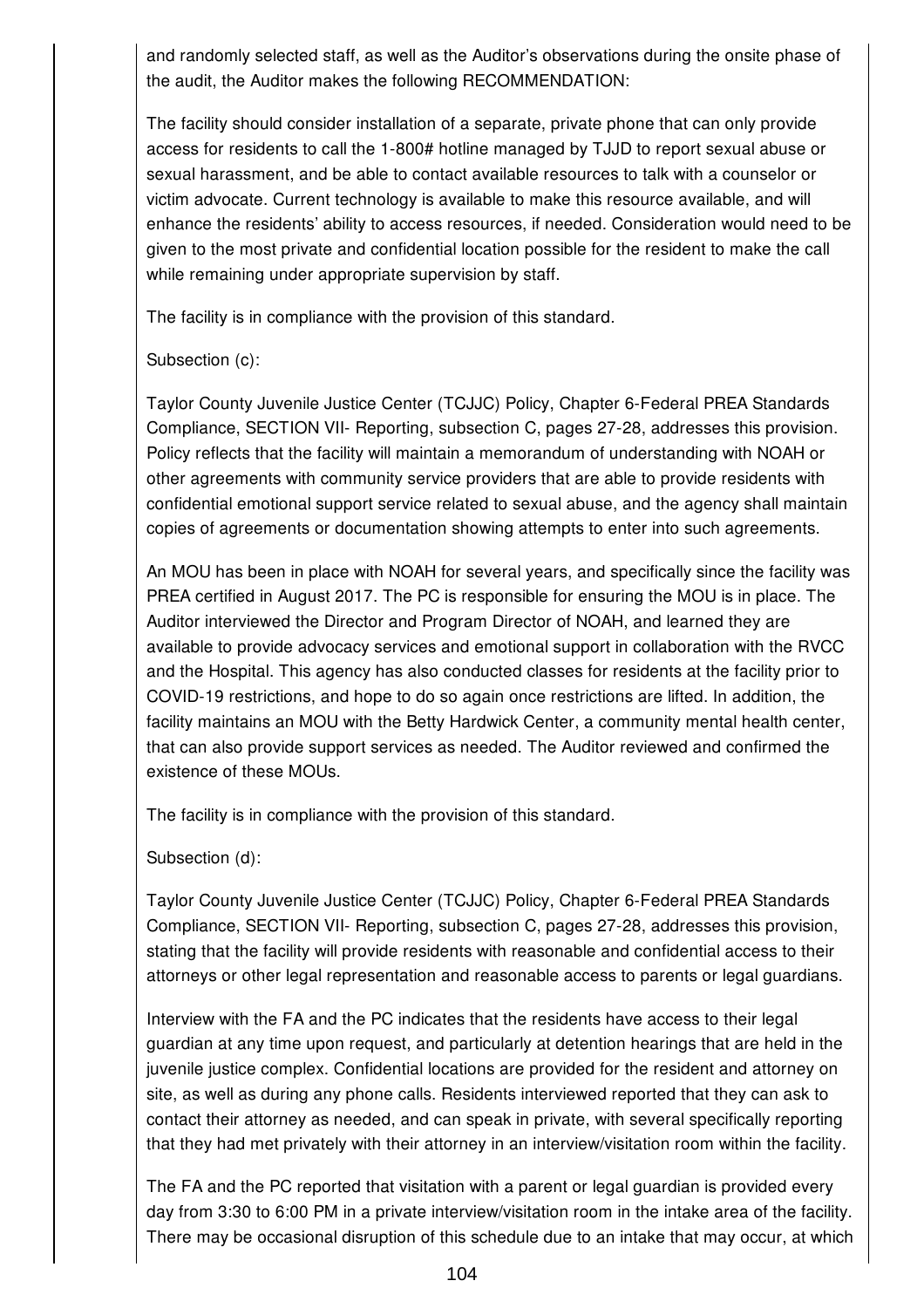and randomly selected staff, as well as the Auditor's observations during the onsite phase of the audit, the Auditor makes the following RECOMMENDATION:

The facility should consider installation of a separate, private phone that can only provide access for residents to call the 1-800# hotline managed by TJJD to report sexual abuse or sexual harassment, and be able to contact available resources to talk with a counselor or victim advocate. Current technology is available to make this resource available, and will enhance the residents' ability to access resources, if needed. Consideration would need to be given to the most private and confidential location possible for the resident to make the call while remaining under appropriate supervision by staff.

The facility is in compliance with the provision of this standard.

Subsection (c):

Taylor County Juvenile Justice Center (TCJJC) Policy, Chapter 6-Federal PREA Standards Compliance, SECTION VII- Reporting, subsection C, pages 27-28, addresses this provision. Policy reflects that the facility will maintain a memorandum of understanding with NOAH or other agreements with community service providers that are able to provide residents with confidential emotional support service related to sexual abuse, and the agency shall maintain copies of agreements or documentation showing attempts to enter into such agreements.

An MOU has been in place with NOAH for several years, and specifically since the facility was PREA certified in August 2017. The PC is responsible for ensuring the MOU is in place. The Auditor interviewed the Director and Program Director of NOAH, and learned they are available to provide advocacy services and emotional support in collaboration with the RVCC and the Hospital. This agency has also conducted classes for residents at the facility prior to COVID-19 restrictions, and hope to do so again once restrictions are lifted. In addition, the facility maintains an MOU with the Betty Hardwick Center, a community mental health center, that can also provide support services as needed. The Auditor reviewed and confirmed the existence of these MOUs.

The facility is in compliance with the provision of this standard.

Subsection (d):

Taylor County Juvenile Justice Center (TCJJC) Policy, Chapter 6-Federal PREA Standards Compliance, SECTION VII- Reporting, subsection C, pages 27-28, addresses this provision, stating that the facility will provide residents with reasonable and confidential access to their attorneys or other legal representation and reasonable access to parents or legal guardians.

Interview with the FA and the PC indicates that the residents have access to their legal guardian at any time upon request, and particularly at detention hearings that are held in the juvenile justice complex. Confidential locations are provided for the resident and attorney on site, as well as during any phone calls. Residents interviewed reported that they can ask to contact their attorney as needed, and can speak in private, with several specifically reporting that they had met privately with their attorney in an interview/visitation room within the facility.

The FA and the PC reported that visitation with a parent or legal guardian is provided every day from 3:30 to 6:00 PM in a private interview/visitation room in the intake area of the facility. There may be occasional disruption of this schedule due to an intake that may occur, at which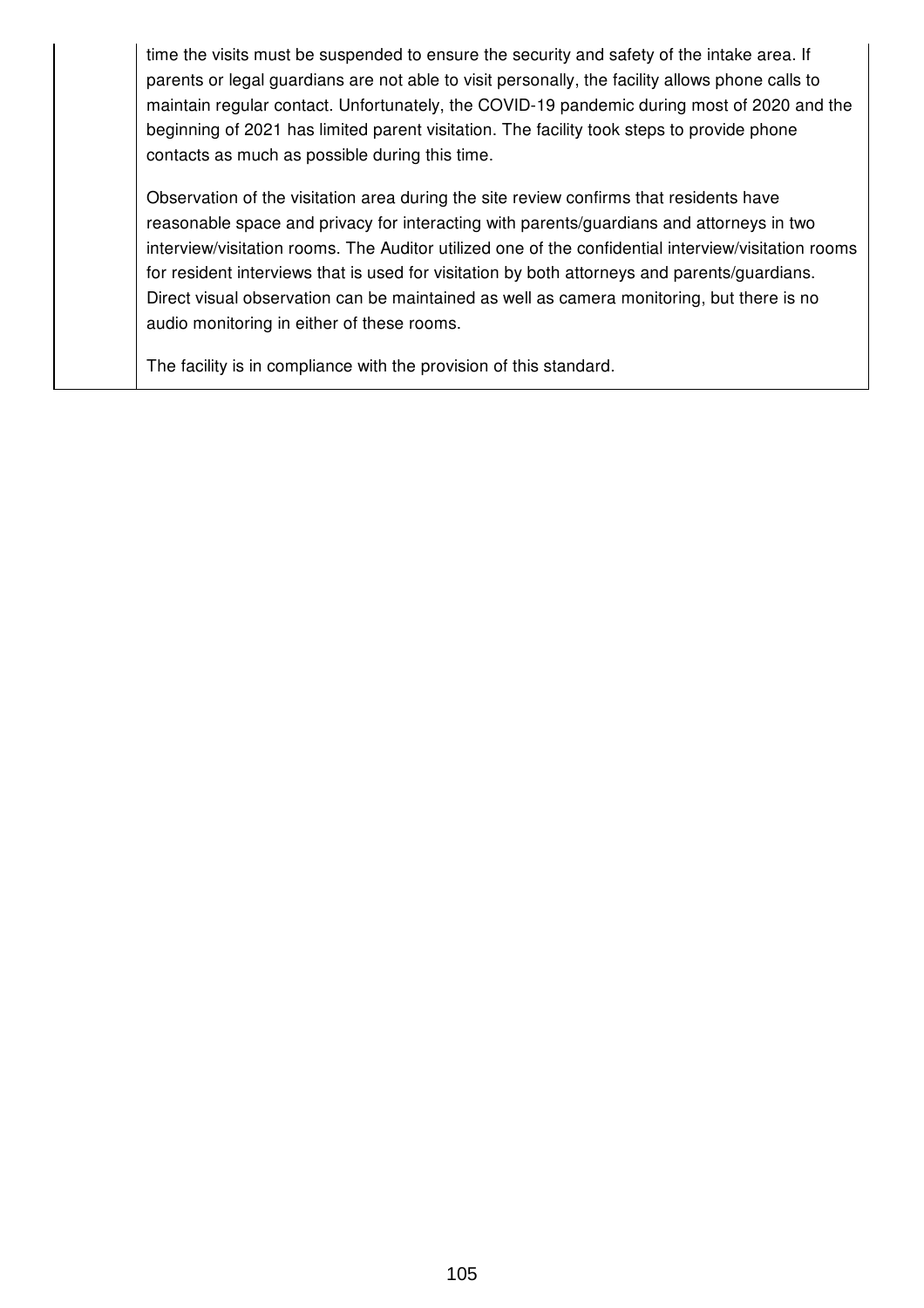time the visits must be suspended to ensure the security and safety of the intake area. If parents or legal guardians are not able to visit personally, the facility allows phone calls to maintain regular contact. Unfortunately, the COVID-19 pandemic during most of 2020 and the beginning of 2021 has limited parent visitation. The facility took steps to provide phone contacts as much as possible during this time.

Observation of the visitation area during the site review confirms that residents have reasonable space and privacy for interacting with parents/guardians and attorneys in two interview/visitation rooms. The Auditor utilized one of the confidential interview/visitation rooms for resident interviews that is used for visitation by both attorneys and parents/guardians. Direct visual observation can be maintained as well as camera monitoring, but there is no audio monitoring in either of these rooms.

The facility is in compliance with the provision of this standard.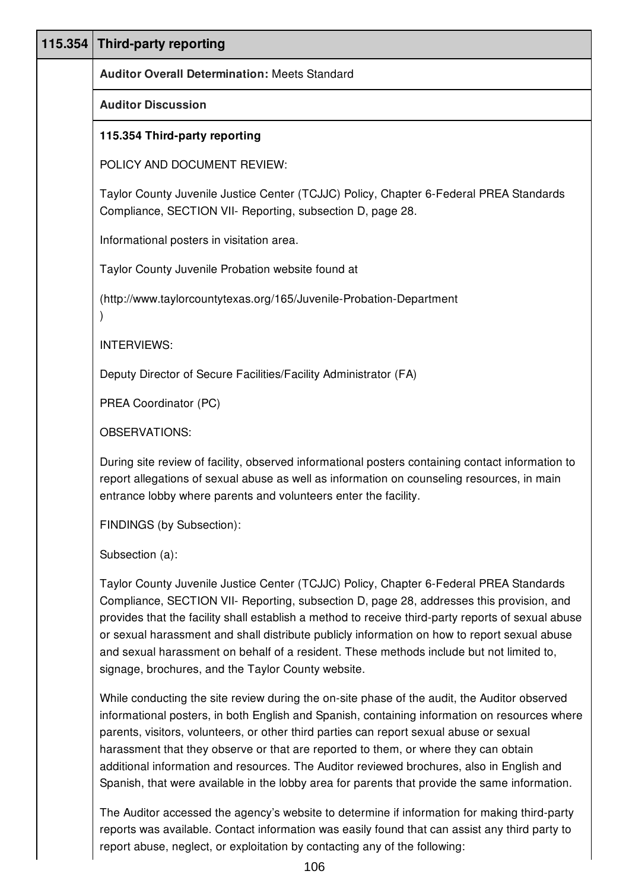| 115.354 | Third-party reporting |
|---|---|

**Auditor Overall Determination:** Meets Standard

**Auditor Discussion**

**115.354 Third-party reporting**

POLICY AND DOCUMENT REVIEW:

Taylor County Juvenile Justice Center (TCJJC) Policy, Chapter 6-Federal PREA Standards Compliance, SECTION VII- Reporting, subsection D, page 28.

Informational posters in visitation area.

Taylor County Juvenile Probation website found at

(http://www.taylorcountytexas.org/165/Juvenile-Probation-Department
)

INTERVIEWS:

Deputy Director of Secure Facilities/Facility Administrator (FA)

PREA Coordinator (PC)

OBSERVATIONS:

During site review of facility, observed informational posters containing contact information to report allegations of sexual abuse as well as information on counseling resources, in main entrance lobby where parents and volunteers enter the facility.

FINDINGS (by Subsection):

Subsection (a):

Taylor County Juvenile Justice Center (TCJJC) Policy, Chapter 6-Federal PREA Standards Compliance, SECTION VII- Reporting, subsection D, page 28, addresses this provision, and provides that the facility shall establish a method to receive third-party reports of sexual abuse or sexual harassment and shall distribute publicly information on how to report sexual abuse and sexual harassment on behalf of a resident. These methods include but not limited to, signage, brochures, and the Taylor County website.

While conducting the site review during the on-site phase of the audit, the Auditor observed informational posters, in both English and Spanish, containing information on resources where parents, visitors, volunteers, or other third parties can report sexual abuse or sexual harassment that they observe or that are reported to them, or where they can obtain additional information and resources. The Auditor reviewed brochures, also in English and Spanish, that were available in the lobby area for parents that provide the same information.

The Auditor accessed the agency's website to determine if information for making third-party reports was available. Contact information was easily found that can assist any third party to report abuse, neglect, or exploitation by contacting any of the following: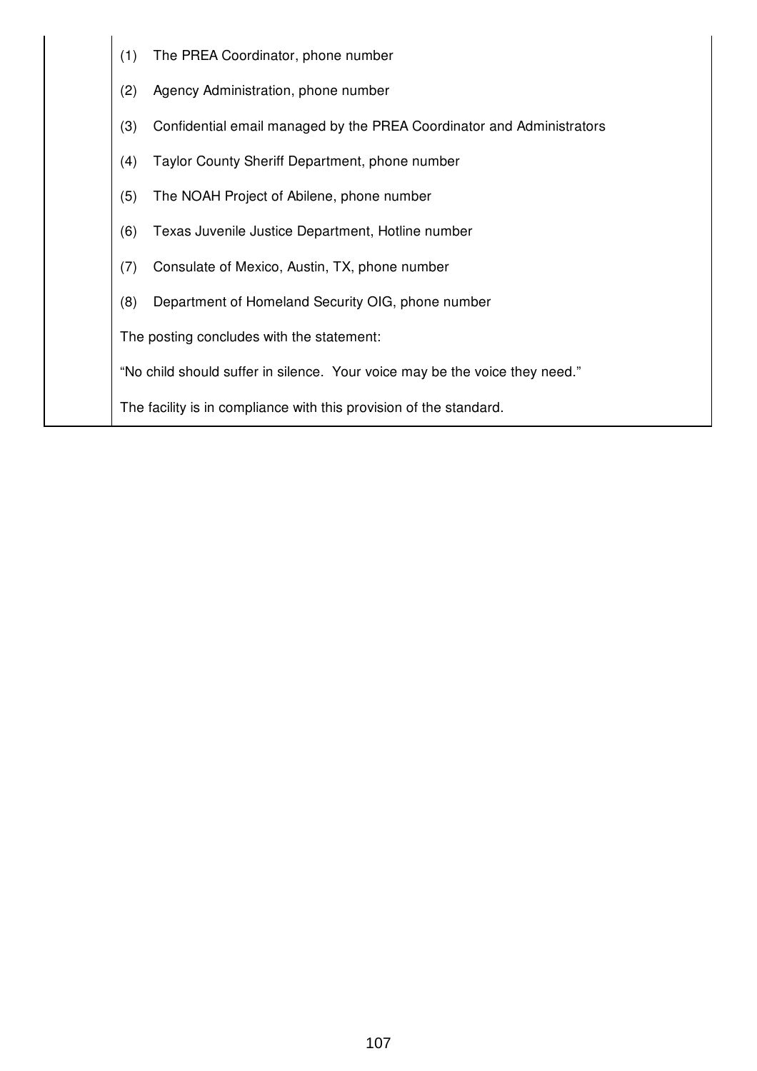(1) The PREA Coordinator, phone number

(2) Agency Administration, phone number

(3) Confidential email managed by the PREA Coordinator and Administrators

(4) Taylor County Sheriff Department, phone number

(5) The NOAH Project of Abilene, phone number

(6) Texas Juvenile Justice Department, Hotline number

(7) Consulate of Mexico, Austin, TX, phone number

(8) Department of Homeland Security OIG, phone number

The posting concludes with the statement:

“No child should suffer in silence. Your voice may be the voice they need.”

The facility is in compliance with this provision of the standard.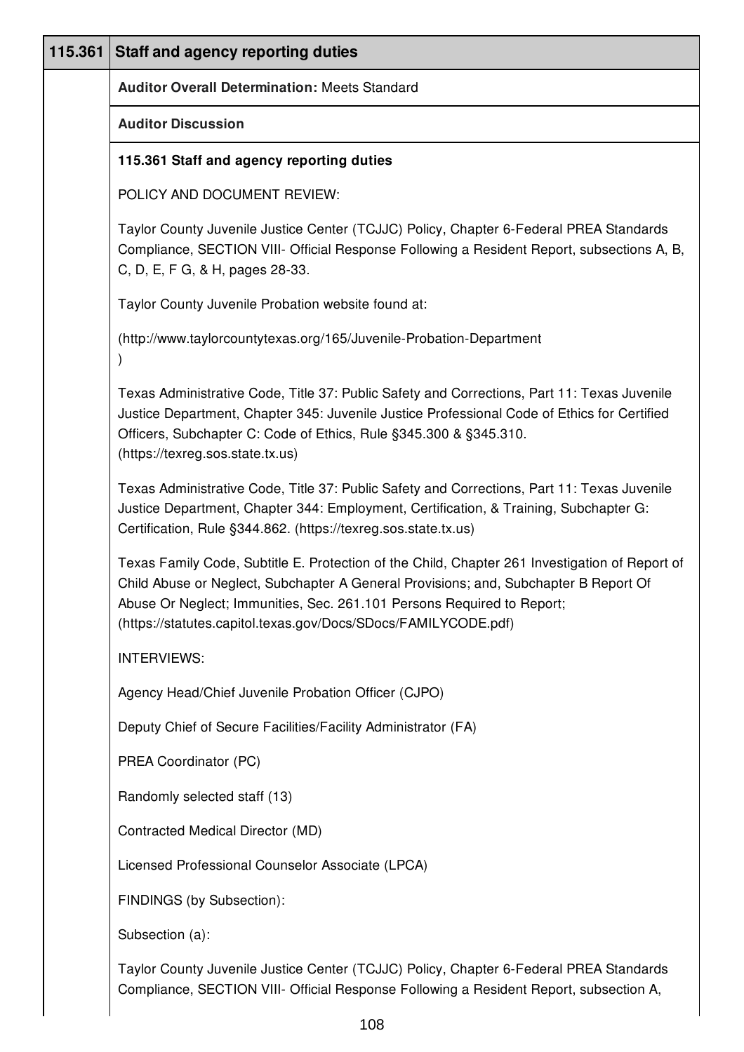| 115.361 | Staff and agency reporting duties |
|---|---|
| | **Auditor Overall Determination:** Meets Standard |
| | **Auditor Discussion** |

**115.361 Staff and agency reporting duties**

POLICY AND DOCUMENT REVIEW:

Taylor County Juvenile Justice Center (TCJJC) Policy, Chapter 6-Federal PREA Standards Compliance, SECTION VIII- Official Response Following a Resident Report, subsections A, B, C, D, E, F G, & H, pages 28-33.

Taylor County Juvenile Probation website found at:

(http://www.taylorcountytexas.org/165/Juvenile-Probation-Department
)

Texas Administrative Code, Title 37: Public Safety and Corrections, Part 11: Texas Juvenile Justice Department, Chapter 345: Juvenile Justice Professional Code of Ethics for Certified Officers, Subchapter C: Code of Ethics, Rule §345.300 & §345.310. (https://texreg.sos.state.tx.us)

Texas Administrative Code, Title 37: Public Safety and Corrections, Part 11: Texas Juvenile Justice Department, Chapter 344: Employment, Certification, & Training, Subchapter G: Certification, Rule §344.862. (https://texreg.sos.state.tx.us)

Texas Family Code, Subtitle E. Protection of the Child, Chapter 261 Investigation of Report of Child Abuse or Neglect, Subchapter A General Provisions; and, Subchapter B Report Of Abuse Or Neglect; Immunities, Sec. 261.101 Persons Required to Report; (https://statutes.capitol.texas.gov/Docs/SDocs/FAMILYCODE.pdf)

INTERVIEWS:

Agency Head/Chief Juvenile Probation Officer (CJPO)

Deputy Chief of Secure Facilities/Facility Administrator (FA)

PREA Coordinator (PC)

Randomly selected staff (13)

Contracted Medical Director (MD)

Licensed Professional Counselor Associate (LPCA)

FINDINGS (by Subsection):

Subsection (a):

Taylor County Juvenile Justice Center (TCJJC) Policy, Chapter 6-Federal PREA Standards Compliance, SECTION VIII- Official Response Following a Resident Report, subsection A,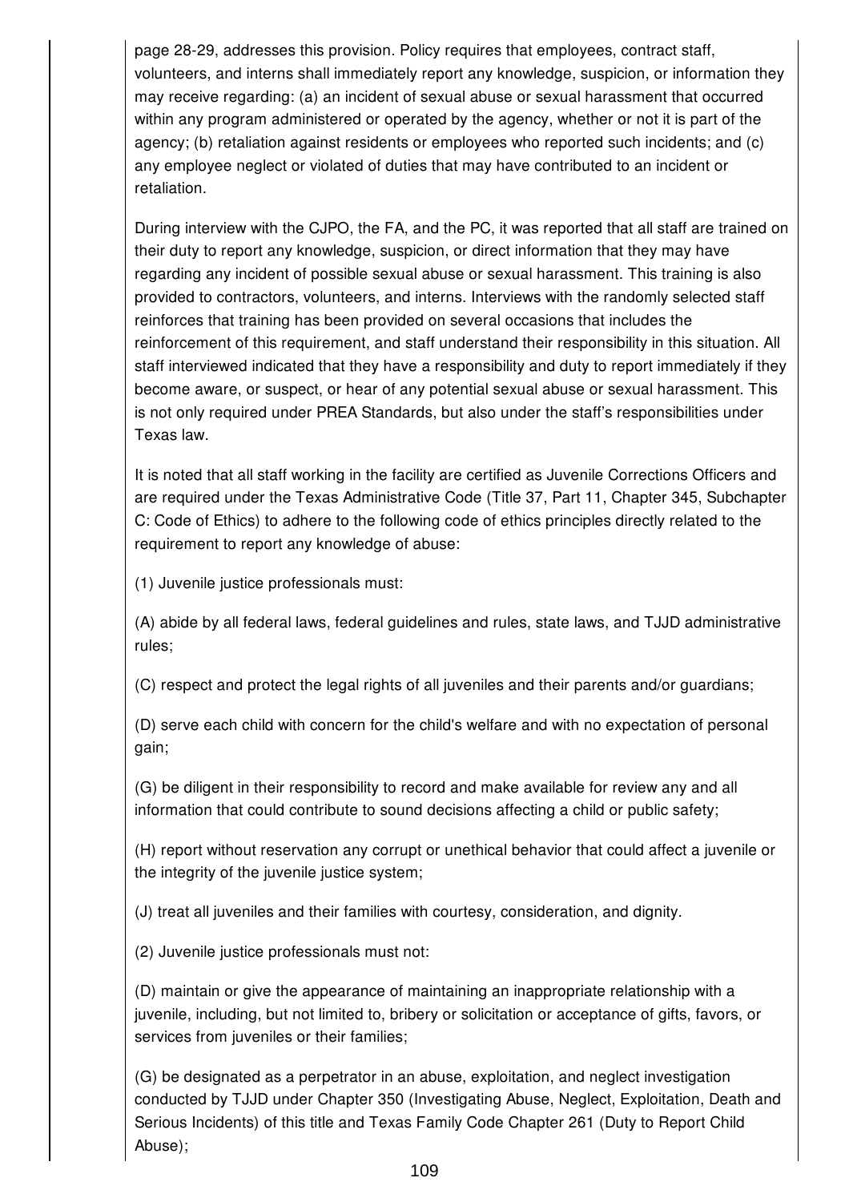page 28-29, addresses this provision. Policy requires that employees, contract staff, volunteers, and interns shall immediately report any knowledge, suspicion, or information they may receive regarding: (a) an incident of sexual abuse or sexual harassment that occurred within any program administered or operated by the agency, whether or not it is part of the agency; (b) retaliation against residents or employees who reported such incidents; and (c) any employee neglect or violated of duties that may have contributed to an incident or retaliation.

During interview with the CJPO, the FA, and the PC, it was reported that all staff are trained on their duty to report any knowledge, suspicion, or direct information that they may have regarding any incident of possible sexual abuse or sexual harassment. This training is also provided to contractors, volunteers, and interns. Interviews with the randomly selected staff reinforces that training has been provided on several occasions that includes the reinforcement of this requirement, and staff understand their responsibility in this situation. All staff interviewed indicated that they have a responsibility and duty to report immediately if they become aware, or suspect, or hear of any potential sexual abuse or sexual harassment. This is not only required under PREA Standards, but also under the staff's responsibilities under Texas law.

It is noted that all staff working in the facility are certified as Juvenile Corrections Officers and are required under the Texas Administrative Code (Title 37, Part 11, Chapter 345, Subchapter C: Code of Ethics) to adhere to the following code of ethics principles directly related to the requirement to report any knowledge of abuse:

(1) Juvenile justice professionals must:

(A) abide by all federal laws, federal guidelines and rules, state laws, and TJJD administrative rules;

(C) respect and protect the legal rights of all juveniles and their parents and/or guardians;

(D) serve each child with concern for the child's welfare and with no expectation of personal gain;

(G) be diligent in their responsibility to record and make available for review any and all information that could contribute to sound decisions affecting a child or public safety;

(H) report without reservation any corrupt or unethical behavior that could affect a juvenile or the integrity of the juvenile justice system;

(J) treat all juveniles and their families with courtesy, consideration, and dignity.

(2) Juvenile justice professionals must not:

(D) maintain or give the appearance of maintaining an inappropriate relationship with a juvenile, including, but not limited to, bribery or solicitation or acceptance of gifts, favors, or services from juveniles or their families;

(G) be designated as a perpetrator in an abuse, exploitation, and neglect investigation conducted by TJJD under Chapter 350 (Investigating Abuse, Neglect, Exploitation, Death and Serious Incidents) of this title and Texas Family Code Chapter 261 (Duty to Report Child Abuse);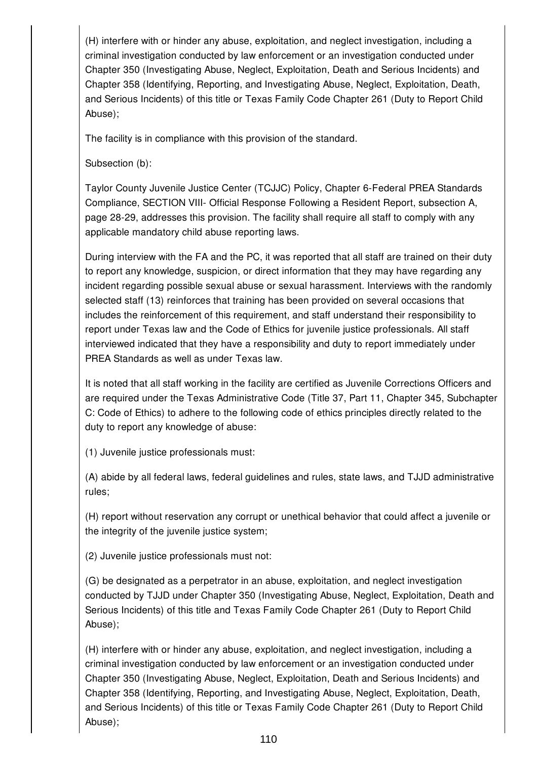(H) interfere with or hinder any abuse, exploitation, and neglect investigation, including a criminal investigation conducted by law enforcement or an investigation conducted under Chapter 350 (Investigating Abuse, Neglect, Exploitation, Death and Serious Incidents) and Chapter 358 (Identifying, Reporting, and Investigating Abuse, Neglect, Exploitation, Death, and Serious Incidents) of this title or Texas Family Code Chapter 261 (Duty to Report Child Abuse);

The facility is in compliance with this provision of the standard.

Subsection (b):

Taylor County Juvenile Justice Center (TCJJC) Policy, Chapter 6-Federal PREA Standards Compliance, SECTION VIII- Official Response Following a Resident Report, subsection A, page 28-29, addresses this provision. The facility shall require all staff to comply with any applicable mandatory child abuse reporting laws.

During interview with the FA and the PC, it was reported that all staff are trained on their duty to report any knowledge, suspicion, or direct information that they may have regarding any incident regarding possible sexual abuse or sexual harassment. Interviews with the randomly selected staff (13) reinforces that training has been provided on several occasions that includes the reinforcement of this requirement, and staff understand their responsibility to report under Texas law and the Code of Ethics for juvenile justice professionals. All staff interviewed indicated that they have a responsibility and duty to report immediately under PREA Standards as well as under Texas law.

It is noted that all staff working in the facility are certified as Juvenile Corrections Officers and are required under the Texas Administrative Code (Title 37, Part 11, Chapter 345, Subchapter C: Code of Ethics) to adhere to the following code of ethics principles directly related to the duty to report any knowledge of abuse:

(1) Juvenile justice professionals must:

(A) abide by all federal laws, federal guidelines and rules, state laws, and TJJD administrative rules;

(H) report without reservation any corrupt or unethical behavior that could affect a juvenile or the integrity of the juvenile justice system;

(2) Juvenile justice professionals must not:

(G) be designated as a perpetrator in an abuse, exploitation, and neglect investigation conducted by TJJD under Chapter 350 (Investigating Abuse, Neglect, Exploitation, Death and Serious Incidents) of this title and Texas Family Code Chapter 261 (Duty to Report Child Abuse);

(H) interfere with or hinder any abuse, exploitation, and neglect investigation, including a criminal investigation conducted by law enforcement or an investigation conducted under Chapter 350 (Investigating Abuse, Neglect, Exploitation, Death and Serious Incidents) and Chapter 358 (Identifying, Reporting, and Investigating Abuse, Neglect, Exploitation, Death, and Serious Incidents) of this title or Texas Family Code Chapter 261 (Duty to Report Child Abuse);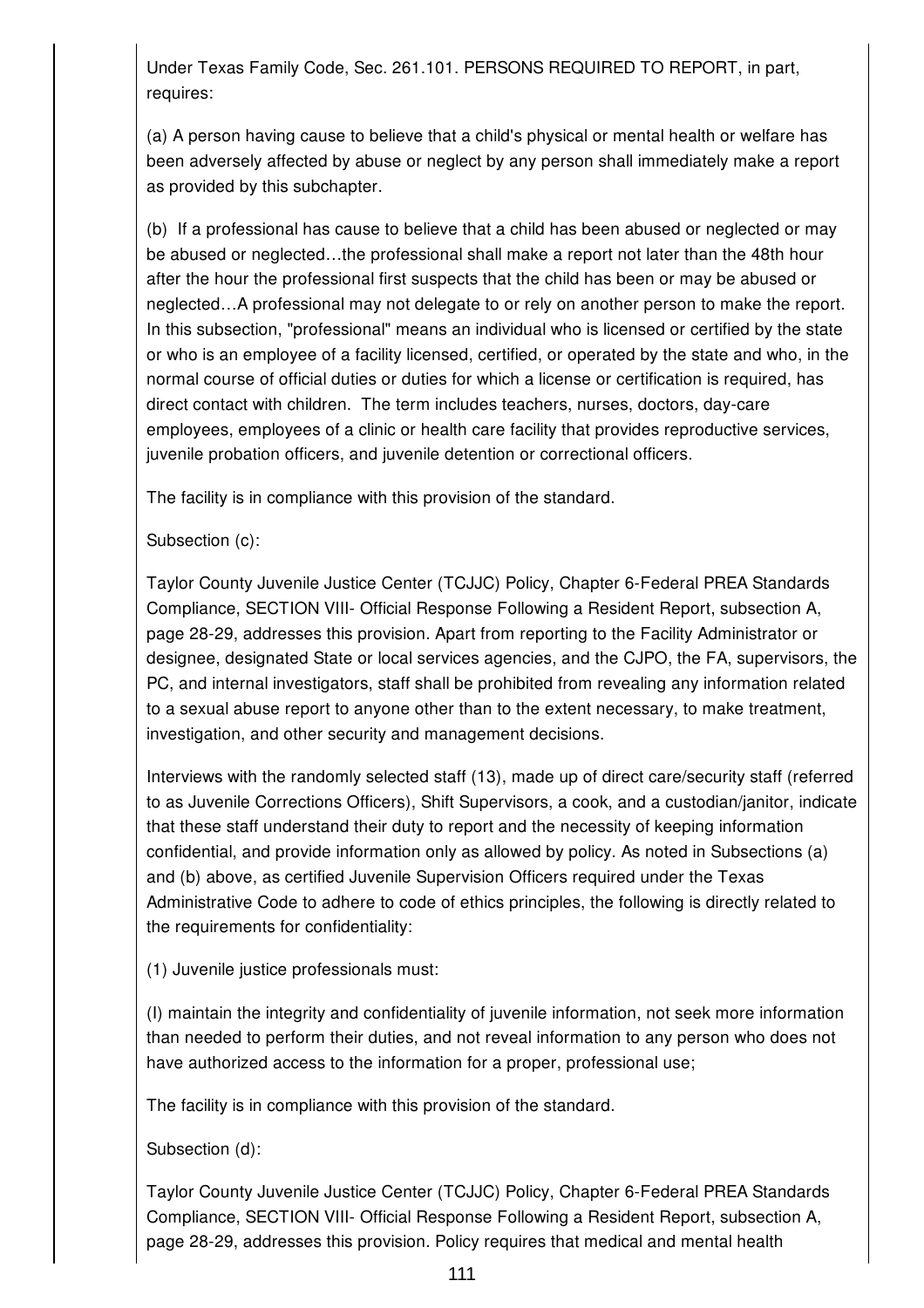Under Texas Family Code, Sec. 261.101. PERSONS REQUIRED TO REPORT, in part, requires:

(a) A person having cause to believe that a child's physical or mental health or welfare has been adversely affected by abuse or neglect by any person shall immediately make a report as provided by this subchapter.

(b) If a professional has cause to believe that a child has been abused or neglected or may be abused or neglected…the professional shall make a report not later than the 48th hour after the hour the professional first suspects that the child has been or may be abused or neglected…A professional may not delegate to or rely on another person to make the report. In this subsection, "professional" means an individual who is licensed or certified by the state or who is an employee of a facility licensed, certified, or operated by the state and who, in the normal course of official duties or duties for which a license or certification is required, has direct contact with children. The term includes teachers, nurses, doctors, day-care employees, employees of a clinic or health care facility that provides reproductive services, juvenile probation officers, and juvenile detention or correctional officers.

The facility is in compliance with this provision of the standard.

Subsection (c):

Taylor County Juvenile Justice Center (TCJJC) Policy, Chapter 6-Federal PREA Standards Compliance, SECTION VIII- Official Response Following a Resident Report, subsection A, page 28-29, addresses this provision. Apart from reporting to the Facility Administrator or designee, designated State or local services agencies, and the CJPO, the FA, supervisors, the PC, and internal investigators, staff shall be prohibited from revealing any information related to a sexual abuse report to anyone other than to the extent necessary, to make treatment, investigation, and other security and management decisions.

Interviews with the randomly selected staff (13), made up of direct care/security staff (referred to as Juvenile Corrections Officers), Shift Supervisors, a cook, and a custodian/janitor, indicate that these staff understand their duty to report and the necessity of keeping information confidential, and provide information only as allowed by policy. As noted in Subsections (a) and (b) above, as certified Juvenile Supervision Officers required under the Texas Administrative Code to adhere to code of ethics principles, the following is directly related to the requirements for confidentiality:

(1) Juvenile justice professionals must:

(I) maintain the integrity and confidentiality of juvenile information, not seek more information than needed to perform their duties, and not reveal information to any person who does not have authorized access to the information for a proper, professional use;

The facility is in compliance with this provision of the standard.

Subsection (d):

Taylor County Juvenile Justice Center (TCJJC) Policy, Chapter 6-Federal PREA Standards Compliance, SECTION VIII- Official Response Following a Resident Report, subsection A, page 28-29, addresses this provision. Policy requires that medical and mental health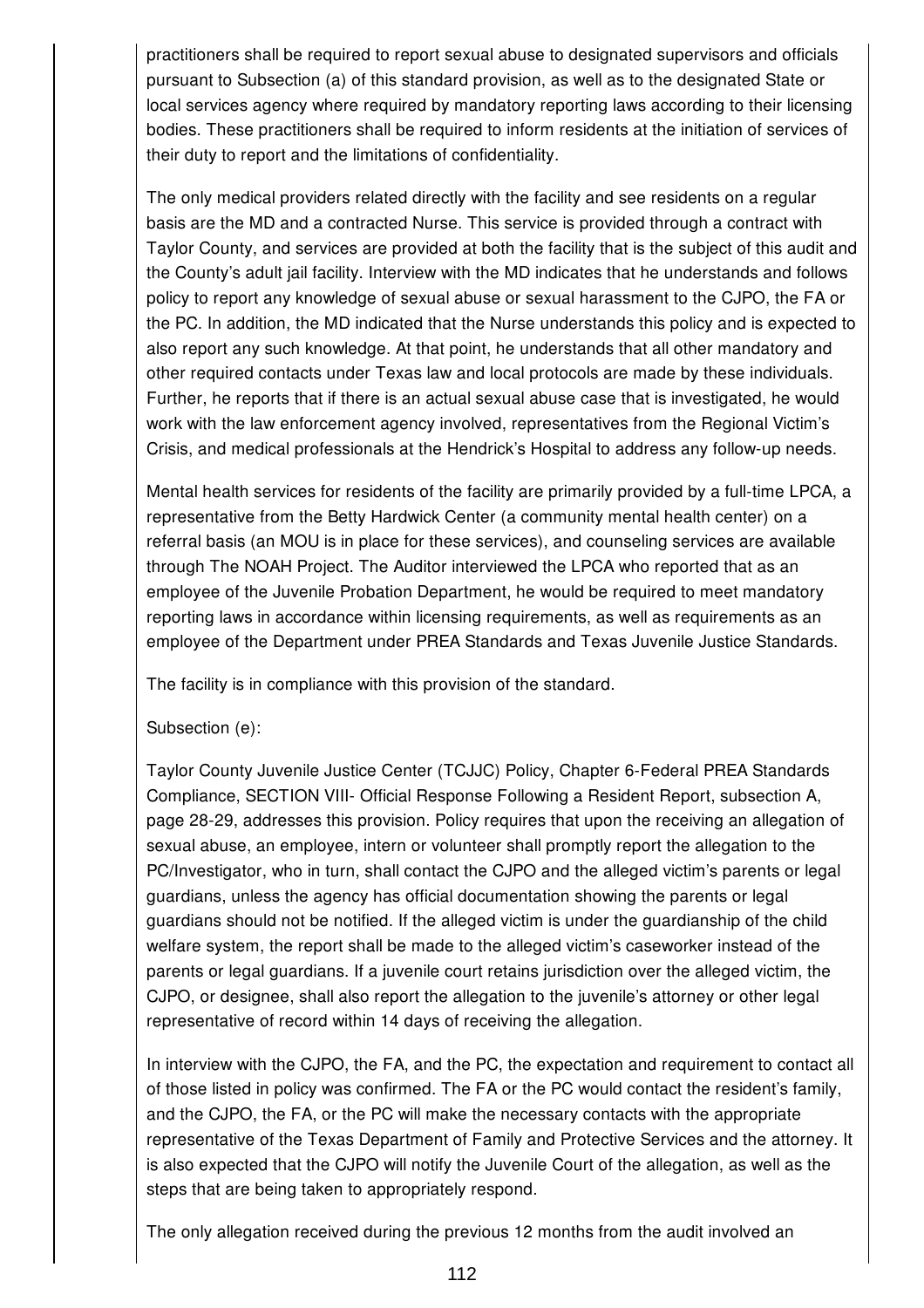practitioners shall be required to report sexual abuse to designated supervisors and officials pursuant to Subsection (a) of this standard provision, as well as to the designated State or local services agency where required by mandatory reporting laws according to their licensing bodies. These practitioners shall be required to inform residents at the initiation of services of their duty to report and the limitations of confidentiality.

The only medical providers related directly with the facility and see residents on a regular basis are the MD and a contracted Nurse. This service is provided through a contract with Taylor County, and services are provided at both the facility that is the subject of this audit and the County's adult jail facility. Interview with the MD indicates that he understands and follows policy to report any knowledge of sexual abuse or sexual harassment to the CJPO, the FA or the PC. In addition, the MD indicated that the Nurse understands this policy and is expected to also report any such knowledge. At that point, he understands that all other mandatory and other required contacts under Texas law and local protocols are made by these individuals. Further, he reports that if there is an actual sexual abuse case that is investigated, he would work with the law enforcement agency involved, representatives from the Regional Victim's Crisis, and medical professionals at the Hendrick's Hospital to address any follow-up needs.

Mental health services for residents of the facility are primarily provided by a full-time LPCA, a representative from the Betty Hardwick Center (a community mental health center) on a referral basis (an MOU is in place for these services), and counseling services are available through The NOAH Project. The Auditor interviewed the LPCA who reported that as an employee of the Juvenile Probation Department, he would be required to meet mandatory reporting laws in accordance within licensing requirements, as well as requirements as an employee of the Department under PREA Standards and Texas Juvenile Justice Standards.

The facility is in compliance with this provision of the standard.

Subsection (e):

Taylor County Juvenile Justice Center (TCJJC) Policy, Chapter 6-Federal PREA Standards Compliance, SECTION VIII- Official Response Following a Resident Report, subsection A, page 28-29, addresses this provision. Policy requires that upon the receiving an allegation of sexual abuse, an employee, intern or volunteer shall promptly report the allegation to the PC/Investigator, who in turn, shall contact the CJPO and the alleged victim's parents or legal guardians, unless the agency has official documentation showing the parents or legal guardians should not be notified. If the alleged victim is under the guardianship of the child welfare system, the report shall be made to the alleged victim's caseworker instead of the parents or legal guardians. If a juvenile court retains jurisdiction over the alleged victim, the CJPO, or designee, shall also report the allegation to the juvenile's attorney or other legal representative of record within 14 days of receiving the allegation.

In interview with the CJPO, the FA, and the PC, the expectation and requirement to contact all of those listed in policy was confirmed. The FA or the PC would contact the resident's family, and the CJPO, the FA, or the PC will make the necessary contacts with the appropriate representative of the Texas Department of Family and Protective Services and the attorney. It is also expected that the CJPO will notify the Juvenile Court of the allegation, as well as the steps that are being taken to appropriately respond.

The only allegation received during the previous 12 months from the audit involved an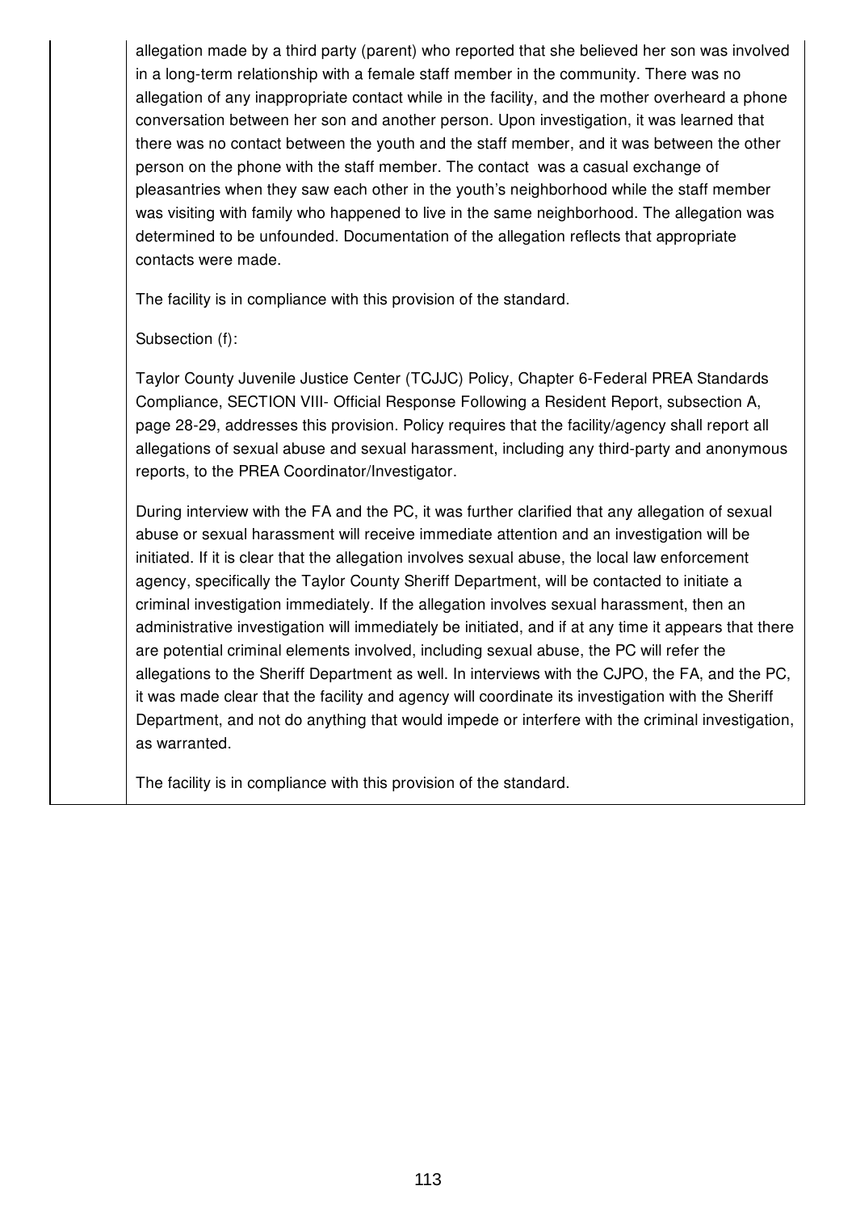allegation made by a third party (parent) who reported that she believed her son was involved in a long-term relationship with a female staff member in the community. There was no allegation of any inappropriate contact while in the facility, and the mother overheard a phone conversation between her son and another person. Upon investigation, it was learned that there was no contact between the youth and the staff member, and it was between the other person on the phone with the staff member. The contact was a casual exchange of pleasantries when they saw each other in the youth's neighborhood while the staff member was visiting with family who happened to live in the same neighborhood. The allegation was determined to be unfounded. Documentation of the allegation reflects that appropriate contacts were made.

The facility is in compliance with this provision of the standard.

Subsection (f):

Taylor County Juvenile Justice Center (TCJJC) Policy, Chapter 6-Federal PREA Standards Compliance, SECTION VIII- Official Response Following a Resident Report, subsection A, page 28-29, addresses this provision. Policy requires that the facility/agency shall report all allegations of sexual abuse and sexual harassment, including any third-party and anonymous reports, to the PREA Coordinator/Investigator.

During interview with the FA and the PC, it was further clarified that any allegation of sexual abuse or sexual harassment will receive immediate attention and an investigation will be initiated. If it is clear that the allegation involves sexual abuse, the local law enforcement agency, specifically the Taylor County Sheriff Department, will be contacted to initiate a criminal investigation immediately. If the allegation involves sexual harassment, then an administrative investigation will immediately be initiated, and if at any time it appears that there are potential criminal elements involved, including sexual abuse, the PC will refer the allegations to the Sheriff Department as well. In interviews with the CJPO, the FA, and the PC, it was made clear that the facility and agency will coordinate its investigation with the Sheriff Department, and not do anything that would impede or interfere with the criminal investigation, as warranted.

The facility is in compliance with this provision of the standard.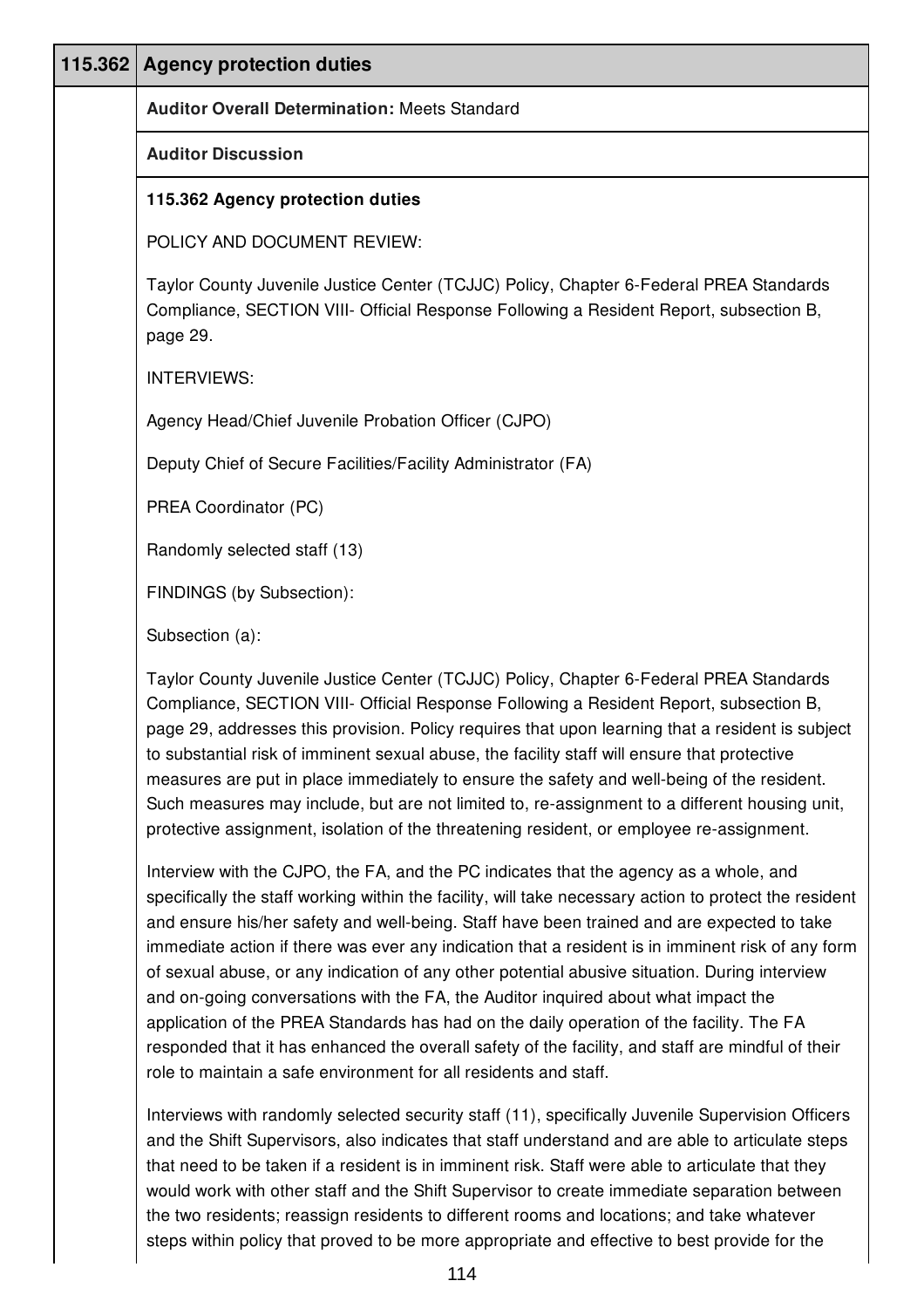| 115.362 | Agency protection duties |
|---|---|

**Auditor Overall Determination:** Meets Standard

**Auditor Discussion**

**115.362 Agency protection duties**

POLICY AND DOCUMENT REVIEW:

Taylor County Juvenile Justice Center (TCJJC) Policy, Chapter 6-Federal PREA Standards Compliance, SECTION VIII- Official Response Following a Resident Report, subsection B, page 29.

INTERVIEWS:

Agency Head/Chief Juvenile Probation Officer (CJPO)

Deputy Chief of Secure Facilities/Facility Administrator (FA)

PREA Coordinator (PC)

Randomly selected staff (13)

FINDINGS (by Subsection):

Subsection (a):

Taylor County Juvenile Justice Center (TCJJC) Policy, Chapter 6-Federal PREA Standards Compliance, SECTION VIII- Official Response Following a Resident Report, subsection B, page 29, addresses this provision. Policy requires that upon learning that a resident is subject to substantial risk of imminent sexual abuse, the facility staff will ensure that protective measures are put in place immediately to ensure the safety and well-being of the resident. Such measures may include, but are not limited to, re-assignment to a different housing unit, protective assignment, isolation of the threatening resident, or employee re-assignment.

Interview with the CJPO, the FA, and the PC indicates that the agency as a whole, and specifically the staff working within the facility, will take necessary action to protect the resident and ensure his/her safety and well-being. Staff have been trained and are expected to take immediate action if there was ever any indication that a resident is in imminent risk of any form of sexual abuse, or any indication of any other potential abusive situation. During interview and on-going conversations with the FA, the Auditor inquired about what impact the application of the PREA Standards has had on the daily operation of the facility. The FA responded that it has enhanced the overall safety of the facility, and staff are mindful of their role to maintain a safe environment for all residents and staff.

Interviews with randomly selected security staff (11), specifically Juvenile Supervision Officers and the Shift Supervisors, also indicates that staff understand and are able to articulate steps that need to be taken if a resident is in imminent risk. Staff were able to articulate that they would work with other staff and the Shift Supervisor to create immediate separation between the two residents; reassign residents to different rooms and locations; and take whatever steps within policy that proved to be more appropriate and effective to best provide for the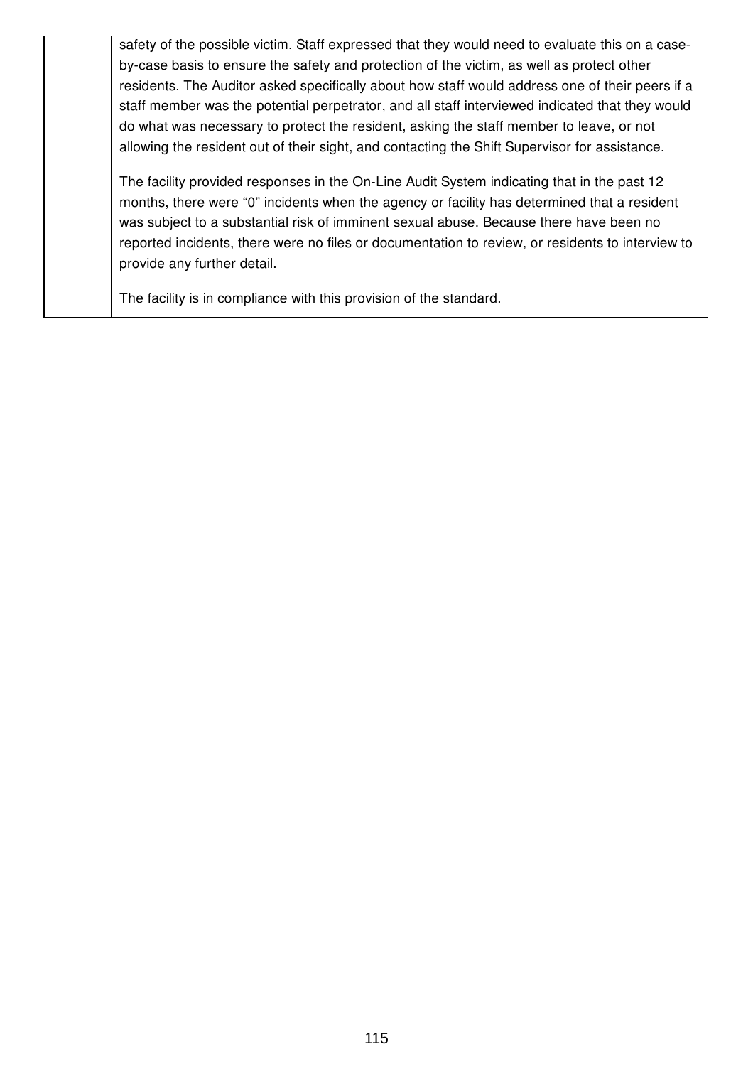safety of the possible victim. Staff expressed that they would need to evaluate this on a case-by-case basis to ensure the safety and protection of the victim, as well as protect other residents. The Auditor asked specifically about how staff would address one of their peers if a staff member was the potential perpetrator, and all staff interviewed indicated that they would do what was necessary to protect the resident, asking the staff member to leave, or not allowing the resident out of their sight, and contacting the Shift Supervisor for assistance.

The facility provided responses in the On-Line Audit System indicating that in the past 12 months, there were “0” incidents when the agency or facility has determined that a resident was subject to a substantial risk of imminent sexual abuse. Because there have been no reported incidents, there were no files or documentation to review, or residents to interview to provide any further detail.

The facility is in compliance with this provision of the standard.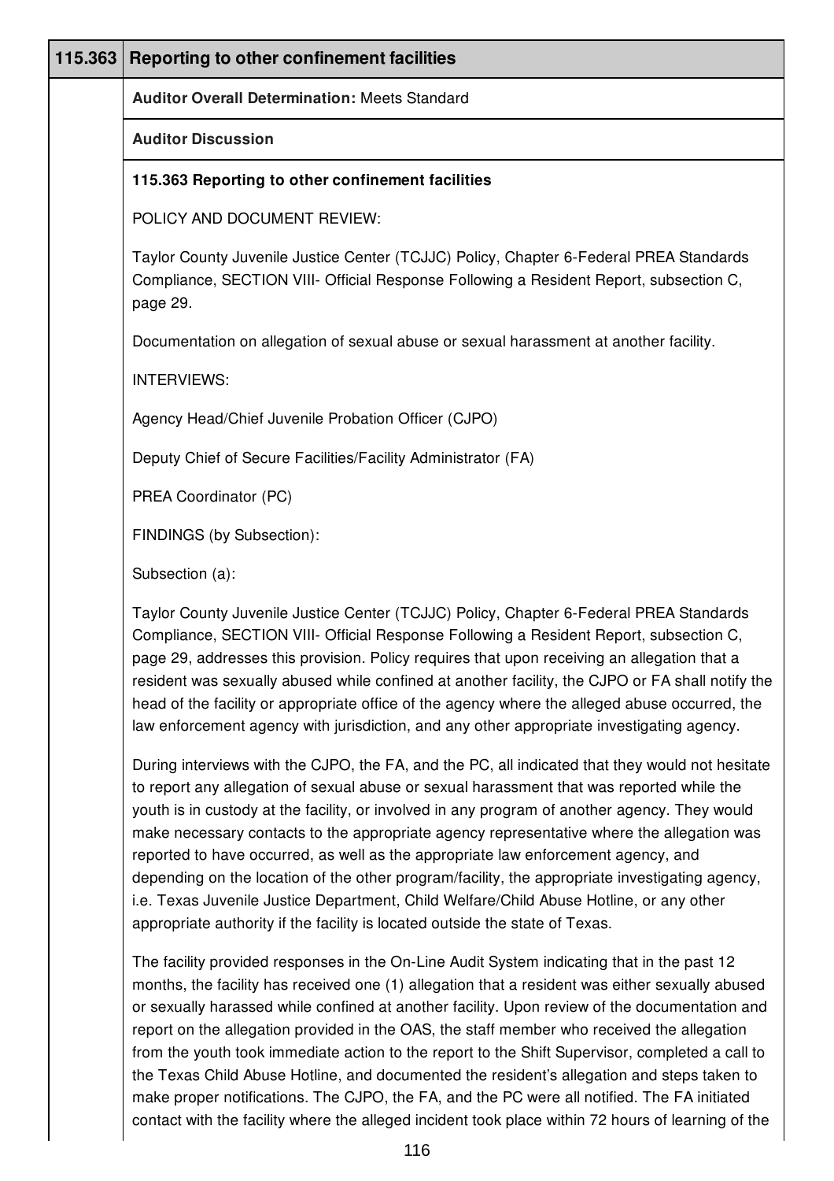| 115.363 | Reporting to other confinement facilities |
|---|---|
| | **Auditor Overall Determination:** Meets Standard |
| | **Auditor Discussion** |

**115.363 Reporting to other confinement facilities**

POLICY AND DOCUMENT REVIEW:

Taylor County Juvenile Justice Center (TCJJC) Policy, Chapter 6-Federal PREA Standards Compliance, SECTION VIII- Official Response Following a Resident Report, subsection C, page 29.

Documentation on allegation of sexual abuse or sexual harassment at another facility.

INTERVIEWS:

Agency Head/Chief Juvenile Probation Officer (CJPO)

Deputy Chief of Secure Facilities/Facility Administrator (FA)

PREA Coordinator (PC)

FINDINGS (by Subsection):

Subsection (a):

Taylor County Juvenile Justice Center (TCJJC) Policy, Chapter 6-Federal PREA Standards Compliance, SECTION VIII- Official Response Following a Resident Report, subsection C, page 29, addresses this provision. Policy requires that upon receiving an allegation that a resident was sexually abused while confined at another facility, the CJPO or FA shall notify the head of the facility or appropriate office of the agency where the alleged abuse occurred, the law enforcement agency with jurisdiction, and any other appropriate investigating agency.

During interviews with the CJPO, the FA, and the PC, all indicated that they would not hesitate to report any allegation of sexual abuse or sexual harassment that was reported while the youth is in custody at the facility, or involved in any program of another agency. They would make necessary contacts to the appropriate agency representative where the allegation was reported to have occurred, as well as the appropriate law enforcement agency, and depending on the location of the other program/facility, the appropriate investigating agency, i.e. Texas Juvenile Justice Department, Child Welfare/Child Abuse Hotline, or any other appropriate authority if the facility is located outside the state of Texas.

The facility provided responses in the On-Line Audit System indicating that in the past 12 months, the facility has received one (1) allegation that a resident was either sexually abused or sexually harassed while confined at another facility. Upon review of the documentation and report on the allegation provided in the OAS, the staff member who received the allegation from the youth took immediate action to the report to the Shift Supervisor, completed a call to the Texas Child Abuse Hotline, and documented the resident's allegation and steps taken to make proper notifications. The CJPO, the FA, and the PC were all notified. The FA initiated contact with the facility where the alleged incident took place within 72 hours of learning of the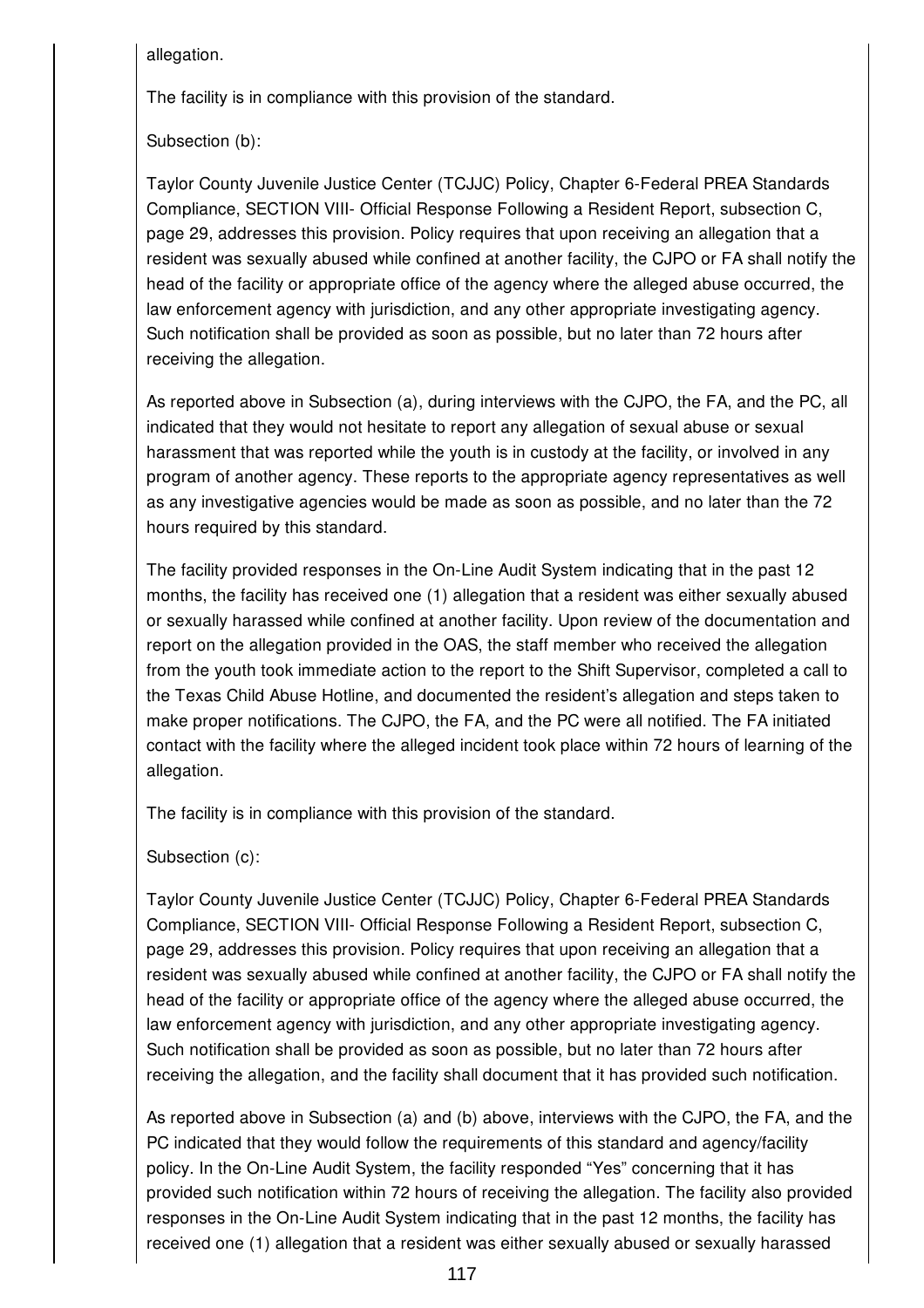allegation.

The facility is in compliance with this provision of the standard.

Subsection (b):

Taylor County Juvenile Justice Center (TCJJC) Policy, Chapter 6-Federal PREA Standards Compliance, SECTION VIII- Official Response Following a Resident Report, subsection C, page 29, addresses this provision. Policy requires that upon receiving an allegation that a resident was sexually abused while confined at another facility, the CJPO or FA shall notify the head of the facility or appropriate office of the agency where the alleged abuse occurred, the law enforcement agency with jurisdiction, and any other appropriate investigating agency. Such notification shall be provided as soon as possible, but no later than 72 hours after receiving the allegation.

As reported above in Subsection (a), during interviews with the CJPO, the FA, and the PC, all indicated that they would not hesitate to report any allegation of sexual abuse or sexual harassment that was reported while the youth is in custody at the facility, or involved in any program of another agency. These reports to the appropriate agency representatives as well as any investigative agencies would be made as soon as possible, and no later than the 72 hours required by this standard.

The facility provided responses in the On-Line Audit System indicating that in the past 12 months, the facility has received one (1) allegation that a resident was either sexually abused or sexually harassed while confined at another facility. Upon review of the documentation and report on the allegation provided in the OAS, the staff member who received the allegation from the youth took immediate action to the report to the Shift Supervisor, completed a call to the Texas Child Abuse Hotline, and documented the resident's allegation and steps taken to make proper notifications. The CJPO, the FA, and the PC were all notified. The FA initiated contact with the facility where the alleged incident took place within 72 hours of learning of the allegation.

The facility is in compliance with this provision of the standard.

Subsection (c):

Taylor County Juvenile Justice Center (TCJJC) Policy, Chapter 6-Federal PREA Standards Compliance, SECTION VIII- Official Response Following a Resident Report, subsection C, page 29, addresses this provision. Policy requires that upon receiving an allegation that a resident was sexually abused while confined at another facility, the CJPO or FA shall notify the head of the facility or appropriate office of the agency where the alleged abuse occurred, the law enforcement agency with jurisdiction, and any other appropriate investigating agency. Such notification shall be provided as soon as possible, but no later than 72 hours after receiving the allegation, and the facility shall document that it has provided such notification.

As reported above in Subsection (a) and (b) above, interviews with the CJPO, the FA, and the PC indicated that they would follow the requirements of this standard and agency/facility policy. In the On-Line Audit System, the facility responded "Yes" concerning that it has provided such notification within 72 hours of receiving the allegation. The facility also provided responses in the On-Line Audit System indicating that in the past 12 months, the facility has received one (1) allegation that a resident was either sexually abused or sexually harassed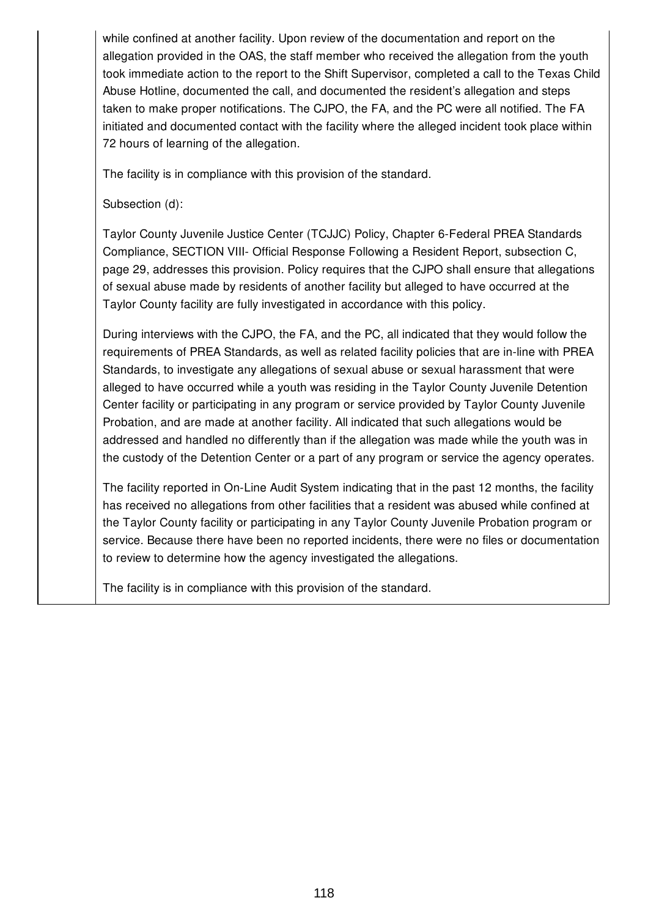while confined at another facility. Upon review of the documentation and report on the allegation provided in the OAS, the staff member who received the allegation from the youth took immediate action to the report to the Shift Supervisor, completed a call to the Texas Child Abuse Hotline, documented the call, and documented the resident's allegation and steps taken to make proper notifications. The CJPO, the FA, and the PC were all notified. The FA initiated and documented contact with the facility where the alleged incident took place within 72 hours of learning of the allegation.

The facility is in compliance with this provision of the standard.

Subsection (d):

Taylor County Juvenile Justice Center (TCJJC) Policy, Chapter 6-Federal PREA Standards Compliance, SECTION VIII- Official Response Following a Resident Report, subsection C, page 29, addresses this provision. Policy requires that the CJPO shall ensure that allegations of sexual abuse made by residents of another facility but alleged to have occurred at the Taylor County facility are fully investigated in accordance with this policy.

During interviews with the CJPO, the FA, and the PC, all indicated that they would follow the requirements of PREA Standards, as well as related facility policies that are in-line with PREA Standards, to investigate any allegations of sexual abuse or sexual harassment that were alleged to have occurred while a youth was residing in the Taylor County Juvenile Detention Center facility or participating in any program or service provided by Taylor County Juvenile Probation, and are made at another facility. All indicated that such allegations would be addressed and handled no differently than if the allegation was made while the youth was in the custody of the Detention Center or a part of any program or service the agency operates.

The facility reported in On-Line Audit System indicating that in the past 12 months, the facility has received no allegations from other facilities that a resident was abused while confined at the Taylor County facility or participating in any Taylor County Juvenile Probation program or service. Because there have been no reported incidents, there were no files or documentation to review to determine how the agency investigated the allegations.

The facility is in compliance with this provision of the standard.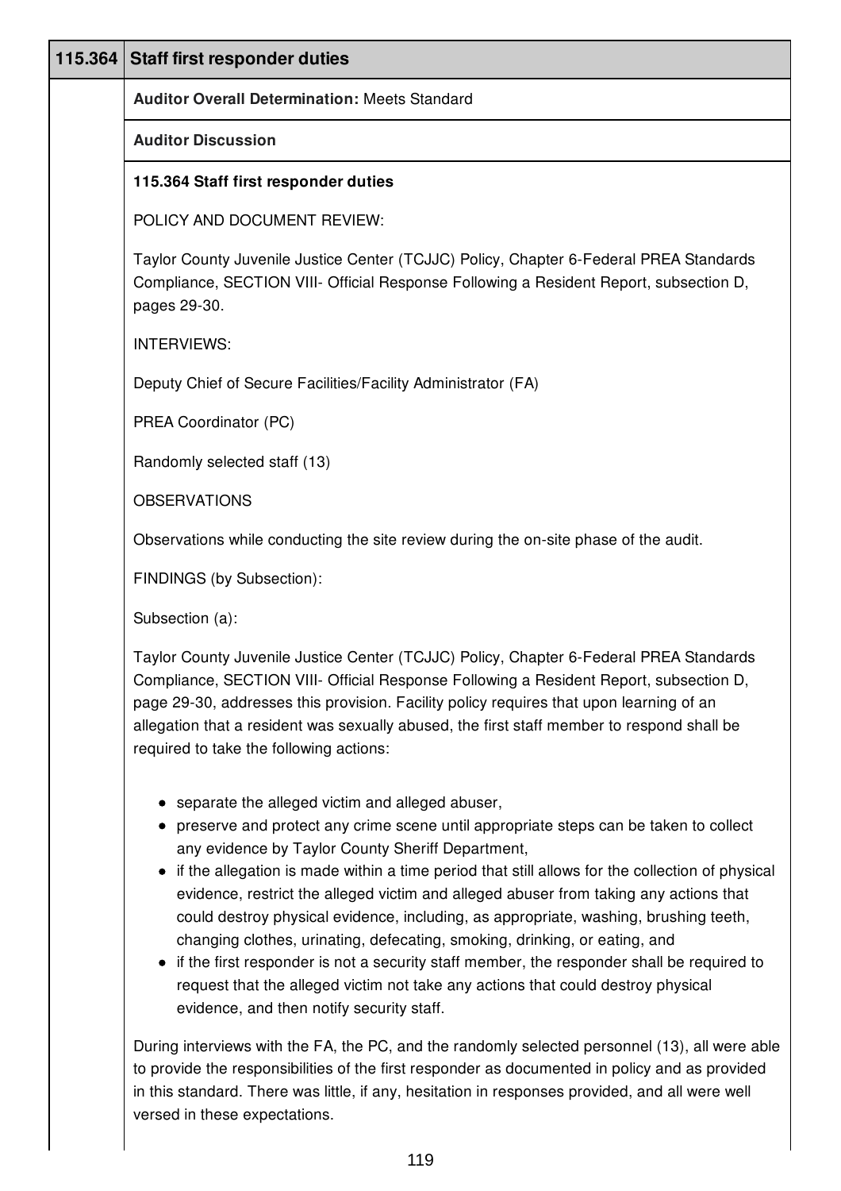| 115.364 | Staff first responder duties |
|---|---|

**Auditor Overall Determination:** Meets Standard

**Auditor Discussion**

**115.364 Staff first responder duties**

POLICY AND DOCUMENT REVIEW:

Taylor County Juvenile Justice Center (TCJJC) Policy, Chapter 6-Federal PREA Standards Compliance, SECTION VIII- Official Response Following a Resident Report, subsection D, pages 29-30.

INTERVIEWS:

Deputy Chief of Secure Facilities/Facility Administrator (FA)

PREA Coordinator (PC)

Randomly selected staff (13)

OBSERVATIONS

Observations while conducting the site review during the on-site phase of the audit.

FINDINGS (by Subsection):

Subsection (a):

Taylor County Juvenile Justice Center (TCJJC) Policy, Chapter 6-Federal PREA Standards Compliance, SECTION VIII- Official Response Following a Resident Report, subsection D, page 29-30, addresses this provision. Facility policy requires that upon learning of an allegation that a resident was sexually abused, the first staff member to respond shall be required to take the following actions:

- separate the alleged victim and alleged abuser,
- preserve and protect any crime scene until appropriate steps can be taken to collect any evidence by Taylor County Sheriff Department,
- if the allegation is made within a time period that still allows for the collection of physical evidence, restrict the alleged victim and alleged abuser from taking any actions that could destroy physical evidence, including, as appropriate, washing, brushing teeth, changing clothes, urinating, defecating, smoking, drinking, or eating, and
- if the first responder is not a security staff member, the responder shall be required to request that the alleged victim not take any actions that could destroy physical evidence, and then notify security staff.

During interviews with the FA, the PC, and the randomly selected personnel (13), all were able to provide the responsibilities of the first responder as documented in policy and as provided in this standard. There was little, if any, hesitation in responses provided, and all were well versed in these expectations.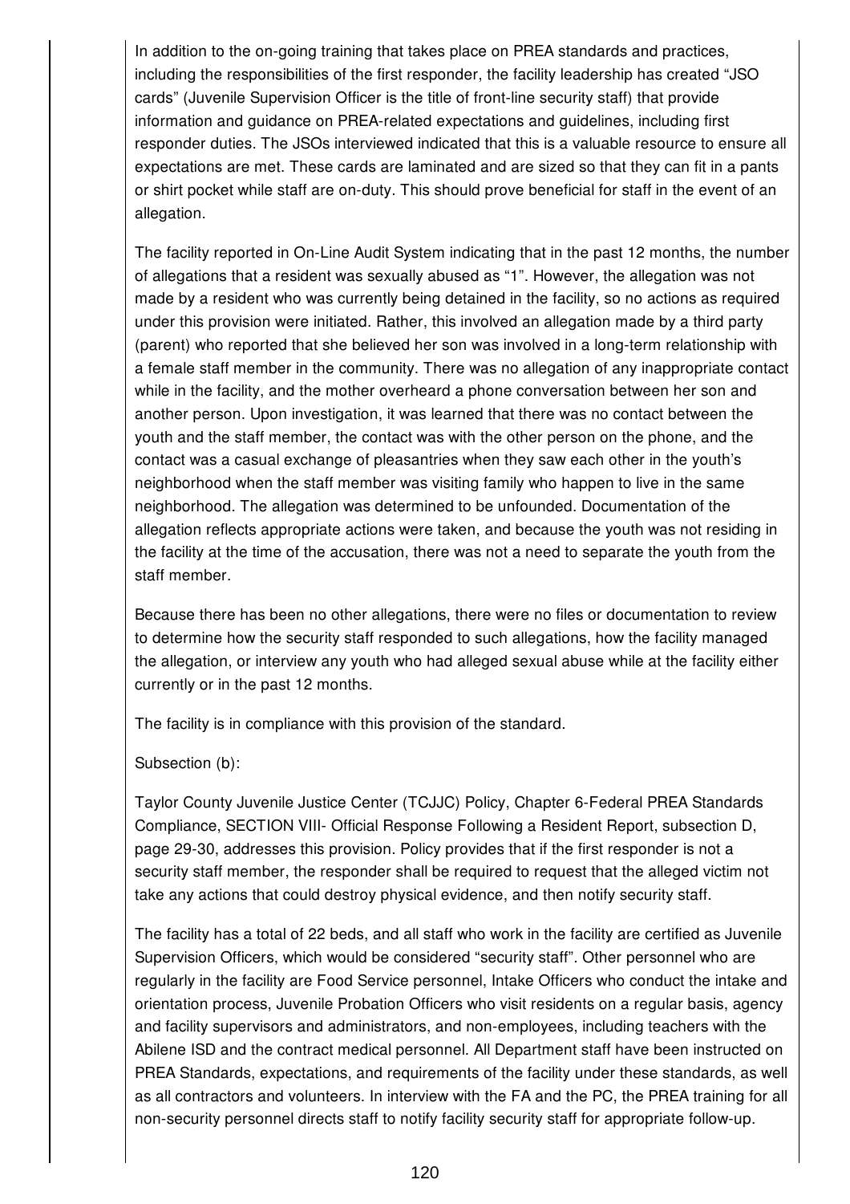In addition to the on-going training that takes place on PREA standards and practices, including the responsibilities of the first responder, the facility leadership has created "JSO cards" (Juvenile Supervision Officer is the title of front-line security staff) that provide information and guidance on PREA-related expectations and guidelines, including first responder duties. The JSOs interviewed indicated that this is a valuable resource to ensure all expectations are met. These cards are laminated and are sized so that they can fit in a pants or shirt pocket while staff are on-duty. This should prove beneficial for staff in the event of an allegation.

The facility reported in On-Line Audit System indicating that in the past 12 months, the number of allegations that a resident was sexually abused as "1". However, the allegation was not made by a resident who was currently being detained in the facility, so no actions as required under this provision were initiated. Rather, this involved an allegation made by a third party (parent) who reported that she believed her son was involved in a long-term relationship with a female staff member in the community. There was no allegation of any inappropriate contact while in the facility, and the mother overheard a phone conversation between her son and another person. Upon investigation, it was learned that there was no contact between the youth and the staff member, the contact was with the other person on the phone, and the contact was a casual exchange of pleasantries when they saw each other in the youth's neighborhood when the staff member was visiting family who happen to live in the same neighborhood. The allegation was determined to be unfounded. Documentation of the allegation reflects appropriate actions were taken, and because the youth was not residing in the facility at the time of the accusation, there was not a need to separate the youth from the staff member.

Because there has been no other allegations, there were no files or documentation to review to determine how the security staff responded to such allegations, how the facility managed the allegation, or interview any youth who had alleged sexual abuse while at the facility either currently or in the past 12 months.

The facility is in compliance with this provision of the standard.

Subsection (b):

Taylor County Juvenile Justice Center (TCJJC) Policy, Chapter 6-Federal PREA Standards Compliance, SECTION VIII- Official Response Following a Resident Report, subsection D, page 29-30, addresses this provision. Policy provides that if the first responder is not a security staff member, the responder shall be required to request that the alleged victim not take any actions that could destroy physical evidence, and then notify security staff.

The facility has a total of 22 beds, and all staff who work in the facility are certified as Juvenile Supervision Officers, which would be considered "security staff". Other personnel who are regularly in the facility are Food Service personnel, Intake Officers who conduct the intake and orientation process, Juvenile Probation Officers who visit residents on a regular basis, agency and facility supervisors and administrators, and non-employees, including teachers with the Abilene ISD and the contract medical personnel. All Department staff have been instructed on PREA Standards, expectations, and requirements of the facility under these standards, as well as all contractors and volunteers. In interview with the FA and the PC, the PREA training for all non-security personnel directs staff to notify facility security staff for appropriate follow-up.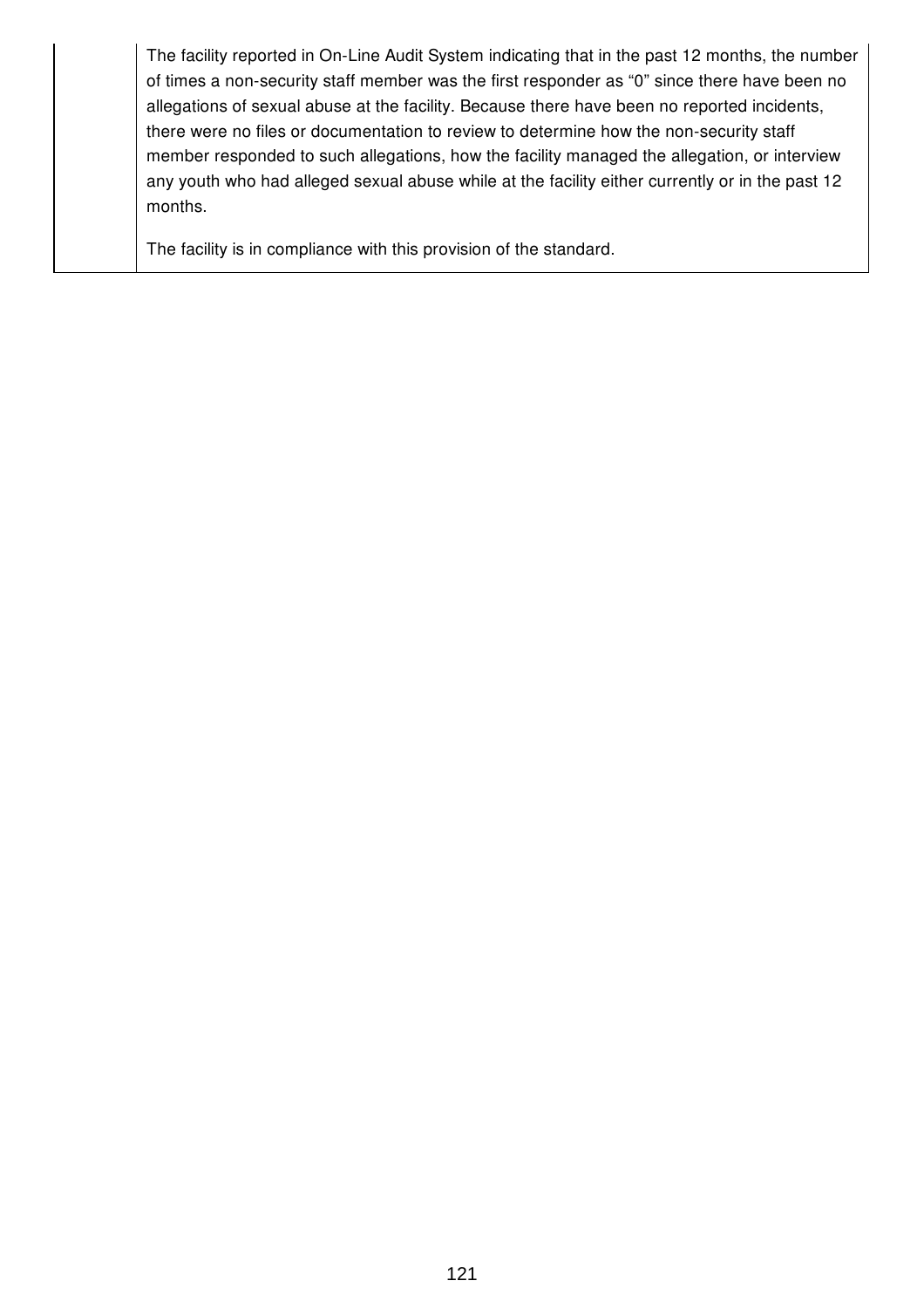| | |
|---|---|
| | The facility reported in On-Line Audit System indicating that in the past 12 months, the number of times a non-security staff member was the first responder as "0" since there have been no allegations of sexual abuse at the facility. Because there have been no reported incidents, there were no files or documentation to review to determine how the non-security staff member responded to such allegations, how the facility managed the allegation, or interview any youth who had alleged sexual abuse while at the facility either currently or in the past 12 months.<br><br>The facility is in compliance with this provision of the standard. |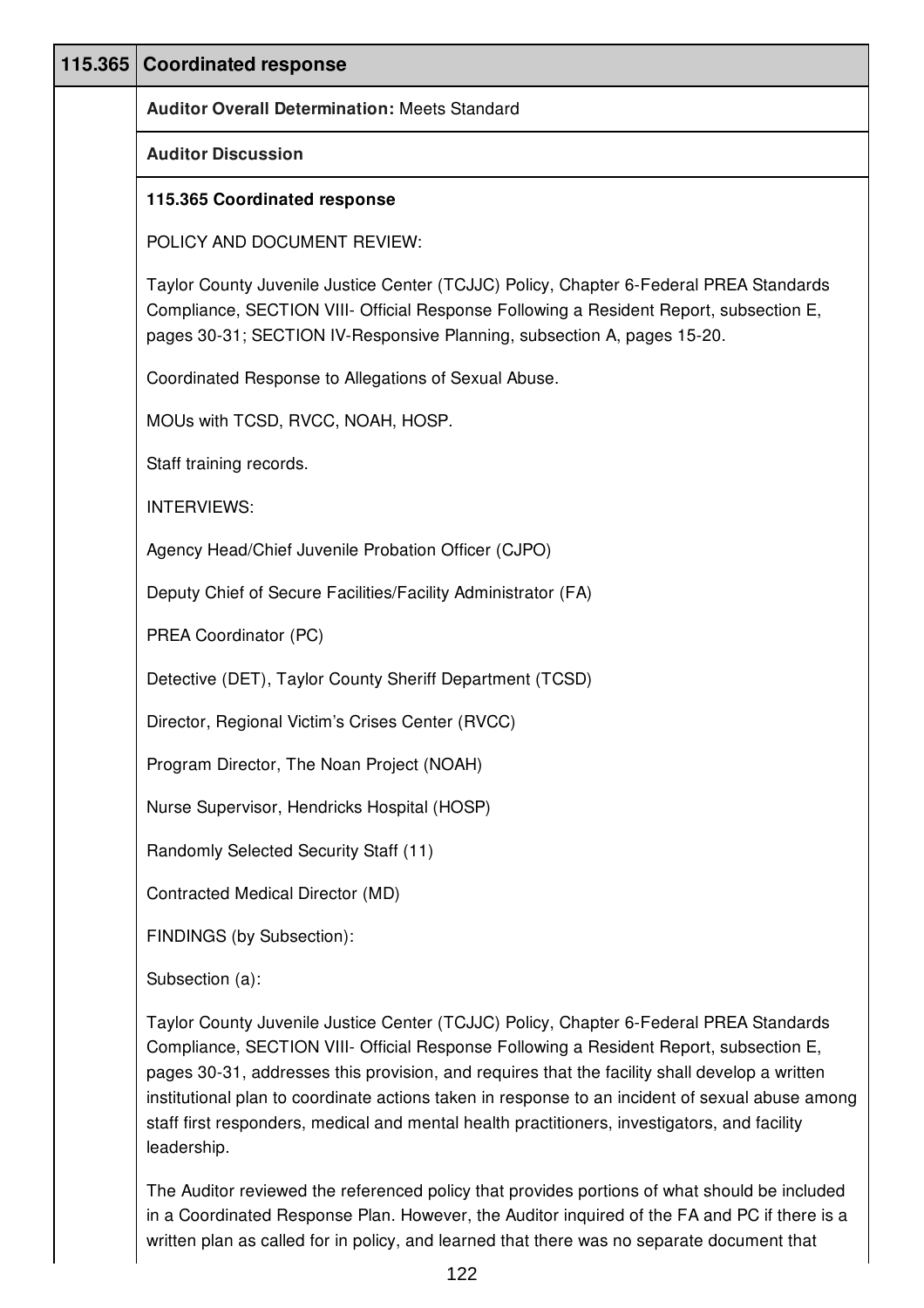| 115.365 | Coordinated response |
|---|---|
| | **Auditor Overall Determination:** Meets Standard |
| | **Auditor Discussion** |

**115.365 Coordinated response**

POLICY AND DOCUMENT REVIEW:

Taylor County Juvenile Justice Center (TCJJC) Policy, Chapter 6-Federal PREA Standards Compliance, SECTION VIII- Official Response Following a Resident Report, subsection E, pages 30-31; SECTION IV-Responsive Planning, subsection A, pages 15-20.

Coordinated Response to Allegations of Sexual Abuse.

MOUs with TCSD, RVCC, NOAH, HOSP.

Staff training records.

INTERVIEWS:

Agency Head/Chief Juvenile Probation Officer (CJPO)

Deputy Chief of Secure Facilities/Facility Administrator (FA)

PREA Coordinator (PC)

Detective (DET), Taylor County Sheriff Department (TCSD)

Director, Regional Victim's Crises Center (RVCC)

Program Director, The Noan Project (NOAH)

Nurse Supervisor, Hendricks Hospital (HOSP)

Randomly Selected Security Staff (11)

Contracted Medical Director (MD)

FINDINGS (by Subsection):

Subsection (a):

Taylor County Juvenile Justice Center (TCJJC) Policy, Chapter 6-Federal PREA Standards Compliance, SECTION VIII- Official Response Following a Resident Report, subsection E, pages 30-31, addresses this provision, and requires that the facility shall develop a written institutional plan to coordinate actions taken in response to an incident of sexual abuse among staff first responders, medical and mental health practitioners, investigators, and facility leadership.

The Auditor reviewed the referenced policy that provides portions of what should be included in a Coordinated Response Plan. However, the Auditor inquired of the FA and PC if there is a written plan as called for in policy, and learned that there was no separate document that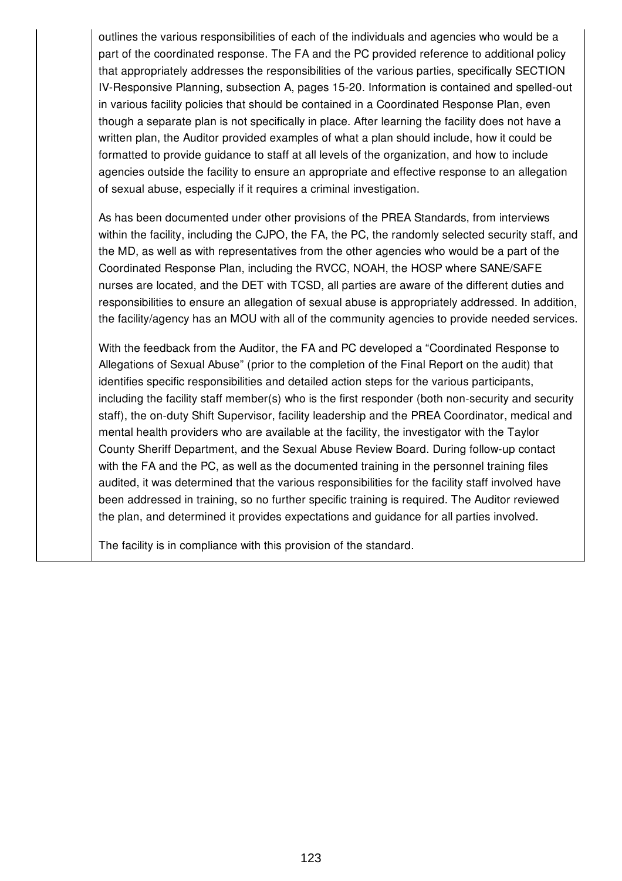outlines the various responsibilities of each of the individuals and agencies who would be a part of the coordinated response. The FA and the PC provided reference to additional policy that appropriately addresses the responsibilities of the various parties, specifically SECTION IV-Responsive Planning, subsection A, pages 15-20. Information is contained and spelled-out in various facility policies that should be contained in a Coordinated Response Plan, even though a separate plan is not specifically in place. After learning the facility does not have a written plan, the Auditor provided examples of what a plan should include, how it could be formatted to provide guidance to staff at all levels of the organization, and how to include agencies outside the facility to ensure an appropriate and effective response to an allegation of sexual abuse, especially if it requires a criminal investigation.

As has been documented under other provisions of the PREA Standards, from interviews within the facility, including the CJPO, the FA, the PC, the randomly selected security staff, and the MD, as well as with representatives from the other agencies who would be a part of the Coordinated Response Plan, including the RVCC, NOAH, the HOSP where SANE/SAFE nurses are located, and the DET with TCSD, all parties are aware of the different duties and responsibilities to ensure an allegation of sexual abuse is appropriately addressed. In addition, the facility/agency has an MOU with all of the community agencies to provide needed services.

With the feedback from the Auditor, the FA and PC developed a "Coordinated Response to Allegations of Sexual Abuse" (prior to the completion of the Final Report on the audit) that identifies specific responsibilities and detailed action steps for the various participants, including the facility staff member(s) who is the first responder (both non-security and security staff), the on-duty Shift Supervisor, facility leadership and the PREA Coordinator, medical and mental health providers who are available at the facility, the investigator with the Taylor County Sheriff Department, and the Sexual Abuse Review Board. During follow-up contact with the FA and the PC, as well as the documented training in the personnel training files audited, it was determined that the various responsibilities for the facility staff involved have been addressed in training, so no further specific training is required. The Auditor reviewed the plan, and determined it provides expectations and guidance for all parties involved.

The facility is in compliance with this provision of the standard.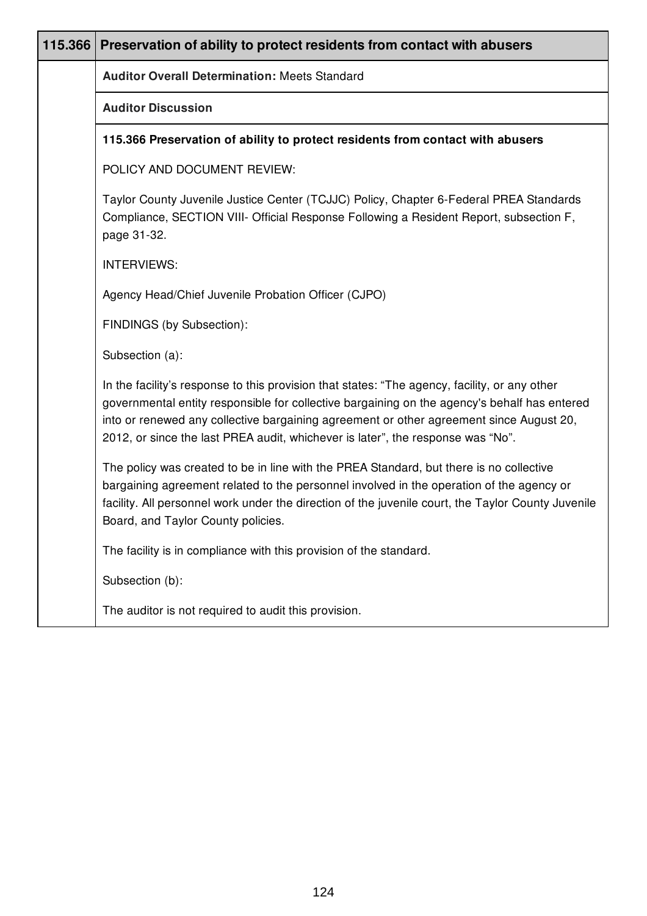## 115.366 Preservation of ability to protect residents from contact with abusers

**Auditor Overall Determination:** Meets Standard

**Auditor Discussion**

**115.366 Preservation of ability to protect residents from contact with abusers**

POLICY AND DOCUMENT REVIEW:

Taylor County Juvenile Justice Center (TCJJC) Policy, Chapter 6-Federal PREA Standards Compliance, SECTION VIII- Official Response Following a Resident Report, subsection F, page 31-32.

INTERVIEWS:

Agency Head/Chief Juvenile Probation Officer (CJPO)

FINDINGS (by Subsection):

Subsection (a):

In the facility's response to this provision that states: "The agency, facility, or any other governmental entity responsible for collective bargaining on the agency's behalf has entered into or renewed any collective bargaining agreement or other agreement since August 20, 2012, or since the last PREA audit, whichever is later", the response was "No".

The policy was created to be in line with the PREA Standard, but there is no collective bargaining agreement related to the personnel involved in the operation of the agency or facility. All personnel work under the direction of the juvenile court, the Taylor County Juvenile Board, and Taylor County policies.

The facility is in compliance with this provision of the standard.

Subsection (b):

The auditor is not required to audit this provision.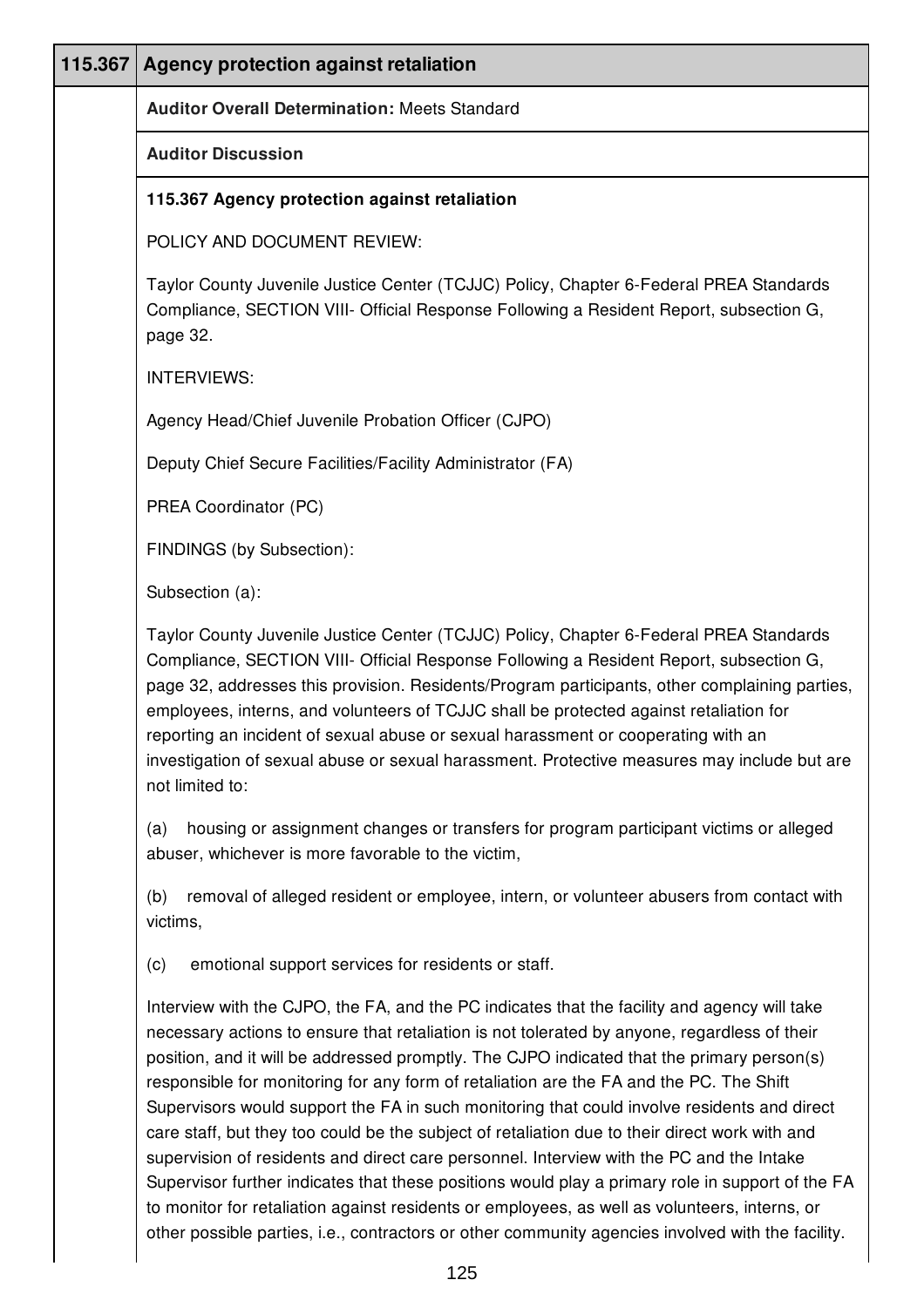| 115.367 | Agency protection against retaliation |
|---|---|
| | **Auditor Overall Determination:** Meets Standard |
| | **Auditor Discussion** |

**115.367 Agency protection against retaliation**

POLICY AND DOCUMENT REVIEW:

Taylor County Juvenile Justice Center (TCJJC) Policy, Chapter 6-Federal PREA Standards Compliance, SECTION VIII- Official Response Following a Resident Report, subsection G, page 32.

INTERVIEWS:

Agency Head/Chief Juvenile Probation Officer (CJPO)

Deputy Chief Secure Facilities/Facility Administrator (FA)

PREA Coordinator (PC)

FINDINGS (by Subsection):

Subsection (a):

Taylor County Juvenile Justice Center (TCJJC) Policy, Chapter 6-Federal PREA Standards Compliance, SECTION VIII- Official Response Following a Resident Report, subsection G, page 32, addresses this provision. Residents/Program participants, other complaining parties, employees, interns, and volunteers of TCJJC shall be protected against retaliation for reporting an incident of sexual abuse or sexual harassment or cooperating with an investigation of sexual abuse or sexual harassment. Protective measures may include but are not limited to:

(a) housing or assignment changes or transfers for program participant victims or alleged abuser, whichever is more favorable to the victim,

(b) removal of alleged resident or employee, intern, or volunteer abusers from contact with victims,

(c) emotional support services for residents or staff.

Interview with the CJPO, the FA, and the PC indicates that the facility and agency will take necessary actions to ensure that retaliation is not tolerated by anyone, regardless of their position, and it will be addressed promptly. The CJPO indicated that the primary person(s) responsible for monitoring for any form of retaliation are the FA and the PC. The Shift Supervisors would support the FA in such monitoring that could involve residents and direct care staff, but they too could be the subject of retaliation due to their direct work with and supervision of residents and direct care personnel. Interview with the PC and the Intake Supervisor further indicates that these positions would play a primary role in support of the FA to monitor for retaliation against residents or employees, as well as volunteers, interns, or other possible parties, i.e., contractors or other community agencies involved with the facility.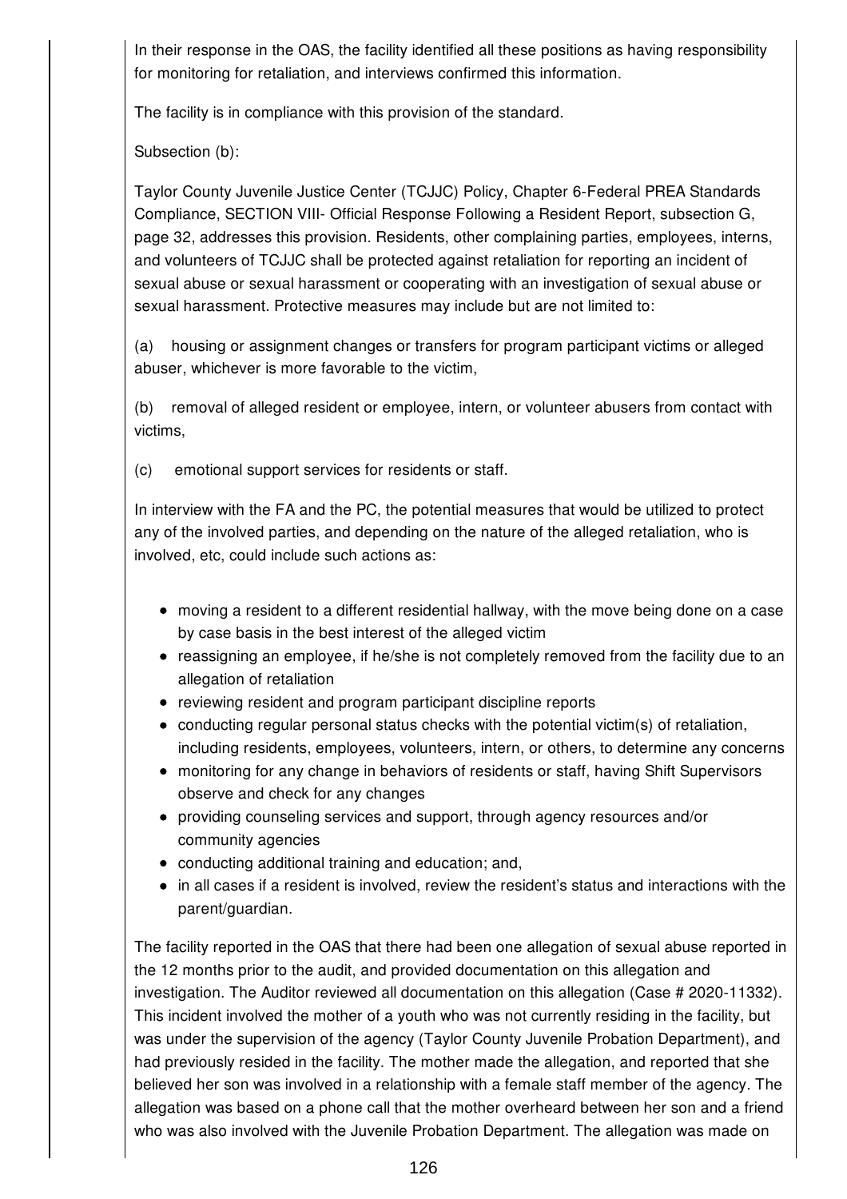In their response in the OAS, the facility identified all these positions as having responsibility for monitoring for retaliation, and interviews confirmed this information.

The facility is in compliance with this provision of the standard.

Subsection (b):

Taylor County Juvenile Justice Center (TCJJC) Policy, Chapter 6-Federal PREA Standards Compliance, SECTION VIII- Official Response Following a Resident Report, subsection G, page 32, addresses this provision. Residents, other complaining parties, employees, interns, and volunteers of TCJJC shall be protected against retaliation for reporting an incident of sexual abuse or sexual harassment or cooperating with an investigation of sexual abuse or sexual harassment. Protective measures may include but are not limited to:

(a) housing or assignment changes or transfers for program participant victims or alleged abuser, whichever is more favorable to the victim,

(b) removal of alleged resident or employee, intern, or volunteer abusers from contact with victims,

(c) emotional support services for residents or staff.

In interview with the FA and the PC, the potential measures that would be utilized to protect any of the involved parties, and depending on the nature of the alleged retaliation, who is involved, etc, could include such actions as:

- moving a resident to a different residential hallway, with the move being done on a case by case basis in the best interest of the alleged victim
- reassigning an employee, if he/she is not completely removed from the facility due to an allegation of retaliation
- reviewing resident and program participant discipline reports
- conducting regular personal status checks with the potential victim(s) of retaliation, including residents, employees, volunteers, intern, or others, to determine any concerns
- monitoring for any change in behaviors of residents or staff, having Shift Supervisors observe and check for any changes
- providing counseling services and support, through agency resources and/or community agencies
- conducting additional training and education; and,
- in all cases if a resident is involved, review the resident's status and interactions with the parent/guardian.

The facility reported in the OAS that there had been one allegation of sexual abuse reported in the 12 months prior to the audit, and provided documentation on this allegation and investigation. The Auditor reviewed all documentation on this allegation (Case # 2020-11332). This incident involved the mother of a youth who was not currently residing in the facility, but was under the supervision of the agency (Taylor County Juvenile Probation Department), and had previously resided in the facility. The mother made the allegation, and reported that she believed her son was involved in a relationship with a female staff member of the agency. The allegation was based on a phone call that the mother overheard between her son and a friend who was also involved with the Juvenile Probation Department. The allegation was made on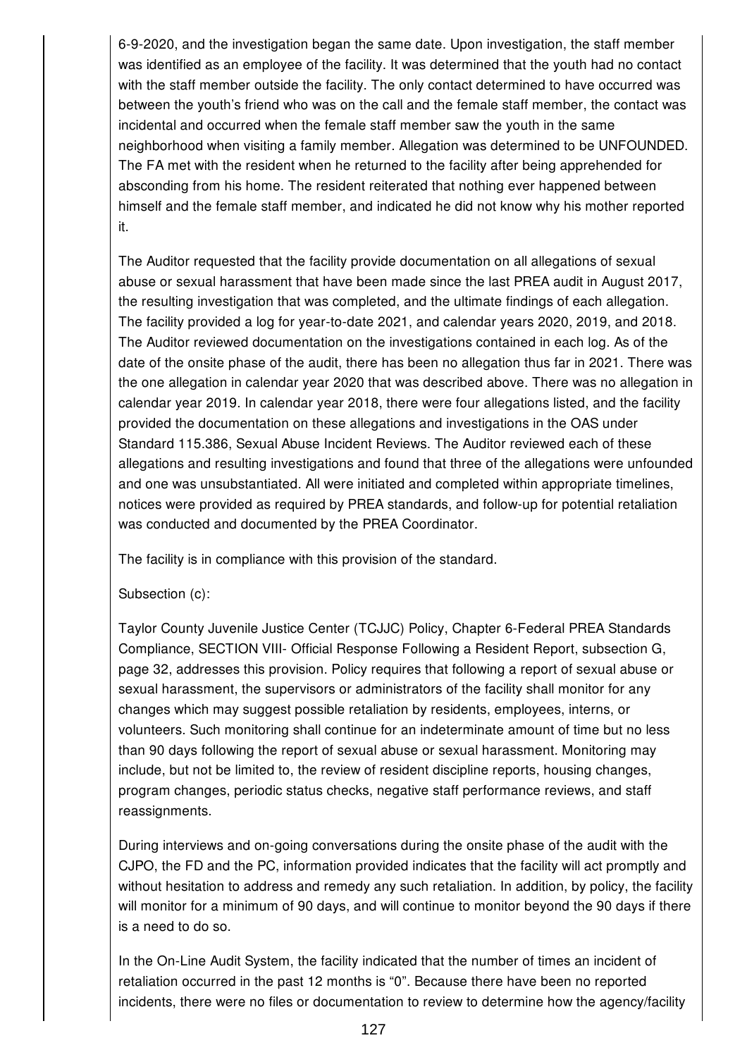6-9-2020, and the investigation began the same date. Upon investigation, the staff member was identified as an employee of the facility. It was determined that the youth had no contact with the staff member outside the facility. The only contact determined to have occurred was between the youth's friend who was on the call and the female staff member, the contact was incidental and occurred when the female staff member saw the youth in the same neighborhood when visiting a family member. Allegation was determined to be UNFOUNDED. The FA met with the resident when he returned to the facility after being apprehended for absconding from his home. The resident reiterated that nothing ever happened between himself and the female staff member, and indicated he did not know why his mother reported it.

The Auditor requested that the facility provide documentation on all allegations of sexual abuse or sexual harassment that have been made since the last PREA audit in August 2017, the resulting investigation that was completed, and the ultimate findings of each allegation. The facility provided a log for year-to-date 2021, and calendar years 2020, 2019, and 2018. The Auditor reviewed documentation on the investigations contained in each log. As of the date of the onsite phase of the audit, there has been no allegation thus far in 2021. There was the one allegation in calendar year 2020 that was described above. There was no allegation in calendar year 2019. In calendar year 2018, there were four allegations listed, and the facility provided the documentation on these allegations and investigations in the OAS under Standard 115.386, Sexual Abuse Incident Reviews. The Auditor reviewed each of these allegations and resulting investigations and found that three of the allegations were unfounded and one was unsubstantiated. All were initiated and completed within appropriate timelines, notices were provided as required by PREA standards, and follow-up for potential retaliation was conducted and documented by the PREA Coordinator.

The facility is in compliance with this provision of the standard.

Subsection (c):

Taylor County Juvenile Justice Center (TCJJC) Policy, Chapter 6-Federal PREA Standards Compliance, SECTION VIII- Official Response Following a Resident Report, subsection G, page 32, addresses this provision. Policy requires that following a report of sexual abuse or sexual harassment, the supervisors or administrators of the facility shall monitor for any changes which may suggest possible retaliation by residents, employees, interns, or volunteers. Such monitoring shall continue for an indeterminate amount of time but no less than 90 days following the report of sexual abuse or sexual harassment. Monitoring may include, but not be limited to, the review of resident discipline reports, housing changes, program changes, periodic status checks, negative staff performance reviews, and staff reassignments.

During interviews and on-going conversations during the onsite phase of the audit with the CJPO, the FD and the PC, information provided indicates that the facility will act promptly and without hesitation to address and remedy any such retaliation. In addition, by policy, the facility will monitor for a minimum of 90 days, and will continue to monitor beyond the 90 days if there is a need to do so.

In the On-Line Audit System, the facility indicated that the number of times an incident of retaliation occurred in the past 12 months is "0". Because there have been no reported incidents, there were no files or documentation to review to determine how the agency/facility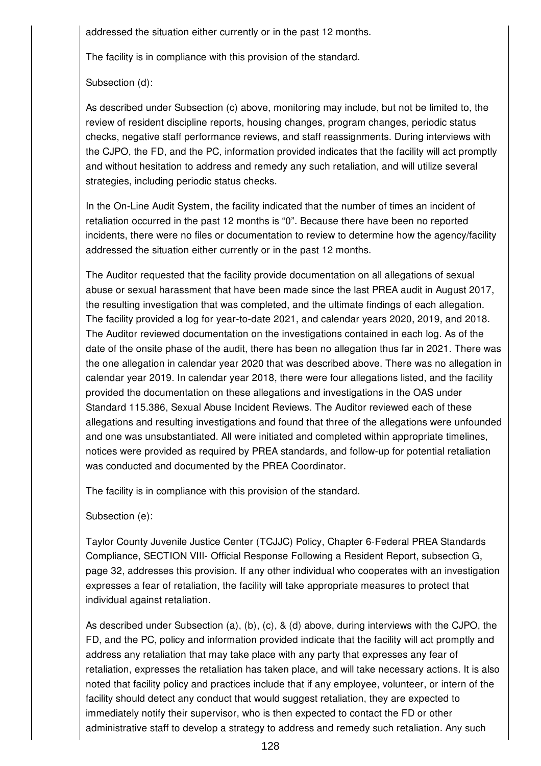addressed the situation either currently or in the past 12 months.

The facility is in compliance with this provision of the standard.

Subsection (d):

As described under Subsection (c) above, monitoring may include, but not be limited to, the review of resident discipline reports, housing changes, program changes, periodic status checks, negative staff performance reviews, and staff reassignments. During interviews with the CJPO, the FD, and the PC, information provided indicates that the facility will act promptly and without hesitation to address and remedy any such retaliation, and will utilize several strategies, including periodic status checks.

In the On-Line Audit System, the facility indicated that the number of times an incident of retaliation occurred in the past 12 months is "0". Because there have been no reported incidents, there were no files or documentation to review to determine how the agency/facility addressed the situation either currently or in the past 12 months.

The Auditor requested that the facility provide documentation on all allegations of sexual abuse or sexual harassment that have been made since the last PREA audit in August 2017, the resulting investigation that was completed, and the ultimate findings of each allegation. The facility provided a log for year-to-date 2021, and calendar years 2020, 2019, and 2018. The Auditor reviewed documentation on the investigations contained in each log. As of the date of the onsite phase of the audit, there has been no allegation thus far in 2021. There was the one allegation in calendar year 2020 that was described above. There was no allegation in calendar year 2019. In calendar year 2018, there were four allegations listed, and the facility provided the documentation on these allegations and investigations in the OAS under Standard 115.386, Sexual Abuse Incident Reviews. The Auditor reviewed each of these allegations and resulting investigations and found that three of the allegations were unfounded and one was unsubstantiated. All were initiated and completed within appropriate timelines, notices were provided as required by PREA standards, and follow-up for potential retaliation was conducted and documented by the PREA Coordinator.

The facility is in compliance with this provision of the standard.

Subsection (e):

Taylor County Juvenile Justice Center (TCJJC) Policy, Chapter 6-Federal PREA Standards Compliance, SECTION VIII- Official Response Following a Resident Report, subsection G, page 32, addresses this provision. If any other individual who cooperates with an investigation expresses a fear of retaliation, the facility will take appropriate measures to protect that individual against retaliation.

As described under Subsection (a), (b), (c), & (d) above, during interviews with the CJPO, the FD, and the PC, policy and information provided indicate that the facility will act promptly and address any retaliation that may take place with any party that expresses any fear of retaliation, expresses the retaliation has taken place, and will take necessary actions. It is also noted that facility policy and practices include that if any employee, volunteer, or intern of the facility should detect any conduct that would suggest retaliation, they are expected to immediately notify their supervisor, who is then expected to contact the FD or other administrative staff to develop a strategy to address and remedy such retaliation. Any such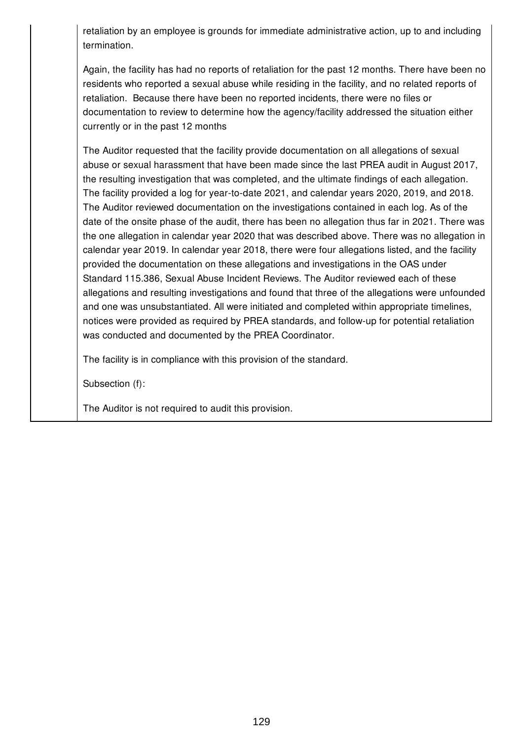retaliation by an employee is grounds for immediate administrative action, up to and including termination.

Again, the facility has had no reports of retaliation for the past 12 months. There have been no residents who reported a sexual abuse while residing in the facility, and no related reports of retaliation. Because there have been no reported incidents, there were no files or documentation to review to determine how the agency/facility addressed the situation either currently or in the past 12 months

The Auditor requested that the facility provide documentation on all allegations of sexual abuse or sexual harassment that have been made since the last PREA audit in August 2017, the resulting investigation that was completed, and the ultimate findings of each allegation. The facility provided a log for year-to-date 2021, and calendar years 2020, 2019, and 2018. The Auditor reviewed documentation on the investigations contained in each log. As of the date of the onsite phase of the audit, there has been no allegation thus far in 2021. There was the one allegation in calendar year 2020 that was described above. There was no allegation in calendar year 2019. In calendar year 2018, there were four allegations listed, and the facility provided the documentation on these allegations and investigations in the OAS under Standard 115.386, Sexual Abuse Incident Reviews. The Auditor reviewed each of these allegations and resulting investigations and found that three of the allegations were unfounded and one was unsubstantiated. All were initiated and completed within appropriate timelines, notices were provided as required by PREA standards, and follow-up for potential retaliation was conducted and documented by the PREA Coordinator.

The facility is in compliance with this provision of the standard.

Subsection (f):

The Auditor is not required to audit this provision.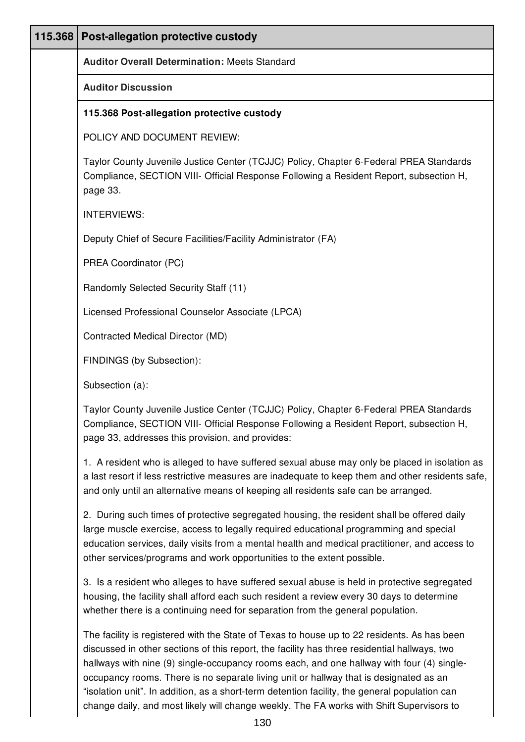| 115.368 | Post-allegation protective custody |
|---|---|

**Auditor Overall Determination:** Meets Standard

**Auditor Discussion**

**115.368 Post-allegation protective custody**

POLICY AND DOCUMENT REVIEW:

Taylor County Juvenile Justice Center (TCJJC) Policy, Chapter 6-Federal PREA Standards Compliance, SECTION VIII- Official Response Following a Resident Report, subsection H, page 33.

INTERVIEWS:

Deputy Chief of Secure Facilities/Facility Administrator (FA)

PREA Coordinator (PC)

Randomly Selected Security Staff (11)

Licensed Professional Counselor Associate (LPCA)

Contracted Medical Director (MD)

FINDINGS (by Subsection):

Subsection (a):

Taylor County Juvenile Justice Center (TCJJC) Policy, Chapter 6-Federal PREA Standards Compliance, SECTION VIII- Official Response Following a Resident Report, subsection H, page 33, addresses this provision, and provides:

1. A resident who is alleged to have suffered sexual abuse may only be placed in isolation as a last resort if less restrictive measures are inadequate to keep them and other residents safe, and only until an alternative means of keeping all residents safe can be arranged.

2. During such times of protective segregated housing, the resident shall be offered daily large muscle exercise, access to legally required educational programming and special education services, daily visits from a mental health and medical practitioner, and access to other services/programs and work opportunities to the extent possible.

3. Is a resident who alleges to have suffered sexual abuse is held in protective segregated housing, the facility shall afford each such resident a review every 30 days to determine whether there is a continuing need for separation from the general population.

The facility is registered with the State of Texas to house up to 22 residents. As has been discussed in other sections of this report, the facility has three residential hallways, two hallways with nine (9) single-occupancy rooms each, and one hallway with four (4) single-occupancy rooms. There is no separate living unit or hallway that is designated as an "isolation unit". In addition, as a short-term detention facility, the general population can change daily, and most likely will change weekly. The FA works with Shift Supervisors to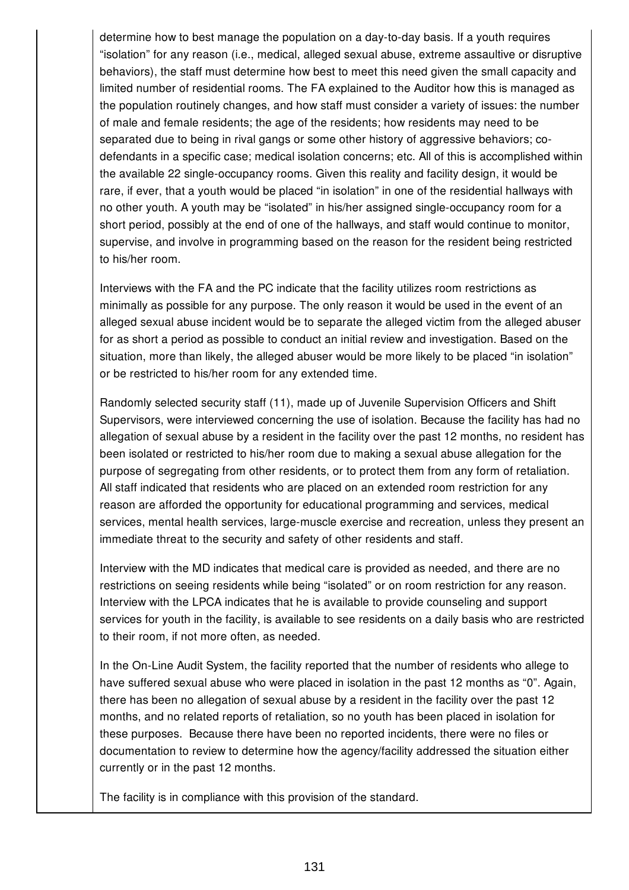determine how to best manage the population on a day-to-day basis. If a youth requires "isolation" for any reason (i.e., medical, alleged sexual abuse, extreme assaultive or disruptive behaviors), the staff must determine how best to meet this need given the small capacity and limited number of residential rooms. The FA explained to the Auditor how this is managed as the population routinely changes, and how staff must consider a variety of issues: the number of male and female residents; the age of the residents; how residents may need to be separated due to being in rival gangs or some other history of aggressive behaviors; co-defendants in a specific case; medical isolation concerns; etc. All of this is accomplished within the available 22 single-occupancy rooms. Given this reality and facility design, it would be rare, if ever, that a youth would be placed "in isolation" in one of the residential hallways with no other youth. A youth may be "isolated" in his/her assigned single-occupancy room for a short period, possibly at the end of one of the hallways, and staff would continue to monitor, supervise, and involve in programming based on the reason for the resident being restricted to his/her room.

Interviews with the FA and the PC indicate that the facility utilizes room restrictions as minimally as possible for any purpose. The only reason it would be used in the event of an alleged sexual abuse incident would be to separate the alleged victim from the alleged abuser for as short a period as possible to conduct an initial review and investigation. Based on the situation, more than likely, the alleged abuser would be more likely to be placed "in isolation" or be restricted to his/her room for any extended time.

Randomly selected security staff (11), made up of Juvenile Supervision Officers and Shift Supervisors, were interviewed concerning the use of isolation. Because the facility has had no allegation of sexual abuse by a resident in the facility over the past 12 months, no resident has been isolated or restricted to his/her room due to making a sexual abuse allegation for the purpose of segregating from other residents, or to protect them from any form of retaliation. All staff indicated that residents who are placed on an extended room restriction for any reason are afforded the opportunity for educational programming and services, medical services, mental health services, large-muscle exercise and recreation, unless they present an immediate threat to the security and safety of other residents and staff.

Interview with the MD indicates that medical care is provided as needed, and there are no restrictions on seeing residents while being "isolated" or on room restriction for any reason. Interview with the LPCA indicates that he is available to provide counseling and support services for youth in the facility, is available to see residents on a daily basis who are restricted to their room, if not more often, as needed.

In the On-Line Audit System, the facility reported that the number of residents who allege to have suffered sexual abuse who were placed in isolation in the past 12 months as "0". Again, there has been no allegation of sexual abuse by a resident in the facility over the past 12 months, and no related reports of retaliation, so no youth has been placed in isolation for these purposes. Because there have been no reported incidents, there were no files or documentation to review to determine how the agency/facility addressed the situation either currently or in the past 12 months.

The facility is in compliance with this provision of the standard.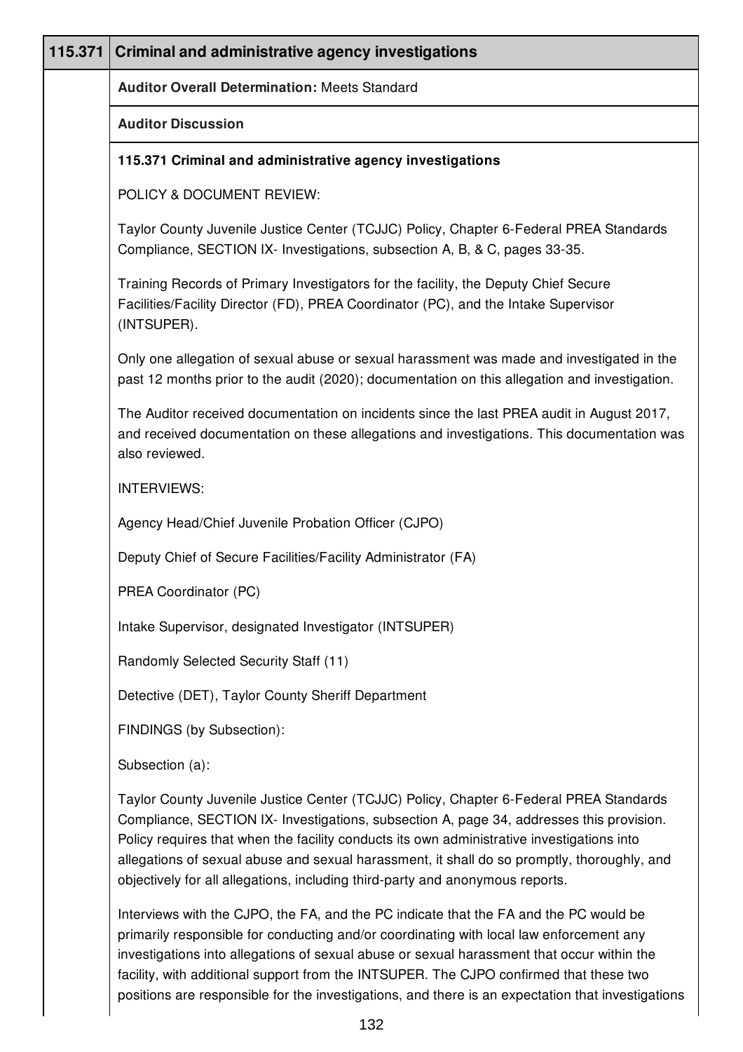| 115.371 | Criminal and administrative agency investigations |
|---|---|

**Auditor Overall Determination:** Meets Standard

**Auditor Discussion**

**115.371 Criminal and administrative agency investigations**

POLICY & DOCUMENT REVIEW:

Taylor County Juvenile Justice Center (TCJJC) Policy, Chapter 6-Federal PREA Standards Compliance, SECTION IX- Investigations, subsection A, B, & C, pages 33-35.

Training Records of Primary Investigators for the facility, the Deputy Chief Secure Facilities/Facility Director (FD), PREA Coordinator (PC), and the Intake Supervisor (INTSUPER).

Only one allegation of sexual abuse or sexual harassment was made and investigated in the past 12 months prior to the audit (2020); documentation on this allegation and investigation.

The Auditor received documentation on incidents since the last PREA audit in August 2017, and received documentation on these allegations and investigations. This documentation was also reviewed.

INTERVIEWS:

Agency Head/Chief Juvenile Probation Officer (CJPO)

Deputy Chief of Secure Facilities/Facility Administrator (FA)

PREA Coordinator (PC)

Intake Supervisor, designated Investigator (INTSUPER)

Randomly Selected Security Staff (11)

Detective (DET), Taylor County Sheriff Department

FINDINGS (by Subsection):

Subsection (a):

Taylor County Juvenile Justice Center (TCJJC) Policy, Chapter 6-Federal PREA Standards Compliance, SECTION IX- Investigations, subsection A, page 34, addresses this provision. Policy requires that when the facility conducts its own administrative investigations into allegations of sexual abuse and sexual harassment, it shall do so promptly, thoroughly, and objectively for all allegations, including third-party and anonymous reports.

Interviews with the CJPO, the FA, and the PC indicate that the FA and the PC would be primarily responsible for conducting and/or coordinating with local law enforcement any investigations into allegations of sexual abuse or sexual harassment that occur within the facility, with additional support from the INTSUPER. The CJPO confirmed that these two positions are responsible for the investigations, and there is an expectation that investigations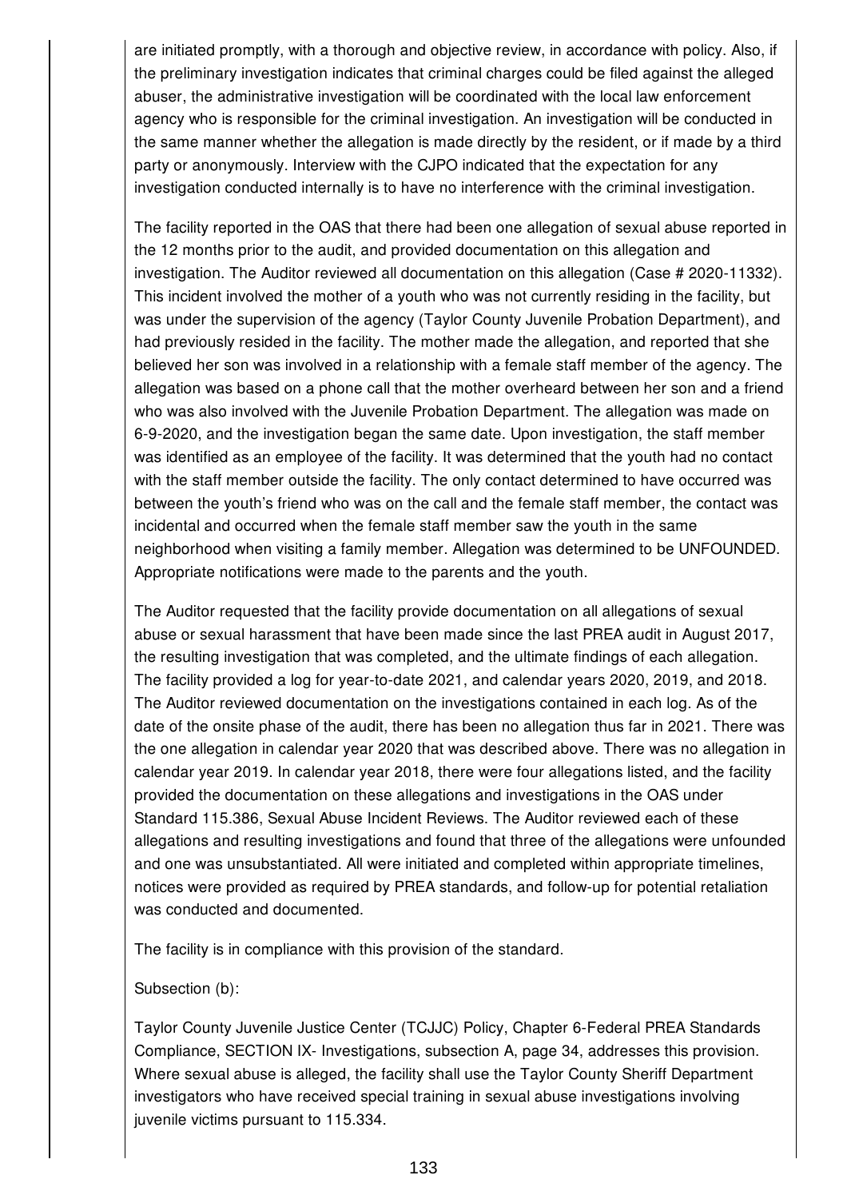are initiated promptly, with a thorough and objective review, in accordance with policy. Also, if the preliminary investigation indicates that criminal charges could be filed against the alleged abuser, the administrative investigation will be coordinated with the local law enforcement agency who is responsible for the criminal investigation. An investigation will be conducted in the same manner whether the allegation is made directly by the resident, or if made by a third party or anonymously. Interview with the CJPO indicated that the expectation for any investigation conducted internally is to have no interference with the criminal investigation.

The facility reported in the OAS that there had been one allegation of sexual abuse reported in the 12 months prior to the audit, and provided documentation on this allegation and investigation. The Auditor reviewed all documentation on this allegation (Case # 2020-11332). This incident involved the mother of a youth who was not currently residing in the facility, but was under the supervision of the agency (Taylor County Juvenile Probation Department), and had previously resided in the facility. The mother made the allegation, and reported that she believed her son was involved in a relationship with a female staff member of the agency. The allegation was based on a phone call that the mother overheard between her son and a friend who was also involved with the Juvenile Probation Department. The allegation was made on 6-9-2020, and the investigation began the same date. Upon investigation, the staff member was identified as an employee of the facility. It was determined that the youth had no contact with the staff member outside the facility. The only contact determined to have occurred was between the youth's friend who was on the call and the female staff member, the contact was incidental and occurred when the female staff member saw the youth in the same neighborhood when visiting a family member. Allegation was determined to be UNFOUNDED. Appropriate notifications were made to the parents and the youth.

The Auditor requested that the facility provide documentation on all allegations of sexual abuse or sexual harassment that have been made since the last PREA audit in August 2017, the resulting investigation that was completed, and the ultimate findings of each allegation. The facility provided a log for year-to-date 2021, and calendar years 2020, 2019, and 2018. The Auditor reviewed documentation on the investigations contained in each log. As of the date of the onsite phase of the audit, there has been no allegation thus far in 2021. There was the one allegation in calendar year 2020 that was described above. There was no allegation in calendar year 2019. In calendar year 2018, there were four allegations listed, and the facility provided the documentation on these allegations and investigations in the OAS under Standard 115.386, Sexual Abuse Incident Reviews. The Auditor reviewed each of these allegations and resulting investigations and found that three of the allegations were unfounded and one was unsubstantiated. All were initiated and completed within appropriate timelines, notices were provided as required by PREA standards, and follow-up for potential retaliation was conducted and documented.

The facility is in compliance with this provision of the standard.

Subsection (b):

Taylor County Juvenile Justice Center (TCJJC) Policy, Chapter 6-Federal PREA Standards Compliance, SECTION IX- Investigations, subsection A, page 34, addresses this provision. Where sexual abuse is alleged, the facility shall use the Taylor County Sheriff Department investigators who have received special training in sexual abuse investigations involving juvenile victims pursuant to 115.334.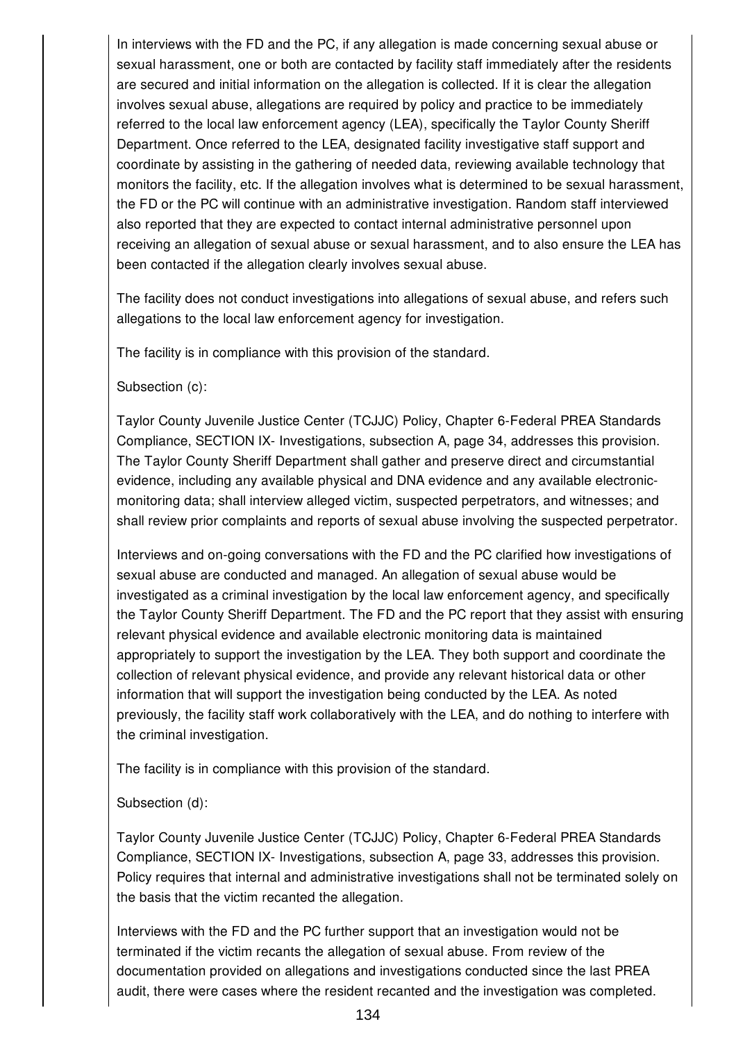In interviews with the FD and the PC, if any allegation is made concerning sexual abuse or sexual harassment, one or both are contacted by facility staff immediately after the residents are secured and initial information on the allegation is collected. If it is clear the allegation involves sexual abuse, allegations are required by policy and practice to be immediately referred to the local law enforcement agency (LEA), specifically the Taylor County Sheriff Department. Once referred to the LEA, designated facility investigative staff support and coordinate by assisting in the gathering of needed data, reviewing available technology that monitors the facility, etc. If the allegation involves what is determined to be sexual harassment, the FD or the PC will continue with an administrative investigation. Random staff interviewed also reported that they are expected to contact internal administrative personnel upon receiving an allegation of sexual abuse or sexual harassment, and to also ensure the LEA has been contacted if the allegation clearly involves sexual abuse.

The facility does not conduct investigations into allegations of sexual abuse, and refers such allegations to the local law enforcement agency for investigation.

The facility is in compliance with this provision of the standard.

Subsection (c):

Taylor County Juvenile Justice Center (TCJJC) Policy, Chapter 6-Federal PREA Standards Compliance, SECTION IX- Investigations, subsection A, page 34, addresses this provision. The Taylor County Sheriff Department shall gather and preserve direct and circumstantial evidence, including any available physical and DNA evidence and any available electronic-monitoring data; shall interview alleged victim, suspected perpetrators, and witnesses; and shall review prior complaints and reports of sexual abuse involving the suspected perpetrator.

Interviews and on-going conversations with the FD and the PC clarified how investigations of sexual abuse are conducted and managed. An allegation of sexual abuse would be investigated as a criminal investigation by the local law enforcement agency, and specifically the Taylor County Sheriff Department. The FD and the PC report that they assist with ensuring relevant physical evidence and available electronic monitoring data is maintained appropriately to support the investigation by the LEA. They both support and coordinate the collection of relevant physical evidence, and provide any relevant historical data or other information that will support the investigation being conducted by the LEA. As noted previously, the facility staff work collaboratively with the LEA, and do nothing to interfere with the criminal investigation.

The facility is in compliance with this provision of the standard.

Subsection (d):

Taylor County Juvenile Justice Center (TCJJC) Policy, Chapter 6-Federal PREA Standards Compliance, SECTION IX- Investigations, subsection A, page 33, addresses this provision. Policy requires that internal and administrative investigations shall not be terminated solely on the basis that the victim recanted the allegation.

Interviews with the FD and the PC further support that an investigation would not be terminated if the victim recants the allegation of sexual abuse. From review of the documentation provided on allegations and investigations conducted since the last PREA audit, there were cases where the resident recanted and the investigation was completed.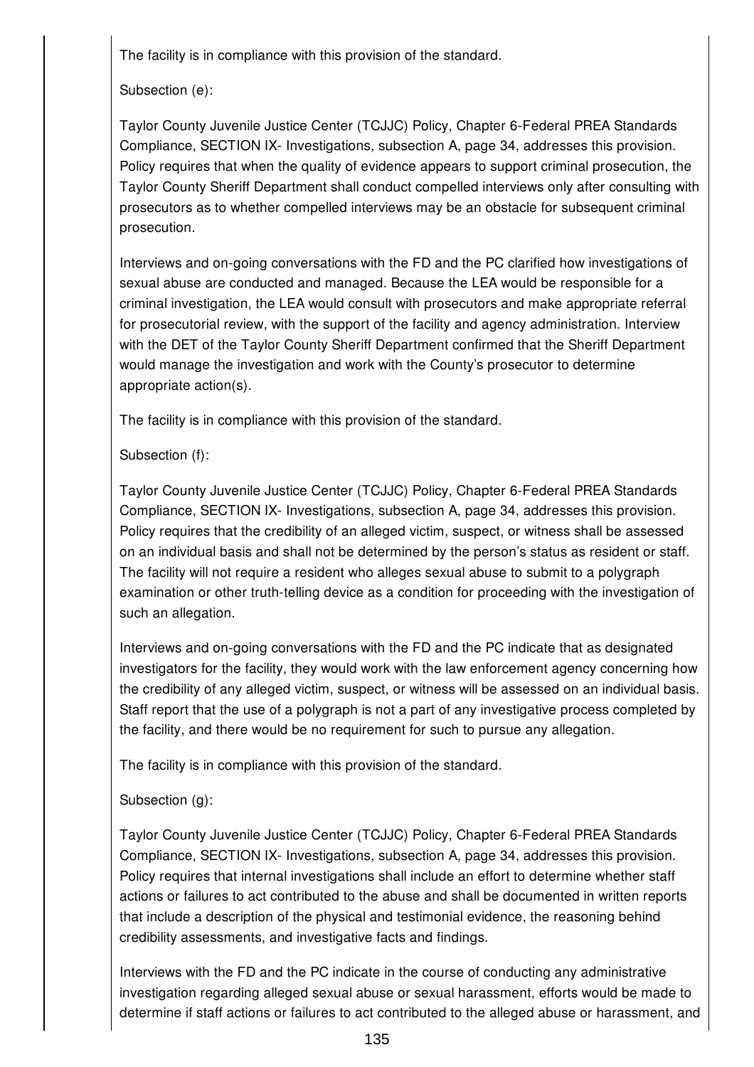The facility is in compliance with this provision of the standard.

Subsection (e):

Taylor County Juvenile Justice Center (TCJJC) Policy, Chapter 6-Federal PREA Standards Compliance, SECTION IX- Investigations, subsection A, page 34, addresses this provision. Policy requires that when the quality of evidence appears to support criminal prosecution, the Taylor County Sheriff Department shall conduct compelled interviews only after consulting with prosecutors as to whether compelled interviews may be an obstacle for subsequent criminal prosecution.

Interviews and on-going conversations with the FD and the PC clarified how investigations of sexual abuse are conducted and managed. Because the LEA would be responsible for a criminal investigation, the LEA would consult with prosecutors and make appropriate referral for prosecutorial review, with the support of the facility and agency administration. Interview with the DET of the Taylor County Sheriff Department confirmed that the Sheriff Department would manage the investigation and work with the County's prosecutor to determine appropriate action(s).

The facility is in compliance with this provision of the standard.

Subsection (f):

Taylor County Juvenile Justice Center (TCJJC) Policy, Chapter 6-Federal PREA Standards Compliance, SECTION IX- Investigations, subsection A, page 34, addresses this provision. Policy requires that the credibility of an alleged victim, suspect, or witness shall be assessed on an individual basis and shall not be determined by the person's status as resident or staff. The facility will not require a resident who alleges sexual abuse to submit to a polygraph examination or other truth-telling device as a condition for proceeding with the investigation of such an allegation.

Interviews and on-going conversations with the FD and the PC indicate that as designated investigators for the facility, they would work with the law enforcement agency concerning how the credibility of any alleged victim, suspect, or witness will be assessed on an individual basis. Staff report that the use of a polygraph is not a part of any investigative process completed by the facility, and there would be no requirement for such to pursue any allegation.

The facility is in compliance with this provision of the standard.

Subsection (g):

Taylor County Juvenile Justice Center (TCJJC) Policy, Chapter 6-Federal PREA Standards Compliance, SECTION IX- Investigations, subsection A, page 34, addresses this provision. Policy requires that internal investigations shall include an effort to determine whether staff actions or failures to act contributed to the abuse and shall be documented in written reports that include a description of the physical and testimonial evidence, the reasoning behind credibility assessments, and investigative facts and findings.

Interviews with the FD and the PC indicate in the course of conducting any administrative investigation regarding alleged sexual abuse or sexual harassment, efforts would be made to determine if staff actions or failures to act contributed to the alleged abuse or harassment, and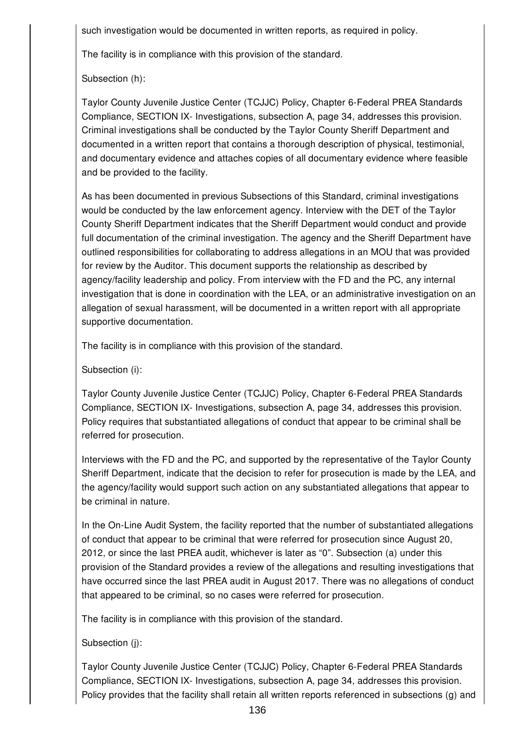such investigation would be documented in written reports, as required in policy.

The facility is in compliance with this provision of the standard.

Subsection (h):

Taylor County Juvenile Justice Center (TCJJC) Policy, Chapter 6-Federal PREA Standards Compliance, SECTION IX- Investigations, subsection A, page 34, addresses this provision. Criminal investigations shall be conducted by the Taylor County Sheriff Department and documented in a written report that contains a thorough description of physical, testimonial, and documentary evidence and attaches copies of all documentary evidence where feasible and be provided to the facility.

As has been documented in previous Subsections of this Standard, criminal investigations would be conducted by the law enforcement agency. Interview with the DET of the Taylor County Sheriff Department indicates that the Sheriff Department would conduct and provide full documentation of the criminal investigation. The agency and the Sheriff Department have outlined responsibilities for collaborating to address allegations in an MOU that was provided for review by the Auditor. This document supports the relationship as described by agency/facility leadership and policy. From interview with the FD and the PC, any internal investigation that is done in coordination with the LEA, or an administrative investigation on an allegation of sexual harassment, will be documented in a written report with all appropriate supportive documentation.

The facility is in compliance with this provision of the standard.

Subsection (i):

Taylor County Juvenile Justice Center (TCJJC) Policy, Chapter 6-Federal PREA Standards Compliance, SECTION IX- Investigations, subsection A, page 34, addresses this provision. Policy requires that substantiated allegations of conduct that appear to be criminal shall be referred for prosecution.

Interviews with the FD and the PC, and supported by the representative of the Taylor County Sheriff Department, indicate that the decision to refer for prosecution is made by the LEA, and the agency/facility would support such action on any substantiated allegations that appear to be criminal in nature.

In the On-Line Audit System, the facility reported that the number of substantiated allegations of conduct that appear to be criminal that were referred for prosecution since August 20, 2012, or since the last PREA audit, whichever is later as "0". Subsection (a) under this provision of the Standard provides a review of the allegations and resulting investigations that have occurred since the last PREA audit in August 2017. There was no allegations of conduct that appeared to be criminal, so no cases were referred for prosecution.

The facility is in compliance with this provision of the standard.

Subsection (j):

Taylor County Juvenile Justice Center (TCJJC) Policy, Chapter 6-Federal PREA Standards Compliance, SECTION IX- Investigations, subsection A, page 34, addresses this provision. Policy provides that the facility shall retain all written reports referenced in subsections (g) and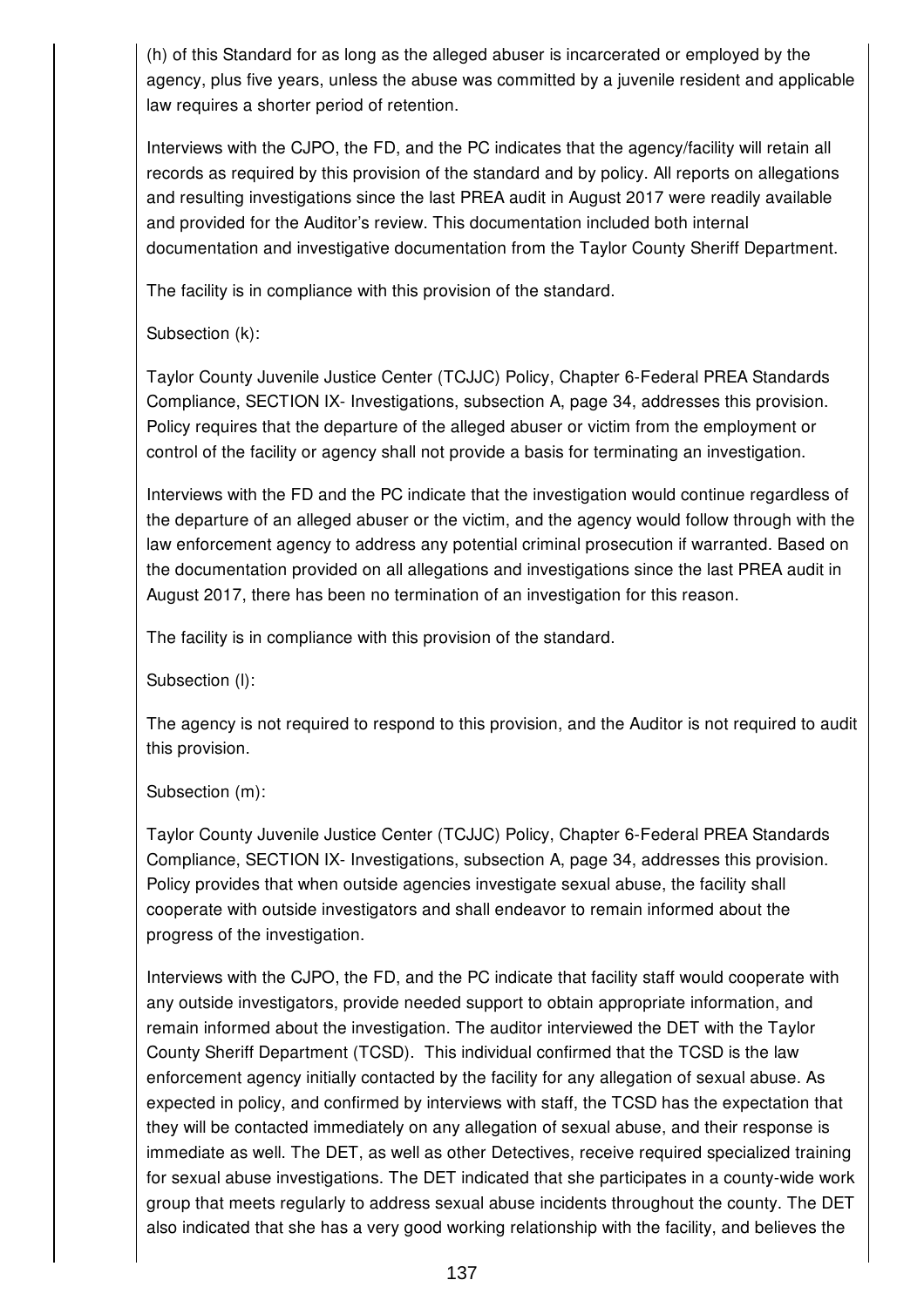(h) of this Standard for as long as the alleged abuser is incarcerated or employed by the agency, plus five years, unless the abuse was committed by a juvenile resident and applicable law requires a shorter period of retention.

Interviews with the CJPO, the FD, and the PC indicates that the agency/facility will retain all records as required by this provision of the standard and by policy. All reports on allegations and resulting investigations since the last PREA audit in August 2017 were readily available and provided for the Auditor's review. This documentation included both internal documentation and investigative documentation from the Taylor County Sheriff Department.

The facility is in compliance with this provision of the standard.

Subsection (k):

Taylor County Juvenile Justice Center (TCJJC) Policy, Chapter 6-Federal PREA Standards Compliance, SECTION IX- Investigations, subsection A, page 34, addresses this provision. Policy requires that the departure of the alleged abuser or victim from the employment or control of the facility or agency shall not provide a basis for terminating an investigation.

Interviews with the FD and the PC indicate that the investigation would continue regardless of the departure of an alleged abuser or the victim, and the agency would follow through with the law enforcement agency to address any potential criminal prosecution if warranted. Based on the documentation provided on all allegations and investigations since the last PREA audit in August 2017, there has been no termination of an investigation for this reason.

The facility is in compliance with this provision of the standard.

Subsection (l):

The agency is not required to respond to this provision, and the Auditor is not required to audit this provision.

Subsection (m):

Taylor County Juvenile Justice Center (TCJJC) Policy, Chapter 6-Federal PREA Standards Compliance, SECTION IX- Investigations, subsection A, page 34, addresses this provision. Policy provides that when outside agencies investigate sexual abuse, the facility shall cooperate with outside investigators and shall endeavor to remain informed about the progress of the investigation.

Interviews with the CJPO, the FD, and the PC indicate that facility staff would cooperate with any outside investigators, provide needed support to obtain appropriate information, and remain informed about the investigation. The auditor interviewed the DET with the Taylor County Sheriff Department (TCSD). This individual confirmed that the TCSD is the law enforcement agency initially contacted by the facility for any allegation of sexual abuse. As expected in policy, and confirmed by interviews with staff, the TCSD has the expectation that they will be contacted immediately on any allegation of sexual abuse, and their response is immediate as well. The DET, as well as other Detectives, receive required specialized training for sexual abuse investigations. The DET indicated that she participates in a county-wide work group that meets regularly to address sexual abuse incidents throughout the county. The DET also indicated that she has a very good working relationship with the facility, and believes the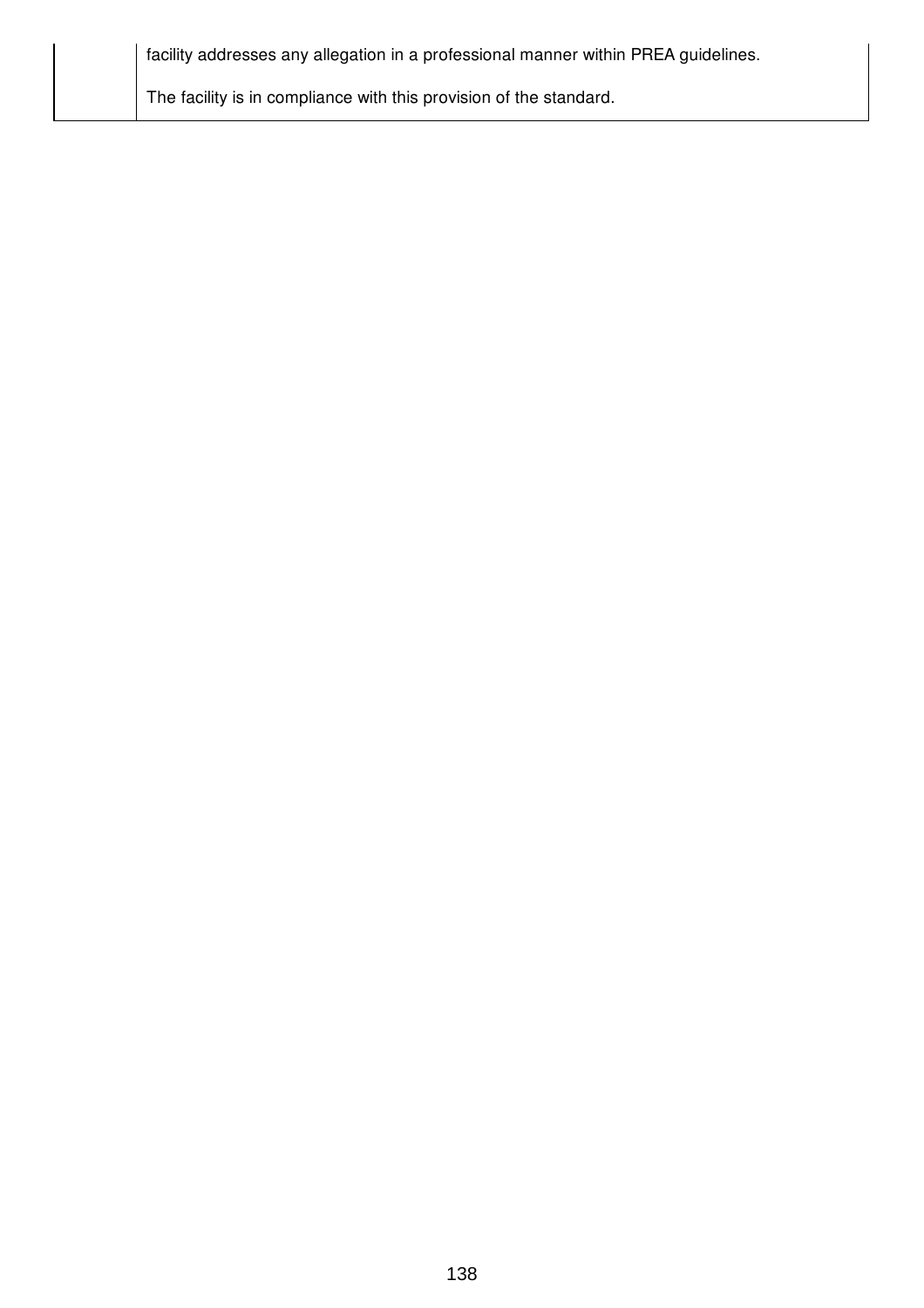| | |
|---|---|
| | facility addresses any allegation in a professional manner within PREA guidelines.<br><br>The facility is in compliance with this provision of the standard. |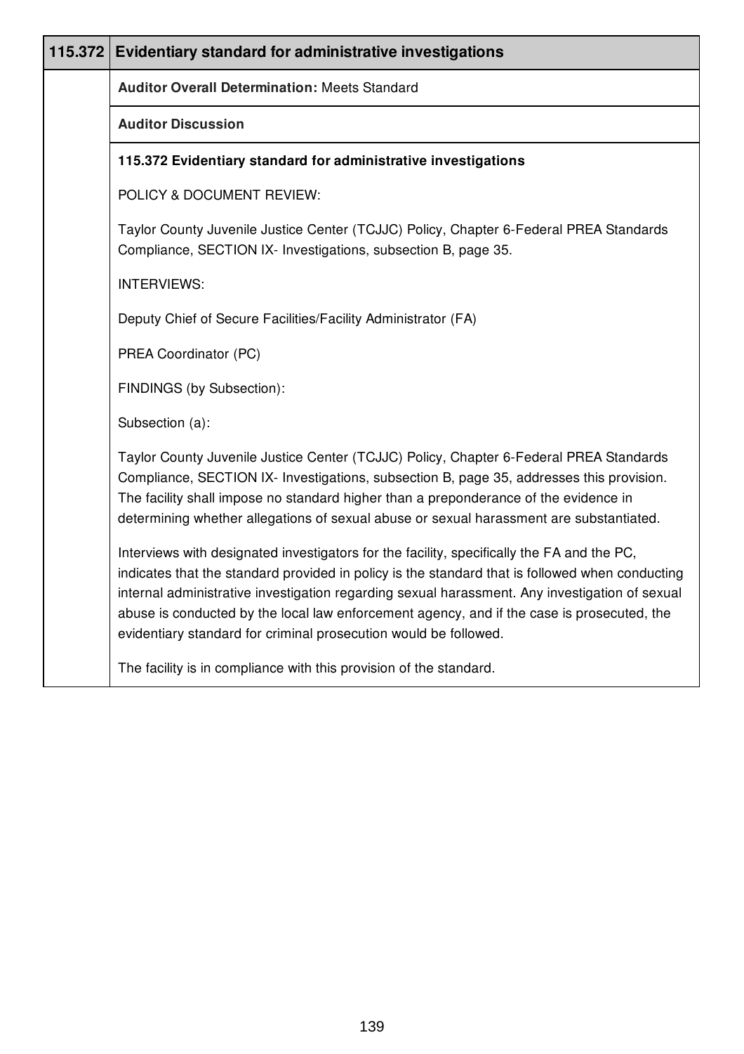## 115.372 Evidentiary standard for administrative investigations

**Auditor Overall Determination:** Meets Standard

**Auditor Discussion**

**115.372 Evidentiary standard for administrative investigations**

POLICY & DOCUMENT REVIEW:

Taylor County Juvenile Justice Center (TCJJC) Policy, Chapter 6-Federal PREA Standards Compliance, SECTION IX- Investigations, subsection B, page 35.

INTERVIEWS:

Deputy Chief of Secure Facilities/Facility Administrator (FA)

PREA Coordinator (PC)

FINDINGS (by Subsection):

Subsection (a):

Taylor County Juvenile Justice Center (TCJJC) Policy, Chapter 6-Federal PREA Standards Compliance, SECTION IX- Investigations, subsection B, page 35, addresses this provision. The facility shall impose no standard higher than a preponderance of the evidence in determining whether allegations of sexual abuse or sexual harassment are substantiated.

Interviews with designated investigators for the facility, specifically the FA and the PC, indicates that the standard provided in policy is the standard that is followed when conducting internal administrative investigation regarding sexual harassment. Any investigation of sexual abuse is conducted by the local law enforcement agency, and if the case is prosecuted, the evidentiary standard for criminal prosecution would be followed.

The facility is in compliance with this provision of the standard.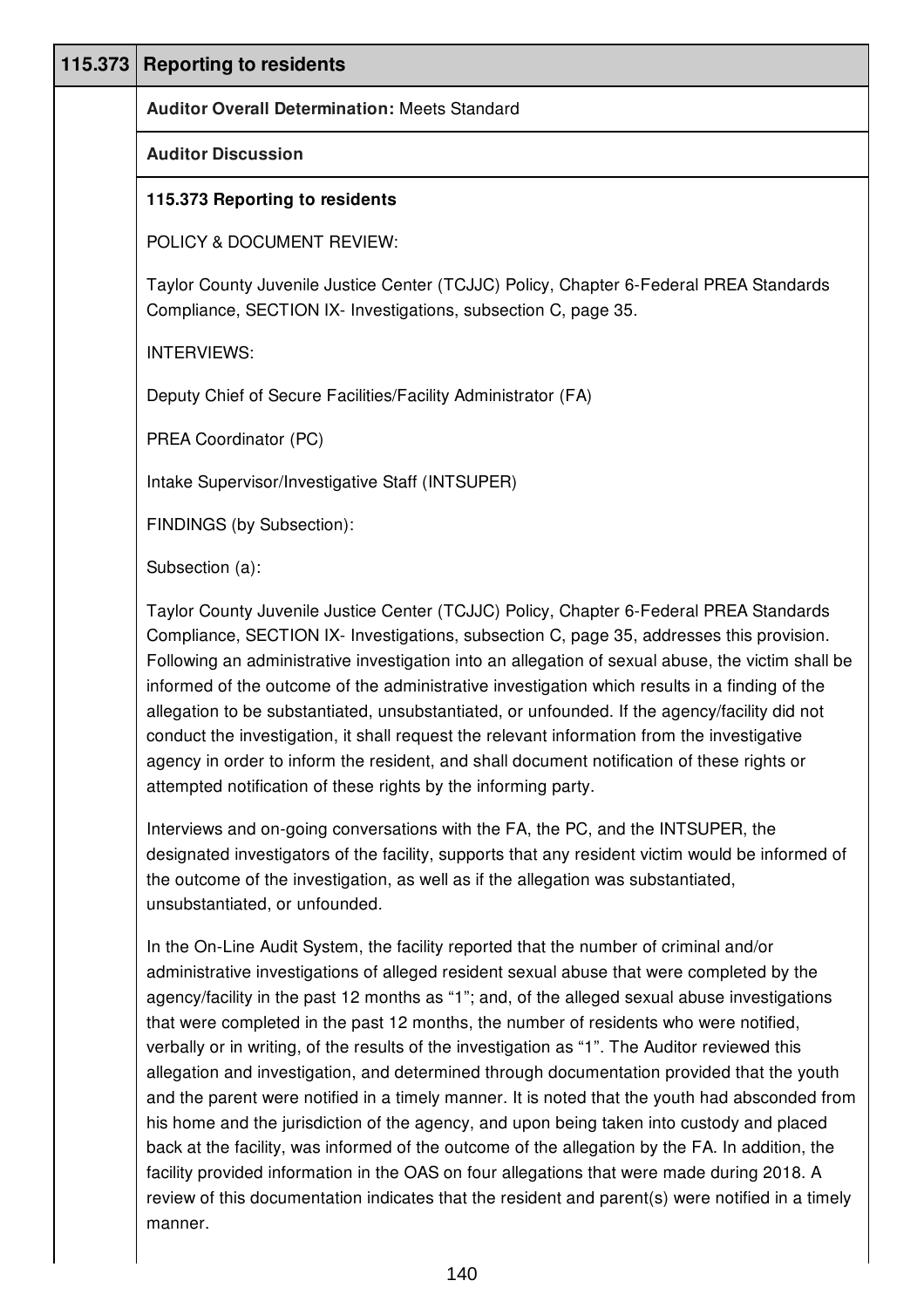| 115.373 | Reporting to residents |
|---|---|

**Auditor Overall Determination:** Meets Standard

**Auditor Discussion**

**115.373 Reporting to residents**

POLICY & DOCUMENT REVIEW:

Taylor County Juvenile Justice Center (TCJJC) Policy, Chapter 6-Federal PREA Standards Compliance, SECTION IX- Investigations, subsection C, page 35.

INTERVIEWS:

Deputy Chief of Secure Facilities/Facility Administrator (FA)

PREA Coordinator (PC)

Intake Supervisor/Investigative Staff (INTSUPER)

FINDINGS (by Subsection):

Subsection (a):

Taylor County Juvenile Justice Center (TCJJC) Policy, Chapter 6-Federal PREA Standards Compliance, SECTION IX- Investigations, subsection C, page 35, addresses this provision. Following an administrative investigation into an allegation of sexual abuse, the victim shall be informed of the outcome of the administrative investigation which results in a finding of the allegation to be substantiated, unsubstantiated, or unfounded. If the agency/facility did not conduct the investigation, it shall request the relevant information from the investigative agency in order to inform the resident, and shall document notification of these rights or attempted notification of these rights by the informing party.

Interviews and on-going conversations with the FA, the PC, and the INTSUPER, the designated investigators of the facility, supports that any resident victim would be informed of the outcome of the investigation, as well as if the allegation was substantiated, unsubstantiated, or unfounded.

In the On-Line Audit System, the facility reported that the number of criminal and/or administrative investigations of alleged resident sexual abuse that were completed by the agency/facility in the past 12 months as "1"; and, of the alleged sexual abuse investigations that were completed in the past 12 months, the number of residents who were notified, verbally or in writing, of the results of the investigation as "1". The Auditor reviewed this allegation and investigation, and determined through documentation provided that the youth and the parent were notified in a timely manner. It is noted that the youth had absconded from his home and the jurisdiction of the agency, and upon being taken into custody and placed back at the facility, was informed of the outcome of the allegation by the FA. In addition, the facility provided information in the OAS on four allegations that were made during 2018. A review of this documentation indicates that the resident and parent(s) were notified in a timely manner.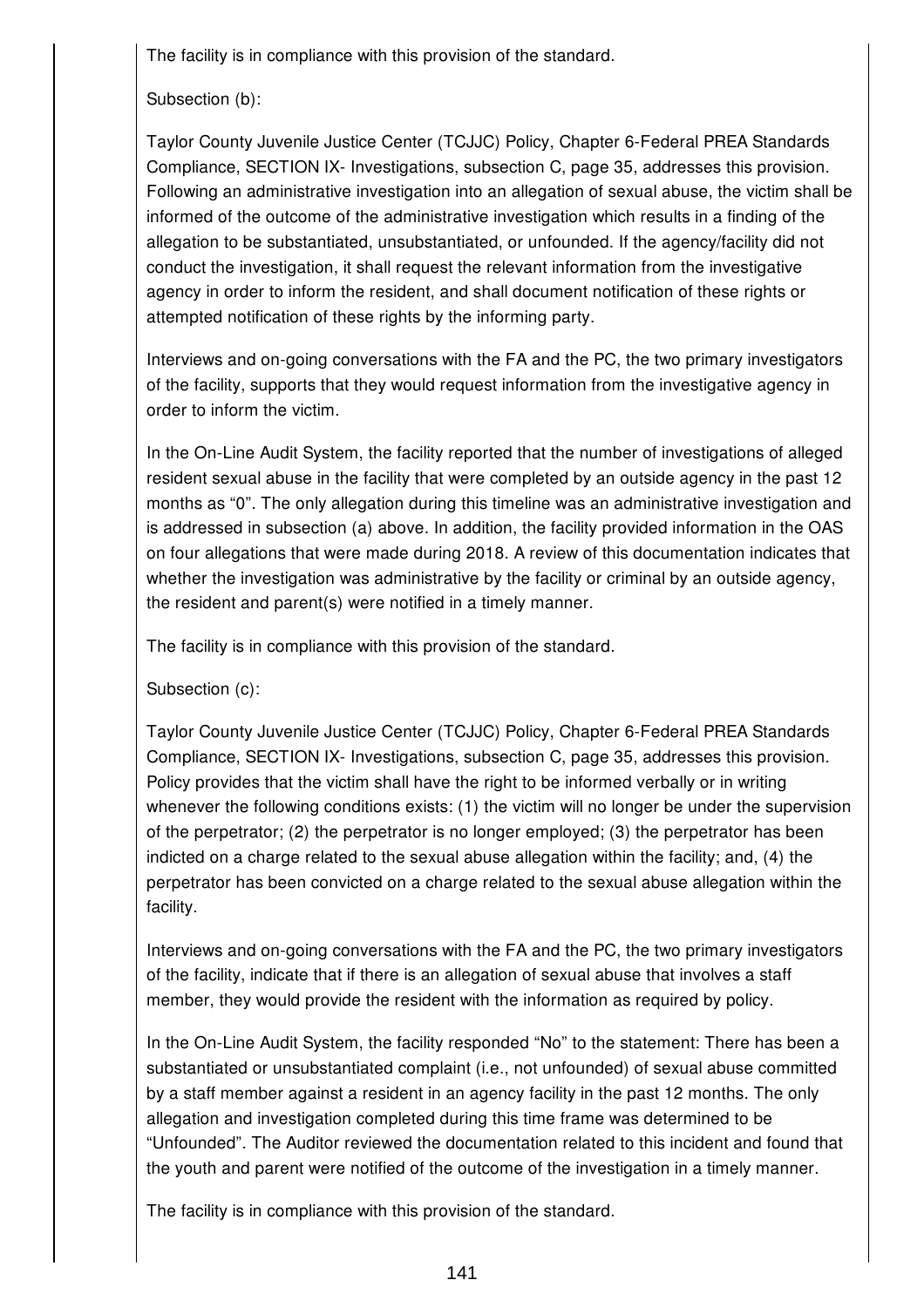The facility is in compliance with this provision of the standard.

Subsection (b):

Taylor County Juvenile Justice Center (TCJJC) Policy, Chapter 6-Federal PREA Standards Compliance, SECTION IX- Investigations, subsection C, page 35, addresses this provision. Following an administrative investigation into an allegation of sexual abuse, the victim shall be informed of the outcome of the administrative investigation which results in a finding of the allegation to be substantiated, unsubstantiated, or unfounded. If the agency/facility did not conduct the investigation, it shall request the relevant information from the investigative agency in order to inform the resident, and shall document notification of these rights or attempted notification of these rights by the informing party.

Interviews and on-going conversations with the FA and the PC, the two primary investigators of the facility, supports that they would request information from the investigative agency in order to inform the victim.

In the On-Line Audit System, the facility reported that the number of investigations of alleged resident sexual abuse in the facility that were completed by an outside agency in the past 12 months as "0". The only allegation during this timeline was an administrative investigation and is addressed in subsection (a) above. In addition, the facility provided information in the OAS on four allegations that were made during 2018. A review of this documentation indicates that whether the investigation was administrative by the facility or criminal by an outside agency, the resident and parent(s) were notified in a timely manner.

The facility is in compliance with this provision of the standard.

Subsection (c):

Taylor County Juvenile Justice Center (TCJJC) Policy, Chapter 6-Federal PREA Standards Compliance, SECTION IX- Investigations, subsection C, page 35, addresses this provision. Policy provides that the victim shall have the right to be informed verbally or in writing whenever the following conditions exists: (1) the victim will no longer be under the supervision of the perpetrator; (2) the perpetrator is no longer employed; (3) the perpetrator has been indicted on a charge related to the sexual abuse allegation within the facility; and, (4) the perpetrator has been convicted on a charge related to the sexual abuse allegation within the facility.

Interviews and on-going conversations with the FA and the PC, the two primary investigators of the facility, indicate that if there is an allegation of sexual abuse that involves a staff member, they would provide the resident with the information as required by policy.

In the On-Line Audit System, the facility responded "No" to the statement: There has been a substantiated or unsubstantiated complaint (i.e., not unfounded) of sexual abuse committed by a staff member against a resident in an agency facility in the past 12 months. The only allegation and investigation completed during this time frame was determined to be "Unfounded". The Auditor reviewed the documentation related to this incident and found that the youth and parent were notified of the outcome of the investigation in a timely manner.

The facility is in compliance with this provision of the standard.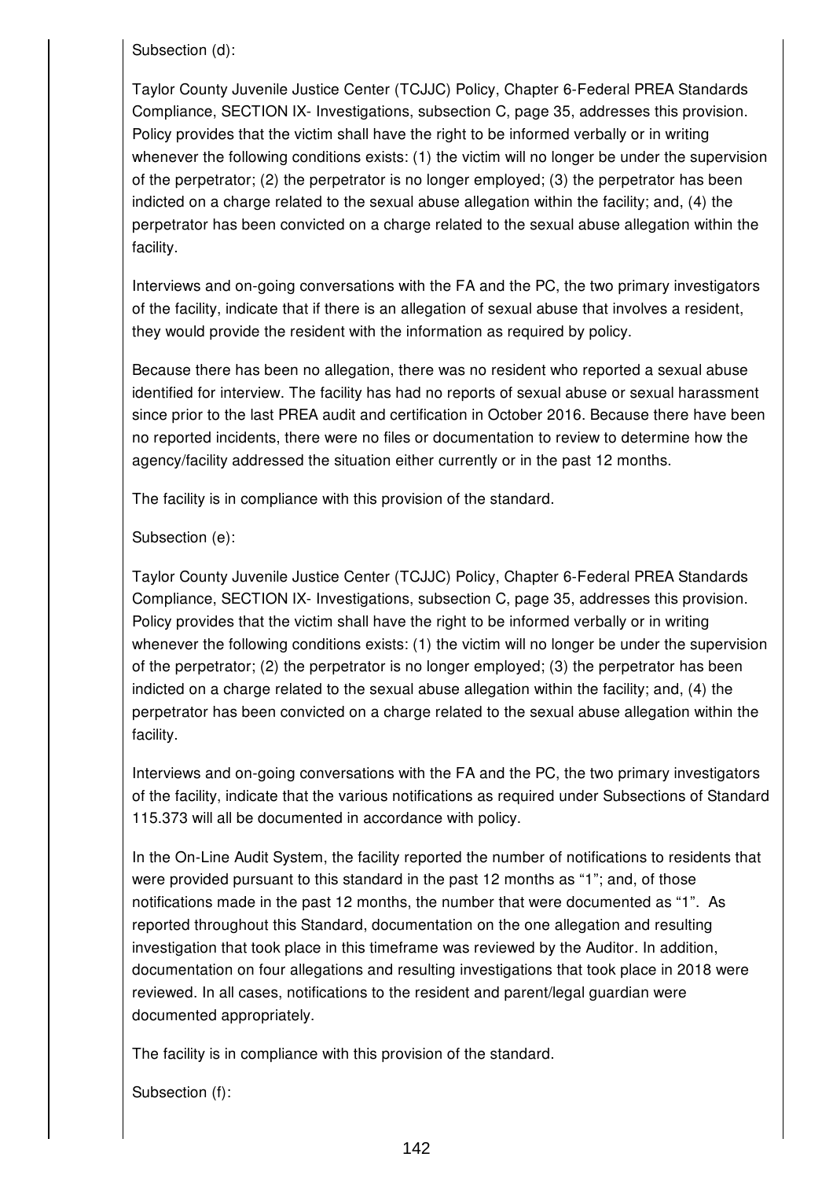Subsection (d):

Taylor County Juvenile Justice Center (TCJJC) Policy, Chapter 6-Federal PREA Standards Compliance, SECTION IX- Investigations, subsection C, page 35, addresses this provision. Policy provides that the victim shall have the right to be informed verbally or in writing whenever the following conditions exists: (1) the victim will no longer be under the supervision of the perpetrator; (2) the perpetrator is no longer employed; (3) the perpetrator has been indicted on a charge related to the sexual abuse allegation within the facility; and, (4) the perpetrator has been convicted on a charge related to the sexual abuse allegation within the facility.

Interviews and on-going conversations with the FA and the PC, the two primary investigators of the facility, indicate that if there is an allegation of sexual abuse that involves a resident, they would provide the resident with the information as required by policy.

Because there has been no allegation, there was no resident who reported a sexual abuse identified for interview. The facility has had no reports of sexual abuse or sexual harassment since prior to the last PREA audit and certification in October 2016. Because there have been no reported incidents, there were no files or documentation to review to determine how the agency/facility addressed the situation either currently or in the past 12 months.

The facility is in compliance with this provision of the standard.

Subsection (e):

Taylor County Juvenile Justice Center (TCJJC) Policy, Chapter 6-Federal PREA Standards Compliance, SECTION IX- Investigations, subsection C, page 35, addresses this provision. Policy provides that the victim shall have the right to be informed verbally or in writing whenever the following conditions exists: (1) the victim will no longer be under the supervision of the perpetrator; (2) the perpetrator is no longer employed; (3) the perpetrator has been indicted on a charge related to the sexual abuse allegation within the facility; and, (4) the perpetrator has been convicted on a charge related to the sexual abuse allegation within the facility.

Interviews and on-going conversations with the FA and the PC, the two primary investigators of the facility, indicate that the various notifications as required under Subsections of Standard 115.373 will all be documented in accordance with policy.

In the On-Line Audit System, the facility reported the number of notifications to residents that were provided pursuant to this standard in the past 12 months as "1"; and, of those notifications made in the past 12 months, the number that were documented as "1". As reported throughout this Standard, documentation on the one allegation and resulting investigation that took place in this timeframe was reviewed by the Auditor. In addition, documentation on four allegations and resulting investigations that took place in 2018 were reviewed. In all cases, notifications to the resident and parent/legal guardian were documented appropriately.

The facility is in compliance with this provision of the standard.

Subsection (f):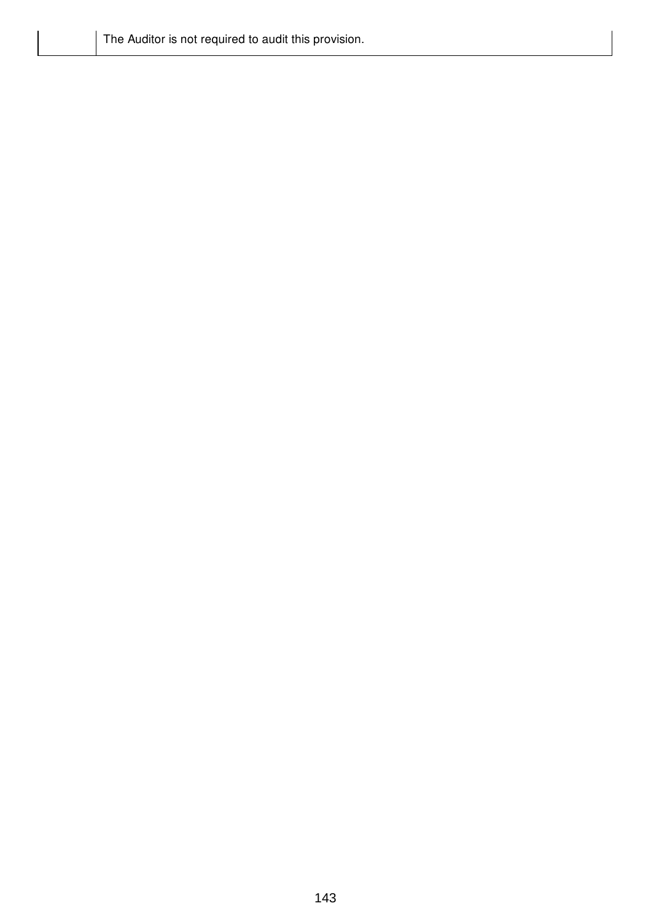|  | The Auditor is not required to audit this provision. |
| --- | --- |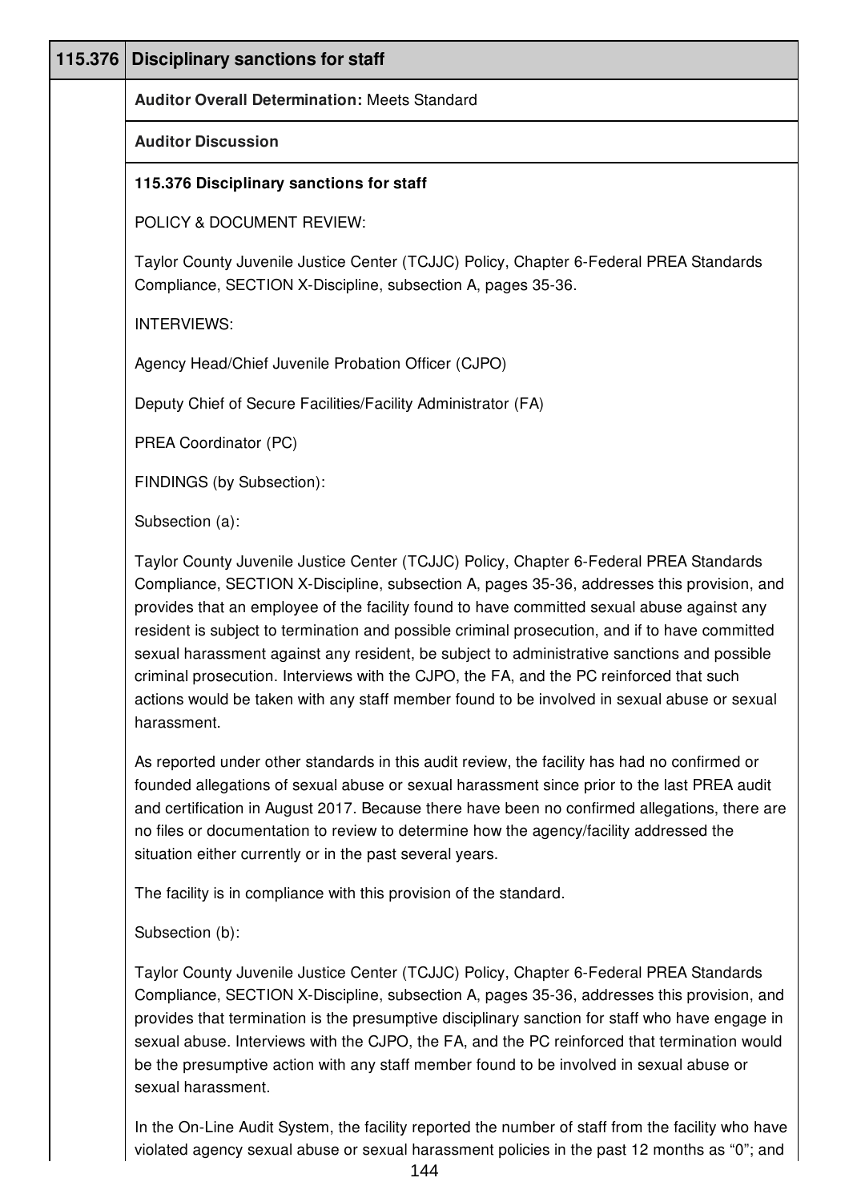| 115.376 | Disciplinary sanctions for staff |
|---|---|
| | **Auditor Overall Determination:** Meets Standard |
| | **Auditor Discussion** |

**115.376 Disciplinary sanctions for staff**

POLICY & DOCUMENT REVIEW:

Taylor County Juvenile Justice Center (TCJJC) Policy, Chapter 6-Federal PREA Standards Compliance, SECTION X-Discipline, subsection A, pages 35-36.

INTERVIEWS:

Agency Head/Chief Juvenile Probation Officer (CJPO)

Deputy Chief of Secure Facilities/Facility Administrator (FA)

PREA Coordinator (PC)

FINDINGS (by Subsection):

Subsection (a):

Taylor County Juvenile Justice Center (TCJJC) Policy, Chapter 6-Federal PREA Standards Compliance, SECTION X-Discipline, subsection A, pages 35-36, addresses this provision, and provides that an employee of the facility found to have committed sexual abuse against any resident is subject to termination and possible criminal prosecution, and if to have committed sexual harassment against any resident, be subject to administrative sanctions and possible criminal prosecution. Interviews with the CJPO, the FA, and the PC reinforced that such actions would be taken with any staff member found to be involved in sexual abuse or sexual harassment.

As reported under other standards in this audit review, the facility has had no confirmed or founded allegations of sexual abuse or sexual harassment since prior to the last PREA audit and certification in August 2017. Because there have been no confirmed allegations, there are no files or documentation to review to determine how the agency/facility addressed the situation either currently or in the past several years.

The facility is in compliance with this provision of the standard.

Subsection (b):

Taylor County Juvenile Justice Center (TCJJC) Policy, Chapter 6-Federal PREA Standards Compliance, SECTION X-Discipline, subsection A, pages 35-36, addresses this provision, and provides that termination is the presumptive disciplinary sanction for staff who have engage in sexual abuse. Interviews with the CJPO, the FA, and the PC reinforced that termination would be the presumptive action with any staff member found to be involved in sexual abuse or sexual harassment.

In the On-Line Audit System, the facility reported the number of staff from the facility who have violated agency sexual abuse or sexual harassment policies in the past 12 months as "0"; and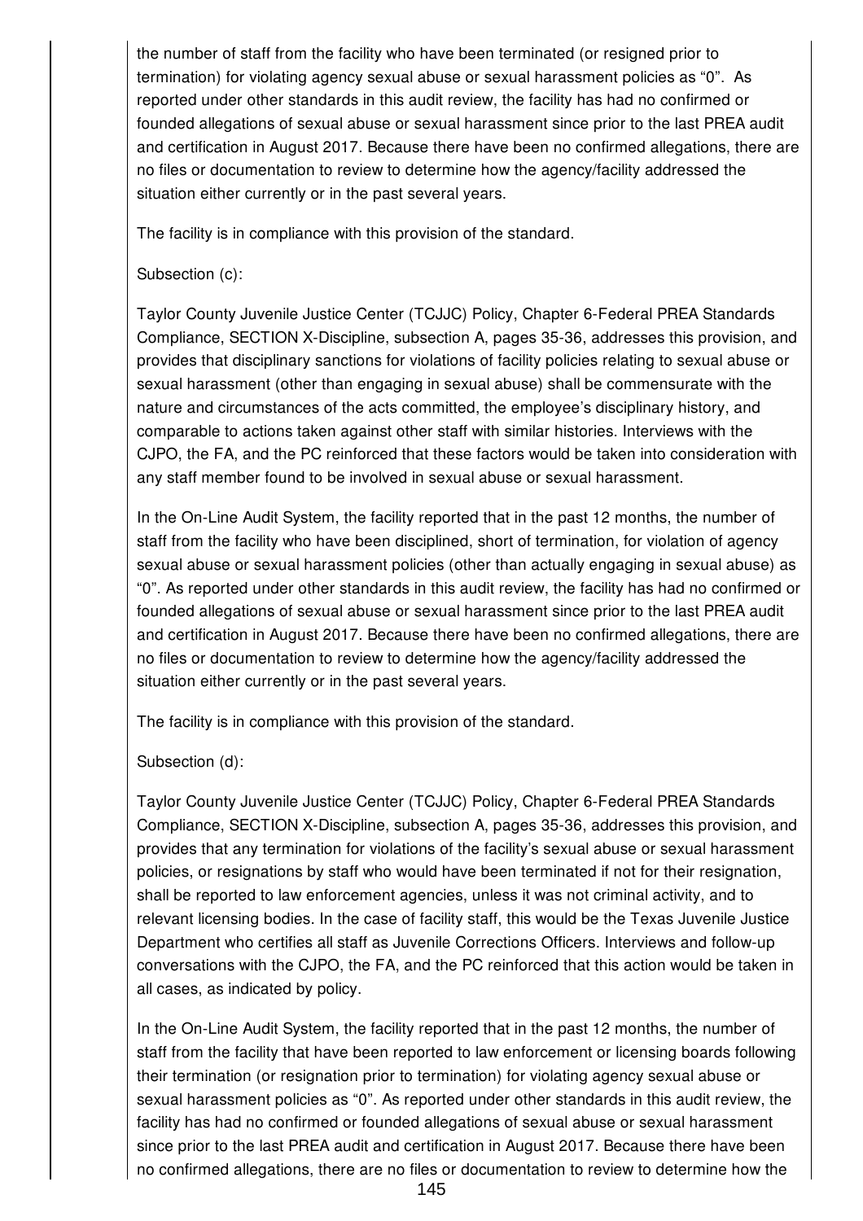the number of staff from the facility who have been terminated (or resigned prior to termination) for violating agency sexual abuse or sexual harassment policies as "0". As reported under other standards in this audit review, the facility has had no confirmed or founded allegations of sexual abuse or sexual harassment since prior to the last PREA audit and certification in August 2017. Because there have been no confirmed allegations, there are no files or documentation to review to determine how the agency/facility addressed the situation either currently or in the past several years.

The facility is in compliance with this provision of the standard.

Subsection (c):

Taylor County Juvenile Justice Center (TCJJC) Policy, Chapter 6-Federal PREA Standards Compliance, SECTION X-Discipline, subsection A, pages 35-36, addresses this provision, and provides that disciplinary sanctions for violations of facility policies relating to sexual abuse or sexual harassment (other than engaging in sexual abuse) shall be commensurate with the nature and circumstances of the acts committed, the employee's disciplinary history, and comparable to actions taken against other staff with similar histories. Interviews with the CJPO, the FA, and the PC reinforced that these factors would be taken into consideration with any staff member found to be involved in sexual abuse or sexual harassment.

In the On-Line Audit System, the facility reported that in the past 12 months, the number of staff from the facility who have been disciplined, short of termination, for violation of agency sexual abuse or sexual harassment policies (other than actually engaging in sexual abuse) as "0". As reported under other standards in this audit review, the facility has had no confirmed or founded allegations of sexual abuse or sexual harassment since prior to the last PREA audit and certification in August 2017. Because there have been no confirmed allegations, there are no files or documentation to review to determine how the agency/facility addressed the situation either currently or in the past several years.

The facility is in compliance with this provision of the standard.

Subsection (d):

Taylor County Juvenile Justice Center (TCJJC) Policy, Chapter 6-Federal PREA Standards Compliance, SECTION X-Discipline, subsection A, pages 35-36, addresses this provision, and provides that any termination for violations of the facility's sexual abuse or sexual harassment policies, or resignations by staff who would have been terminated if not for their resignation, shall be reported to law enforcement agencies, unless it was not criminal activity, and to relevant licensing bodies. In the case of facility staff, this would be the Texas Juvenile Justice Department who certifies all staff as Juvenile Corrections Officers. Interviews and follow-up conversations with the CJPO, the FA, and the PC reinforced that this action would be taken in all cases, as indicated by policy.

In the On-Line Audit System, the facility reported that in the past 12 months, the number of staff from the facility that have been reported to law enforcement or licensing boards following their termination (or resignation prior to termination) for violating agency sexual abuse or sexual harassment policies as "0". As reported under other standards in this audit review, the facility has had no confirmed or founded allegations of sexual abuse or sexual harassment since prior to the last PREA audit and certification in August 2017. Because there have been no confirmed allegations, there are no files or documentation to review to determine how the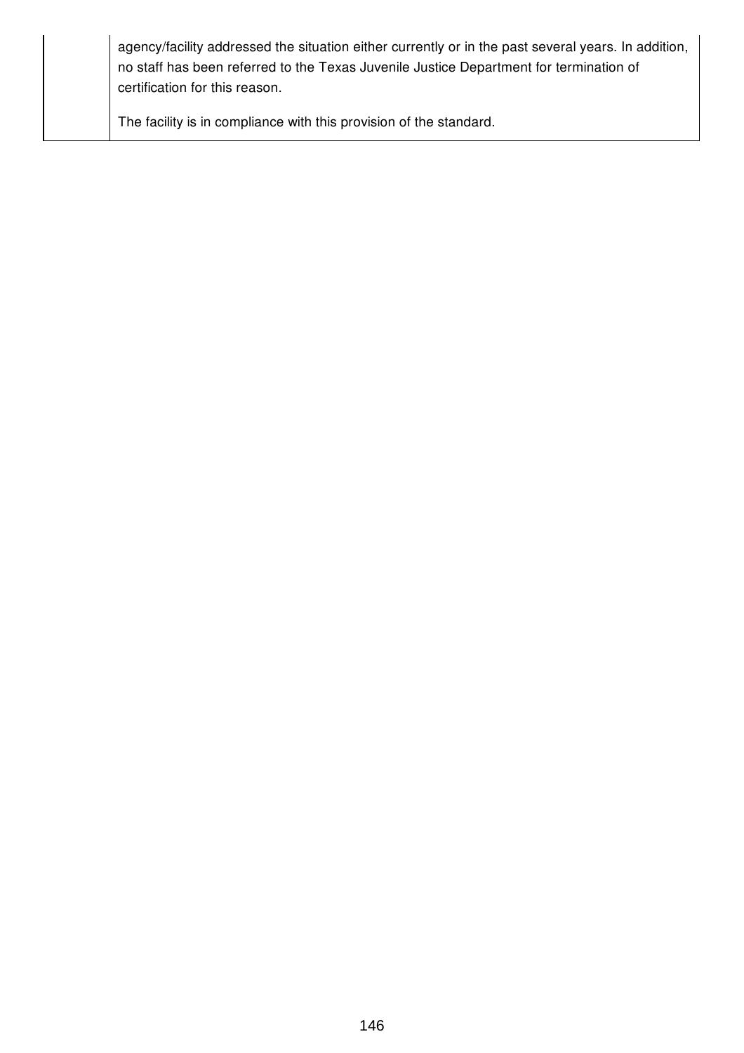| | |
|---|---|
| | agency/facility addressed the situation either currently or in the past several years. In addition, no staff has been referred to the Texas Juvenile Justice Department for termination of certification for this reason.<br><br>The facility is in compliance with this provision of the standard. |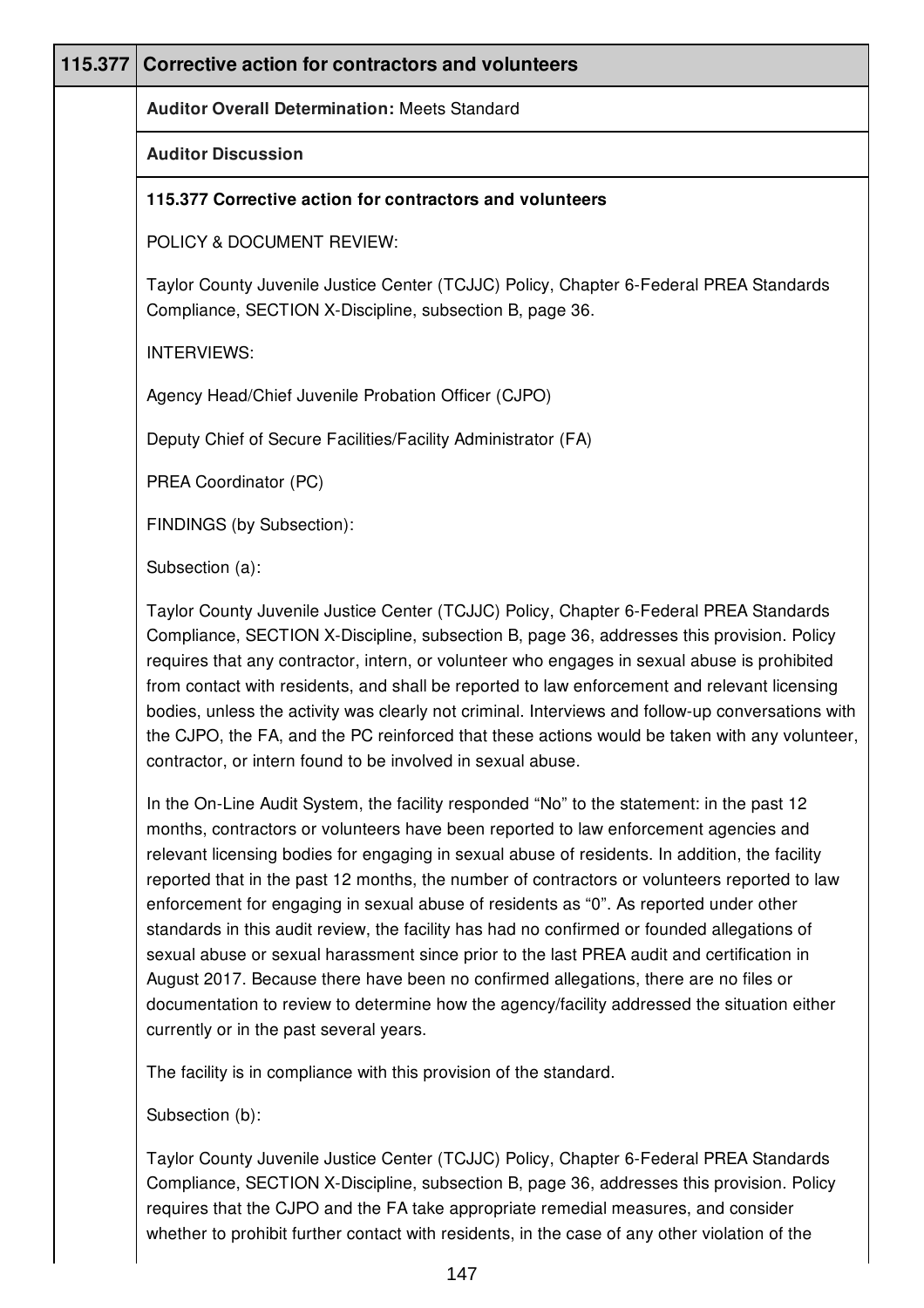| 115.377 | Corrective action for contractors and volunteers |
|---|---|

**Auditor Overall Determination:** Meets Standard

**Auditor Discussion**

**115.377 Corrective action for contractors and volunteers**

POLICY & DOCUMENT REVIEW:

Taylor County Juvenile Justice Center (TCJJC) Policy, Chapter 6-Federal PREA Standards Compliance, SECTION X-Discipline, subsection B, page 36.

INTERVIEWS:

Agency Head/Chief Juvenile Probation Officer (CJPO)

Deputy Chief of Secure Facilities/Facility Administrator (FA)

PREA Coordinator (PC)

FINDINGS (by Subsection):

Subsection (a):

Taylor County Juvenile Justice Center (TCJJC) Policy, Chapter 6-Federal PREA Standards Compliance, SECTION X-Discipline, subsection B, page 36, addresses this provision. Policy requires that any contractor, intern, or volunteer who engages in sexual abuse is prohibited from contact with residents, and shall be reported to law enforcement and relevant licensing bodies, unless the activity was clearly not criminal. Interviews and follow-up conversations with the CJPO, the FA, and the PC reinforced that these actions would be taken with any volunteer, contractor, or intern found to be involved in sexual abuse.

In the On-Line Audit System, the facility responded "No" to the statement: in the past 12 months, contractors or volunteers have been reported to law enforcement agencies and relevant licensing bodies for engaging in sexual abuse of residents. In addition, the facility reported that in the past 12 months, the number of contractors or volunteers reported to law enforcement for engaging in sexual abuse of residents as "0". As reported under other standards in this audit review, the facility has had no confirmed or founded allegations of sexual abuse or sexual harassment since prior to the last PREA audit and certification in August 2017. Because there have been no confirmed allegations, there are no files or documentation to review to determine how the agency/facility addressed the situation either currently or in the past several years.

The facility is in compliance with this provision of the standard.

Subsection (b):

Taylor County Juvenile Justice Center (TCJJC) Policy, Chapter 6-Federal PREA Standards Compliance, SECTION X-Discipline, subsection B, page 36, addresses this provision. Policy requires that the CJPO and the FA take appropriate remedial measures, and consider whether to prohibit further contact with residents, in the case of any other violation of the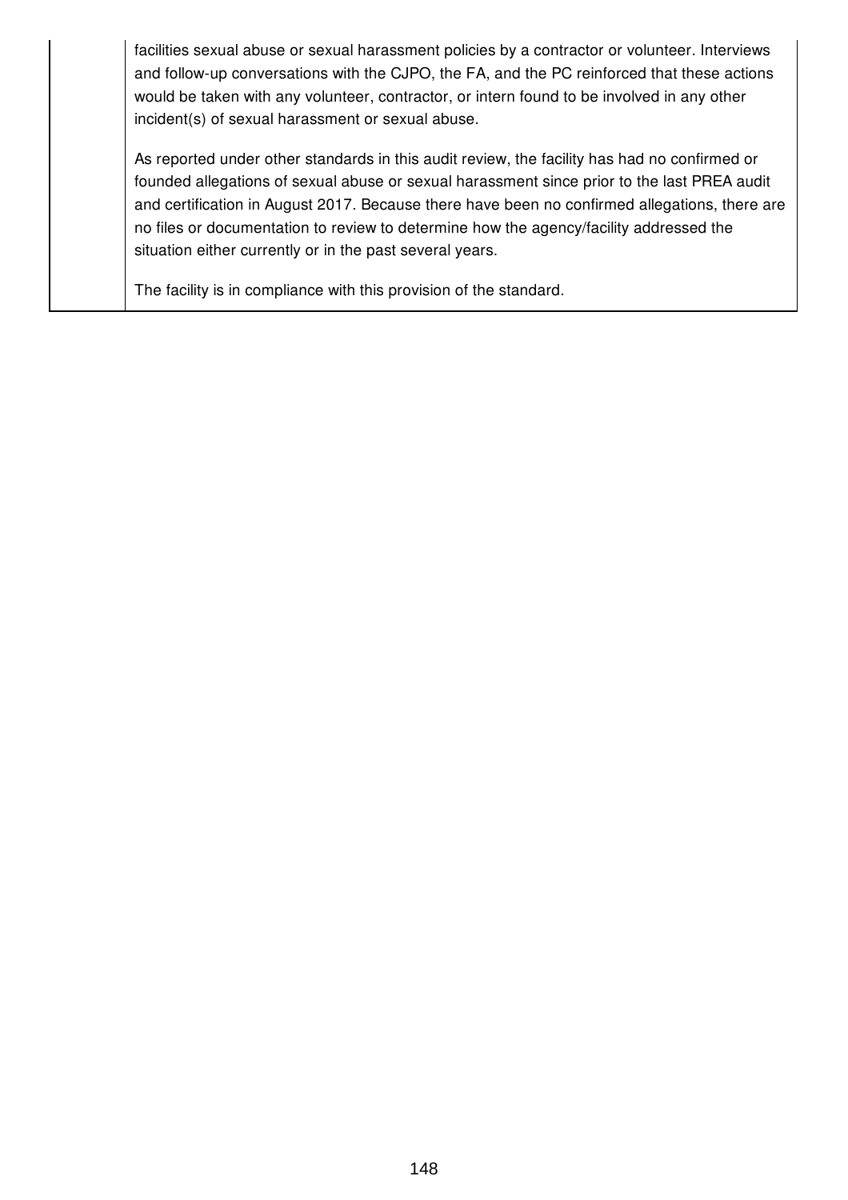| | |
|---|---|
| | facilities sexual abuse or sexual harassment policies by a contractor or volunteer. Interviews and follow-up conversations with the CJPO, the FA, and the PC reinforced that these actions would be taken with any volunteer, contractor, or intern found to be involved in any other incident(s) of sexual harassment or sexual abuse.<br><br>As reported under other standards in this audit review, the facility has had no confirmed or founded allegations of sexual abuse or sexual harassment since prior to the last PREA audit and certification in August 2017. Because there have been no confirmed allegations, there are no files or documentation to review to determine how the agency/facility addressed the situation either currently or in the past several years.<br><br>The facility is in compliance with this provision of the standard. |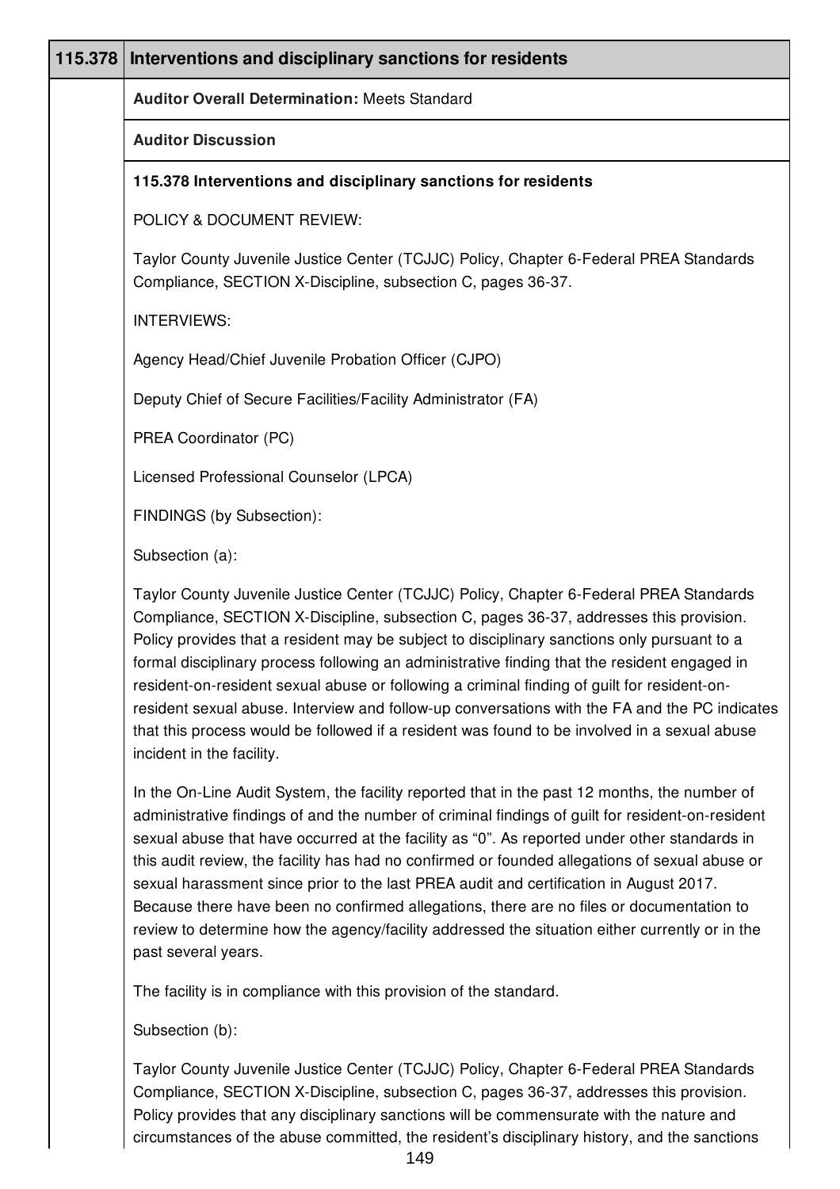| 115.378 | Interventions and disciplinary sanctions for residents |
|---|---|
| | **Auditor Overall Determination:** Meets Standard |
| | **Auditor Discussion** |

**115.378 Interventions and disciplinary sanctions for residents**

POLICY & DOCUMENT REVIEW:

Taylor County Juvenile Justice Center (TCJJC) Policy, Chapter 6-Federal PREA Standards Compliance, SECTION X-Discipline, subsection C, pages 36-37.

INTERVIEWS:

Agency Head/Chief Juvenile Probation Officer (CJPO)

Deputy Chief of Secure Facilities/Facility Administrator (FA)

PREA Coordinator (PC)

Licensed Professional Counselor (LPCA)

FINDINGS (by Subsection):

Subsection (a):

Taylor County Juvenile Justice Center (TCJJC) Policy, Chapter 6-Federal PREA Standards Compliance, SECTION X-Discipline, subsection C, pages 36-37, addresses this provision. Policy provides that a resident may be subject to disciplinary sanctions only pursuant to a formal disciplinary process following an administrative finding that the resident engaged in resident-on-resident sexual abuse or following a criminal finding of guilt for resident-on-resident sexual abuse. Interview and follow-up conversations with the FA and the PC indicates that this process would be followed if a resident was found to be involved in a sexual abuse incident in the facility.

In the On-Line Audit System, the facility reported that in the past 12 months, the number of administrative findings of and the number of criminal findings of guilt for resident-on-resident sexual abuse that have occurred at the facility as "0". As reported under other standards in this audit review, the facility has had no confirmed or founded allegations of sexual abuse or sexual harassment since prior to the last PREA audit and certification in August 2017. Because there have been no confirmed allegations, there are no files or documentation to review to determine how the agency/facility addressed the situation either currently or in the past several years.

The facility is in compliance with this provision of the standard.

Subsection (b):

Taylor County Juvenile Justice Center (TCJJC) Policy, Chapter 6-Federal PREA Standards Compliance, SECTION X-Discipline, subsection C, pages 36-37, addresses this provision. Policy provides that any disciplinary sanctions will be commensurate with the nature and circumstances of the abuse committed, the resident's disciplinary history, and the sanctions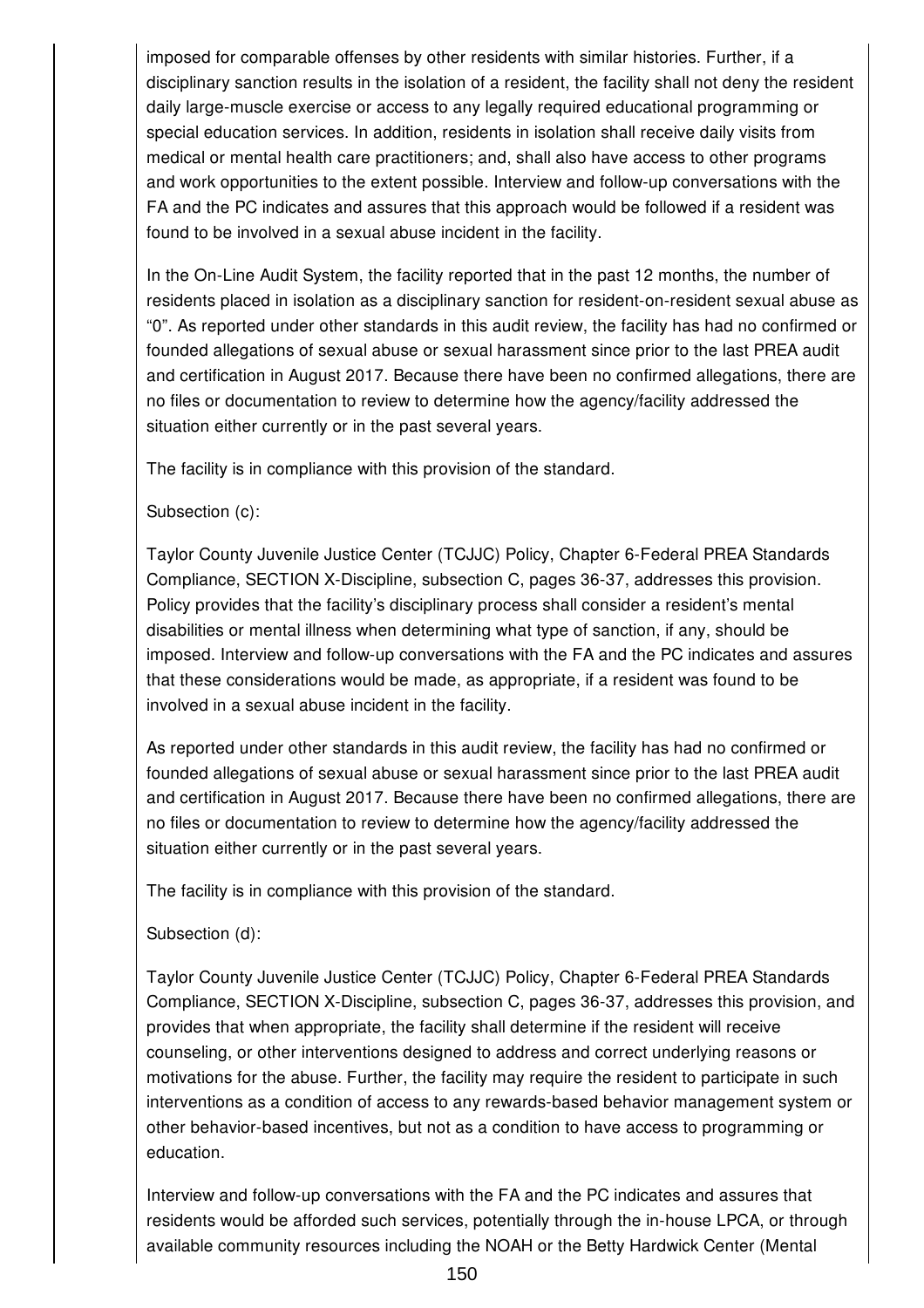imposed for comparable offenses by other residents with similar histories. Further, if a disciplinary sanction results in the isolation of a resident, the facility shall not deny the resident daily large-muscle exercise or access to any legally required educational programming or special education services. In addition, residents in isolation shall receive daily visits from medical or mental health care practitioners; and, shall also have access to other programs and work opportunities to the extent possible. Interview and follow-up conversations with the FA and the PC indicates and assures that this approach would be followed if a resident was found to be involved in a sexual abuse incident in the facility.

In the On-Line Audit System, the facility reported that in the past 12 months, the number of residents placed in isolation as a disciplinary sanction for resident-on-resident sexual abuse as "0". As reported under other standards in this audit review, the facility has had no confirmed or founded allegations of sexual abuse or sexual harassment since prior to the last PREA audit and certification in August 2017. Because there have been no confirmed allegations, there are no files or documentation to review to determine how the agency/facility addressed the situation either currently or in the past several years.

The facility is in compliance with this provision of the standard.

Subsection (c):

Taylor County Juvenile Justice Center (TCJJC) Policy, Chapter 6-Federal PREA Standards Compliance, SECTION X-Discipline, subsection C, pages 36-37, addresses this provision. Policy provides that the facility's disciplinary process shall consider a resident's mental disabilities or mental illness when determining what type of sanction, if any, should be imposed. Interview and follow-up conversations with the FA and the PC indicates and assures that these considerations would be made, as appropriate, if a resident was found to be involved in a sexual abuse incident in the facility.

As reported under other standards in this audit review, the facility has had no confirmed or founded allegations of sexual abuse or sexual harassment since prior to the last PREA audit and certification in August 2017. Because there have been no confirmed allegations, there are no files or documentation to review to determine how the agency/facility addressed the situation either currently or in the past several years.

The facility is in compliance with this provision of the standard.

Subsection (d):

Taylor County Juvenile Justice Center (TCJJC) Policy, Chapter 6-Federal PREA Standards Compliance, SECTION X-Discipline, subsection C, pages 36-37, addresses this provision, and provides that when appropriate, the facility shall determine if the resident will receive counseling, or other interventions designed to address and correct underlying reasons or motivations for the abuse. Further, the facility may require the resident to participate in such interventions as a condition of access to any rewards-based behavior management system or other behavior-based incentives, but not as a condition to have access to programming or education.

Interview and follow-up conversations with the FA and the PC indicates and assures that residents would be afforded such services, potentially through the in-house LPCA, or through available community resources including the NOAH or the Betty Hardwick Center (Mental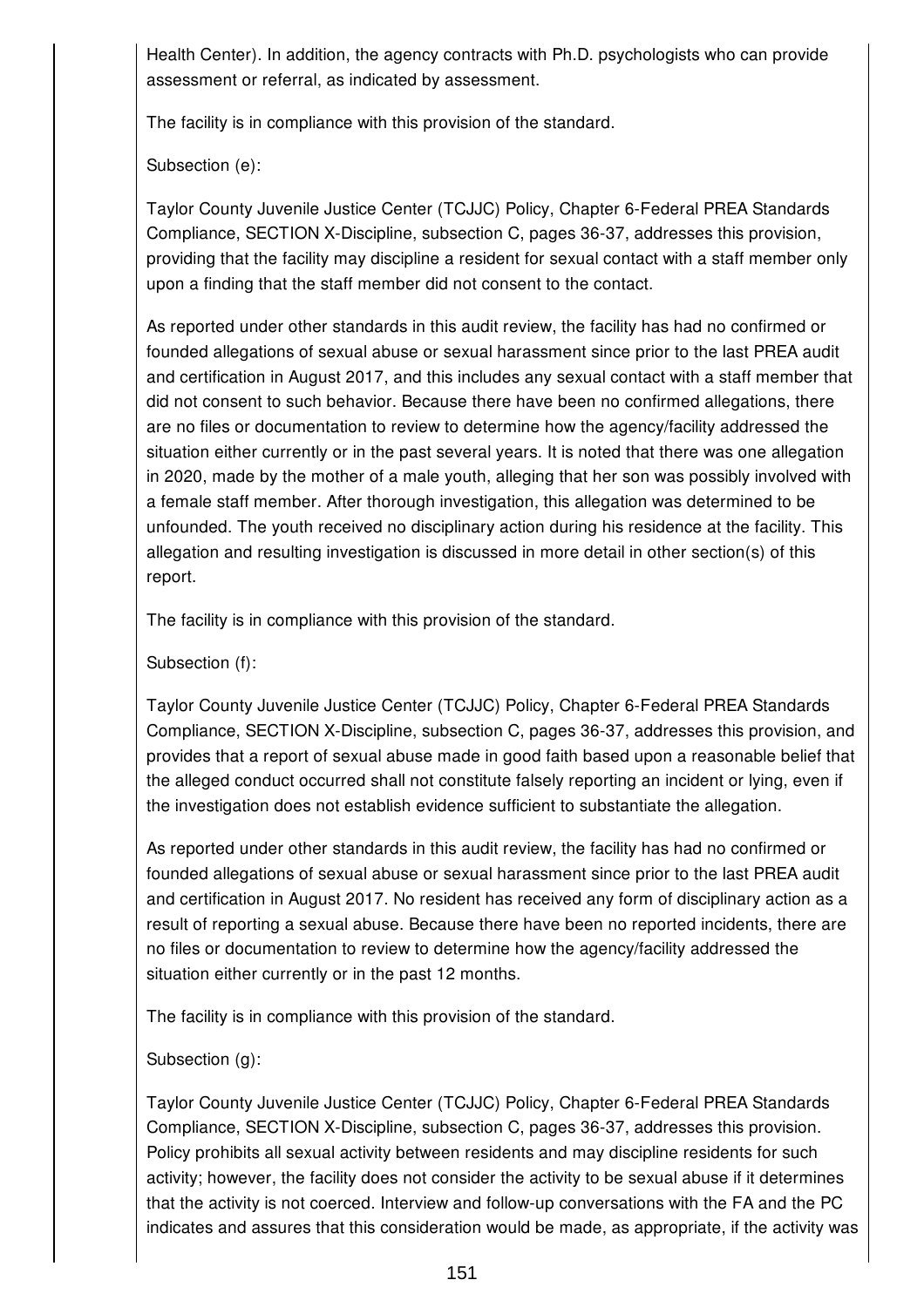Health Center). In addition, the agency contracts with Ph.D. psychologists who can provide assessment or referral, as indicated by assessment.

The facility is in compliance with this provision of the standard.

Subsection (e):

Taylor County Juvenile Justice Center (TCJJC) Policy, Chapter 6-Federal PREA Standards Compliance, SECTION X-Discipline, subsection C, pages 36-37, addresses this provision, providing that the facility may discipline a resident for sexual contact with a staff member only upon a finding that the staff member did not consent to the contact.

As reported under other standards in this audit review, the facility has had no confirmed or founded allegations of sexual abuse or sexual harassment since prior to the last PREA audit and certification in August 2017, and this includes any sexual contact with a staff member that did not consent to such behavior. Because there have been no confirmed allegations, there are no files or documentation to review to determine how the agency/facility addressed the situation either currently or in the past several years. It is noted that there was one allegation in 2020, made by the mother of a male youth, alleging that her son was possibly involved with a female staff member. After thorough investigation, this allegation was determined to be unfounded. The youth received no disciplinary action during his residence at the facility. This allegation and resulting investigation is discussed in more detail in other section(s) of this report.

The facility is in compliance with this provision of the standard.

Subsection (f):

Taylor County Juvenile Justice Center (TCJJC) Policy, Chapter 6-Federal PREA Standards Compliance, SECTION X-Discipline, subsection C, pages 36-37, addresses this provision, and provides that a report of sexual abuse made in good faith based upon a reasonable belief that the alleged conduct occurred shall not constitute falsely reporting an incident or lying, even if the investigation does not establish evidence sufficient to substantiate the allegation.

As reported under other standards in this audit review, the facility has had no confirmed or founded allegations of sexual abuse or sexual harassment since prior to the last PREA audit and certification in August 2017. No resident has received any form of disciplinary action as a result of reporting a sexual abuse. Because there have been no reported incidents, there are no files or documentation to review to determine how the agency/facility addressed the situation either currently or in the past 12 months.

The facility is in compliance with this provision of the standard.

Subsection (g):

Taylor County Juvenile Justice Center (TCJJC) Policy, Chapter 6-Federal PREA Standards Compliance, SECTION X-Discipline, subsection C, pages 36-37, addresses this provision. Policy prohibits all sexual activity between residents and may discipline residents for such activity; however, the facility does not consider the activity to be sexual abuse if it determines that the activity is not coerced. Interview and follow-up conversations with the FA and the PC indicates and assures that this consideration would be made, as appropriate, if the activity was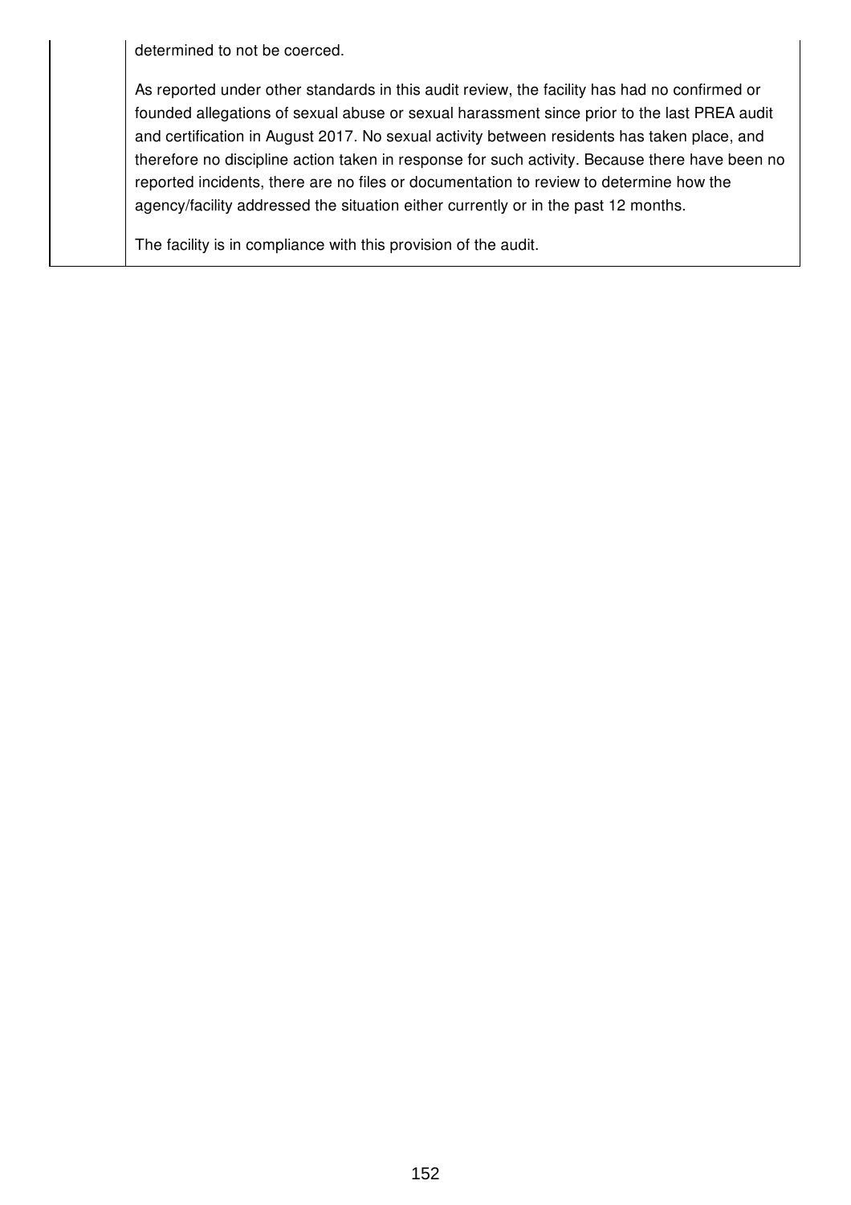determined to not be coerced.

As reported under other standards in this audit review, the facility has had no confirmed or founded allegations of sexual abuse or sexual harassment since prior to the last PREA audit and certification in August 2017. No sexual activity between residents has taken place, and therefore no discipline action taken in response for such activity. Because there have been no reported incidents, there are no files or documentation to review to determine how the agency/facility addressed the situation either currently or in the past 12 months.

The facility is in compliance with this provision of the audit.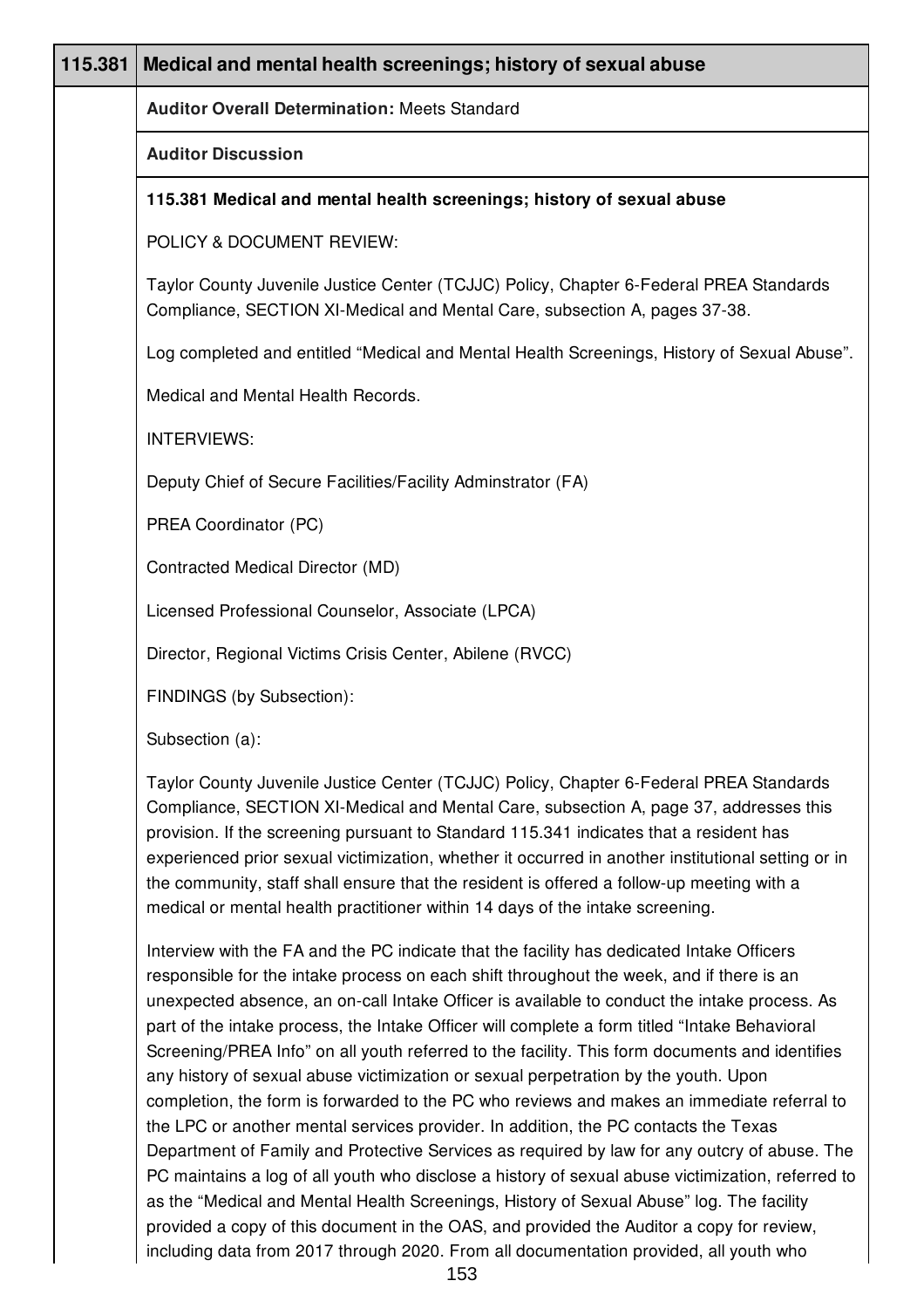| 115.381 | Medical and mental health screenings; history of sexual abuse |
|---|---|

**Auditor Overall Determination:** Meets Standard

**Auditor Discussion**

**115.381 Medical and mental health screenings; history of sexual abuse**

POLICY & DOCUMENT REVIEW:

Taylor County Juvenile Justice Center (TCJJC) Policy, Chapter 6-Federal PREA Standards Compliance, SECTION XI-Medical and Mental Care, subsection A, pages 37-38.

Log completed and entitled "Medical and Mental Health Screenings, History of Sexual Abuse".

Medical and Mental Health Records.

INTERVIEWS:

Deputy Chief of Secure Facilities/Facility Adminstrator (FA)

PREA Coordinator (PC)

Contracted Medical Director (MD)

Licensed Professional Counselor, Associate (LPCA)

Director, Regional Victims Crisis Center, Abilene (RVCC)

FINDINGS (by Subsection):

Subsection (a):

Taylor County Juvenile Justice Center (TCJJC) Policy, Chapter 6-Federal PREA Standards Compliance, SECTION XI-Medical and Mental Care, subsection A, page 37, addresses this provision. If the screening pursuant to Standard 115.341 indicates that a resident has experienced prior sexual victimization, whether it occurred in another institutional setting or in the community, staff shall ensure that the resident is offered a follow-up meeting with a medical or mental health practitioner within 14 days of the intake screening.

Interview with the FA and the PC indicate that the facility has dedicated Intake Officers responsible for the intake process on each shift throughout the week, and if there is an unexpected absence, an on-call Intake Officer is available to conduct the intake process. As part of the intake process, the Intake Officer will complete a form titled "Intake Behavioral Screening/PREA Info" on all youth referred to the facility. This form documents and identifies any history of sexual abuse victimization or sexual perpetration by the youth. Upon completion, the form is forwarded to the PC who reviews and makes an immediate referral to the LPC or another mental services provider. In addition, the PC contacts the Texas Department of Family and Protective Services as required by law for any outcry of abuse. The PC maintains a log of all youth who disclose a history of sexual abuse victimization, referred to as the "Medical and Mental Health Screenings, History of Sexual Abuse" log. The facility provided a copy of this document in the OAS, and provided the Auditor a copy for review, including data from 2017 through 2020. From all documentation provided, all youth who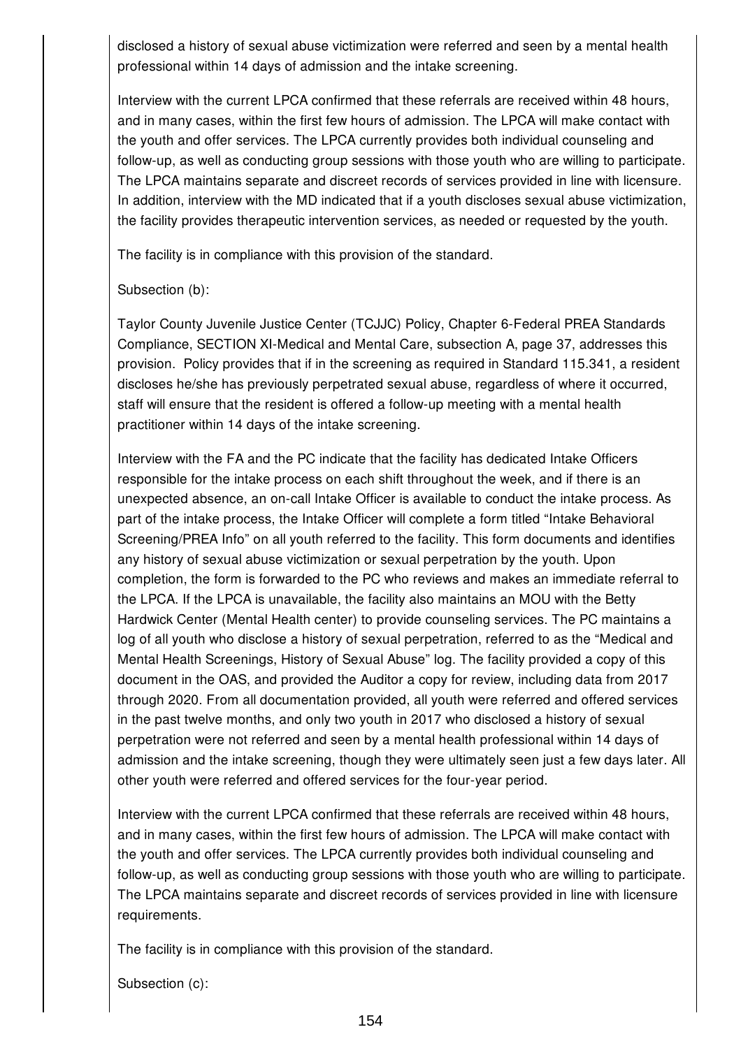disclosed a history of sexual abuse victimization were referred and seen by a mental health professional within 14 days of admission and the intake screening.

Interview with the current LPCA confirmed that these referrals are received within 48 hours, and in many cases, within the first few hours of admission. The LPCA will make contact with the youth and offer services. The LPCA currently provides both individual counseling and follow-up, as well as conducting group sessions with those youth who are willing to participate. The LPCA maintains separate and discreet records of services provided in line with licensure. In addition, interview with the MD indicated that if a youth discloses sexual abuse victimization, the facility provides therapeutic intervention services, as needed or requested by the youth.

The facility is in compliance with this provision of the standard.

Subsection (b):

Taylor County Juvenile Justice Center (TCJJC) Policy, Chapter 6-Federal PREA Standards Compliance, SECTION XI-Medical and Mental Care, subsection A, page 37, addresses this provision. Policy provides that if in the screening as required in Standard 115.341, a resident discloses he/she has previously perpetrated sexual abuse, regardless of where it occurred, staff will ensure that the resident is offered a follow-up meeting with a mental health practitioner within 14 days of the intake screening.

Interview with the FA and the PC indicate that the facility has dedicated Intake Officers responsible for the intake process on each shift throughout the week, and if there is an unexpected absence, an on-call Intake Officer is available to conduct the intake process. As part of the intake process, the Intake Officer will complete a form titled "Intake Behavioral Screening/PREA Info" on all youth referred to the facility. This form documents and identifies any history of sexual abuse victimization or sexual perpetration by the youth. Upon completion, the form is forwarded to the PC who reviews and makes an immediate referral to the LPCA. If the LPCA is unavailable, the facility also maintains an MOU with the Betty Hardwick Center (Mental Health center) to provide counseling services. The PC maintains a log of all youth who disclose a history of sexual perpetration, referred to as the "Medical and Mental Health Screenings, History of Sexual Abuse" log. The facility provided a copy of this document in the OAS, and provided the Auditor a copy for review, including data from 2017 through 2020. From all documentation provided, all youth were referred and offered services in the past twelve months, and only two youth in 2017 who disclosed a history of sexual perpetration were not referred and seen by a mental health professional within 14 days of admission and the intake screening, though they were ultimately seen just a few days later. All other youth were referred and offered services for the four-year period.

Interview with the current LPCA confirmed that these referrals are received within 48 hours, and in many cases, within the first few hours of admission. The LPCA will make contact with the youth and offer services. The LPCA currently provides both individual counseling and follow-up, as well as conducting group sessions with those youth who are willing to participate. The LPCA maintains separate and discreet records of services provided in line with licensure requirements.

The facility is in compliance with this provision of the standard.

Subsection (c):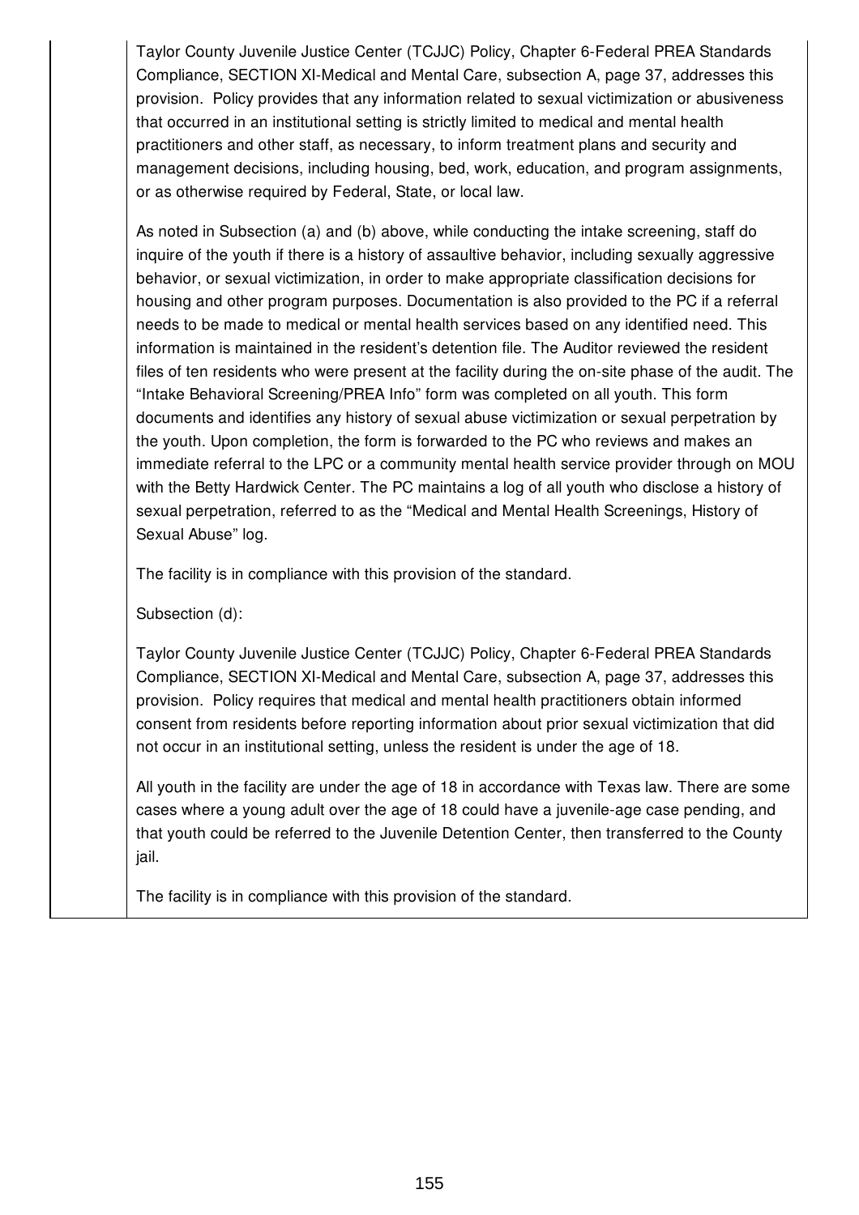Taylor County Juvenile Justice Center (TCJJC) Policy, Chapter 6-Federal PREA Standards Compliance, SECTION XI-Medical and Mental Care, subsection A, page 37, addresses this provision. Policy provides that any information related to sexual victimization or abusiveness that occurred in an institutional setting is strictly limited to medical and mental health practitioners and other staff, as necessary, to inform treatment plans and security and management decisions, including housing, bed, work, education, and program assignments, or as otherwise required by Federal, State, or local law.

As noted in Subsection (a) and (b) above, while conducting the intake screening, staff do inquire of the youth if there is a history of assaultive behavior, including sexually aggressive behavior, or sexual victimization, in order to make appropriate classification decisions for housing and other program purposes. Documentation is also provided to the PC if a referral needs to be made to medical or mental health services based on any identified need. This information is maintained in the resident's detention file. The Auditor reviewed the resident files of ten residents who were present at the facility during the on-site phase of the audit. The "Intake Behavioral Screening/PREA Info" form was completed on all youth. This form documents and identifies any history of sexual abuse victimization or sexual perpetration by the youth. Upon completion, the form is forwarded to the PC who reviews and makes an immediate referral to the LPC or a community mental health service provider through on MOU with the Betty Hardwick Center. The PC maintains a log of all youth who disclose a history of sexual perpetration, referred to as the "Medical and Mental Health Screenings, History of Sexual Abuse" log.

The facility is in compliance with this provision of the standard.

Subsection (d):

Taylor County Juvenile Justice Center (TCJJC) Policy, Chapter 6-Federal PREA Standards Compliance, SECTION XI-Medical and Mental Care, subsection A, page 37, addresses this provision. Policy requires that medical and mental health practitioners obtain informed consent from residents before reporting information about prior sexual victimization that did not occur in an institutional setting, unless the resident is under the age of 18.

All youth in the facility are under the age of 18 in accordance with Texas law. There are some cases where a young adult over the age of 18 could have a juvenile-age case pending, and that youth could be referred to the Juvenile Detention Center, then transferred to the County jail.

The facility is in compliance with this provision of the standard.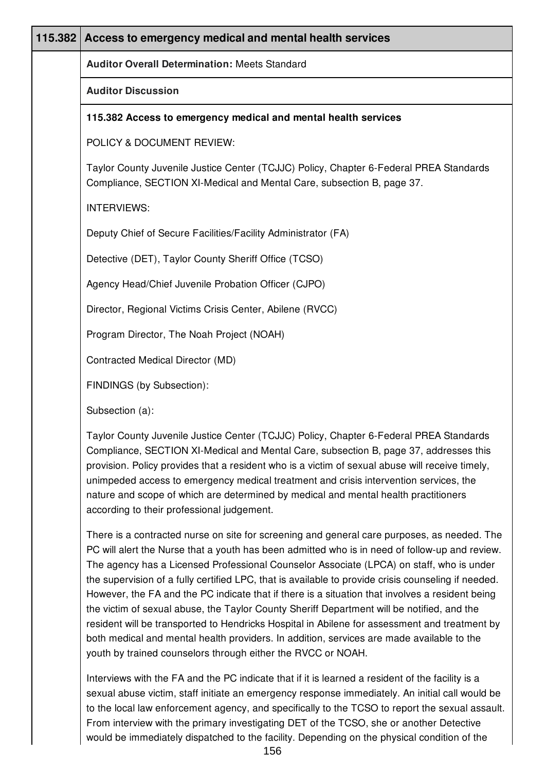| 115.382 | Access to emergency medical and mental health services |
| --- | --- |
| | **Auditor Overall Determination:** Meets Standard |
| | **Auditor Discussion** |

**115.382 Access to emergency medical and mental health services**

POLICY & DOCUMENT REVIEW:

Taylor County Juvenile Justice Center (TCJJC) Policy, Chapter 6-Federal PREA Standards Compliance, SECTION XI-Medical and Mental Care, subsection B, page 37.

INTERVIEWS:

Deputy Chief of Secure Facilities/Facility Administrator (FA)

Detective (DET), Taylor County Sheriff Office (TCSO)

Agency Head/Chief Juvenile Probation Officer (CJPO)

Director, Regional Victims Crisis Center, Abilene (RVCC)

Program Director, The Noah Project (NOAH)

Contracted Medical Director (MD)

FINDINGS (by Subsection):

Subsection (a):

Taylor County Juvenile Justice Center (TCJJC) Policy, Chapter 6-Federal PREA Standards Compliance, SECTION XI-Medical and Mental Care, subsection B, page 37, addresses this provision. Policy provides that a resident who is a victim of sexual abuse will receive timely, unimpeded access to emergency medical treatment and crisis intervention services, the nature and scope of which are determined by medical and mental health practitioners according to their professional judgement.

There is a contracted nurse on site for screening and general care purposes, as needed. The PC will alert the Nurse that a youth has been admitted who is in need of follow-up and review. The agency has a Licensed Professional Counselor Associate (LPCA) on staff, who is under the supervision of a fully certified LPC, that is available to provide crisis counseling if needed. However, the FA and the PC indicate that if there is a situation that involves a resident being the victim of sexual abuse, the Taylor County Sheriff Department will be notified, and the resident will be transported to Hendricks Hospital in Abilene for assessment and treatment by both medical and mental health providers. In addition, services are made available to the youth by trained counselors through either the RVCC or NOAH.

Interviews with the FA and the PC indicate that if it is learned a resident of the facility is a sexual abuse victim, staff initiate an emergency response immediately. An initial call would be to the local law enforcement agency, and specifically to the TCSO to report the sexual assault. From interview with the primary investigating DET of the TCSO, she or another Detective would be immediately dispatched to the facility. Depending on the physical condition of the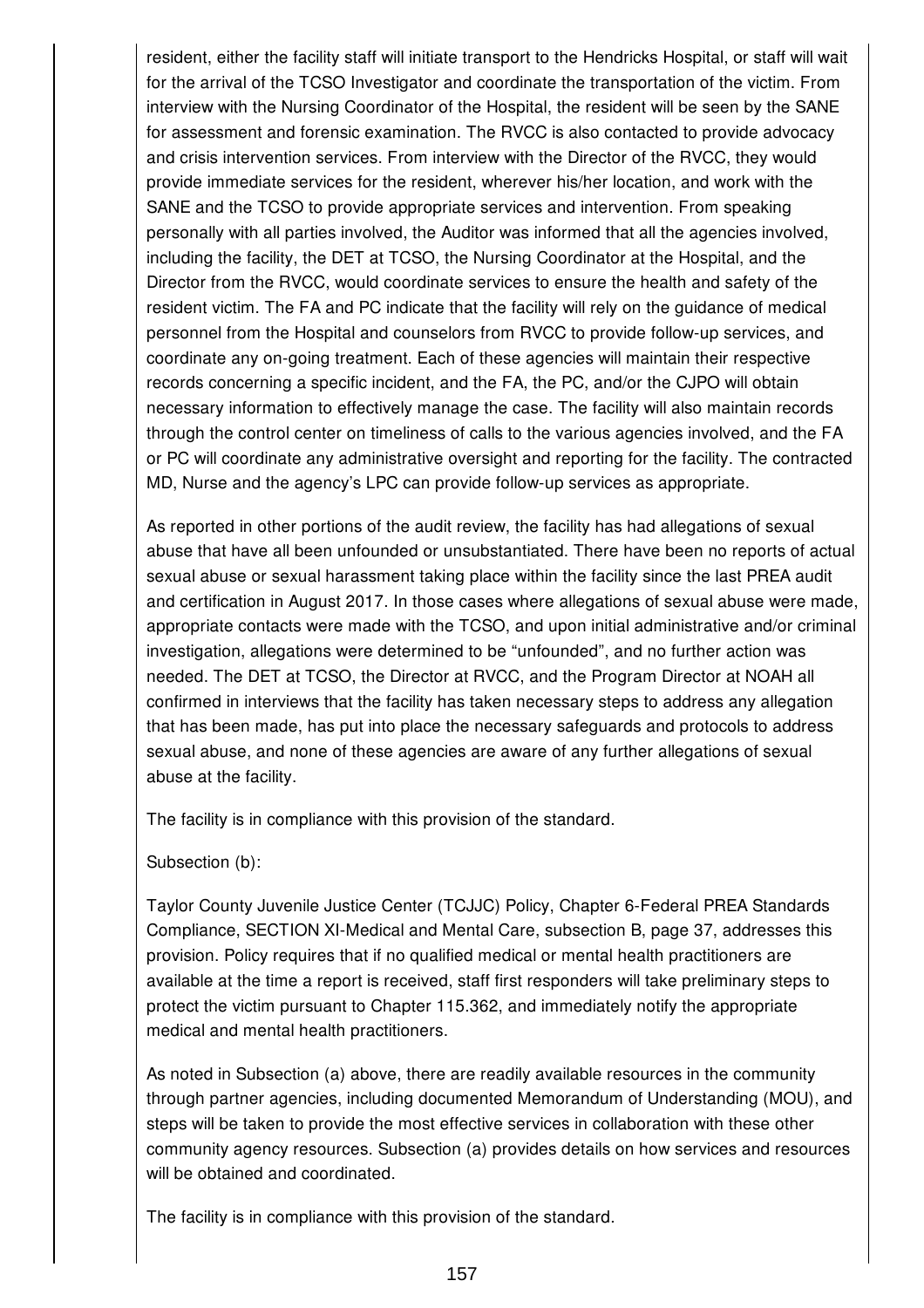resident, either the facility staff will initiate transport to the Hendricks Hospital, or staff will wait for the arrival of the TCSO Investigator and coordinate the transportation of the victim. From interview with the Nursing Coordinator of the Hospital, the resident will be seen by the SANE for assessment and forensic examination. The RVCC is also contacted to provide advocacy and crisis intervention services. From interview with the Director of the RVCC, they would provide immediate services for the resident, wherever his/her location, and work with the SANE and the TCSO to provide appropriate services and intervention. From speaking personally with all parties involved, the Auditor was informed that all the agencies involved, including the facility, the DET at TCSO, the Nursing Coordinator at the Hospital, and the Director from the RVCC, would coordinate services to ensure the health and safety of the resident victim. The FA and PC indicate that the facility will rely on the guidance of medical personnel from the Hospital and counselors from RVCC to provide follow-up services, and coordinate any on-going treatment. Each of these agencies will maintain their respective records concerning a specific incident, and the FA, the PC, and/or the CJPO will obtain necessary information to effectively manage the case. The facility will also maintain records through the control center on timeliness of calls to the various agencies involved, and the FA or PC will coordinate any administrative oversight and reporting for the facility. The contracted MD, Nurse and the agency's LPC can provide follow-up services as appropriate.

As reported in other portions of the audit review, the facility has had allegations of sexual abuse that have all been unfounded or unsubstantiated. There have been no reports of actual sexual abuse or sexual harassment taking place within the facility since the last PREA audit and certification in August 2017. In those cases where allegations of sexual abuse were made, appropriate contacts were made with the TCSO, and upon initial administrative and/or criminal investigation, allegations were determined to be "unfounded", and no further action was needed. The DET at TCSO, the Director at RVCC, and the Program Director at NOAH all confirmed in interviews that the facility has taken necessary steps to address any allegation that has been made, has put into place the necessary safeguards and protocols to address sexual abuse, and none of these agencies are aware of any further allegations of sexual abuse at the facility.

The facility is in compliance with this provision of the standard.

Subsection (b):

Taylor County Juvenile Justice Center (TCJJC) Policy, Chapter 6-Federal PREA Standards Compliance, SECTION XI-Medical and Mental Care, subsection B, page 37, addresses this provision. Policy requires that if no qualified medical or mental health practitioners are available at the time a report is received, staff first responders will take preliminary steps to protect the victim pursuant to Chapter 115.362, and immediately notify the appropriate medical and mental health practitioners.

As noted in Subsection (a) above, there are readily available resources in the community through partner agencies, including documented Memorandum of Understanding (MOU), and steps will be taken to provide the most effective services in collaboration with these other community agency resources. Subsection (a) provides details on how services and resources will be obtained and coordinated.

The facility is in compliance with this provision of the standard.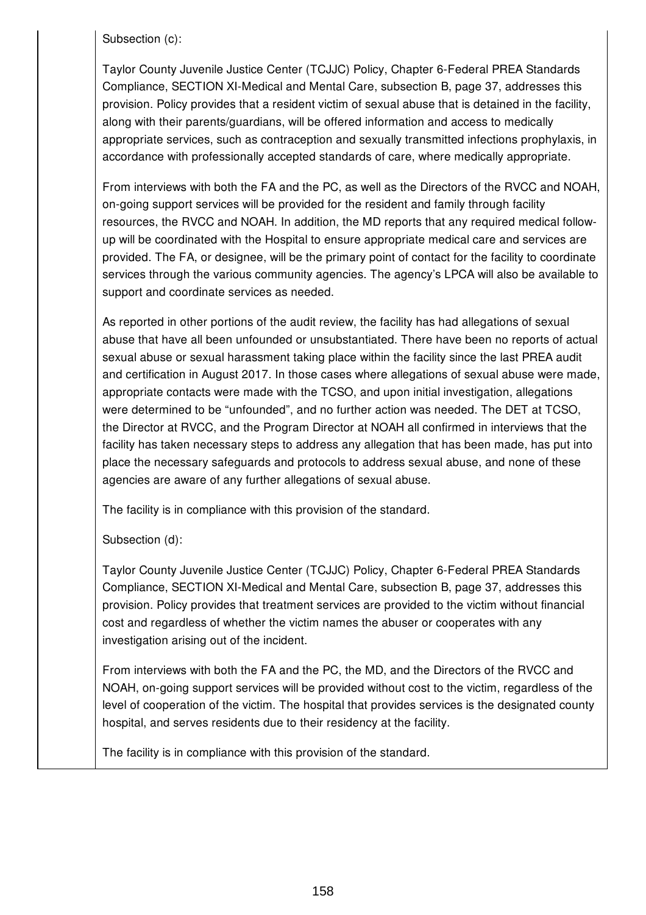Subsection (c):

Taylor County Juvenile Justice Center (TCJJC) Policy, Chapter 6-Federal PREA Standards Compliance, SECTION XI-Medical and Mental Care, subsection B, page 37, addresses this provision. Policy provides that a resident victim of sexual abuse that is detained in the facility, along with their parents/guardians, will be offered information and access to medically appropriate services, such as contraception and sexually transmitted infections prophylaxis, in accordance with professionally accepted standards of care, where medically appropriate.

From interviews with both the FA and the PC, as well as the Directors of the RVCC and NOAH, on-going support services will be provided for the resident and family through facility resources, the RVCC and NOAH. In addition, the MD reports that any required medical follow-up will be coordinated with the Hospital to ensure appropriate medical care and services are provided. The FA, or designee, will be the primary point of contact for the facility to coordinate services through the various community agencies. The agency's LPCA will also be available to support and coordinate services as needed.

As reported in other portions of the audit review, the facility has had allegations of sexual abuse that have all been unfounded or unsubstantiated. There have been no reports of actual sexual abuse or sexual harassment taking place within the facility since the last PREA audit and certification in August 2017. In those cases where allegations of sexual abuse were made, appropriate contacts were made with the TCSO, and upon initial investigation, allegations were determined to be "unfounded", and no further action was needed. The DET at TCSO, the Director at RVCC, and the Program Director at NOAH all confirmed in interviews that the facility has taken necessary steps to address any allegation that has been made, has put into place the necessary safeguards and protocols to address sexual abuse, and none of these agencies are aware of any further allegations of sexual abuse.

The facility is in compliance with this provision of the standard.

Subsection (d):

Taylor County Juvenile Justice Center (TCJJC) Policy, Chapter 6-Federal PREA Standards Compliance, SECTION XI-Medical and Mental Care, subsection B, page 37, addresses this provision. Policy provides that treatment services are provided to the victim without financial cost and regardless of whether the victim names the abuser or cooperates with any investigation arising out of the incident.

From interviews with both the FA and the PC, the MD, and the Directors of the RVCC and NOAH, on-going support services will be provided without cost to the victim, regardless of the level of cooperation of the victim. The hospital that provides services is the designated county hospital, and serves residents due to their residency at the facility.

The facility is in compliance with this provision of the standard.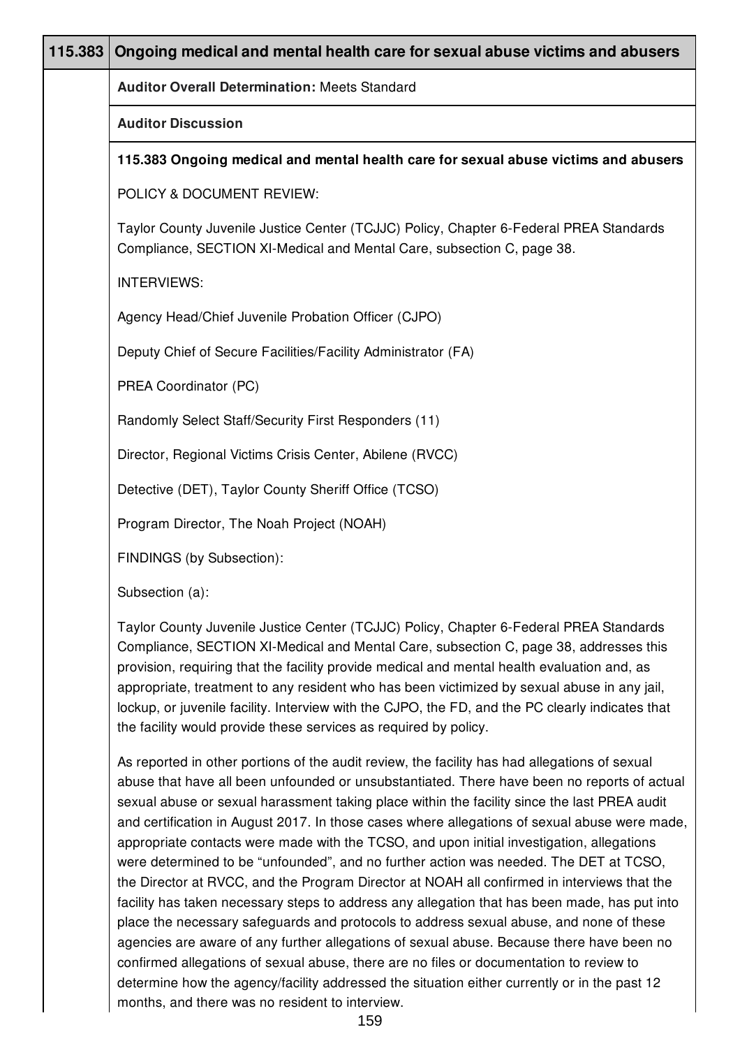| 115.383 | Ongoing medical and mental health care for sexual abuse victims and abusers |
|---|---|

**Auditor Overall Determination:** Meets Standard

**Auditor Discussion**

**115.383 Ongoing medical and mental health care for sexual abuse victims and abusers**

POLICY & DOCUMENT REVIEW:

Taylor County Juvenile Justice Center (TCJJC) Policy, Chapter 6-Federal PREA Standards Compliance, SECTION XI-Medical and Mental Care, subsection C, page 38.

INTERVIEWS:

Agency Head/Chief Juvenile Probation Officer (CJPO)

Deputy Chief of Secure Facilities/Facility Administrator (FA)

PREA Coordinator (PC)

Randomly Select Staff/Security First Responders (11)

Director, Regional Victims Crisis Center, Abilene (RVCC)

Detective (DET), Taylor County Sheriff Office (TCSO)

Program Director, The Noah Project (NOAH)

FINDINGS (by Subsection):

Subsection (a):

Taylor County Juvenile Justice Center (TCJJC) Policy, Chapter 6-Federal PREA Standards Compliance, SECTION XI-Medical and Mental Care, subsection C, page 38, addresses this provision, requiring that the facility provide medical and mental health evaluation and, as appropriate, treatment to any resident who has been victimized by sexual abuse in any jail, lockup, or juvenile facility. Interview with the CJPO, the FD, and the PC clearly indicates that the facility would provide these services as required by policy.

As reported in other portions of the audit review, the facility has had allegations of sexual abuse that have all been unfounded or unsubstantiated. There have been no reports of actual sexual abuse or sexual harassment taking place within the facility since the last PREA audit and certification in August 2017. In those cases where allegations of sexual abuse were made, appropriate contacts were made with the TCSO, and upon initial investigation, allegations were determined to be "unfounded", and no further action was needed. The DET at TCSO, the Director at RVCC, and the Program Director at NOAH all confirmed in interviews that the facility has taken necessary steps to address any allegation that has been made, has put into place the necessary safeguards and protocols to address sexual abuse, and none of these agencies are aware of any further allegations of sexual abuse. Because there have been no confirmed allegations of sexual abuse, there are no files or documentation to review to determine how the agency/facility addressed the situation either currently or in the past 12 months, and there was no resident to interview.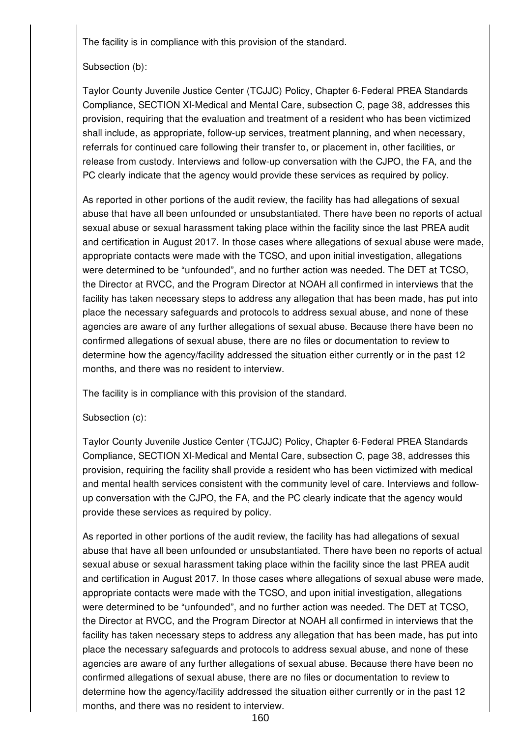The facility is in compliance with this provision of the standard.

Subsection (b):

Taylor County Juvenile Justice Center (TCJJC) Policy, Chapter 6-Federal PREA Standards Compliance, SECTION XI-Medical and Mental Care, subsection C, page 38, addresses this provision, requiring that the evaluation and treatment of a resident who has been victimized shall include, as appropriate, follow-up services, treatment planning, and when necessary, referrals for continued care following their transfer to, or placement in, other facilities, or release from custody. Interviews and follow-up conversation with the CJPO, the FA, and the PC clearly indicate that the agency would provide these services as required by policy.

As reported in other portions of the audit review, the facility has had allegations of sexual abuse that have all been unfounded or unsubstantiated. There have been no reports of actual sexual abuse or sexual harassment taking place within the facility since the last PREA audit and certification in August 2017. In those cases where allegations of sexual abuse were made, appropriate contacts were made with the TCSO, and upon initial investigation, allegations were determined to be "unfounded", and no further action was needed. The DET at TCSO, the Director at RVCC, and the Program Director at NOAH all confirmed in interviews that the facility has taken necessary steps to address any allegation that has been made, has put into place the necessary safeguards and protocols to address sexual abuse, and none of these agencies are aware of any further allegations of sexual abuse. Because there have been no confirmed allegations of sexual abuse, there are no files or documentation to review to determine how the agency/facility addressed the situation either currently or in the past 12 months, and there was no resident to interview.

The facility is in compliance with this provision of the standard.

Subsection (c):

Taylor County Juvenile Justice Center (TCJJC) Policy, Chapter 6-Federal PREA Standards Compliance, SECTION XI-Medical and Mental Care, subsection C, page 38, addresses this provision, requiring the facility shall provide a resident who has been victimized with medical and mental health services consistent with the community level of care. Interviews and follow-up conversation with the CJPO, the FA, and the PC clearly indicate that the agency would provide these services as required by policy.

As reported in other portions of the audit review, the facility has had allegations of sexual abuse that have all been unfounded or unsubstantiated. There have been no reports of actual sexual abuse or sexual harassment taking place within the facility since the last PREA audit and certification in August 2017. In those cases where allegations of sexual abuse were made, appropriate contacts were made with the TCSO, and upon initial investigation, allegations were determined to be "unfounded", and no further action was needed. The DET at TCSO, the Director at RVCC, and the Program Director at NOAH all confirmed in interviews that the facility has taken necessary steps to address any allegation that has been made, has put into place the necessary safeguards and protocols to address sexual abuse, and none of these agencies are aware of any further allegations of sexual abuse. Because there have been no confirmed allegations of sexual abuse, there are no files or documentation to review to determine how the agency/facility addressed the situation either currently or in the past 12 months, and there was no resident to interview.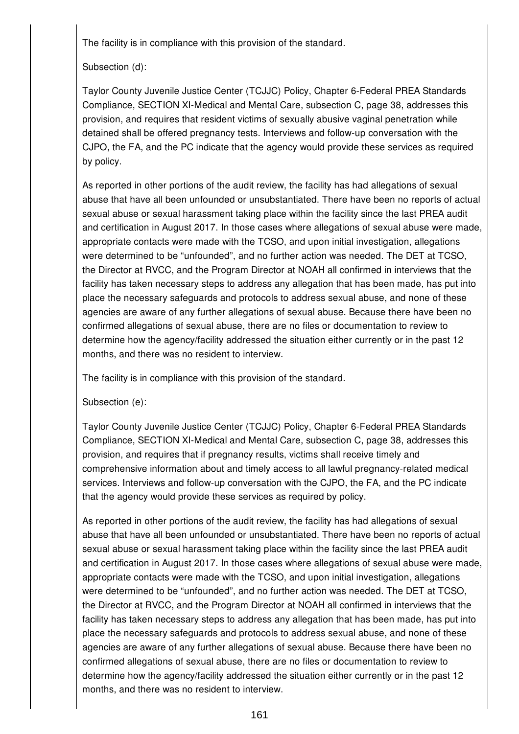The facility is in compliance with this provision of the standard.

Subsection (d):

Taylor County Juvenile Justice Center (TCJJC) Policy, Chapter 6-Federal PREA Standards Compliance, SECTION XI-Medical and Mental Care, subsection C, page 38, addresses this provision, and requires that resident victims of sexually abusive vaginal penetration while detained shall be offered pregnancy tests. Interviews and follow-up conversation with the CJPO, the FA, and the PC indicate that the agency would provide these services as required by policy.

As reported in other portions of the audit review, the facility has had allegations of sexual abuse that have all been unfounded or unsubstantiated. There have been no reports of actual sexual abuse or sexual harassment taking place within the facility since the last PREA audit and certification in August 2017. In those cases where allegations of sexual abuse were made, appropriate contacts were made with the TCSO, and upon initial investigation, allegations were determined to be "unfounded", and no further action was needed. The DET at TCSO, the Director at RVCC, and the Program Director at NOAH all confirmed in interviews that the facility has taken necessary steps to address any allegation that has been made, has put into place the necessary safeguards and protocols to address sexual abuse, and none of these agencies are aware of any further allegations of sexual abuse. Because there have been no confirmed allegations of sexual abuse, there are no files or documentation to review to determine how the agency/facility addressed the situation either currently or in the past 12 months, and there was no resident to interview.

The facility is in compliance with this provision of the standard.

Subsection (e):

Taylor County Juvenile Justice Center (TCJJC) Policy, Chapter 6-Federal PREA Standards Compliance, SECTION XI-Medical and Mental Care, subsection C, page 38, addresses this provision, and requires that if pregnancy results, victims shall receive timely and comprehensive information about and timely access to all lawful pregnancy-related medical services. Interviews and follow-up conversation with the CJPO, the FA, and the PC indicate that the agency would provide these services as required by policy.

As reported in other portions of the audit review, the facility has had allegations of sexual abuse that have all been unfounded or unsubstantiated. There have been no reports of actual sexual abuse or sexual harassment taking place within the facility since the last PREA audit and certification in August 2017. In those cases where allegations of sexual abuse were made, appropriate contacts were made with the TCSO, and upon initial investigation, allegations were determined to be "unfounded", and no further action was needed. The DET at TCSO, the Director at RVCC, and the Program Director at NOAH all confirmed in interviews that the facility has taken necessary steps to address any allegation that has been made, has put into place the necessary safeguards and protocols to address sexual abuse, and none of these agencies are aware of any further allegations of sexual abuse. Because there have been no confirmed allegations of sexual abuse, there are no files or documentation to review to determine how the agency/facility addressed the situation either currently or in the past 12 months, and there was no resident to interview.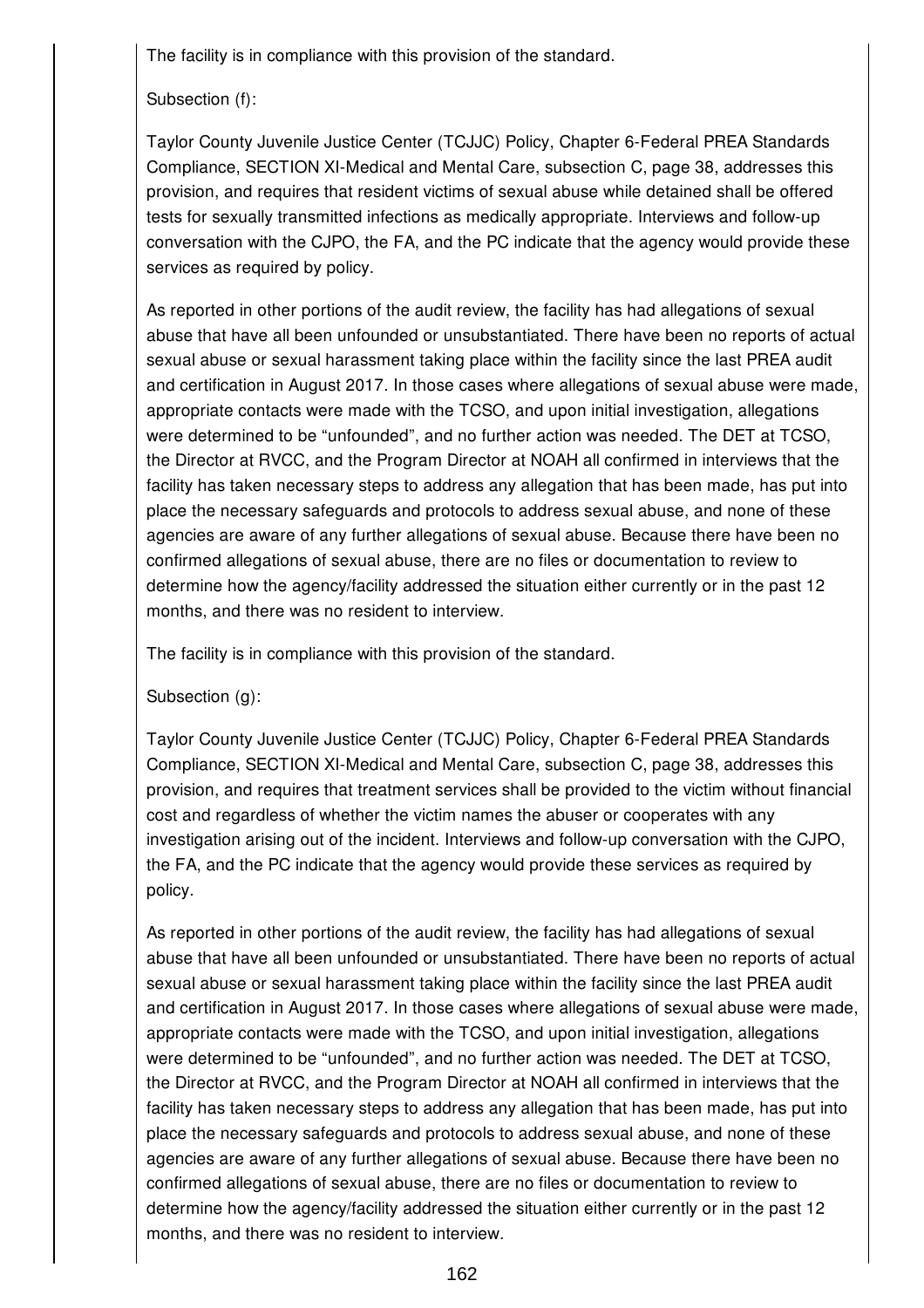The facility is in compliance with this provision of the standard.

Subsection (f):

Taylor County Juvenile Justice Center (TCJJC) Policy, Chapter 6-Federal PREA Standards Compliance, SECTION XI-Medical and Mental Care, subsection C, page 38, addresses this provision, and requires that resident victims of sexual abuse while detained shall be offered tests for sexually transmitted infections as medically appropriate. Interviews and follow-up conversation with the CJPO, the FA, and the PC indicate that the agency would provide these services as required by policy.

As reported in other portions of the audit review, the facility has had allegations of sexual abuse that have all been unfounded or unsubstantiated. There have been no reports of actual sexual abuse or sexual harassment taking place within the facility since the last PREA audit and certification in August 2017. In those cases where allegations of sexual abuse were made, appropriate contacts were made with the TCSO, and upon initial investigation, allegations were determined to be "unfounded", and no further action was needed. The DET at TCSO, the Director at RVCC, and the Program Director at NOAH all confirmed in interviews that the facility has taken necessary steps to address any allegation that has been made, has put into place the necessary safeguards and protocols to address sexual abuse, and none of these agencies are aware of any further allegations of sexual abuse. Because there have been no confirmed allegations of sexual abuse, there are no files or documentation to review to determine how the agency/facility addressed the situation either currently or in the past 12 months, and there was no resident to interview.

The facility is in compliance with this provision of the standard.

Subsection (g):

Taylor County Juvenile Justice Center (TCJJC) Policy, Chapter 6-Federal PREA Standards Compliance, SECTION XI-Medical and Mental Care, subsection C, page 38, addresses this provision, and requires that treatment services shall be provided to the victim without financial cost and regardless of whether the victim names the abuser or cooperates with any investigation arising out of the incident. Interviews and follow-up conversation with the CJPO, the FA, and the PC indicate that the agency would provide these services as required by policy.

As reported in other portions of the audit review, the facility has had allegations of sexual abuse that have all been unfounded or unsubstantiated. There have been no reports of actual sexual abuse or sexual harassment taking place within the facility since the last PREA audit and certification in August 2017. In those cases where allegations of sexual abuse were made, appropriate contacts were made with the TCSO, and upon initial investigation, allegations were determined to be "unfounded", and no further action was needed. The DET at TCSO, the Director at RVCC, and the Program Director at NOAH all confirmed in interviews that the facility has taken necessary steps to address any allegation that has been made, has put into place the necessary safeguards and protocols to address sexual abuse, and none of these agencies are aware of any further allegations of sexual abuse. Because there have been no confirmed allegations of sexual abuse, there are no files or documentation to review to determine how the agency/facility addressed the situation either currently or in the past 12 months, and there was no resident to interview.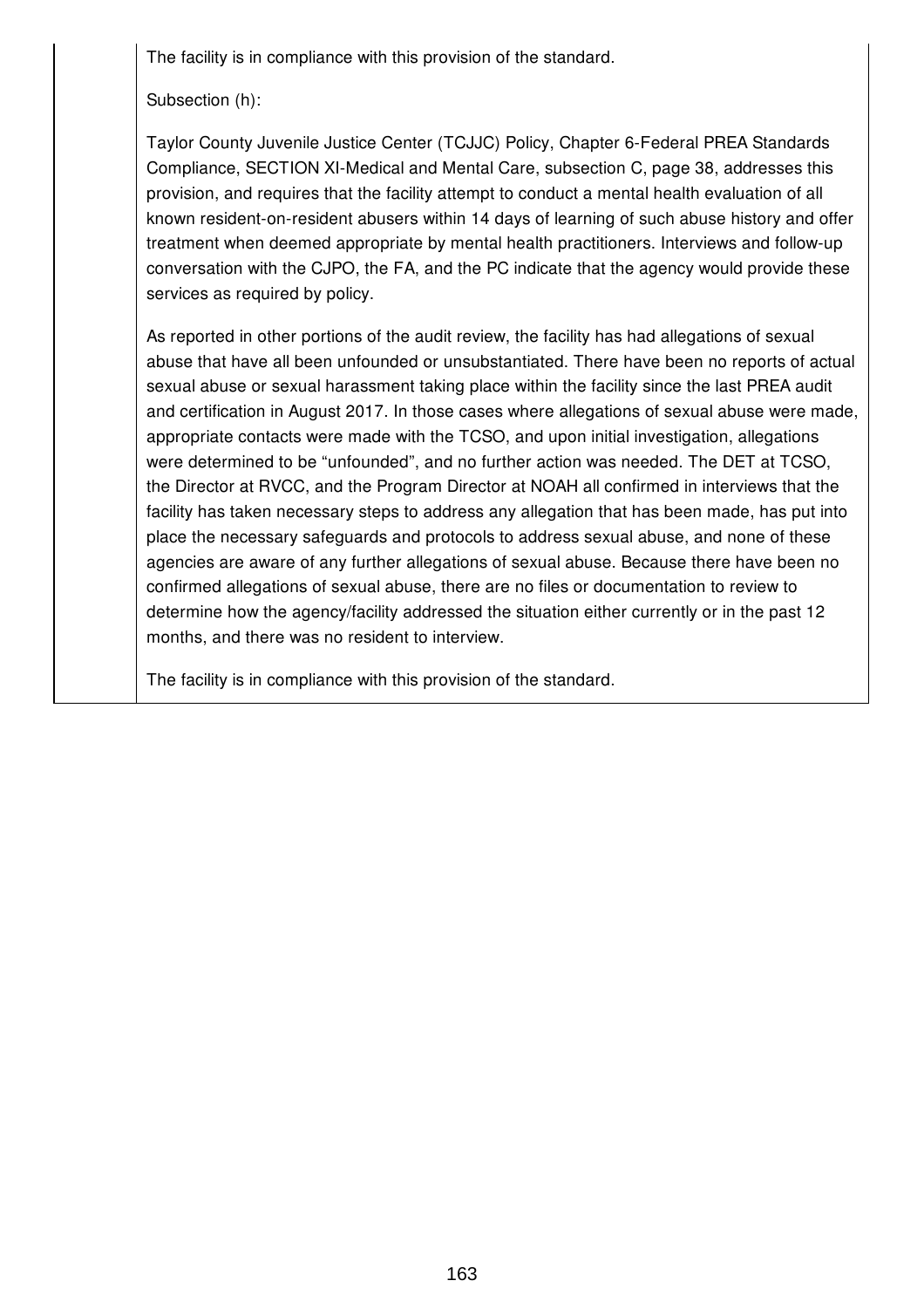The facility is in compliance with this provision of the standard.

Subsection (h):

Taylor County Juvenile Justice Center (TCJJC) Policy, Chapter 6-Federal PREA Standards Compliance, SECTION XI-Medical and Mental Care, subsection C, page 38, addresses this provision, and requires that the facility attempt to conduct a mental health evaluation of all known resident-on-resident abusers within 14 days of learning of such abuse history and offer treatment when deemed appropriate by mental health practitioners. Interviews and follow-up conversation with the CJPO, the FA, and the PC indicate that the agency would provide these services as required by policy.

As reported in other portions of the audit review, the facility has had allegations of sexual abuse that have all been unfounded or unsubstantiated. There have been no reports of actual sexual abuse or sexual harassment taking place within the facility since the last PREA audit and certification in August 2017. In those cases where allegations of sexual abuse were made, appropriate contacts were made with the TCSO, and upon initial investigation, allegations were determined to be "unfounded", and no further action was needed. The DET at TCSO, the Director at RVCC, and the Program Director at NOAH all confirmed in interviews that the facility has taken necessary steps to address any allegation that has been made, has put into place the necessary safeguards and protocols to address sexual abuse, and none of these agencies are aware of any further allegations of sexual abuse. Because there have been no confirmed allegations of sexual abuse, there are no files or documentation to review to determine how the agency/facility addressed the situation either currently or in the past 12 months, and there was no resident to interview.

The facility is in compliance with this provision of the standard.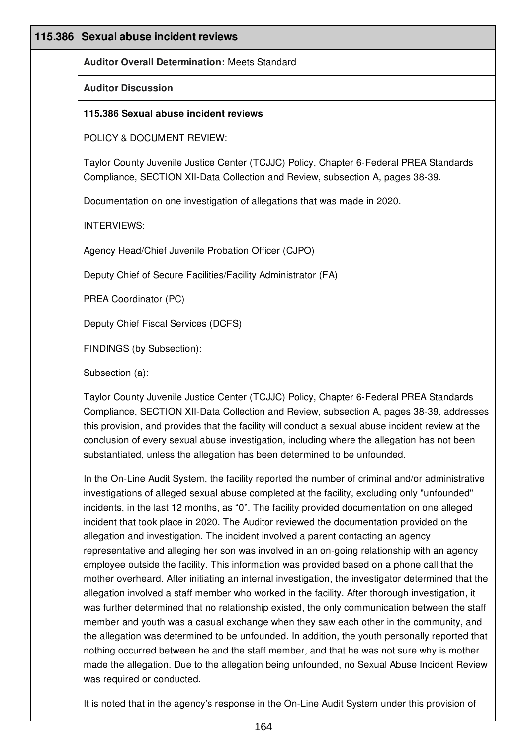| 115.386 | Sexual abuse incident reviews |
|---|---|

**Auditor Overall Determination:** Meets Standard

**Auditor Discussion**

**115.386 Sexual abuse incident reviews**

POLICY & DOCUMENT REVIEW:

Taylor County Juvenile Justice Center (TCJJC) Policy, Chapter 6-Federal PREA Standards Compliance, SECTION XII-Data Collection and Review, subsection A, pages 38-39.

Documentation on one investigation of allegations that was made in 2020.

INTERVIEWS:

Agency Head/Chief Juvenile Probation Officer (CJPO)

Deputy Chief of Secure Facilities/Facility Administrator (FA)

PREA Coordinator (PC)

Deputy Chief Fiscal Services (DCFS)

FINDINGS (by Subsection):

Subsection (a):

Taylor County Juvenile Justice Center (TCJJC) Policy, Chapter 6-Federal PREA Standards Compliance, SECTION XII-Data Collection and Review, subsection A, pages 38-39, addresses this provision, and provides that the facility will conduct a sexual abuse incident review at the conclusion of every sexual abuse investigation, including where the allegation has not been substantiated, unless the allegation has been determined to be unfounded.

In the On-Line Audit System, the facility reported the number of criminal and/or administrative investigations of alleged sexual abuse completed at the facility, excluding only "unfounded" incidents, in the last 12 months, as “0”. The facility provided documentation on one alleged incident that took place in 2020. The Auditor reviewed the documentation provided on the allegation and investigation. The incident involved a parent contacting an agency representative and alleging her son was involved in an on-going relationship with an agency employee outside the facility. This information was provided based on a phone call that the mother overheard. After initiating an internal investigation, the investigator determined that the allegation involved a staff member who worked in the facility. After thorough investigation, it was further determined that no relationship existed, the only communication between the staff member and youth was a casual exchange when they saw each other in the community, and the allegation was determined to be unfounded. In addition, the youth personally reported that nothing occurred between he and the staff member, and that he was not sure why is mother made the allegation. Due to the allegation being unfounded, no Sexual Abuse Incident Review was required or conducted.

It is noted that in the agency’s response in the On-Line Audit System under this provision of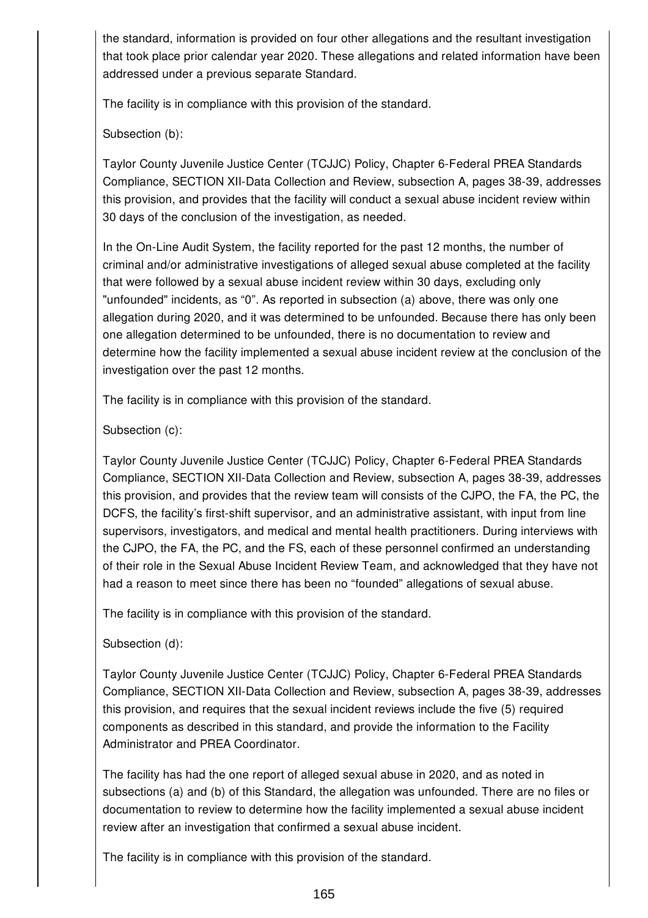the standard, information is provided on four other allegations and the resultant investigation that took place prior calendar year 2020. These allegations and related information have been addressed under a previous separate Standard.

The facility is in compliance with this provision of the standard.

Subsection (b):

Taylor County Juvenile Justice Center (TCJJC) Policy, Chapter 6-Federal PREA Standards Compliance, SECTION XII-Data Collection and Review, subsection A, pages 38-39, addresses this provision, and provides that the facility will conduct a sexual abuse incident review within 30 days of the conclusion of the investigation, as needed.

In the On-Line Audit System, the facility reported for the past 12 months, the number of criminal and/or administrative investigations of alleged sexual abuse completed at the facility that were followed by a sexual abuse incident review within 30 days, excluding only "unfounded" incidents, as "0". As reported in subsection (a) above, there was only one allegation during 2020, and it was determined to be unfounded. Because there has only been one allegation determined to be unfounded, there is no documentation to review and determine how the facility implemented a sexual abuse incident review at the conclusion of the investigation over the past 12 months.

The facility is in compliance with this provision of the standard.

Subsection (c):

Taylor County Juvenile Justice Center (TCJJC) Policy, Chapter 6-Federal PREA Standards Compliance, SECTION XII-Data Collection and Review, subsection A, pages 38-39, addresses this provision, and provides that the review team will consists of the CJPO, the FA, the PC, the DCFS, the facility's first-shift supervisor, and an administrative assistant, with input from line supervisors, investigators, and medical and mental health practitioners. During interviews with the CJPO, the FA, the PC, and the FS, each of these personnel confirmed an understanding of their role in the Sexual Abuse Incident Review Team, and acknowledged that they have not had a reason to meet since there has been no "founded" allegations of sexual abuse.

The facility is in compliance with this provision of the standard.

Subsection (d):

Taylor County Juvenile Justice Center (TCJJC) Policy, Chapter 6-Federal PREA Standards Compliance, SECTION XII-Data Collection and Review, subsection A, pages 38-39, addresses this provision, and requires that the sexual incident reviews include the five (5) required components as described in this standard, and provide the information to the Facility Administrator and PREA Coordinator.

The facility has had the one report of alleged sexual abuse in 2020, and as noted in subsections (a) and (b) of this Standard, the allegation was unfounded. There are no files or documentation to review to determine how the facility implemented a sexual abuse incident review after an investigation that confirmed a sexual abuse incident.

The facility is in compliance with this provision of the standard.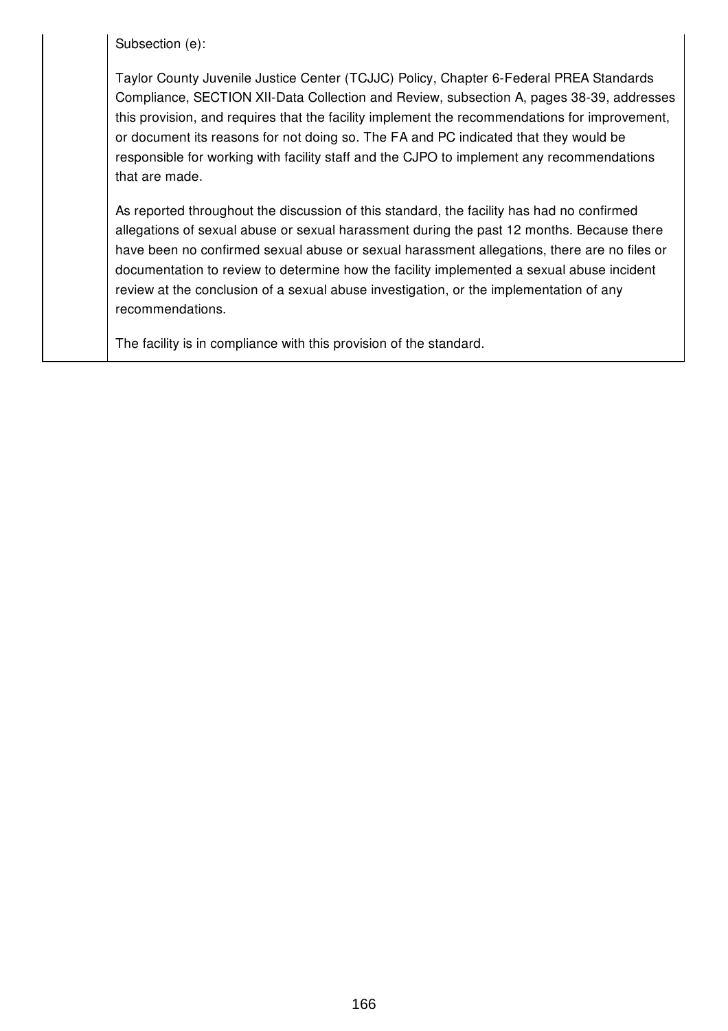Subsection (e):

Taylor County Juvenile Justice Center (TCJJC) Policy, Chapter 6-Federal PREA Standards Compliance, SECTION XII-Data Collection and Review, subsection A, pages 38-39, addresses this provision, and requires that the facility implement the recommendations for improvement, or document its reasons for not doing so. The FA and PC indicated that they would be responsible for working with facility staff and the CJPO to implement any recommendations that are made.

As reported throughout the discussion of this standard, the facility has had no confirmed allegations of sexual abuse or sexual harassment during the past 12 months. Because there have been no confirmed sexual abuse or sexual harassment allegations, there are no files or documentation to review to determine how the facility implemented a sexual abuse incident review at the conclusion of a sexual abuse investigation, or the implementation of any recommendations.

The facility is in compliance with this provision of the standard.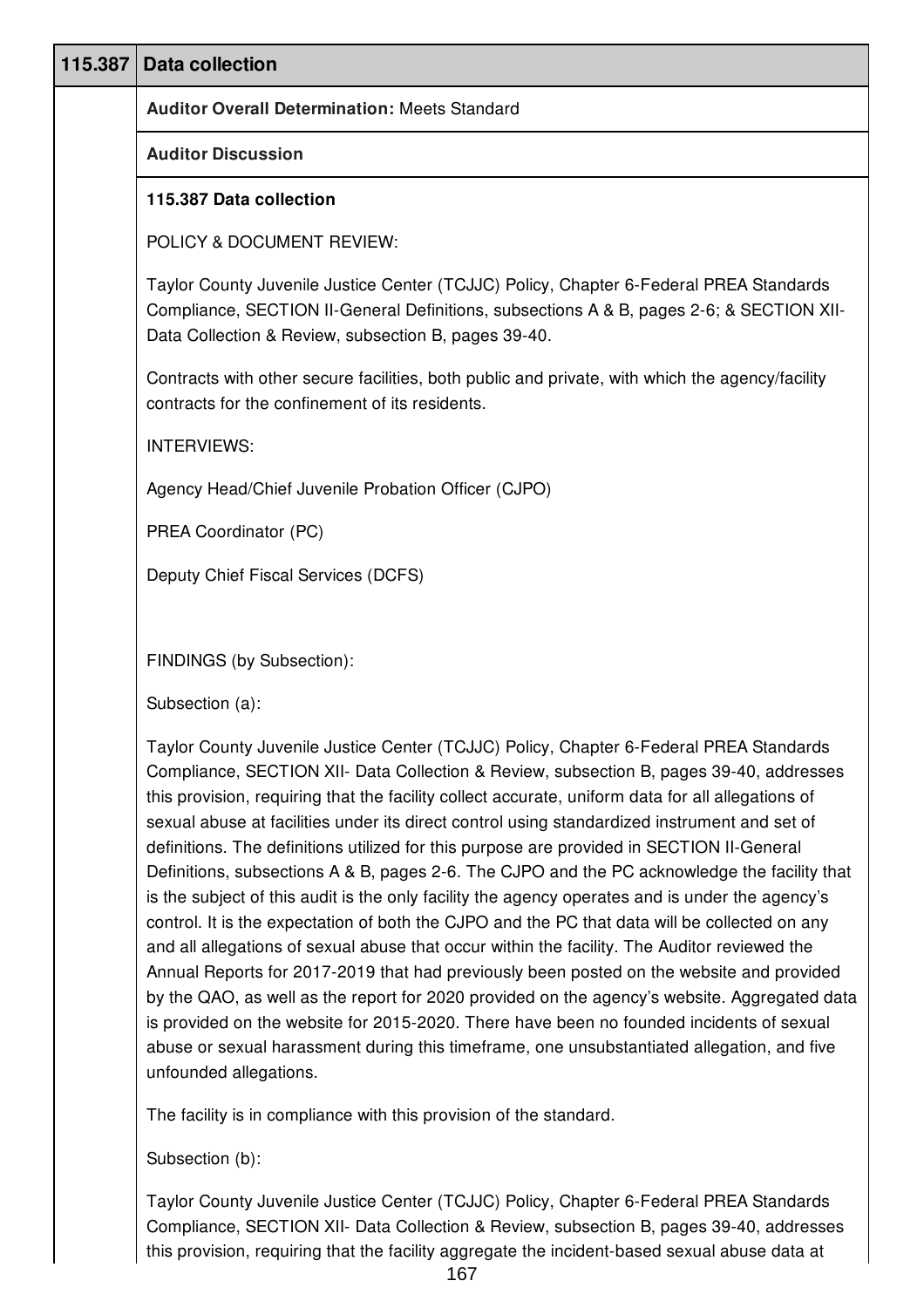## 115.387 Data collection

**Auditor Overall Determination:** Meets Standard

**Auditor Discussion**

**115.387 Data collection**

POLICY & DOCUMENT REVIEW:

Taylor County Juvenile Justice Center (TCJJC) Policy, Chapter 6-Federal PREA Standards Compliance, SECTION II-General Definitions, subsections A & B, pages 2-6; & SECTION XII-Data Collection & Review, subsection B, pages 39-40.

Contracts with other secure facilities, both public and private, with which the agency/facility contracts for the confinement of its residents.

INTERVIEWS:

Agency Head/Chief Juvenile Probation Officer (CJPO)

PREA Coordinator (PC)

Deputy Chief Fiscal Services (DCFS)

FINDINGS (by Subsection):

Subsection (a):

Taylor County Juvenile Justice Center (TCJJC) Policy, Chapter 6-Federal PREA Standards Compliance, SECTION XII- Data Collection & Review, subsection B, pages 39-40, addresses this provision, requiring that the facility collect accurate, uniform data for all allegations of sexual abuse at facilities under its direct control using standardized instrument and set of definitions. The definitions utilized for this purpose are provided in SECTION II-General Definitions, subsections A & B, pages 2-6. The CJPO and the PC acknowledge the facility that is the subject of this audit is the only facility the agency operates and is under the agency's control. It is the expectation of both the CJPO and the PC that data will be collected on any and all allegations of sexual abuse that occur within the facility. The Auditor reviewed the Annual Reports for 2017-2019 that had previously been posted on the website and provided by the QAO, as well as the report for 2020 provided on the agency's website. Aggregated data is provided on the website for 2015-2020. There have been no founded incidents of sexual abuse or sexual harassment during this timeframe, one unsubstantiated allegation, and five unfounded allegations.

The facility is in compliance with this provision of the standard.

Subsection (b):

Taylor County Juvenile Justice Center (TCJJC) Policy, Chapter 6-Federal PREA Standards Compliance, SECTION XII- Data Collection & Review, subsection B, pages 39-40, addresses this provision, requiring that the facility aggregate the incident-based sexual abuse data at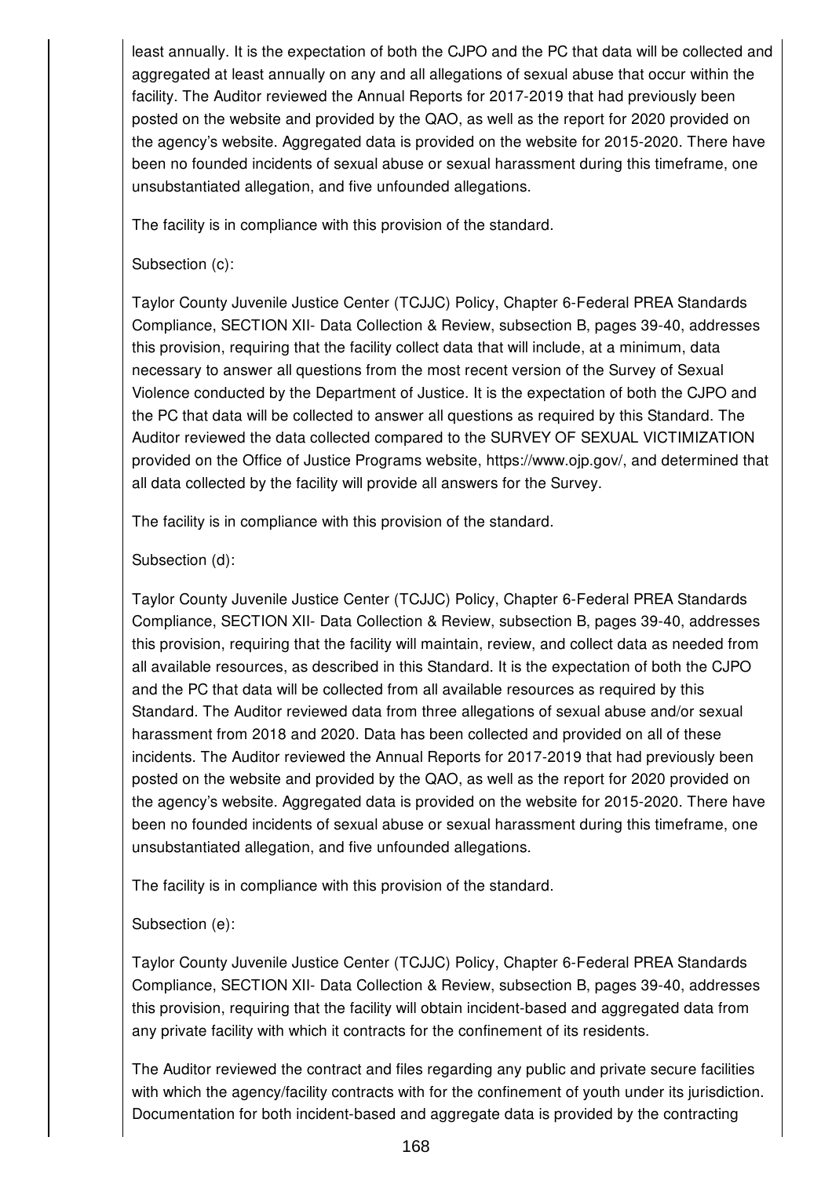least annually. It is the expectation of both the CJPO and the PC that data will be collected and aggregated at least annually on any and all allegations of sexual abuse that occur within the facility. The Auditor reviewed the Annual Reports for 2017-2019 that had previously been posted on the website and provided by the QAO, as well as the report for 2020 provided on the agency's website. Aggregated data is provided on the website for 2015-2020. There have been no founded incidents of sexual abuse or sexual harassment during this timeframe, one unsubstantiated allegation, and five unfounded allegations.

The facility is in compliance with this provision of the standard.

Subsection (c):

Taylor County Juvenile Justice Center (TCJJC) Policy, Chapter 6-Federal PREA Standards Compliance, SECTION XII- Data Collection & Review, subsection B, pages 39-40, addresses this provision, requiring that the facility collect data that will include, at a minimum, data necessary to answer all questions from the most recent version of the Survey of Sexual Violence conducted by the Department of Justice. It is the expectation of both the CJPO and the PC that data will be collected to answer all questions as required by this Standard. The Auditor reviewed the data collected compared to the SURVEY OF SEXUAL VICTIMIZATION provided on the Office of Justice Programs website, https://www.ojp.gov/, and determined that all data collected by the facility will provide all answers for the Survey.

The facility is in compliance with this provision of the standard.

Subsection (d):

Taylor County Juvenile Justice Center (TCJJC) Policy, Chapter 6-Federal PREA Standards Compliance, SECTION XII- Data Collection & Review, subsection B, pages 39-40, addresses this provision, requiring that the facility will maintain, review, and collect data as needed from all available resources, as described in this Standard. It is the expectation of both the CJPO and the PC that data will be collected from all available resources as required by this Standard. The Auditor reviewed data from three allegations of sexual abuse and/or sexual harassment from 2018 and 2020. Data has been collected and provided on all of these incidents. The Auditor reviewed the Annual Reports for 2017-2019 that had previously been posted on the website and provided by the QAO, as well as the report for 2020 provided on the agency's website. Aggregated data is provided on the website for 2015-2020. There have been no founded incidents of sexual abuse or sexual harassment during this timeframe, one unsubstantiated allegation, and five unfounded allegations.

The facility is in compliance with this provision of the standard.

Subsection (e):

Taylor County Juvenile Justice Center (TCJJC) Policy, Chapter 6-Federal PREA Standards Compliance, SECTION XII- Data Collection & Review, subsection B, pages 39-40, addresses this provision, requiring that the facility will obtain incident-based and aggregated data from any private facility with which it contracts for the confinement of its residents.

The Auditor reviewed the contract and files regarding any public and private secure facilities with which the agency/facility contracts with for the confinement of youth under its jurisdiction. Documentation for both incident-based and aggregate data is provided by the contracting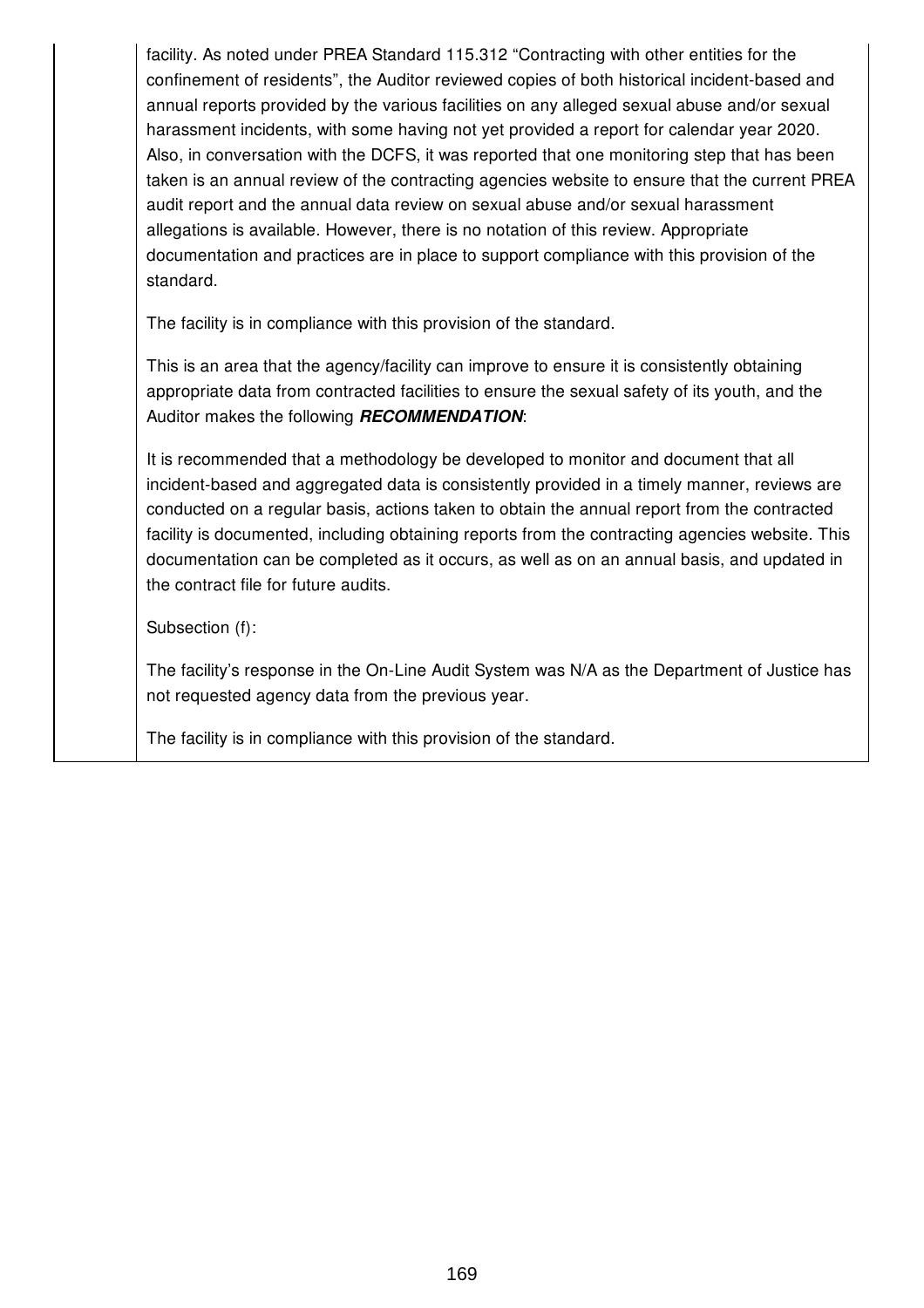facility. As noted under PREA Standard 115.312 "Contracting with other entities for the confinement of residents", the Auditor reviewed copies of both historical incident-based and annual reports provided by the various facilities on any alleged sexual abuse and/or sexual harassment incidents, with some having not yet provided a report for calendar year 2020. Also, in conversation with the DCFS, it was reported that one monitoring step that has been taken is an annual review of the contracting agencies website to ensure that the current PREA audit report and the annual data review on sexual abuse and/or sexual harassment allegations is available. However, there is no notation of this review. Appropriate documentation and practices are in place to support compliance with this provision of the standard.

The facility is in compliance with this provision of the standard.

This is an area that the agency/facility can improve to ensure it is consistently obtaining appropriate data from contracted facilities to ensure the sexual safety of its youth, and the Auditor makes the following ***RECOMMENDATION***:

It is recommended that a methodology be developed to monitor and document that all incident-based and aggregated data is consistently provided in a timely manner, reviews are conducted on a regular basis, actions taken to obtain the annual report from the contracted facility is documented, including obtaining reports from the contracting agencies website. This documentation can be completed as it occurs, as well as on an annual basis, and updated in the contract file for future audits.

Subsection (f):

The facility's response in the On-Line Audit System was N/A as the Department of Justice has not requested agency data from the previous year.

The facility is in compliance with this provision of the standard.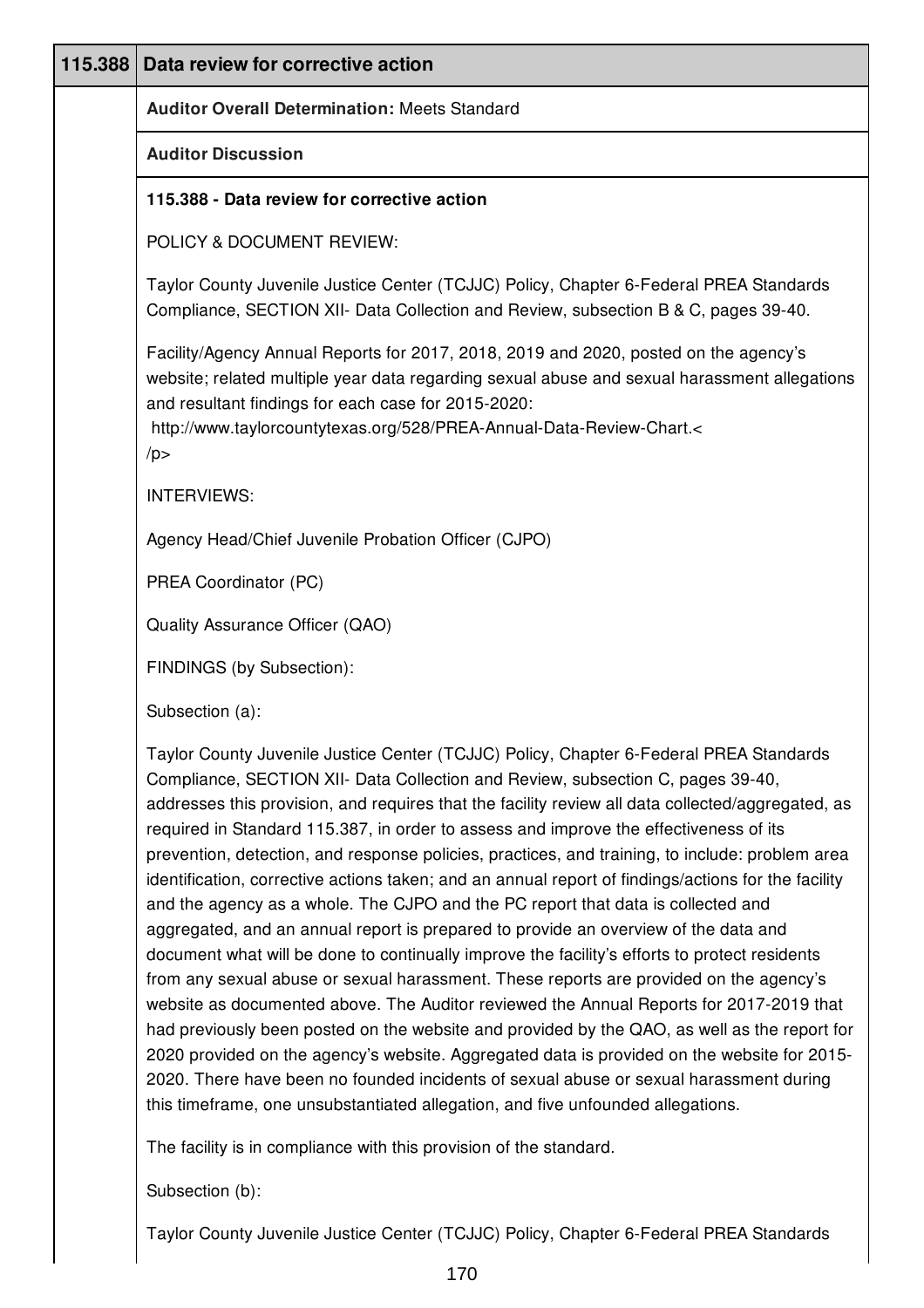| 115.388 | Data review for corrective action |
|---|---|

**Auditor Overall Determination:** Meets Standard

**Auditor Discussion**

**115.388 - Data review for corrective action**

POLICY & DOCUMENT REVIEW:

Taylor County Juvenile Justice Center (TCJJC) Policy, Chapter 6-Federal PREA Standards Compliance, SECTION XII- Data Collection and Review, subsection B & C, pages 39-40.

Facility/Agency Annual Reports for 2017, 2018, 2019 and 2020, posted on the agency's website; related multiple year data regarding sexual abuse and sexual harassment allegations and resultant findings for each case for 2015-2020:
http://www.taylorcountytexas.org/528/PREA-Annual-Data-Review-Chart.<
/p>

INTERVIEWS:

Agency Head/Chief Juvenile Probation Officer (CJPO)

PREA Coordinator (PC)

Quality Assurance Officer (QAO)

FINDINGS (by Subsection):

Subsection (a):

Taylor County Juvenile Justice Center (TCJJC) Policy, Chapter 6-Federal PREA Standards Compliance, SECTION XII- Data Collection and Review, subsection C, pages 39-40, addresses this provision, and requires that the facility review all data collected/aggregated, as required in Standard 115.387, in order to assess and improve the effectiveness of its prevention, detection, and response policies, practices, and training, to include: problem area identification, corrective actions taken; and an annual report of findings/actions for the facility and the agency as a whole. The CJPO and the PC report that data is collected and aggregated, and an annual report is prepared to provide an overview of the data and document what will be done to continually improve the facility's efforts to protect residents from any sexual abuse or sexual harassment. These reports are provided on the agency's website as documented above. The Auditor reviewed the Annual Reports for 2017-2019 that had previously been posted on the website and provided by the QAO, as well as the report for 2020 provided on the agency's website. Aggregated data is provided on the website for 2015-2020. There have been no founded incidents of sexual abuse or sexual harassment during this timeframe, one unsubstantiated allegation, and five unfounded allegations.

The facility is in compliance with this provision of the standard.

Subsection (b):

Taylor County Juvenile Justice Center (TCJJC) Policy, Chapter 6-Federal PREA Standards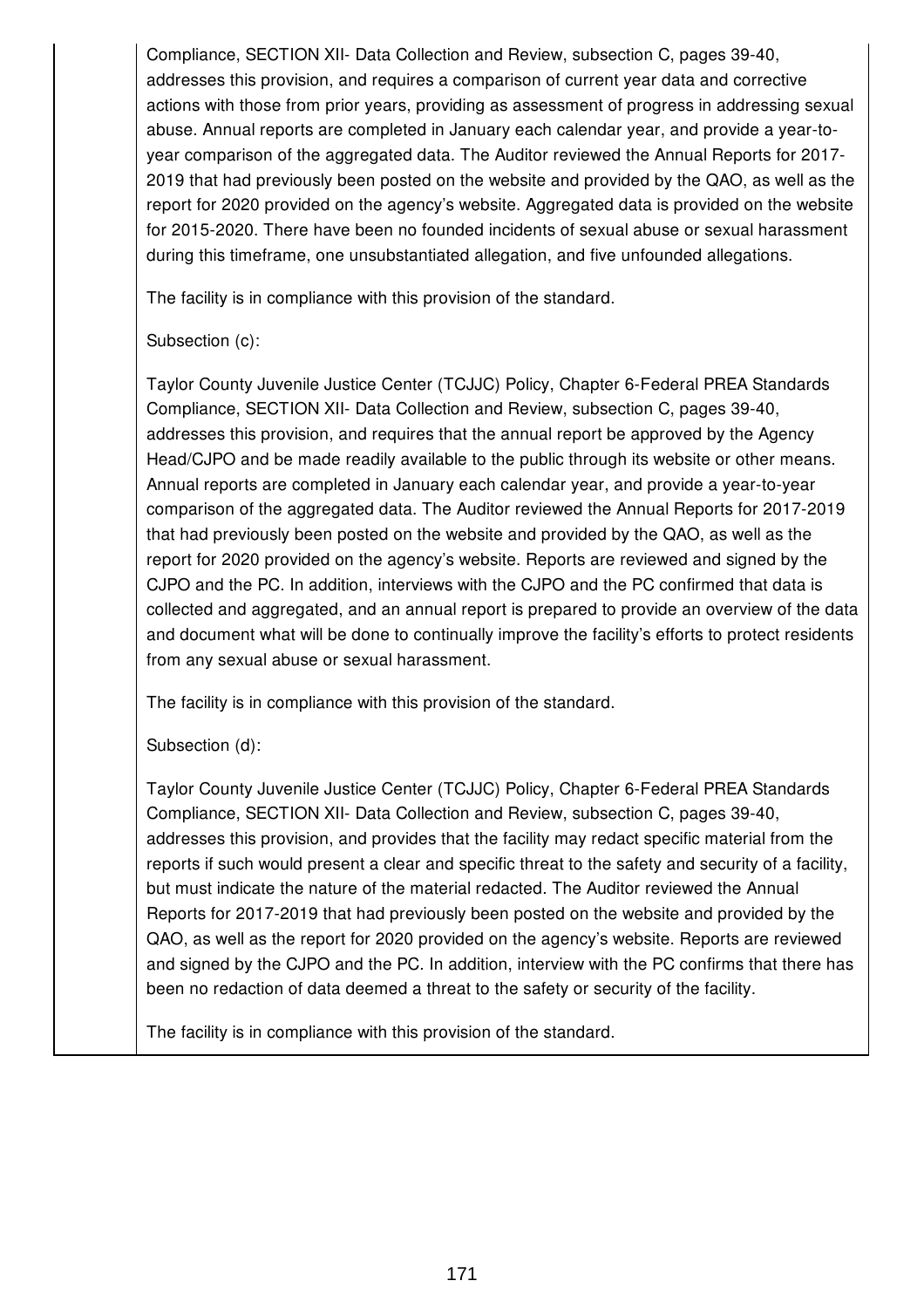Compliance, SECTION XII- Data Collection and Review, subsection C, pages 39-40, addresses this provision, and requires a comparison of current year data and corrective actions with those from prior years, providing as assessment of progress in addressing sexual abuse. Annual reports are completed in January each calendar year, and provide a year-to-year comparison of the aggregated data. The Auditor reviewed the Annual Reports for 2017-2019 that had previously been posted on the website and provided by the QAO, as well as the report for 2020 provided on the agency's website. Aggregated data is provided on the website for 2015-2020. There have been no founded incidents of sexual abuse or sexual harassment during this timeframe, one unsubstantiated allegation, and five unfounded allegations.

The facility is in compliance with this provision of the standard.

Subsection (c):

Taylor County Juvenile Justice Center (TCJJC) Policy, Chapter 6-Federal PREA Standards Compliance, SECTION XII- Data Collection and Review, subsection C, pages 39-40, addresses this provision, and requires that the annual report be approved by the Agency Head/CJPO and be made readily available to the public through its website or other means. Annual reports are completed in January each calendar year, and provide a year-to-year comparison of the aggregated data. The Auditor reviewed the Annual Reports for 2017-2019 that had previously been posted on the website and provided by the QAO, as well as the report for 2020 provided on the agency's website. Reports are reviewed and signed by the CJPO and the PC. In addition, interviews with the CJPO and the PC confirmed that data is collected and aggregated, and an annual report is prepared to provide an overview of the data and document what will be done to continually improve the facility's efforts to protect residents from any sexual abuse or sexual harassment.

The facility is in compliance with this provision of the standard.

Subsection (d):

Taylor County Juvenile Justice Center (TCJJC) Policy, Chapter 6-Federal PREA Standards Compliance, SECTION XII- Data Collection and Review, subsection C, pages 39-40, addresses this provision, and provides that the facility may redact specific material from the reports if such would present a clear and specific threat to the safety and security of a facility, but must indicate the nature of the material redacted. The Auditor reviewed the Annual Reports for 2017-2019 that had previously been posted on the website and provided by the QAO, as well as the report for 2020 provided on the agency's website. Reports are reviewed and signed by the CJPO and the PC. In addition, interview with the PC confirms that there has been no redaction of data deemed a threat to the safety or security of the facility.

The facility is in compliance with this provision of the standard.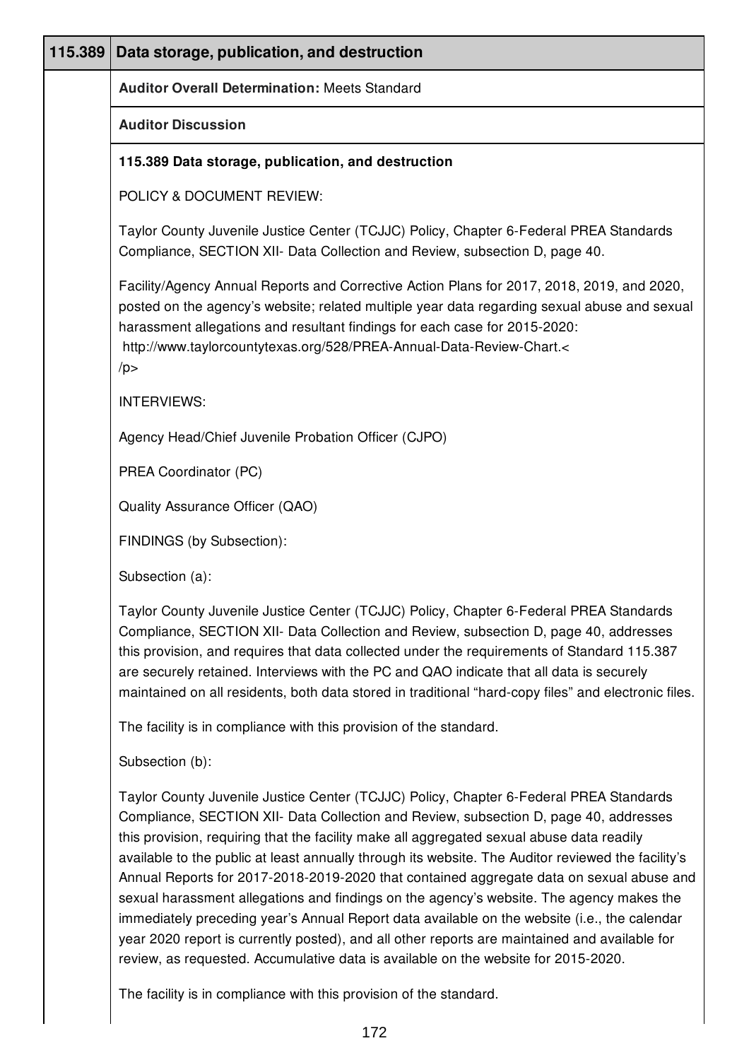| 115.389 | Data storage, publication, and destruction |
|---|---|
| | **Auditor Overall Determination:** Meets Standard |
| | **Auditor Discussion** |

**115.389 Data storage, publication, and destruction**

POLICY & DOCUMENT REVIEW:

Taylor County Juvenile Justice Center (TCJJC) Policy, Chapter 6-Federal PREA Standards Compliance, SECTION XII- Data Collection and Review, subsection D, page 40.

Facility/Agency Annual Reports and Corrective Action Plans for 2017, 2018, 2019, and 2020, posted on the agency's website; related multiple year data regarding sexual abuse and sexual harassment allegations and resultant findings for each case for 2015-2020: http://www.taylorcountytexas.org/528/PREA-Annual-Data-Review-Chart.</p>

INTERVIEWS:

Agency Head/Chief Juvenile Probation Officer (CJPO)

PREA Coordinator (PC)

Quality Assurance Officer (QAO)

FINDINGS (by Subsection):

Subsection (a):

Taylor County Juvenile Justice Center (TCJJC) Policy, Chapter 6-Federal PREA Standards Compliance, SECTION XII- Data Collection and Review, subsection D, page 40, addresses this provision, and requires that data collected under the requirements of Standard 115.387 are securely retained. Interviews with the PC and QAO indicate that all data is securely maintained on all residents, both data stored in traditional "hard-copy files" and electronic files.

The facility is in compliance with this provision of the standard.

Subsection (b):

Taylor County Juvenile Justice Center (TCJJC) Policy, Chapter 6-Federal PREA Standards Compliance, SECTION XII- Data Collection and Review, subsection D, page 40, addresses this provision, requiring that the facility make all aggregated sexual abuse data readily available to the public at least annually through its website. The Auditor reviewed the facility's Annual Reports for 2017-2018-2019-2020 that contained aggregate data on sexual abuse and sexual harassment allegations and findings on the agency's website. The agency makes the immediately preceding year's Annual Report data available on the website (i.e., the calendar year 2020 report is currently posted), and all other reports are maintained and available for review, as requested. Accumulative data is available on the website for 2015-2020.

The facility is in compliance with this provision of the standard.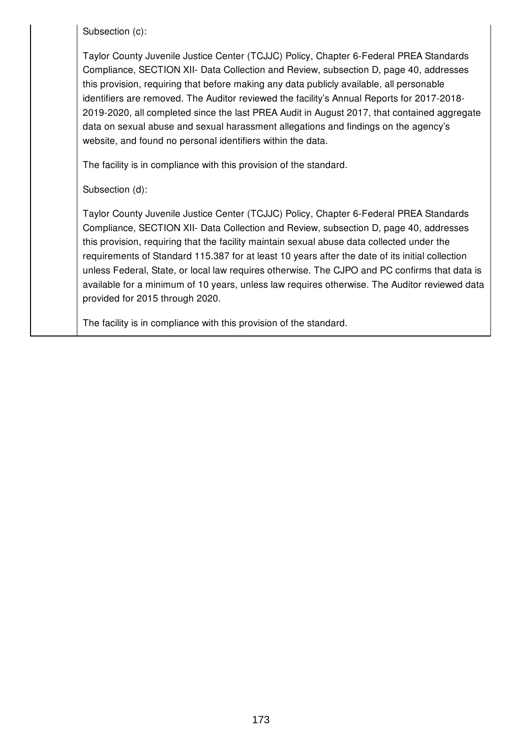Subsection (c):

Taylor County Juvenile Justice Center (TCJJC) Policy, Chapter 6-Federal PREA Standards Compliance, SECTION XII- Data Collection and Review, subsection D, page 40, addresses this provision, requiring that before making any data publicly available, all personable identifiers are removed. The Auditor reviewed the facility's Annual Reports for 2017-2018-2019-2020, all completed since the last PREA Audit in August 2017, that contained aggregate data on sexual abuse and sexual harassment allegations and findings on the agency's website, and found no personal identifiers within the data.

The facility is in compliance with this provision of the standard.

Subsection (d):

Taylor County Juvenile Justice Center (TCJJC) Policy, Chapter 6-Federal PREA Standards Compliance, SECTION XII- Data Collection and Review, subsection D, page 40, addresses this provision, requiring that the facility maintain sexual abuse data collected under the requirements of Standard 115.387 for at least 10 years after the date of its initial collection unless Federal, State, or local law requires otherwise. The CJPO and PC confirms that data is available for a minimum of 10 years, unless law requires otherwise. The Auditor reviewed data provided for 2015 through 2020.

The facility is in compliance with this provision of the standard.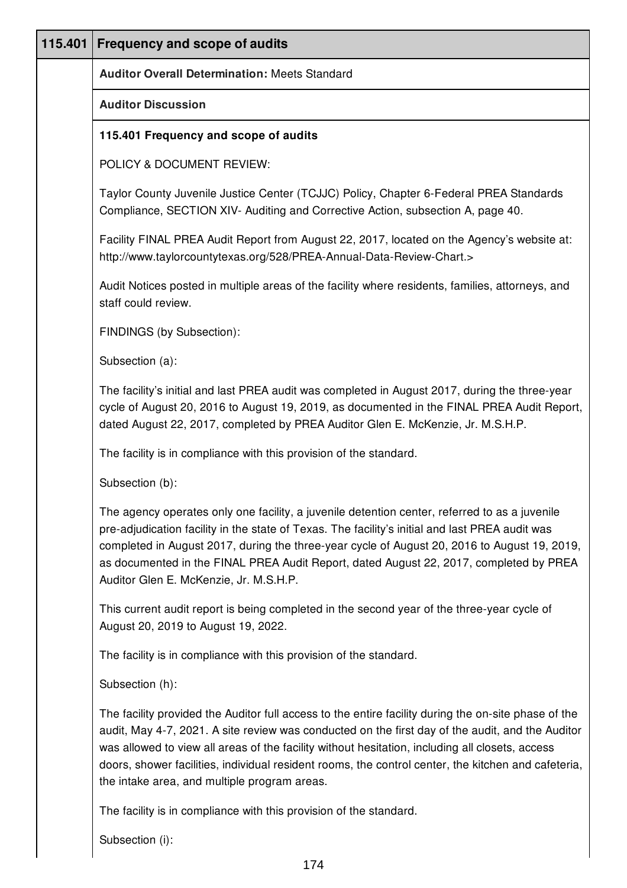## 115.401 Frequency and scope of audits

**Auditor Overall Determination:** Meets Standard

**Auditor Discussion**

**115.401 Frequency and scope of audits**

POLICY & DOCUMENT REVIEW:

Taylor County Juvenile Justice Center (TCJJC) Policy, Chapter 6-Federal PREA Standards Compliance, SECTION XIV- Auditing and Corrective Action, subsection A, page 40.

Facility FINAL PREA Audit Report from August 22, 2017, located on the Agency's website at: http://www.taylorcountytexas.org/528/PREA-Annual-Data-Review-Chart.>

Audit Notices posted in multiple areas of the facility where residents, families, attorneys, and staff could review.

FINDINGS (by Subsection):

Subsection (a):

The facility's initial and last PREA audit was completed in August 2017, during the three-year cycle of August 20, 2016 to August 19, 2019, as documented in the FINAL PREA Audit Report, dated August 22, 2017, completed by PREA Auditor Glen E. McKenzie, Jr. M.S.H.P.

The facility is in compliance with this provision of the standard.

Subsection (b):

The agency operates only one facility, a juvenile detention center, referred to as a juvenile pre-adjudication facility in the state of Texas. The facility's initial and last PREA audit was completed in August 2017, during the three-year cycle of August 20, 2016 to August 19, 2019, as documented in the FINAL PREA Audit Report, dated August 22, 2017, completed by PREA Auditor Glen E. McKenzie, Jr. M.S.H.P.

This current audit report is being completed in the second year of the three-year cycle of August 20, 2019 to August 19, 2022.

The facility is in compliance with this provision of the standard.

Subsection (h):

The facility provided the Auditor full access to the entire facility during the on-site phase of the audit, May 4-7, 2021. A site review was conducted on the first day of the audit, and the Auditor was allowed to view all areas of the facility without hesitation, including all closets, access doors, shower facilities, individual resident rooms, the control center, the kitchen and cafeteria, the intake area, and multiple program areas.

The facility is in compliance with this provision of the standard.

Subsection (i):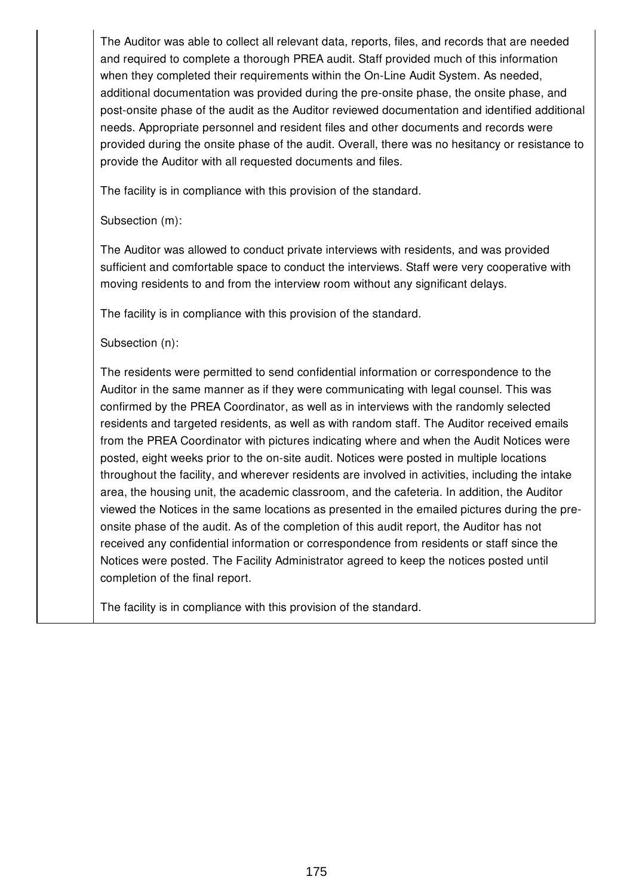The Auditor was able to collect all relevant data, reports, files, and records that are needed and required to complete a thorough PREA audit. Staff provided much of this information when they completed their requirements within the On-Line Audit System. As needed, additional documentation was provided during the pre-onsite phase, the onsite phase, and post-onsite phase of the audit as the Auditor reviewed documentation and identified additional needs. Appropriate personnel and resident files and other documents and records were provided during the onsite phase of the audit. Overall, there was no hesitancy or resistance to provide the Auditor with all requested documents and files.

The facility is in compliance with this provision of the standard.

Subsection (m):

The Auditor was allowed to conduct private interviews with residents, and was provided sufficient and comfortable space to conduct the interviews. Staff were very cooperative with moving residents to and from the interview room without any significant delays.

The facility is in compliance with this provision of the standard.

Subsection (n):

The residents were permitted to send confidential information or correspondence to the Auditor in the same manner as if they were communicating with legal counsel. This was confirmed by the PREA Coordinator, as well as in interviews with the randomly selected residents and targeted residents, as well as with random staff. The Auditor received emails from the PREA Coordinator with pictures indicating where and when the Audit Notices were posted, eight weeks prior to the on-site audit. Notices were posted in multiple locations throughout the facility, and wherever residents are involved in activities, including the intake area, the housing unit, the academic classroom, and the cafeteria. In addition, the Auditor viewed the Notices in the same locations as presented in the emailed pictures during the pre-onsite phase of the audit. As of the completion of this audit report, the Auditor has not received any confidential information or correspondence from residents or staff since the Notices were posted. The Facility Administrator agreed to keep the notices posted until completion of the final report.

The facility is in compliance with this provision of the standard.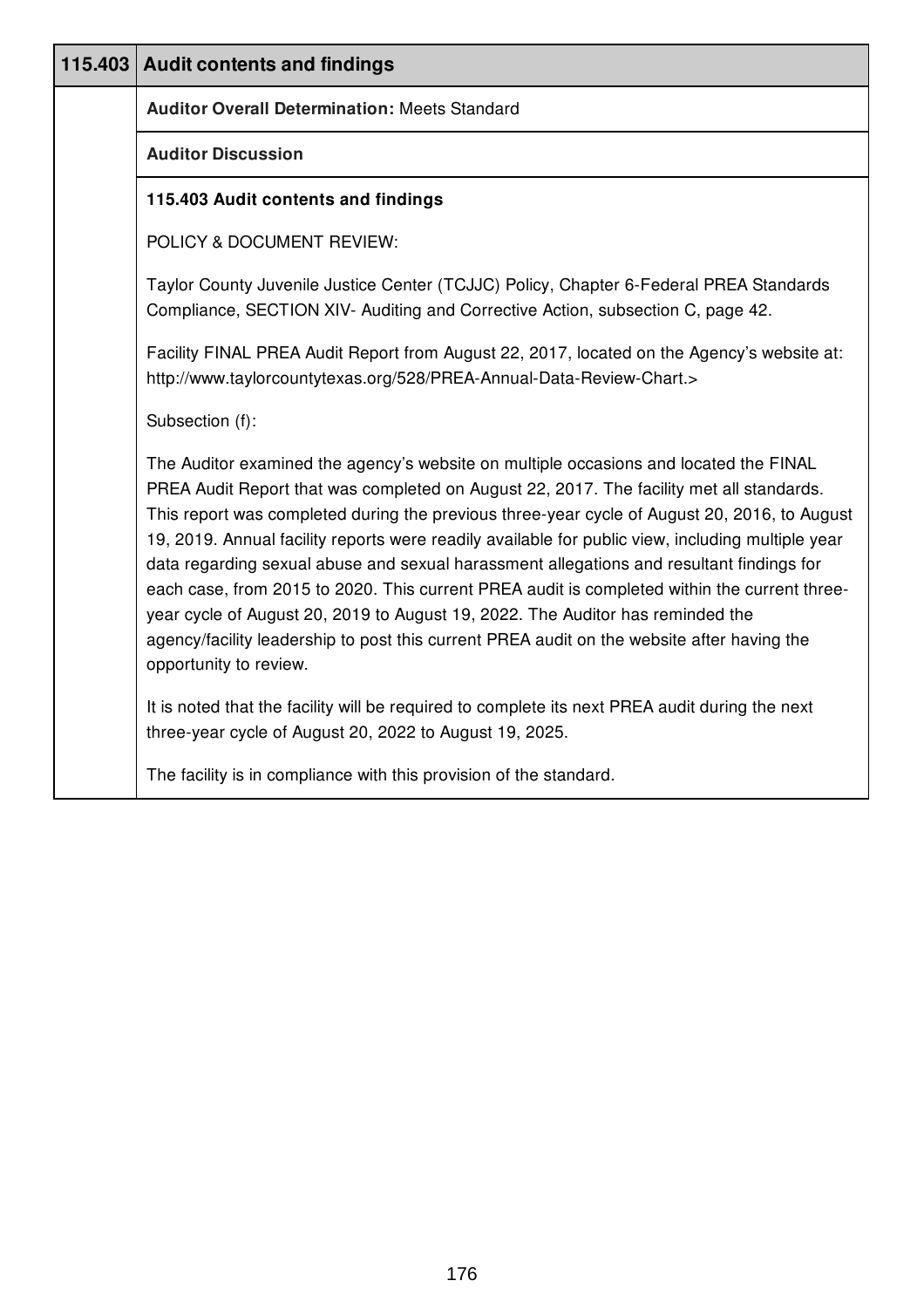| 115.403 | Audit contents and findings |
|---|---|
| | **Auditor Overall Determination:** Meets Standard |
| | **Auditor Discussion** |

**115.403 Audit contents and findings**

POLICY & DOCUMENT REVIEW:

Taylor County Juvenile Justice Center (TCJJC) Policy, Chapter 6-Federal PREA Standards Compliance, SECTION XIV- Auditing and Corrective Action, subsection C, page 42.

Facility FINAL PREA Audit Report from August 22, 2017, located on the Agency's website at: http://www.taylorcountytexas.org/528/PREA-Annual-Data-Review-Chart.>

Subsection (f):

The Auditor examined the agency's website on multiple occasions and located the FINAL PREA Audit Report that was completed on August 22, 2017. The facility met all standards. This report was completed during the previous three-year cycle of August 20, 2016, to August 19, 2019. Annual facility reports were readily available for public view, including multiple year data regarding sexual abuse and sexual harassment allegations and resultant findings for each case, from 2015 to 2020. This current PREA audit is completed within the current three-year cycle of August 20, 2019 to August 19, 2022. The Auditor has reminded the agency/facility leadership to post this current PREA audit on the website after having the opportunity to review.

It is noted that the facility will be required to complete its next PREA audit during the next three-year cycle of August 20, 2022 to August 19, 2025.

The facility is in compliance with this provision of the standard.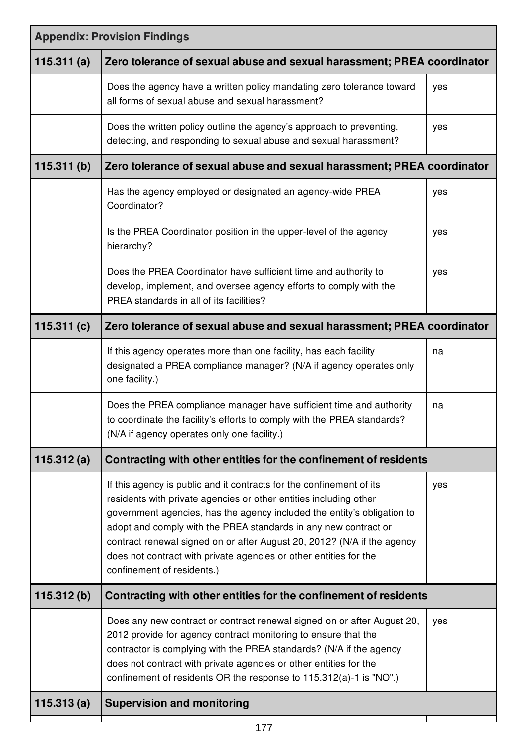| Appendix: Provision Findings | | |
|---|---|---|
| **115.311 (a)** | **Zero tolerance of sexual abuse and sexual harassment; PREA coordinator** | |
| | Does the agency have a written policy mandating zero tolerance toward all forms of sexual abuse and sexual harassment? | yes |
| | Does the written policy outline the agency's approach to preventing, detecting, and responding to sexual abuse and sexual harassment? | yes |
| **115.311 (b)** | **Zero tolerance of sexual abuse and sexual harassment; PREA coordinator** | |
| | Has the agency employed or designated an agency-wide PREA Coordinator? | yes |
| | Is the PREA Coordinator position in the upper-level of the agency hierarchy? | yes |
| | Does the PREA Coordinator have sufficient time and authority to develop, implement, and oversee agency efforts to comply with the PREA standards in all of its facilities? | yes |
| **115.311 (c)** | **Zero tolerance of sexual abuse and sexual harassment; PREA coordinator** | |
| | If this agency operates more than one facility, has each facility designated a PREA compliance manager? (N/A if agency operates only one facility.) | na |
| | Does the PREA compliance manager have sufficient time and authority to coordinate the facility's efforts to comply with the PREA standards? (N/A if agency operates only one facility.) | na |
| **115.312 (a)** | **Contracting with other entities for the confinement of residents** | |
| | If this agency is public and it contracts for the confinement of its residents with private agencies or other entities including other government agencies, has the agency included the entity's obligation to adopt and comply with the PREA standards in any new contract or contract renewal signed on or after August 20, 2012? (N/A if the agency does not contract with private agencies or other entities for the confinement of residents.) | yes |
| **115.312 (b)** | **Contracting with other entities for the confinement of residents** | |
| | Does any new contract or contract renewal signed on or after August 20, 2012 provide for agency contract monitoring to ensure that the contractor is complying with the PREA standards? (N/A if the agency does not contract with private agencies or other entities for the confinement of residents OR the response to 115.312(a)-1 is "NO".) | yes |
| **115.313 (a)** | **Supervision and monitoring** | |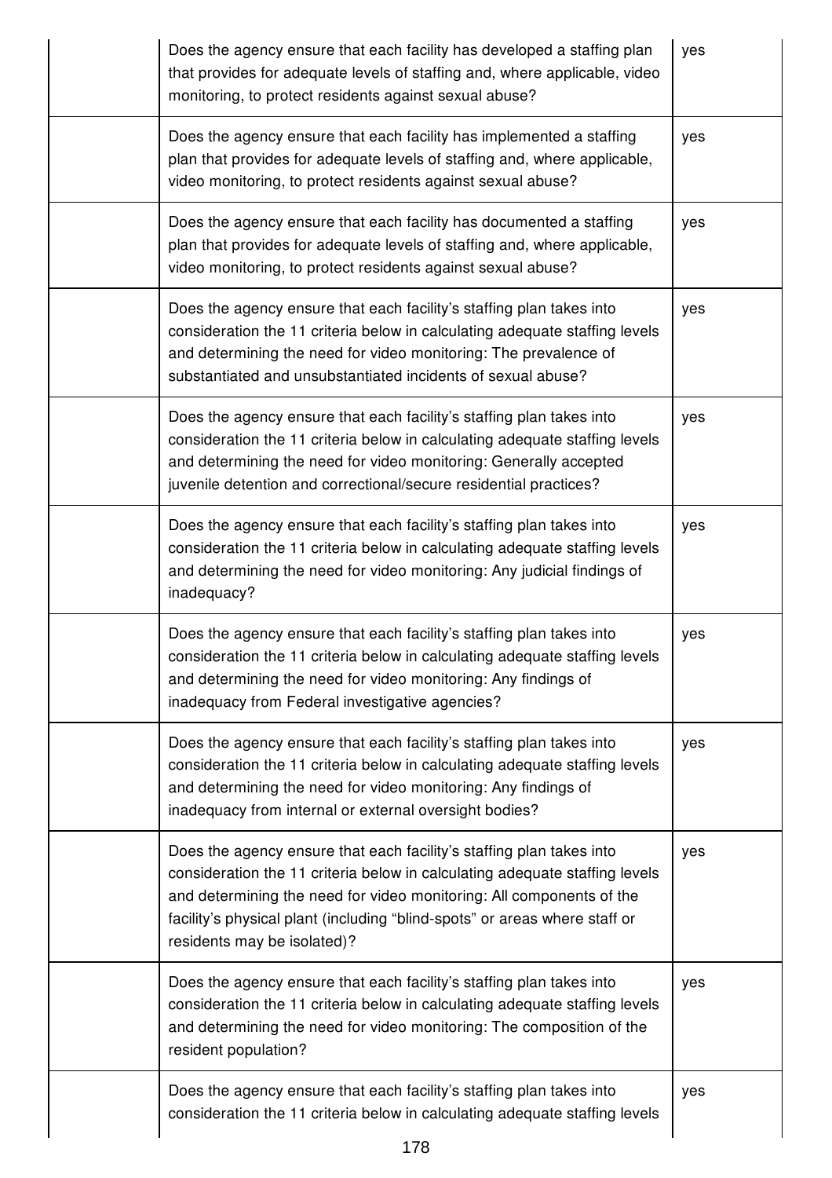| | | |
|---|---|---|
| | Does the agency ensure that each facility has developed a staffing plan that provides for adequate levels of staffing and, where applicable, video monitoring, to protect residents against sexual abuse? | yes |
| | Does the agency ensure that each facility has implemented a staffing plan that provides for adequate levels of staffing and, where applicable, video monitoring, to protect residents against sexual abuse? | yes |
| | Does the agency ensure that each facility has documented a staffing plan that provides for adequate levels of staffing and, where applicable, video monitoring, to protect residents against sexual abuse? | yes |
| | Does the agency ensure that each facility's staffing plan takes into consideration the 11 criteria below in calculating adequate staffing levels and determining the need for video monitoring: The prevalence of substantiated and unsubstantiated incidents of sexual abuse? | yes |
| | Does the agency ensure that each facility's staffing plan takes into consideration the 11 criteria below in calculating adequate staffing levels and determining the need for video monitoring: Generally accepted juvenile detention and correctional/secure residential practices? | yes |
| | Does the agency ensure that each facility's staffing plan takes into consideration the 11 criteria below in calculating adequate staffing levels and determining the need for video monitoring: Any judicial findings of inadequacy? | yes |
| | Does the agency ensure that each facility's staffing plan takes into consideration the 11 criteria below in calculating adequate staffing levels and determining the need for video monitoring: Any findings of inadequacy from Federal investigative agencies? | yes |
| | Does the agency ensure that each facility's staffing plan takes into consideration the 11 criteria below in calculating adequate staffing levels and determining the need for video monitoring: Any findings of inadequacy from internal or external oversight bodies? | yes |
| | Does the agency ensure that each facility's staffing plan takes into consideration the 11 criteria below in calculating adequate staffing levels and determining the need for video monitoring: All components of the facility's physical plant (including "blind-spots" or areas where staff or residents may be isolated)? | yes |
| | Does the agency ensure that each facility's staffing plan takes into consideration the 11 criteria below in calculating adequate staffing levels and determining the need for video monitoring: The composition of the resident population? | yes |
| | Does the agency ensure that each facility's staffing plan takes into consideration the 11 criteria below in calculating adequate staffing levels | yes |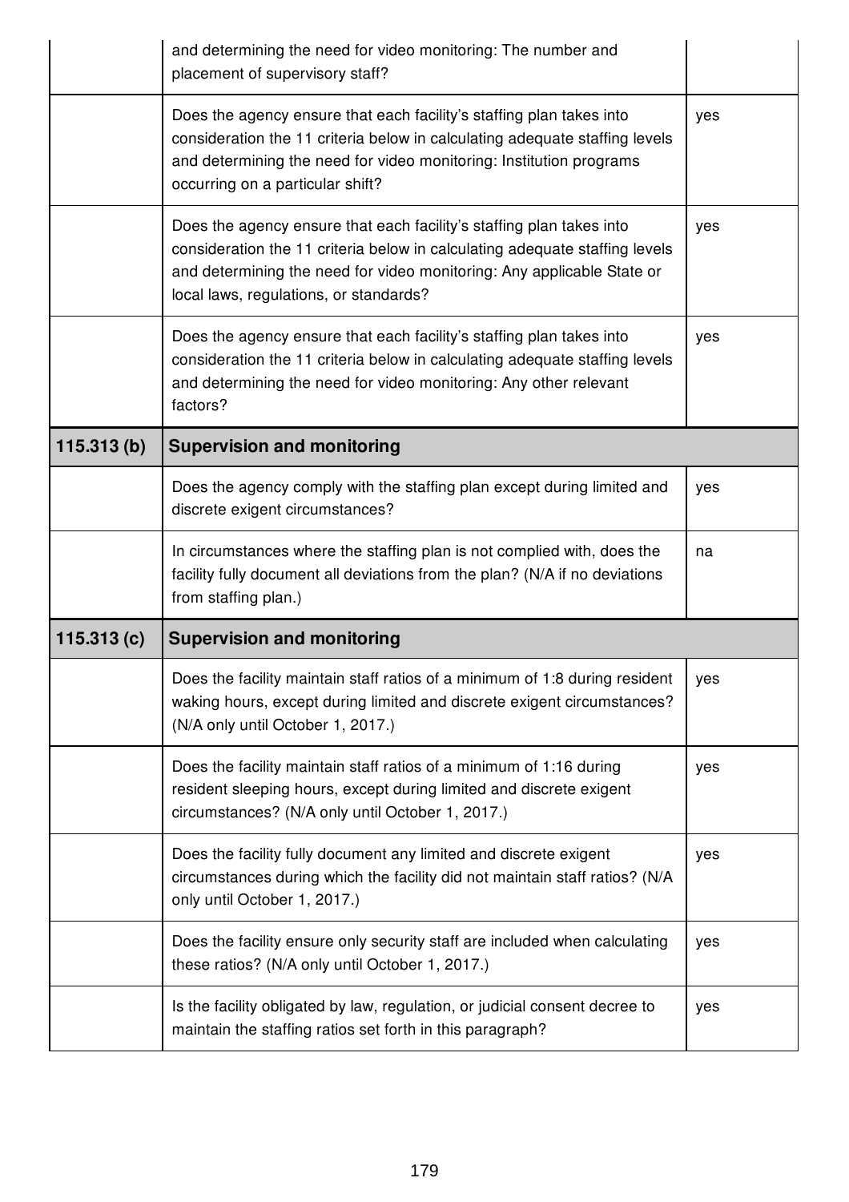| | | |
|---|---|---|
| | and determining the need for video monitoring: The number and placement of supervisory staff? | |
| | Does the agency ensure that each facility's staffing plan takes into consideration the 11 criteria below in calculating adequate staffing levels and determining the need for video monitoring: Institution programs occurring on a particular shift? | yes |
| | Does the agency ensure that each facility's staffing plan takes into consideration the 11 criteria below in calculating adequate staffing levels and determining the need for video monitoring: Any applicable State or local laws, regulations, or standards? | yes |
| | Does the agency ensure that each facility's staffing plan takes into consideration the 11 criteria below in calculating adequate staffing levels and determining the need for video monitoring: Any other relevant factors? | yes |
| **115.313 (b)** | **Supervision and monitoring** | |
| | Does the agency comply with the staffing plan except during limited and discrete exigent circumstances? | yes |
| | In circumstances where the staffing plan is not complied with, does the facility fully document all deviations from the plan? (N/A if no deviations from staffing plan.) | na |
| **115.313 (c)** | **Supervision and monitoring** | |
| | Does the facility maintain staff ratios of a minimum of 1:8 during resident waking hours, except during limited and discrete exigent circumstances? (N/A only until October 1, 2017.) | yes |
| | Does the facility maintain staff ratios of a minimum of 1:16 during resident sleeping hours, except during limited and discrete exigent circumstances? (N/A only until October 1, 2017.) | yes |
| | Does the facility fully document any limited and discrete exigent circumstances during which the facility did not maintain staff ratios? (N/A only until October 1, 2017.) | yes |
| | Does the facility ensure only security staff are included when calculating these ratios? (N/A only until October 1, 2017.) | yes |
| | Is the facility obligated by law, regulation, or judicial consent decree to maintain the staffing ratios set forth in this paragraph? | yes |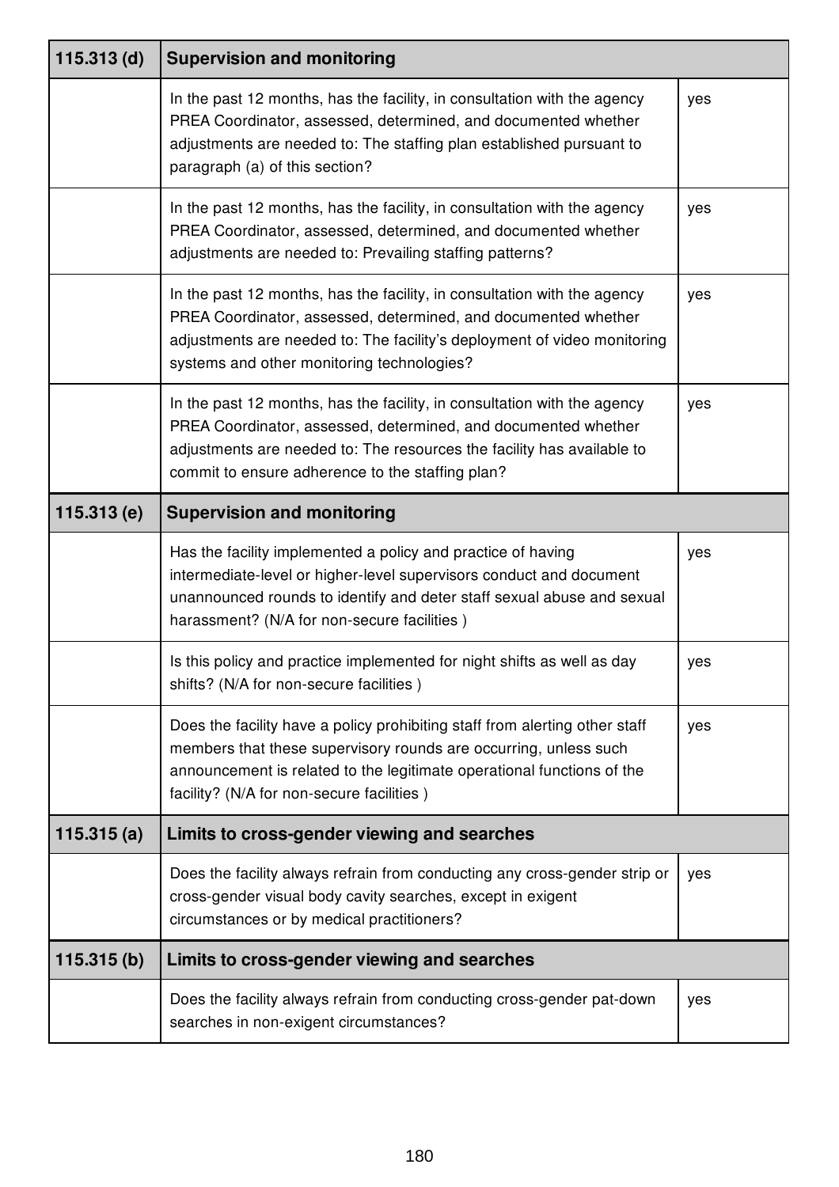| 115.313 (d) | Supervision and monitoring | |
|---|---|---|
| | In the past 12 months, has the facility, in consultation with the agency PREA Coordinator, assessed, determined, and documented whether adjustments are needed to: The staffing plan established pursuant to paragraph (a) of this section? | yes |
| | In the past 12 months, has the facility, in consultation with the agency PREA Coordinator, assessed, determined, and documented whether adjustments are needed to: Prevailing staffing patterns? | yes |
| | In the past 12 months, has the facility, in consultation with the agency PREA Coordinator, assessed, determined, and documented whether adjustments are needed to: The facility's deployment of video monitoring systems and other monitoring technologies? | yes |
| | In the past 12 months, has the facility, in consultation with the agency PREA Coordinator, assessed, determined, and documented whether adjustments are needed to: The resources the facility has available to commit to ensure adherence to the staffing plan? | yes |
| **115.313 (e)** | **Supervision and monitoring** | |
| | Has the facility implemented a policy and practice of having intermediate-level or higher-level supervisors conduct and document unannounced rounds to identify and deter staff sexual abuse and sexual harassment? (N/A for non-secure facilities ) | yes |
| | Is this policy and practice implemented for night shifts as well as day shifts? (N/A for non-secure facilities ) | yes |
| | Does the facility have a policy prohibiting staff from alerting other staff members that these supervisory rounds are occurring, unless such announcement is related to the legitimate operational functions of the facility? (N/A for non-secure facilities ) | yes |
| **115.315 (a)** | **Limits to cross-gender viewing and searches** | |
| | Does the facility always refrain from conducting any cross-gender strip or cross-gender visual body cavity searches, except in exigent circumstances or by medical practitioners? | yes |
| **115.315 (b)** | **Limits to cross-gender viewing and searches** | |
| | Does the facility always refrain from conducting cross-gender pat-down searches in non-exigent circumstances? | yes |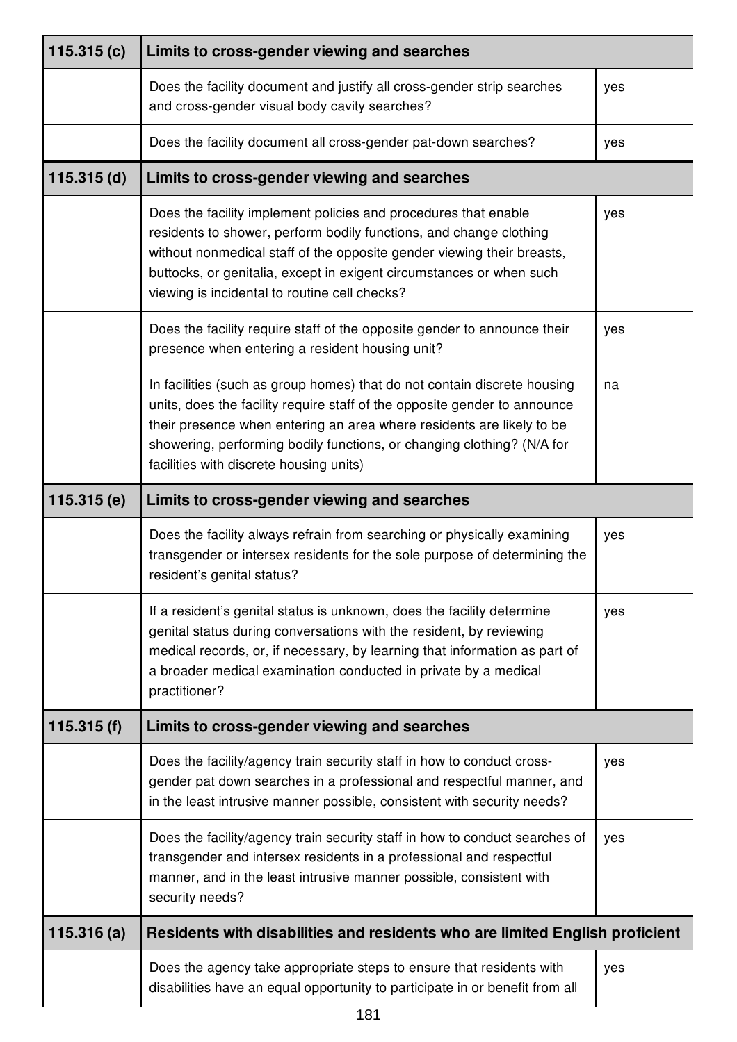| 115.315 (c) | Limits to cross-gender viewing and searches | |
|---|---|---|
| | Does the facility document and justify all cross-gender strip searches and cross-gender visual body cavity searches? | yes |
| | Does the facility document all cross-gender pat-down searches? | yes |
| **115.315 (d)** | **Limits to cross-gender viewing and searches** | |
| | Does the facility implement policies and procedures that enable residents to shower, perform bodily functions, and change clothing without nonmedical staff of the opposite gender viewing their breasts, buttocks, or genitalia, except in exigent circumstances or when such viewing is incidental to routine cell checks? | yes |
| | Does the facility require staff of the opposite gender to announce their presence when entering a resident housing unit? | yes |
| | In facilities (such as group homes) that do not contain discrete housing units, does the facility require staff of the opposite gender to announce their presence when entering an area where residents are likely to be showering, performing bodily functions, or changing clothing? (N/A for facilities with discrete housing units) | na |
| **115.315 (e)** | **Limits to cross-gender viewing and searches** | |
| | Does the facility always refrain from searching or physically examining transgender or intersex residents for the sole purpose of determining the resident's genital status? | yes |
| | If a resident's genital status is unknown, does the facility determine genital status during conversations with the resident, by reviewing medical records, or, if necessary, by learning that information as part of a broader medical examination conducted in private by a medical practitioner? | yes |
| **115.315 (f)** | **Limits to cross-gender viewing and searches** | |
| | Does the facility/agency train security staff in how to conduct cross-gender pat down searches in a professional and respectful manner, and in the least intrusive manner possible, consistent with security needs? | yes |
| | Does the facility/agency train security staff in how to conduct searches of transgender and intersex residents in a professional and respectful manner, and in the least intrusive manner possible, consistent with security needs? | yes |
| **115.316 (a)** | **Residents with disabilities and residents who are limited English proficient** | |
| | Does the agency take appropriate steps to ensure that residents with disabilities have an equal opportunity to participate in or benefit from all | yes |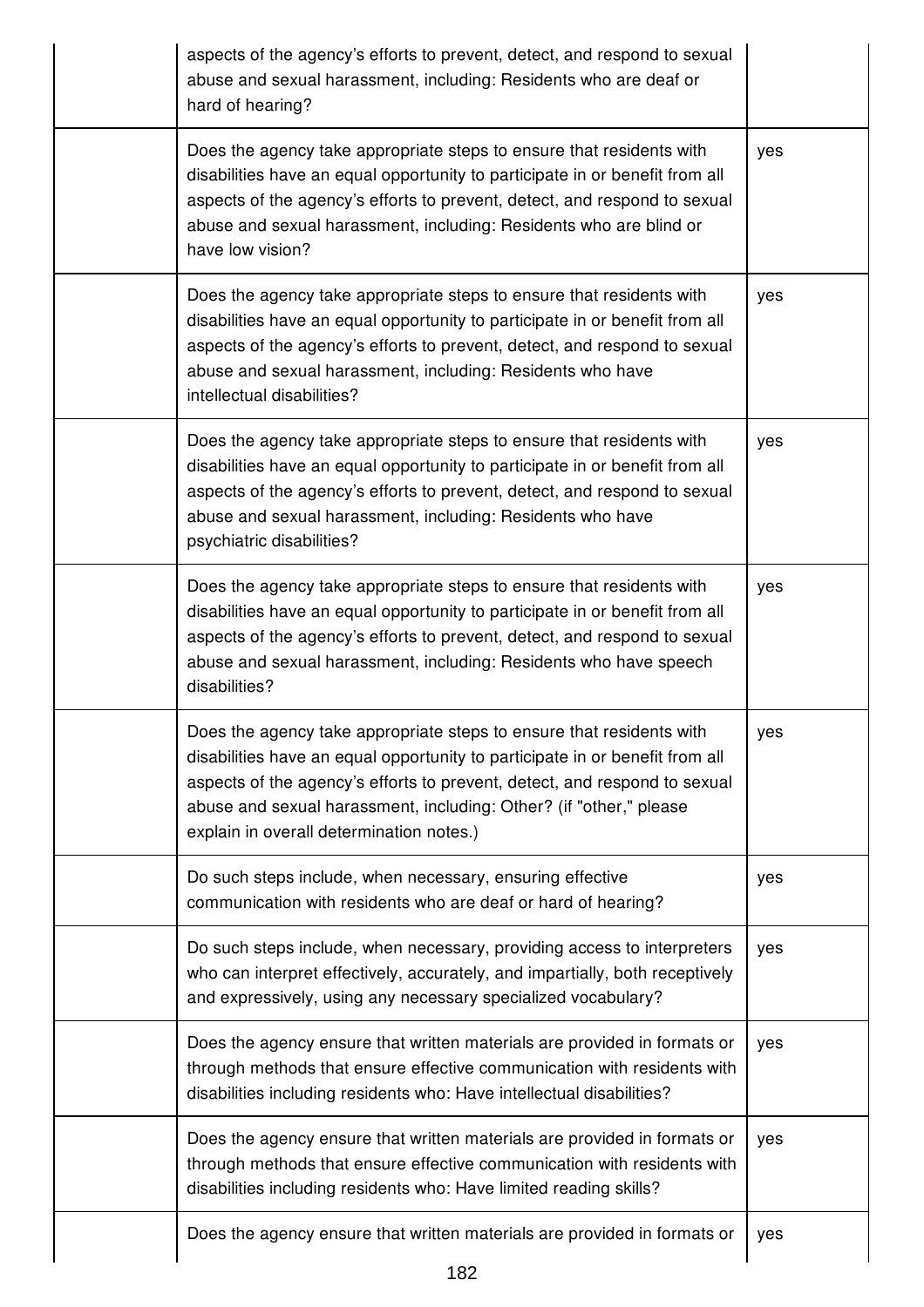| | | |
|---|---|---|
| | aspects of the agency's efforts to prevent, detect, and respond to sexual abuse and sexual harassment, including: Residents who are deaf or hard of hearing? | |
| | Does the agency take appropriate steps to ensure that residents with disabilities have an equal opportunity to participate in or benefit from all aspects of the agency's efforts to prevent, detect, and respond to sexual abuse and sexual harassment, including: Residents who are blind or have low vision? | yes |
| | Does the agency take appropriate steps to ensure that residents with disabilities have an equal opportunity to participate in or benefit from all aspects of the agency's efforts to prevent, detect, and respond to sexual abuse and sexual harassment, including: Residents who have intellectual disabilities? | yes |
| | Does the agency take appropriate steps to ensure that residents with disabilities have an equal opportunity to participate in or benefit from all aspects of the agency's efforts to prevent, detect, and respond to sexual abuse and sexual harassment, including: Residents who have psychiatric disabilities? | yes |
| | Does the agency take appropriate steps to ensure that residents with disabilities have an equal opportunity to participate in or benefit from all aspects of the agency's efforts to prevent, detect, and respond to sexual abuse and sexual harassment, including: Residents who have speech disabilities? | yes |
| | Does the agency take appropriate steps to ensure that residents with disabilities have an equal opportunity to participate in or benefit from all aspects of the agency's efforts to prevent, detect, and respond to sexual abuse and sexual harassment, including: Other? (if "other," please explain in overall determination notes.) | yes |
| | Do such steps include, when necessary, ensuring effective communication with residents who are deaf or hard of hearing? | yes |
| | Do such steps include, when necessary, providing access to interpreters who can interpret effectively, accurately, and impartially, both receptively and expressively, using any necessary specialized vocabulary? | yes |
| | Does the agency ensure that written materials are provided in formats or through methods that ensure effective communication with residents with disabilities including residents who: Have intellectual disabilities? | yes |
| | Does the agency ensure that written materials are provided in formats or through methods that ensure effective communication with residents with disabilities including residents who: Have limited reading skills? | yes |
| | Does the agency ensure that written materials are provided in formats or | yes |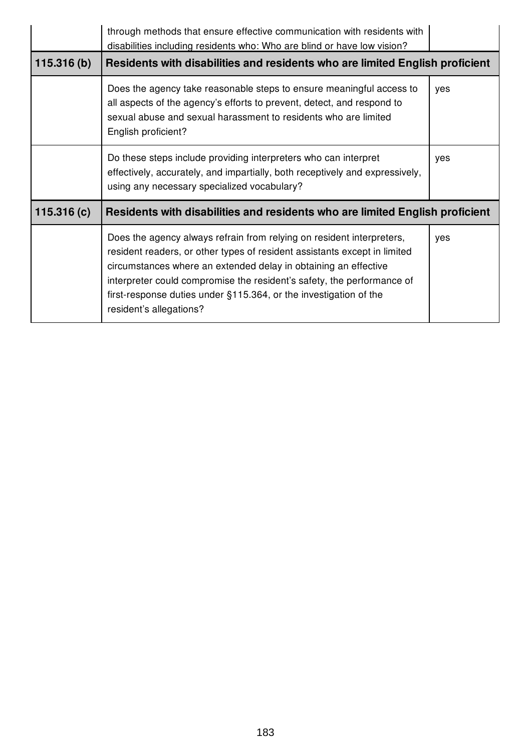|  |  |  |
|---|---|---|
|  | through methods that ensure effective communication with residents with disabilities including residents who: Who are blind or have low vision? |  |
| **115.316 (b)** | **Residents with disabilities and residents who are limited English proficient** |  |
|  | Does the agency take reasonable steps to ensure meaningful access to all aspects of the agency's efforts to prevent, detect, and respond to sexual abuse and sexual harassment to residents who are limited English proficient? | yes |
|  | Do these steps include providing interpreters who can interpret effectively, accurately, and impartially, both receptively and expressively, using any necessary specialized vocabulary? | yes |
| **115.316 (c)** | **Residents with disabilities and residents who are limited English proficient** |  |
|  | Does the agency always refrain from relying on resident interpreters, resident readers, or other types of resident assistants except in limited circumstances where an extended delay in obtaining an effective interpreter could compromise the resident's safety, the performance of first-response duties under §115.364, or the investigation of the resident's allegations? | yes |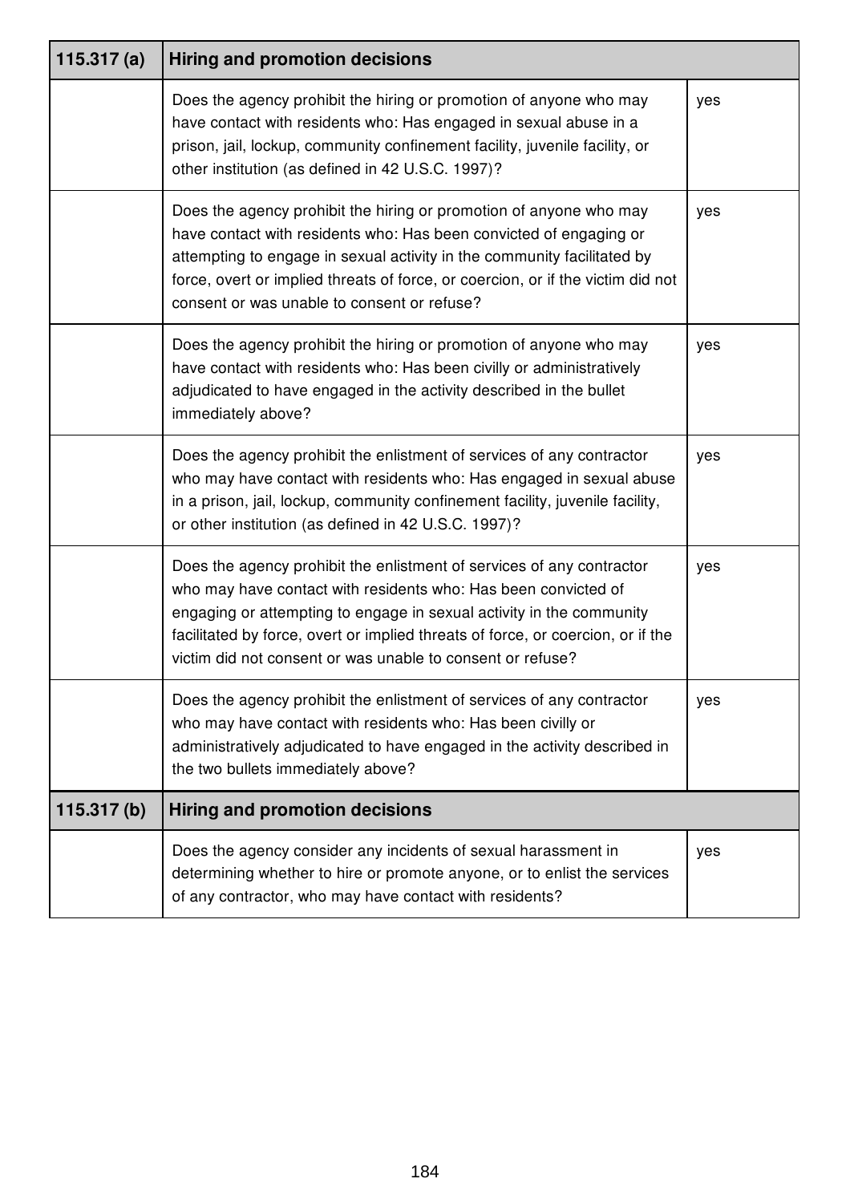| 115.317 (a) | Hiring and promotion decisions | |
|---|---|---|
| | Does the agency prohibit the hiring or promotion of anyone who may have contact with residents who: Has engaged in sexual abuse in a prison, jail, lockup, community confinement facility, juvenile facility, or other institution (as defined in 42 U.S.C. 1997)? | yes |
| | Does the agency prohibit the hiring or promotion of anyone who may have contact with residents who: Has been convicted of engaging or attempting to engage in sexual activity in the community facilitated by force, overt or implied threats of force, or coercion, or if the victim did not consent or was unable to consent or refuse? | yes |
| | Does the agency prohibit the hiring or promotion of anyone who may have contact with residents who: Has been civilly or administratively adjudicated to have engaged in the activity described in the bullet immediately above? | yes |
| | Does the agency prohibit the enlistment of services of any contractor who may have contact with residents who: Has engaged in sexual abuse in a prison, jail, lockup, community confinement facility, juvenile facility, or other institution (as defined in 42 U.S.C. 1997)? | yes |
| | Does the agency prohibit the enlistment of services of any contractor who may have contact with residents who: Has been convicted of engaging or attempting to engage in sexual activity in the community facilitated by force, overt or implied threats of force, or coercion, or if the victim did not consent or was unable to consent or refuse? | yes |
| | Does the agency prohibit the enlistment of services of any contractor who may have contact with residents who: Has been civilly or administratively adjudicated to have engaged in the activity described in the two bullets immediately above? | yes |

| 115.317 (b) | Hiring and promotion decisions | |
|---|---|---|
| | Does the agency consider any incidents of sexual harassment in determining whether to hire or promote anyone, or to enlist the services of any contractor, who may have contact with residents? | yes |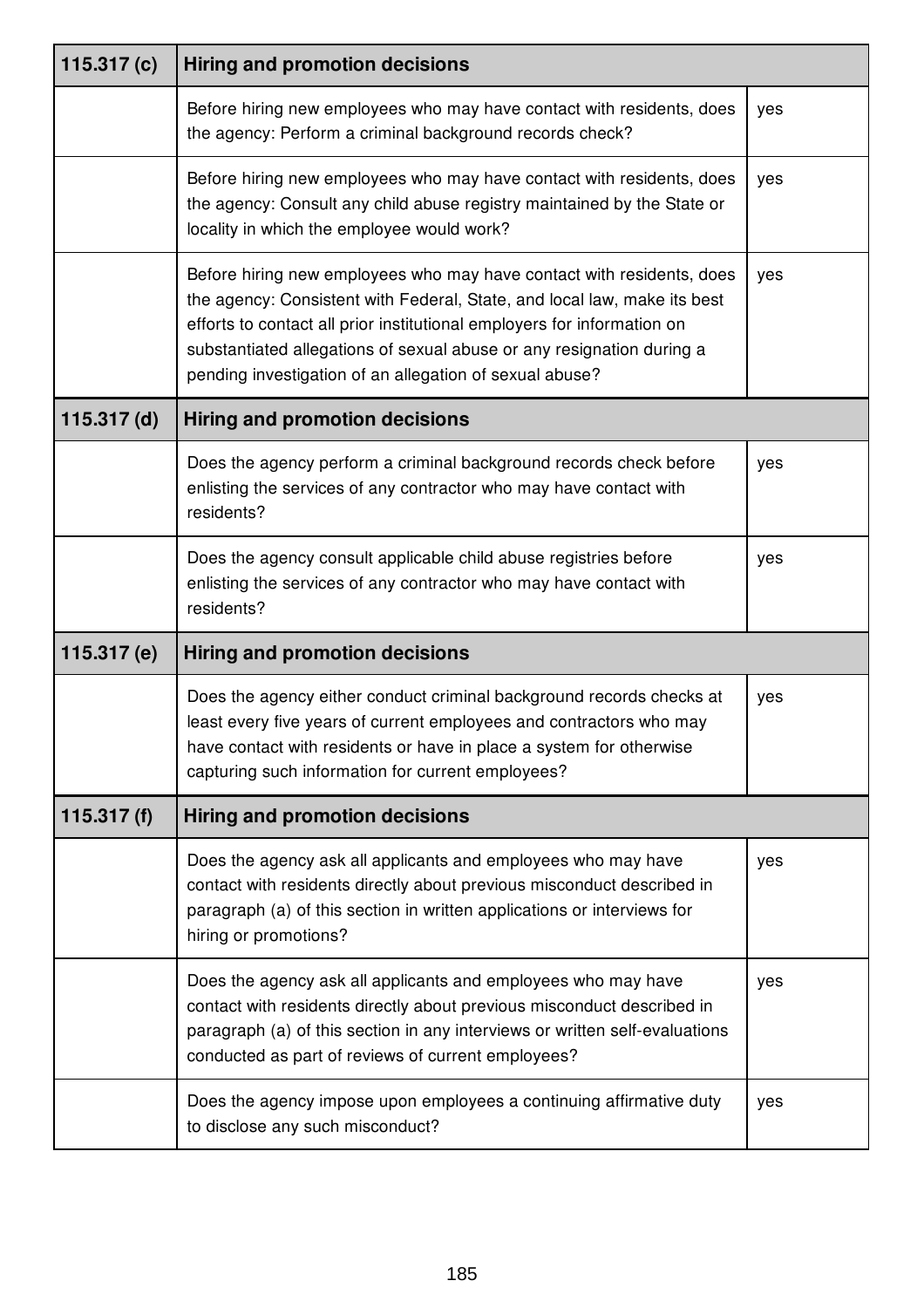| 115.317 (c) | Hiring and promotion decisions | |
| --- | --- | --- |
| | Before hiring new employees who may have contact with residents, does the agency: Perform a criminal background records check? | yes |
| | Before hiring new employees who may have contact with residents, does the agency: Consult any child abuse registry maintained by the State or locality in which the employee would work? | yes |
| | Before hiring new employees who may have contact with residents, does the agency: Consistent with Federal, State, and local law, make its best efforts to contact all prior institutional employers for information on substantiated allegations of sexual abuse or any resignation during a pending investigation of an allegation of sexual abuse? | yes |
| **115.317 (d)** | **Hiring and promotion decisions** | |
| | Does the agency perform a criminal background records check before enlisting the services of any contractor who may have contact with residents? | yes |
| | Does the agency consult applicable child abuse registries before enlisting the services of any contractor who may have contact with residents? | yes |
| **115.317 (e)** | **Hiring and promotion decisions** | |
| | Does the agency either conduct criminal background records checks at least every five years of current employees and contractors who may have contact with residents or have in place a system for otherwise capturing such information for current employees? | yes |
| **115.317 (f)** | **Hiring and promotion decisions** | |
| | Does the agency ask all applicants and employees who may have contact with residents directly about previous misconduct described in paragraph (a) of this section in written applications or interviews for hiring or promotions? | yes |
| | Does the agency ask all applicants and employees who may have contact with residents directly about previous misconduct described in paragraph (a) of this section in any interviews or written self-evaluations conducted as part of reviews of current employees? | yes |
| | Does the agency impose upon employees a continuing affirmative duty to disclose any such misconduct? | yes |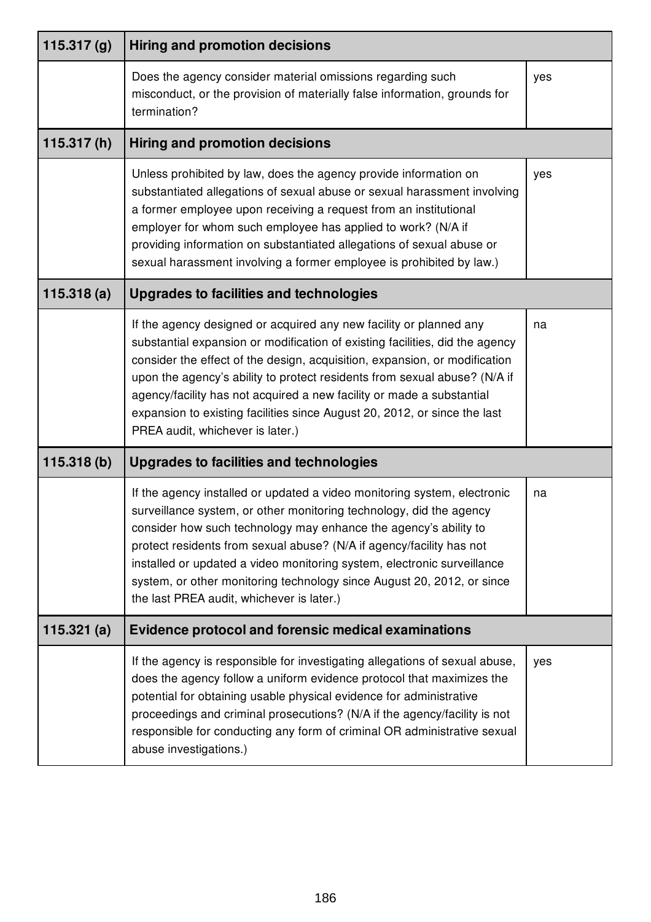| 115.317 (g) | Hiring and promotion decisions | |
|---|---|---|
| | Does the agency consider material omissions regarding such misconduct, or the provision of materially false information, grounds for termination? | yes |
| **115.317 (h)** | **Hiring and promotion decisions** | |
| | Unless prohibited by law, does the agency provide information on substantiated allegations of sexual abuse or sexual harassment involving a former employee upon receiving a request from an institutional employer for whom such employee has applied to work? (N/A if providing information on substantiated allegations of sexual abuse or sexual harassment involving a former employee is prohibited by law.) | yes |
| **115.318 (a)** | **Upgrades to facilities and technologies** | |
| | If the agency designed or acquired any new facility or planned any substantial expansion or modification of existing facilities, did the agency consider the effect of the design, acquisition, expansion, or modification upon the agency's ability to protect residents from sexual abuse? (N/A if agency/facility has not acquired a new facility or made a substantial expansion to existing facilities since August 20, 2012, or since the last PREA audit, whichever is later.) | na |
| **115.318 (b)** | **Upgrades to facilities and technologies** | |
| | If the agency installed or updated a video monitoring system, electronic surveillance system, or other monitoring technology, did the agency consider how such technology may enhance the agency's ability to protect residents from sexual abuse? (N/A if agency/facility has not installed or updated a video monitoring system, electronic surveillance system, or other monitoring technology since August 20, 2012, or since the last PREA audit, whichever is later.) | na |
| **115.321 (a)** | **Evidence protocol and forensic medical examinations** | |
| | If the agency is responsible for investigating allegations of sexual abuse, does the agency follow a uniform evidence protocol that maximizes the potential for obtaining usable physical evidence for administrative proceedings and criminal prosecutions? (N/A if the agency/facility is not responsible for conducting any form of criminal OR administrative sexual abuse investigations.) | yes |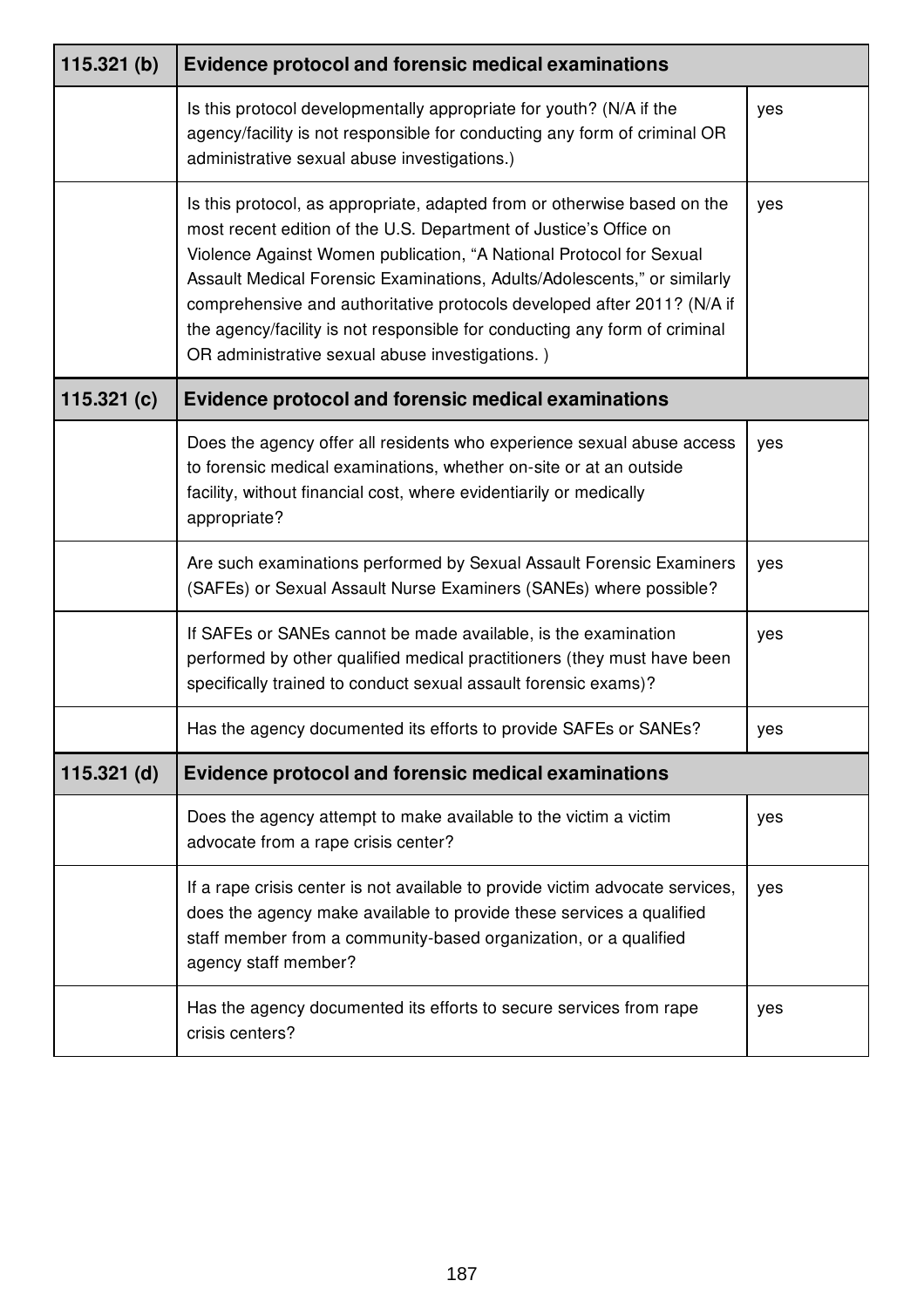| 115.321 (b) | Evidence protocol and forensic medical examinations | |
|---|---|---|
| | Is this protocol developmentally appropriate for youth? (N/A if the agency/facility is not responsible for conducting any form of criminal OR administrative sexual abuse investigations.) | yes |
| | Is this protocol, as appropriate, adapted from or otherwise based on the most recent edition of the U.S. Department of Justice's Office on Violence Against Women publication, "A National Protocol for Sexual Assault Medical Forensic Examinations, Adults/Adolescents," or similarly comprehensive and authoritative protocols developed after 2011? (N/A if the agency/facility is not responsible for conducting any form of criminal OR administrative sexual abuse investigations. ) | yes |
| **115.321 (c)** | **Evidence protocol and forensic medical examinations** | |
| | Does the agency offer all residents who experience sexual abuse access to forensic medical examinations, whether on-site or at an outside facility, without financial cost, where evidentiarily or medically appropriate? | yes |
| | Are such examinations performed by Sexual Assault Forensic Examiners (SAFEs) or Sexual Assault Nurse Examiners (SANEs) where possible? | yes |
| | If SAFEs or SANEs cannot be made available, is the examination performed by other qualified medical practitioners (they must have been specifically trained to conduct sexual assault forensic exams)? | yes |
| | Has the agency documented its efforts to provide SAFEs or SANEs? | yes |
| **115.321 (d)** | **Evidence protocol and forensic medical examinations** | |
| | Does the agency attempt to make available to the victim a victim advocate from a rape crisis center? | yes |
| | If a rape crisis center is not available to provide victim advocate services, does the agency make available to provide these services a qualified staff member from a community-based organization, or a qualified agency staff member? | yes |
| | Has the agency documented its efforts to secure services from rape crisis centers? | yes |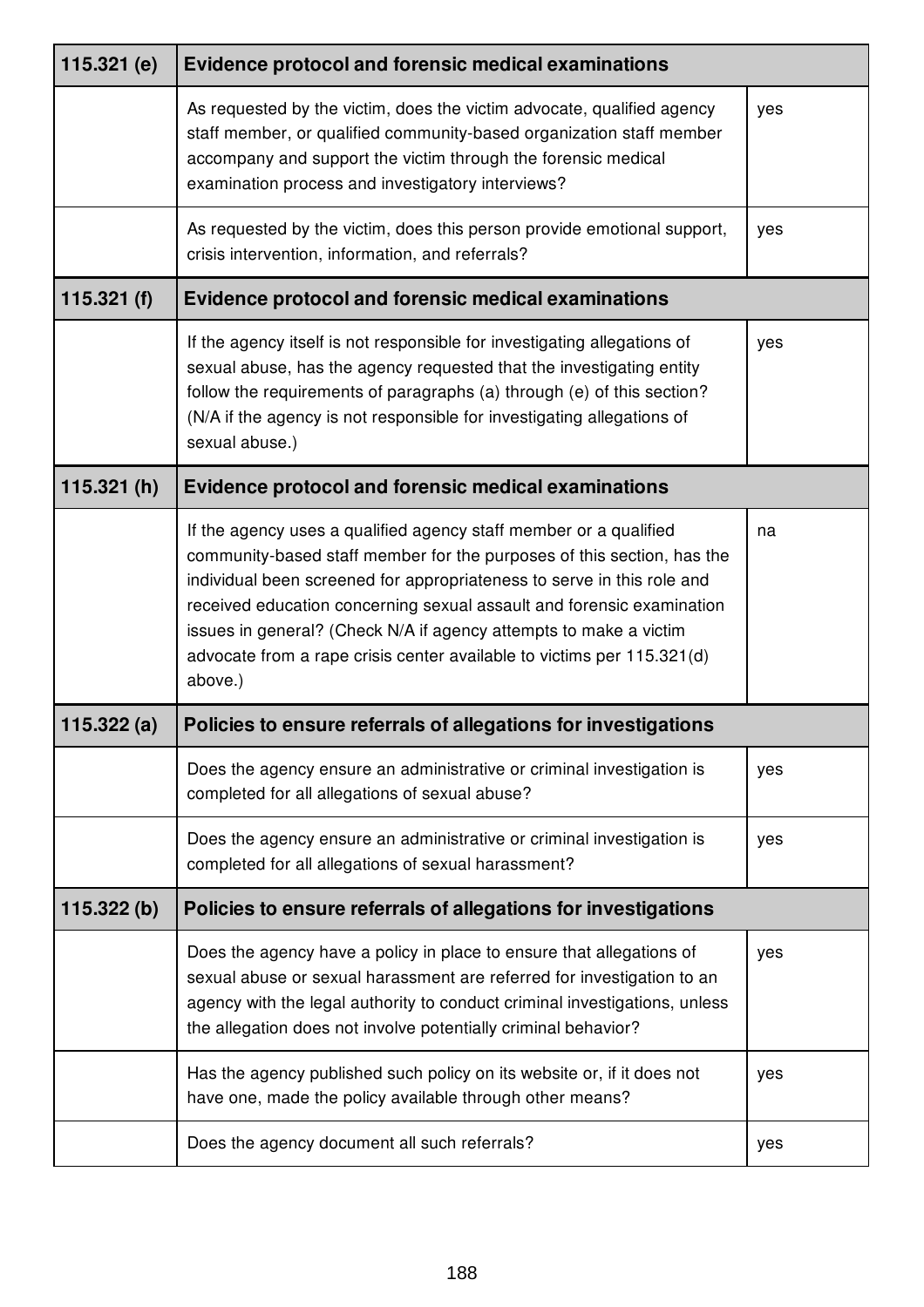| 115.321 (e) | Evidence protocol and forensic medical examinations | |
|---|---|---|
| | As requested by the victim, does the victim advocate, qualified agency staff member, or qualified community-based organization staff member accompany and support the victim through the forensic medical examination process and investigatory interviews? | yes |
| | As requested by the victim, does this person provide emotional support, crisis intervention, information, and referrals? | yes |
| **115.321 (f)** | **Evidence protocol and forensic medical examinations** | |
| | If the agency itself is not responsible for investigating allegations of sexual abuse, has the agency requested that the investigating entity follow the requirements of paragraphs (a) through (e) of this section? (N/A if the agency is not responsible for investigating allegations of sexual abuse.) | yes |
| **115.321 (h)** | **Evidence protocol and forensic medical examinations** | |
| | If the agency uses a qualified agency staff member or a qualified community-based staff member for the purposes of this section, has the individual been screened for appropriateness to serve in this role and received education concerning sexual assault and forensic examination issues in general? (Check N/A if agency attempts to make a victim advocate from a rape crisis center available to victims per 115.321(d) above.) | na |
| **115.322 (a)** | **Policies to ensure referrals of allegations for investigations** | |
| | Does the agency ensure an administrative or criminal investigation is completed for all allegations of sexual abuse? | yes |
| | Does the agency ensure an administrative or criminal investigation is completed for all allegations of sexual harassment? | yes |
| **115.322 (b)** | **Policies to ensure referrals of allegations for investigations** | |
| | Does the agency have a policy in place to ensure that allegations of sexual abuse or sexual harassment are referred for investigation to an agency with the legal authority to conduct criminal investigations, unless the allegation does not involve potentially criminal behavior? | yes |
| | Has the agency published such policy on its website or, if it does not have one, made the policy available through other means? | yes |
| | Does the agency document all such referrals? | yes |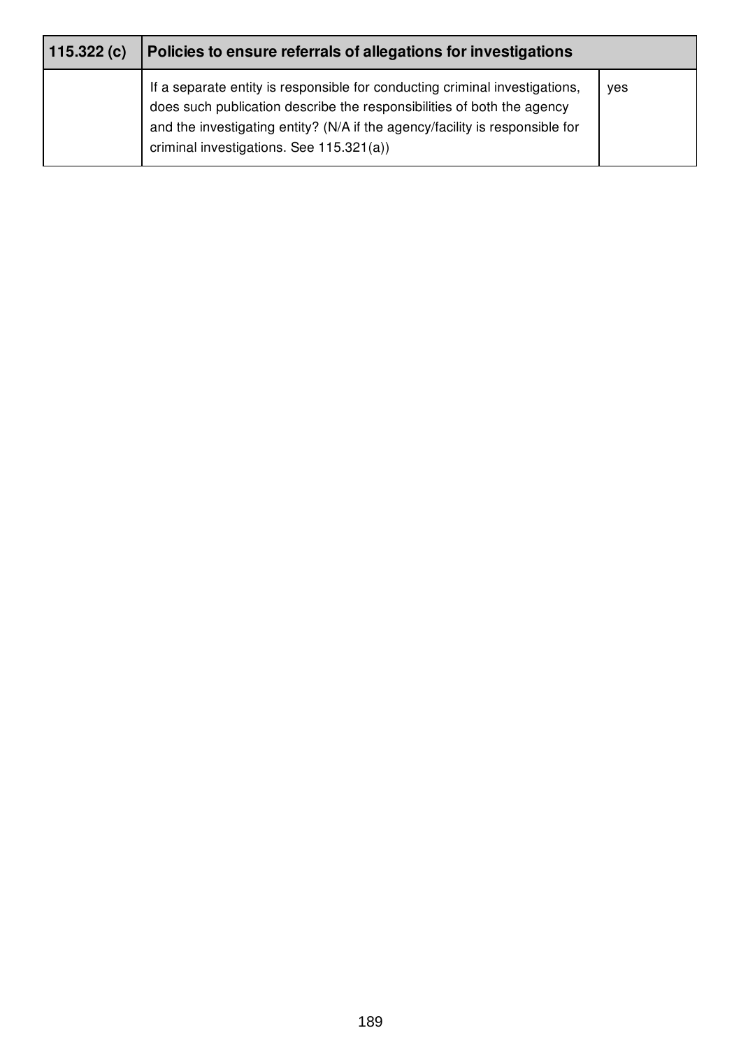| 115.322 (c) | Policies to ensure referrals of allegations for investigations | |
| --- | --- | --- |
| | If a separate entity is responsible for conducting criminal investigations, does such publication describe the responsibilities of both the agency and the investigating entity? (N/A if the agency/facility is responsible for criminal investigations. See 115.321(a)) | yes |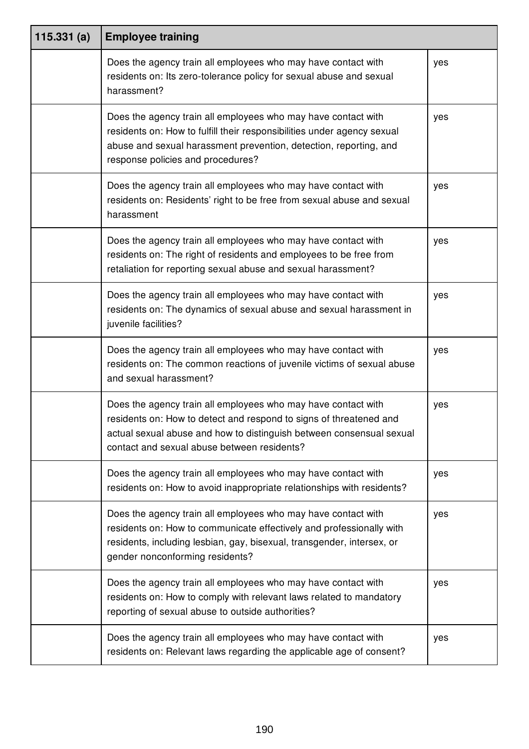| 115.331 (a) | Employee training | |
|---|---|---|
| | Does the agency train all employees who may have contact with residents on: Its zero-tolerance policy for sexual abuse and sexual harassment? | yes |
| | Does the agency train all employees who may have contact with residents on: How to fulfill their responsibilities under agency sexual abuse and sexual harassment prevention, detection, reporting, and response policies and procedures? | yes |
| | Does the agency train all employees who may have contact with residents on: Residents' right to be free from sexual abuse and sexual harassment | yes |
| | Does the agency train all employees who may have contact with residents on: The right of residents and employees to be free from retaliation for reporting sexual abuse and sexual harassment? | yes |
| | Does the agency train all employees who may have contact with residents on: The dynamics of sexual abuse and sexual harassment in juvenile facilities? | yes |
| | Does the agency train all employees who may have contact with residents on: The common reactions of juvenile victims of sexual abuse and sexual harassment? | yes |
| | Does the agency train all employees who may have contact with residents on: How to detect and respond to signs of threatened and actual sexual abuse and how to distinguish between consensual sexual contact and sexual abuse between residents? | yes |
| | Does the agency train all employees who may have contact with residents on: How to avoid inappropriate relationships with residents? | yes |
| | Does the agency train all employees who may have contact with residents on: How to communicate effectively and professionally with residents, including lesbian, gay, bisexual, transgender, intersex, or gender nonconforming residents? | yes |
| | Does the agency train all employees who may have contact with residents on: How to comply with relevant laws related to mandatory reporting of sexual abuse to outside authorities? | yes |
| | Does the agency train all employees who may have contact with residents on: Relevant laws regarding the applicable age of consent? | yes |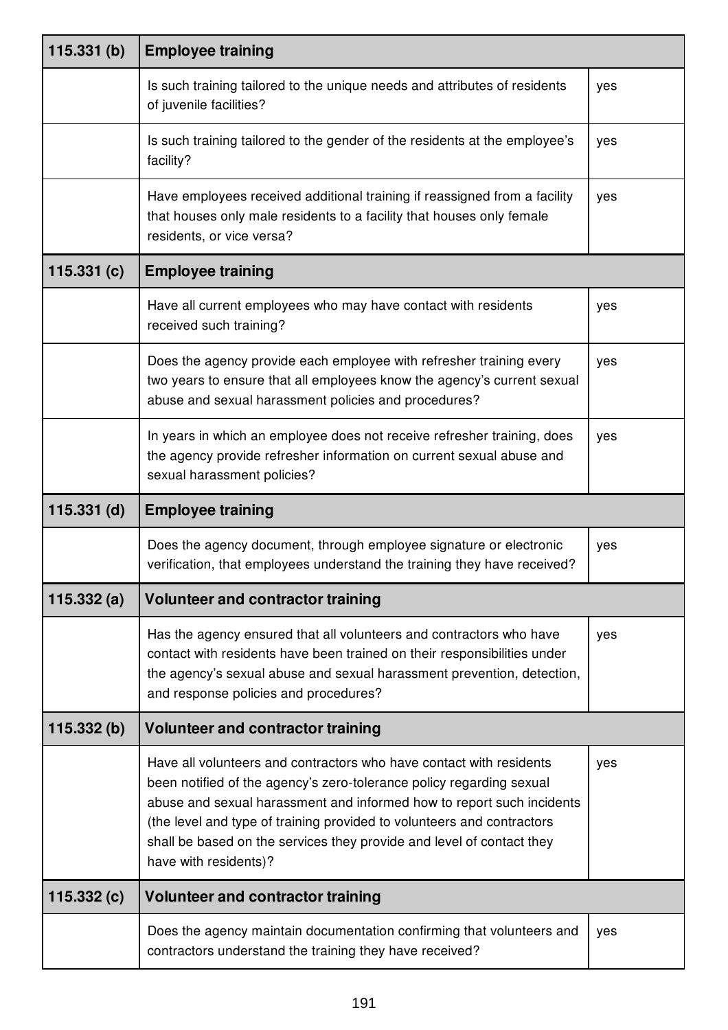| 115.331 (b) | Employee training | |
|---|---|---|
| | Is such training tailored to the unique needs and attributes of residents of juvenile facilities? | yes |
| | Is such training tailored to the gender of the residents at the employee's facility? | yes |
| | Have employees received additional training if reassigned from a facility that houses only male residents to a facility that houses only female residents, or vice versa? | yes |
| **115.331 (c)** | **Employee training** | |
| | Have all current employees who may have contact with residents received such training? | yes |
| | Does the agency provide each employee with refresher training every two years to ensure that all employees know the agency's current sexual abuse and sexual harassment policies and procedures? | yes |
| | In years in which an employee does not receive refresher training, does the agency provide refresher information on current sexual abuse and sexual harassment policies? | yes |
| **115.331 (d)** | **Employee training** | |
| | Does the agency document, through employee signature or electronic verification, that employees understand the training they have received? | yes |
| **115.332 (a)** | **Volunteer and contractor training** | |
| | Has the agency ensured that all volunteers and contractors who have contact with residents have been trained on their responsibilities under the agency's sexual abuse and sexual harassment prevention, detection, and response policies and procedures? | yes |
| **115.332 (b)** | **Volunteer and contractor training** | |
| | Have all volunteers and contractors who have contact with residents been notified of the agency's zero-tolerance policy regarding sexual abuse and sexual harassment and informed how to report such incidents (the level and type of training provided to volunteers and contractors shall be based on the services they provide and level of contact they have with residents)? | yes |
| **115.332 (c)** | **Volunteer and contractor training** | |
| | Does the agency maintain documentation confirming that volunteers and contractors understand the training they have received? | yes |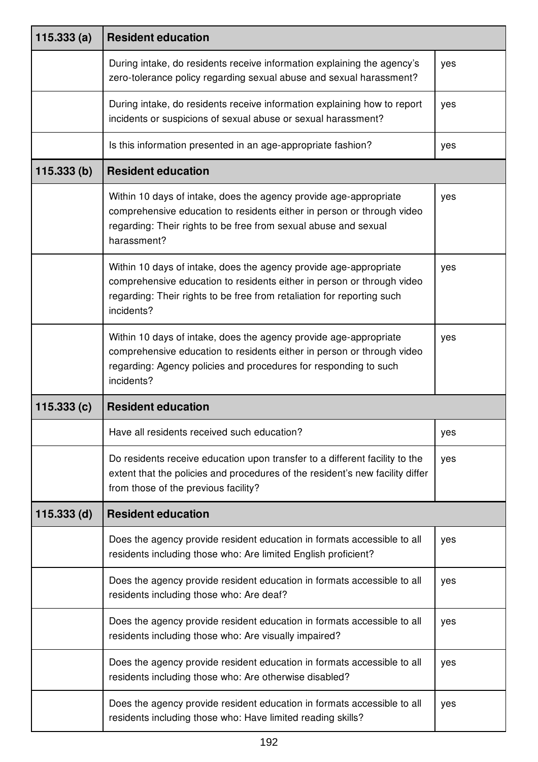| 115.333 (a) | Resident education | |
|---|---|---|
| | During intake, do residents receive information explaining the agency's zero-tolerance policy regarding sexual abuse and sexual harassment? | yes |
| | During intake, do residents receive information explaining how to report incidents or suspicions of sexual abuse or sexual harassment? | yes |
| | Is this information presented in an age-appropriate fashion? | yes |
| **115.333 (b)** | **Resident education** | |
| | Within 10 days of intake, does the agency provide age-appropriate comprehensive education to residents either in person or through video regarding: Their rights to be free from sexual abuse and sexual harassment? | yes |
| | Within 10 days of intake, does the agency provide age-appropriate comprehensive education to residents either in person or through video regarding: Their rights to be free from retaliation for reporting such incidents? | yes |
| | Within 10 days of intake, does the agency provide age-appropriate comprehensive education to residents either in person or through video regarding: Agency policies and procedures for responding to such incidents? | yes |
| **115.333 (c)** | **Resident education** | |
| | Have all residents received such education? | yes |
| | Do residents receive education upon transfer to a different facility to the extent that the policies and procedures of the resident's new facility differ from those of the previous facility? | yes |
| **115.333 (d)** | **Resident education** | |
| | Does the agency provide resident education in formats accessible to all residents including those who: Are limited English proficient? | yes |
| | Does the agency provide resident education in formats accessible to all residents including those who: Are deaf? | yes |
| | Does the agency provide resident education in formats accessible to all residents including those who: Are visually impaired? | yes |
| | Does the agency provide resident education in formats accessible to all residents including those who: Are otherwise disabled? | yes |
| | Does the agency provide resident education in formats accessible to all residents including those who: Have limited reading skills? | yes |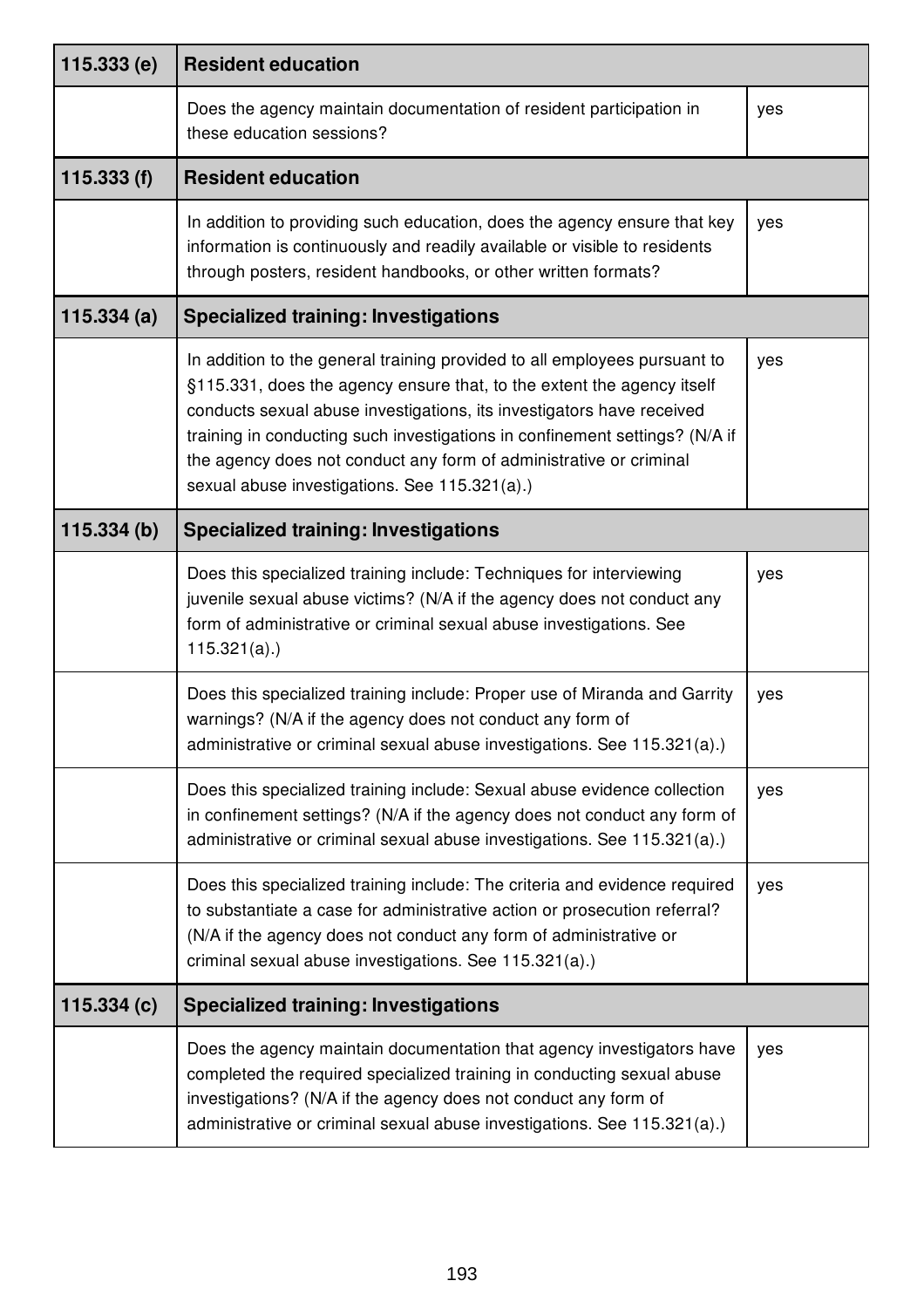| 115.333 (e) | Resident education | |
|---|---|---|
| | Does the agency maintain documentation of resident participation in these education sessions? | yes |
| **115.333 (f)** | **Resident education** | |
| | In addition to providing such education, does the agency ensure that key information is continuously and readily available or visible to residents through posters, resident handbooks, or other written formats? | yes |
| **115.334 (a)** | **Specialized training: Investigations** | |
| | In addition to the general training provided to all employees pursuant to §115.331, does the agency ensure that, to the extent the agency itself conducts sexual abuse investigations, its investigators have received training in conducting such investigations in confinement settings? (N/A if the agency does not conduct any form of administrative or criminal sexual abuse investigations. See 115.321(a).) | yes |
| **115.334 (b)** | **Specialized training: Investigations** | |
| | Does this specialized training include: Techniques for interviewing juvenile sexual abuse victims? (N/A if the agency does not conduct any form of administrative or criminal sexual abuse investigations. See 115.321(a).) | yes |
| | Does this specialized training include: Proper use of Miranda and Garrity warnings? (N/A if the agency does not conduct any form of administrative or criminal sexual abuse investigations. See 115.321(a).) | yes |
| | Does this specialized training include: Sexual abuse evidence collection in confinement settings? (N/A if the agency does not conduct any form of administrative or criminal sexual abuse investigations. See 115.321(a).) | yes |
| | Does this specialized training include: The criteria and evidence required to substantiate a case for administrative action or prosecution referral? (N/A if the agency does not conduct any form of administrative or criminal sexual abuse investigations. See 115.321(a).) | yes |
| **115.334 (c)** | **Specialized training: Investigations** | |
| | Does the agency maintain documentation that agency investigators have completed the required specialized training in conducting sexual abuse investigations? (N/A if the agency does not conduct any form of administrative or criminal sexual abuse investigations. See 115.321(a).) | yes |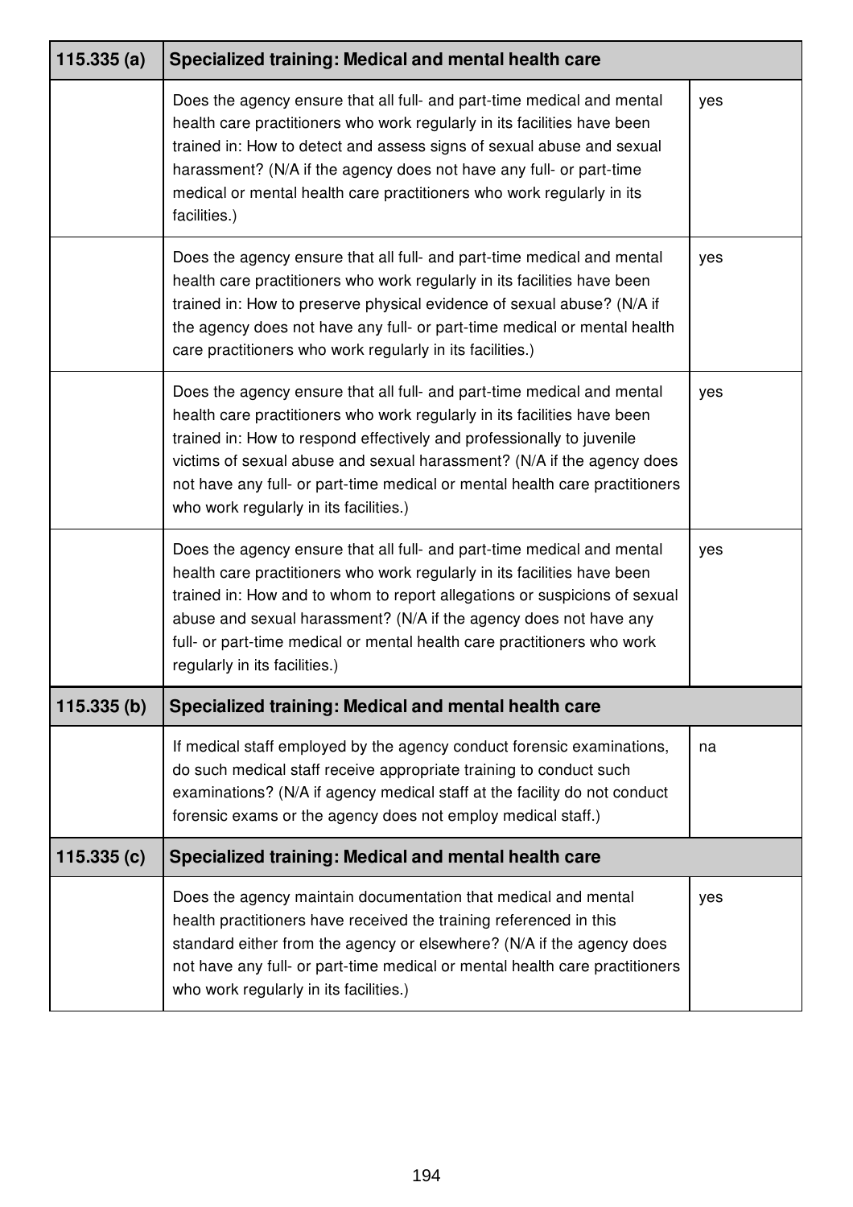| 115.335 (a) | Specialized training: Medical and mental health care | |
|---|---|---|
| | Does the agency ensure that all full- and part-time medical and mental health care practitioners who work regularly in its facilities have been trained in: How to detect and assess signs of sexual abuse and sexual harassment? (N/A if the agency does not have any full- or part-time medical or mental health care practitioners who work regularly in its facilities.) | yes |
| | Does the agency ensure that all full- and part-time medical and mental health care practitioners who work regularly in its facilities have been trained in: How to preserve physical evidence of sexual abuse? (N/A if the agency does not have any full- or part-time medical or mental health care practitioners who work regularly in its facilities.) | yes |
| | Does the agency ensure that all full- and part-time medical and mental health care practitioners who work regularly in its facilities have been trained in: How to respond effectively and professionally to juvenile victims of sexual abuse and sexual harassment? (N/A if the agency does not have any full- or part-time medical or mental health care practitioners who work regularly in its facilities.) | yes |
| | Does the agency ensure that all full- and part-time medical and mental health care practitioners who work regularly in its facilities have been trained in: How and to whom to report allegations or suspicions of sexual abuse and sexual harassment? (N/A if the agency does not have any full- or part-time medical or mental health care practitioners who work regularly in its facilities.) | yes |
| **115.335 (b)** | **Specialized training: Medical and mental health care** | |
| | If medical staff employed by the agency conduct forensic examinations, do such medical staff receive appropriate training to conduct such examinations? (N/A if agency medical staff at the facility do not conduct forensic exams or the agency does not employ medical staff.) | na |
| **115.335 (c)** | **Specialized training: Medical and mental health care** | |
| | Does the agency maintain documentation that medical and mental health practitioners have received the training referenced in this standard either from the agency or elsewhere? (N/A if the agency does not have any full- or part-time medical or mental health care practitioners who work regularly in its facilities.) | yes |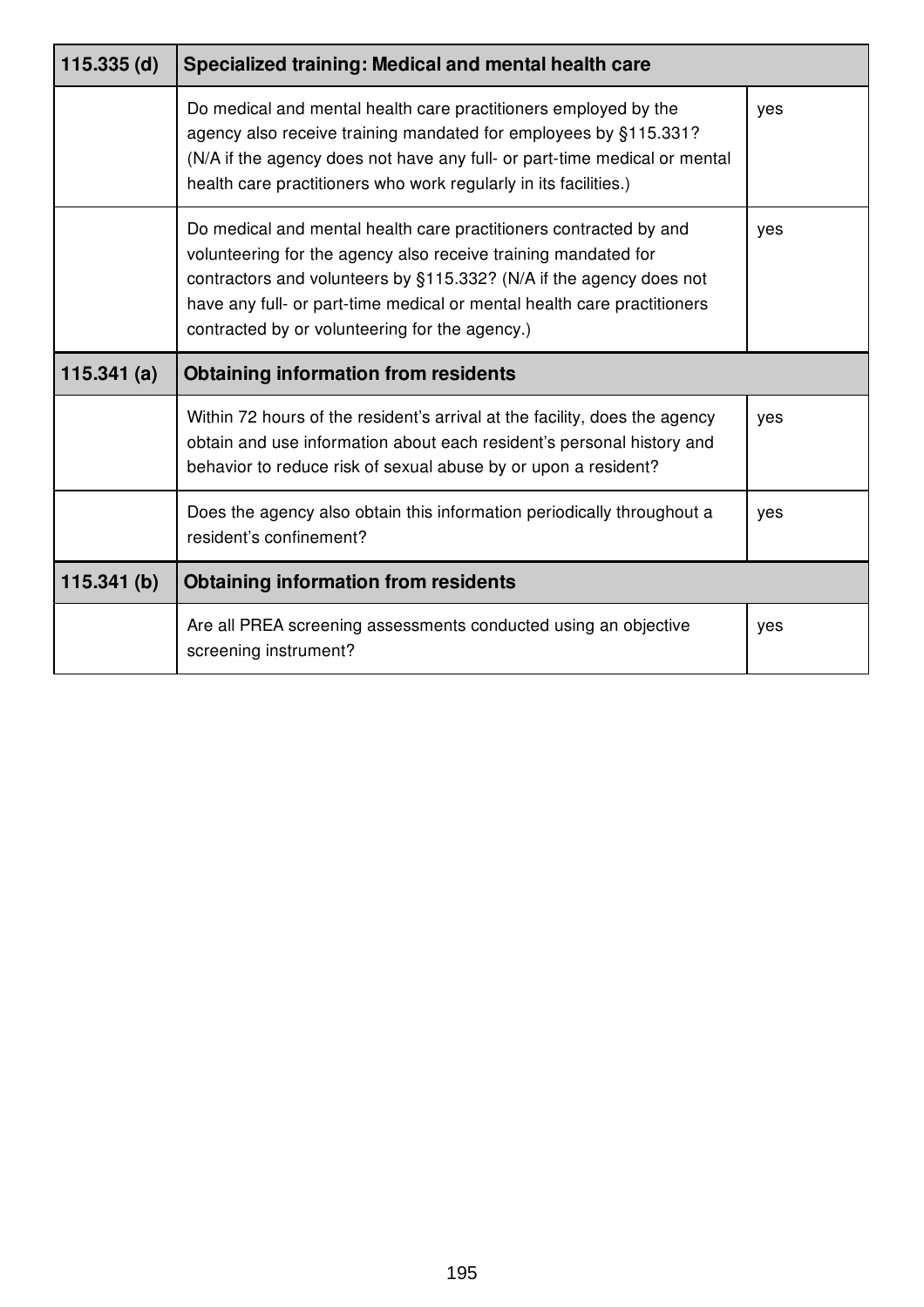| 115.335 (d) | Specialized training: Medical and mental health care | |
|---|---|---|
| | Do medical and mental health care practitioners employed by the agency also receive training mandated for employees by §115.331? (N/A if the agency does not have any full- or part-time medical or mental health care practitioners who work regularly in its facilities.) | yes |
| | Do medical and mental health care practitioners contracted by and volunteering for the agency also receive training mandated for contractors and volunteers by §115.332? (N/A if the agency does not have any full- or part-time medical or mental health care practitioners contracted by or volunteering for the agency.) | yes |
| **115.341 (a)** | **Obtaining information from residents** | |
| | Within 72 hours of the resident's arrival at the facility, does the agency obtain and use information about each resident's personal history and behavior to reduce risk of sexual abuse by or upon a resident? | yes |
| | Does the agency also obtain this information periodically throughout a resident's confinement? | yes |
| **115.341 (b)** | **Obtaining information from residents** | |
| | Are all PREA screening assessments conducted using an objective screening instrument? | yes |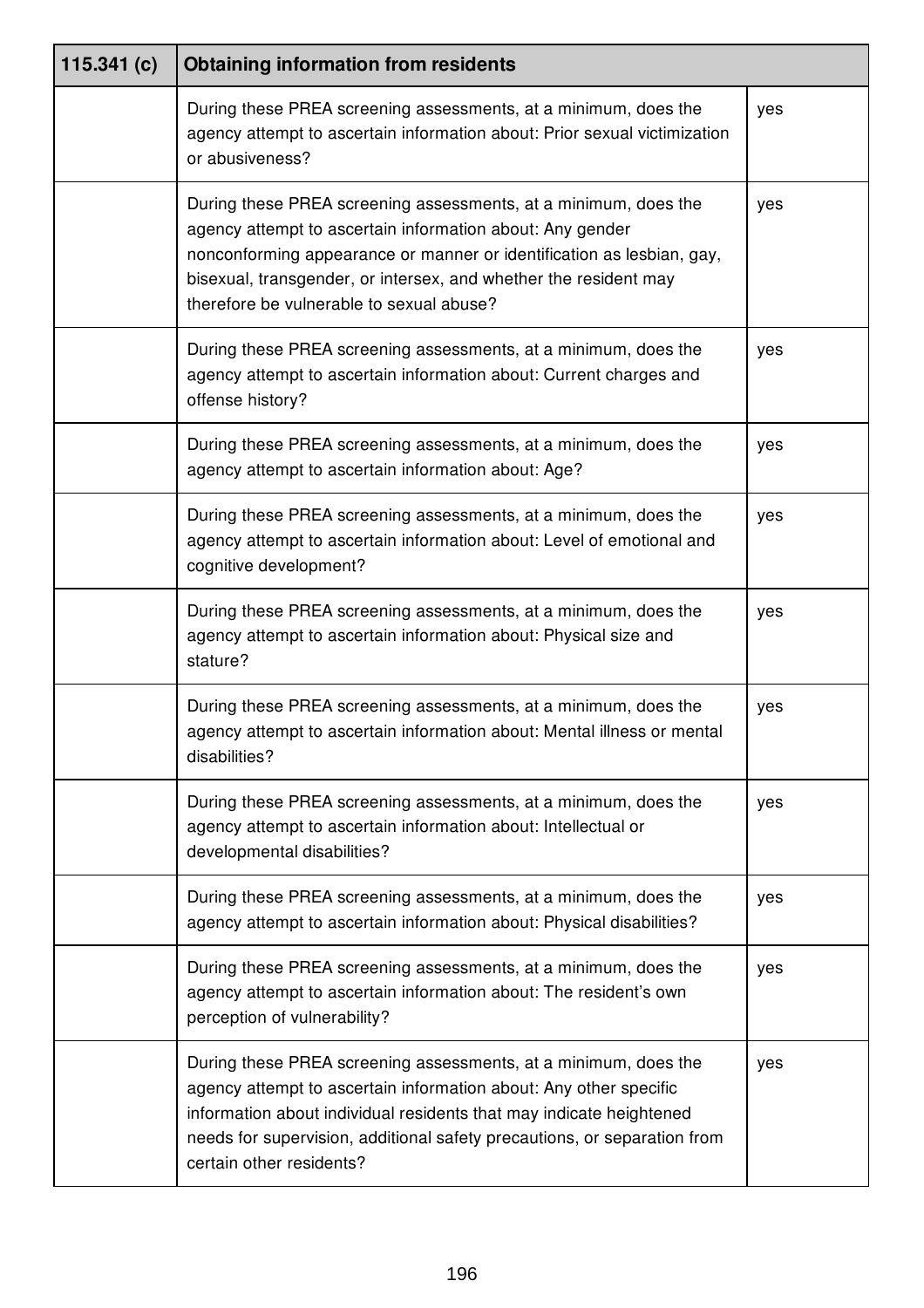| 115.341 (c) | Obtaining information from residents | |
|---|---|---|
| | During these PREA screening assessments, at a minimum, does the agency attempt to ascertain information about: Prior sexual victimization or abusiveness? | yes |
| | During these PREA screening assessments, at a minimum, does the agency attempt to ascertain information about: Any gender nonconforming appearance or manner or identification as lesbian, gay, bisexual, transgender, or intersex, and whether the resident may therefore be vulnerable to sexual abuse? | yes |
| | During these PREA screening assessments, at a minimum, does the agency attempt to ascertain information about: Current charges and offense history? | yes |
| | During these PREA screening assessments, at a minimum, does the agency attempt to ascertain information about: Age? | yes |
| | During these PREA screening assessments, at a minimum, does the agency attempt to ascertain information about: Level of emotional and cognitive development? | yes |
| | During these PREA screening assessments, at a minimum, does the agency attempt to ascertain information about: Physical size and stature? | yes |
| | During these PREA screening assessments, at a minimum, does the agency attempt to ascertain information about: Mental illness or mental disabilities? | yes |
| | During these PREA screening assessments, at a minimum, does the agency attempt to ascertain information about: Intellectual or developmental disabilities? | yes |
| | During these PREA screening assessments, at a minimum, does the agency attempt to ascertain information about: Physical disabilities? | yes |
| | During these PREA screening assessments, at a minimum, does the agency attempt to ascertain information about: The resident's own perception of vulnerability? | yes |
| | During these PREA screening assessments, at a minimum, does the agency attempt to ascertain information about: Any other specific information about individual residents that may indicate heightened needs for supervision, additional safety precautions, or separation from certain other residents? | yes |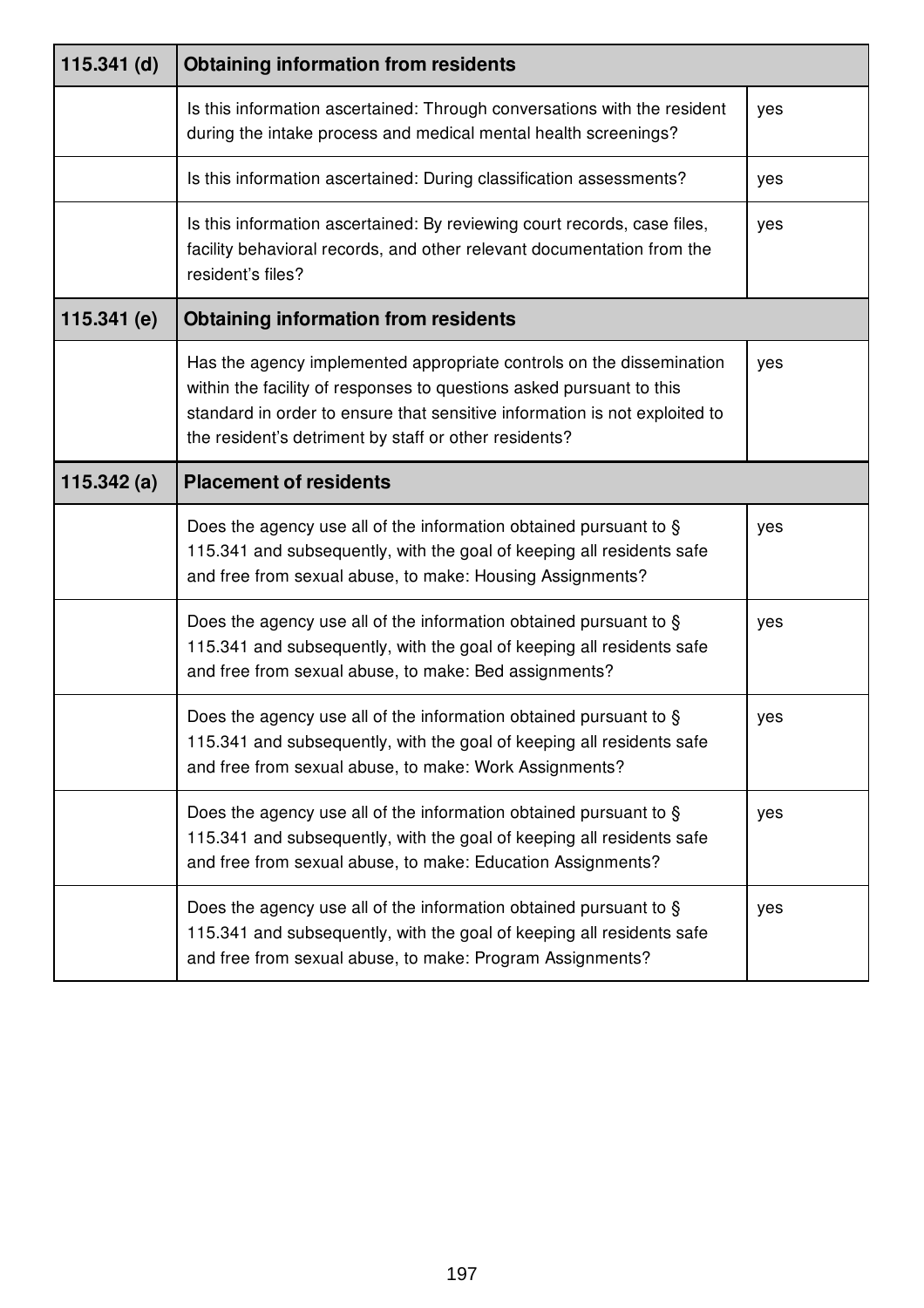| 115.341 (d) | Obtaining information from residents | |
|---|---|---|
| | Is this information ascertained: Through conversations with the resident during the intake process and medical mental health screenings? | yes |
| | Is this information ascertained: During classification assessments? | yes |
| | Is this information ascertained: By reviewing court records, case files, facility behavioral records, and other relevant documentation from the resident's files? | yes |
| **115.341 (e)** | **Obtaining information from residents** | |
| | Has the agency implemented appropriate controls on the dissemination within the facility of responses to questions asked pursuant to this standard in order to ensure that sensitive information is not exploited to the resident's detriment by staff or other residents? | yes |

| 115.342 (a) | Placement of residents | |
|---|---|---|
| | Does the agency use all of the information obtained pursuant to § 115.341 and subsequently, with the goal of keeping all residents safe and free from sexual abuse, to make: Housing Assignments? | yes |
| | Does the agency use all of the information obtained pursuant to § 115.341 and subsequently, with the goal of keeping all residents safe and free from sexual abuse, to make: Bed assignments? | yes |
| | Does the agency use all of the information obtained pursuant to § 115.341 and subsequently, with the goal of keeping all residents safe and free from sexual abuse, to make: Work Assignments? | yes |
| | Does the agency use all of the information obtained pursuant to § 115.341 and subsequently, with the goal of keeping all residents safe and free from sexual abuse, to make: Education Assignments? | yes |
| | Does the agency use all of the information obtained pursuant to § 115.341 and subsequently, with the goal of keeping all residents safe and free from sexual abuse, to make: Program Assignments? | yes |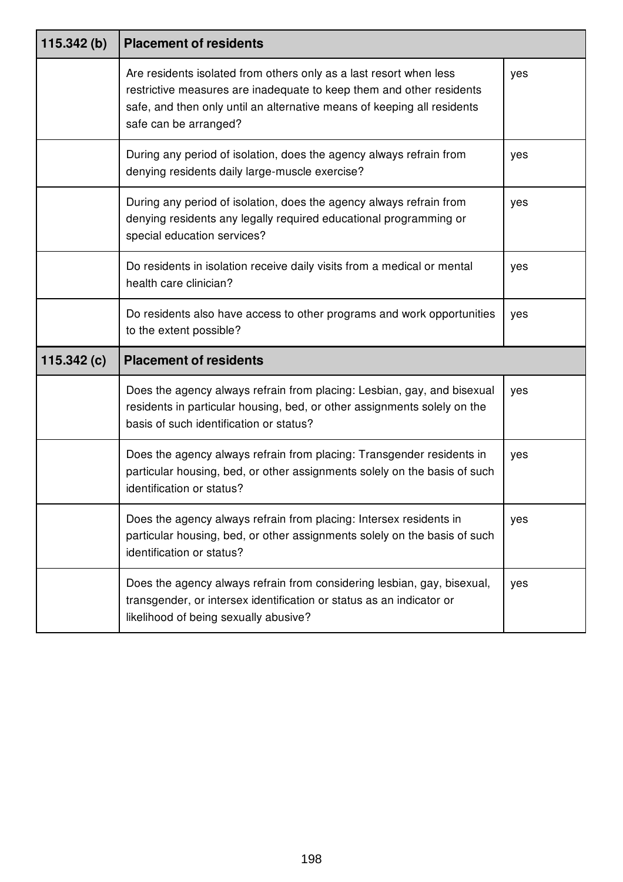| 115.342 (b) | Placement of residents | |
|---|---|---|
| | Are residents isolated from others only as a last resort when less restrictive measures are inadequate to keep them and other residents safe, and then only until an alternative means of keeping all residents safe can be arranged? | yes |
| | During any period of isolation, does the agency always refrain from denying residents daily large-muscle exercise? | yes |
| | During any period of isolation, does the agency always refrain from denying residents any legally required educational programming or special education services? | yes |
| | Do residents in isolation receive daily visits from a medical or mental health care clinician? | yes |
| | Do residents also have access to other programs and work opportunities to the extent possible? | yes |

| 115.342 (c) | Placement of residents | |
|---|---|---|
| | Does the agency always refrain from placing: Lesbian, gay, and bisexual residents in particular housing, bed, or other assignments solely on the basis of such identification or status? | yes |
| | Does the agency always refrain from placing: Transgender residents in particular housing, bed, or other assignments solely on the basis of such identification or status? | yes |
| | Does the agency always refrain from placing: Intersex residents in particular housing, bed, or other assignments solely on the basis of such identification or status? | yes |
| | Does the agency always refrain from considering lesbian, gay, bisexual, transgender, or intersex identification or status as an indicator or likelihood of being sexually abusive? | yes |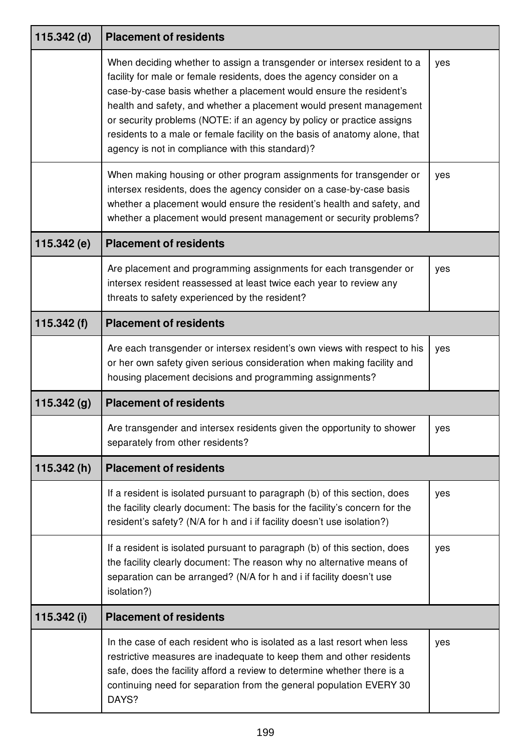| 115.342 (d) | Placement of residents | |
|---|---|---|
| | When deciding whether to assign a transgender or intersex resident to a facility for male or female residents, does the agency consider on a case-by-case basis whether a placement would ensure the resident's health and safety, and whether a placement would present management or security problems (NOTE: if an agency by policy or practice assigns residents to a male or female facility on the basis of anatomy alone, that agency is not in compliance with this standard)? | yes |
| | When making housing or other program assignments for transgender or intersex residents, does the agency consider on a case-by-case basis whether a placement would ensure the resident's health and safety, and whether a placement would present management or security problems? | yes |
| **115.342 (e)** | **Placement of residents** | |
| | Are placement and programming assignments for each transgender or intersex resident reassessed at least twice each year to review any threats to safety experienced by the resident? | yes |
| **115.342 (f)** | **Placement of residents** | |
| | Are each transgender or intersex resident's own views with respect to his or her own safety given serious consideration when making facility and housing placement decisions and programming assignments? | yes |
| **115.342 (g)** | **Placement of residents** | |
| | Are transgender and intersex residents given the opportunity to shower separately from other residents? | yes |
| **115.342 (h)** | **Placement of residents** | |
| | If a resident is isolated pursuant to paragraph (b) of this section, does the facility clearly document: The basis for the facility's concern for the resident's safety? (N/A for h and i if facility doesn't use isolation?) | yes |
| | If a resident is isolated pursuant to paragraph (b) of this section, does the facility clearly document: The reason why no alternative means of separation can be arranged? (N/A for h and i if facility doesn't use isolation?) | yes |
| **115.342 (i)** | **Placement of residents** | |
| | In the case of each resident who is isolated as a last resort when less restrictive measures are inadequate to keep them and other residents safe, does the facility afford a review to determine whether there is a continuing need for separation from the general population EVERY 30 DAYS? | yes |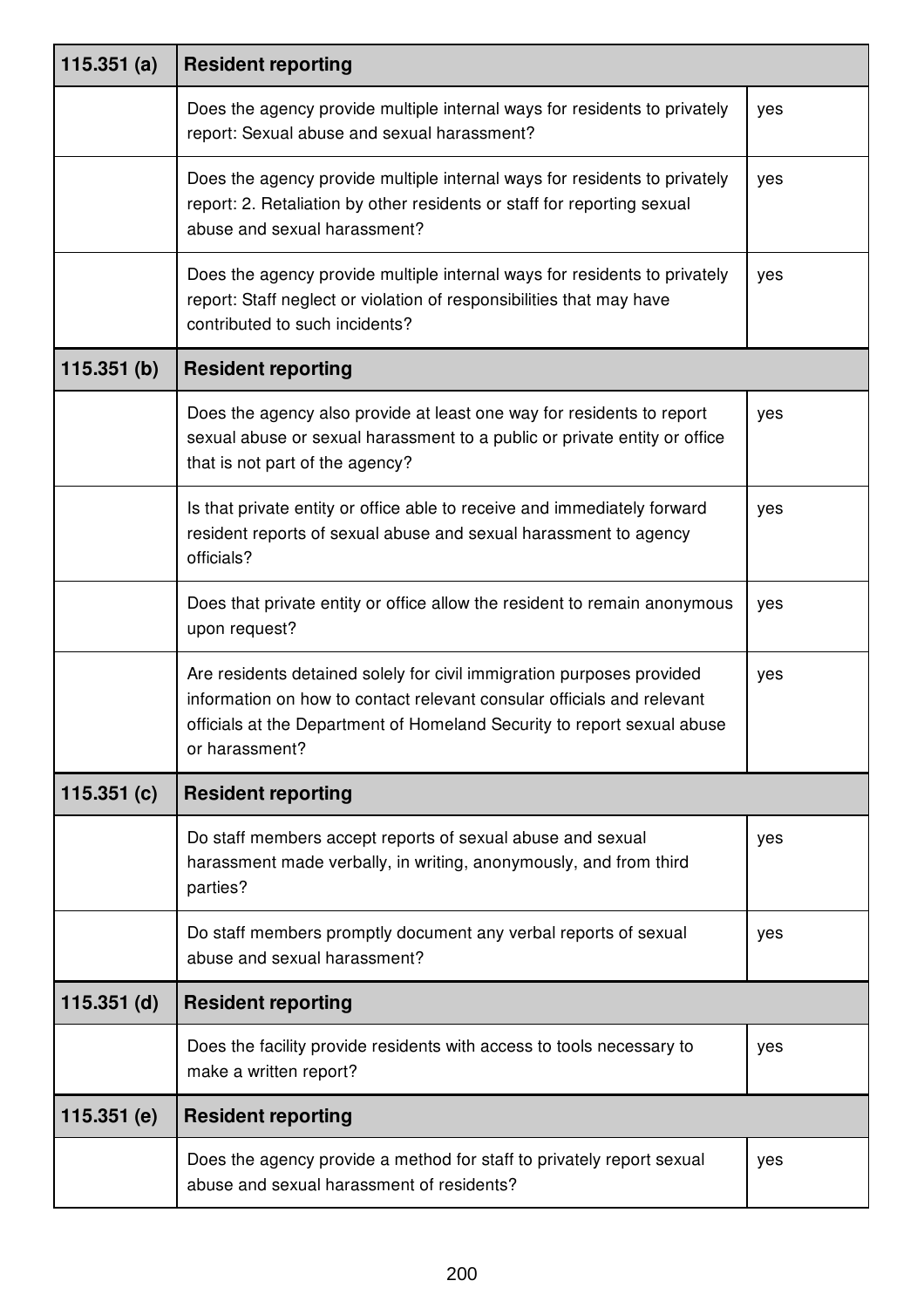| 115.351 (a) | Resident reporting | |
|---|---|---|
| | Does the agency provide multiple internal ways for residents to privately report: Sexual abuse and sexual harassment? | yes |
| | Does the agency provide multiple internal ways for residents to privately report: 2. Retaliation by other residents or staff for reporting sexual abuse and sexual harassment? | yes |
| | Does the agency provide multiple internal ways for residents to privately report: Staff neglect or violation of responsibilities that may have contributed to such incidents? | yes |
| **115.351 (b)** | **Resident reporting** | |
| | Does the agency also provide at least one way for residents to report sexual abuse or sexual harassment to a public or private entity or office that is not part of the agency? | yes |
| | Is that private entity or office able to receive and immediately forward resident reports of sexual abuse and sexual harassment to agency officials? | yes |
| | Does that private entity or office allow the resident to remain anonymous upon request? | yes |
| | Are residents detained solely for civil immigration purposes provided information on how to contact relevant consular officials and relevant officials at the Department of Homeland Security to report sexual abuse or harassment? | yes |
| **115.351 (c)** | **Resident reporting** | |
| | Do staff members accept reports of sexual abuse and sexual harassment made verbally, in writing, anonymously, and from third parties? | yes |
| | Do staff members promptly document any verbal reports of sexual abuse and sexual harassment? | yes |
| **115.351 (d)** | **Resident reporting** | |
| | Does the facility provide residents with access to tools necessary to make a written report? | yes |
| **115.351 (e)** | **Resident reporting** | |
| | Does the agency provide a method for staff to privately report sexual abuse and sexual harassment of residents? | yes |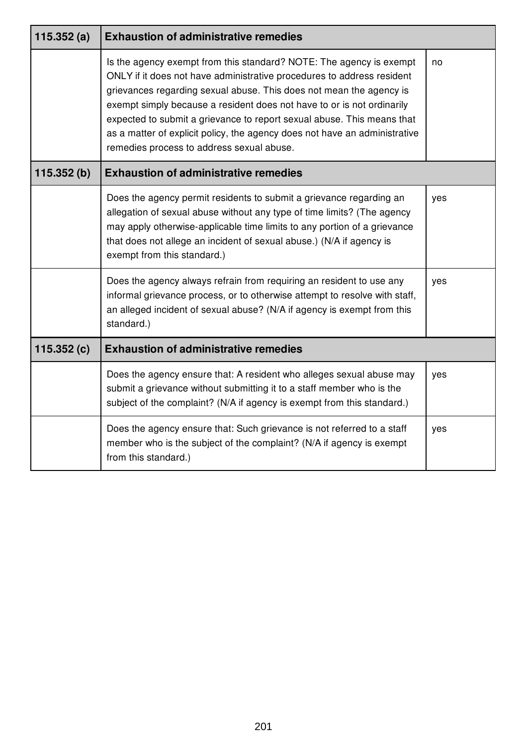| 115.352 (a) | Exhaustion of administrative remedies | |
| --- | --- | --- |
| | Is the agency exempt from this standard? NOTE: The agency is exempt ONLY if it does not have administrative procedures to address resident grievances regarding sexual abuse. This does not mean the agency is exempt simply because a resident does not have to or is not ordinarily expected to submit a grievance to report sexual abuse. This means that as a matter of explicit policy, the agency does not have an administrative remedies process to address sexual abuse. | no |
| **115.352 (b)** | **Exhaustion of administrative remedies** | |
| | Does the agency permit residents to submit a grievance regarding an allegation of sexual abuse without any type of time limits? (The agency may apply otherwise-applicable time limits to any portion of a grievance that does not allege an incident of sexual abuse.) (N/A if agency is exempt from this standard.) | yes |
| | Does the agency always refrain from requiring an resident to use any informal grievance process, or to otherwise attempt to resolve with staff, an alleged incident of sexual abuse? (N/A if agency is exempt from this standard.) | yes |
| **115.352 (c)** | **Exhaustion of administrative remedies** | |
| | Does the agency ensure that: A resident who alleges sexual abuse may submit a grievance without submitting it to a staff member who is the subject of the complaint? (N/A if agency is exempt from this standard.) | yes |
| | Does the agency ensure that: Such grievance is not referred to a staff member who is the subject of the complaint? (N/A if agency is exempt from this standard.) | yes |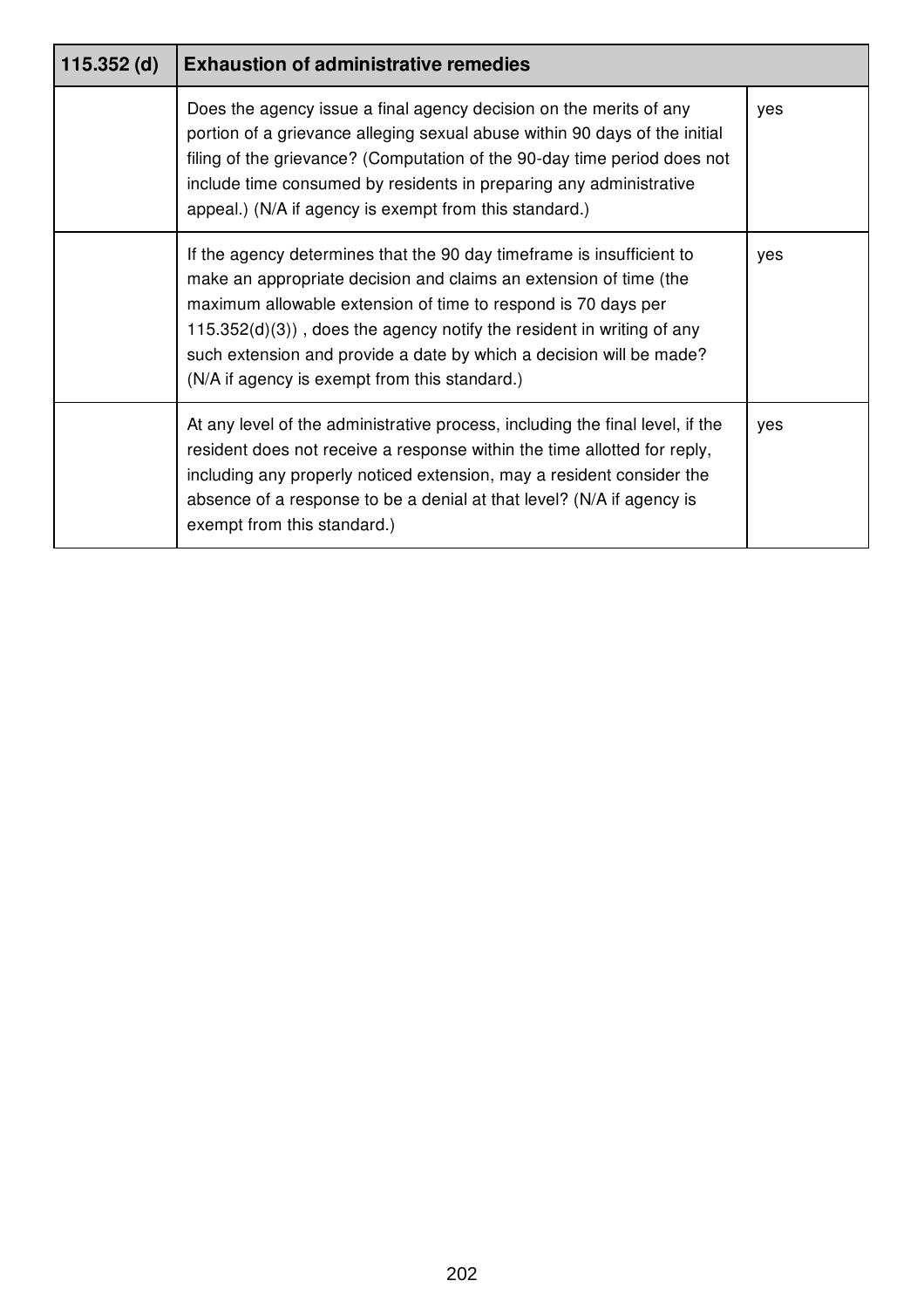| 115.352 (d) | Exhaustion of administrative remedies | |
|---|---|---|
| | Does the agency issue a final agency decision on the merits of any portion of a grievance alleging sexual abuse within 90 days of the initial filing of the grievance? (Computation of the 90-day time period does not include time consumed by residents in preparing any administrative appeal.) (N/A if agency is exempt from this standard.) | yes |
| | If the agency determines that the 90 day timeframe is insufficient to make an appropriate decision and claims an extension of time (the maximum allowable extension of time to respond is 70 days per 115.352(d)(3)) , does the agency notify the resident in writing of any such extension and provide a date by which a decision will be made? (N/A if agency is exempt from this standard.) | yes |
| | At any level of the administrative process, including the final level, if the resident does not receive a response within the time allotted for reply, including any properly noticed extension, may a resident consider the absence of a response to be a denial at that level? (N/A if agency is exempt from this standard.) | yes |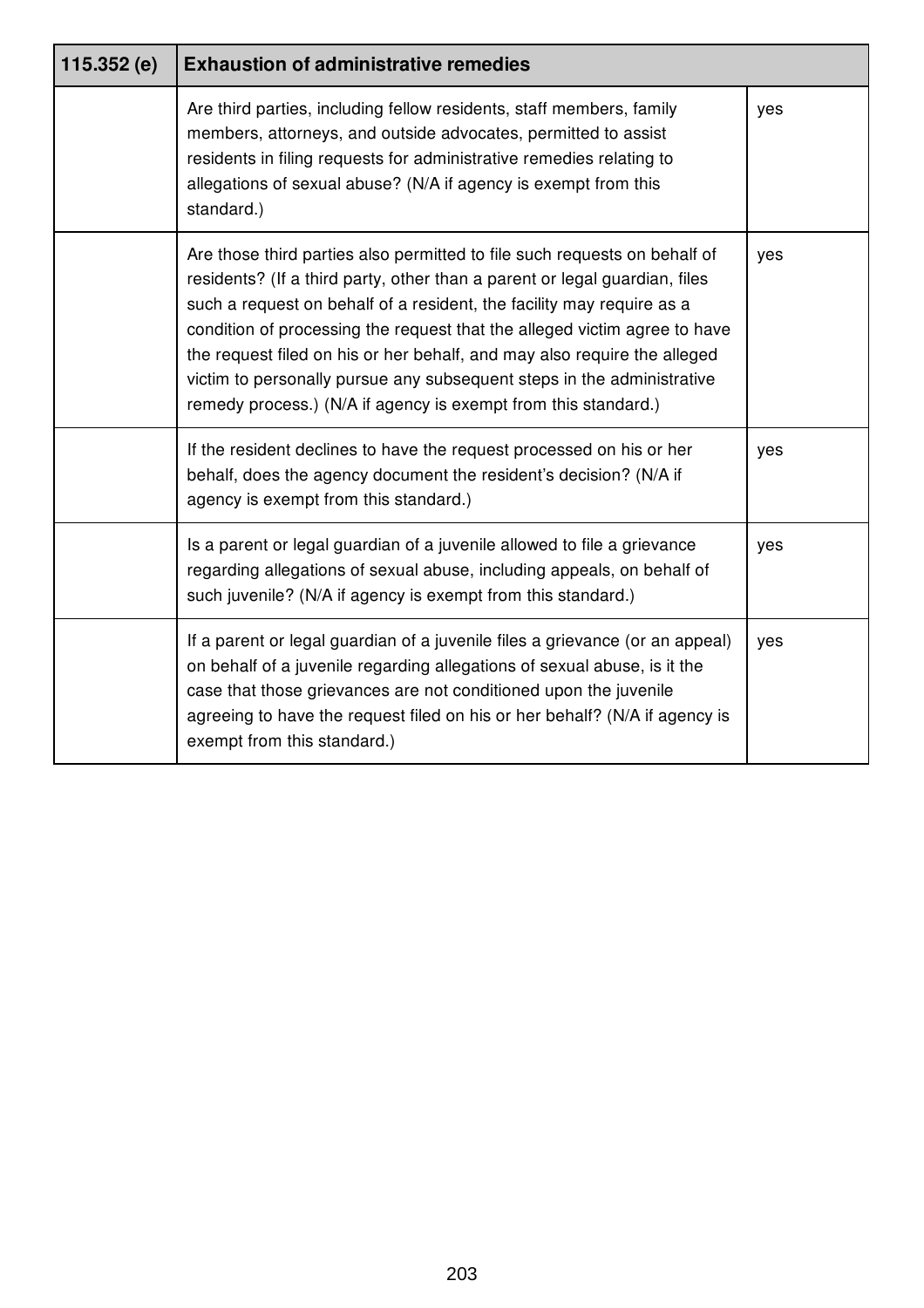| 115.352 (e) | Exhaustion of administrative remedies | |
|---|---|---|
| | Are third parties, including fellow residents, staff members, family members, attorneys, and outside advocates, permitted to assist residents in filing requests for administrative remedies relating to allegations of sexual abuse? (N/A if agency is exempt from this standard.) | yes |
| | Are those third parties also permitted to file such requests on behalf of residents? (If a third party, other than a parent or legal guardian, files such a request on behalf of a resident, the facility may require as a condition of processing the request that the alleged victim agree to have the request filed on his or her behalf, and may also require the alleged victim to personally pursue any subsequent steps in the administrative remedy process.) (N/A if agency is exempt from this standard.) | yes |
| | If the resident declines to have the request processed on his or her behalf, does the agency document the resident's decision? (N/A if agency is exempt from this standard.) | yes |
| | Is a parent or legal guardian of a juvenile allowed to file a grievance regarding allegations of sexual abuse, including appeals, on behalf of such juvenile? (N/A if agency is exempt from this standard.) | yes |
| | If a parent or legal guardian of a juvenile files a grievance (or an appeal) on behalf of a juvenile regarding allegations of sexual abuse, is it the case that those grievances are not conditioned upon the juvenile agreeing to have the request filed on his or her behalf? (N/A if agency is exempt from this standard.) | yes |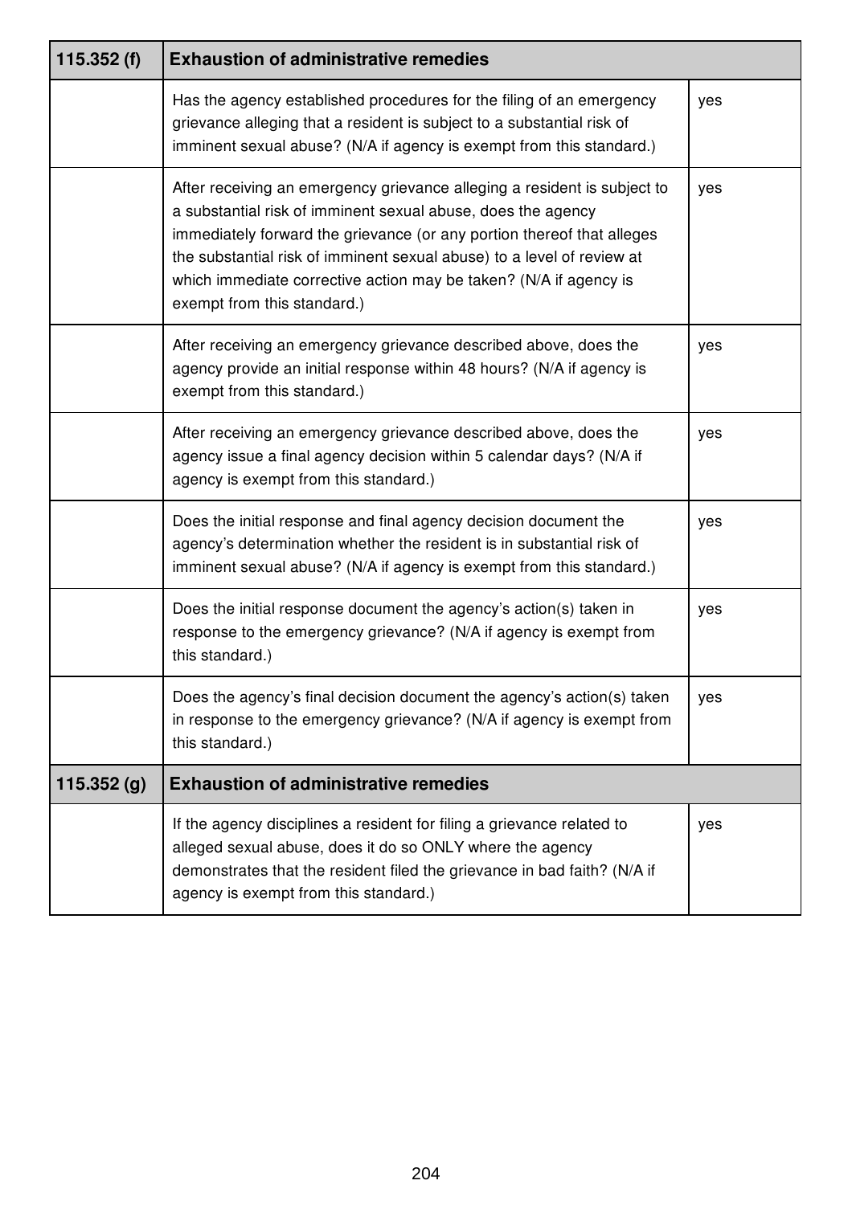| 115.352 (f) | Exhaustion of administrative remedies | |
|---|---|---|
| | Has the agency established procedures for the filing of an emergency grievance alleging that a resident is subject to a substantial risk of imminent sexual abuse? (N/A if agency is exempt from this standard.) | yes |
| | After receiving an emergency grievance alleging a resident is subject to a substantial risk of imminent sexual abuse, does the agency immediately forward the grievance (or any portion thereof that alleges the substantial risk of imminent sexual abuse) to a level of review at which immediate corrective action may be taken? (N/A if agency is exempt from this standard.) | yes |
| | After receiving an emergency grievance described above, does the agency provide an initial response within 48 hours? (N/A if agency is exempt from this standard.) | yes |
| | After receiving an emergency grievance described above, does the agency issue a final agency decision within 5 calendar days? (N/A if agency is exempt from this standard.) | yes |
| | Does the initial response and final agency decision document the agency's determination whether the resident is in substantial risk of imminent sexual abuse? (N/A if agency is exempt from this standard.) | yes |
| | Does the initial response document the agency's action(s) taken in response to the emergency grievance? (N/A if agency is exempt from this standard.) | yes |
| | Does the agency's final decision document the agency's action(s) taken in response to the emergency grievance? (N/A if agency is exempt from this standard.) | yes |
| **115.352 (g)** | **Exhaustion of administrative remedies** | |
| | If the agency disciplines a resident for filing a grievance related to alleged sexual abuse, does it do so ONLY where the agency demonstrates that the resident filed the grievance in bad faith? (N/A if agency is exempt from this standard.) | yes |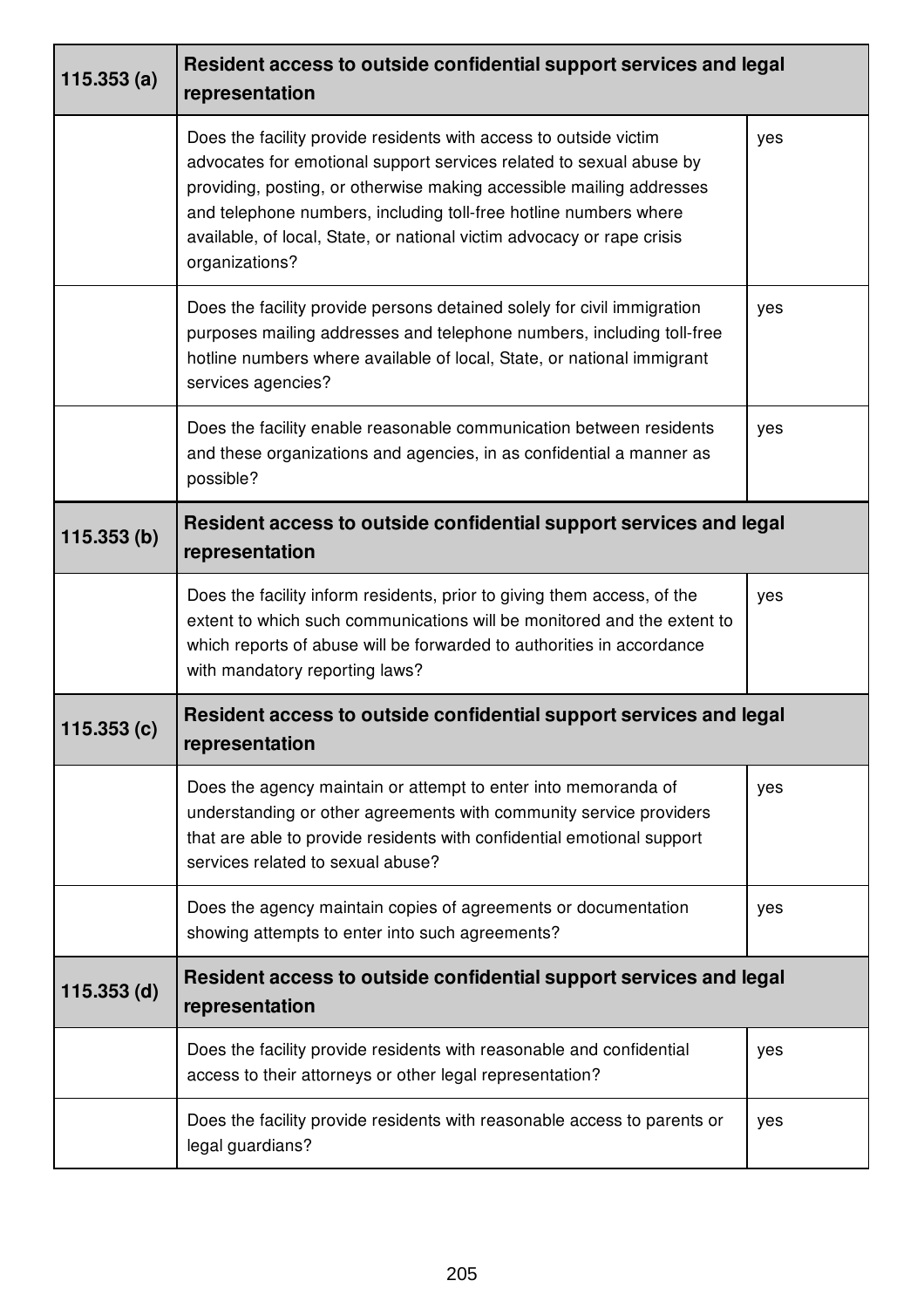| 115.353 (a) | Resident access to outside confidential support services and legal representation | |
|---|---|---|
| | Does the facility provide residents with access to outside victim advocates for emotional support services related to sexual abuse by providing, posting, or otherwise making accessible mailing addresses and telephone numbers, including toll-free hotline numbers where available, of local, State, or national victim advocacy or rape crisis organizations? | yes |
| | Does the facility provide persons detained solely for civil immigration purposes mailing addresses and telephone numbers, including toll-free hotline numbers where available of local, State, or national immigrant services agencies? | yes |
| | Does the facility enable reasonable communication between residents and these organizations and agencies, in as confidential a manner as possible? | yes |
| **115.353 (b)** | **Resident access to outside confidential support services and legal representation** | |
| | Does the facility inform residents, prior to giving them access, of the extent to which such communications will be monitored and the extent to which reports of abuse will be forwarded to authorities in accordance with mandatory reporting laws? | yes |
| **115.353 (c)** | **Resident access to outside confidential support services and legal representation** | |
| | Does the agency maintain or attempt to enter into memoranda of understanding or other agreements with community service providers that are able to provide residents with confidential emotional support services related to sexual abuse? | yes |
| | Does the agency maintain copies of agreements or documentation showing attempts to enter into such agreements? | yes |
| **115.353 (d)** | **Resident access to outside confidential support services and legal representation** | |
| | Does the facility provide residents with reasonable and confidential access to their attorneys or other legal representation? | yes |
| | Does the facility provide residents with reasonable access to parents or legal guardians? | yes |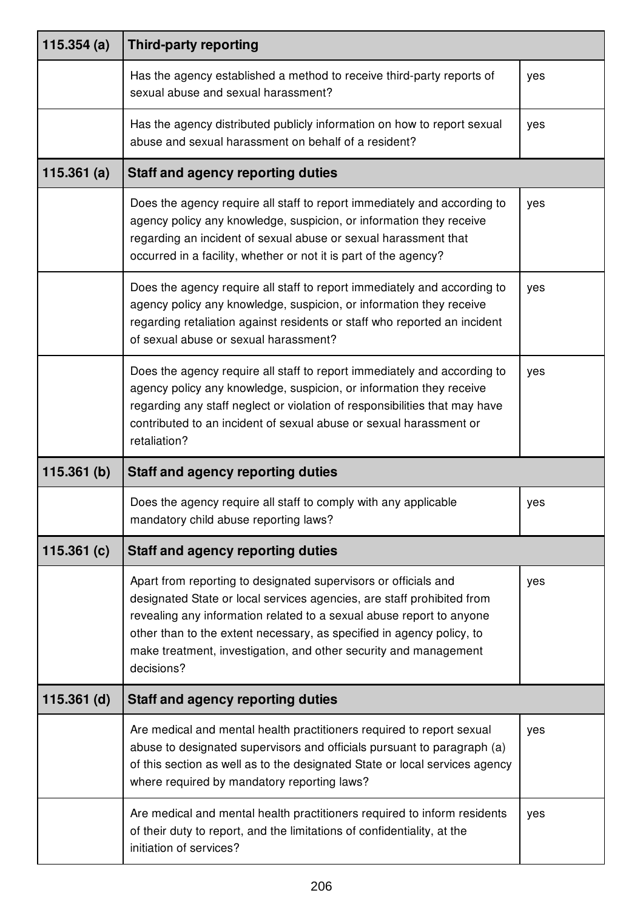| 115.354 (a) | Third-party reporting | |
|---|---|---|
| | Has the agency established a method to receive third-party reports of sexual abuse and sexual harassment? | yes |
| | Has the agency distributed publicly information on how to report sexual abuse and sexual harassment on behalf of a resident? | yes |
| **115.361 (a)** | **Staff and agency reporting duties** | |
| | Does the agency require all staff to report immediately and according to agency policy any knowledge, suspicion, or information they receive regarding an incident of sexual abuse or sexual harassment that occurred in a facility, whether or not it is part of the agency? | yes |
| | Does the agency require all staff to report immediately and according to agency policy any knowledge, suspicion, or information they receive regarding retaliation against residents or staff who reported an incident of sexual abuse or sexual harassment? | yes |
| | Does the agency require all staff to report immediately and according to agency policy any knowledge, suspicion, or information they receive regarding any staff neglect or violation of responsibilities that may have contributed to an incident of sexual abuse or sexual harassment or retaliation? | yes |
| **115.361 (b)** | **Staff and agency reporting duties** | |
| | Does the agency require all staff to comply with any applicable mandatory child abuse reporting laws? | yes |
| **115.361 (c)** | **Staff and agency reporting duties** | |
| | Apart from reporting to designated supervisors or officials and designated State or local services agencies, are staff prohibited from revealing any information related to a sexual abuse report to anyone other than to the extent necessary, as specified in agency policy, to make treatment, investigation, and other security and management decisions? | yes |
| **115.361 (d)** | **Staff and agency reporting duties** | |
| | Are medical and mental health practitioners required to report sexual abuse to designated supervisors and officials pursuant to paragraph (a) of this section as well as to the designated State or local services agency where required by mandatory reporting laws? | yes |
| | Are medical and mental health practitioners required to inform residents of their duty to report, and the limitations of confidentiality, at the initiation of services? | yes |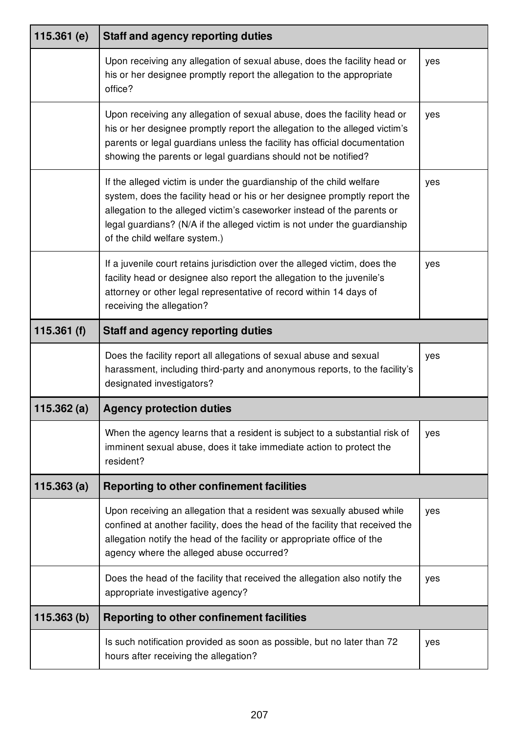| 115.361 (e) | Staff and agency reporting duties | |
|---|---|---|
| | Upon receiving any allegation of sexual abuse, does the facility head or his or her designee promptly report the allegation to the appropriate office? | yes |
| | Upon receiving any allegation of sexual abuse, does the facility head or his or her designee promptly report the allegation to the alleged victim's parents or legal guardians unless the facility has official documentation showing the parents or legal guardians should not be notified? | yes |
| | If the alleged victim is under the guardianship of the child welfare system, does the facility head or his or her designee promptly report the allegation to the alleged victim's caseworker instead of the parents or legal guardians? (N/A if the alleged victim is not under the guardianship of the child welfare system.) | yes |
| | If a juvenile court retains jurisdiction over the alleged victim, does the facility head or designee also report the allegation to the juvenile's attorney or other legal representative of record within 14 days of receiving the allegation? | yes |
| **115.361 (f)** | **Staff and agency reporting duties** | |
| | Does the facility report all allegations of sexual abuse and sexual harassment, including third-party and anonymous reports, to the facility's designated investigators? | yes |
| **115.362 (a)** | **Agency protection duties** | |
| | When the agency learns that a resident is subject to a substantial risk of imminent sexual abuse, does it take immediate action to protect the resident? | yes |
| **115.363 (a)** | **Reporting to other confinement facilities** | |
| | Upon receiving an allegation that a resident was sexually abused while confined at another facility, does the head of the facility that received the allegation notify the head of the facility or appropriate office of the agency where the alleged abuse occurred? | yes |
| | Does the head of the facility that received the allegation also notify the appropriate investigative agency? | yes |
| **115.363 (b)** | **Reporting to other confinement facilities** | |
| | Is such notification provided as soon as possible, but no later than 72 hours after receiving the allegation? | yes |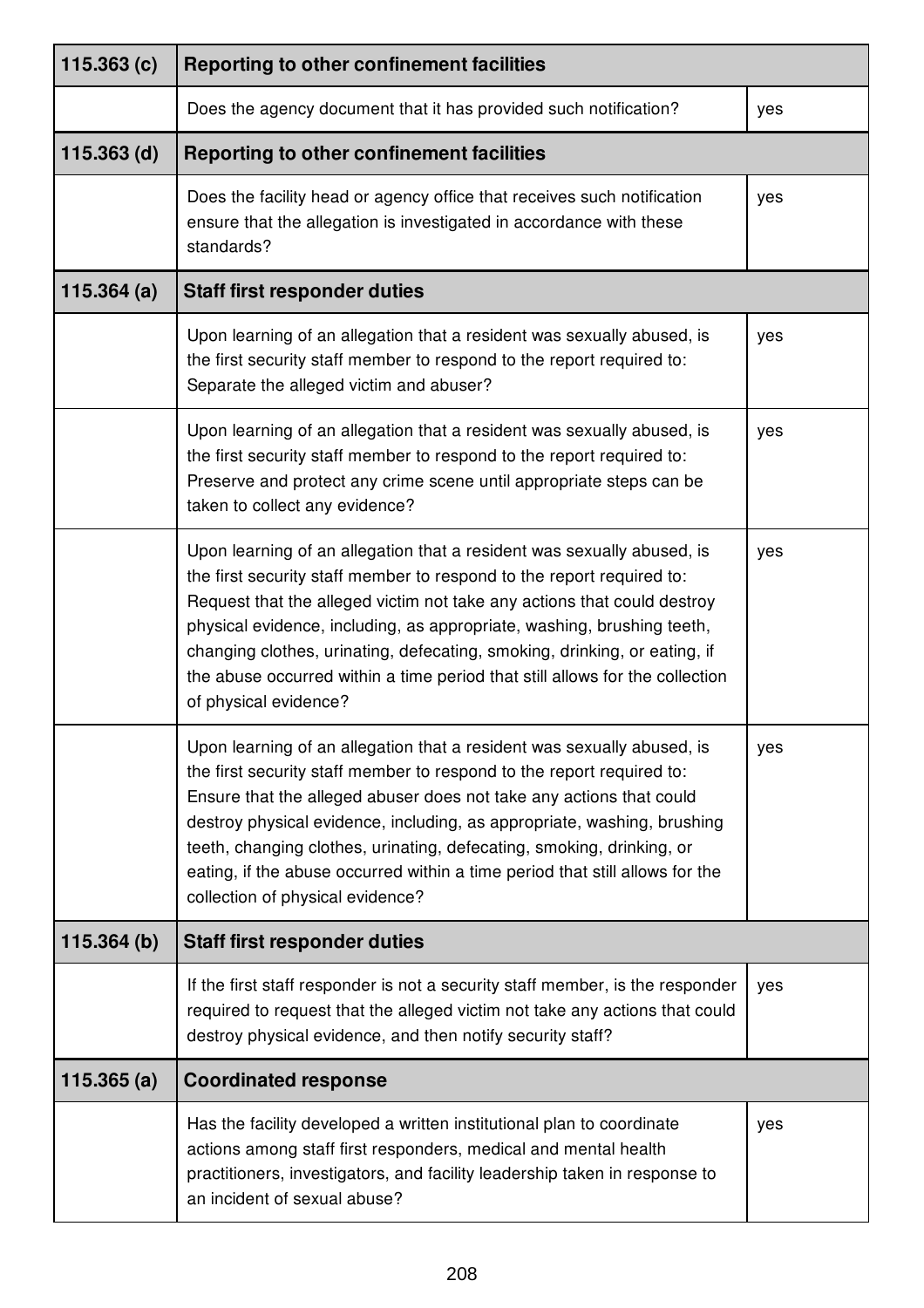| 115.363 (c) | Reporting to other confinement facilities | |
|---|---|---|
| | Does the agency document that it has provided such notification? | yes |
| **115.363 (d)** | **Reporting to other confinement facilities** | |
| | Does the facility head or agency office that receives such notification ensure that the allegation is investigated in accordance with these standards? | yes |
| **115.364 (a)** | **Staff first responder duties** | |
| | Upon learning of an allegation that a resident was sexually abused, is the first security staff member to respond to the report required to: Separate the alleged victim and abuser? | yes |
| | Upon learning of an allegation that a resident was sexually abused, is the first security staff member to respond to the report required to: Preserve and protect any crime scene until appropriate steps can be taken to collect any evidence? | yes |
| | Upon learning of an allegation that a resident was sexually abused, is the first security staff member to respond to the report required to: Request that the alleged victim not take any actions that could destroy physical evidence, including, as appropriate, washing, brushing teeth, changing clothes, urinating, defecating, smoking, drinking, or eating, if the abuse occurred within a time period that still allows for the collection of physical evidence? | yes |
| | Upon learning of an allegation that a resident was sexually abused, is the first security staff member to respond to the report required to: Ensure that the alleged abuser does not take any actions that could destroy physical evidence, including, as appropriate, washing, brushing teeth, changing clothes, urinating, defecating, smoking, drinking, or eating, if the abuse occurred within a time period that still allows for the collection of physical evidence? | yes |
| **115.364 (b)** | **Staff first responder duties** | |
| | If the first staff responder is not a security staff member, is the responder required to request that the alleged victim not take any actions that could destroy physical evidence, and then notify security staff? | yes |
| **115.365 (a)** | **Coordinated response** | |
| | Has the facility developed a written institutional plan to coordinate actions among staff first responders, medical and mental health practitioners, investigators, and facility leadership taken in response to an incident of sexual abuse? | yes |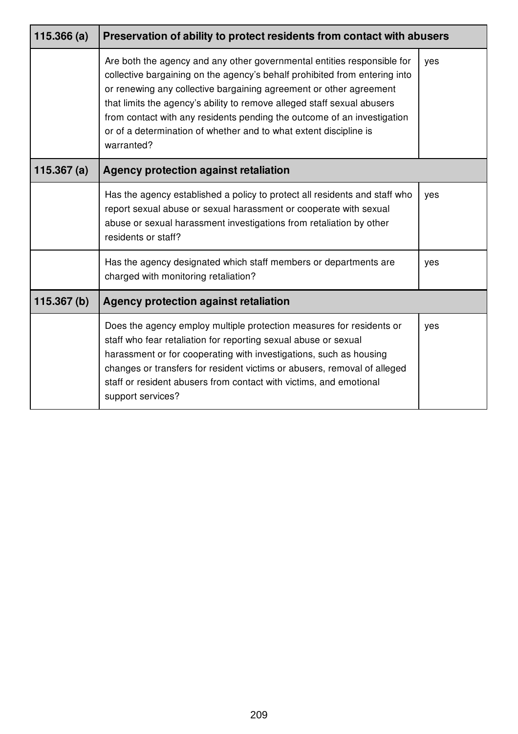| 115.366 (a) | Preservation of ability to protect residents from contact with abusers | |
|---|---|---|
| | Are both the agency and any other governmental entities responsible for collective bargaining on the agency's behalf prohibited from entering into or renewing any collective bargaining agreement or other agreement that limits the agency's ability to remove alleged staff sexual abusers from contact with any residents pending the outcome of an investigation or of a determination of whether and to what extent discipline is warranted? | yes |
| **115.367 (a)** | **Agency protection against retaliation** | |
| | Has the agency established a policy to protect all residents and staff who report sexual abuse or sexual harassment or cooperate with sexual abuse or sexual harassment investigations from retaliation by other residents or staff? | yes |
| | Has the agency designated which staff members or departments are charged with monitoring retaliation? | yes |
| **115.367 (b)** | **Agency protection against retaliation** | |
| | Does the agency employ multiple protection measures for residents or staff who fear retaliation for reporting sexual abuse or sexual harassment or for cooperating with investigations, such as housing changes or transfers for resident victims or abusers, removal of alleged staff or resident abusers from contact with victims, and emotional support services? | yes |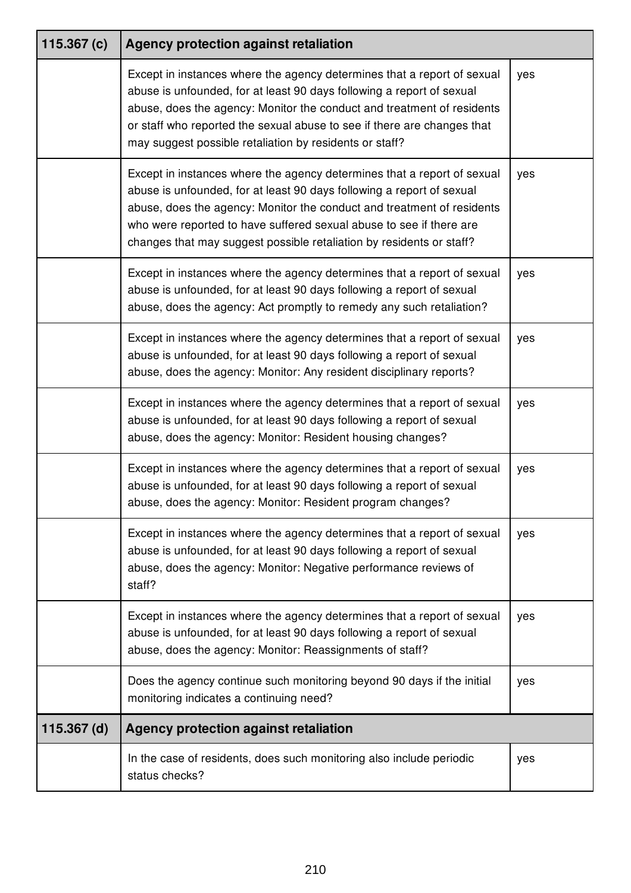| 115.367 (c) | Agency protection against retaliation | |
|---|---|---|
| | Except in instances where the agency determines that a report of sexual abuse is unfounded, for at least 90 days following a report of sexual abuse, does the agency: Monitor the conduct and treatment of residents or staff who reported the sexual abuse to see if there are changes that may suggest possible retaliation by residents or staff? | yes |
| | Except in instances where the agency determines that a report of sexual abuse is unfounded, for at least 90 days following a report of sexual abuse, does the agency: Monitor the conduct and treatment of residents who were reported to have suffered sexual abuse to see if there are changes that may suggest possible retaliation by residents or staff? | yes |
| | Except in instances where the agency determines that a report of sexual abuse is unfounded, for at least 90 days following a report of sexual abuse, does the agency: Act promptly to remedy any such retaliation? | yes |
| | Except in instances where the agency determines that a report of sexual abuse is unfounded, for at least 90 days following a report of sexual abuse, does the agency: Monitor: Any resident disciplinary reports? | yes |
| | Except in instances where the agency determines that a report of sexual abuse is unfounded, for at least 90 days following a report of sexual abuse, does the agency: Monitor: Resident housing changes? | yes |
| | Except in instances where the agency determines that a report of sexual abuse is unfounded, for at least 90 days following a report of sexual abuse, does the agency: Monitor: Resident program changes? | yes |
| | Except in instances where the agency determines that a report of sexual abuse is unfounded, for at least 90 days following a report of sexual abuse, does the agency: Monitor: Negative performance reviews of staff? | yes |
| | Except in instances where the agency determines that a report of sexual abuse is unfounded, for at least 90 days following a report of sexual abuse, does the agency: Monitor: Reassignments of staff? | yes |
| | Does the agency continue such monitoring beyond 90 days if the initial monitoring indicates a continuing need? | yes |

| 115.367 (d) | Agency protection against retaliation | |
|---|---|---|
| | In the case of residents, does such monitoring also include periodic status checks? | yes |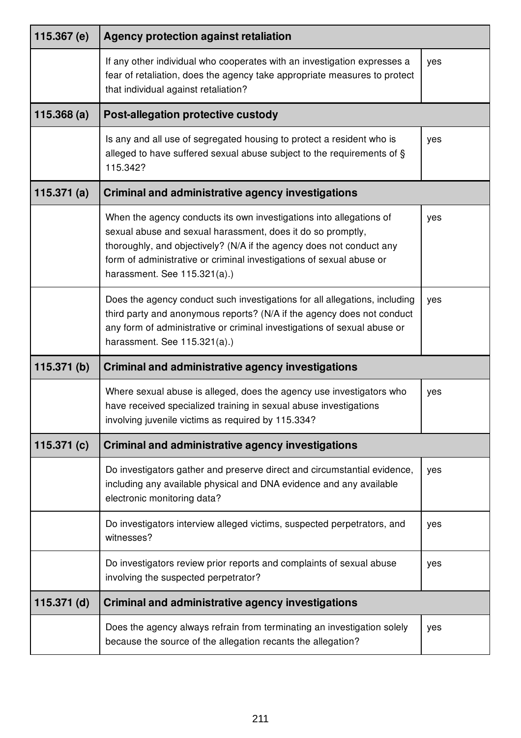| 115.367 (e) | **Agency protection against retaliation** | |
|---|---|---|
| | If any other individual who cooperates with an investigation expresses a fear of retaliation, does the agency take appropriate measures to protect that individual against retaliation? | yes |
| **115.368 (a)** | **Post-allegation protective custody** | |
| | Is any and all use of segregated housing to protect a resident who is alleged to have suffered sexual abuse subject to the requirements of § 115.342? | yes |
| **115.371 (a)** | **Criminal and administrative agency investigations** | |
| | When the agency conducts its own investigations into allegations of sexual abuse and sexual harassment, does it do so promptly, thoroughly, and objectively? (N/A if the agency does not conduct any form of administrative or criminal investigations of sexual abuse or harassment. See 115.321(a).) | yes |
| | Does the agency conduct such investigations for all allegations, including third party and anonymous reports? (N/A if the agency does not conduct any form of administrative or criminal investigations of sexual abuse or harassment. See 115.321(a).) | yes |
| **115.371 (b)** | **Criminal and administrative agency investigations** | |
| | Where sexual abuse is alleged, does the agency use investigators who have received specialized training in sexual abuse investigations involving juvenile victims as required by 115.334? | yes |
| **115.371 (c)** | **Criminal and administrative agency investigations** | |
| | Do investigators gather and preserve direct and circumstantial evidence, including any available physical and DNA evidence and any available electronic monitoring data? | yes |
| | Do investigators interview alleged victims, suspected perpetrators, and witnesses? | yes |
| | Do investigators review prior reports and complaints of sexual abuse involving the suspected perpetrator? | yes |
| **115.371 (d)** | **Criminal and administrative agency investigations** | |
| | Does the agency always refrain from terminating an investigation solely because the source of the allegation recants the allegation? | yes |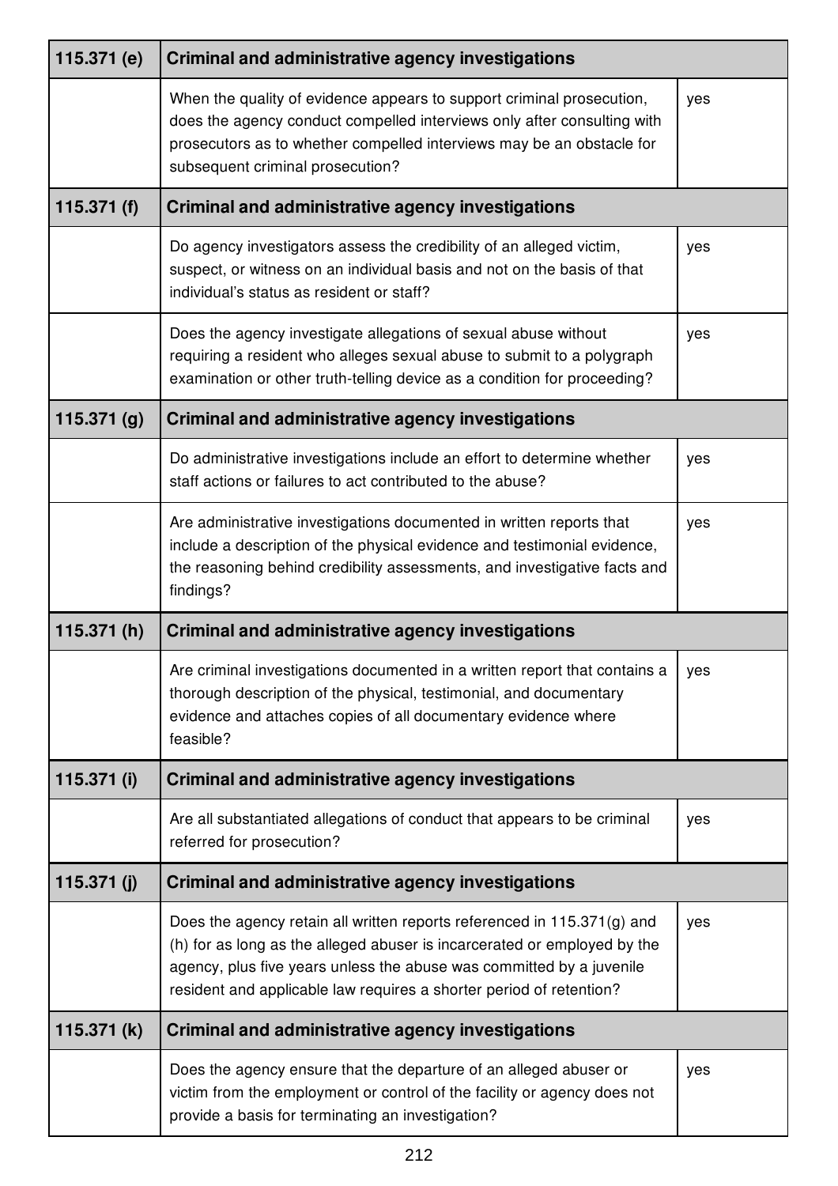| 115.371 (e) | Criminal and administrative agency investigations | |
|---|---|---|
| | When the quality of evidence appears to support criminal prosecution, does the agency conduct compelled interviews only after consulting with prosecutors as to whether compelled interviews may be an obstacle for subsequent criminal prosecution? | yes |
| **115.371 (f)** | **Criminal and administrative agency investigations** | |
| | Do agency investigators assess the credibility of an alleged victim, suspect, or witness on an individual basis and not on the basis of that individual's status as resident or staff? | yes |
| | Does the agency investigate allegations of sexual abuse without requiring a resident who alleges sexual abuse to submit to a polygraph examination or other truth-telling device as a condition for proceeding? | yes |
| **115.371 (g)** | **Criminal and administrative agency investigations** | |
| | Do administrative investigations include an effort to determine whether staff actions or failures to act contributed to the abuse? | yes |
| | Are administrative investigations documented in written reports that include a description of the physical evidence and testimonial evidence, the reasoning behind credibility assessments, and investigative facts and findings? | yes |
| **115.371 (h)** | **Criminal and administrative agency investigations** | |
| | Are criminal investigations documented in a written report that contains a thorough description of the physical, testimonial, and documentary evidence and attaches copies of all documentary evidence where feasible? | yes |
| **115.371 (i)** | **Criminal and administrative agency investigations** | |
| | Are all substantiated allegations of conduct that appears to be criminal referred for prosecution? | yes |
| **115.371 (j)** | **Criminal and administrative agency investigations** | |
| | Does the agency retain all written reports referenced in 115.371(g) and (h) for as long as the alleged abuser is incarcerated or employed by the agency, plus five years unless the abuse was committed by a juvenile resident and applicable law requires a shorter period of retention? | yes |
| **115.371 (k)** | **Criminal and administrative agency investigations** | |
| | Does the agency ensure that the departure of an alleged abuser or victim from the employment or control of the facility or agency does not provide a basis for terminating an investigation? | yes |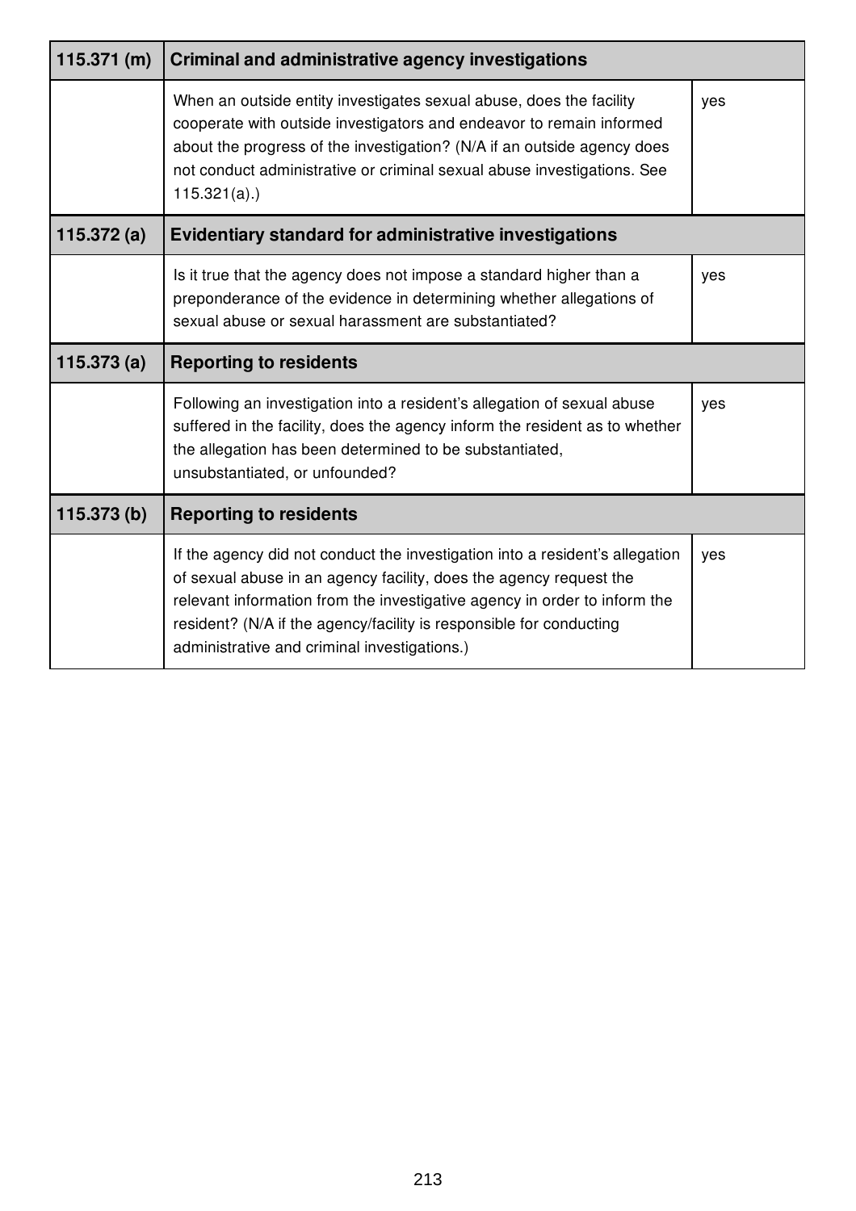| 115.371 (m) | Criminal and administrative agency investigations | |
|---|---|---|
| | When an outside entity investigates sexual abuse, does the facility cooperate with outside investigators and endeavor to remain informed about the progress of the investigation? (N/A if an outside agency does not conduct administrative or criminal sexual abuse investigations. See 115.321(a).) | yes |
| **115.372 (a)** | **Evidentiary standard for administrative investigations** | |
| | Is it true that the agency does not impose a standard higher than a preponderance of the evidence in determining whether allegations of sexual abuse or sexual harassment are substantiated? | yes |
| **115.373 (a)** | **Reporting to residents** | |
| | Following an investigation into a resident's allegation of sexual abuse suffered in the facility, does the agency inform the resident as to whether the allegation has been determined to be substantiated, unsubstantiated, or unfounded? | yes |
| **115.373 (b)** | **Reporting to residents** | |
| | If the agency did not conduct the investigation into a resident's allegation of sexual abuse in an agency facility, does the agency request the relevant information from the investigative agency in order to inform the resident? (N/A if the agency/facility is responsible for conducting administrative and criminal investigations.) | yes |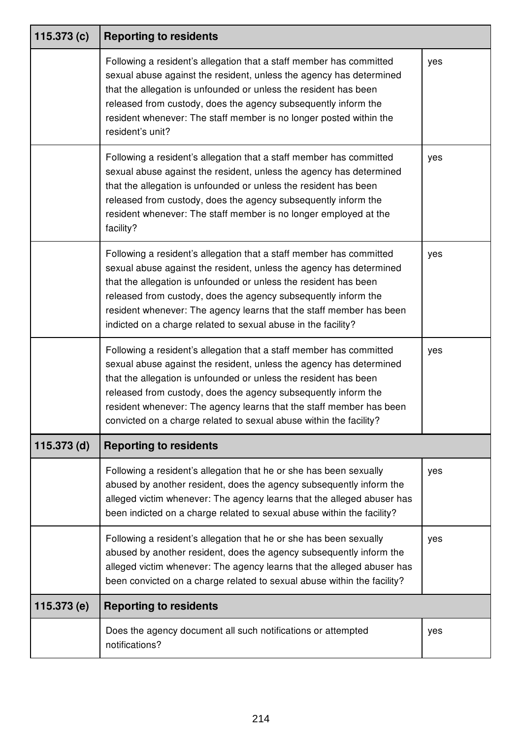| 115.373 (c) | Reporting to residents | |
|---|---|---|
| | Following a resident's allegation that a staff member has committed sexual abuse against the resident, unless the agency has determined that the allegation is unfounded or unless the resident has been released from custody, does the agency subsequently inform the resident whenever: The staff member is no longer posted within the resident's unit? | yes |
| | Following a resident's allegation that a staff member has committed sexual abuse against the resident, unless the agency has determined that the allegation is unfounded or unless the resident has been released from custody, does the agency subsequently inform the resident whenever: The staff member is no longer employed at the facility? | yes |
| | Following a resident's allegation that a staff member has committed sexual abuse against the resident, unless the agency has determined that the allegation is unfounded or unless the resident has been released from custody, does the agency subsequently inform the resident whenever: The agency learns that the staff member has been indicted on a charge related to sexual abuse in the facility? | yes |
| | Following a resident's allegation that a staff member has committed sexual abuse against the resident, unless the agency has determined that the allegation is unfounded or unless the resident has been released from custody, does the agency subsequently inform the resident whenever: The agency learns that the staff member has been convicted on a charge related to sexual abuse within the facility? | yes |
| **115.373 (d)** | **Reporting to residents** | |
| | Following a resident's allegation that he or she has been sexually abused by another resident, does the agency subsequently inform the alleged victim whenever: The agency learns that the alleged abuser has been indicted on a charge related to sexual abuse within the facility? | yes |
| | Following a resident's allegation that he or she has been sexually abused by another resident, does the agency subsequently inform the alleged victim whenever: The agency learns that the alleged abuser has been convicted on a charge related to sexual abuse within the facility? | yes |
| **115.373 (e)** | **Reporting to residents** | |
| | Does the agency document all such notifications or attempted notifications? | yes |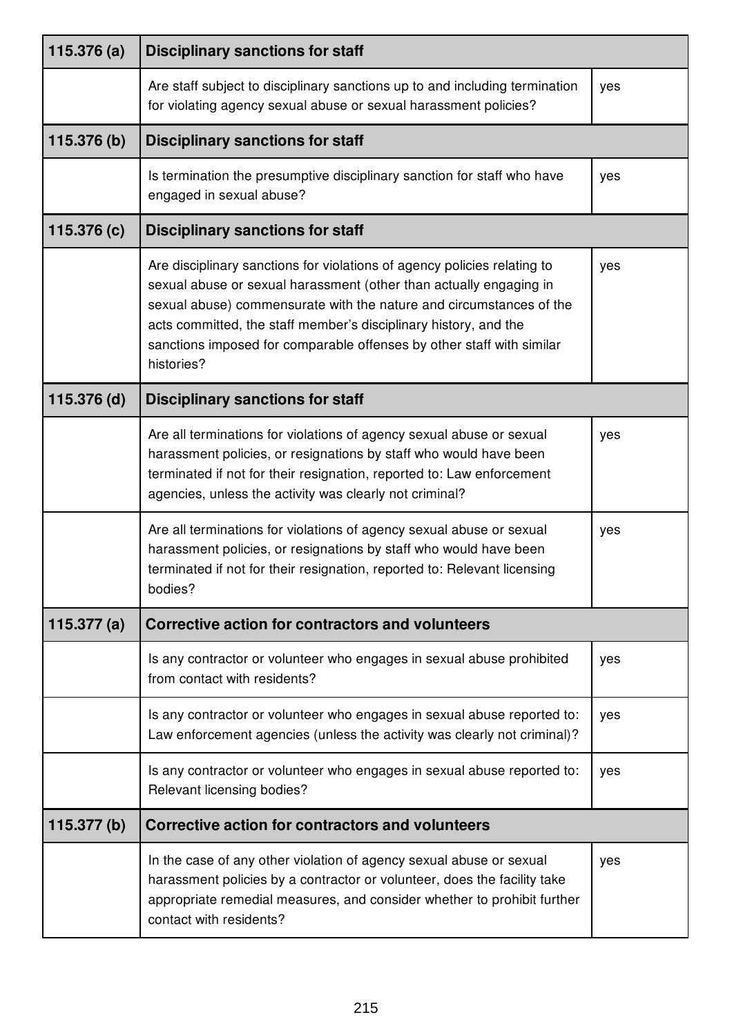| 115.376 (a) | Disciplinary sanctions for staff | |
|---|---|---|
| | Are staff subject to disciplinary sanctions up to and including termination for violating agency sexual abuse or sexual harassment policies? | yes |
| **115.376 (b)** | **Disciplinary sanctions for staff** | |
| | Is termination the presumptive disciplinary sanction for staff who have engaged in sexual abuse? | yes |
| **115.376 (c)** | **Disciplinary sanctions for staff** | |
| | Are disciplinary sanctions for violations of agency policies relating to sexual abuse or sexual harassment (other than actually engaging in sexual abuse) commensurate with the nature and circumstances of the acts committed, the staff member's disciplinary history, and the sanctions imposed for comparable offenses by other staff with similar histories? | yes |
| **115.376 (d)** | **Disciplinary sanctions for staff** | |
| | Are all terminations for violations of agency sexual abuse or sexual harassment policies, or resignations by staff who would have been terminated if not for their resignation, reported to: Law enforcement agencies, unless the activity was clearly not criminal? | yes |
| | Are all terminations for violations of agency sexual abuse or sexual harassment policies, or resignations by staff who would have been terminated if not for their resignation, reported to: Relevant licensing bodies? | yes |
| **115.377 (a)** | **Corrective action for contractors and volunteers** | |
| | Is any contractor or volunteer who engages in sexual abuse prohibited from contact with residents? | yes |
| | Is any contractor or volunteer who engages in sexual abuse reported to: Law enforcement agencies (unless the activity was clearly not criminal)? | yes |
| | Is any contractor or volunteer who engages in sexual abuse reported to: Relevant licensing bodies? | yes |
| **115.377 (b)** | **Corrective action for contractors and volunteers** | |
| | In the case of any other violation of agency sexual abuse or sexual harassment policies by a contractor or volunteer, does the facility take appropriate remedial measures, and consider whether to prohibit further contact with residents? | yes |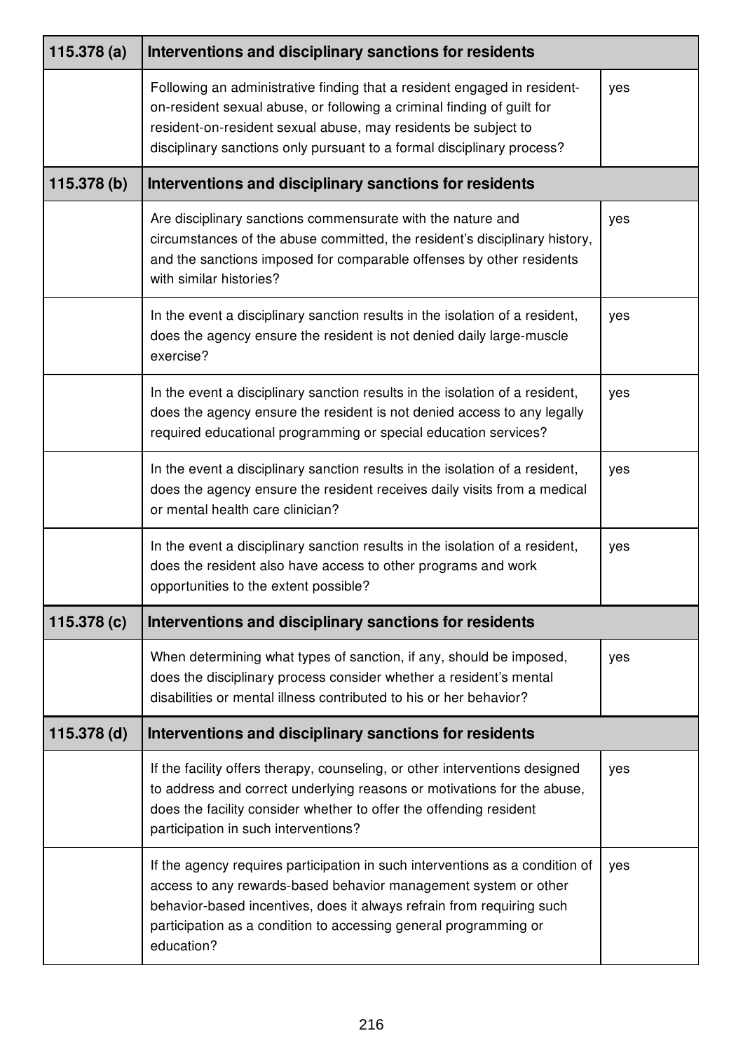| 115.378 (a) | Interventions and disciplinary sanctions for residents | |
|---|---|---|
| | Following an administrative finding that a resident engaged in resident-on-resident sexual abuse, or following a criminal finding of guilt for resident-on-resident sexual abuse, may residents be subject to disciplinary sanctions only pursuant to a formal disciplinary process? | yes |
| **115.378 (b)** | **Interventions and disciplinary sanctions for residents** | |
| | Are disciplinary sanctions commensurate with the nature and circumstances of the abuse committed, the resident's disciplinary history, and the sanctions imposed for comparable offenses by other residents with similar histories? | yes |
| | In the event a disciplinary sanction results in the isolation of a resident, does the agency ensure the resident is not denied daily large-muscle exercise? | yes |
| | In the event a disciplinary sanction results in the isolation of a resident, does the agency ensure the resident is not denied access to any legally required educational programming or special education services? | yes |
| | In the event a disciplinary sanction results in the isolation of a resident, does the agency ensure the resident receives daily visits from a medical or mental health care clinician? | yes |
| | In the event a disciplinary sanction results in the isolation of a resident, does the resident also have access to other programs and work opportunities to the extent possible? | yes |
| **115.378 (c)** | **Interventions and disciplinary sanctions for residents** | |
| | When determining what types of sanction, if any, should be imposed, does the disciplinary process consider whether a resident's mental disabilities or mental illness contributed to his or her behavior? | yes |
| **115.378 (d)** | **Interventions and disciplinary sanctions for residents** | |
| | If the facility offers therapy, counseling, or other interventions designed to address and correct underlying reasons or motivations for the abuse, does the facility consider whether to offer the offending resident participation in such interventions? | yes |
| | If the agency requires participation in such interventions as a condition of access to any rewards-based behavior management system or other behavior-based incentives, does it always refrain from requiring such participation as a condition to accessing general programming or education? | yes |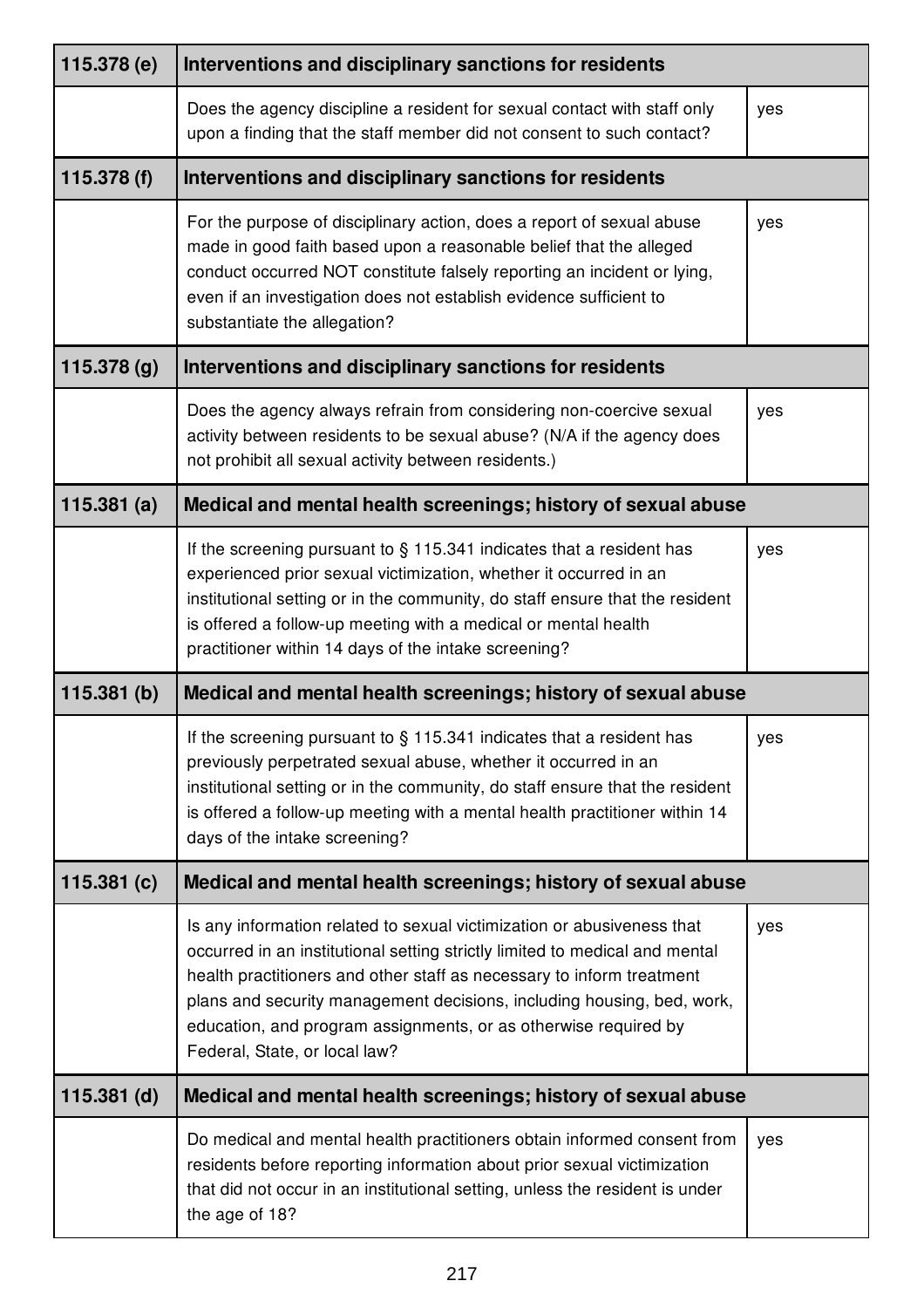| 115.378 (e) | Interventions and disciplinary sanctions for residents | |
|---|---|---|
| | Does the agency discipline a resident for sexual contact with staff only upon a finding that the staff member did not consent to such contact? | yes |
| **115.378 (f)** | **Interventions and disciplinary sanctions for residents** | |
| | For the purpose of disciplinary action, does a report of sexual abuse made in good faith based upon a reasonable belief that the alleged conduct occurred NOT constitute falsely reporting an incident or lying, even if an investigation does not establish evidence sufficient to substantiate the allegation? | yes |
| **115.378 (g)** | **Interventions and disciplinary sanctions for residents** | |
| | Does the agency always refrain from considering non-coercive sexual activity between residents to be sexual abuse? (N/A if the agency does not prohibit all sexual activity between residents.) | yes |
| **115.381 (a)** | **Medical and mental health screenings; history of sexual abuse** | |
| | If the screening pursuant to § 115.341 indicates that a resident has experienced prior sexual victimization, whether it occurred in an institutional setting or in the community, do staff ensure that the resident is offered a follow-up meeting with a medical or mental health practitioner within 14 days of the intake screening? | yes |
| **115.381 (b)** | **Medical and mental health screenings; history of sexual abuse** | |
| | If the screening pursuant to § 115.341 indicates that a resident has previously perpetrated sexual abuse, whether it occurred in an institutional setting or in the community, do staff ensure that the resident is offered a follow-up meeting with a mental health practitioner within 14 days of the intake screening? | yes |
| **115.381 (c)** | **Medical and mental health screenings; history of sexual abuse** | |
| | Is any information related to sexual victimization or abusiveness that occurred in an institutional setting strictly limited to medical and mental health practitioners and other staff as necessary to inform treatment plans and security management decisions, including housing, bed, work, education, and program assignments, or as otherwise required by Federal, State, or local law? | yes |
| **115.381 (d)** | **Medical and mental health screenings; history of sexual abuse** | |
| | Do medical and mental health practitioners obtain informed consent from residents before reporting information about prior sexual victimization that did not occur in an institutional setting, unless the resident is under the age of 18? | yes |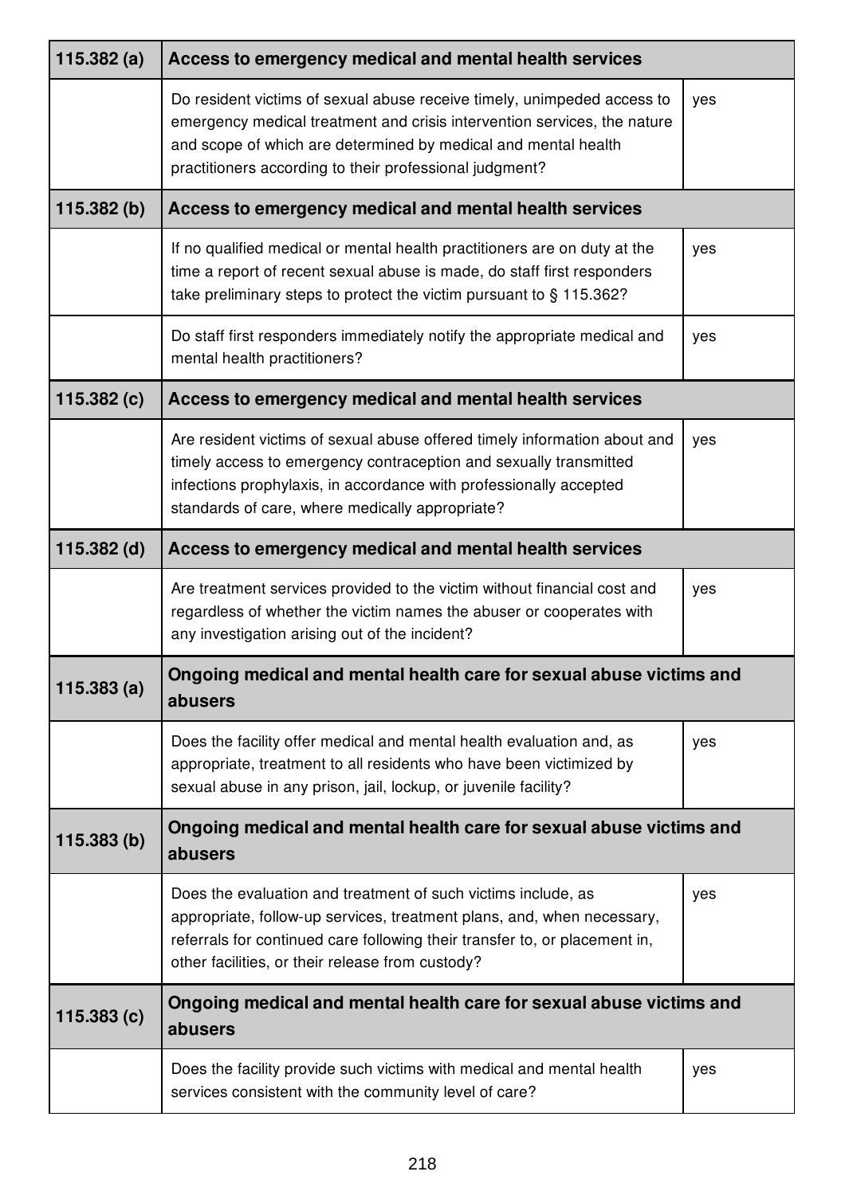| 115.382 (a) | Access to emergency medical and mental health services | |
|---|---|---|
| | Do resident victims of sexual abuse receive timely, unimpeded access to emergency medical treatment and crisis intervention services, the nature and scope of which are determined by medical and mental health practitioners according to their professional judgment? | yes |
| **115.382 (b)** | **Access to emergency medical and mental health services** | |
| | If no qualified medical or mental health practitioners are on duty at the time a report of recent sexual abuse is made, do staff first responders take preliminary steps to protect the victim pursuant to § 115.362? | yes |
| | Do staff first responders immediately notify the appropriate medical and mental health practitioners? | yes |
| **115.382 (c)** | **Access to emergency medical and mental health services** | |
| | Are resident victims of sexual abuse offered timely information about and timely access to emergency contraception and sexually transmitted infections prophylaxis, in accordance with professionally accepted standards of care, where medically appropriate? | yes |
| **115.382 (d)** | **Access to emergency medical and mental health services** | |
| | Are treatment services provided to the victim without financial cost and regardless of whether the victim names the abuser or cooperates with any investigation arising out of the incident? | yes |
| **115.383 (a)** | **Ongoing medical and mental health care for sexual abuse victims and abusers** | |
| | Does the facility offer medical and mental health evaluation and, as appropriate, treatment to all residents who have been victimized by sexual abuse in any prison, jail, lockup, or juvenile facility? | yes |
| **115.383 (b)** | **Ongoing medical and mental health care for sexual abuse victims and abusers** | |
| | Does the evaluation and treatment of such victims include, as appropriate, follow-up services, treatment plans, and, when necessary, referrals for continued care following their transfer to, or placement in, other facilities, or their release from custody? | yes |
| **115.383 (c)** | **Ongoing medical and mental health care for sexual abuse victims and abusers** | |
| | Does the facility provide such victims with medical and mental health services consistent with the community level of care? | yes |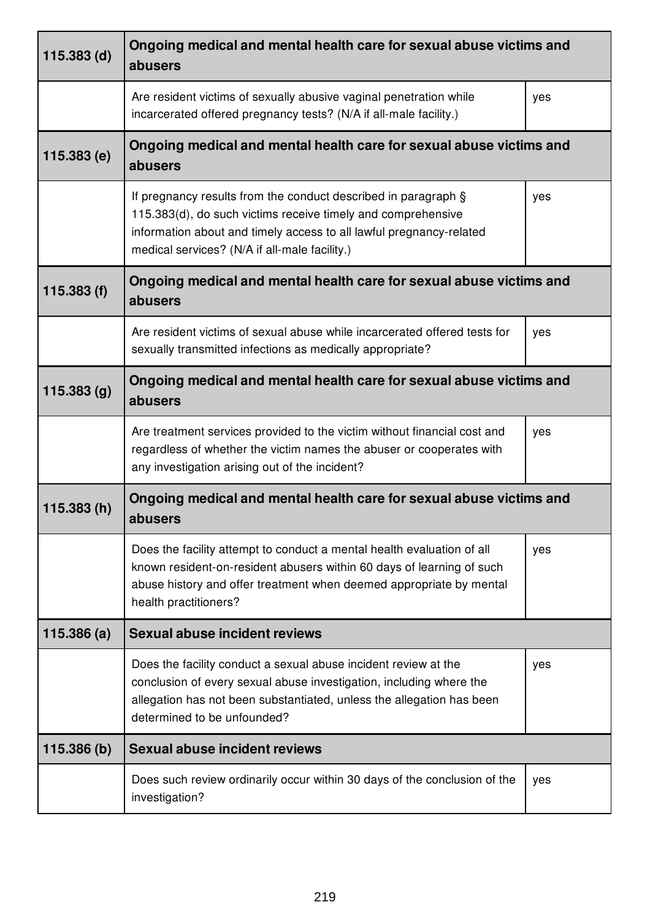| 115.383 (d) | Ongoing medical and mental health care for sexual abuse victims and abusers | |
|---|---|---|
| | Are resident victims of sexually abusive vaginal penetration while incarcerated offered pregnancy tests? (N/A if all-male facility.) | yes |
| **115.383 (e)** | **Ongoing medical and mental health care for sexual abuse victims and abusers** | |
| | If pregnancy results from the conduct described in paragraph § 115.383(d), do such victims receive timely and comprehensive information about and timely access to all lawful pregnancy-related medical services? (N/A if all-male facility.) | yes |
| **115.383 (f)** | **Ongoing medical and mental health care for sexual abuse victims and abusers** | |
| | Are resident victims of sexual abuse while incarcerated offered tests for sexually transmitted infections as medically appropriate? | yes |
| **115.383 (g)** | **Ongoing medical and mental health care for sexual abuse victims and abusers** | |
| | Are treatment services provided to the victim without financial cost and regardless of whether the victim names the abuser or cooperates with any investigation arising out of the incident? | yes |
| **115.383 (h)** | **Ongoing medical and mental health care for sexual abuse victims and abusers** | |
| | Does the facility attempt to conduct a mental health evaluation of all known resident-on-resident abusers within 60 days of learning of such abuse history and offer treatment when deemed appropriate by mental health practitioners? | yes |
| **115.386 (a)** | **Sexual abuse incident reviews** | |
| | Does the facility conduct a sexual abuse incident review at the conclusion of every sexual abuse investigation, including where the allegation has not been substantiated, unless the allegation has been determined to be unfounded? | yes |
| **115.386 (b)** | **Sexual abuse incident reviews** | |
| | Does such review ordinarily occur within 30 days of the conclusion of the investigation? | yes |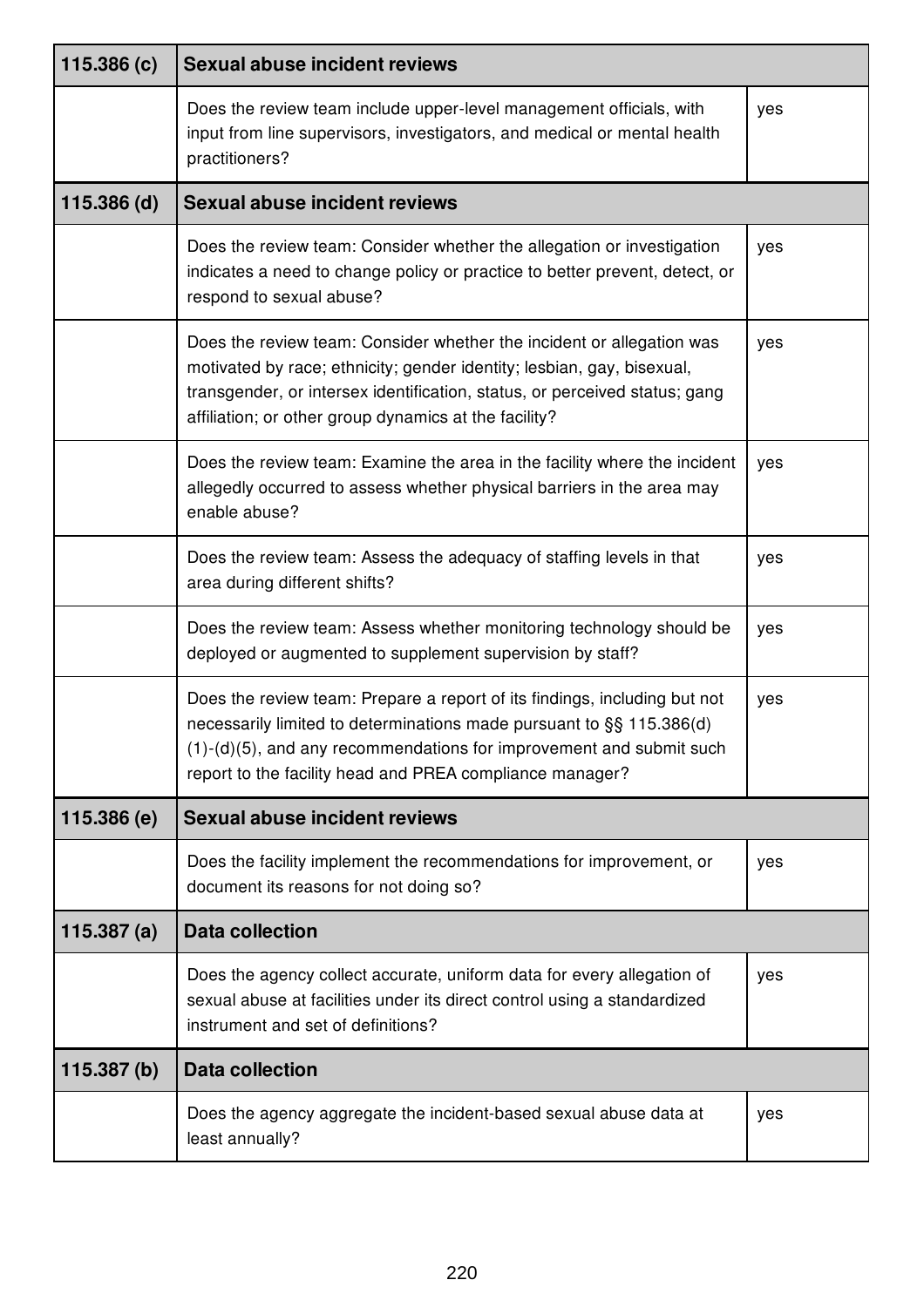| 115.386 (c) | Sexual abuse incident reviews | |
|---|---|---|
| | Does the review team include upper-level management officials, with input from line supervisors, investigators, and medical or mental health practitioners? | yes |
| **115.386 (d)** | **Sexual abuse incident reviews** | |
| | Does the review team: Consider whether the allegation or investigation indicates a need to change policy or practice to better prevent, detect, or respond to sexual abuse? | yes |
| | Does the review team: Consider whether the incident or allegation was motivated by race; ethnicity; gender identity; lesbian, gay, bisexual, transgender, or intersex identification, status, or perceived status; gang affiliation; or other group dynamics at the facility? | yes |
| | Does the review team: Examine the area in the facility where the incident allegedly occurred to assess whether physical barriers in the area may enable abuse? | yes |
| | Does the review team: Assess the adequacy of staffing levels in that area during different shifts? | yes |
| | Does the review team: Assess whether monitoring technology should be deployed or augmented to supplement supervision by staff? | yes |
| | Does the review team: Prepare a report of its findings, including but not necessarily limited to determinations made pursuant to §§ 115.386(d)(1)-(d)(5), and any recommendations for improvement and submit such report to the facility head and PREA compliance manager? | yes |
| **115.386 (e)** | **Sexual abuse incident reviews** | |
| | Does the facility implement the recommendations for improvement, or document its reasons for not doing so? | yes |
| **115.387 (a)** | **Data collection** | |
| | Does the agency collect accurate, uniform data for every allegation of sexual abuse at facilities under its direct control using a standardized instrument and set of definitions? | yes |
| **115.387 (b)** | **Data collection** | |
| | Does the agency aggregate the incident-based sexual abuse data at least annually? | yes |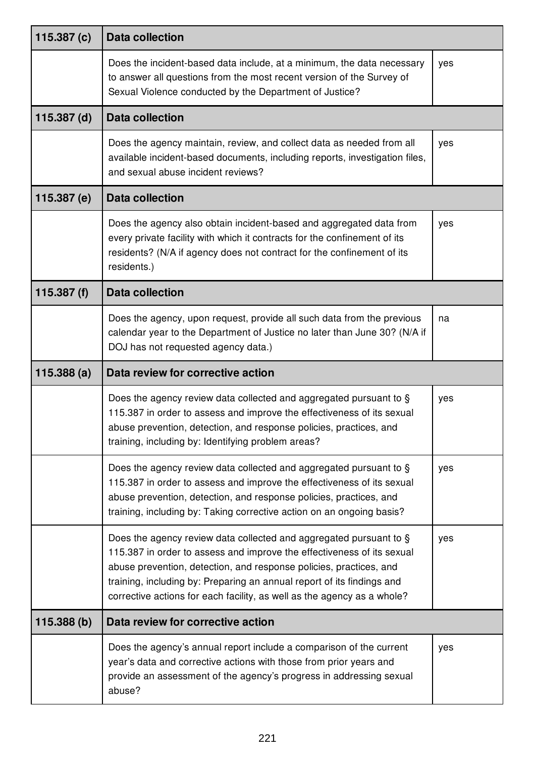| 115.387 (c) | Data collection | |
|---|---|---|
| | Does the incident-based data include, at a minimum, the data necessary to answer all questions from the most recent version of the Survey of Sexual Violence conducted by the Department of Justice? | yes |
| **115.387 (d)** | **Data collection** | |
| | Does the agency maintain, review, and collect data as needed from all available incident-based documents, including reports, investigation files, and sexual abuse incident reviews? | yes |
| **115.387 (e)** | **Data collection** | |
| | Does the agency also obtain incident-based and aggregated data from every private facility with which it contracts for the confinement of its residents? (N/A if agency does not contract for the confinement of its residents.) | yes |
| **115.387 (f)** | **Data collection** | |
| | Does the agency, upon request, provide all such data from the previous calendar year to the Department of Justice no later than June 30? (N/A if DOJ has not requested agency data.) | na |
| **115.388 (a)** | **Data review for corrective action** | |
| | Does the agency review data collected and aggregated pursuant to § 115.387 in order to assess and improve the effectiveness of its sexual abuse prevention, detection, and response policies, practices, and training, including by: Identifying problem areas? | yes |
| | Does the agency review data collected and aggregated pursuant to § 115.387 in order to assess and improve the effectiveness of its sexual abuse prevention, detection, and response policies, practices, and training, including by: Taking corrective action on an ongoing basis? | yes |
| | Does the agency review data collected and aggregated pursuant to § 115.387 in order to assess and improve the effectiveness of its sexual abuse prevention, detection, and response policies, practices, and training, including by: Preparing an annual report of its findings and corrective actions for each facility, as well as the agency as a whole? | yes |
| **115.388 (b)** | **Data review for corrective action** | |
| | Does the agency's annual report include a comparison of the current year's data and corrective actions with those from prior years and provide an assessment of the agency's progress in addressing sexual abuse? | yes |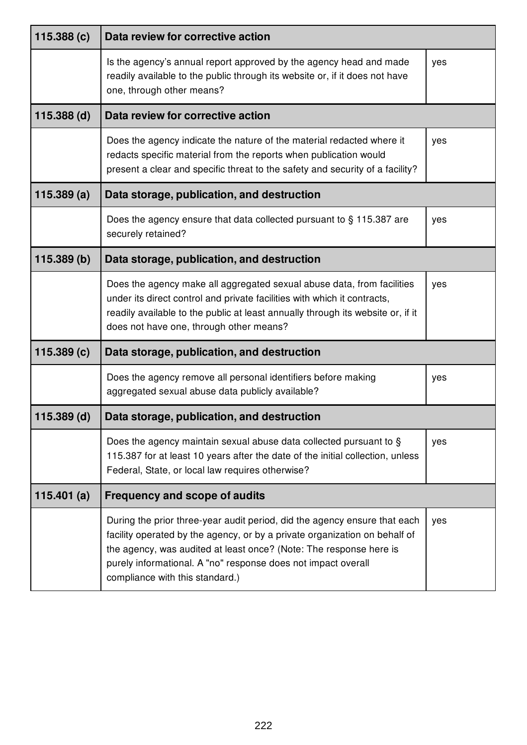| 115.388 (c) | Data review for corrective action | |
|---|---|---|
| | Is the agency's annual report approved by the agency head and made readily available to the public through its website or, if it does not have one, through other means? | yes |
| **115.388 (d)** | **Data review for corrective action** | |
| | Does the agency indicate the nature of the material redacted where it redacts specific material from the reports when publication would present a clear and specific threat to the safety and security of a facility? | yes |
| **115.389 (a)** | **Data storage, publication, and destruction** | |
| | Does the agency ensure that data collected pursuant to § 115.387 are securely retained? | yes |
| **115.389 (b)** | **Data storage, publication, and destruction** | |
| | Does the agency make all aggregated sexual abuse data, from facilities under its direct control and private facilities with which it contracts, readily available to the public at least annually through its website or, if it does not have one, through other means? | yes |
| **115.389 (c)** | **Data storage, publication, and destruction** | |
| | Does the agency remove all personal identifiers before making aggregated sexual abuse data publicly available? | yes |
| **115.389 (d)** | **Data storage, publication, and destruction** | |
| | Does the agency maintain sexual abuse data collected pursuant to § 115.387 for at least 10 years after the date of the initial collection, unless Federal, State, or local law requires otherwise? | yes |
| **115.401 (a)** | **Frequency and scope of audits** | |
| | During the prior three-year audit period, did the agency ensure that each facility operated by the agency, or by a private organization on behalf of the agency, was audited at least once? (Note: The response here is purely informational. A "no" response does not impact overall compliance with this standard.) | yes |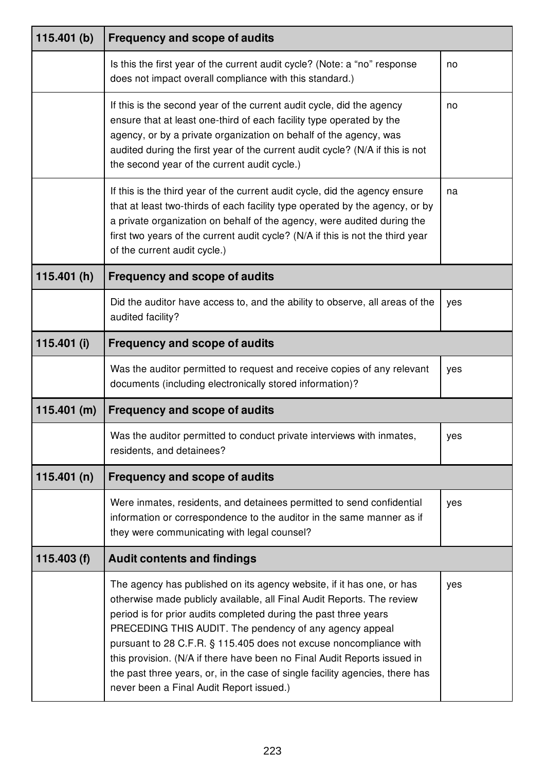| | | |
|---|---|---|
| **115.401 (b)** | **Frequency and scope of audits** | |
| | Is this the first year of the current audit cycle? (Note: a "no" response does not impact overall compliance with this standard.) | no |
| | If this is the second year of the current audit cycle, did the agency ensure that at least one-third of each facility type operated by the agency, or by a private organization on behalf of the agency, was audited during the first year of the current audit cycle? (N/A if this is not the second year of the current audit cycle.) | no |
| | If this is the third year of the current audit cycle, did the agency ensure that at least two-thirds of each facility type operated by the agency, or by a private organization on behalf of the agency, were audited during the first two years of the current audit cycle? (N/A if this is not the third year of the current audit cycle.) | na |
| **115.401 (h)** | **Frequency and scope of audits** | |
| | Did the auditor have access to, and the ability to observe, all areas of the audited facility? | yes |
| **115.401 (i)** | **Frequency and scope of audits** | |
| | Was the auditor permitted to request and receive copies of any relevant documents (including electronically stored information)? | yes |
| **115.401 (m)** | **Frequency and scope of audits** | |
| | Was the auditor permitted to conduct private interviews with inmates, residents, and detainees? | yes |
| **115.401 (n)** | **Frequency and scope of audits** | |
| | Were inmates, residents, and detainees permitted to send confidential information or correspondence to the auditor in the same manner as if they were communicating with legal counsel? | yes |
| **115.403 (f)** | **Audit contents and findings** | |
| | The agency has published on its agency website, if it has one, or has otherwise made publicly available, all Final Audit Reports. The review period is for prior audits completed during the past three years PRECEDING THIS AUDIT. The pendency of any agency appeal pursuant to 28 C.F.R. § 115.405 does not excuse noncompliance with this provision. (N/A if there have been no Final Audit Reports issued in the past three years, or, in the case of single facility agencies, there has never been a Final Audit Report issued.) | yes |